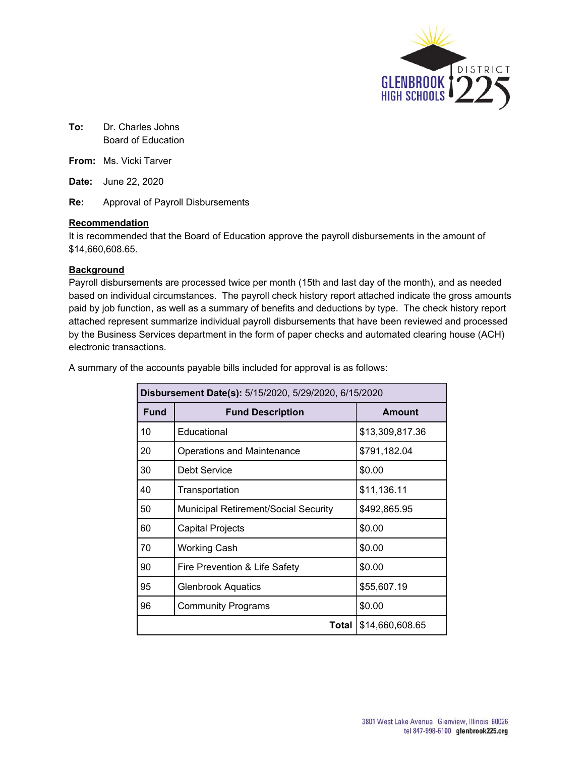**To:** Dr. Charles Johns
Board of Education

**From:** Ms. Vicki Tarver

**Date:** June 22, 2020

**Re:** Approval of Payroll Disbursements

**Recommendation**

It is recommended that the Board of Education approve the payroll disbursements in the amount of $14,660,608.65.

**Background**

Payroll disbursements are processed twice per month (15th and last day of the month), and as needed based on individual circumstances. The payroll check history report attached indicate the gross amounts paid by job function, as well as a summary of benefits and deductions by type. The check history report attached represent summarize individual payroll disbursements that have been reviewed and processed by the Business Services department in the form of paper checks and automated clearing house (ACH) electronic transactions.

A summary of the accounts payable bills included for approval is as follows:

| **Disbursement Date(s):** 5/15/2020, 5/29/2020, 6/15/2020 | | |
|---|---|---|
| **Fund** | **Fund Description** | **Amount** |
| 10 | Educational | $13,309,817.36 |
| 20 | Operations and Maintenance | $791,182.04 |
| 30 | Debt Service | $0.00 |
| 40 | Transportation | $11,136.11 |
| 50 | Municipal Retirement/Social Security | $492,865.95 |
| 60 | Capital Projects | $0.00 |
| 70 | Working Cash | $0.00 |
| 90 | Fire Prevention & Life Safety | $0.00 |
| 95 | Glenbrook Aquatics | $55,607.19 |
| 96 | Community Programs | $0.00 |
| | **Total** | $14,660,608.65 |

3801 West Lake Avenue Glenview, Illinois 60026
tel 847-998-6100 glenbrook225.org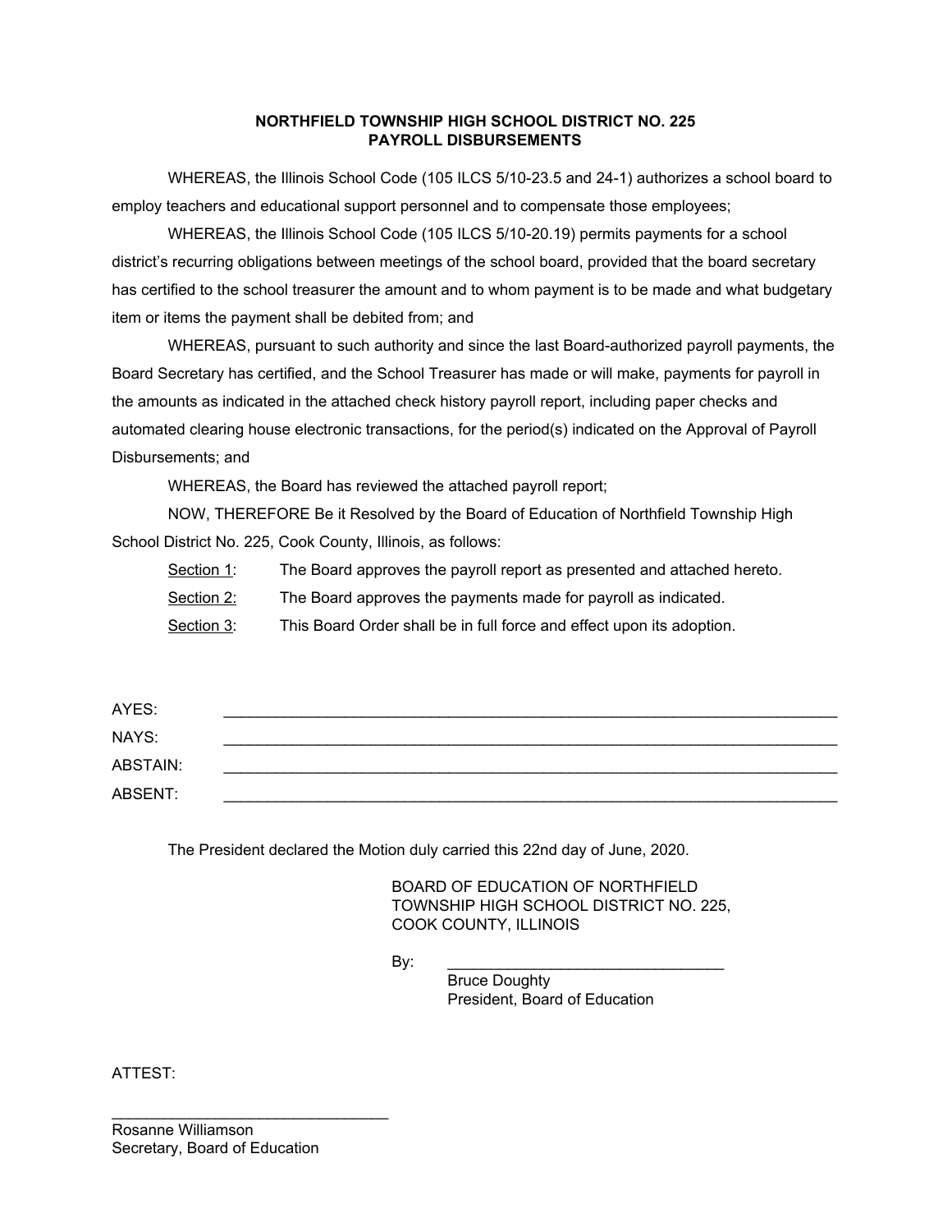**NORTHFIELD TOWNSHIP HIGH SCHOOL DISTRICT NO. 225**
**PAYROLL DISBURSEMENTS**

WHEREAS, the Illinois School Code (105 ILCS 5/10-23.5 and 24-1) authorizes a school board to employ teachers and educational support personnel and to compensate those employees;

WHEREAS, the Illinois School Code (105 ILCS 5/10-20.19) permits payments for a school district's recurring obligations between meetings of the school board, provided that the board secretary has certified to the school treasurer the amount and to whom payment is to be made and what budgetary item or items the payment shall be debited from; and

WHEREAS, pursuant to such authority and since the last Board-authorized payroll payments, the Board Secretary has certified, and the School Treasurer has made or will make, payments for payroll in the amounts as indicated in the attached check history payroll report, including paper checks and automated clearing house electronic transactions, for the period(s) indicated on the Approval of Payroll Disbursements; and

WHEREAS, the Board has reviewed the attached payroll report;

NOW, THEREFORE Be it Resolved by the Board of Education of Northfield Township High School District No. 225, Cook County, Illinois, as follows:

Section 1: The Board approves the payroll report as presented and attached hereto.

Section 2: The Board approves the payments made for payroll as indicated.

Section 3: This Board Order shall be in full force and effect upon its adoption.

AYES: ______________________________

NAYS: ______________________________

ABSTAIN: ______________________________

ABSENT: ______________________________

The President declared the Motion duly carried this 22nd day of June, 2020.

BOARD OF EDUCATION OF NORTHFIELD TOWNSHIP HIGH SCHOOL DISTRICT NO. 225, COOK COUNTY, ILLINOIS

By: ______________________________
Bruce Doughty
President, Board of Education

ATTEST:

______________________________
Rosanne Williamson
Secretary, Board of Education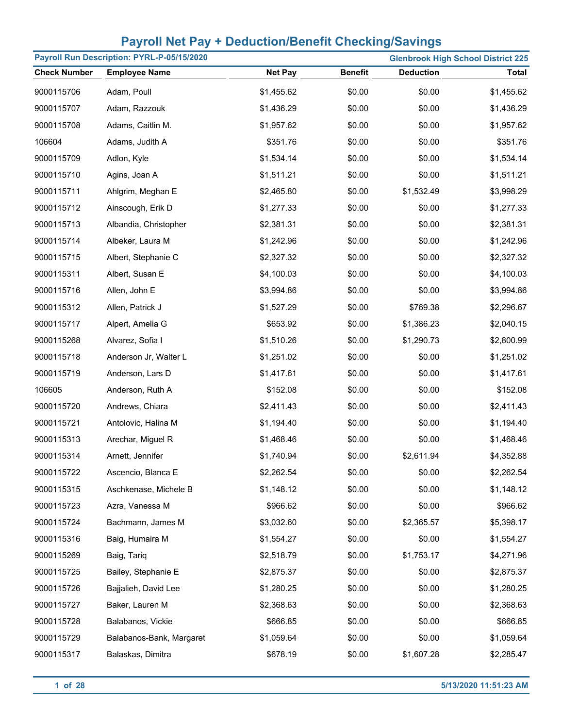# Payroll Net Pay + Deduction/Benefit Checking/Savings

**Payroll Run Description: PYRL-P-05/15/2020** | **Glenbrook High School District 225**

| Check Number | Employee Name | Net Pay | Benefit | Deduction | Total |
|---|---|---|---|---|---|
| 9000115706 | Adam, Poull | $1,455.62 | $0.00 | $0.00 | $1,455.62 |
| 9000115707 | Adam, Razzouk | $1,436.29 | $0.00 | $0.00 | $1,436.29 |
| 9000115708 | Adams, Caitlin M. | $1,957.62 | $0.00 | $0.00 | $1,957.62 |
| 106604 | Adams, Judith A | $351.76 | $0.00 | $0.00 | $351.76 |
| 9000115709 | Adlon, Kyle | $1,534.14 | $0.00 | $0.00 | $1,534.14 |
| 9000115710 | Agins, Joan A | $1,511.21 | $0.00 | $0.00 | $1,511.21 |
| 9000115711 | Ahlgrim, Meghan E | $2,465.80 | $0.00 | $1,532.49 | $3,998.29 |
| 9000115712 | Ainscough, Erik D | $1,277.33 | $0.00 | $0.00 | $1,277.33 |
| 9000115713 | Albandia, Christopher | $2,381.31 | $0.00 | $0.00 | $2,381.31 |
| 9000115714 | Albeker, Laura M | $1,242.96 | $0.00 | $0.00 | $1,242.96 |
| 9000115715 | Albert, Stephanie C | $2,327.32 | $0.00 | $0.00 | $2,327.32 |
| 9000115311 | Albert, Susan E | $4,100.03 | $0.00 | $0.00 | $4,100.03 |
| 9000115716 | Allen, John E | $3,994.86 | $0.00 | $0.00 | $3,994.86 |
| 9000115312 | Allen, Patrick J | $1,527.29 | $0.00 | $769.38 | $2,296.67 |
| 9000115717 | Alpert, Amelia G | $653.92 | $0.00 | $1,386.23 | $2,040.15 |
| 9000115268 | Alvarez, Sofia I | $1,510.26 | $0.00 | $1,290.73 | $2,800.99 |
| 9000115718 | Anderson Jr, Walter L | $1,251.02 | $0.00 | $0.00 | $1,251.02 |
| 9000115719 | Anderson, Lars D | $1,417.61 | $0.00 | $0.00 | $1,417.61 |
| 106605 | Anderson, Ruth A | $152.08 | $0.00 | $0.00 | $152.08 |
| 9000115720 | Andrews, Chiara | $2,411.43 | $0.00 | $0.00 | $2,411.43 |
| 9000115721 | Antolovic, Halina M | $1,194.40 | $0.00 | $0.00 | $1,194.40 |
| 9000115313 | Arechar, Miguel R | $1,468.46 | $0.00 | $0.00 | $1,468.46 |
| 9000115314 | Arnett, Jennifer | $1,740.94 | $0.00 | $2,611.94 | $4,352.88 |
| 9000115722 | Ascencio, Blanca E | $2,262.54 | $0.00 | $0.00 | $2,262.54 |
| 9000115315 | Aschkenase, Michele B | $1,148.12 | $0.00 | $0.00 | $1,148.12 |
| 9000115723 | Azra, Vanessa M | $966.62 | $0.00 | $0.00 | $966.62 |
| 9000115724 | Bachmann, James M | $3,032.60 | $0.00 | $2,365.57 | $5,398.17 |
| 9000115316 | Baig, Humaira M | $1,554.27 | $0.00 | $0.00 | $1,554.27 |
| 9000115269 | Baig, Tariq | $2,518.79 | $0.00 | $1,753.17 | $4,271.96 |
| 9000115725 | Bailey, Stephanie E | $2,875.37 | $0.00 | $0.00 | $2,875.37 |
| 9000115726 | Bajjalieh, David Lee | $1,280.25 | $0.00 | $0.00 | $1,280.25 |
| 9000115727 | Baker, Lauren M | $2,368.63 | $0.00 | $0.00 | $2,368.63 |
| 9000115728 | Balabanos, Vickie | $666.85 | $0.00 | $0.00 | $666.85 |
| 9000115729 | Balabanos-Bank, Margaret | $1,059.64 | $0.00 | $0.00 | $1,059.64 |
| 9000115317 | Balaskas, Dimitra | $678.19 | $0.00 | $1,607.28 | $2,285.47 |

5/13/2020 11:51:23 AM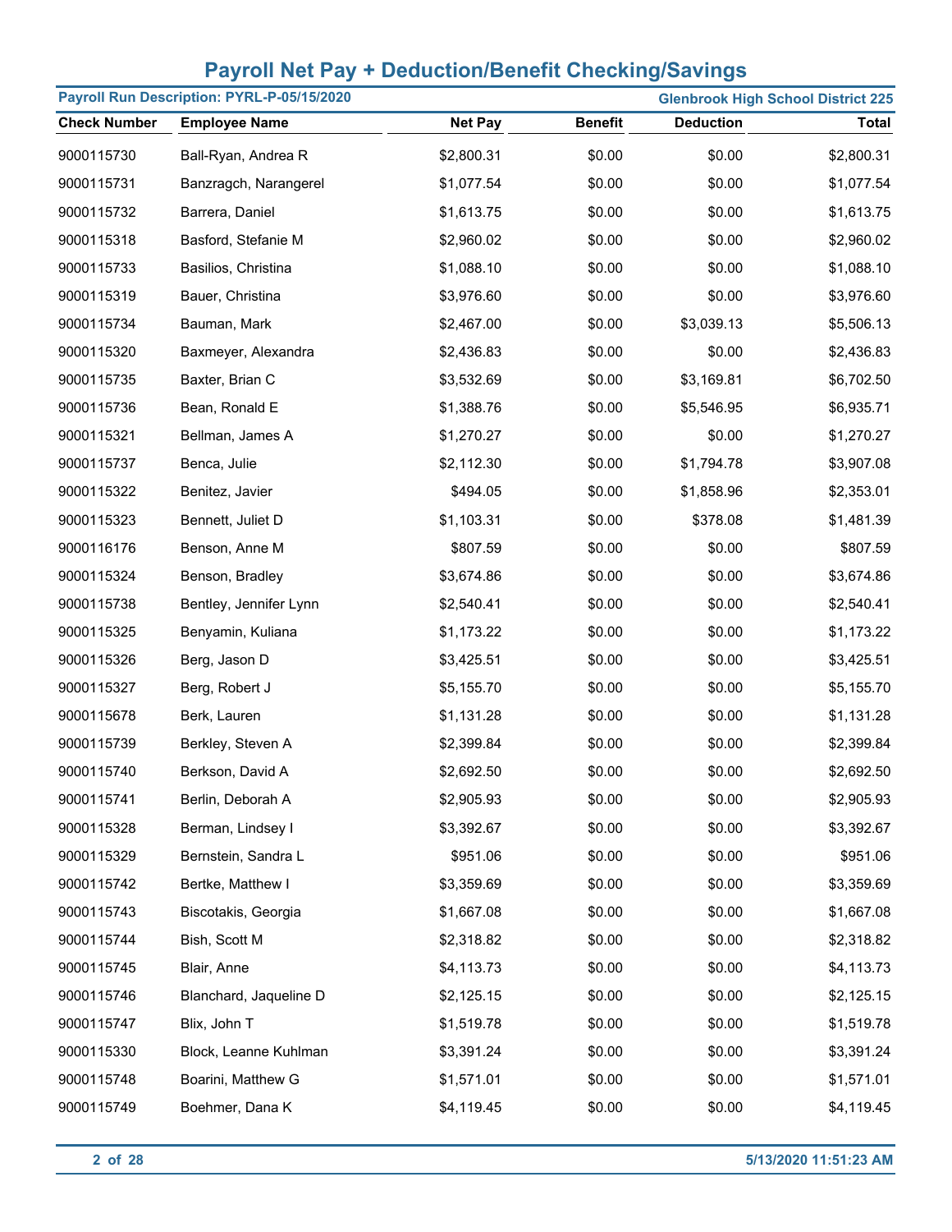# Payroll Net Pay + Deduction/Benefit Checking/Savings

**Payroll Run Description: PYRL-P-05/15/2020** | **Glenbrook High School District 225**

| Check Number | Employee Name | Net Pay | Benefit | Deduction | Total |
|---|---|---|---|---|---|
| 9000115730 | Ball-Ryan, Andrea R | $2,800.31 | $0.00 | $0.00 | $2,800.31 |
| 9000115731 | Banzragch, Narangerel | $1,077.54 | $0.00 | $0.00 | $1,077.54 |
| 9000115732 | Barrera, Daniel | $1,613.75 | $0.00 | $0.00 | $1,613.75 |
| 9000115318 | Basford, Stefanie M | $2,960.02 | $0.00 | $0.00 | $2,960.02 |
| 9000115733 | Basilios, Christina | $1,088.10 | $0.00 | $0.00 | $1,088.10 |
| 9000115319 | Bauer, Christina | $3,976.60 | $0.00 | $0.00 | $3,976.60 |
| 9000115734 | Bauman, Mark | $2,467.00 | $0.00 | $3,039.13 | $5,506.13 |
| 9000115320 | Baxmeyer, Alexandra | $2,436.83 | $0.00 | $0.00 | $2,436.83 |
| 9000115735 | Baxter, Brian C | $3,532.69 | $0.00 | $3,169.81 | $6,702.50 |
| 9000115736 | Bean, Ronald E | $1,388.76 | $0.00 | $5,546.95 | $6,935.71 |
| 9000115321 | Bellman, James A | $1,270.27 | $0.00 | $0.00 | $1,270.27 |
| 9000115737 | Benca, Julie | $2,112.30 | $0.00 | $1,794.78 | $3,907.08 |
| 9000115322 | Benitez, Javier | $494.05 | $0.00 | $1,858.96 | $2,353.01 |
| 9000115323 | Bennett, Juliet D | $1,103.31 | $0.00 | $378.08 | $1,481.39 |
| 9000116176 | Benson, Anne M | $807.59 | $0.00 | $0.00 | $807.59 |
| 9000115324 | Benson, Bradley | $3,674.86 | $0.00 | $0.00 | $3,674.86 |
| 9000115738 | Bentley, Jennifer Lynn | $2,540.41 | $0.00 | $0.00 | $2,540.41 |
| 9000115325 | Benyamin, Kuliana | $1,173.22 | $0.00 | $0.00 | $1,173.22 |
| 9000115326 | Berg, Jason D | $3,425.51 | $0.00 | $0.00 | $3,425.51 |
| 9000115327 | Berg, Robert J | $5,155.70 | $0.00 | $0.00 | $5,155.70 |
| 9000115678 | Berk, Lauren | $1,131.28 | $0.00 | $0.00 | $1,131.28 |
| 9000115739 | Berkley, Steven A | $2,399.84 | $0.00 | $0.00 | $2,399.84 |
| 9000115740 | Berkson, David A | $2,692.50 | $0.00 | $0.00 | $2,692.50 |
| 9000115741 | Berlin, Deborah A | $2,905.93 | $0.00 | $0.00 | $2,905.93 |
| 9000115328 | Berman, Lindsey I | $3,392.67 | $0.00 | $0.00 | $3,392.67 |
| 9000115329 | Bernstein, Sandra L | $951.06 | $0.00 | $0.00 | $951.06 |
| 9000115742 | Bertke, Matthew I | $3,359.69 | $0.00 | $0.00 | $3,359.69 |
| 9000115743 | Biscotakis, Georgia | $1,667.08 | $0.00 | $0.00 | $1,667.08 |
| 9000115744 | Bish, Scott M | $2,318.82 | $0.00 | $0.00 | $2,318.82 |
| 9000115745 | Blair, Anne | $4,113.73 | $0.00 | $0.00 | $4,113.73 |
| 9000115746 | Blanchard, Jaqueline D | $2,125.15 | $0.00 | $0.00 | $2,125.15 |
| 9000115747 | Blix, John T | $1,519.78 | $0.00 | $0.00 | $1,519.78 |
| 9000115330 | Block, Leanne Kuhlman | $3,391.24 | $0.00 | $0.00 | $3,391.24 |
| 9000115748 | Boarini, Matthew G | $1,571.01 | $0.00 | $0.00 | $1,571.01 |
| 9000115749 | Boehmer, Dana K | $4,119.45 | $0.00 | $0.00 | $4,119.45 |

5/13/2020 11:51:23 AM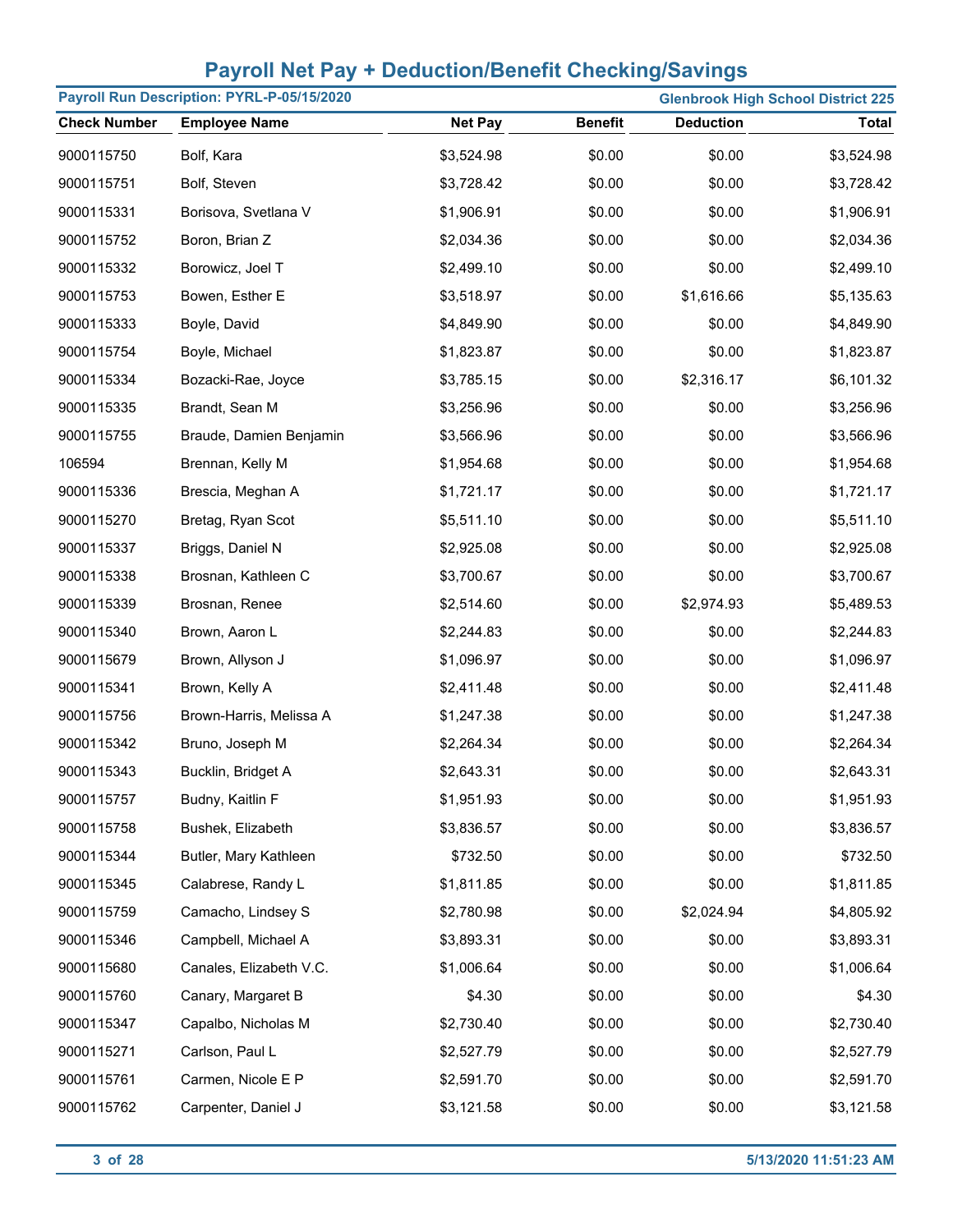# Payroll Net Pay + Deduction/Benefit Checking/Savings

**Payroll Run Description: PYRL-P-05/15/2020** | **Glenbrook High School District 225**

| Check Number | Employee Name | Net Pay | Benefit | Deduction | Total |
|---|---|---|---|---|---|
| 9000115750 | Bolf, Kara | $3,524.98 | $0.00 | $0.00 | $3,524.98 |
| 9000115751 | Bolf, Steven | $3,728.42 | $0.00 | $0.00 | $3,728.42 |
| 9000115331 | Borisova, Svetlana V | $1,906.91 | $0.00 | $0.00 | $1,906.91 |
| 9000115752 | Boron, Brian Z | $2,034.36 | $0.00 | $0.00 | $2,034.36 |
| 9000115332 | Borowicz, Joel T | $2,499.10 | $0.00 | $0.00 | $2,499.10 |
| 9000115753 | Bowen, Esther E | $3,518.97 | $0.00 | $1,616.66 | $5,135.63 |
| 9000115333 | Boyle, David | $4,849.90 | $0.00 | $0.00 | $4,849.90 |
| 9000115754 | Boyle, Michael | $1,823.87 | $0.00 | $0.00 | $1,823.87 |
| 9000115334 | Bozacki-Rae, Joyce | $3,785.15 | $0.00 | $2,316.17 | $6,101.32 |
| 9000115335 | Brandt, Sean M | $3,256.96 | $0.00 | $0.00 | $3,256.96 |
| 9000115755 | Braude, Damien Benjamin | $3,566.96 | $0.00 | $0.00 | $3,566.96 |
| 106594 | Brennan, Kelly M | $1,954.68 | $0.00 | $0.00 | $1,954.68 |
| 9000115336 | Brescia, Meghan A | $1,721.17 | $0.00 | $0.00 | $1,721.17 |
| 9000115270 | Bretag, Ryan Scot | $5,511.10 | $0.00 | $0.00 | $5,511.10 |
| 9000115337 | Briggs, Daniel N | $2,925.08 | $0.00 | $0.00 | $2,925.08 |
| 9000115338 | Brosnan, Kathleen C | $3,700.67 | $0.00 | $0.00 | $3,700.67 |
| 9000115339 | Brosnan, Renee | $2,514.60 | $0.00 | $2,974.93 | $5,489.53 |
| 9000115340 | Brown, Aaron L | $2,244.83 | $0.00 | $0.00 | $2,244.83 |
| 9000115679 | Brown, Allyson J | $1,096.97 | $0.00 | $0.00 | $1,096.97 |
| 9000115341 | Brown, Kelly A | $2,411.48 | $0.00 | $0.00 | $2,411.48 |
| 9000115756 | Brown-Harris, Melissa A | $1,247.38 | $0.00 | $0.00 | $1,247.38 |
| 9000115342 | Bruno, Joseph M | $2,264.34 | $0.00 | $0.00 | $2,264.34 |
| 9000115343 | Bucklin, Bridget A | $2,643.31 | $0.00 | $0.00 | $2,643.31 |
| 9000115757 | Budny, Kaitlin F | $1,951.93 | $0.00 | $0.00 | $1,951.93 |
| 9000115758 | Bushek, Elizabeth | $3,836.57 | $0.00 | $0.00 | $3,836.57 |
| 9000115344 | Butler, Mary Kathleen | $732.50 | $0.00 | $0.00 | $732.50 |
| 9000115345 | Calabrese, Randy L | $1,811.85 | $0.00 | $0.00 | $1,811.85 |
| 9000115759 | Camacho, Lindsey S | $2,780.98 | $0.00 | $2,024.94 | $4,805.92 |
| 9000115346 | Campbell, Michael A | $3,893.31 | $0.00 | $0.00 | $3,893.31 |
| 9000115680 | Canales, Elizabeth V.C. | $1,006.64 | $0.00 | $0.00 | $1,006.64 |
| 9000115760 | Canary, Margaret B | $4.30 | $0.00 | $0.00 | $4.30 |
| 9000115347 | Capalbo, Nicholas M | $2,730.40 | $0.00 | $0.00 | $2,730.40 |
| 9000115271 | Carlson, Paul L | $2,527.79 | $0.00 | $0.00 | $2,527.79 |
| 9000115761 | Carmen, Nicole E P | $2,591.70 | $0.00 | $0.00 | $2,591.70 |
| 9000115762 | Carpenter, Daniel J | $3,121.58 | $0.00 | $0.00 | $3,121.58 |

5/13/2020 11:51:23 AM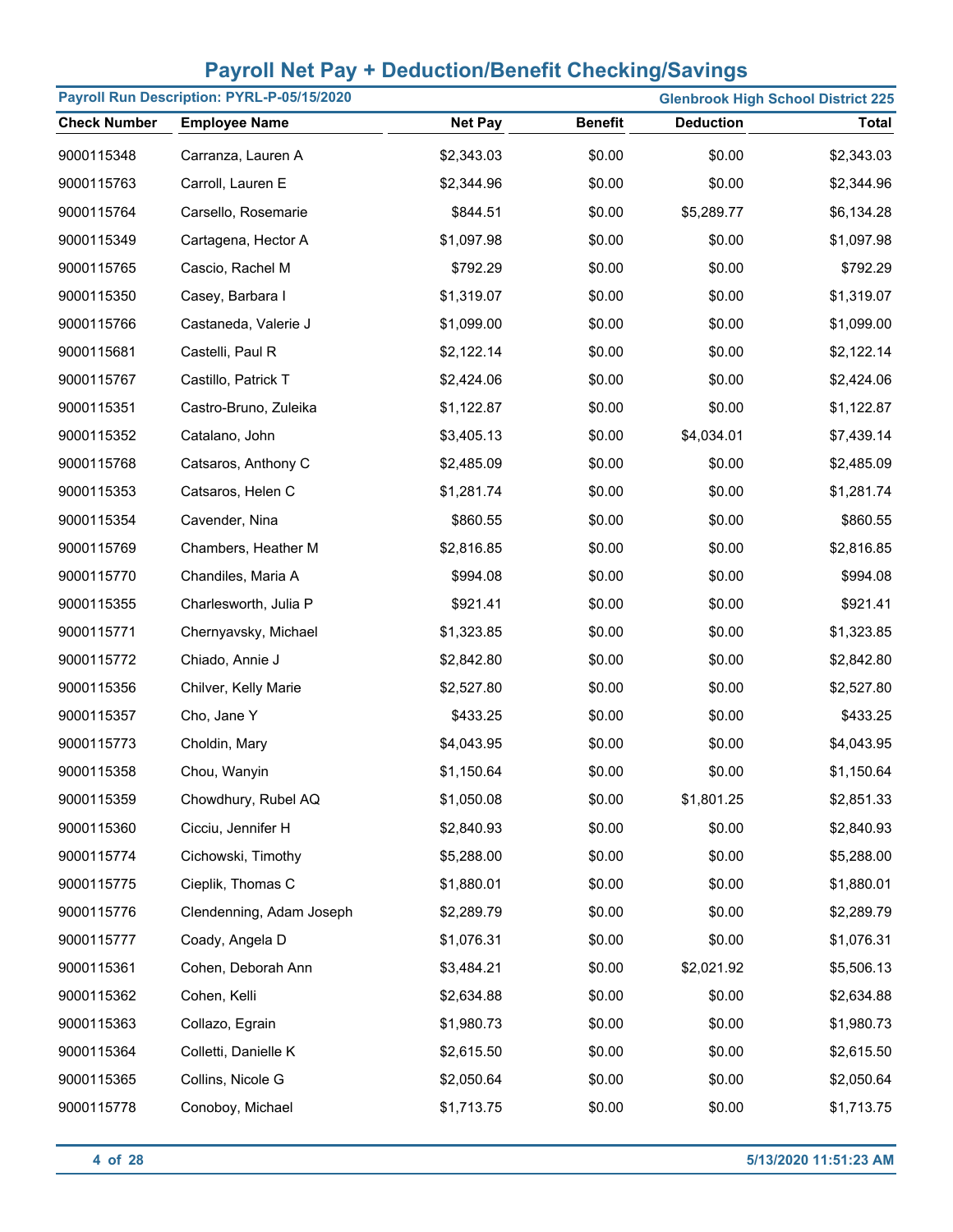# Payroll Net Pay + Deduction/Benefit Checking/Savings

**Payroll Run Description: PYRL-P-05/15/2020** | **Glenbrook High School District 225**

| Check Number | Employee Name | Net Pay | Benefit | Deduction | Total |
|---|---|---|---|---|---|
| 9000115348 | Carranza, Lauren A | $2,343.03 | $0.00 | $0.00 | $2,343.03 |
| 9000115763 | Carroll, Lauren E | $2,344.96 | $0.00 | $0.00 | $2,344.96 |
| 9000115764 | Carsello, Rosemarie | $844.51 | $0.00 | $5,289.77 | $6,134.28 |
| 9000115349 | Cartagena, Hector A | $1,097.98 | $0.00 | $0.00 | $1,097.98 |
| 9000115765 | Cascio, Rachel M | $792.29 | $0.00 | $0.00 | $792.29 |
| 9000115350 | Casey, Barbara I | $1,319.07 | $0.00 | $0.00 | $1,319.07 |
| 9000115766 | Castaneda, Valerie J | $1,099.00 | $0.00 | $0.00 | $1,099.00 |
| 9000115681 | Castelli, Paul R | $2,122.14 | $0.00 | $0.00 | $2,122.14 |
| 9000115767 | Castillo, Patrick T | $2,424.06 | $0.00 | $0.00 | $2,424.06 |
| 9000115351 | Castro-Bruno, Zuleika | $1,122.87 | $0.00 | $0.00 | $1,122.87 |
| 9000115352 | Catalano, John | $3,405.13 | $0.00 | $4,034.01 | $7,439.14 |
| 9000115768 | Catsaros, Anthony C | $2,485.09 | $0.00 | $0.00 | $2,485.09 |
| 9000115353 | Catsaros, Helen C | $1,281.74 | $0.00 | $0.00 | $1,281.74 |
| 9000115354 | Cavender, Nina | $860.55 | $0.00 | $0.00 | $860.55 |
| 9000115769 | Chambers, Heather M | $2,816.85 | $0.00 | $0.00 | $2,816.85 |
| 9000115770 | Chandiles, Maria A | $994.08 | $0.00 | $0.00 | $994.08 |
| 9000115355 | Charlesworth, Julia P | $921.41 | $0.00 | $0.00 | $921.41 |
| 9000115771 | Chernyavsky, Michael | $1,323.85 | $0.00 | $0.00 | $1,323.85 |
| 9000115772 | Chiado, Annie J | $2,842.80 | $0.00 | $0.00 | $2,842.80 |
| 9000115356 | Chilver, Kelly Marie | $2,527.80 | $0.00 | $0.00 | $2,527.80 |
| 9000115357 | Cho, Jane Y | $433.25 | $0.00 | $0.00 | $433.25 |
| 9000115773 | Choldin, Mary | $4,043.95 | $0.00 | $0.00 | $4,043.95 |
| 9000115358 | Chou, Wanyin | $1,150.64 | $0.00 | $0.00 | $1,150.64 |
| 9000115359 | Chowdhury, Rubel AQ | $1,050.08 | $0.00 | $1,801.25 | $2,851.33 |
| 9000115360 | Cicciu, Jennifer H | $2,840.93 | $0.00 | $0.00 | $2,840.93 |
| 9000115774 | Cichowski, Timothy | $5,288.00 | $0.00 | $0.00 | $5,288.00 |
| 9000115775 | Cieplik, Thomas C | $1,880.01 | $0.00 | $0.00 | $1,880.01 |
| 9000115776 | Clendenning, Adam Joseph | $2,289.79 | $0.00 | $0.00 | $2,289.79 |
| 9000115777 | Coady, Angela D | $1,076.31 | $0.00 | $0.00 | $1,076.31 |
| 9000115361 | Cohen, Deborah Ann | $3,484.21 | $0.00 | $2,021.92 | $5,506.13 |
| 9000115362 | Cohen, Kelli | $2,634.88 | $0.00 | $0.00 | $2,634.88 |
| 9000115363 | Collazo, Egrain | $1,980.73 | $0.00 | $0.00 | $1,980.73 |
| 9000115364 | Colletti, Danielle K | $2,615.50 | $0.00 | $0.00 | $2,615.50 |
| 9000115365 | Collins, Nicole G | $2,050.64 | $0.00 | $0.00 | $2,050.64 |
| 9000115778 | Conoboy, Michael | $1,713.75 | $0.00 | $0.00 | $1,713.75 |

5/13/2020 11:51:23 AM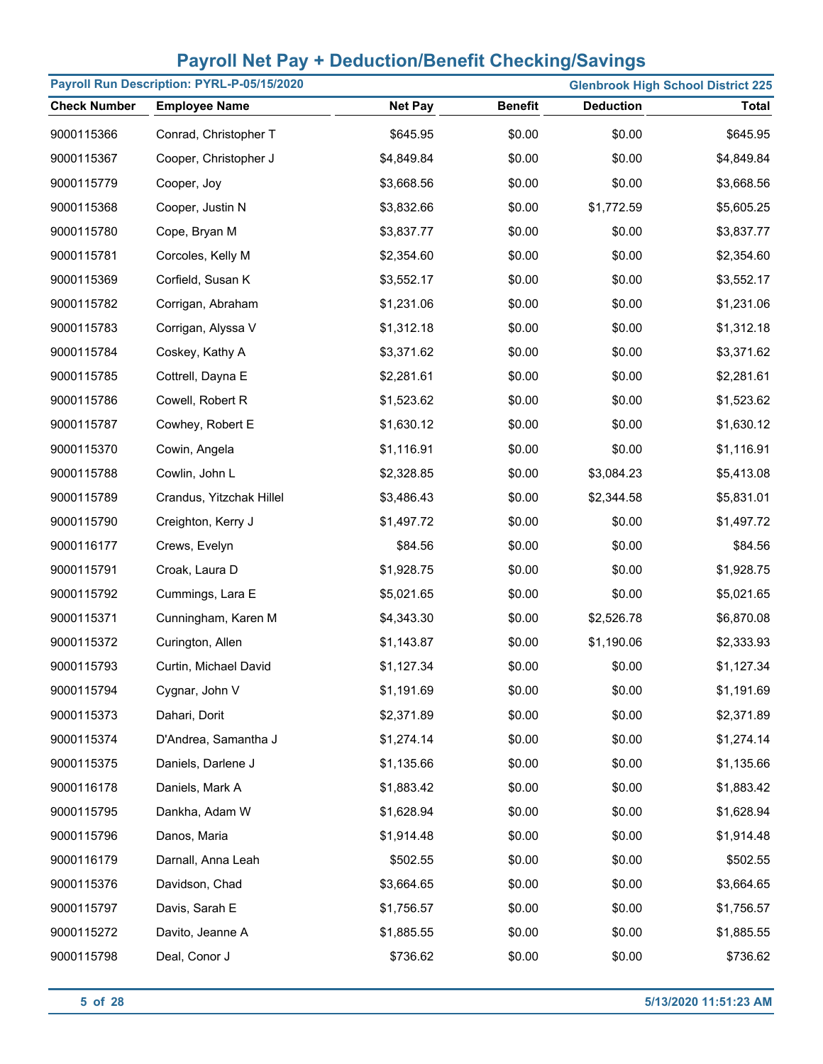# Payroll Net Pay + Deduction/Benefit Checking/Savings

**Payroll Run Description: PYRL-P-05/15/2020** | **Glenbrook High School District 225**

| Check Number | Employee Name | Net Pay | Benefit | Deduction | Total |
|---|---|---|---|---|---|
| 9000115366 | Conrad, Christopher T | $645.95 | $0.00 | $0.00 | $645.95 |
| 9000115367 | Cooper, Christopher J | $4,849.84 | $0.00 | $0.00 | $4,849.84 |
| 9000115779 | Cooper, Joy | $3,668.56 | $0.00 | $0.00 | $3,668.56 |
| 9000115368 | Cooper, Justin N | $3,832.66 | $0.00 | $1,772.59 | $5,605.25 |
| 9000115780 | Cope, Bryan M | $3,837.77 | $0.00 | $0.00 | $3,837.77 |
| 9000115781 | Corcoles, Kelly M | $2,354.60 | $0.00 | $0.00 | $2,354.60 |
| 9000115369 | Corfield, Susan K | $3,552.17 | $0.00 | $0.00 | $3,552.17 |
| 9000115782 | Corrigan, Abraham | $1,231.06 | $0.00 | $0.00 | $1,231.06 |
| 9000115783 | Corrigan, Alyssa V | $1,312.18 | $0.00 | $0.00 | $1,312.18 |
| 9000115784 | Coskey, Kathy A | $3,371.62 | $0.00 | $0.00 | $3,371.62 |
| 9000115785 | Cottrell, Dayna E | $2,281.61 | $0.00 | $0.00 | $2,281.61 |
| 9000115786 | Cowell, Robert R | $1,523.62 | $0.00 | $0.00 | $1,523.62 |
| 9000115787 | Cowhey, Robert E | $1,630.12 | $0.00 | $0.00 | $1,630.12 |
| 9000115370 | Cowin, Angela | $1,116.91 | $0.00 | $0.00 | $1,116.91 |
| 9000115788 | Cowlin, John L | $2,328.85 | $0.00 | $3,084.23 | $5,413.08 |
| 9000115789 | Crandus, Yitzchak Hillel | $3,486.43 | $0.00 | $2,344.58 | $5,831.01 |
| 9000115790 | Creighton, Kerry J | $1,497.72 | $0.00 | $0.00 | $1,497.72 |
| 9000116177 | Crews, Evelyn | $84.56 | $0.00 | $0.00 | $84.56 |
| 9000115791 | Croak, Laura D | $1,928.75 | $0.00 | $0.00 | $1,928.75 |
| 9000115792 | Cummings, Lara E | $5,021.65 | $0.00 | $0.00 | $5,021.65 |
| 9000115371 | Cunningham, Karen M | $4,343.30 | $0.00 | $2,526.78 | $6,870.08 |
| 9000115372 | Curington, Allen | $1,143.87 | $0.00 | $1,190.06 | $2,333.93 |
| 9000115793 | Curtin, Michael David | $1,127.34 | $0.00 | $0.00 | $1,127.34 |
| 9000115794 | Cygnar, John V | $1,191.69 | $0.00 | $0.00 | $1,191.69 |
| 9000115373 | Dahari, Dorit | $2,371.89 | $0.00 | $0.00 | $2,371.89 |
| 9000115374 | D'Andrea, Samantha J | $1,274.14 | $0.00 | $0.00 | $1,274.14 |
| 9000115375 | Daniels, Darlene J | $1,135.66 | $0.00 | $0.00 | $1,135.66 |
| 9000116178 | Daniels, Mark A | $1,883.42 | $0.00 | $0.00 | $1,883.42 |
| 9000115795 | Dankha, Adam W | $1,628.94 | $0.00 | $0.00 | $1,628.94 |
| 9000115796 | Danos, Maria | $1,914.48 | $0.00 | $0.00 | $1,914.48 |
| 9000116179 | Darnall, Anna Leah | $502.55 | $0.00 | $0.00 | $502.55 |
| 9000115376 | Davidson, Chad | $3,664.65 | $0.00 | $0.00 | $3,664.65 |
| 9000115797 | Davis, Sarah E | $1,756.57 | $0.00 | $0.00 | $1,756.57 |
| 9000115272 | Davito, Jeanne A | $1,885.55 | $0.00 | $0.00 | $1,885.55 |
| 9000115798 | Deal, Conor J | $736.62 | $0.00 | $0.00 | $736.62 |

5/13/2020 11:51:23 AM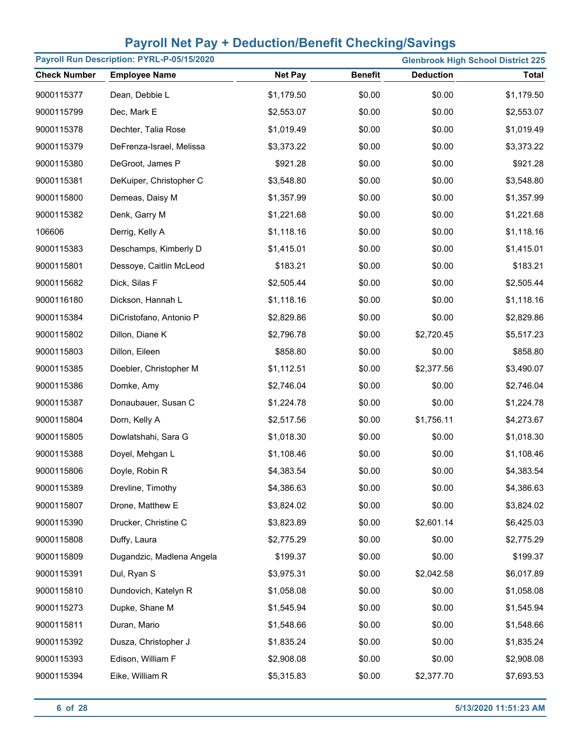# Payroll Net Pay + Deduction/Benefit Checking/Savings

**Payroll Run Description: PYRL-P-05/15/2020** | **Glenbrook High School District 225**

| Check Number | Employee Name | Net Pay | Benefit | Deduction | Total |
|---|---|---|---|---|---|
| 9000115377 | Dean, Debbie L | $1,179.50 | $0.00 | $0.00 | $1,179.50 |
| 9000115799 | Dec, Mark E | $2,553.07 | $0.00 | $0.00 | $2,553.07 |
| 9000115378 | Dechter, Talia Rose | $1,019.49 | $0.00 | $0.00 | $1,019.49 |
| 9000115379 | DeFrenza-Israel, Melissa | $3,373.22 | $0.00 | $0.00 | $3,373.22 |
| 9000115380 | DeGroot, James P | $921.28 | $0.00 | $0.00 | $921.28 |
| 9000115381 | DeKuiper, Christopher C | $3,548.80 | $0.00 | $0.00 | $3,548.80 |
| 9000115800 | Demeas, Daisy M | $1,357.99 | $0.00 | $0.00 | $1,357.99 |
| 9000115382 | Denk, Garry M | $1,221.68 | $0.00 | $0.00 | $1,221.68 |
| 106606 | Derrig, Kelly A | $1,118.16 | $0.00 | $0.00 | $1,118.16 |
| 9000115383 | Deschamps, Kimberly D | $1,415.01 | $0.00 | $0.00 | $1,415.01 |
| 9000115801 | Dessoye, Caitlin McLeod | $183.21 | $0.00 | $0.00 | $183.21 |
| 9000115682 | Dick, Silas F | $2,505.44 | $0.00 | $0.00 | $2,505.44 |
| 9000116180 | Dickson, Hannah L | $1,118.16 | $0.00 | $0.00 | $1,118.16 |
| 9000115384 | DiCristofano, Antonio P | $2,829.86 | $0.00 | $0.00 | $2,829.86 |
| 9000115802 | Dillon, Diane K | $2,796.78 | $0.00 | $2,720.45 | $5,517.23 |
| 9000115803 | Dillon, Eileen | $858.80 | $0.00 | $0.00 | $858.80 |
| 9000115385 | Doebler, Christopher M | $1,112.51 | $0.00 | $2,377.56 | $3,490.07 |
| 9000115386 | Domke, Amy | $2,746.04 | $0.00 | $0.00 | $2,746.04 |
| 9000115387 | Donaubauer, Susan C | $1,224.78 | $0.00 | $0.00 | $1,224.78 |
| 9000115804 | Dorn, Kelly A | $2,517.56 | $0.00 | $1,756.11 | $4,273.67 |
| 9000115805 | Dowlatshahi, Sara G | $1,018.30 | $0.00 | $0.00 | $1,018.30 |
| 9000115388 | Doyel, Mehgan L | $1,108.46 | $0.00 | $0.00 | $1,108.46 |
| 9000115806 | Doyle, Robin R | $4,383.54 | $0.00 | $0.00 | $4,383.54 |
| 9000115389 | Drevline, Timothy | $4,386.63 | $0.00 | $0.00 | $4,386.63 |
| 9000115807 | Drone, Matthew E | $3,824.02 | $0.00 | $0.00 | $3,824.02 |
| 9000115390 | Drucker, Christine C | $3,823.89 | $0.00 | $2,601.14 | $6,425.03 |
| 9000115808 | Duffy, Laura | $2,775.29 | $0.00 | $0.00 | $2,775.29 |
| 9000115809 | Dugandzic, Madlena Angela | $199.37 | $0.00 | $0.00 | $199.37 |
| 9000115391 | Dul, Ryan S | $3,975.31 | $0.00 | $2,042.58 | $6,017.89 |
| 9000115810 | Dundovich, Katelyn R | $1,058.08 | $0.00 | $0.00 | $1,058.08 |
| 9000115273 | Dupke, Shane M | $1,545.94 | $0.00 | $0.00 | $1,545.94 |
| 9000115811 | Duran, Mario | $1,548.66 | $0.00 | $0.00 | $1,548.66 |
| 9000115392 | Dusza, Christopher J | $1,835.24 | $0.00 | $0.00 | $1,835.24 |
| 9000115393 | Edison, William F | $2,908.08 | $0.00 | $0.00 | $2,908.08 |
| 9000115394 | Eike, William R | $5,315.83 | $0.00 | $2,377.70 | $7,693.53 |

5/13/2020 11:51:23 AM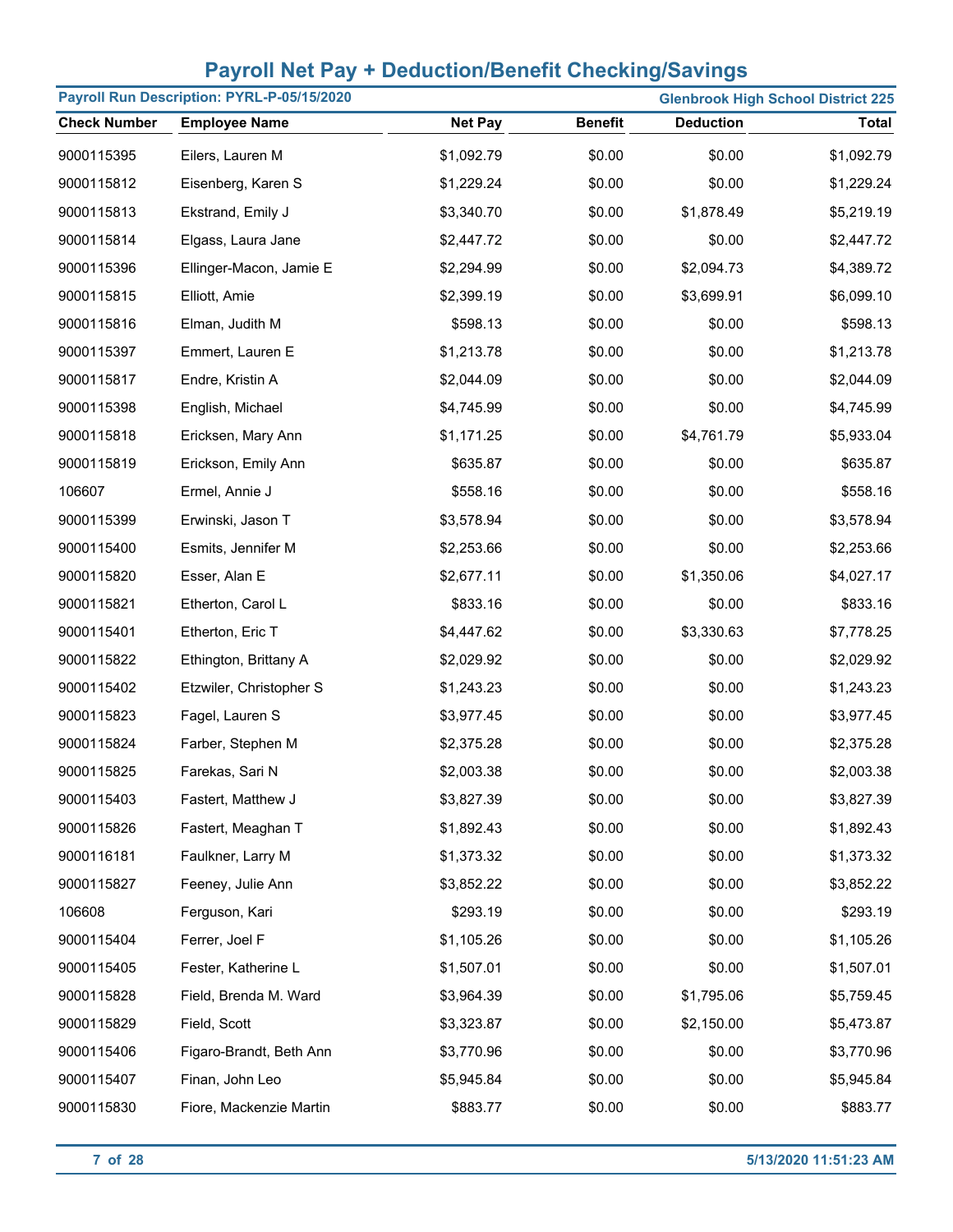# Payroll Net Pay + Deduction/Benefit Checking/Savings

**Payroll Run Description: PYRL-P-05/15/2020** | **Glenbrook High School District 225**

| Check Number | Employee Name | Net Pay | Benefit | Deduction | Total |
|---|---|---|---|---|---|
| 9000115395 | Eilers, Lauren M | $1,092.79 | $0.00 | $0.00 | $1,092.79 |
| 9000115812 | Eisenberg, Karen S | $1,229.24 | $0.00 | $0.00 | $1,229.24 |
| 9000115813 | Ekstrand, Emily J | $3,340.70 | $0.00 | $1,878.49 | $5,219.19 |
| 9000115814 | Elgass, Laura Jane | $2,447.72 | $0.00 | $0.00 | $2,447.72 |
| 9000115396 | Ellinger-Macon, Jamie E | $2,294.99 | $0.00 | $2,094.73 | $4,389.72 |
| 9000115815 | Elliott, Amie | $2,399.19 | $0.00 | $3,699.91 | $6,099.10 |
| 9000115816 | Elman, Judith M | $598.13 | $0.00 | $0.00 | $598.13 |
| 9000115397 | Emmert, Lauren E | $1,213.78 | $0.00 | $0.00 | $1,213.78 |
| 9000115817 | Endre, Kristin A | $2,044.09 | $0.00 | $0.00 | $2,044.09 |
| 9000115398 | English, Michael | $4,745.99 | $0.00 | $0.00 | $4,745.99 |
| 9000115818 | Ericksen, Mary Ann | $1,171.25 | $0.00 | $4,761.79 | $5,933.04 |
| 9000115819 | Erickson, Emily Ann | $635.87 | $0.00 | $0.00 | $635.87 |
| 106607 | Ermel, Annie J | $558.16 | $0.00 | $0.00 | $558.16 |
| 9000115399 | Erwinski, Jason T | $3,578.94 | $0.00 | $0.00 | $3,578.94 |
| 9000115400 | Esmits, Jennifer M | $2,253.66 | $0.00 | $0.00 | $2,253.66 |
| 9000115820 | Esser, Alan E | $2,677.11 | $0.00 | $1,350.06 | $4,027.17 |
| 9000115821 | Etherton, Carol L | $833.16 | $0.00 | $0.00 | $833.16 |
| 9000115401 | Etherton, Eric T | $4,447.62 | $0.00 | $3,330.63 | $7,778.25 |
| 9000115822 | Ethington, Brittany A | $2,029.92 | $0.00 | $0.00 | $2,029.92 |
| 9000115402 | Etzwiler, Christopher S | $1,243.23 | $0.00 | $0.00 | $1,243.23 |
| 9000115823 | Fagel, Lauren S | $3,977.45 | $0.00 | $0.00 | $3,977.45 |
| 9000115824 | Farber, Stephen M | $2,375.28 | $0.00 | $0.00 | $2,375.28 |
| 9000115825 | Farekas, Sari N | $2,003.38 | $0.00 | $0.00 | $2,003.38 |
| 9000115403 | Fastert, Matthew J | $3,827.39 | $0.00 | $0.00 | $3,827.39 |
| 9000115826 | Fastert, Meaghan T | $1,892.43 | $0.00 | $0.00 | $1,892.43 |
| 9000116181 | Faulkner, Larry M | $1,373.32 | $0.00 | $0.00 | $1,373.32 |
| 9000115827 | Feeney, Julie Ann | $3,852.22 | $0.00 | $0.00 | $3,852.22 |
| 106608 | Ferguson, Kari | $293.19 | $0.00 | $0.00 | $293.19 |
| 9000115404 | Ferrer, Joel F | $1,105.26 | $0.00 | $0.00 | $1,105.26 |
| 9000115405 | Fester, Katherine L | $1,507.01 | $0.00 | $0.00 | $1,507.01 |
| 9000115828 | Field, Brenda M. Ward | $3,964.39 | $0.00 | $1,795.06 | $5,759.45 |
| 9000115829 | Field, Scott | $3,323.87 | $0.00 | $2,150.00 | $5,473.87 |
| 9000115406 | Figaro-Brandt, Beth Ann | $3,770.96 | $0.00 | $0.00 | $3,770.96 |
| 9000115407 | Finan, John Leo | $5,945.84 | $0.00 | $0.00 | $5,945.84 |
| 9000115830 | Fiore, Mackenzie Martin | $883.77 | $0.00 | $0.00 | $883.77 |

5/13/2020 11:51:23 AM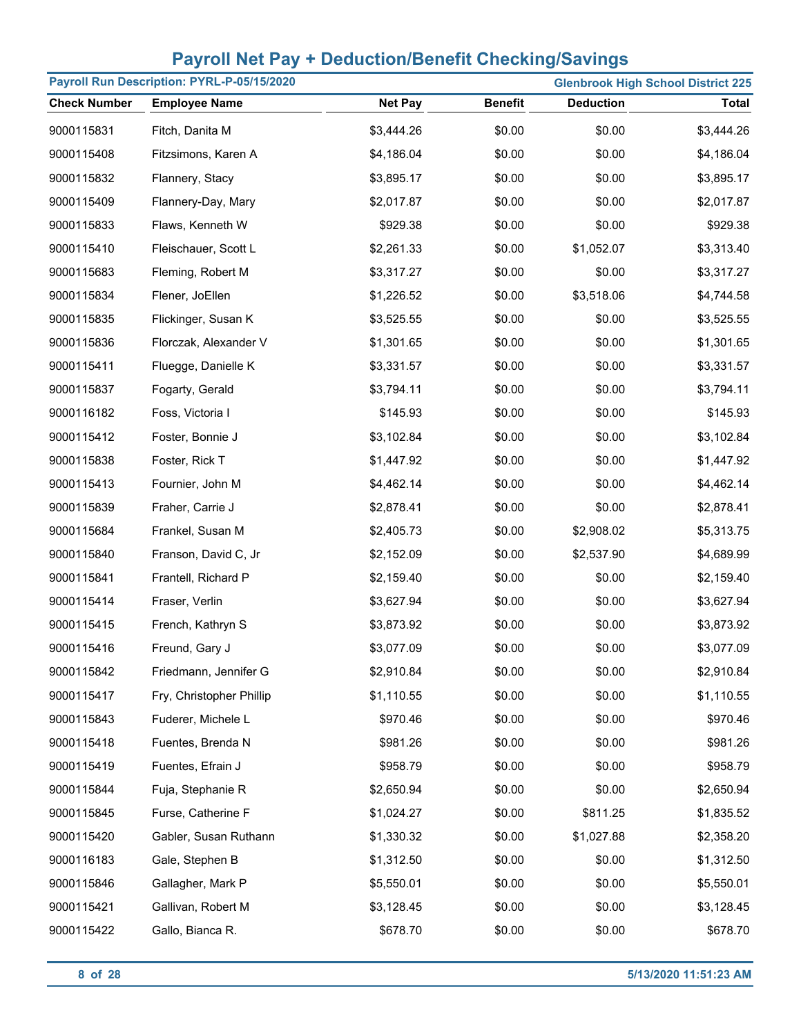# Payroll Net Pay + Deduction/Benefit Checking/Savings

**Payroll Run Description: PYRL-P-05/15/2020** | **Glenbrook High School District 225**

| Check Number | Employee Name | Net Pay | Benefit | Deduction | Total |
|---|---|---|---|---|---|
| 9000115831 | Fitch, Danita M | $3,444.26 | $0.00 | $0.00 | $3,444.26 |
| 9000115408 | Fitzsimons, Karen A | $4,186.04 | $0.00 | $0.00 | $4,186.04 |
| 9000115832 | Flannery, Stacy | $3,895.17 | $0.00 | $0.00 | $3,895.17 |
| 9000115409 | Flannery-Day, Mary | $2,017.87 | $0.00 | $0.00 | $2,017.87 |
| 9000115833 | Flaws, Kenneth W | $929.38 | $0.00 | $0.00 | $929.38 |
| 9000115410 | Fleischauer, Scott L | $2,261.33 | $0.00 | $1,052.07 | $3,313.40 |
| 9000115683 | Fleming, Robert M | $3,317.27 | $0.00 | $0.00 | $3,317.27 |
| 9000115834 | Flener, JoEllen | $1,226.52 | $0.00 | $3,518.06 | $4,744.58 |
| 9000115835 | Flickinger, Susan K | $3,525.55 | $0.00 | $0.00 | $3,525.55 |
| 9000115836 | Florczak, Alexander V | $1,301.65 | $0.00 | $0.00 | $1,301.65 |
| 9000115411 | Fluegge, Danielle K | $3,331.57 | $0.00 | $0.00 | $3,331.57 |
| 9000115837 | Fogarty, Gerald | $3,794.11 | $0.00 | $0.00 | $3,794.11 |
| 9000116182 | Foss, Victoria I | $145.93 | $0.00 | $0.00 | $145.93 |
| 9000115412 | Foster, Bonnie J | $3,102.84 | $0.00 | $0.00 | $3,102.84 |
| 9000115838 | Foster, Rick T | $1,447.92 | $0.00 | $0.00 | $1,447.92 |
| 9000115413 | Fournier, John M | $4,462.14 | $0.00 | $0.00 | $4,462.14 |
| 9000115839 | Fraher, Carrie J | $2,878.41 | $0.00 | $0.00 | $2,878.41 |
| 9000115684 | Frankel, Susan M | $2,405.73 | $0.00 | $2,908.02 | $5,313.75 |
| 9000115840 | Franson, David C, Jr | $2,152.09 | $0.00 | $2,537.90 | $4,689.99 |
| 9000115841 | Frantell, Richard P | $2,159.40 | $0.00 | $0.00 | $2,159.40 |
| 9000115414 | Fraser, Verlin | $3,627.94 | $0.00 | $0.00 | $3,627.94 |
| 9000115415 | French, Kathryn S | $3,873.92 | $0.00 | $0.00 | $3,873.92 |
| 9000115416 | Freund, Gary J | $3,077.09 | $0.00 | $0.00 | $3,077.09 |
| 9000115842 | Friedmann, Jennifer G | $2,910.84 | $0.00 | $0.00 | $2,910.84 |
| 9000115417 | Fry, Christopher Phillip | $1,110.55 | $0.00 | $0.00 | $1,110.55 |
| 9000115843 | Fuderer, Michele L | $970.46 | $0.00 | $0.00 | $970.46 |
| 9000115418 | Fuentes, Brenda N | $981.26 | $0.00 | $0.00 | $981.26 |
| 9000115419 | Fuentes, Efrain J | $958.79 | $0.00 | $0.00 | $958.79 |
| 9000115844 | Fuja, Stephanie R | $2,650.94 | $0.00 | $0.00 | $2,650.94 |
| 9000115845 | Furse, Catherine F | $1,024.27 | $0.00 | $811.25 | $1,835.52 |
| 9000115420 | Gabler, Susan Ruthann | $1,330.32 | $0.00 | $1,027.88 | $2,358.20 |
| 9000116183 | Gale, Stephen B | $1,312.50 | $0.00 | $0.00 | $1,312.50 |
| 9000115846 | Gallagher, Mark P | $5,550.01 | $0.00 | $0.00 | $5,550.01 |
| 9000115421 | Gallivan, Robert M | $3,128.45 | $0.00 | $0.00 | $3,128.45 |
| 9000115422 | Gallo, Bianca R. | $678.70 | $0.00 | $0.00 | $678.70 |

5/13/2020 11:51:23 AM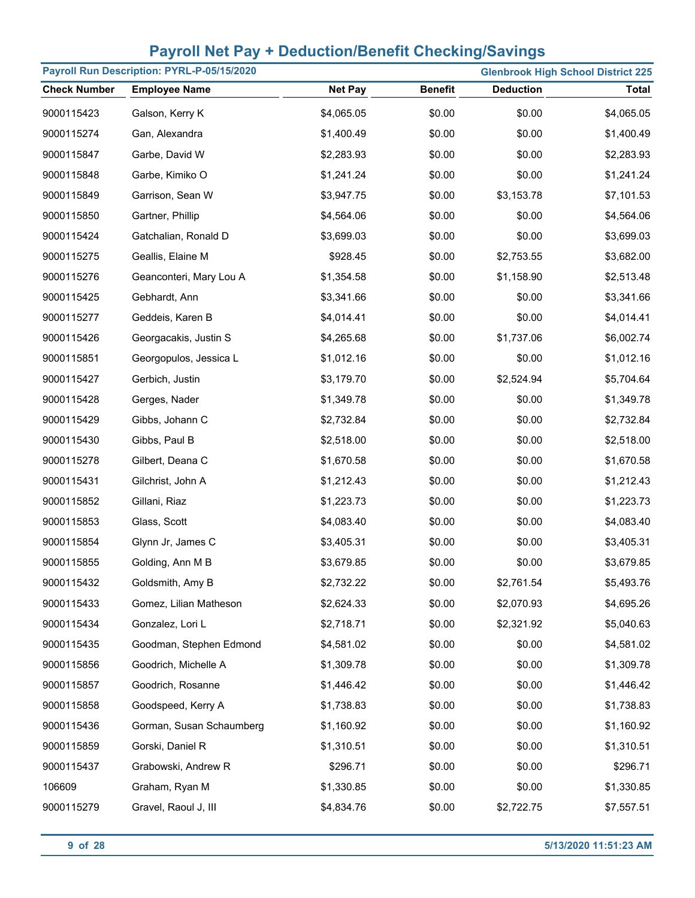# Payroll Net Pay + Deduction/Benefit Checking/Savings

**Payroll Run Description: PYRL-P-05/15/2020** **Glenbrook High School District 225**

| Check Number | Employee Name | Net Pay | Benefit | Deduction | Total |
|---|---|---|---|---|---|
| 9000115423 | Galson, Kerry K | $4,065.05 | $0.00 | $0.00 | $4,065.05 |
| 9000115274 | Gan, Alexandra | $1,400.49 | $0.00 | $0.00 | $1,400.49 |
| 9000115847 | Garbe, David W | $2,283.93 | $0.00 | $0.00 | $2,283.93 |
| 9000115848 | Garbe, Kimiko O | $1,241.24 | $0.00 | $0.00 | $1,241.24 |
| 9000115849 | Garrison, Sean W | $3,947.75 | $0.00 | $3,153.78 | $7,101.53 |
| 9000115850 | Gartner, Phillip | $4,564.06 | $0.00 | $0.00 | $4,564.06 |
| 9000115424 | Gatchalian, Ronald D | $3,699.03 | $0.00 | $0.00 | $3,699.03 |
| 9000115275 | Geallis, Elaine M | $928.45 | $0.00 | $2,753.55 | $3,682.00 |
| 9000115276 | Geanconteri, Mary Lou A | $1,354.58 | $0.00 | $1,158.90 | $2,513.48 |
| 9000115425 | Gebhardt, Ann | $3,341.66 | $0.00 | $0.00 | $3,341.66 |
| 9000115277 | Geddeis, Karen B | $4,014.41 | $0.00 | $0.00 | $4,014.41 |
| 9000115426 | Georgacakis, Justin S | $4,265.68 | $0.00 | $1,737.06 | $6,002.74 |
| 9000115851 | Georgopulos, Jessica L | $1,012.16 | $0.00 | $0.00 | $1,012.16 |
| 9000115427 | Gerbich, Justin | $3,179.70 | $0.00 | $2,524.94 | $5,704.64 |
| 9000115428 | Gerges, Nader | $1,349.78 | $0.00 | $0.00 | $1,349.78 |
| 9000115429 | Gibbs, Johann C | $2,732.84 | $0.00 | $0.00 | $2,732.84 |
| 9000115430 | Gibbs, Paul B | $2,518.00 | $0.00 | $0.00 | $2,518.00 |
| 9000115278 | Gilbert, Deana C | $1,670.58 | $0.00 | $0.00 | $1,670.58 |
| 9000115431 | Gilchrist, John A | $1,212.43 | $0.00 | $0.00 | $1,212.43 |
| 9000115852 | Gillani, Riaz | $1,223.73 | $0.00 | $0.00 | $1,223.73 |
| 9000115853 | Glass, Scott | $4,083.40 | $0.00 | $0.00 | $4,083.40 |
| 9000115854 | Glynn Jr, James C | $3,405.31 | $0.00 | $0.00 | $3,405.31 |
| 9000115855 | Golding, Ann M B | $3,679.85 | $0.00 | $0.00 | $3,679.85 |
| 9000115432 | Goldsmith, Amy B | $2,732.22 | $0.00 | $2,761.54 | $5,493.76 |
| 9000115433 | Gomez, Lilian Matheson | $2,624.33 | $0.00 | $2,070.93 | $4,695.26 |
| 9000115434 | Gonzalez, Lori L | $2,718.71 | $0.00 | $2,321.92 | $5,040.63 |
| 9000115435 | Goodman, Stephen Edmond | $4,581.02 | $0.00 | $0.00 | $4,581.02 |
| 9000115856 | Goodrich, Michelle A | $1,309.78 | $0.00 | $0.00 | $1,309.78 |
| 9000115857 | Goodrich, Rosanne | $1,446.42 | $0.00 | $0.00 | $1,446.42 |
| 9000115858 | Goodspeed, Kerry A | $1,738.83 | $0.00 | $0.00 | $1,738.83 |
| 9000115436 | Gorman, Susan Schaumberg | $1,160.92 | $0.00 | $0.00 | $1,160.92 |
| 9000115859 | Gorski, Daniel R | $1,310.51 | $0.00 | $0.00 | $1,310.51 |
| 9000115437 | Grabowski, Andrew R | $296.71 | $0.00 | $0.00 | $296.71 |
| 106609 | Graham, Ryan M | $1,330.85 | $0.00 | $0.00 | $1,330.85 |
| 9000115279 | Gravel, Raoul J, III | $4,834.76 | $0.00 | $2,722.75 | $7,557.51 |

5/13/2020 11:51:23 AM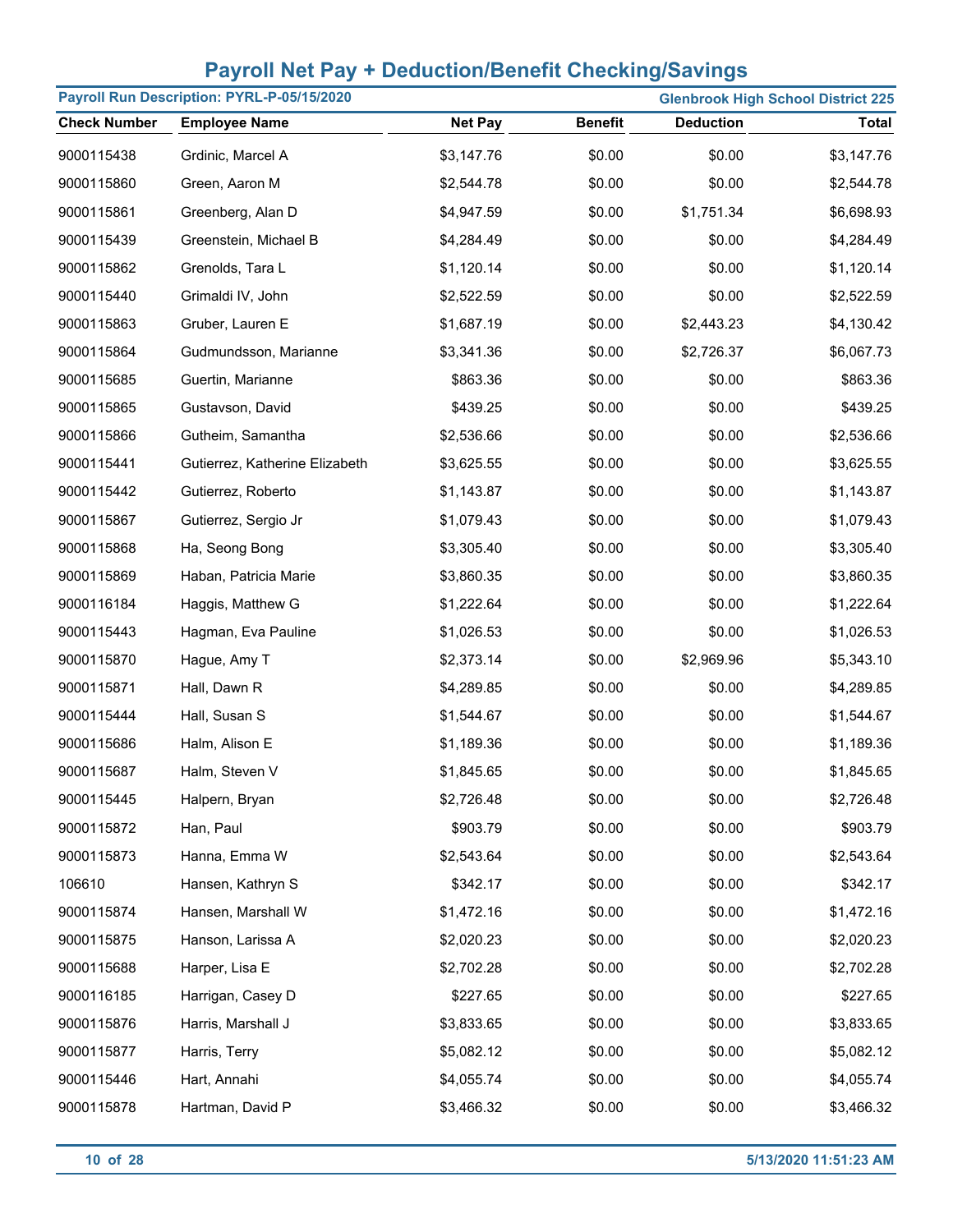# Payroll Net Pay + Deduction/Benefit Checking/Savings

**Payroll Run Description: PYRL-P-05/15/2020** | **Glenbrook High School District 225**

| Check Number | Employee Name | Net Pay | Benefit | Deduction | Total |
|---|---|---|---|---|---|
| 9000115438 | Grdinic, Marcel A | $3,147.76 | $0.00 | $0.00 | $3,147.76 |
| 9000115860 | Green, Aaron M | $2,544.78 | $0.00 | $0.00 | $2,544.78 |
| 9000115861 | Greenberg, Alan D | $4,947.59 | $0.00 | $1,751.34 | $6,698.93 |
| 9000115439 | Greenstein, Michael B | $4,284.49 | $0.00 | $0.00 | $4,284.49 |
| 9000115862 | Grenolds, Tara L | $1,120.14 | $0.00 | $0.00 | $1,120.14 |
| 9000115440 | Grimaldi IV, John | $2,522.59 | $0.00 | $0.00 | $2,522.59 |
| 9000115863 | Gruber, Lauren E | $1,687.19 | $0.00 | $2,443.23 | $4,130.42 |
| 9000115864 | Gudmundsson, Marianne | $3,341.36 | $0.00 | $2,726.37 | $6,067.73 |
| 9000115685 | Guertin, Marianne | $863.36 | $0.00 | $0.00 | $863.36 |
| 9000115865 | Gustavson, David | $439.25 | $0.00 | $0.00 | $439.25 |
| 9000115866 | Gutheim, Samantha | $2,536.66 | $0.00 | $0.00 | $2,536.66 |
| 9000115441 | Gutierrez, Katherine Elizabeth | $3,625.55 | $0.00 | $0.00 | $3,625.55 |
| 9000115442 | Gutierrez, Roberto | $1,143.87 | $0.00 | $0.00 | $1,143.87 |
| 9000115867 | Gutierrez, Sergio Jr | $1,079.43 | $0.00 | $0.00 | $1,079.43 |
| 9000115868 | Ha, Seong Bong | $3,305.40 | $0.00 | $0.00 | $3,305.40 |
| 9000115869 | Haban, Patricia Marie | $3,860.35 | $0.00 | $0.00 | $3,860.35 |
| 9000116184 | Haggis, Matthew G | $1,222.64 | $0.00 | $0.00 | $1,222.64 |
| 9000115443 | Hagman, Eva Pauline | $1,026.53 | $0.00 | $0.00 | $1,026.53 |
| 9000115870 | Hague, Amy T | $2,373.14 | $0.00 | $2,969.96 | $5,343.10 |
| 9000115871 | Hall, Dawn R | $4,289.85 | $0.00 | $0.00 | $4,289.85 |
| 9000115444 | Hall, Susan S | $1,544.67 | $0.00 | $0.00 | $1,544.67 |
| 9000115686 | Halm, Alison E | $1,189.36 | $0.00 | $0.00 | $1,189.36 |
| 9000115687 | Halm, Steven V | $1,845.65 | $0.00 | $0.00 | $1,845.65 |
| 9000115445 | Halpern, Bryan | $2,726.48 | $0.00 | $0.00 | $2,726.48 |
| 9000115872 | Han, Paul | $903.79 | $0.00 | $0.00 | $903.79 |
| 9000115873 | Hanna, Emma W | $2,543.64 | $0.00 | $0.00 | $2,543.64 |
| 106610 | Hansen, Kathryn S | $342.17 | $0.00 | $0.00 | $342.17 |
| 9000115874 | Hansen, Marshall W | $1,472.16 | $0.00 | $0.00 | $1,472.16 |
| 9000115875 | Hanson, Larissa A | $2,020.23 | $0.00 | $0.00 | $2,020.23 |
| 9000115688 | Harper, Lisa E | $2,702.28 | $0.00 | $0.00 | $2,702.28 |
| 9000116185 | Harrigan, Casey D | $227.65 | $0.00 | $0.00 | $227.65 |
| 9000115876 | Harris, Marshall J | $3,833.65 | $0.00 | $0.00 | $3,833.65 |
| 9000115877 | Harris, Terry | $5,082.12 | $0.00 | $0.00 | $5,082.12 |
| 9000115446 | Hart, Annahi | $4,055.74 | $0.00 | $0.00 | $4,055.74 |
| 9000115878 | Hartman, David P | $3,466.32 | $0.00 | $0.00 | $3,466.32 |

5/13/2020 11:51:23 AM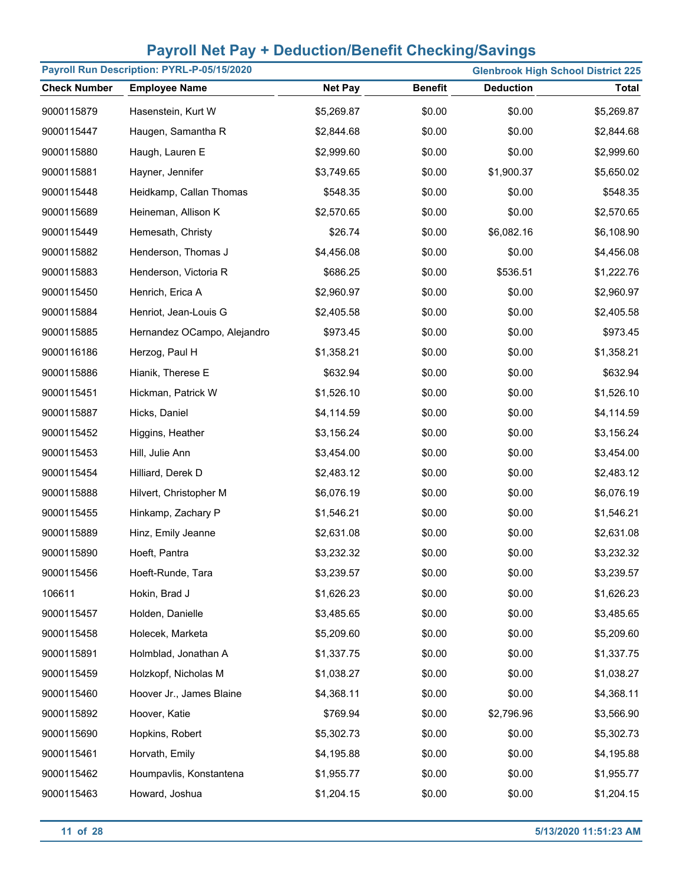# Payroll Net Pay + Deduction/Benefit Checking/Savings

**Payroll Run Description: PYRL-P-05/15/2020** | **Glenbrook High School District 225**

| Check Number | Employee Name | Net Pay | Benefit | Deduction | Total |
|---|---|---|---|---|---|
| 9000115879 | Hasenstein, Kurt W | $5,269.87 | $0.00 | $0.00 | $5,269.87 |
| 9000115447 | Haugen, Samantha R | $2,844.68 | $0.00 | $0.00 | $2,844.68 |
| 9000115880 | Haugh, Lauren E | $2,999.60 | $0.00 | $0.00 | $2,999.60 |
| 9000115881 | Hayner, Jennifer | $3,749.65 | $0.00 | $1,900.37 | $5,650.02 |
| 9000115448 | Heidkamp, Callan Thomas | $548.35 | $0.00 | $0.00 | $548.35 |
| 9000115689 | Heineman, Allison K | $2,570.65 | $0.00 | $0.00 | $2,570.65 |
| 9000115449 | Hemesath, Christy | $26.74 | $0.00 | $6,082.16 | $6,108.90 |
| 9000115882 | Henderson, Thomas J | $4,456.08 | $0.00 | $0.00 | $4,456.08 |
| 9000115883 | Henderson, Victoria R | $686.25 | $0.00 | $536.51 | $1,222.76 |
| 9000115450 | Henrich, Erica A | $2,960.97 | $0.00 | $0.00 | $2,960.97 |
| 9000115884 | Henriot, Jean-Louis G | $2,405.58 | $0.00 | $0.00 | $2,405.58 |
| 9000115885 | Hernandez OCampo, Alejandro | $973.45 | $0.00 | $0.00 | $973.45 |
| 9000116186 | Herzog, Paul H | $1,358.21 | $0.00 | $0.00 | $1,358.21 |
| 9000115886 | Hianik, Therese E | $632.94 | $0.00 | $0.00 | $632.94 |
| 9000115451 | Hickman, Patrick W | $1,526.10 | $0.00 | $0.00 | $1,526.10 |
| 9000115887 | Hicks, Daniel | $4,114.59 | $0.00 | $0.00 | $4,114.59 |
| 9000115452 | Higgins, Heather | $3,156.24 | $0.00 | $0.00 | $3,156.24 |
| 9000115453 | Hill, Julie Ann | $3,454.00 | $0.00 | $0.00 | $3,454.00 |
| 9000115454 | Hilliard, Derek D | $2,483.12 | $0.00 | $0.00 | $2,483.12 |
| 9000115888 | Hilvert, Christopher M | $6,076.19 | $0.00 | $0.00 | $6,076.19 |
| 9000115455 | Hinkamp, Zachary P | $1,546.21 | $0.00 | $0.00 | $1,546.21 |
| 9000115889 | Hinz, Emily Jeanne | $2,631.08 | $0.00 | $0.00 | $2,631.08 |
| 9000115890 | Hoeft, Pantra | $3,232.32 | $0.00 | $0.00 | $3,232.32 |
| 9000115456 | Hoeft-Runde, Tara | $3,239.57 | $0.00 | $0.00 | $3,239.57 |
| 106611 | Hokin, Brad J | $1,626.23 | $0.00 | $0.00 | $1,626.23 |
| 9000115457 | Holden, Danielle | $3,485.65 | $0.00 | $0.00 | $3,485.65 |
| 9000115458 | Holecek, Marketa | $5,209.60 | $0.00 | $0.00 | $5,209.60 |
| 9000115891 | Holmblad, Jonathan A | $1,337.75 | $0.00 | $0.00 | $1,337.75 |
| 9000115459 | Holzkopf, Nicholas M | $1,038.27 | $0.00 | $0.00 | $1,038.27 |
| 9000115460 | Hoover Jr., James Blaine | $4,368.11 | $0.00 | $0.00 | $4,368.11 |
| 9000115892 | Hoover, Katie | $769.94 | $0.00 | $2,796.96 | $3,566.90 |
| 9000115690 | Hopkins, Robert | $5,302.73 | $0.00 | $0.00 | $5,302.73 |
| 9000115461 | Horvath, Emily | $4,195.88 | $0.00 | $0.00 | $4,195.88 |
| 9000115462 | Houmpavlis, Konstantena | $1,955.77 | $0.00 | $0.00 | $1,955.77 |
| 9000115463 | Howard, Joshua | $1,204.15 | $0.00 | $0.00 | $1,204.15 |

5/13/2020 11:51:23 AM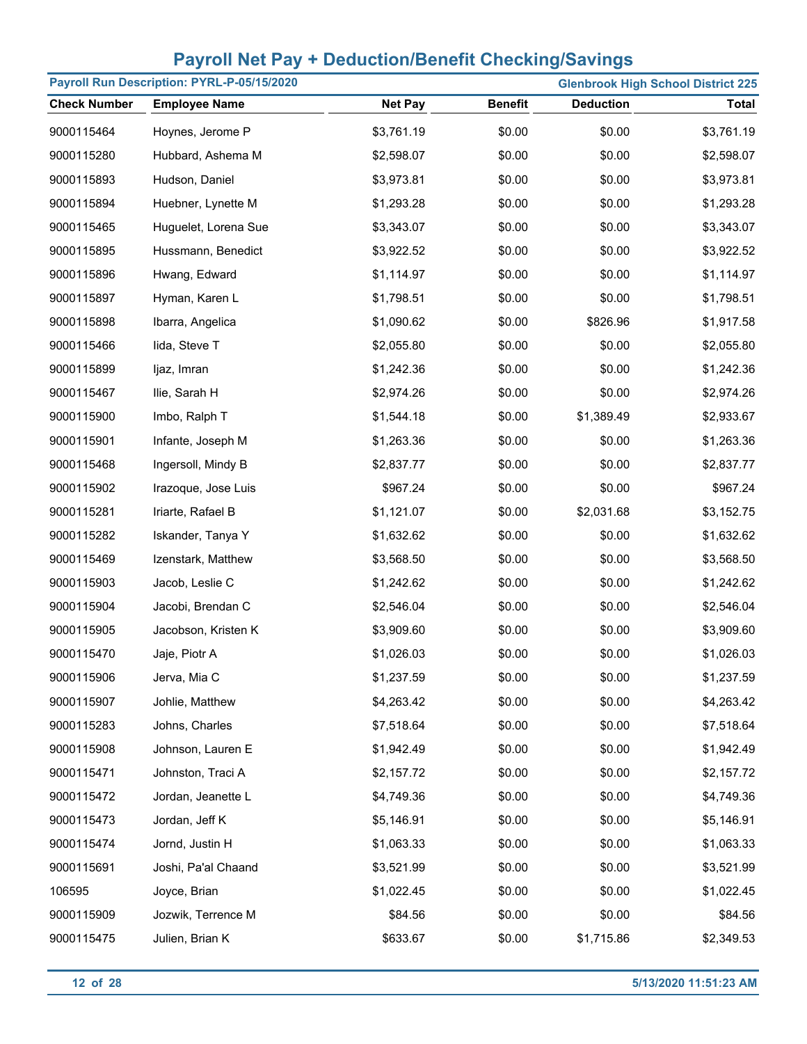# Payroll Net Pay + Deduction/Benefit Checking/Savings

**Payroll Run Description: PYRL-P-05/15/2020** | **Glenbrook High School District 225**

| Check Number | Employee Name | Net Pay | Benefit | Deduction | Total |
|---|---|---|---|---|---|
| 9000115464 | Hoynes, Jerome P | $3,761.19 | $0.00 | $0.00 | $3,761.19 |
| 9000115280 | Hubbard, Ashema M | $2,598.07 | $0.00 | $0.00 | $2,598.07 |
| 9000115893 | Hudson, Daniel | $3,973.81 | $0.00 | $0.00 | $3,973.81 |
| 9000115894 | Huebner, Lynette M | $1,293.28 | $0.00 | $0.00 | $1,293.28 |
| 9000115465 | Huguelet, Lorena Sue | $3,343.07 | $0.00 | $0.00 | $3,343.07 |
| 9000115895 | Hussmann, Benedict | $3,922.52 | $0.00 | $0.00 | $3,922.52 |
| 9000115896 | Hwang, Edward | $1,114.97 | $0.00 | $0.00 | $1,114.97 |
| 9000115897 | Hyman, Karen L | $1,798.51 | $0.00 | $0.00 | $1,798.51 |
| 9000115898 | Ibarra, Angelica | $1,090.62 | $0.00 | $826.96 | $1,917.58 |
| 9000115466 | Iida, Steve T | $2,055.80 | $0.00 | $0.00 | $2,055.80 |
| 9000115899 | Ijaz, Imran | $1,242.36 | $0.00 | $0.00 | $1,242.36 |
| 9000115467 | Ilie, Sarah H | $2,974.26 | $0.00 | $0.00 | $2,974.26 |
| 9000115900 | Imbo, Ralph T | $1,544.18 | $0.00 | $1,389.49 | $2,933.67 |
| 9000115901 | Infante, Joseph M | $1,263.36 | $0.00 | $0.00 | $1,263.36 |
| 9000115468 | Ingersoll, Mindy B | $2,837.77 | $0.00 | $0.00 | $2,837.77 |
| 9000115902 | Irazoque, Jose Luis | $967.24 | $0.00 | $0.00 | $967.24 |
| 9000115281 | Iriarte, Rafael B | $1,121.07 | $0.00 | $2,031.68 | $3,152.75 |
| 9000115282 | Iskander, Tanya Y | $1,632.62 | $0.00 | $0.00 | $1,632.62 |
| 9000115469 | Izenstark, Matthew | $3,568.50 | $0.00 | $0.00 | $3,568.50 |
| 9000115903 | Jacob, Leslie C | $1,242.62 | $0.00 | $0.00 | $1,242.62 |
| 9000115904 | Jacobi, Brendan C | $2,546.04 | $0.00 | $0.00 | $2,546.04 |
| 9000115905 | Jacobson, Kristen K | $3,909.60 | $0.00 | $0.00 | $3,909.60 |
| 9000115470 | Jaje, Piotr A | $1,026.03 | $0.00 | $0.00 | $1,026.03 |
| 9000115906 | Jerva, Mia C | $1,237.59 | $0.00 | $0.00 | $1,237.59 |
| 9000115907 | Johlie, Matthew | $4,263.42 | $0.00 | $0.00 | $4,263.42 |
| 9000115283 | Johns, Charles | $7,518.64 | $0.00 | $0.00 | $7,518.64 |
| 9000115908 | Johnson, Lauren E | $1,942.49 | $0.00 | $0.00 | $1,942.49 |
| 9000115471 | Johnston, Traci A | $2,157.72 | $0.00 | $0.00 | $2,157.72 |
| 9000115472 | Jordan, Jeanette L | $4,749.36 | $0.00 | $0.00 | $4,749.36 |
| 9000115473 | Jordan, Jeff K | $5,146.91 | $0.00 | $0.00 | $5,146.91 |
| 9000115474 | Jornd, Justin H | $1,063.33 | $0.00 | $0.00 | $1,063.33 |
| 9000115691 | Joshi, Pa'al Chaand | $3,521.99 | $0.00 | $0.00 | $3,521.99 |
| 106595 | Joyce, Brian | $1,022.45 | $0.00 | $0.00 | $1,022.45 |
| 9000115909 | Jozwik, Terrence M | $84.56 | $0.00 | $0.00 | $84.56 |
| 9000115475 | Julien, Brian K | $633.67 | $0.00 | $1,715.86 | $2,349.53 |

5/13/2020 11:51:23 AM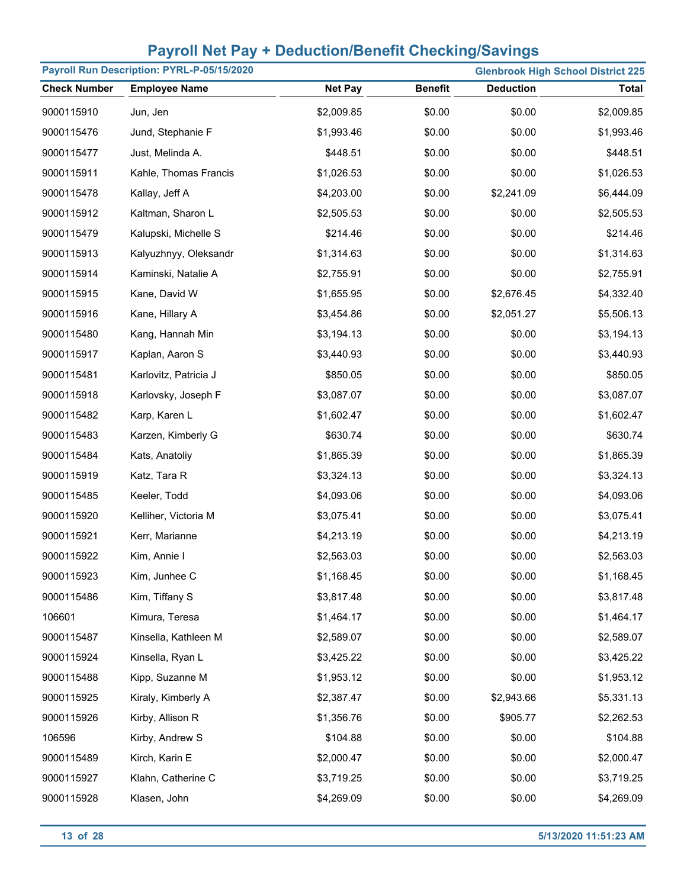# Payroll Net Pay + Deduction/Benefit Checking/Savings

**Payroll Run Description: PYRL-P-05/15/2020** **Glenbrook High School District 225**

| Check Number | Employee Name | Net Pay | Benefit | Deduction | Total |
|---|---|---|---|---|---|
| 9000115910 | Jun, Jen | $2,009.85 | $0.00 | $0.00 | $2,009.85 |
| 9000115476 | Jund, Stephanie F | $1,993.46 | $0.00 | $0.00 | $1,993.46 |
| 9000115477 | Just, Melinda A. | $448.51 | $0.00 | $0.00 | $448.51 |
| 9000115911 | Kahle, Thomas Francis | $1,026.53 | $0.00 | $0.00 | $1,026.53 |
| 9000115478 | Kallay, Jeff A | $4,203.00 | $0.00 | $2,241.09 | $6,444.09 |
| 9000115912 | Kaltman, Sharon L | $2,505.53 | $0.00 | $0.00 | $2,505.53 |
| 9000115479 | Kalupski, Michelle S | $214.46 | $0.00 | $0.00 | $214.46 |
| 9000115913 | Kalyuzhnyy, Oleksandr | $1,314.63 | $0.00 | $0.00 | $1,314.63 |
| 9000115914 | Kaminski, Natalie A | $2,755.91 | $0.00 | $0.00 | $2,755.91 |
| 9000115915 | Kane, David W | $1,655.95 | $0.00 | $2,676.45 | $4,332.40 |
| 9000115916 | Kane, Hillary A | $3,454.86 | $0.00 | $2,051.27 | $5,506.13 |
| 9000115480 | Kang, Hannah Min | $3,194.13 | $0.00 | $0.00 | $3,194.13 |
| 9000115917 | Kaplan, Aaron S | $3,440.93 | $0.00 | $0.00 | $3,440.93 |
| 9000115481 | Karlovitz, Patricia J | $850.05 | $0.00 | $0.00 | $850.05 |
| 9000115918 | Karlovsky, Joseph F | $3,087.07 | $0.00 | $0.00 | $3,087.07 |
| 9000115482 | Karp, Karen L | $1,602.47 | $0.00 | $0.00 | $1,602.47 |
| 9000115483 | Karzen, Kimberly G | $630.74 | $0.00 | $0.00 | $630.74 |
| 9000115484 | Kats, Anatoliy | $1,865.39 | $0.00 | $0.00 | $1,865.39 |
| 9000115919 | Katz, Tara R | $3,324.13 | $0.00 | $0.00 | $3,324.13 |
| 9000115485 | Keeler, Todd | $4,093.06 | $0.00 | $0.00 | $4,093.06 |
| 9000115920 | Kelliher, Victoria M | $3,075.41 | $0.00 | $0.00 | $3,075.41 |
| 9000115921 | Kerr, Marianne | $4,213.19 | $0.00 | $0.00 | $4,213.19 |
| 9000115922 | Kim, Annie I | $2,563.03 | $0.00 | $0.00 | $2,563.03 |
| 9000115923 | Kim, Junhee C | $1,168.45 | $0.00 | $0.00 | $1,168.45 |
| 9000115486 | Kim, Tiffany S | $3,817.48 | $0.00 | $0.00 | $3,817.48 |
| 106601 | Kimura, Teresa | $1,464.17 | $0.00 | $0.00 | $1,464.17 |
| 9000115487 | Kinsella, Kathleen M | $2,589.07 | $0.00 | $0.00 | $2,589.07 |
| 9000115924 | Kinsella, Ryan L | $3,425.22 | $0.00 | $0.00 | $3,425.22 |
| 9000115488 | Kipp, Suzanne M | $1,953.12 | $0.00 | $0.00 | $1,953.12 |
| 9000115925 | Kiraly, Kimberly A | $2,387.47 | $0.00 | $2,943.66 | $5,331.13 |
| 9000115926 | Kirby, Allison R | $1,356.76 | $0.00 | $905.77 | $2,262.53 |
| 106596 | Kirby, Andrew S | $104.88 | $0.00 | $0.00 | $104.88 |
| 9000115489 | Kirch, Karin E | $2,000.47 | $0.00 | $0.00 | $2,000.47 |
| 9000115927 | Klahn, Catherine C | $3,719.25 | $0.00 | $0.00 | $3,719.25 |
| 9000115928 | Klasen, John | $4,269.09 | $0.00 | $0.00 | $4,269.09 |

5/13/2020 11:51:23 AM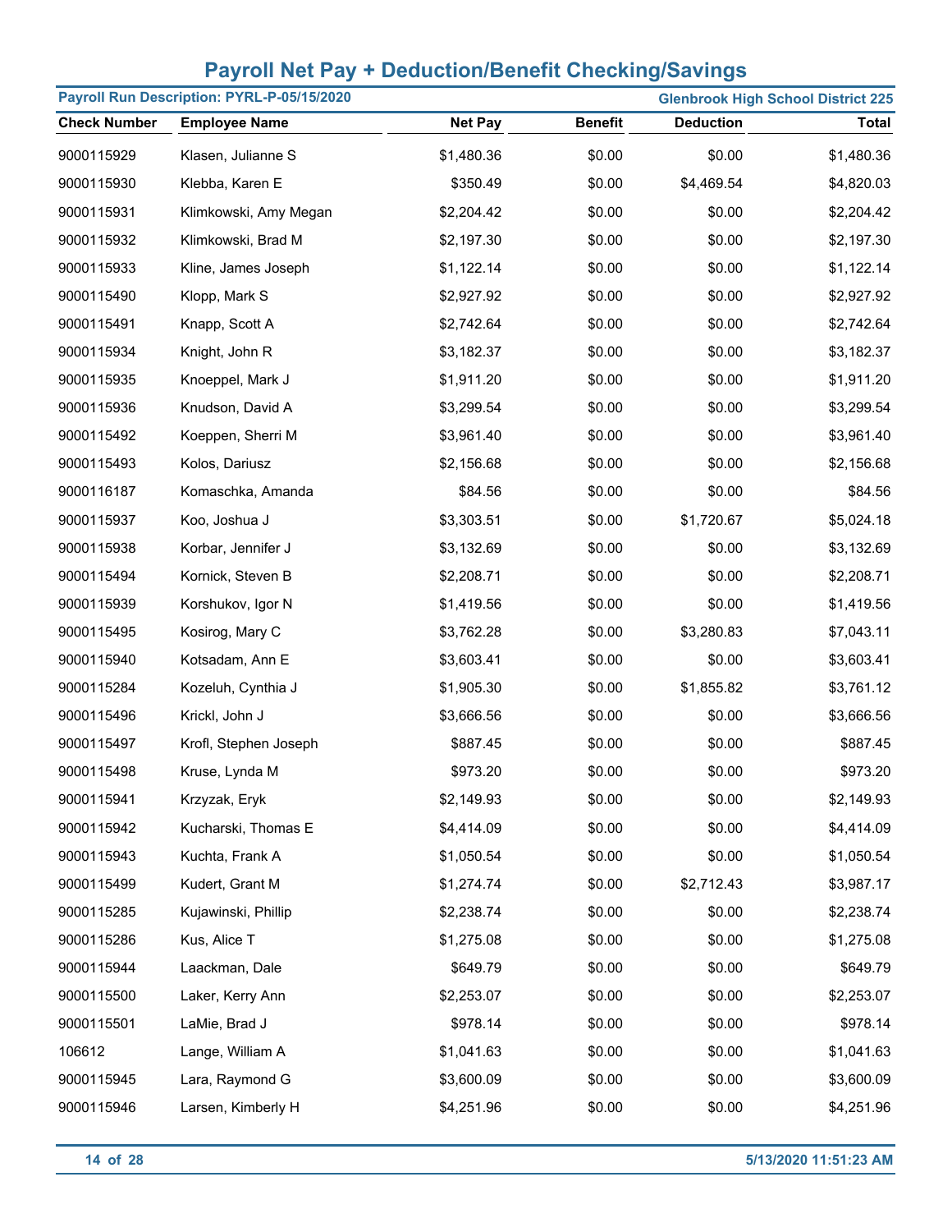# Payroll Net Pay + Deduction/Benefit Checking/Savings

**Payroll Run Description: PYRL-P-05/15/2020** | **Glenbrook High School District 225**

| Check Number | Employee Name | Net Pay | Benefit | Deduction | Total |
|---|---|---|---|---|---|
| 9000115929 | Klasen, Julianne S | $1,480.36 | $0.00 | $0.00 | $1,480.36 |
| 9000115930 | Klebba, Karen E | $350.49 | $0.00 | $4,469.54 | $4,820.03 |
| 9000115931 | Klimkowski, Amy Megan | $2,204.42 | $0.00 | $0.00 | $2,204.42 |
| 9000115932 | Klimkowski, Brad M | $2,197.30 | $0.00 | $0.00 | $2,197.30 |
| 9000115933 | Kline, James Joseph | $1,122.14 | $0.00 | $0.00 | $1,122.14 |
| 9000115490 | Klopp, Mark S | $2,927.92 | $0.00 | $0.00 | $2,927.92 |
| 9000115491 | Knapp, Scott A | $2,742.64 | $0.00 | $0.00 | $2,742.64 |
| 9000115934 | Knight, John R | $3,182.37 | $0.00 | $0.00 | $3,182.37 |
| 9000115935 | Knoeppel, Mark J | $1,911.20 | $0.00 | $0.00 | $1,911.20 |
| 9000115936 | Knudson, David A | $3,299.54 | $0.00 | $0.00 | $3,299.54 |
| 9000115492 | Koeppen, Sherri M | $3,961.40 | $0.00 | $0.00 | $3,961.40 |
| 9000115493 | Kolos, Dariusz | $2,156.68 | $0.00 | $0.00 | $2,156.68 |
| 9000116187 | Komaschka, Amanda | $84.56 | $0.00 | $0.00 | $84.56 |
| 9000115937 | Koo, Joshua J | $3,303.51 | $0.00 | $1,720.67 | $5,024.18 |
| 9000115938 | Korbar, Jennifer J | $3,132.69 | $0.00 | $0.00 | $3,132.69 |
| 9000115494 | Kornick, Steven B | $2,208.71 | $0.00 | $0.00 | $2,208.71 |
| 9000115939 | Korshukov, Igor N | $1,419.56 | $0.00 | $0.00 | $1,419.56 |
| 9000115495 | Kosirog, Mary C | $3,762.28 | $0.00 | $3,280.83 | $7,043.11 |
| 9000115940 | Kotsadam, Ann E | $3,603.41 | $0.00 | $0.00 | $3,603.41 |
| 9000115284 | Kozeluh, Cynthia J | $1,905.30 | $0.00 | $1,855.82 | $3,761.12 |
| 9000115496 | Krickl, John J | $3,666.56 | $0.00 | $0.00 | $3,666.56 |
| 9000115497 | Krofl, Stephen Joseph | $887.45 | $0.00 | $0.00 | $887.45 |
| 9000115498 | Kruse, Lynda M | $973.20 | $0.00 | $0.00 | $973.20 |
| 9000115941 | Krzyzak, Eryk | $2,149.93 | $0.00 | $0.00 | $2,149.93 |
| 9000115942 | Kucharski, Thomas E | $4,414.09 | $0.00 | $0.00 | $4,414.09 |
| 9000115943 | Kuchta, Frank A | $1,050.54 | $0.00 | $0.00 | $1,050.54 |
| 9000115499 | Kudert, Grant M | $1,274.74 | $0.00 | $2,712.43 | $3,987.17 |
| 9000115285 | Kujawinski, Phillip | $2,238.74 | $0.00 | $0.00 | $2,238.74 |
| 9000115286 | Kus, Alice T | $1,275.08 | $0.00 | $0.00 | $1,275.08 |
| 9000115944 | Laackman, Dale | $649.79 | $0.00 | $0.00 | $649.79 |
| 9000115500 | Laker, Kerry Ann | $2,253.07 | $0.00 | $0.00 | $2,253.07 |
| 9000115501 | LaMie, Brad J | $978.14 | $0.00 | $0.00 | $978.14 |
| 106612 | Lange, William A | $1,041.63 | $0.00 | $0.00 | $1,041.63 |
| 9000115945 | Lara, Raymond G | $3,600.09 | $0.00 | $0.00 | $3,600.09 |
| 9000115946 | Larsen, Kimberly H | $4,251.96 | $0.00 | $0.00 | $4,251.96 |

5/13/2020 11:51:23 AM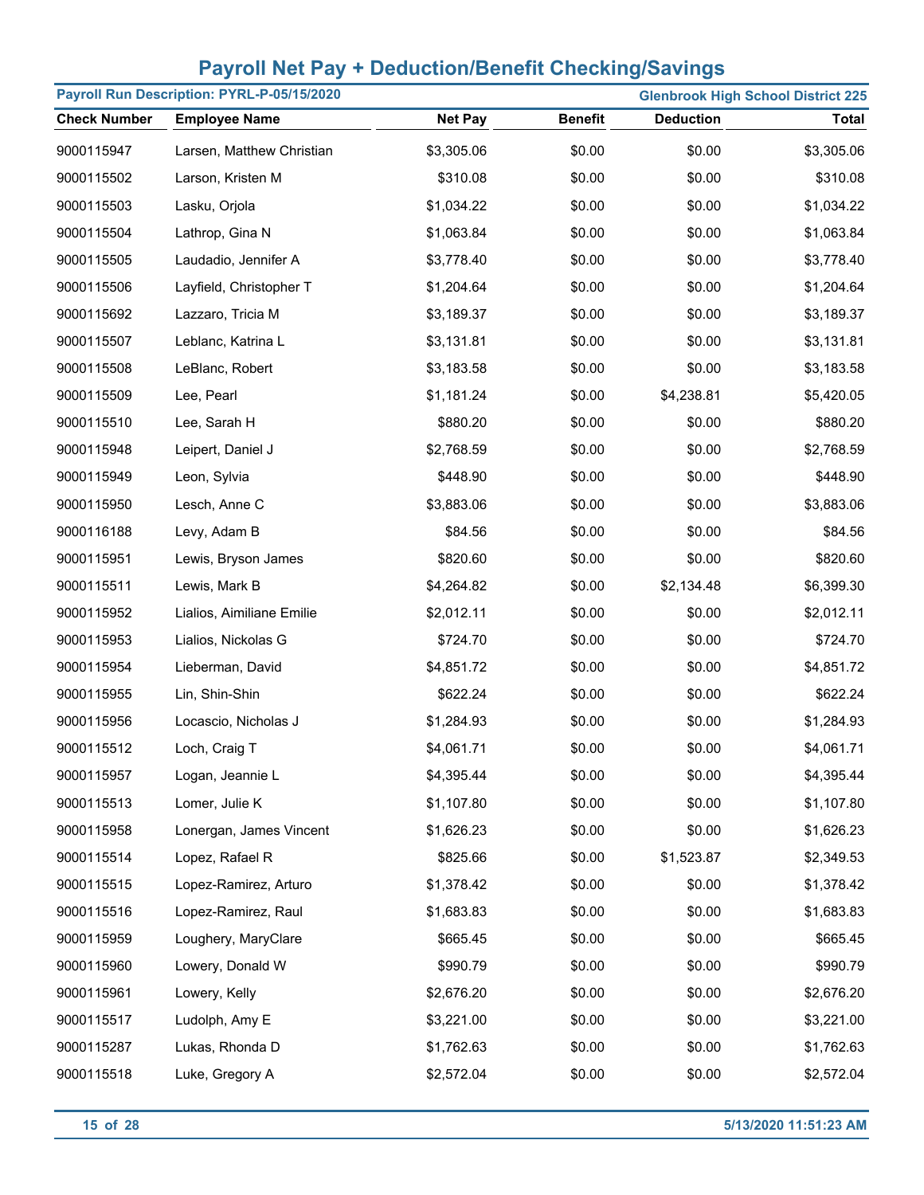## Payroll Net Pay + Deduction/Benefit Checking/Savings

**Payroll Run Description: PYRL-P-05/15/2020** | **Glenbrook High School District 225**

| Check Number | Employee Name | Net Pay | Benefit | Deduction | Total |
|---|---|---|---|---|---|
| 9000115947 | Larsen, Matthew Christian | $3,305.06 | $0.00 | $0.00 | $3,305.06 |
| 9000115502 | Larson, Kristen M | $310.08 | $0.00 | $0.00 | $310.08 |
| 9000115503 | Lasku, Orjola | $1,034.22 | $0.00 | $0.00 | $1,034.22 |
| 9000115504 | Lathrop, Gina N | $1,063.84 | $0.00 | $0.00 | $1,063.84 |
| 9000115505 | Laudadio, Jennifer A | $3,778.40 | $0.00 | $0.00 | $3,778.40 |
| 9000115506 | Layfield, Christopher T | $1,204.64 | $0.00 | $0.00 | $1,204.64 |
| 9000115692 | Lazzaro, Tricia M | $3,189.37 | $0.00 | $0.00 | $3,189.37 |
| 9000115507 | Leblanc, Katrina L | $3,131.81 | $0.00 | $0.00 | $3,131.81 |
| 9000115508 | LeBlanc, Robert | $3,183.58 | $0.00 | $0.00 | $3,183.58 |
| 9000115509 | Lee, Pearl | $1,181.24 | $0.00 | $4,238.81 | $5,420.05 |
| 9000115510 | Lee, Sarah H | $880.20 | $0.00 | $0.00 | $880.20 |
| 9000115948 | Leipert, Daniel J | $2,768.59 | $0.00 | $0.00 | $2,768.59 |
| 9000115949 | Leon, Sylvia | $448.90 | $0.00 | $0.00 | $448.90 |
| 9000115950 | Lesch, Anne C | $3,883.06 | $0.00 | $0.00 | $3,883.06 |
| 9000116188 | Levy, Adam B | $84.56 | $0.00 | $0.00 | $84.56 |
| 9000115951 | Lewis, Bryson James | $820.60 | $0.00 | $0.00 | $820.60 |
| 9000115511 | Lewis, Mark B | $4,264.82 | $0.00 | $2,134.48 | $6,399.30 |
| 9000115952 | Lialios, Aimiliane Emilie | $2,012.11 | $0.00 | $0.00 | $2,012.11 |
| 9000115953 | Lialios, Nickolas G | $724.70 | $0.00 | $0.00 | $724.70 |
| 9000115954 | Lieberman, David | $4,851.72 | $0.00 | $0.00 | $4,851.72 |
| 9000115955 | Lin, Shin-Shin | $622.24 | $0.00 | $0.00 | $622.24 |
| 9000115956 | Locascio, Nicholas J | $1,284.93 | $0.00 | $0.00 | $1,284.93 |
| 9000115512 | Loch, Craig T | $4,061.71 | $0.00 | $0.00 | $4,061.71 |
| 9000115957 | Logan, Jeannie L | $4,395.44 | $0.00 | $0.00 | $4,395.44 |
| 9000115513 | Lomer, Julie K | $1,107.80 | $0.00 | $0.00 | $1,107.80 |
| 9000115958 | Lonergan, James Vincent | $1,626.23 | $0.00 | $0.00 | $1,626.23 |
| 9000115514 | Lopez, Rafael R | $825.66 | $0.00 | $1,523.87 | $2,349.53 |
| 9000115515 | Lopez-Ramirez, Arturo | $1,378.42 | $0.00 | $0.00 | $1,378.42 |
| 9000115516 | Lopez-Ramirez, Raul | $1,683.83 | $0.00 | $0.00 | $1,683.83 |
| 9000115959 | Loughery, MaryClare | $665.45 | $0.00 | $0.00 | $665.45 |
| 9000115960 | Lowery, Donald W | $990.79 | $0.00 | $0.00 | $990.79 |
| 9000115961 | Lowery, Kelly | $2,676.20 | $0.00 | $0.00 | $2,676.20 |
| 9000115517 | Ludolph, Amy E | $3,221.00 | $0.00 | $0.00 | $3,221.00 |
| 9000115287 | Lukas, Rhonda D | $1,762.63 | $0.00 | $0.00 | $1,762.63 |
| 9000115518 | Luke, Gregory A | $2,572.04 | $0.00 | $0.00 | $2,572.04 |

5/13/2020 11:51:23 AM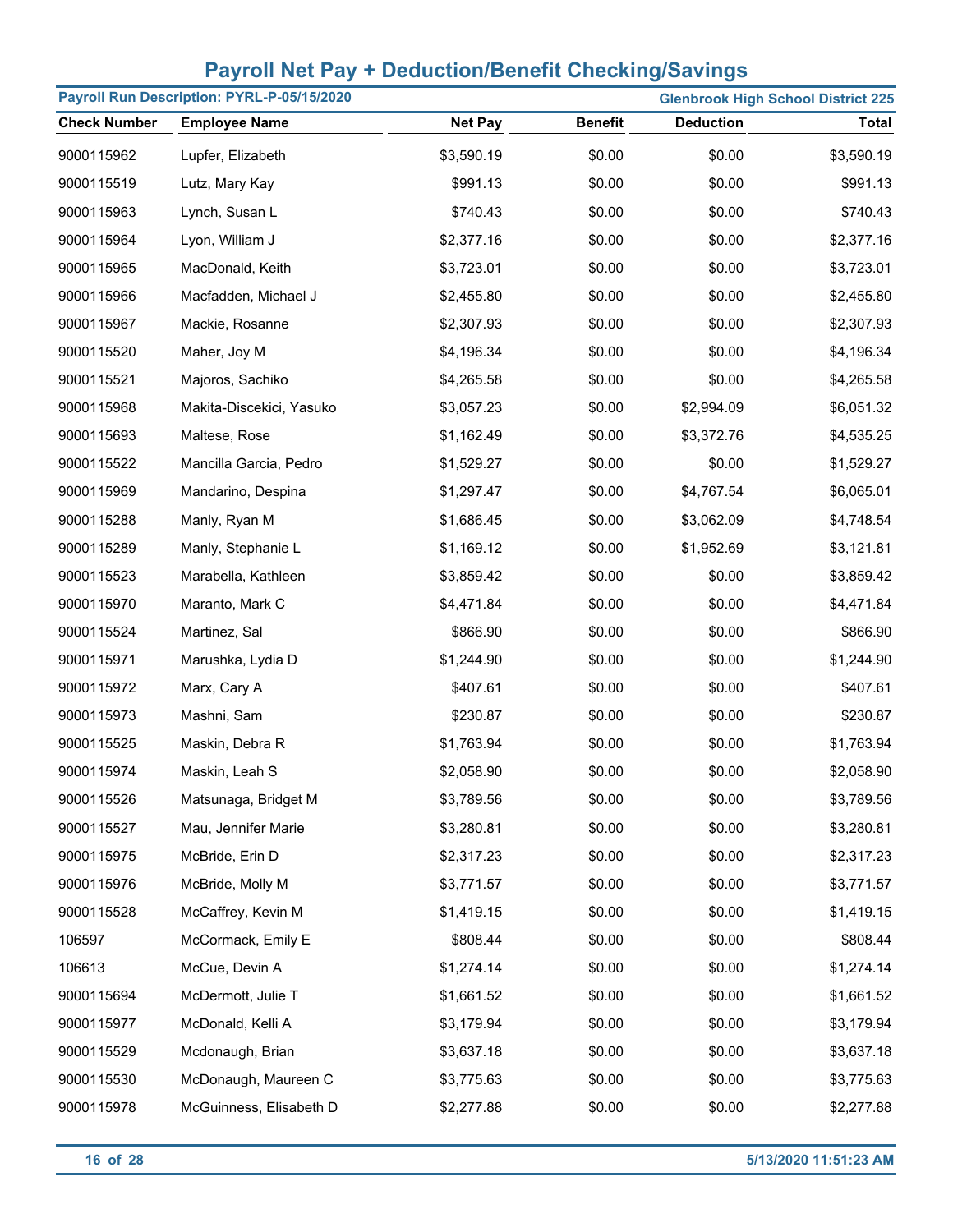# Payroll Net Pay + Deduction/Benefit Checking/Savings

**Payroll Run Description: PYRL-P-05/15/2020** **Glenbrook High School District 225**

| Check Number | Employee Name | Net Pay | Benefit | Deduction | Total |
|---|---|---|---|---|---|
| 9000115962 | Lupfer, Elizabeth | $3,590.19 | $0.00 | $0.00 | $3,590.19 |
| 9000115519 | Lutz, Mary Kay | $991.13 | $0.00 | $0.00 | $991.13 |
| 9000115963 | Lynch, Susan L | $740.43 | $0.00 | $0.00 | $740.43 |
| 9000115964 | Lyon, William J | $2,377.16 | $0.00 | $0.00 | $2,377.16 |
| 9000115965 | MacDonald, Keith | $3,723.01 | $0.00 | $0.00 | $3,723.01 |
| 9000115966 | Macfadden, Michael J | $2,455.80 | $0.00 | $0.00 | $2,455.80 |
| 9000115967 | Mackie, Rosanne | $2,307.93 | $0.00 | $0.00 | $2,307.93 |
| 9000115520 | Maher, Joy M | $4,196.34 | $0.00 | $0.00 | $4,196.34 |
| 9000115521 | Majoros, Sachiko | $4,265.58 | $0.00 | $0.00 | $4,265.58 |
| 9000115968 | Makita-Discekici, Yasuko | $3,057.23 | $0.00 | $2,994.09 | $6,051.32 |
| 9000115693 | Maltese, Rose | $1,162.49 | $0.00 | $3,372.76 | $4,535.25 |
| 9000115522 | Mancilla Garcia, Pedro | $1,529.27 | $0.00 | $0.00 | $1,529.27 |
| 9000115969 | Mandarino, Despina | $1,297.47 | $0.00 | $4,767.54 | $6,065.01 |
| 9000115288 | Manly, Ryan M | $1,686.45 | $0.00 | $3,062.09 | $4,748.54 |
| 9000115289 | Manly, Stephanie L | $1,169.12 | $0.00 | $1,952.69 | $3,121.81 |
| 9000115523 | Marabella, Kathleen | $3,859.42 | $0.00 | $0.00 | $3,859.42 |
| 9000115970 | Maranto, Mark C | $4,471.84 | $0.00 | $0.00 | $4,471.84 |
| 9000115524 | Martinez, Sal | $866.90 | $0.00 | $0.00 | $866.90 |
| 9000115971 | Marushka, Lydia D | $1,244.90 | $0.00 | $0.00 | $1,244.90 |
| 9000115972 | Marx, Cary A | $407.61 | $0.00 | $0.00 | $407.61 |
| 9000115973 | Mashni, Sam | $230.87 | $0.00 | $0.00 | $230.87 |
| 9000115525 | Maskin, Debra R | $1,763.94 | $0.00 | $0.00 | $1,763.94 |
| 9000115974 | Maskin, Leah S | $2,058.90 | $0.00 | $0.00 | $2,058.90 |
| 9000115526 | Matsunaga, Bridget M | $3,789.56 | $0.00 | $0.00 | $3,789.56 |
| 9000115527 | Mau, Jennifer Marie | $3,280.81 | $0.00 | $0.00 | $3,280.81 |
| 9000115975 | McBride, Erin D | $2,317.23 | $0.00 | $0.00 | $2,317.23 |
| 9000115976 | McBride, Molly M | $3,771.57 | $0.00 | $0.00 | $3,771.57 |
| 9000115528 | McCaffrey, Kevin M | $1,419.15 | $0.00 | $0.00 | $1,419.15 |
| 106597 | McCormack, Emily E | $808.44 | $0.00 | $0.00 | $808.44 |
| 106613 | McCue, Devin A | $1,274.14 | $0.00 | $0.00 | $1,274.14 |
| 9000115694 | McDermott, Julie T | $1,661.52 | $0.00 | $0.00 | $1,661.52 |
| 9000115977 | McDonald, Kelli A | $3,179.94 | $0.00 | $0.00 | $3,179.94 |
| 9000115529 | Mcdonaugh, Brian | $3,637.18 | $0.00 | $0.00 | $3,637.18 |
| 9000115530 | McDonaugh, Maureen C | $3,775.63 | $0.00 | $0.00 | $3,775.63 |
| 9000115978 | McGuinness, Elisabeth D | $2,277.88 | $0.00 | $0.00 | $2,277.88 |

5/13/2020 11:51:23 AM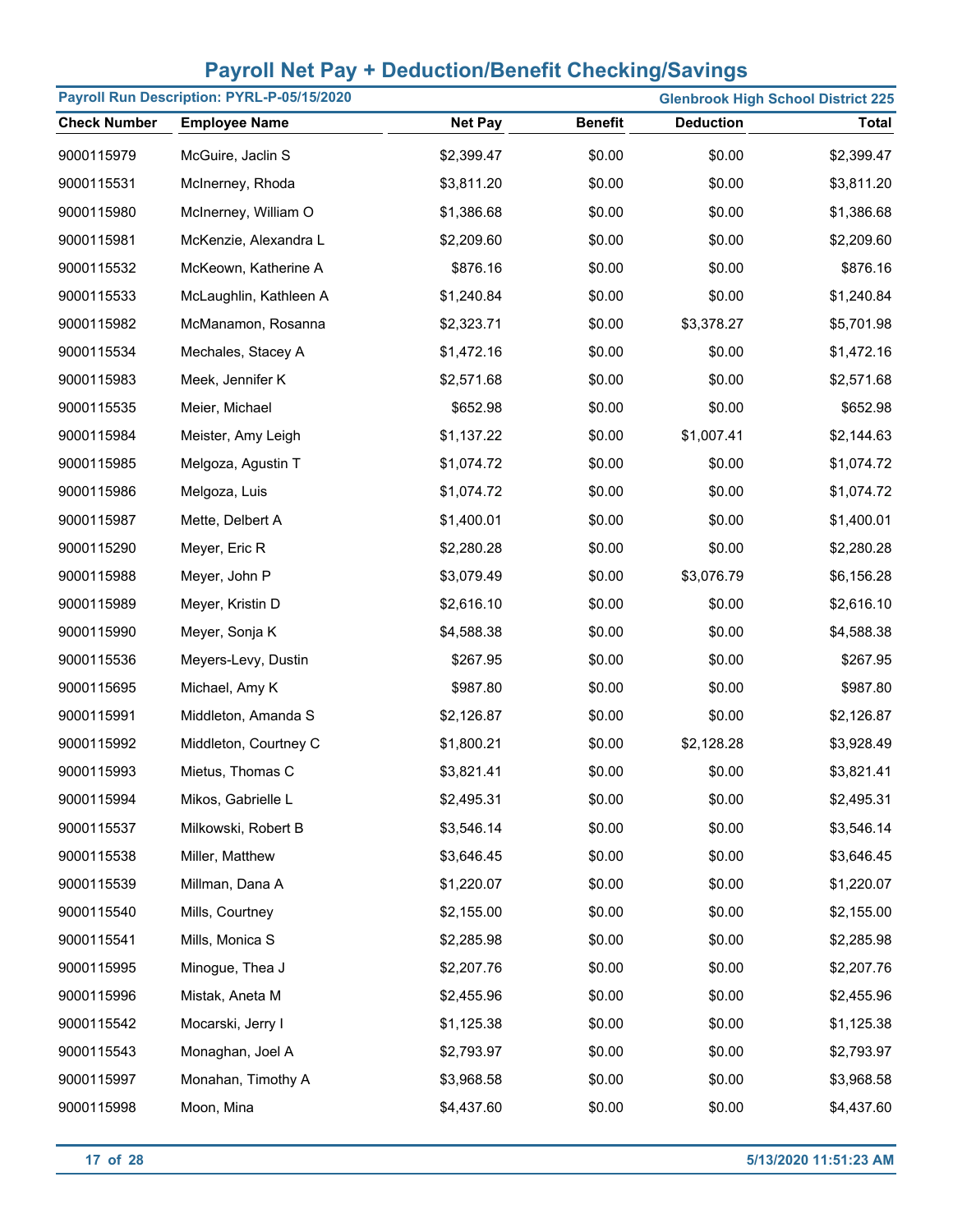# Payroll Net Pay + Deduction/Benefit Checking/Savings

**Payroll Run Description: PYRL-P-05/15/2020** | **Glenbrook High School District 225**

| Check Number | Employee Name | Net Pay | Benefit | Deduction | Total |
|---|---|---|---|---|---|
| 9000115979 | McGuire, Jaclin S | $2,399.47 | $0.00 | $0.00 | $2,399.47 |
| 9000115531 | McInerney, Rhoda | $3,811.20 | $0.00 | $0.00 | $3,811.20 |
| 9000115980 | McInerney, William O | $1,386.68 | $0.00 | $0.00 | $1,386.68 |
| 9000115981 | McKenzie, Alexandra L | $2,209.60 | $0.00 | $0.00 | $2,209.60 |
| 9000115532 | McKeown, Katherine A | $876.16 | $0.00 | $0.00 | $876.16 |
| 9000115533 | McLaughlin, Kathleen A | $1,240.84 | $0.00 | $0.00 | $1,240.84 |
| 9000115982 | McManamon, Rosanna | $2,323.71 | $0.00 | $3,378.27 | $5,701.98 |
| 9000115534 | Mechales, Stacey A | $1,472.16 | $0.00 | $0.00 | $1,472.16 |
| 9000115983 | Meek, Jennifer K | $2,571.68 | $0.00 | $0.00 | $2,571.68 |
| 9000115535 | Meier, Michael | $652.98 | $0.00 | $0.00 | $652.98 |
| 9000115984 | Meister, Amy Leigh | $1,137.22 | $0.00 | $1,007.41 | $2,144.63 |
| 9000115985 | Melgoza, Agustin T | $1,074.72 | $0.00 | $0.00 | $1,074.72 |
| 9000115986 | Melgoza, Luis | $1,074.72 | $0.00 | $0.00 | $1,074.72 |
| 9000115987 | Mette, Delbert A | $1,400.01 | $0.00 | $0.00 | $1,400.01 |
| 9000115290 | Meyer, Eric R | $2,280.28 | $0.00 | $0.00 | $2,280.28 |
| 9000115988 | Meyer, John P | $3,079.49 | $0.00 | $3,076.79 | $6,156.28 |
| 9000115989 | Meyer, Kristin D | $2,616.10 | $0.00 | $0.00 | $2,616.10 |
| 9000115990 | Meyer, Sonja K | $4,588.38 | $0.00 | $0.00 | $4,588.38 |
| 9000115536 | Meyers-Levy, Dustin | $267.95 | $0.00 | $0.00 | $267.95 |
| 9000115695 | Michael, Amy K | $987.80 | $0.00 | $0.00 | $987.80 |
| 9000115991 | Middleton, Amanda S | $2,126.87 | $0.00 | $0.00 | $2,126.87 |
| 9000115992 | Middleton, Courtney C | $1,800.21 | $0.00 | $2,128.28 | $3,928.49 |
| 9000115993 | Mietus, Thomas C | $3,821.41 | $0.00 | $0.00 | $3,821.41 |
| 9000115994 | Mikos, Gabrielle L | $2,495.31 | $0.00 | $0.00 | $2,495.31 |
| 9000115537 | Milkowski, Robert B | $3,546.14 | $0.00 | $0.00 | $3,546.14 |
| 9000115538 | Miller, Matthew | $3,646.45 | $0.00 | $0.00 | $3,646.45 |
| 9000115539 | Millman, Dana A | $1,220.07 | $0.00 | $0.00 | $1,220.07 |
| 9000115540 | Mills, Courtney | $2,155.00 | $0.00 | $0.00 | $2,155.00 |
| 9000115541 | Mills, Monica S | $2,285.98 | $0.00 | $0.00 | $2,285.98 |
| 9000115995 | Minogue, Thea J | $2,207.76 | $0.00 | $0.00 | $2,207.76 |
| 9000115996 | Mistak, Aneta M | $2,455.96 | $0.00 | $0.00 | $2,455.96 |
| 9000115542 | Mocarski, Jerry I | $1,125.38 | $0.00 | $0.00 | $1,125.38 |
| 9000115543 | Monaghan, Joel A | $2,793.97 | $0.00 | $0.00 | $2,793.97 |
| 9000115997 | Monahan, Timothy A | $3,968.58 | $0.00 | $0.00 | $3,968.58 |
| 9000115998 | Moon, Mina | $4,437.60 | $0.00 | $0.00 | $4,437.60 |

5/13/2020 11:51:23 AM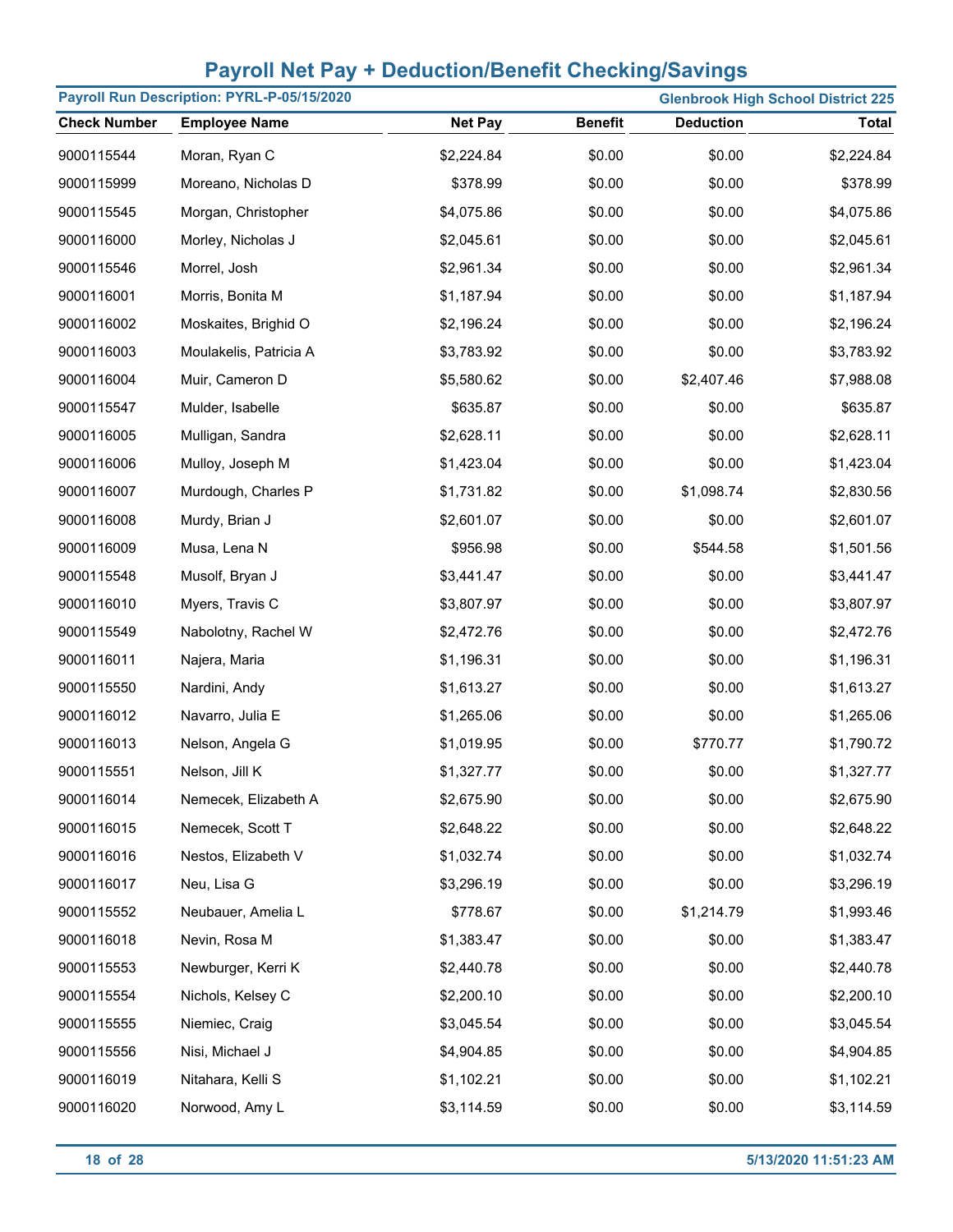# Payroll Net Pay + Deduction/Benefit Checking/Savings

**Payroll Run Description: PYRL-P-05/15/2020** | **Glenbrook High School District 225**

| Check Number | Employee Name | Net Pay | Benefit | Deduction | Total |
|---|---|---|---|---|---|
| 9000115544 | Moran, Ryan C | $2,224.84 | $0.00 | $0.00 | $2,224.84 |
| 9000115999 | Moreano, Nicholas D | $378.99 | $0.00 | $0.00 | $378.99 |
| 9000115545 | Morgan, Christopher | $4,075.86 | $0.00 | $0.00 | $4,075.86 |
| 9000116000 | Morley, Nicholas J | $2,045.61 | $0.00 | $0.00 | $2,045.61 |
| 9000115546 | Morrel, Josh | $2,961.34 | $0.00 | $0.00 | $2,961.34 |
| 9000116001 | Morris, Bonita M | $1,187.94 | $0.00 | $0.00 | $1,187.94 |
| 9000116002 | Moskaites, Brighid O | $2,196.24 | $0.00 | $0.00 | $2,196.24 |
| 9000116003 | Moulakelis, Patricia A | $3,783.92 | $0.00 | $0.00 | $3,783.92 |
| 9000116004 | Muir, Cameron D | $5,580.62 | $0.00 | $2,407.46 | $7,988.08 |
| 9000115547 | Mulder, Isabelle | $635.87 | $0.00 | $0.00 | $635.87 |
| 9000116005 | Mulligan, Sandra | $2,628.11 | $0.00 | $0.00 | $2,628.11 |
| 9000116006 | Mulloy, Joseph M | $1,423.04 | $0.00 | $0.00 | $1,423.04 |
| 9000116007 | Murdough, Charles P | $1,731.82 | $0.00 | $1,098.74 | $2,830.56 |
| 9000116008 | Murdy, Brian J | $2,601.07 | $0.00 | $0.00 | $2,601.07 |
| 9000116009 | Musa, Lena N | $956.98 | $0.00 | $544.58 | $1,501.56 |
| 9000115548 | Musolf, Bryan J | $3,441.47 | $0.00 | $0.00 | $3,441.47 |
| 9000116010 | Myers, Travis C | $3,807.97 | $0.00 | $0.00 | $3,807.97 |
| 9000115549 | Nabolotny, Rachel W | $2,472.76 | $0.00 | $0.00 | $2,472.76 |
| 9000116011 | Najera, Maria | $1,196.31 | $0.00 | $0.00 | $1,196.31 |
| 9000115550 | Nardini, Andy | $1,613.27 | $0.00 | $0.00 | $1,613.27 |
| 9000116012 | Navarro, Julia E | $1,265.06 | $0.00 | $0.00 | $1,265.06 |
| 9000116013 | Nelson, Angela G | $1,019.95 | $0.00 | $770.77 | $1,790.72 |
| 9000115551 | Nelson, Jill K | $1,327.77 | $0.00 | $0.00 | $1,327.77 |
| 9000116014 | Nemecek, Elizabeth A | $2,675.90 | $0.00 | $0.00 | $2,675.90 |
| 9000116015 | Nemecek, Scott T | $2,648.22 | $0.00 | $0.00 | $2,648.22 |
| 9000116016 | Nestos, Elizabeth V | $1,032.74 | $0.00 | $0.00 | $1,032.74 |
| 9000116017 | Neu, Lisa G | $3,296.19 | $0.00 | $0.00 | $3,296.19 |
| 9000115552 | Neubauer, Amelia L | $778.67 | $0.00 | $1,214.79 | $1,993.46 |
| 9000116018 | Nevin, Rosa M | $1,383.47 | $0.00 | $0.00 | $1,383.47 |
| 9000115553 | Newburger, Kerri K | $2,440.78 | $0.00 | $0.00 | $2,440.78 |
| 9000115554 | Nichols, Kelsey C | $2,200.10 | $0.00 | $0.00 | $2,200.10 |
| 9000115555 | Niemiec, Craig | $3,045.54 | $0.00 | $0.00 | $3,045.54 |
| 9000115556 | Nisi, Michael J | $4,904.85 | $0.00 | $0.00 | $4,904.85 |
| 9000116019 | Nitahara, Kelli S | $1,102.21 | $0.00 | $0.00 | $1,102.21 |
| 9000116020 | Norwood, Amy L | $3,114.59 | $0.00 | $0.00 | $3,114.59 |

5/13/2020 11:51:23 AM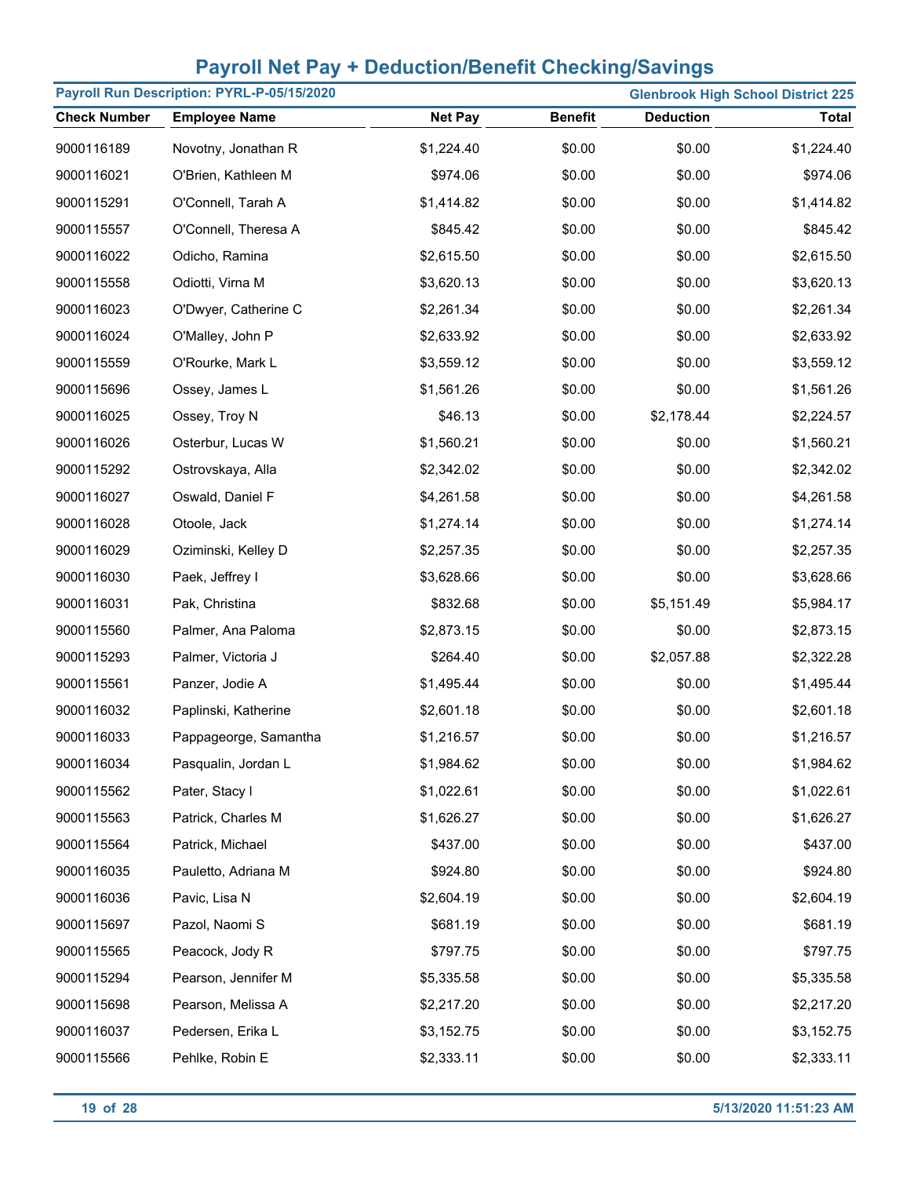# Payroll Net Pay + Deduction/Benefit Checking/Savings

**Payroll Run Description: PYRL-P-05/15/2020** — **Glenbrook High School District 225**

| Check Number | Employee Name | Net Pay | Benefit | Deduction | Total |
|---|---|---|---|---|---|
| 9000116189 | Novotny, Jonathan R | $1,224.40 | $0.00 | $0.00 | $1,224.40 |
| 9000116021 | O'Brien, Kathleen M | $974.06 | $0.00 | $0.00 | $974.06 |
| 9000115291 | O'Connell, Tarah A | $1,414.82 | $0.00 | $0.00 | $1,414.82 |
| 9000115557 | O'Connell, Theresa A | $845.42 | $0.00 | $0.00 | $845.42 |
| 9000116022 | Odicho, Ramina | $2,615.50 | $0.00 | $0.00 | $2,615.50 |
| 9000115558 | Odiotti, Virna M | $3,620.13 | $0.00 | $0.00 | $3,620.13 |
| 9000116023 | O'Dwyer, Catherine C | $2,261.34 | $0.00 | $0.00 | $2,261.34 |
| 9000116024 | O'Malley, John P | $2,633.92 | $0.00 | $0.00 | $2,633.92 |
| 9000115559 | O'Rourke, Mark L | $3,559.12 | $0.00 | $0.00 | $3,559.12 |
| 9000115696 | Ossey, James L | $1,561.26 | $0.00 | $0.00 | $1,561.26 |
| 9000116025 | Ossey, Troy N | $46.13 | $0.00 | $2,178.44 | $2,224.57 |
| 9000116026 | Osterbur, Lucas W | $1,560.21 | $0.00 | $0.00 | $1,560.21 |
| 9000115292 | Ostrovskaya, Alla | $2,342.02 | $0.00 | $0.00 | $2,342.02 |
| 9000116027 | Oswald, Daniel F | $4,261.58 | $0.00 | $0.00 | $4,261.58 |
| 9000116028 | Otoole, Jack | $1,274.14 | $0.00 | $0.00 | $1,274.14 |
| 9000116029 | Oziminski, Kelley D | $2,257.35 | $0.00 | $0.00 | $2,257.35 |
| 9000116030 | Paek, Jeffrey I | $3,628.66 | $0.00 | $0.00 | $3,628.66 |
| 9000116031 | Pak, Christina | $832.68 | $0.00 | $5,151.49 | $5,984.17 |
| 9000115560 | Palmer, Ana Paloma | $2,873.15 | $0.00 | $0.00 | $2,873.15 |
| 9000115293 | Palmer, Victoria J | $264.40 | $0.00 | $2,057.88 | $2,322.28 |
| 9000115561 | Panzer, Jodie A | $1,495.44 | $0.00 | $0.00 | $1,495.44 |
| 9000116032 | Paplinski, Katherine | $2,601.18 | $0.00 | $0.00 | $2,601.18 |
| 9000116033 | Pappageorge, Samantha | $1,216.57 | $0.00 | $0.00 | $1,216.57 |
| 9000116034 | Pasqualin, Jordan L | $1,984.62 | $0.00 | $0.00 | $1,984.62 |
| 9000115562 | Pater, Stacy I | $1,022.61 | $0.00 | $0.00 | $1,022.61 |
| 9000115563 | Patrick, Charles M | $1,626.27 | $0.00 | $0.00 | $1,626.27 |
| 9000115564 | Patrick, Michael | $437.00 | $0.00 | $0.00 | $437.00 |
| 9000116035 | Pauletto, Adriana M | $924.80 | $0.00 | $0.00 | $924.80 |
| 9000116036 | Pavic, Lisa N | $2,604.19 | $0.00 | $0.00 | $2,604.19 |
| 9000115697 | Pazol, Naomi S | $681.19 | $0.00 | $0.00 | $681.19 |
| 9000115565 | Peacock, Jody R | $797.75 | $0.00 | $0.00 | $797.75 |
| 9000115294 | Pearson, Jennifer M | $5,335.58 | $0.00 | $0.00 | $5,335.58 |
| 9000115698 | Pearson, Melissa A | $2,217.20 | $0.00 | $0.00 | $2,217.20 |
| 9000116037 | Pedersen, Erika L | $3,152.75 | $0.00 | $0.00 | $3,152.75 |
| 9000115566 | Pehlke, Robin E | $2,333.11 | $0.00 | $0.00 | $2,333.11 |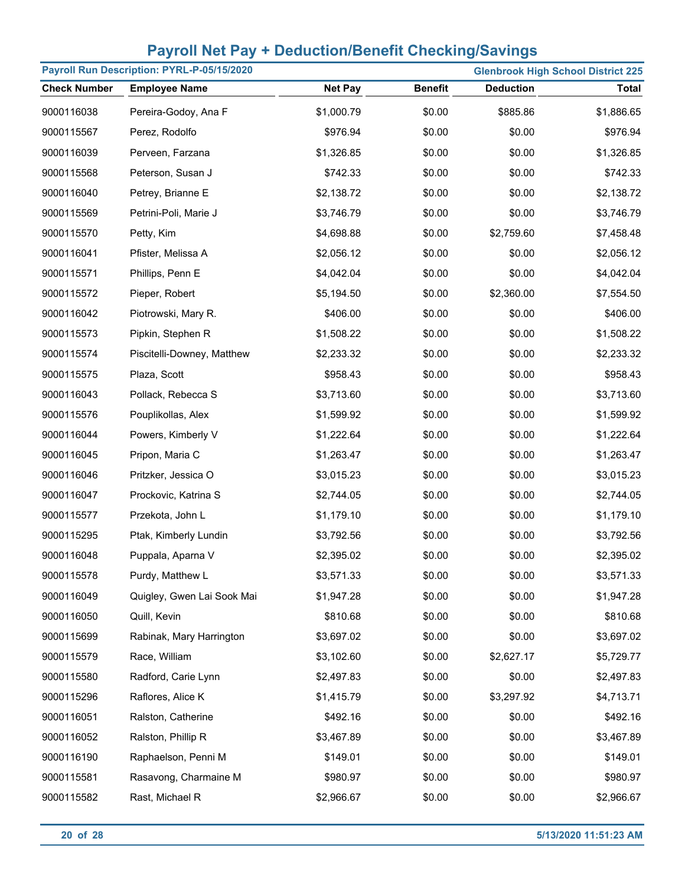# Payroll Net Pay + Deduction/Benefit Checking/Savings

**Payroll Run Description: PYRL-P-05/15/2020** — **Glenbrook High School District 225**

| Check Number | Employee Name | Net Pay | Benefit | Deduction | Total |
|---|---|---|---|---|---|
| 9000116038 | Pereira-Godoy, Ana F | $1,000.79 | $0.00 | $885.86 | $1,886.65 |
| 9000115567 | Perez, Rodolfo | $976.94 | $0.00 | $0.00 | $976.94 |
| 9000116039 | Perveen, Farzana | $1,326.85 | $0.00 | $0.00 | $1,326.85 |
| 9000115568 | Peterson, Susan J | $742.33 | $0.00 | $0.00 | $742.33 |
| 9000116040 | Petrey, Brianne E | $2,138.72 | $0.00 | $0.00 | $2,138.72 |
| 9000115569 | Petrini-Poli, Marie J | $3,746.79 | $0.00 | $0.00 | $3,746.79 |
| 9000115570 | Petty, Kim | $4,698.88 | $0.00 | $2,759.60 | $7,458.48 |
| 9000116041 | Pfister, Melissa A | $2,056.12 | $0.00 | $0.00 | $2,056.12 |
| 9000115571 | Phillips, Penn E | $4,042.04 | $0.00 | $0.00 | $4,042.04 |
| 9000115572 | Pieper, Robert | $5,194.50 | $0.00 | $2,360.00 | $7,554.50 |
| 9000116042 | Piotrowski, Mary R. | $406.00 | $0.00 | $0.00 | $406.00 |
| 9000115573 | Pipkin, Stephen R | $1,508.22 | $0.00 | $0.00 | $1,508.22 |
| 9000115574 | Piscitelli-Downey, Matthew | $2,233.32 | $0.00 | $0.00 | $2,233.32 |
| 9000115575 | Plaza, Scott | $958.43 | $0.00 | $0.00 | $958.43 |
| 9000116043 | Pollack, Rebecca S | $3,713.60 | $0.00 | $0.00 | $3,713.60 |
| 9000115576 | Pouplikollas, Alex | $1,599.92 | $0.00 | $0.00 | $1,599.92 |
| 9000116044 | Powers, Kimberly V | $1,222.64 | $0.00 | $0.00 | $1,222.64 |
| 9000116045 | Pripon, Maria C | $1,263.47 | $0.00 | $0.00 | $1,263.47 |
| 9000116046 | Pritzker, Jessica O | $3,015.23 | $0.00 | $0.00 | $3,015.23 |
| 9000116047 | Prockovic, Katrina S | $2,744.05 | $0.00 | $0.00 | $2,744.05 |
| 9000115577 | Przekota, John L | $1,179.10 | $0.00 | $0.00 | $1,179.10 |
| 9000115295 | Ptak, Kimberly Lundin | $3,792.56 | $0.00 | $0.00 | $3,792.56 |
| 9000116048 | Puppala, Aparna V | $2,395.02 | $0.00 | $0.00 | $2,395.02 |
| 9000115578 | Purdy, Matthew L | $3,571.33 | $0.00 | $0.00 | $3,571.33 |
| 9000116049 | Quigley, Gwen Lai Sook Mai | $1,947.28 | $0.00 | $0.00 | $1,947.28 |
| 9000116050 | Quill, Kevin | $810.68 | $0.00 | $0.00 | $810.68 |
| 9000115699 | Rabinak, Mary Harrington | $3,697.02 | $0.00 | $0.00 | $3,697.02 |
| 9000115579 | Race, William | $3,102.60 | $0.00 | $2,627.17 | $5,729.77 |
| 9000115580 | Radford, Carie Lynn | $2,497.83 | $0.00 | $0.00 | $2,497.83 |
| 9000115296 | Raflores, Alice K | $1,415.79 | $0.00 | $3,297.92 | $4,713.71 |
| 9000116051 | Ralston, Catherine | $492.16 | $0.00 | $0.00 | $492.16 |
| 9000116052 | Ralston, Phillip R | $3,467.89 | $0.00 | $0.00 | $3,467.89 |
| 9000116190 | Raphaelson, Penni M | $149.01 | $0.00 | $0.00 | $149.01 |
| 9000115581 | Rasavong, Charmaine M | $980.97 | $0.00 | $0.00 | $980.97 |
| 9000115582 | Rast, Michael R | $2,966.67 | $0.00 | $0.00 | $2,966.67 |

5/13/2020 11:51:23 AM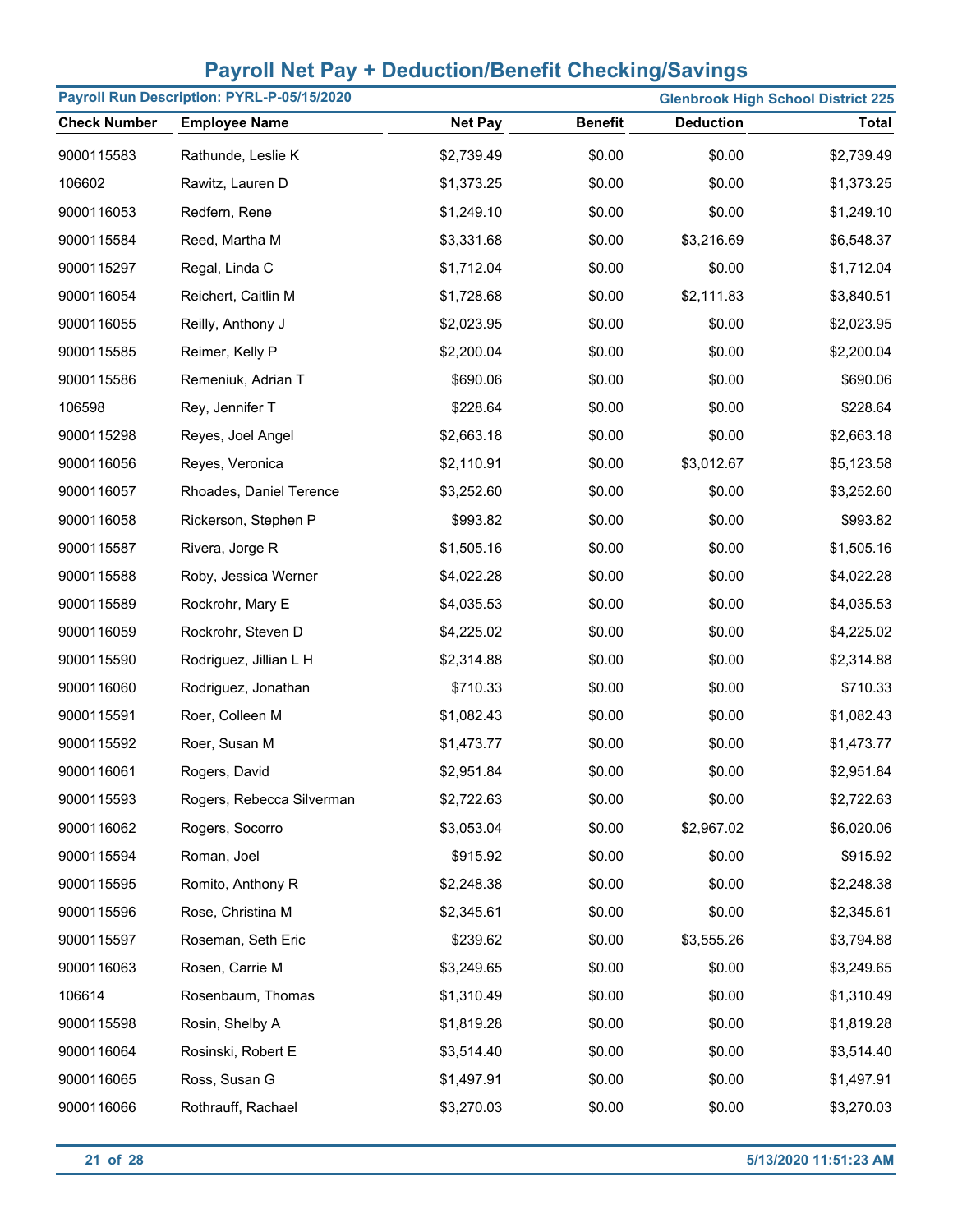# Payroll Net Pay + Deduction/Benefit Checking/Savings

**Payroll Run Description: PYRL-P-05/15/2020** | **Glenbrook High School District 225**

| Check Number | Employee Name | Net Pay | Benefit | Deduction | Total |
|---|---|---|---|---|---|
| 9000115583 | Rathunde, Leslie K | $2,739.49 | $0.00 | $0.00 | $2,739.49 |
| 106602 | Rawitz, Lauren D | $1,373.25 | $0.00 | $0.00 | $1,373.25 |
| 9000116053 | Redfern, Rene | $1,249.10 | $0.00 | $0.00 | $1,249.10 |
| 9000115584 | Reed, Martha M | $3,331.68 | $0.00 | $3,216.69 | $6,548.37 |
| 9000115297 | Regal, Linda C | $1,712.04 | $0.00 | $0.00 | $1,712.04 |
| 9000116054 | Reichert, Caitlin M | $1,728.68 | $0.00 | $2,111.83 | $3,840.51 |
| 9000116055 | Reilly, Anthony J | $2,023.95 | $0.00 | $0.00 | $2,023.95 |
| 9000115585 | Reimer, Kelly P | $2,200.04 | $0.00 | $0.00 | $2,200.04 |
| 9000115586 | Remeniuk, Adrian T | $690.06 | $0.00 | $0.00 | $690.06 |
| 106598 | Rey, Jennifer T | $228.64 | $0.00 | $0.00 | $228.64 |
| 9000115298 | Reyes, Joel Angel | $2,663.18 | $0.00 | $0.00 | $2,663.18 |
| 9000116056 | Reyes, Veronica | $2,110.91 | $0.00 | $3,012.67 | $5,123.58 |
| 9000116057 | Rhoades, Daniel Terence | $3,252.60 | $0.00 | $0.00 | $3,252.60 |
| 9000116058 | Rickerson, Stephen P | $993.82 | $0.00 | $0.00 | $993.82 |
| 9000115587 | Rivera, Jorge R | $1,505.16 | $0.00 | $0.00 | $1,505.16 |
| 9000115588 | Roby, Jessica Werner | $4,022.28 | $0.00 | $0.00 | $4,022.28 |
| 9000115589 | Rockrohr, Mary E | $4,035.53 | $0.00 | $0.00 | $4,035.53 |
| 9000116059 | Rockrohr, Steven D | $4,225.02 | $0.00 | $0.00 | $4,225.02 |
| 9000115590 | Rodriguez, Jillian L H | $2,314.88 | $0.00 | $0.00 | $2,314.88 |
| 9000116060 | Rodriguez, Jonathan | $710.33 | $0.00 | $0.00 | $710.33 |
| 9000115591 | Roer, Colleen M | $1,082.43 | $0.00 | $0.00 | $1,082.43 |
| 9000115592 | Roer, Susan M | $1,473.77 | $0.00 | $0.00 | $1,473.77 |
| 9000116061 | Rogers, David | $2,951.84 | $0.00 | $0.00 | $2,951.84 |
| 9000115593 | Rogers, Rebecca Silverman | $2,722.63 | $0.00 | $0.00 | $2,722.63 |
| 9000116062 | Rogers, Socorro | $3,053.04 | $0.00 | $2,967.02 | $6,020.06 |
| 9000115594 | Roman, Joel | $915.92 | $0.00 | $0.00 | $915.92 |
| 9000115595 | Romito, Anthony R | $2,248.38 | $0.00 | $0.00 | $2,248.38 |
| 9000115596 | Rose, Christina M | $2,345.61 | $0.00 | $0.00 | $2,345.61 |
| 9000115597 | Roseman, Seth Eric | $239.62 | $0.00 | $3,555.26 | $3,794.88 |
| 9000116063 | Rosen, Carrie M | $3,249.65 | $0.00 | $0.00 | $3,249.65 |
| 106614 | Rosenbaum, Thomas | $1,310.49 | $0.00 | $0.00 | $1,310.49 |
| 9000115598 | Rosin, Shelby A | $1,819.28 | $0.00 | $0.00 | $1,819.28 |
| 9000116064 | Rosinski, Robert E | $3,514.40 | $0.00 | $0.00 | $3,514.40 |
| 9000116065 | Ross, Susan G | $1,497.91 | $0.00 | $0.00 | $1,497.91 |
| 9000116066 | Rothrauff, Rachael | $3,270.03 | $0.00 | $0.00 | $3,270.03 |

5/13/2020 11:51:23 AM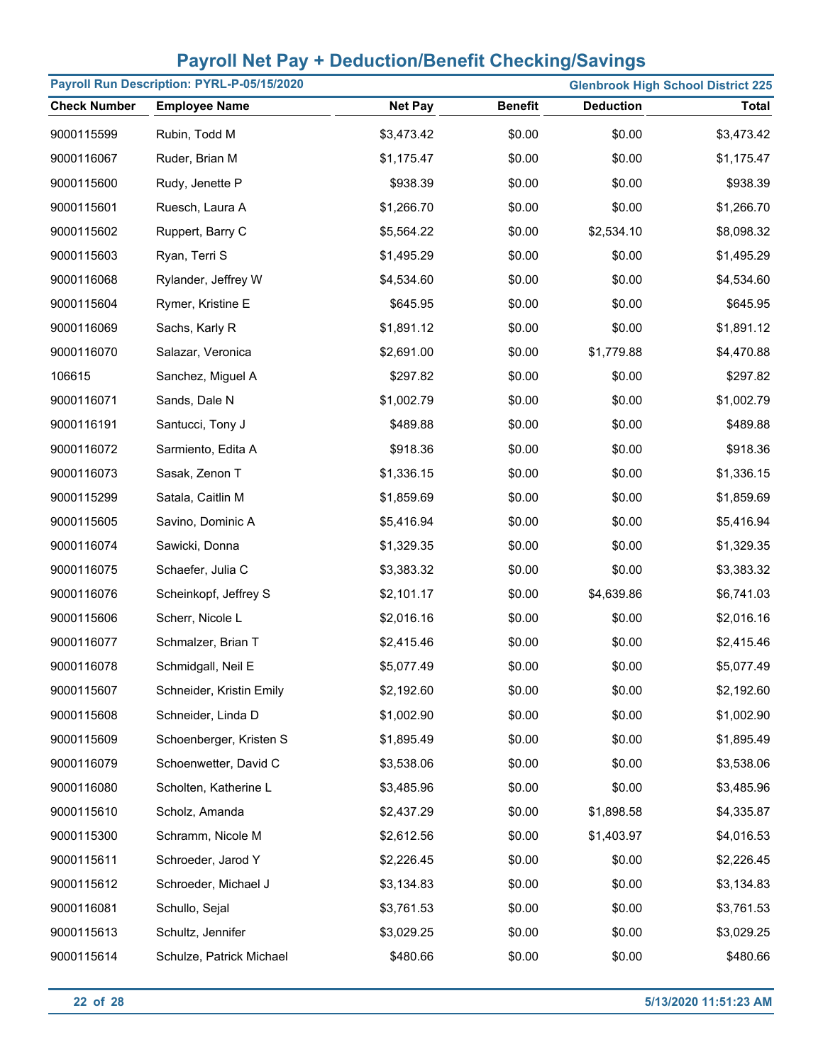# Payroll Net Pay + Deduction/Benefit Checking/Savings

**Payroll Run Description: PYRL-P-05/15/2020** | **Glenbrook High School District 225**

| Check Number | Employee Name | Net Pay | Benefit | Deduction | Total |
|---|---|---|---|---|---|
| 9000115599 | Rubin, Todd M | $3,473.42 | $0.00 | $0.00 | $3,473.42 |
| 9000116067 | Ruder, Brian M | $1,175.47 | $0.00 | $0.00 | $1,175.47 |
| 9000115600 | Rudy, Jenette P | $938.39 | $0.00 | $0.00 | $938.39 |
| 9000115601 | Ruesch, Laura A | $1,266.70 | $0.00 | $0.00 | $1,266.70 |
| 9000115602 | Ruppert, Barry C | $5,564.22 | $0.00 | $2,534.10 | $8,098.32 |
| 9000115603 | Ryan, Terri S | $1,495.29 | $0.00 | $0.00 | $1,495.29 |
| 9000116068 | Rylander, Jeffrey W | $4,534.60 | $0.00 | $0.00 | $4,534.60 |
| 9000115604 | Rymer, Kristine E | $645.95 | $0.00 | $0.00 | $645.95 |
| 9000116069 | Sachs, Karly R | $1,891.12 | $0.00 | $0.00 | $1,891.12 |
| 9000116070 | Salazar, Veronica | $2,691.00 | $0.00 | $1,779.88 | $4,470.88 |
| 106615 | Sanchez, Miguel A | $297.82 | $0.00 | $0.00 | $297.82 |
| 9000116071 | Sands, Dale N | $1,002.79 | $0.00 | $0.00 | $1,002.79 |
| 9000116191 | Santucci, Tony J | $489.88 | $0.00 | $0.00 | $489.88 |
| 9000116072 | Sarmiento, Edita A | $918.36 | $0.00 | $0.00 | $918.36 |
| 9000116073 | Sasak, Zenon T | $1,336.15 | $0.00 | $0.00 | $1,336.15 |
| 9000115299 | Satala, Caitlin M | $1,859.69 | $0.00 | $0.00 | $1,859.69 |
| 9000115605 | Savino, Dominic A | $5,416.94 | $0.00 | $0.00 | $5,416.94 |
| 9000116074 | Sawicki, Donna | $1,329.35 | $0.00 | $0.00 | $1,329.35 |
| 9000116075 | Schaefer, Julia C | $3,383.32 | $0.00 | $0.00 | $3,383.32 |
| 9000116076 | Scheinkopf, Jeffrey S | $2,101.17 | $0.00 | $4,639.86 | $6,741.03 |
| 9000115606 | Scherr, Nicole L | $2,016.16 | $0.00 | $0.00 | $2,016.16 |
| 9000116077 | Schmalzer, Brian T | $2,415.46 | $0.00 | $0.00 | $2,415.46 |
| 9000116078 | Schmidgall, Neil E | $5,077.49 | $0.00 | $0.00 | $5,077.49 |
| 9000115607 | Schneider, Kristin Emily | $2,192.60 | $0.00 | $0.00 | $2,192.60 |
| 9000115608 | Schneider, Linda D | $1,002.90 | $0.00 | $0.00 | $1,002.90 |
| 9000115609 | Schoenberger, Kristen S | $1,895.49 | $0.00 | $0.00 | $1,895.49 |
| 9000116079 | Schoenwetter, David C | $3,538.06 | $0.00 | $0.00 | $3,538.06 |
| 9000116080 | Scholten, Katherine L | $3,485.96 | $0.00 | $0.00 | $3,485.96 |
| 9000115610 | Scholz, Amanda | $2,437.29 | $0.00 | $1,898.58 | $4,335.87 |
| 9000115300 | Schramm, Nicole M | $2,612.56 | $0.00 | $1,403.97 | $4,016.53 |
| 9000115611 | Schroeder, Jarod Y | $2,226.45 | $0.00 | $0.00 | $2,226.45 |
| 9000115612 | Schroeder, Michael J | $3,134.83 | $0.00 | $0.00 | $3,134.83 |
| 9000116081 | Schullo, Sejal | $3,761.53 | $0.00 | $0.00 | $3,761.53 |
| 9000115613 | Schultz, Jennifer | $3,029.25 | $0.00 | $0.00 | $3,029.25 |
| 9000115614 | Schulze, Patrick Michael | $480.66 | $0.00 | $0.00 | $480.66 |

5/13/2020 11:51:23 AM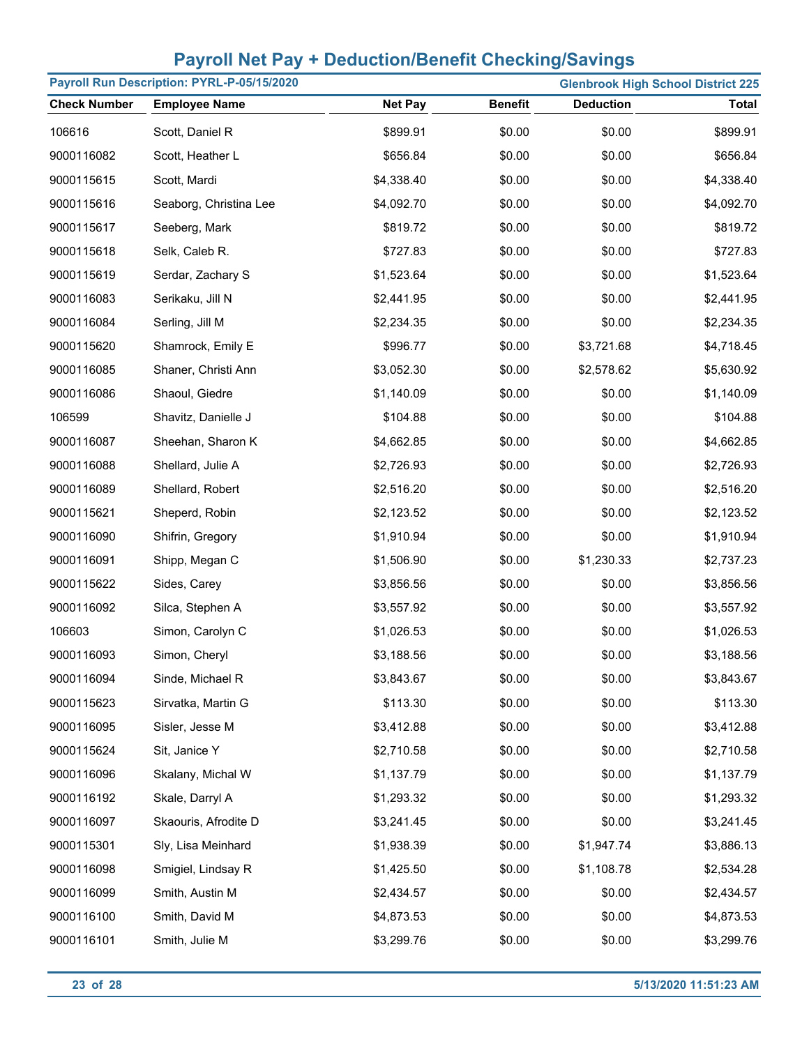# Payroll Net Pay + Deduction/Benefit Checking/Savings

**Payroll Run Description: PYRL-P-05/15/2020** | **Glenbrook High School District 225**

| Check Number | Employee Name | Net Pay | Benefit | Deduction | Total |
|---|---|---|---|---|---|
| 106616 | Scott, Daniel R | $899.91 | $0.00 | $0.00 | $899.91 |
| 9000116082 | Scott, Heather L | $656.84 | $0.00 | $0.00 | $656.84 |
| 9000115615 | Scott, Mardi | $4,338.40 | $0.00 | $0.00 | $4,338.40 |
| 9000115616 | Seaborg, Christina Lee | $4,092.70 | $0.00 | $0.00 | $4,092.70 |
| 9000115617 | Seeberg, Mark | $819.72 | $0.00 | $0.00 | $819.72 |
| 9000115618 | Selk, Caleb R. | $727.83 | $0.00 | $0.00 | $727.83 |
| 9000115619 | Serdar, Zachary S | $1,523.64 | $0.00 | $0.00 | $1,523.64 |
| 9000116083 | Serikaku, Jill N | $2,441.95 | $0.00 | $0.00 | $2,441.95 |
| 9000116084 | Serling, Jill M | $2,234.35 | $0.00 | $0.00 | $2,234.35 |
| 9000115620 | Shamrock, Emily E | $996.77 | $0.00 | $3,721.68 | $4,718.45 |
| 9000116085 | Shaner, Christi Ann | $3,052.30 | $0.00 | $2,578.62 | $5,630.92 |
| 9000116086 | Shaoul, Giedre | $1,140.09 | $0.00 | $0.00 | $1,140.09 |
| 106599 | Shavitz, Danielle J | $104.88 | $0.00 | $0.00 | $104.88 |
| 9000116087 | Sheehan, Sharon K | $4,662.85 | $0.00 | $0.00 | $4,662.85 |
| 9000116088 | Shellard, Julie A | $2,726.93 | $0.00 | $0.00 | $2,726.93 |
| 9000116089 | Shellard, Robert | $2,516.20 | $0.00 | $0.00 | $2,516.20 |
| 9000115621 | Sheperd, Robin | $2,123.52 | $0.00 | $0.00 | $2,123.52 |
| 9000116090 | Shifrin, Gregory | $1,910.94 | $0.00 | $0.00 | $1,910.94 |
| 9000116091 | Shipp, Megan C | $1,506.90 | $0.00 | $1,230.33 | $2,737.23 |
| 9000115622 | Sides, Carey | $3,856.56 | $0.00 | $0.00 | $3,856.56 |
| 9000116092 | Silca, Stephen A | $3,557.92 | $0.00 | $0.00 | $3,557.92 |
| 106603 | Simon, Carolyn C | $1,026.53 | $0.00 | $0.00 | $1,026.53 |
| 9000116093 | Simon, Cheryl | $3,188.56 | $0.00 | $0.00 | $3,188.56 |
| 9000116094 | Sinde, Michael R | $3,843.67 | $0.00 | $0.00 | $3,843.67 |
| 9000115623 | Sirvatka, Martin G | $113.30 | $0.00 | $0.00 | $113.30 |
| 9000116095 | Sisler, Jesse M | $3,412.88 | $0.00 | $0.00 | $3,412.88 |
| 9000115624 | Sit, Janice Y | $2,710.58 | $0.00 | $0.00 | $2,710.58 |
| 9000116096 | Skalany, Michal W | $1,137.79 | $0.00 | $0.00 | $1,137.79 |
| 9000116192 | Skale, Darryl A | $1,293.32 | $0.00 | $0.00 | $1,293.32 |
| 9000116097 | Skaouris, Afrodite D | $3,241.45 | $0.00 | $0.00 | $3,241.45 |
| 9000115301 | Sly, Lisa Meinhard | $1,938.39 | $0.00 | $1,947.74 | $3,886.13 |
| 9000116098 | Smigiel, Lindsay R | $1,425.50 | $0.00 | $1,108.78 | $2,534.28 |
| 9000116099 | Smith, Austin M | $2,434.57 | $0.00 | $0.00 | $2,434.57 |
| 9000116100 | Smith, David M | $4,873.53 | $0.00 | $0.00 | $4,873.53 |
| 9000116101 | Smith, Julie M | $3,299.76 | $0.00 | $0.00 | $3,299.76 |

5/13/2020 11:51:23 AM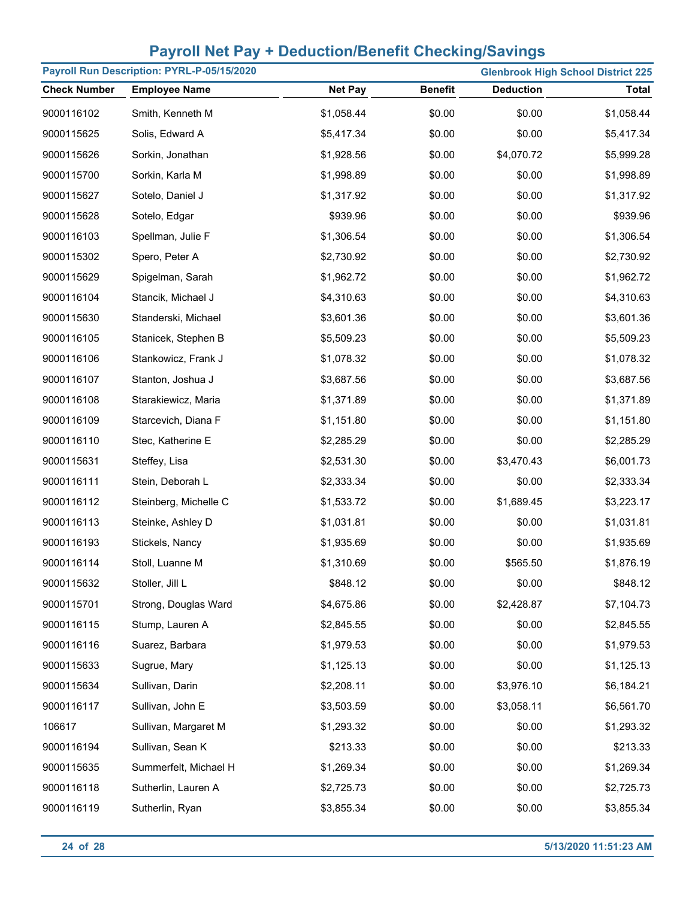# Payroll Net Pay + Deduction/Benefit Checking/Savings

**Payroll Run Description: PYRL-P-05/15/2020** | **Glenbrook High School District 225**

| Check Number | Employee Name | Net Pay | Benefit | Deduction | Total |
|---|---|---|---|---|---|
| 9000116102 | Smith, Kenneth M | $1,058.44 | $0.00 | $0.00 | $1,058.44 |
| 9000115625 | Solis, Edward A | $5,417.34 | $0.00 | $0.00 | $5,417.34 |
| 9000115626 | Sorkin, Jonathan | $1,928.56 | $0.00 | $4,070.72 | $5,999.28 |
| 9000115700 | Sorkin, Karla M | $1,998.89 | $0.00 | $0.00 | $1,998.89 |
| 9000115627 | Sotelo, Daniel J | $1,317.92 | $0.00 | $0.00 | $1,317.92 |
| 9000115628 | Sotelo, Edgar | $939.96 | $0.00 | $0.00 | $939.96 |
| 9000116103 | Spellman, Julie F | $1,306.54 | $0.00 | $0.00 | $1,306.54 |
| 9000115302 | Spero, Peter A | $2,730.92 | $0.00 | $0.00 | $2,730.92 |
| 9000115629 | Spigelman, Sarah | $1,962.72 | $0.00 | $0.00 | $1,962.72 |
| 9000116104 | Stancik, Michael J | $4,310.63 | $0.00 | $0.00 | $4,310.63 |
| 9000115630 | Standerski, Michael | $3,601.36 | $0.00 | $0.00 | $3,601.36 |
| 9000116105 | Stanicek, Stephen B | $5,509.23 | $0.00 | $0.00 | $5,509.23 |
| 9000116106 | Stankowicz, Frank J | $1,078.32 | $0.00 | $0.00 | $1,078.32 |
| 9000116107 | Stanton, Joshua J | $3,687.56 | $0.00 | $0.00 | $3,687.56 |
| 9000116108 | Starakiewicz, Maria | $1,371.89 | $0.00 | $0.00 | $1,371.89 |
| 9000116109 | Starcevich, Diana F | $1,151.80 | $0.00 | $0.00 | $1,151.80 |
| 9000116110 | Stec, Katherine E | $2,285.29 | $0.00 | $0.00 | $2,285.29 |
| 9000115631 | Steffey, Lisa | $2,531.30 | $0.00 | $3,470.43 | $6,001.73 |
| 9000116111 | Stein, Deborah L | $2,333.34 | $0.00 | $0.00 | $2,333.34 |
| 9000116112 | Steinberg, Michelle C | $1,533.72 | $0.00 | $1,689.45 | $3,223.17 |
| 9000116113 | Steinke, Ashley D | $1,031.81 | $0.00 | $0.00 | $1,031.81 |
| 9000116193 | Stickels, Nancy | $1,935.69 | $0.00 | $0.00 | $1,935.69 |
| 9000116114 | Stoll, Luanne M | $1,310.69 | $0.00 | $565.50 | $1,876.19 |
| 9000115632 | Stoller, Jill L | $848.12 | $0.00 | $0.00 | $848.12 |
| 9000115701 | Strong, Douglas Ward | $4,675.86 | $0.00 | $2,428.87 | $7,104.73 |
| 9000116115 | Stump, Lauren A | $2,845.55 | $0.00 | $0.00 | $2,845.55 |
| 9000116116 | Suarez, Barbara | $1,979.53 | $0.00 | $0.00 | $1,979.53 |
| 9000115633 | Sugrue, Mary | $1,125.13 | $0.00 | $0.00 | $1,125.13 |
| 9000115634 | Sullivan, Darin | $2,208.11 | $0.00 | $3,976.10 | $6,184.21 |
| 9000116117 | Sullivan, John E | $3,503.59 | $0.00 | $3,058.11 | $6,561.70 |
| 106617 | Sullivan, Margaret M | $1,293.32 | $0.00 | $0.00 | $1,293.32 |
| 9000116194 | Sullivan, Sean K | $213.33 | $0.00 | $0.00 | $213.33 |
| 9000115635 | Summerfelt, Michael H | $1,269.34 | $0.00 | $0.00 | $1,269.34 |
| 9000116118 | Sutherlin, Lauren A | $2,725.73 | $0.00 | $0.00 | $2,725.73 |
| 9000116119 | Sutherlin, Ryan | $3,855.34 | $0.00 | $0.00 | $3,855.34 |

5/13/2020 11:51:23 AM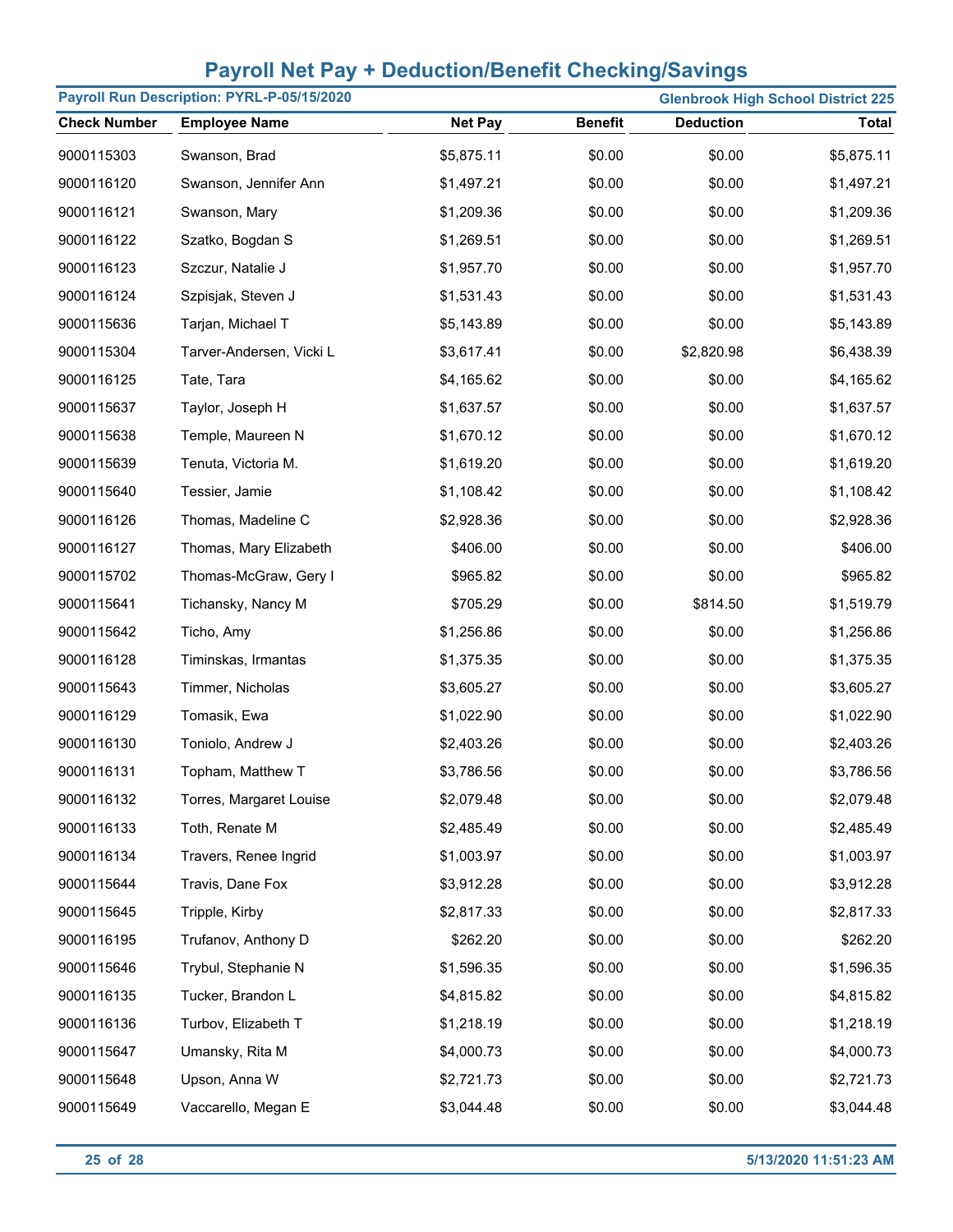# Payroll Net Pay + Deduction/Benefit Checking/Savings

**Payroll Run Description: PYRL-P-05/15/2020** | **Glenbrook High School District 225**

| Check Number | Employee Name | Net Pay | Benefit | Deduction | Total |
|---|---|---|---|---|---|
| 9000115303 | Swanson, Brad | $5,875.11 | $0.00 | $0.00 | $5,875.11 |
| 9000116120 | Swanson, Jennifer Ann | $1,497.21 | $0.00 | $0.00 | $1,497.21 |
| 9000116121 | Swanson, Mary | $1,209.36 | $0.00 | $0.00 | $1,209.36 |
| 9000116122 | Szatko, Bogdan S | $1,269.51 | $0.00 | $0.00 | $1,269.51 |
| 9000116123 | Szczur, Natalie J | $1,957.70 | $0.00 | $0.00 | $1,957.70 |
| 9000116124 | Szpisjak, Steven J | $1,531.43 | $0.00 | $0.00 | $1,531.43 |
| 9000115636 | Tarjan, Michael T | $5,143.89 | $0.00 | $0.00 | $5,143.89 |
| 9000115304 | Tarver-Andersen, Vicki L | $3,617.41 | $0.00 | $2,820.98 | $6,438.39 |
| 9000116125 | Tate, Tara | $4,165.62 | $0.00 | $0.00 | $4,165.62 |
| 9000115637 | Taylor, Joseph H | $1,637.57 | $0.00 | $0.00 | $1,637.57 |
| 9000115638 | Temple, Maureen N | $1,670.12 | $0.00 | $0.00 | $1,670.12 |
| 9000115639 | Tenuta, Victoria M. | $1,619.20 | $0.00 | $0.00 | $1,619.20 |
| 9000115640 | Tessier, Jamie | $1,108.42 | $0.00 | $0.00 | $1,108.42 |
| 9000116126 | Thomas, Madeline C | $2,928.36 | $0.00 | $0.00 | $2,928.36 |
| 9000116127 | Thomas, Mary Elizabeth | $406.00 | $0.00 | $0.00 | $406.00 |
| 9000115702 | Thomas-McGraw, Gery I | $965.82 | $0.00 | $0.00 | $965.82 |
| 9000115641 | Tichansky, Nancy M | $705.29 | $0.00 | $814.50 | $1,519.79 |
| 9000115642 | Ticho, Amy | $1,256.86 | $0.00 | $0.00 | $1,256.86 |
| 9000116128 | Timinskas, Irmantas | $1,375.35 | $0.00 | $0.00 | $1,375.35 |
| 9000115643 | Timmer, Nicholas | $3,605.27 | $0.00 | $0.00 | $3,605.27 |
| 9000116129 | Tomasik, Ewa | $1,022.90 | $0.00 | $0.00 | $1,022.90 |
| 9000116130 | Toniolo, Andrew J | $2,403.26 | $0.00 | $0.00 | $2,403.26 |
| 9000116131 | Topham, Matthew T | $3,786.56 | $0.00 | $0.00 | $3,786.56 |
| 9000116132 | Torres, Margaret Louise | $2,079.48 | $0.00 | $0.00 | $2,079.48 |
| 9000116133 | Toth, Renate M | $2,485.49 | $0.00 | $0.00 | $2,485.49 |
| 9000116134 | Travers, Renee Ingrid | $1,003.97 | $0.00 | $0.00 | $1,003.97 |
| 9000115644 | Travis, Dane Fox | $3,912.28 | $0.00 | $0.00 | $3,912.28 |
| 9000115645 | Tripple, Kirby | $2,817.33 | $0.00 | $0.00 | $2,817.33 |
| 9000116195 | Trufanov, Anthony D | $262.20 | $0.00 | $0.00 | $262.20 |
| 9000115646 | Trybul, Stephanie N | $1,596.35 | $0.00 | $0.00 | $1,596.35 |
| 9000116135 | Tucker, Brandon L | $4,815.82 | $0.00 | $0.00 | $4,815.82 |
| 9000116136 | Turbov, Elizabeth T | $1,218.19 | $0.00 | $0.00 | $1,218.19 |
| 9000115647 | Umansky, Rita M | $4,000.73 | $0.00 | $0.00 | $4,000.73 |
| 9000115648 | Upson, Anna W | $2,721.73 | $0.00 | $0.00 | $2,721.73 |
| 9000115649 | Vaccarello, Megan E | $3,044.48 | $0.00 | $0.00 | $3,044.48 |

5/13/2020 11:51:23 AM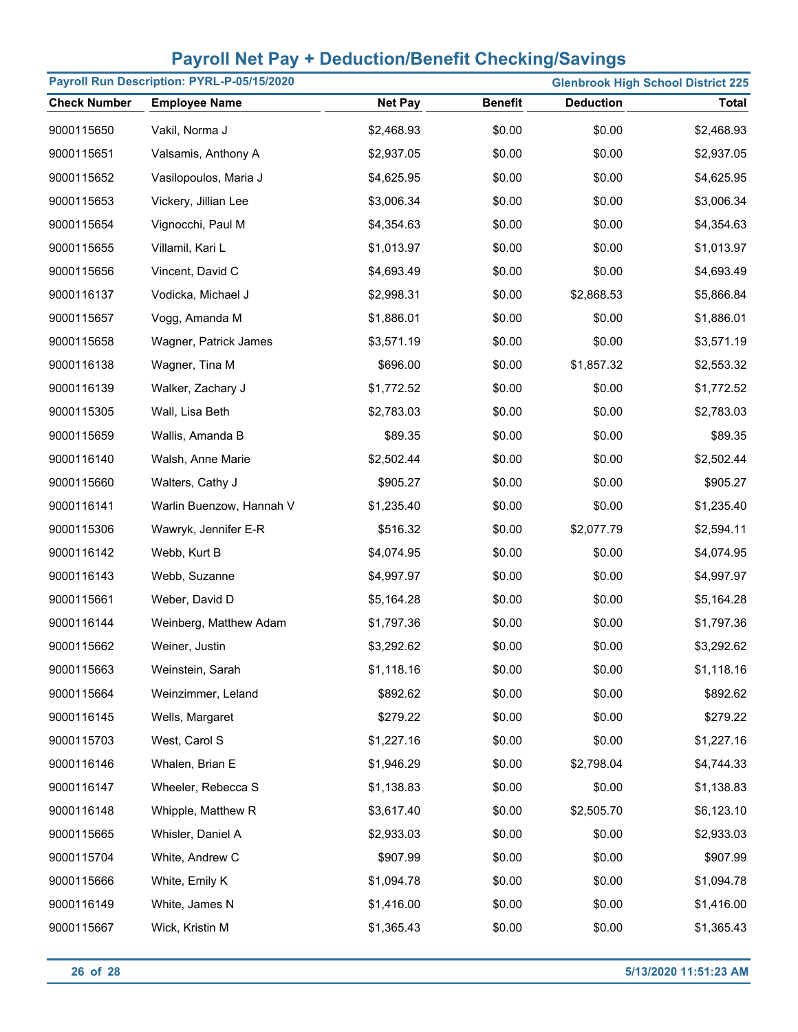# Payroll Net Pay + Deduction/Benefit Checking/Savings

**Payroll Run Description: PYRL-P-05/15/2020** **Glenbrook High School District 225**

| Check Number | Employee Name | Net Pay | Benefit | Deduction | Total |
|---|---|---|---|---|---|
| 9000115650 | Vakil, Norma J | $2,468.93 | $0.00 | $0.00 | $2,468.93 |
| 9000115651 | Valsamis, Anthony A | $2,937.05 | $0.00 | $0.00 | $2,937.05 |
| 9000115652 | Vasilopoulos, Maria J | $4,625.95 | $0.00 | $0.00 | $4,625.95 |
| 9000115653 | Vickery, Jillian Lee | $3,006.34 | $0.00 | $0.00 | $3,006.34 |
| 9000115654 | Vignocchi, Paul M | $4,354.63 | $0.00 | $0.00 | $4,354.63 |
| 9000115655 | Villamil, Kari L | $1,013.97 | $0.00 | $0.00 | $1,013.97 |
| 9000115656 | Vincent, David C | $4,693.49 | $0.00 | $0.00 | $4,693.49 |
| 9000116137 | Vodicka, Michael J | $2,998.31 | $0.00 | $2,868.53 | $5,866.84 |
| 9000115657 | Vogg, Amanda M | $1,886.01 | $0.00 | $0.00 | $1,886.01 |
| 9000115658 | Wagner, Patrick James | $3,571.19 | $0.00 | $0.00 | $3,571.19 |
| 9000116138 | Wagner, Tina M | $696.00 | $0.00 | $1,857.32 | $2,553.32 |
| 9000116139 | Walker, Zachary J | $1,772.52 | $0.00 | $0.00 | $1,772.52 |
| 9000115305 | Wall, Lisa Beth | $2,783.03 | $0.00 | $0.00 | $2,783.03 |
| 9000115659 | Wallis, Amanda B | $89.35 | $0.00 | $0.00 | $89.35 |
| 9000116140 | Walsh, Anne Marie | $2,502.44 | $0.00 | $0.00 | $2,502.44 |
| 9000115660 | Walters, Cathy J | $905.27 | $0.00 | $0.00 | $905.27 |
| 9000116141 | Warlin Buenzow, Hannah V | $1,235.40 | $0.00 | $0.00 | $1,235.40 |
| 9000115306 | Wawryk, Jennifer E-R | $516.32 | $0.00 | $2,077.79 | $2,594.11 |
| 9000116142 | Webb, Kurt B | $4,074.95 | $0.00 | $0.00 | $4,074.95 |
| 9000116143 | Webb, Suzanne | $4,997.97 | $0.00 | $0.00 | $4,997.97 |
| 9000115661 | Weber, David D | $5,164.28 | $0.00 | $0.00 | $5,164.28 |
| 9000116144 | Weinberg, Matthew Adam | $1,797.36 | $0.00 | $0.00 | $1,797.36 |
| 9000115662 | Weiner, Justin | $3,292.62 | $0.00 | $0.00 | $3,292.62 |
| 9000115663 | Weinstein, Sarah | $1,118.16 | $0.00 | $0.00 | $1,118.16 |
| 9000115664 | Weinzimmer, Leland | $892.62 | $0.00 | $0.00 | $892.62 |
| 9000116145 | Wells, Margaret | $279.22 | $0.00 | $0.00 | $279.22 |
| 9000115703 | West, Carol S | $1,227.16 | $0.00 | $0.00 | $1,227.16 |
| 9000116146 | Whalen, Brian E | $1,946.29 | $0.00 | $2,798.04 | $4,744.33 |
| 9000116147 | Wheeler, Rebecca S | $1,138.83 | $0.00 | $0.00 | $1,138.83 |
| 9000116148 | Whipple, Matthew R | $3,617.40 | $0.00 | $2,505.70 | $6,123.10 |
| 9000115665 | Whisler, Daniel A | $2,933.03 | $0.00 | $0.00 | $2,933.03 |
| 9000115704 | White, Andrew C | $907.99 | $0.00 | $0.00 | $907.99 |
| 9000115666 | White, Emily K | $1,094.78 | $0.00 | $0.00 | $1,094.78 |
| 9000116149 | White, James N | $1,416.00 | $0.00 | $0.00 | $1,416.00 |
| 9000115667 | Wick, Kristin M | $1,365.43 | $0.00 | $0.00 | $1,365.43 |

5/13/2020 11:51:23 AM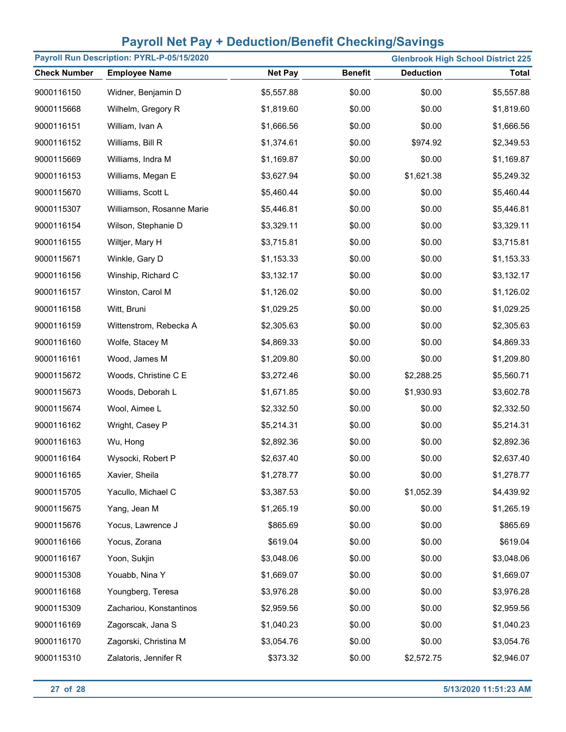# Payroll Net Pay + Deduction/Benefit Checking/Savings

**Payroll Run Description: PYRL-P-05/15/2020** | **Glenbrook High School District 225**

| Check Number | Employee Name | Net Pay | Benefit | Deduction | Total |
|---|---|---|---|---|---|
| 9000116150 | Widner, Benjamin D | $5,557.88 | $0.00 | $0.00 | $5,557.88 |
| 9000115668 | Wilhelm, Gregory R | $1,819.60 | $0.00 | $0.00 | $1,819.60 |
| 9000116151 | William, Ivan A | $1,666.56 | $0.00 | $0.00 | $1,666.56 |
| 9000116152 | Williams, Bill R | $1,374.61 | $0.00 | $974.92 | $2,349.53 |
| 9000115669 | Williams, Indra M | $1,169.87 | $0.00 | $0.00 | $1,169.87 |
| 9000116153 | Williams, Megan E | $3,627.94 | $0.00 | $1,621.38 | $5,249.32 |
| 9000115670 | Williams, Scott L | $5,460.44 | $0.00 | $0.00 | $5,460.44 |
| 9000115307 | Williamson, Rosanne Marie | $5,446.81 | $0.00 | $0.00 | $5,446.81 |
| 9000116154 | Wilson, Stephanie D | $3,329.11 | $0.00 | $0.00 | $3,329.11 |
| 9000116155 | Wiltjer, Mary H | $3,715.81 | $0.00 | $0.00 | $3,715.81 |
| 9000115671 | Winkle, Gary D | $1,153.33 | $0.00 | $0.00 | $1,153.33 |
| 9000116156 | Winship, Richard C | $3,132.17 | $0.00 | $0.00 | $3,132.17 |
| 9000116157 | Winston, Carol M | $1,126.02 | $0.00 | $0.00 | $1,126.02 |
| 9000116158 | Witt, Bruni | $1,029.25 | $0.00 | $0.00 | $1,029.25 |
| 9000116159 | Wittenstrom, Rebecka A | $2,305.63 | $0.00 | $0.00 | $2,305.63 |
| 9000116160 | Wolfe, Stacey M | $4,869.33 | $0.00 | $0.00 | $4,869.33 |
| 9000116161 | Wood, James M | $1,209.80 | $0.00 | $0.00 | $1,209.80 |
| 9000115672 | Woods, Christine C E | $3,272.46 | $0.00 | $2,288.25 | $5,560.71 |
| 9000115673 | Woods, Deborah L | $1,671.85 | $0.00 | $1,930.93 | $3,602.78 |
| 9000115674 | Wool, Aimee L | $2,332.50 | $0.00 | $0.00 | $2,332.50 |
| 9000116162 | Wright, Casey P | $5,214.31 | $0.00 | $0.00 | $5,214.31 |
| 9000116163 | Wu, Hong | $2,892.36 | $0.00 | $0.00 | $2,892.36 |
| 9000116164 | Wysocki, Robert P | $2,637.40 | $0.00 | $0.00 | $2,637.40 |
| 9000116165 | Xavier, Sheila | $1,278.77 | $0.00 | $0.00 | $1,278.77 |
| 9000115705 | Yacullo, Michael C | $3,387.53 | $0.00 | $1,052.39 | $4,439.92 |
| 9000115675 | Yang, Jean M | $1,265.19 | $0.00 | $0.00 | $1,265.19 |
| 9000115676 | Yocus, Lawrence J | $865.69 | $0.00 | $0.00 | $865.69 |
| 9000116166 | Yocus, Zorana | $619.04 | $0.00 | $0.00 | $619.04 |
| 9000116167 | Yoon, Sukjin | $3,048.06 | $0.00 | $0.00 | $3,048.06 |
| 9000115308 | Youabb, Nina Y | $1,669.07 | $0.00 | $0.00 | $1,669.07 |
| 9000116168 | Youngberg, Teresa | $3,976.28 | $0.00 | $0.00 | $3,976.28 |
| 9000115309 | Zachariou, Konstantinos | $2,959.56 | $0.00 | $0.00 | $2,959.56 |
| 9000116169 | Zagorscak, Jana S | $1,040.23 | $0.00 | $0.00 | $1,040.23 |
| 9000116170 | Zagorski, Christina M | $3,054.76 | $0.00 | $0.00 | $3,054.76 |
| 9000115310 | Zalatoris, Jennifer R | $373.32 | $0.00 | $2,572.75 | $2,946.07 |

5/13/2020 11:51:23 AM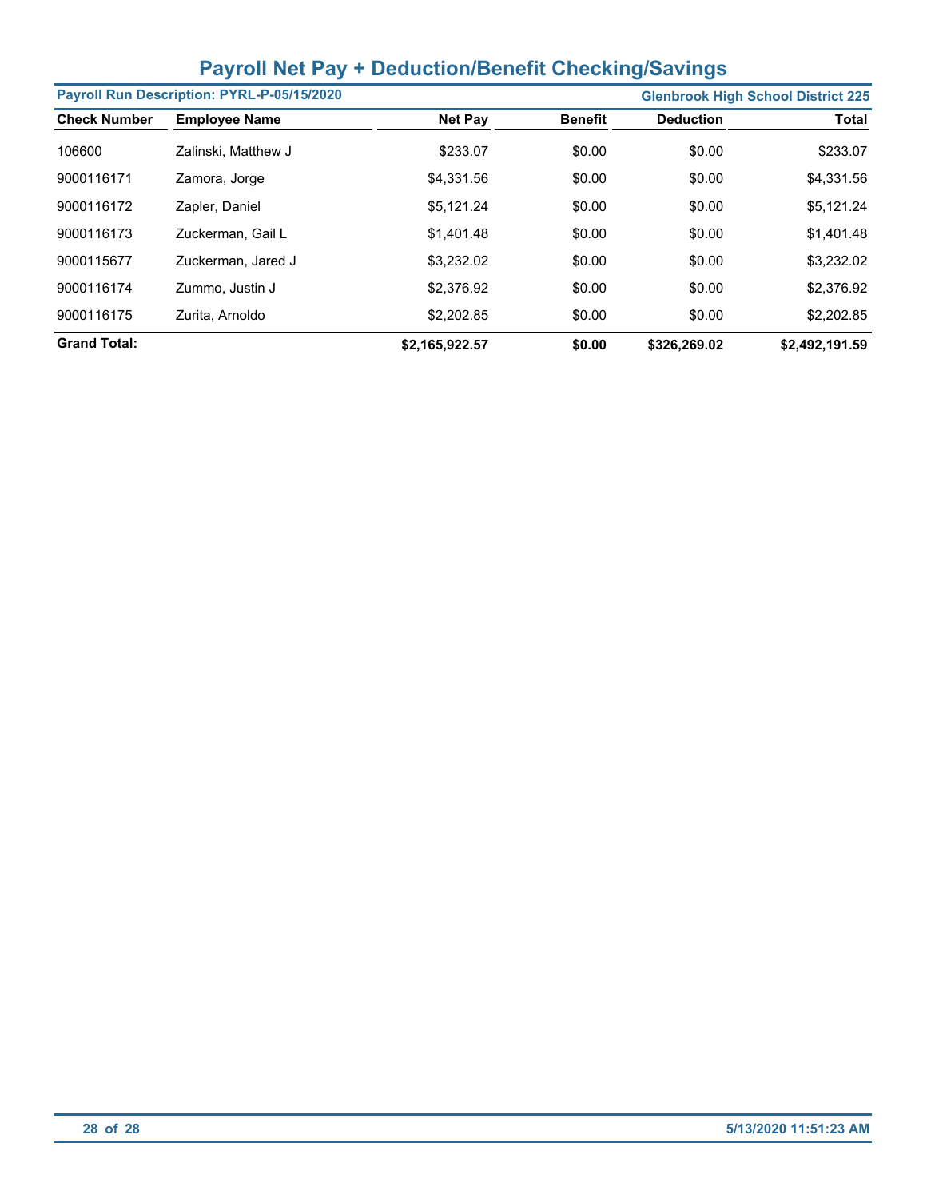## Payroll Net Pay + Deduction/Benefit Checking/Savings

**Payroll Run Description: PYRL-P-05/15/2020** | **Glenbrook High School District 225**

| Check Number | Employee Name | Net Pay | Benefit | Deduction | Total |
|---|---|---|---|---|---|
| 106600 | Zalinski, Matthew J | $233.07 | $0.00 | $0.00 | $233.07 |
| 9000116171 | Zamora, Jorge | $4,331.56 | $0.00 | $0.00 | $4,331.56 |
| 9000116172 | Zapler, Daniel | $5,121.24 | $0.00 | $0.00 | $5,121.24 |
| 9000116173 | Zuckerman, Gail L | $1,401.48 | $0.00 | $0.00 | $1,401.48 |
| 9000115677 | Zuckerman, Jared J | $3,232.02 | $0.00 | $0.00 | $3,232.02 |
| 9000116174 | Zummo, Justin J | $2,376.92 | $0.00 | $0.00 | $2,376.92 |
| 9000116175 | Zurita, Arnoldo | $2,202.85 | $0.00 | $0.00 | $2,202.85 |
| **Grand Total:** | | **$2,165,922.57** | **$0.00** | **$326,269.02** | **$2,492,191.59** |

5/13/2020 11:51:23 AM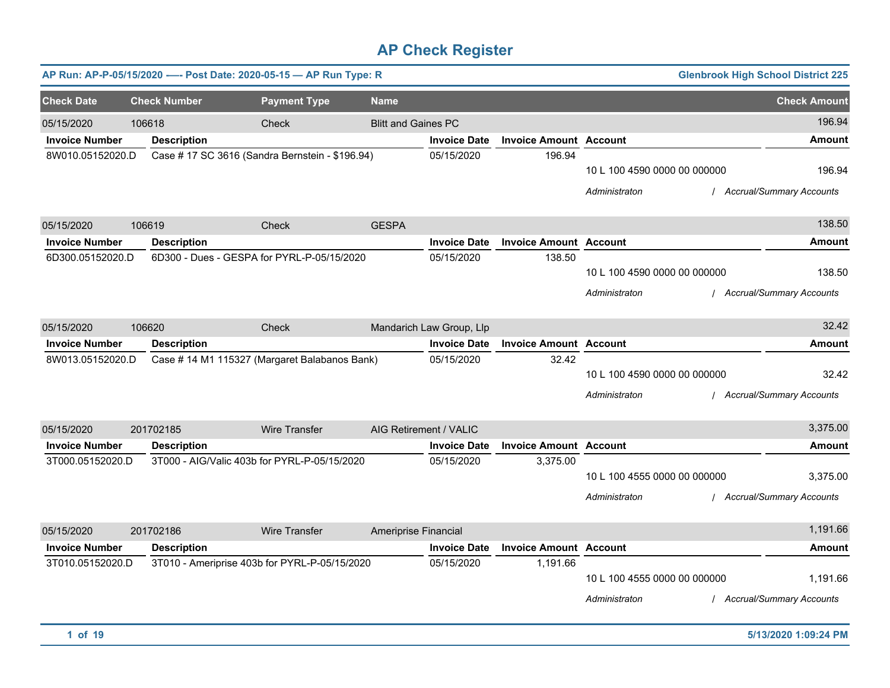# AP Check Register

**AP Run: AP-P-05/15/2020 -—- Post Date: 2020-05-15 — AP Run Type: R** — **Glenbrook High School District 225**

| Check Date | Check Number | Payment Type | Name | Check Amount |
|---|---|---|---|---|
| 05/15/2020 | 106618 | Check | Blitt and Gaines PC | 196.94 |

| Invoice Number | Description | Invoice Date | Invoice Amount | Account | Amount |
|---|---|---|---|---|---|
| 8W010.05152020.D | Case # 17 SC 3616 (Sandra Bernstein - $196.94) | 05/15/2020 | 196.94 | | |
| | | | | 10 L 100 4590 0000 00 000000 | 196.94 |
| | | | | *Administraton / Accrual/Summary Accounts* | |

| Check Date | Check Number | Payment Type | Name | Check Amount |
|---|---|---|---|---|
| 05/15/2020 | 106619 | Check | GESPA | 138.50 |

| Invoice Number | Description | Invoice Date | Invoice Amount | Account | Amount |
|---|---|---|---|---|---|
| 6D300.05152020.D | 6D300 - Dues - GESPA for PYRL-P-05/15/2020 | 05/15/2020 | 138.50 | | |
| | | | | 10 L 100 4590 0000 00 000000 | 138.50 |
| | | | | *Administraton / Accrual/Summary Accounts* | |

| Check Date | Check Number | Payment Type | Name | Check Amount |
|---|---|---|---|---|
| 05/15/2020 | 106620 | Check | Mandarich Law Group, Llp | 32.42 |

| Invoice Number | Description | Invoice Date | Invoice Amount | Account | Amount |
|---|---|---|---|---|---|
| 8W013.05152020.D | Case # 14 M1 115327 (Margaret Balabanos Bank) | 05/15/2020 | 32.42 | | |
| | | | | 10 L 100 4590 0000 00 000000 | 32.42 |
| | | | | *Administraton / Accrual/Summary Accounts* | |

| Check Date | Check Number | Payment Type | Name | Check Amount |
|---|---|---|---|---|
| 05/15/2020 | 201702185 | Wire Transfer | AIG Retirement / VALIC | 3,375.00 |

| Invoice Number | Description | Invoice Date | Invoice Amount | Account | Amount |
|---|---|---|---|---|---|
| 3T000.05152020.D | 3T000 - AIG/Valic 403b for PYRL-P-05/15/2020 | 05/15/2020 | 3,375.00 | | |
| | | | | 10 L 100 4555 0000 00 000000 | 3,375.00 |
| | | | | *Administraton / Accrual/Summary Accounts* | |

| Check Date | Check Number | Payment Type | Name | Check Amount |
|---|---|---|---|---|
| 05/15/2020 | 201702186 | Wire Transfer | Ameriprise Financial | 1,191.66 |

| Invoice Number | Description | Invoice Date | Invoice Amount | Account | Amount |
|---|---|---|---|---|---|
| 3T010.05152020.D | 3T010 - Ameriprise 403b for PYRL-P-05/15/2020 | 05/15/2020 | 1,191.66 | | |
| | | | | 10 L 100 4555 0000 00 000000 | 1,191.66 |
| | | | | *Administraton / Accrual/Summary Accounts* | |

5/13/2020 1:09:24 PM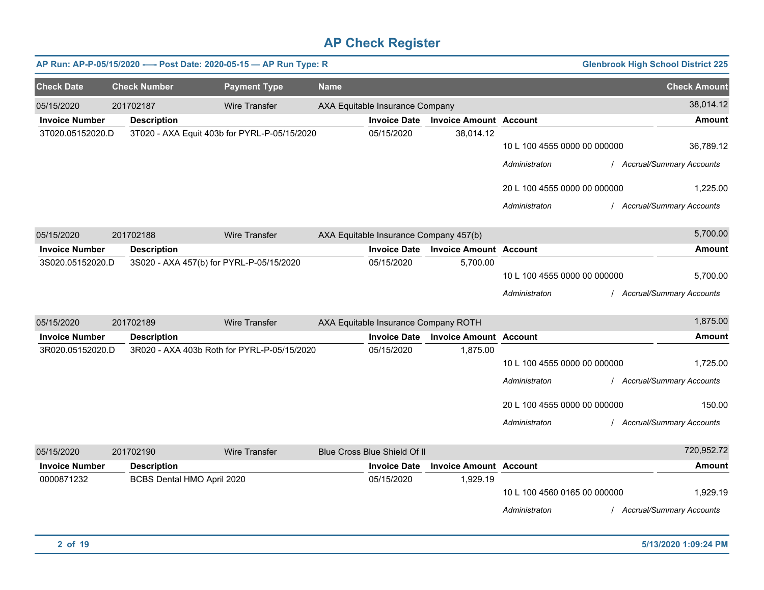# AP Check Register

**AP Run: AP-P-05/15/2020 —- Post Date: 2020-05-15 — AP Run Type: R** | **Glenbrook High School District 225**

| Check Date | Check Number | Payment Type | Name | Check Amount |
|---|---|---|---|---|
| 05/15/2020 | 201702187 | Wire Transfer | AXA Equitable Insurance Company | 38,014.12 |

| Invoice Number | Description | Invoice Date | Invoice Amount | Account | Amount |
|---|---|---|---|---|---|
| 3T020.05152020.D | 3T020 - AXA Equit 403b for PYRL-P-05/15/2020 | 05/15/2020 | 38,014.12 | | |
| | | | | 10 L 100 4555 0000 00 000000 | 36,789.12 |
| | | | | *Administraton / Accrual/Summary Accounts* | |
| | | | | 20 L 100 4555 0000 00 000000 | 1,225.00 |
| | | | | *Administraton / Accrual/Summary Accounts* | |

| Check Date | Check Number | Payment Type | Name | Check Amount |
|---|---|---|---|---|
| 05/15/2020 | 201702188 | Wire Transfer | AXA Equitable Insurance Company 457(b) | 5,700.00 |

| Invoice Number | Description | Invoice Date | Invoice Amount | Account | Amount |
|---|---|---|---|---|---|
| 3S020.05152020.D | 3S020 - AXA 457(b) for PYRL-P-05/15/2020 | 05/15/2020 | 5,700.00 | | |
| | | | | 10 L 100 4555 0000 00 000000 | 5,700.00 |
| | | | | *Administraton / Accrual/Summary Accounts* | |

| Check Date | Check Number | Payment Type | Name | Check Amount |
|---|---|---|---|---|
| 05/15/2020 | 201702189 | Wire Transfer | AXA Equitable Insurance Company ROTH | 1,875.00 |

| Invoice Number | Description | Invoice Date | Invoice Amount | Account | Amount |
|---|---|---|---|---|---|
| 3R020.05152020.D | 3R020 - AXA 403b Roth for PYRL-P-05/15/2020 | 05/15/2020 | 1,875.00 | | |
| | | | | 10 L 100 4555 0000 00 000000 | 1,725.00 |
| | | | | *Administraton / Accrual/Summary Accounts* | |
| | | | | 20 L 100 4555 0000 00 000000 | 150.00 |
| | | | | *Administraton / Accrual/Summary Accounts* | |

| Check Date | Check Number | Payment Type | Name | Check Amount |
|---|---|---|---|---|
| 05/15/2020 | 201702190 | Wire Transfer | Blue Cross Blue Shield Of Il | 720,952.72 |

| Invoice Number | Description | Invoice Date | Invoice Amount | Account | Amount |
|---|---|---|---|---|---|
| 0000871232 | BCBS Dental HMO April 2020 | 05/15/2020 | 1,929.19 | | |
| | | | | 10 L 100 4560 0165 00 000000 | 1,929.19 |
| | | | | *Administraton / Accrual/Summary Accounts* | |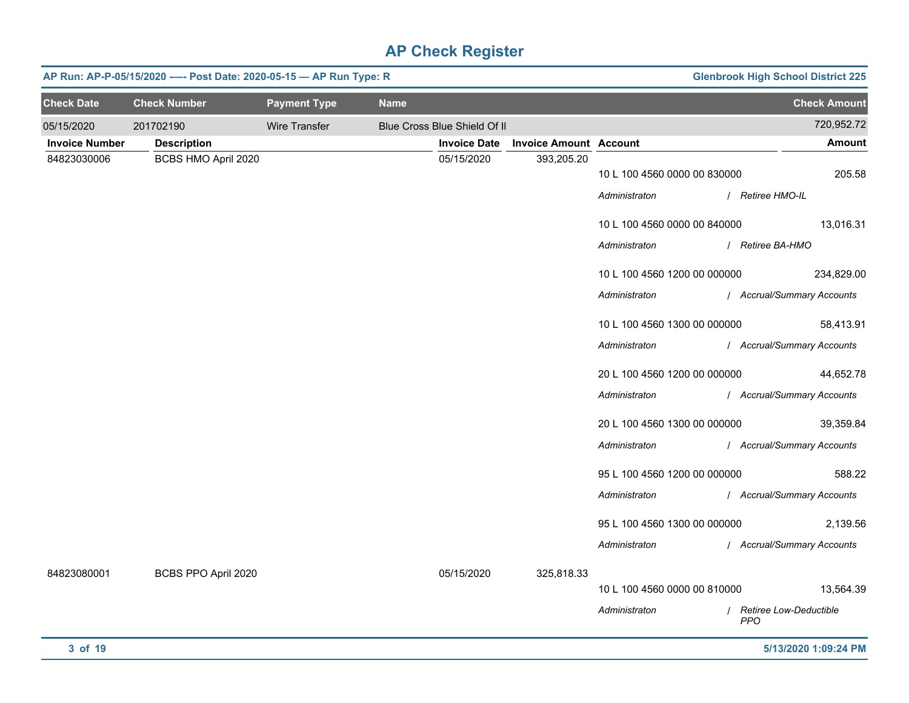# AP Check Register

**AP Run: AP-P-05/15/2020 -—- Post Date: 2020-05-15 — AP Run Type: R** | **Glenbrook High School District 225**

| Check Date | Check Number | Payment Type | Name | Check Amount |
|---|---|---|---|---|
| 05/15/2020 | 201702190 | Wire Transfer | Blue Cross Blue Shield Of Il | 720,952.72 |

| Invoice Number | Description | Invoice Date | Invoice Amount | Account | Amount |
|---|---|---|---|---|---|
| 84823030006 | BCBS HMO April 2020 | 05/15/2020 | 393,205.20 | | |
| | | | | 10 L 100 4560 0000 00 830000 | 205.58 |
| | | | | *Administraton / Retiree HMO-IL* | |
| | | | | 10 L 100 4560 0000 00 840000 | 13,016.31 |
| | | | | *Administraton / Retiree BA-HMO* | |
| | | | | 10 L 100 4560 1200 00 000000 | 234,829.00 |
| | | | | *Administraton / Accrual/Summary Accounts* | |
| | | | | 10 L 100 4560 1300 00 000000 | 58,413.91 |
| | | | | *Administraton / Accrual/Summary Accounts* | |
| | | | | 20 L 100 4560 1200 00 000000 | 44,652.78 |
| | | | | *Administraton / Accrual/Summary Accounts* | |
| | | | | 20 L 100 4560 1300 00 000000 | 39,359.84 |
| | | | | *Administraton / Accrual/Summary Accounts* | |
| | | | | 95 L 100 4560 1200 00 000000 | 588.22 |
| | | | | *Administraton / Accrual/Summary Accounts* | |
| | | | | 95 L 100 4560 1300 00 000000 | 2,139.56 |
| | | | | *Administraton / Accrual/Summary Accounts* | |
| 84823080001 | BCBS PPO April 2020 | 05/15/2020 | 325,818.33 | | |
| | | | | 10 L 100 4560 0000 00 810000 | 13,564.39 |
| | | | | *Administraton / Retiree Low-Deductible PPO* | |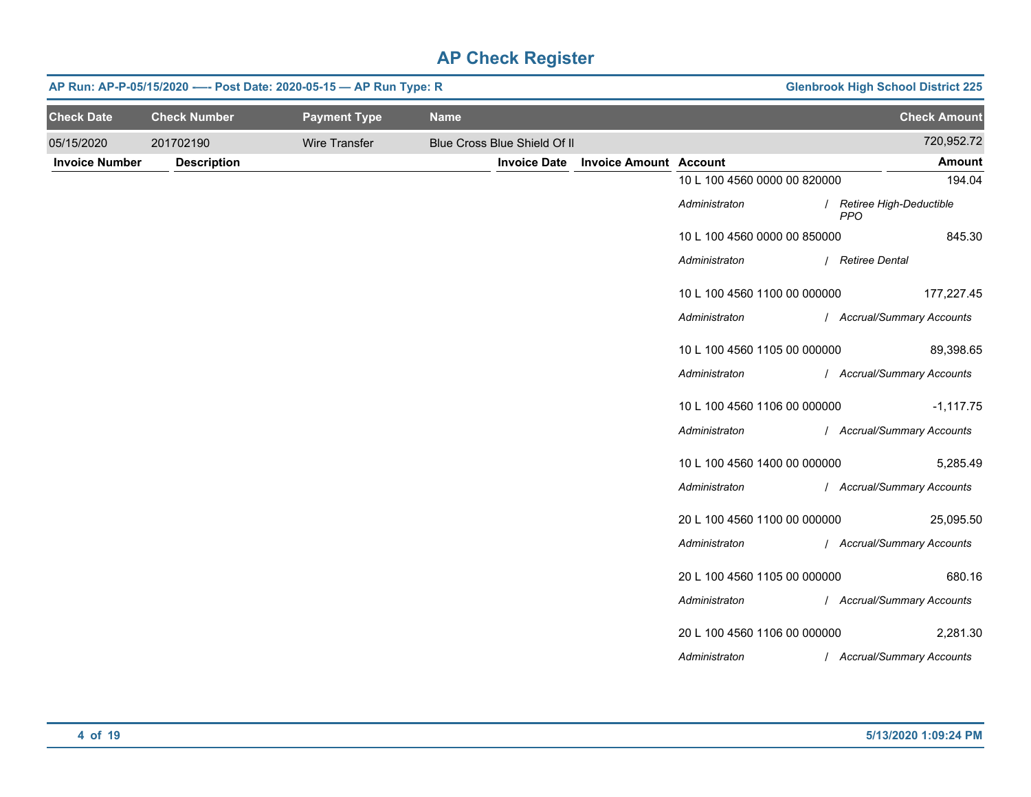# AP Check Register

**AP Run: AP-P-05/15/2020 -—- Post Date: 2020-05-15 — AP Run Type: R** | **Glenbrook High School District 225**

| Check Date | Check Number | Payment Type | Name | Check Amount |
|---|---|---|---|---|
| 05/15/2020 | 201702190 | Wire Transfer | Blue Cross Blue Shield Of Il | 720,952.72 |

| Invoice Number | Description | Invoice Date | Invoice Amount | Account | Amount |
|---|---|---|---|---|---|
| | | | | 10 L 100 4560 0000 00 820000<br>*Administraton / Retiree High-Deductible PPO* | 194.04 |
| | | | | 10 L 100 4560 0000 00 850000<br>*Administraton / Retiree Dental* | 845.30 |
| | | | | 10 L 100 4560 1100 00 000000<br>*Administraton / Accrual/Summary Accounts* | 177,227.45 |
| | | | | 10 L 100 4560 1105 00 000000<br>*Administraton / Accrual/Summary Accounts* | 89,398.65 |
| | | | | 10 L 100 4560 1106 00 000000<br>*Administraton / Accrual/Summary Accounts* | -1,117.75 |
| | | | | 10 L 100 4560 1400 00 000000<br>*Administraton / Accrual/Summary Accounts* | 5,285.49 |
| | | | | 20 L 100 4560 1100 00 000000<br>*Administraton / Accrual/Summary Accounts* | 25,095.50 |
| | | | | 20 L 100 4560 1105 00 000000<br>*Administraton / Accrual/Summary Accounts* | 680.16 |
| | | | | 20 L 100 4560 1106 00 000000<br>*Administraton / Accrual/Summary Accounts* | 2,281.30 |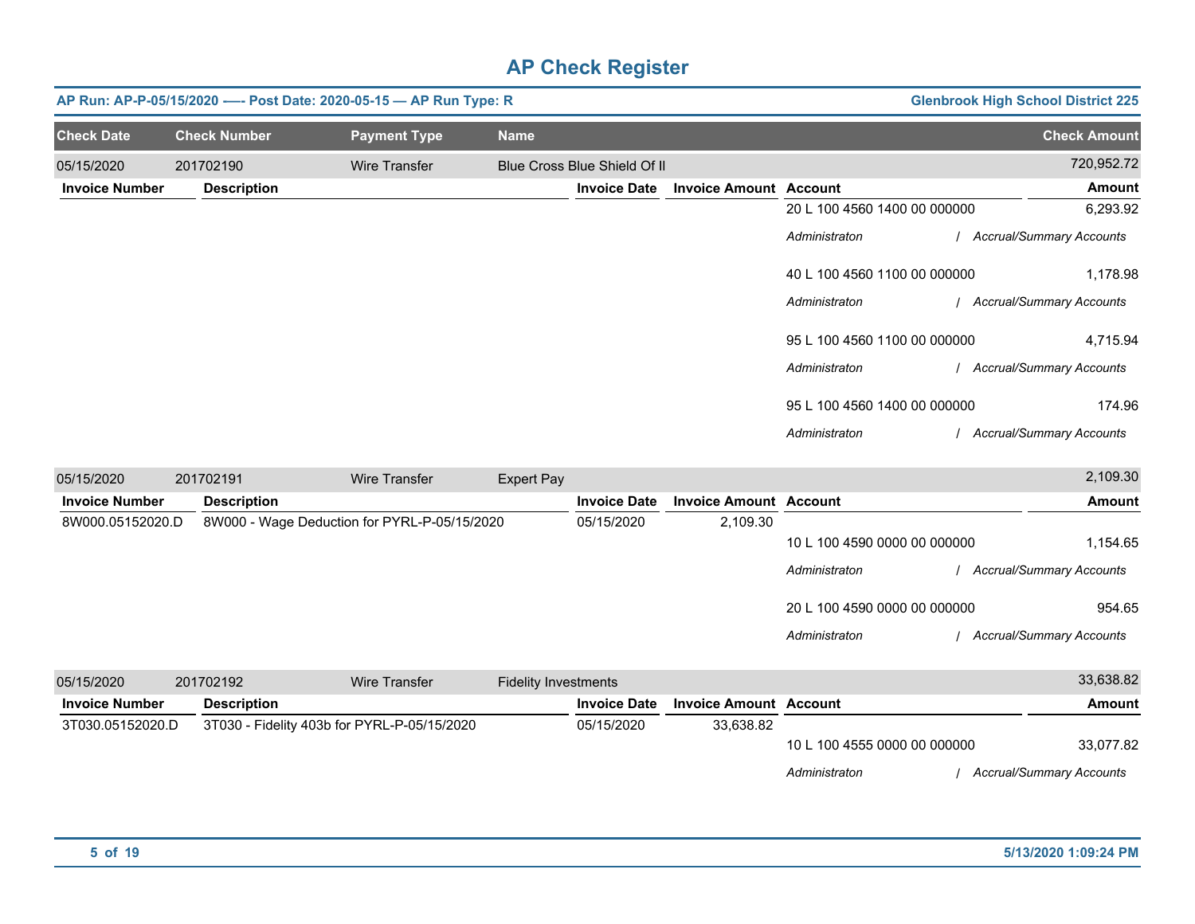# AP Check Register

**AP Run: AP-P-05/15/2020 —- Post Date: 2020-05-15 — AP Run Type: R** | **Glenbrook High School District 225**

| Check Date | Check Number | Payment Type | Name | | | | Check Amount |
|---|---|---|---|---|---|---|---|
| 05/15/2020 | 201702190 | Wire Transfer | Blue Cross Blue Shield Of Il | | | | 720,952.72 |

| Invoice Number | Description | Invoice Date | Invoice Amount | Account | Amount |
|---|---|---|---|---|---|
| | | | | 20 L 100 4560 1400 00 000000 | 6,293.92 |
| | | | | *Administraton / Accrual/Summary Accounts* | |
| | | | | 40 L 100 4560 1100 00 000000 | 1,178.98 |
| | | | | *Administraton / Accrual/Summary Accounts* | |
| | | | | 95 L 100 4560 1100 00 000000 | 4,715.94 |
| | | | | *Administraton / Accrual/Summary Accounts* | |
| | | | | 95 L 100 4560 1400 00 000000 | 174.96 |
| | | | | *Administraton / Accrual/Summary Accounts* | |

| Check Date | Check Number | Payment Type | Name | | | | Check Amount |
|---|---|---|---|---|---|---|---|
| 05/15/2020 | 201702191 | Wire Transfer | Expert Pay | | | | 2,109.30 |

| Invoice Number | Description | Invoice Date | Invoice Amount | Account | Amount |
|---|---|---|---|---|---|
| 8W000.05152020.D | 8W000 - Wage Deduction for PYRL-P-05/15/2020 | 05/15/2020 | 2,109.30 | | |
| | | | | 10 L 100 4590 0000 00 000000 | 1,154.65 |
| | | | | *Administraton / Accrual/Summary Accounts* | |
| | | | | 20 L 100 4590 0000 00 000000 | 954.65 |
| | | | | *Administraton / Accrual/Summary Accounts* | |

| Check Date | Check Number | Payment Type | Name | | | | Check Amount |
|---|---|---|---|---|---|---|---|
| 05/15/2020 | 201702192 | Wire Transfer | Fidelity Investments | | | | 33,638.82 |

| Invoice Number | Description | Invoice Date | Invoice Amount | Account | Amount |
|---|---|---|---|---|---|
| 3T030.05152020.D | 3T030 - Fidelity 403b for PYRL-P-05/15/2020 | 05/15/2020 | 33,638.82 | | |
| | | | | 10 L 100 4555 0000 00 000000 | 33,077.82 |
| | | | | *Administraton / Accrual/Summary Accounts* | |

5/13/2020 1:09:24 PM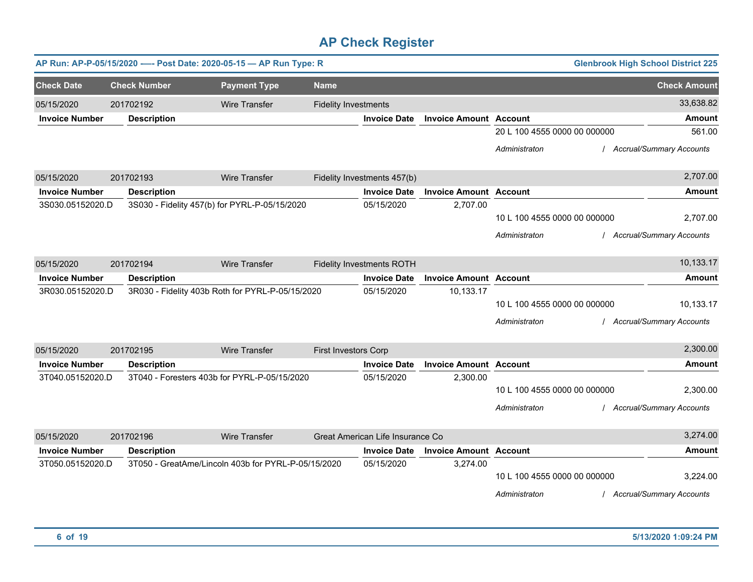# AP Check Register

**AP Run: AP-P-05/15/2020 —- Post Date: 2020-05-15 — AP Run Type: R** | **Glenbrook High School District 225**

| Check Date | Check Number | Payment Type | Name | | | | Check Amount |
|---|---|---|---|---|---|---|---|
| 05/15/2020 | 201702192 | Wire Transfer | Fidelity Investments | | | | 33,638.82 |
| **Invoice Number** | **Description** | | | **Invoice Date** | **Invoice Amount** | **Account** | **Amount** |
| | | | | | | 20 L 100 4555 0000 00 000000 | 561.00 |
| | | | | | | *Administraton / Accrual/Summary Accounts* | |
| 05/15/2020 | 201702193 | Wire Transfer | Fidelity Investments 457(b) | | | | 2,707.00 |
| **Invoice Number** | **Description** | | | **Invoice Date** | **Invoice Amount** | **Account** | **Amount** |
| 3S030.05152020.D | 3S030 - Fidelity 457(b) for PYRL-P-05/15/2020 | | | 05/15/2020 | 2,707.00 | | |
| | | | | | | 10 L 100 4555 0000 00 000000 | 2,707.00 |
| | | | | | | *Administraton / Accrual/Summary Accounts* | |
| 05/15/2020 | 201702194 | Wire Transfer | Fidelity Investments ROTH | | | | 10,133.17 |
| **Invoice Number** | **Description** | | | **Invoice Date** | **Invoice Amount** | **Account** | **Amount** |
| 3R030.05152020.D | 3R030 - Fidelity 403b Roth for PYRL-P-05/15/2020 | | | 05/15/2020 | 10,133.17 | | |
| | | | | | | 10 L 100 4555 0000 00 000000 | 10,133.17 |
| | | | | | | *Administraton / Accrual/Summary Accounts* | |
| 05/15/2020 | 201702195 | Wire Transfer | First Investors Corp | | | | 2,300.00 |
| **Invoice Number** | **Description** | | | **Invoice Date** | **Invoice Amount** | **Account** | **Amount** |
| 3T040.05152020.D | 3T040 - Foresters 403b for PYRL-P-05/15/2020 | | | 05/15/2020 | 2,300.00 | | |
| | | | | | | 10 L 100 4555 0000 00 000000 | 2,300.00 |
| | | | | | | *Administraton / Accrual/Summary Accounts* | |
| 05/15/2020 | 201702196 | Wire Transfer | Great American Life Insurance Co | | | | 3,274.00 |
| **Invoice Number** | **Description** | | | **Invoice Date** | **Invoice Amount** | **Account** | **Amount** |
| 3T050.05152020.D | 3T050 - GreatAme/Lincoln 403b for PYRL-P-05/15/2020 | | | 05/15/2020 | 3,274.00 | | |
| | | | | | | 10 L 100 4555 0000 00 000000 | 3,224.00 |
| | | | | | | *Administraton / Accrual/Summary Accounts* | |

5/13/2020 1:09:24 PM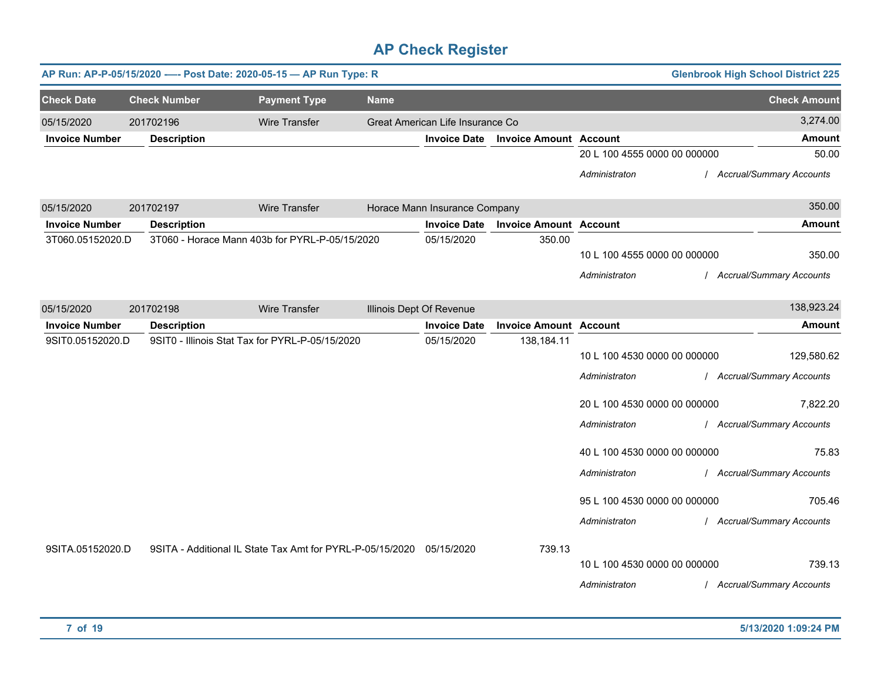# AP Check Register

**AP Run: AP-P-05/15/2020 —- Post Date: 2020-05-15 — AP Run Type: R** | **Glenbrook High School District 225**

| Check Date | Check Number | Payment Type | Name | Check Amount |
|---|---|---|---|---|
| 05/15/2020 | 201702196 | Wire Transfer | Great American Life Insurance Co | 3,274.00 |

| Invoice Number | Description | Invoice Date | Invoice Amount | Account | Amount |
|---|---|---|---|---|---|
| | | | | 20 L 100 4555 0000 00 000000 | 50.00 |
| | | | | *Administraton / Accrual/Summary Accounts* | |

| Check Date | Check Number | Payment Type | Name | Check Amount |
|---|---|---|---|---|
| 05/15/2020 | 201702197 | Wire Transfer | Horace Mann Insurance Company | 350.00 |

| Invoice Number | Description | Invoice Date | Invoice Amount | Account | Amount |
|---|---|---|---|---|---|
| 3T060.05152020.D | 3T060 - Horace Mann 403b for PYRL-P-05/15/2020 | 05/15/2020 | 350.00 | | |
| | | | | 10 L 100 4555 0000 00 000000 | 350.00 |
| | | | | *Administraton / Accrual/Summary Accounts* | |

| Check Date | Check Number | Payment Type | Name | Check Amount |
|---|---|---|---|---|
| 05/15/2020 | 201702198 | Wire Transfer | Illinois Dept Of Revenue | 138,923.24 |

| Invoice Number | Description | Invoice Date | Invoice Amount | Account | Amount |
|---|---|---|---|---|---|
| 9SIT0.05152020.D | 9SIT0 - Illinois Stat Tax for PYRL-P-05/15/2020 | 05/15/2020 | 138,184.11 | | |
| | | | | 10 L 100 4530 0000 00 000000 | 129,580.62 |
| | | | | *Administraton / Accrual/Summary Accounts* | |
| | | | | 20 L 100 4530 0000 00 000000 | 7,822.20 |
| | | | | *Administraton / Accrual/Summary Accounts* | |
| | | | | 40 L 100 4530 0000 00 000000 | 75.83 |
| | | | | *Administraton / Accrual/Summary Accounts* | |
| | | | | 95 L 100 4530 0000 00 000000 | 705.46 |
| | | | | *Administraton / Accrual/Summary Accounts* | |
| 9SITA.05152020.D | 9SITA - Additional IL State Tax Amt for PYRL-P-05/15/2020 | 05/15/2020 | 739.13 | | |
| | | | | 10 L 100 4530 0000 00 000000 | 739.13 |
| | | | | *Administraton / Accrual/Summary Accounts* | |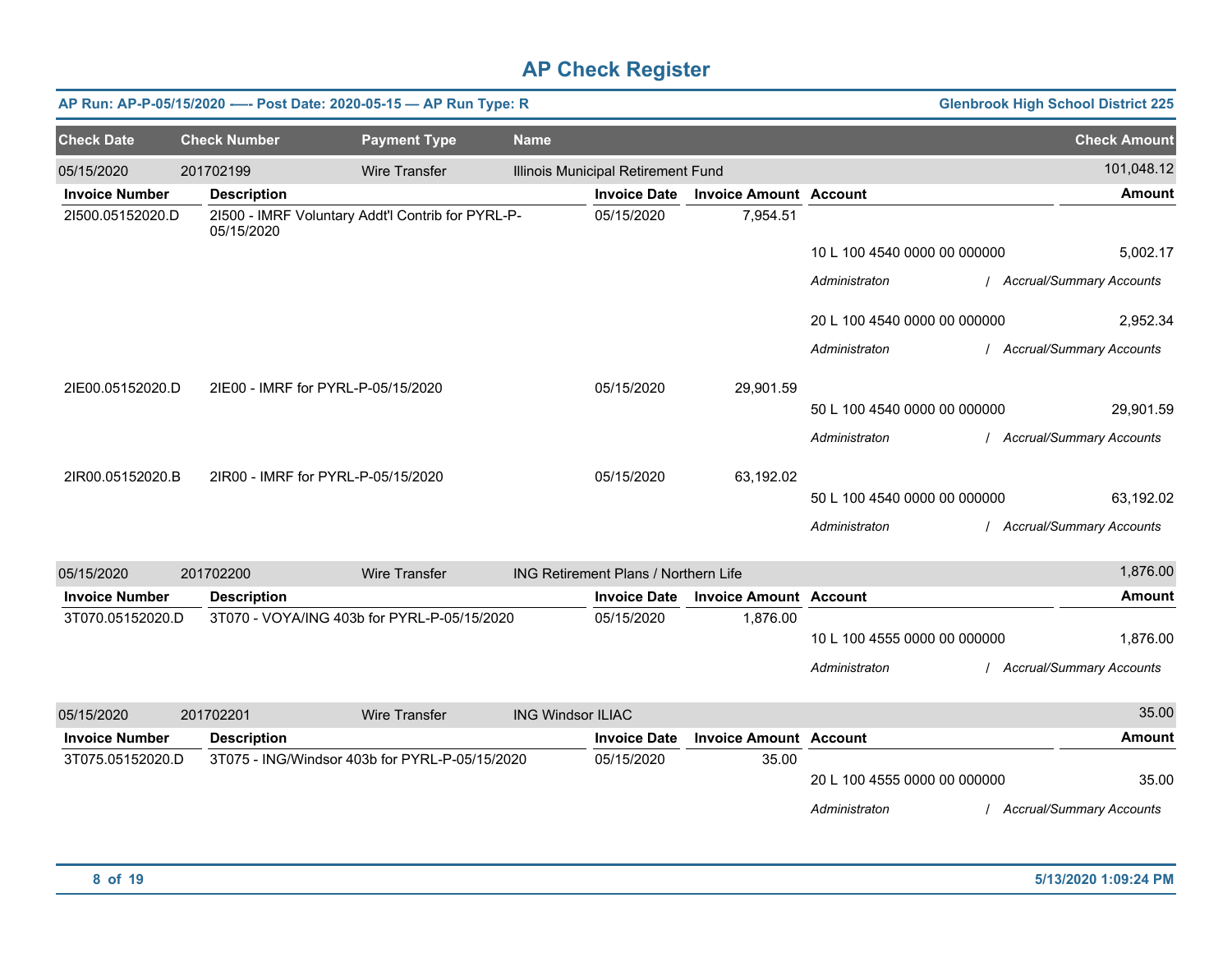# AP Check Register

**AP Run: AP-P-05/15/2020 —- Post Date: 2020-05-15 — AP Run Type: R** | **Glenbrook High School District 225**

| Check Date | Check Number | Payment Type | Name | Check Amount |
|---|---|---|---|---|
| 05/15/2020 | 201702199 | Wire Transfer | Illinois Municipal Retirement Fund | 101,048.12 |

| Invoice Number | Description | Invoice Date | Invoice Amount | Account | Amount |
|---|---|---|---|---|---|
| 2I500.05152020.D | 2I500 - IMRF Voluntary Addt'l Contrib for PYRL-P-05/15/2020 | 05/15/2020 | 7,954.51 | | |
| | | | | 10 L 100 4540 0000 00 000000 | 5,002.17 |
| | | | | *Administraton / Accrual/Summary Accounts* | |
| | | | | 20 L 100 4540 0000 00 000000 | 2,952.34 |
| | | | | *Administraton / Accrual/Summary Accounts* | |
| 2IE00.05152020.D | 2IE00 - IMRF for PYRL-P-05/15/2020 | 05/15/2020 | 29,901.59 | | |
| | | | | 50 L 100 4540 0000 00 000000 | 29,901.59 |
| | | | | *Administraton / Accrual/Summary Accounts* | |
| 2IR00.05152020.B | 2IR00 - IMRF for PYRL-P-05/15/2020 | 05/15/2020 | 63,192.02 | | |
| | | | | 50 L 100 4540 0000 00 000000 | 63,192.02 |
| | | | | *Administraton / Accrual/Summary Accounts* | |

| Check Date | Check Number | Payment Type | Name | Check Amount |
|---|---|---|---|---|
| 05/15/2020 | 201702200 | Wire Transfer | ING Retirement Plans / Northern Life | 1,876.00 |

| Invoice Number | Description | Invoice Date | Invoice Amount | Account | Amount |
|---|---|---|---|---|---|
| 3T070.05152020.D | 3T070 - VOYA/ING 403b for PYRL-P-05/15/2020 | 05/15/2020 | 1,876.00 | | |
| | | | | 10 L 100 4555 0000 00 000000 | 1,876.00 |
| | | | | *Administraton / Accrual/Summary Accounts* | |

| Check Date | Check Number | Payment Type | Name | Check Amount |
|---|---|---|---|---|
| 05/15/2020 | 201702201 | Wire Transfer | ING Windsor ILIAC | 35.00 |

| Invoice Number | Description | Invoice Date | Invoice Amount | Account | Amount |
|---|---|---|---|---|---|
| 3T075.05152020.D | 3T075 - ING/Windsor 403b for PYRL-P-05/15/2020 | 05/15/2020 | 35.00 | | |
| | | | | 20 L 100 4555 0000 00 000000 | 35.00 |
| | | | | *Administraton / Accrual/Summary Accounts* | |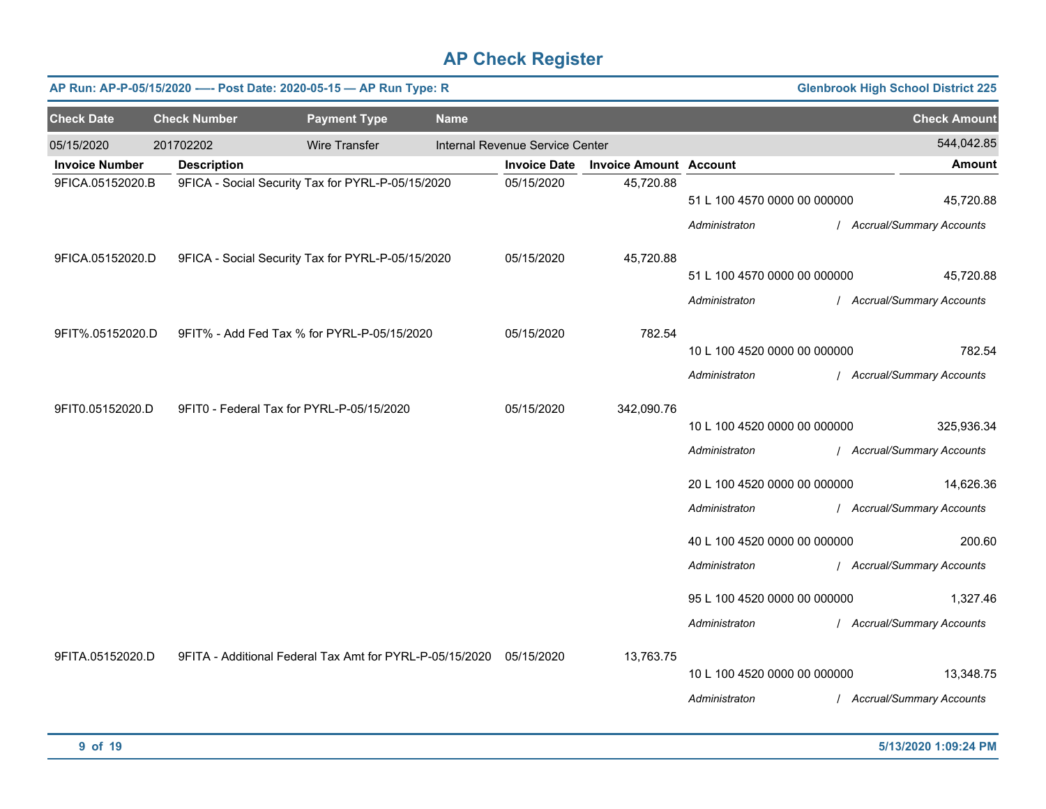# AP Check Register

**AP Run: AP-P-05/15/2020 —- Post Date: 2020-05-15 — AP Run Type: R** | **Glenbrook High School District 225**

| Check Date | Check Number | Payment Type | Name | Check Amount |
|---|---|---|---|---|
| 05/15/2020 | 201702202 | Wire Transfer | Internal Revenue Service Center | 544,042.85 |

| Invoice Number | Description | Invoice Date | Invoice Amount | Account | Amount |
|---|---|---|---|---|---|
| 9FICA.05152020.B | 9FICA - Social Security Tax for PYRL-P-05/15/2020 | 05/15/2020 | 45,720.88 | | |
| | | | | 51 L 100 4570 0000 00 000000 | 45,720.88 |
| | | | | *Administraton / Accrual/Summary Accounts* | |
| 9FICA.05152020.D | 9FICA - Social Security Tax for PYRL-P-05/15/2020 | 05/15/2020 | 45,720.88 | | |
| | | | | 51 L 100 4570 0000 00 000000 | 45,720.88 |
| | | | | *Administraton / Accrual/Summary Accounts* | |
| 9FIT%.05152020.D | 9FIT% - Add Fed Tax % for PYRL-P-05/15/2020 | 05/15/2020 | 782.54 | | |
| | | | | 10 L 100 4520 0000 00 000000 | 782.54 |
| | | | | *Administraton / Accrual/Summary Accounts* | |
| 9FIT0.05152020.D | 9FIT0 - Federal Tax for PYRL-P-05/15/2020 | 05/15/2020 | 342,090.76 | | |
| | | | | 10 L 100 4520 0000 00 000000 | 325,936.34 |
| | | | | *Administraton / Accrual/Summary Accounts* | |
| | | | | 20 L 100 4520 0000 00 000000 | 14,626.36 |
| | | | | *Administraton / Accrual/Summary Accounts* | |
| | | | | 40 L 100 4520 0000 00 000000 | 200.60 |
| | | | | *Administraton / Accrual/Summary Accounts* | |
| | | | | 95 L 100 4520 0000 00 000000 | 1,327.46 |
| | | | | *Administraton / Accrual/Summary Accounts* | |
| 9FITA.05152020.D | 9FITA - Additional Federal Tax Amt for PYRL-P-05/15/2020 | 05/15/2020 | 13,763.75 | | |
| | | | | 10 L 100 4520 0000 00 000000 | 13,348.75 |
| | | | | *Administraton / Accrual/Summary Accounts* | |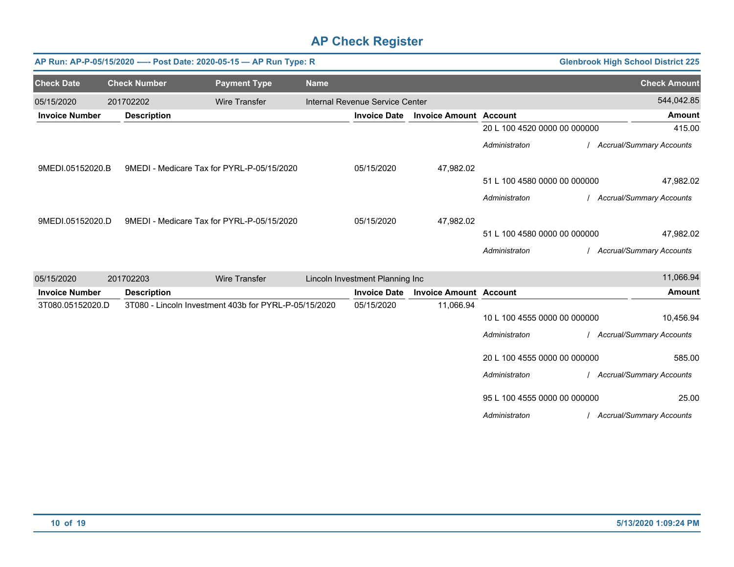# AP Check Register

**AP Run: AP-P-05/15/2020 —- Post Date: 2020-05-15 — AP Run Type: R** | **Glenbrook High School District 225**

| Check Date | Check Number | Payment Type | Name | Check Amount |
|---|---|---|---|---|
| 05/15/2020 | 201702202 | Wire Transfer | Internal Revenue Service Center | 544,042.85 |

| Invoice Number | Description | Invoice Date | Invoice Amount | Account | Amount |
|---|---|---|---|---|---|
| | | | | 20 L 100 4520 0000 00 000000 | 415.00 |
| | | | | *Administraton / Accrual/Summary Accounts* | |
| 9MEDI.05152020.B | 9MEDI - Medicare Tax for PYRL-P-05/15/2020 | 05/15/2020 | 47,982.02 | | |
| | | | | 51 L 100 4580 0000 00 000000 | 47,982.02 |
| | | | | *Administraton / Accrual/Summary Accounts* | |
| 9MEDI.05152020.D | 9MEDI - Medicare Tax for PYRL-P-05/15/2020 | 05/15/2020 | 47,982.02 | | |
| | | | | 51 L 100 4580 0000 00 000000 | 47,982.02 |
| | | | | *Administraton / Accrual/Summary Accounts* | |

| Check Date | Check Number | Payment Type | Name | Check Amount |
|---|---|---|---|---|
| 05/15/2020 | 201702203 | Wire Transfer | Lincoln Investment Planning Inc | 11,066.94 |

| Invoice Number | Description | Invoice Date | Invoice Amount | Account | Amount |
|---|---|---|---|---|---|
| 3T080.05152020.D | 3T080 - Lincoln Investment 403b for PYRL-P-05/15/2020 | 05/15/2020 | 11,066.94 | | |
| | | | | 10 L 100 4555 0000 00 000000 | 10,456.94 |
| | | | | *Administraton / Accrual/Summary Accounts* | |
| | | | | 20 L 100 4555 0000 00 000000 | 585.00 |
| | | | | *Administraton / Accrual/Summary Accounts* | |
| | | | | 95 L 100 4555 0000 00 000000 | 25.00 |
| | | | | *Administraton / Accrual/Summary Accounts* | |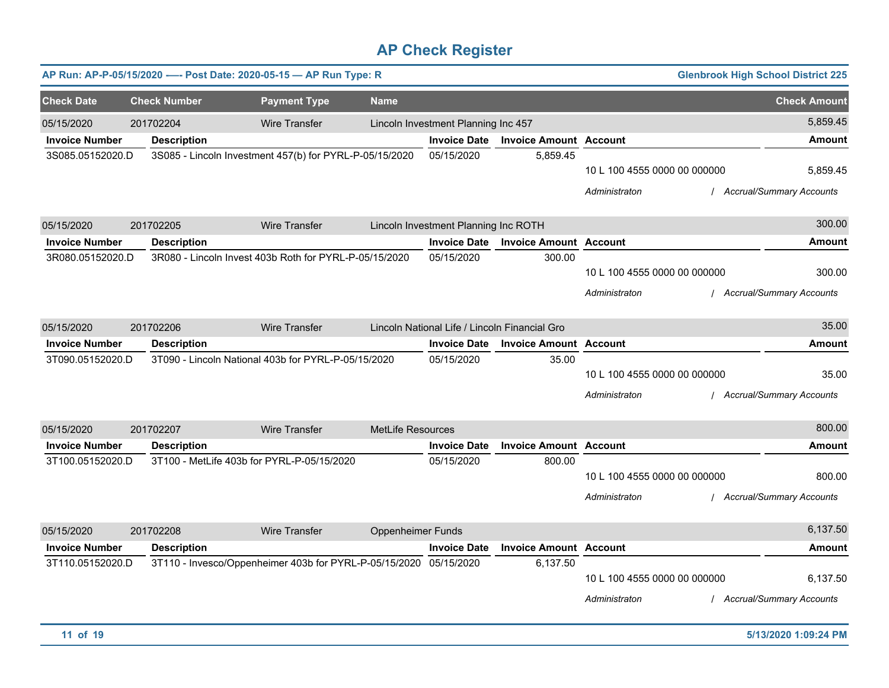# AP Check Register

**AP Run: AP-P-05/15/2020 —- Post Date: 2020-05-15 — AP Run Type: R** | **Glenbrook High School District 225**

| Check Date | Check Number | Payment Type | Name | Check Amount |
|---|---|---|---|---|
| 05/15/2020 | 201702204 | Wire Transfer | Lincoln Investment Planning Inc 457 | 5,859.45 |

| Invoice Number | Description | Invoice Date | Invoice Amount | Account | Amount |
|---|---|---|---|---|---|
| 3S085.05152020.D | 3S085 - Lincoln Investment 457(b) for PYRL-P-05/15/2020 | 05/15/2020 | 5,859.45 | | |
| | | | | 10 L 100 4555 0000 00 000000 | 5,859.45 |
| | | | | *Administraton / Accrual/Summary Accounts* | |

| Check Date | Check Number | Payment Type | Name | Check Amount |
|---|---|---|---|---|
| 05/15/2020 | 201702205 | Wire Transfer | Lincoln Investment Planning Inc ROTH | 300.00 |

| Invoice Number | Description | Invoice Date | Invoice Amount | Account | Amount |
|---|---|---|---|---|---|
| 3R080.05152020.D | 3R080 - Lincoln Invest 403b Roth for PYRL-P-05/15/2020 | 05/15/2020 | 300.00 | | |
| | | | | 10 L 100 4555 0000 00 000000 | 300.00 |
| | | | | *Administraton / Accrual/Summary Accounts* | |

| Check Date | Check Number | Payment Type | Name | Check Amount |
|---|---|---|---|---|
| 05/15/2020 | 201702206 | Wire Transfer | Lincoln National Life / Lincoln Financial Gro | 35.00 |

| Invoice Number | Description | Invoice Date | Invoice Amount | Account | Amount |
|---|---|---|---|---|---|
| 3T090.05152020.D | 3T090 - Lincoln National 403b for PYRL-P-05/15/2020 | 05/15/2020 | 35.00 | | |
| | | | | 10 L 100 4555 0000 00 000000 | 35.00 |
| | | | | *Administraton / Accrual/Summary Accounts* | |

| Check Date | Check Number | Payment Type | Name | Check Amount |
|---|---|---|---|---|
| 05/15/2020 | 201702207 | Wire Transfer | MetLife Resources | 800.00 |

| Invoice Number | Description | Invoice Date | Invoice Amount | Account | Amount |
|---|---|---|---|---|---|
| 3T100.05152020.D | 3T100 - MetLife 403b for PYRL-P-05/15/2020 | 05/15/2020 | 800.00 | | |
| | | | | 10 L 100 4555 0000 00 000000 | 800.00 |
| | | | | *Administraton / Accrual/Summary Accounts* | |

| Check Date | Check Number | Payment Type | Name | Check Amount |
|---|---|---|---|---|
| 05/15/2020 | 201702208 | Wire Transfer | Oppenheimer Funds | 6,137.50 |

| Invoice Number | Description | Invoice Date | Invoice Amount | Account | Amount |
|---|---|---|---|---|---|
| 3T110.05152020.D | 3T110 - Invesco/Oppenheimer 403b for PYRL-P-05/15/2020 | 05/15/2020 | 6,137.50 | | |
| | | | | 10 L 100 4555 0000 00 000000 | 6,137.50 |
| | | | | *Administraton / Accrual/Summary Accounts* | |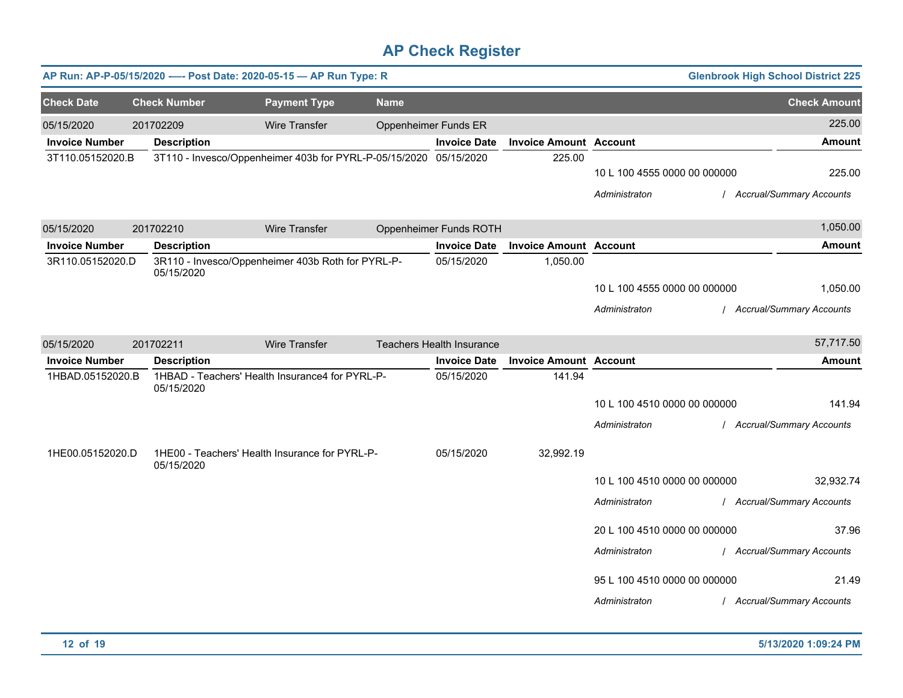# AP Check Register

**AP Run: AP-P-05/15/2020 —- Post Date: 2020-05-15 — AP Run Type: R** — **Glenbrook High School District 225**

| Check Date | Check Number | Payment Type | Name | Check Amount |
|---|---|---|---|---|
| 05/15/2020 | 201702209 | Wire Transfer | Oppenheimer Funds ER | 225.00 |

| Invoice Number | Description | Invoice Date | Invoice Amount | Account | Amount |
|---|---|---|---|---|---|
| 3T110.05152020.B | 3T110 - Invesco/Oppenheimer 403b for PYRL-P-05/15/2020 | 05/15/2020 | 225.00 | | |
| | | | | 10 L 100 4555 0000 00 000000 | 225.00 |
| | | | | *Administraton* | */ Accrual/Summary Accounts* |

| Check Date | Check Number | Payment Type | Name | Check Amount |
|---|---|---|---|---|
| 05/15/2020 | 201702210 | Wire Transfer | Oppenheimer Funds ROTH | 1,050.00 |

| Invoice Number | Description | Invoice Date | Invoice Amount | Account | Amount |
|---|---|---|---|---|---|
| 3R110.05152020.D | 3R110 - Invesco/Oppenheimer 403b Roth for PYRL-P-05/15/2020 | 05/15/2020 | 1,050.00 | | |
| | | | | 10 L 100 4555 0000 00 000000 | 1,050.00 |
| | | | | *Administraton* | */ Accrual/Summary Accounts* |

| Check Date | Check Number | Payment Type | Name | Check Amount |
|---|---|---|---|---|
| 05/15/2020 | 201702211 | Wire Transfer | Teachers Health Insurance | 57,717.50 |

| Invoice Number | Description | Invoice Date | Invoice Amount | Account | Amount |
|---|---|---|---|---|---|
| 1HBAD.05152020.B | 1HBAD - Teachers' Health Insurance4 for PYRL-P-05/15/2020 | 05/15/2020 | 141.94 | | |
| | | | | 10 L 100 4510 0000 00 000000 | 141.94 |
| | | | | *Administraton* | */ Accrual/Summary Accounts* |
| 1HE00.05152020.D | 1HE00 - Teachers' Health Insurance for PYRL-P-05/15/2020 | 05/15/2020 | 32,992.19 | | |
| | | | | 10 L 100 4510 0000 00 000000 | 32,932.74 |
| | | | | *Administraton* | */ Accrual/Summary Accounts* |
| | | | | 20 L 100 4510 0000 00 000000 | 37.96 |
| | | | | *Administraton* | */ Accrual/Summary Accounts* |
| | | | | 95 L 100 4510 0000 00 000000 | 21.49 |
| | | | | *Administraton* | */ Accrual/Summary Accounts* |

5/13/2020 1:09:24 PM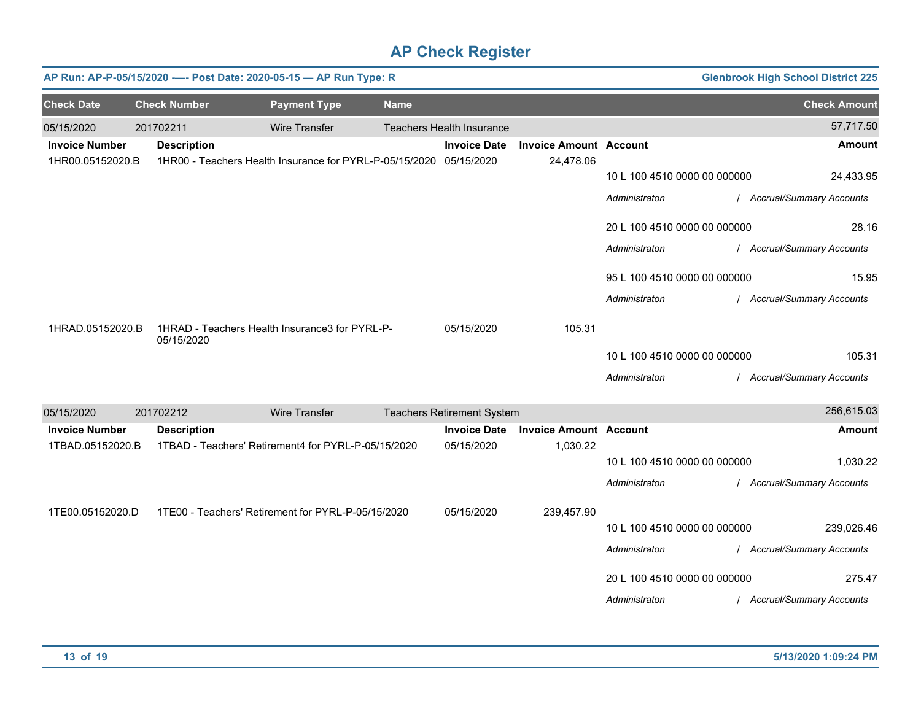# AP Check Register

**AP Run: AP-P-05/15/2020 -—- Post Date: 2020-05-15 — AP Run Type: R** | **Glenbrook High School District 225**

| Check Date | Check Number | Payment Type | Name | Check Amount |
|---|---|---|---|---|
| 05/15/2020 | 201702211 | Wire Transfer | Teachers Health Insurance | 57,717.50 |

| Invoice Number | Description | Invoice Date | Invoice Amount | Account | Amount |
|---|---|---|---|---|---|
| 1HR00.05152020.B | 1HR00 - Teachers Health Insurance for PYRL-P-05/15/2020 | 05/15/2020 | 24,478.06 | | |
| | | | | 10 L 100 4510 0000 00 000000 | 24,433.95 |
| | | | | *Administraton* | / *Accrual/Summary Accounts* |
| | | | | 20 L 100 4510 0000 00 000000 | 28.16 |
| | | | | *Administraton* | / *Accrual/Summary Accounts* |
| | | | | 95 L 100 4510 0000 00 000000 | 15.95 |
| | | | | *Administraton* | / *Accrual/Summary Accounts* |
| 1HRAD.05152020.B | 1HRAD - Teachers Health Insurance3 for PYRL-P-05/15/2020 | 05/15/2020 | 105.31 | | |
| | | | | 10 L 100 4510 0000 00 000000 | 105.31 |
| | | | | *Administraton* | / *Accrual/Summary Accounts* |

| Check Date | Check Number | Payment Type | Name | Check Amount |
|---|---|---|---|---|
| 05/15/2020 | 201702212 | Wire Transfer | Teachers Retirement System | 256,615.03 |

| Invoice Number | Description | Invoice Date | Invoice Amount | Account | Amount |
|---|---|---|---|---|---|
| 1TBAD.05152020.B | 1TBAD - Teachers' Retirement4 for PYRL-P-05/15/2020 | 05/15/2020 | 1,030.22 | | |
| | | | | 10 L 100 4510 0000 00 000000 | 1,030.22 |
| | | | | *Administraton* | / *Accrual/Summary Accounts* |
| 1TE00.05152020.D | 1TE00 - Teachers' Retirement for PYRL-P-05/15/2020 | 05/15/2020 | 239,457.90 | | |
| | | | | 10 L 100 4510 0000 00 000000 | 239,026.46 |
| | | | | *Administraton* | / *Accrual/Summary Accounts* |
| | | | | 20 L 100 4510 0000 00 000000 | 275.47 |
| | | | | *Administraton* | / *Accrual/Summary Accounts* |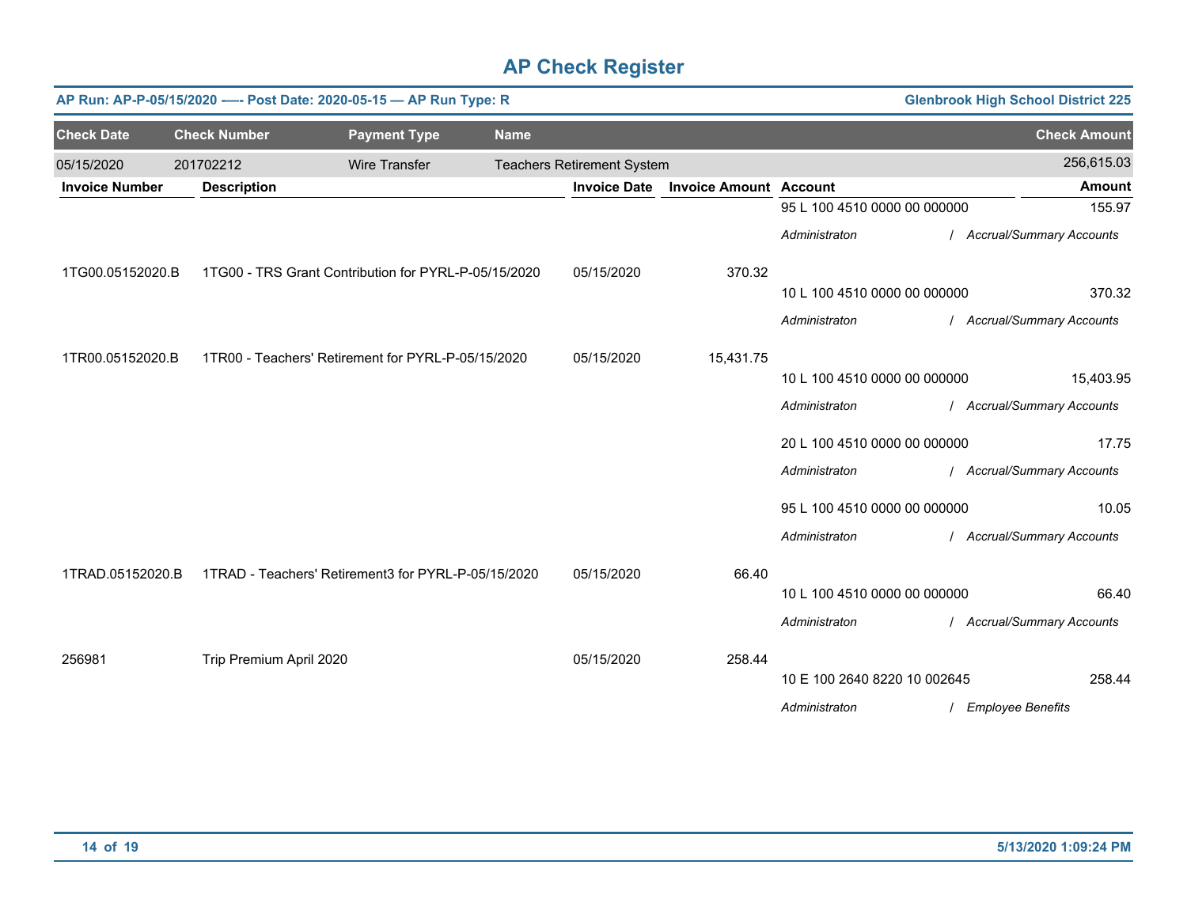# AP Check Register

**AP Run: AP-P-05/15/2020 -—- Post Date: 2020-05-15 — AP Run Type: R** | **Glenbrook High School District 225**

| Check Date | Check Number | Payment Type | Name | Check Amount |
|---|---|---|---|---|
| 05/15/2020 | 201702212 | Wire Transfer | Teachers Retirement System | 256,615.03 |

| Invoice Number | Description | Invoice Date | Invoice Amount | Account | Amount |
|---|---|---|---|---|---|
| | | | | 95 L 100 4510 0000 00 000000 | 155.97 |
| | | | | *Administraton / Accrual/Summary Accounts* | |
| 1TG00.05152020.B | 1TG00 - TRS Grant Contribution for PYRL-P-05/15/2020 | 05/15/2020 | 370.32 | | |
| | | | | 10 L 100 4510 0000 00 000000 | 370.32 |
| | | | | *Administraton / Accrual/Summary Accounts* | |
| 1TR00.05152020.B | 1TR00 - Teachers' Retirement for PYRL-P-05/15/2020 | 05/15/2020 | 15,431.75 | | |
| | | | | 10 L 100 4510 0000 00 000000 | 15,403.95 |
| | | | | *Administraton / Accrual/Summary Accounts* | |
| | | | | 20 L 100 4510 0000 00 000000 | 17.75 |
| | | | | *Administraton / Accrual/Summary Accounts* | |
| | | | | 95 L 100 4510 0000 00 000000 | 10.05 |
| | | | | *Administraton / Accrual/Summary Accounts* | |
| 1TRAD.05152020.B | 1TRAD - Teachers' Retirement3 for PYRL-P-05/15/2020 | 05/15/2020 | 66.40 | | |
| | | | | 10 L 100 4510 0000 00 000000 | 66.40 |
| | | | | *Administraton / Accrual/Summary Accounts* | |
| 256981 | Trip Premium April 2020 | 05/15/2020 | 258.44 | | |
| | | | | 10 E 100 2640 8220 10 002645 | 258.44 |
| | | | | *Administraton / Employee Benefits* | |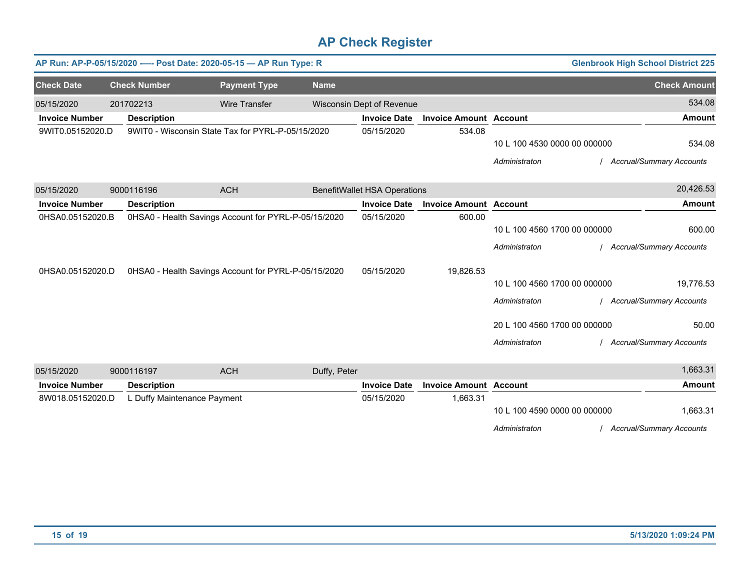# AP Check Register

**AP Run: AP-P-05/15/2020 —- Post Date: 2020-05-15 — AP Run Type: R** | **Glenbrook High School District 225**

| Check Date | Check Number | Payment Type | Name | Check Amount |
|---|---|---|---|---|
| 05/15/2020 | 201702213 | Wire Transfer | Wisconsin Dept of Revenue | 534.08 |

| Invoice Number | Description | Invoice Date | Invoice Amount | Account | Amount |
|---|---|---|---|---|---|
| 9WIT0.05152020.D | 9WIT0 - Wisconsin State Tax for PYRL-P-05/15/2020 | 05/15/2020 | 534.08 | | |
| | | | | 10 L 100 4530 0000 00 000000 | 534.08 |
| | | | | *Administraton / Accrual/Summary Accounts* | |

| Check Date | Check Number | Payment Type | Name | Check Amount |
|---|---|---|---|---|
| 05/15/2020 | 9000116196 | ACH | BenefitWallet HSA Operations | 20,426.53 |

| Invoice Number | Description | Invoice Date | Invoice Amount | Account | Amount |
|---|---|---|---|---|---|
| 0HSA0.05152020.B | 0HSA0 - Health Savings Account for PYRL-P-05/15/2020 | 05/15/2020 | 600.00 | | |
| | | | | 10 L 100 4560 1700 00 000000 | 600.00 |
| | | | | *Administraton / Accrual/Summary Accounts* | |
| 0HSA0.05152020.D | 0HSA0 - Health Savings Account for PYRL-P-05/15/2020 | 05/15/2020 | 19,826.53 | | |
| | | | | 10 L 100 4560 1700 00 000000 | 19,776.53 |
| | | | | *Administraton / Accrual/Summary Accounts* | |
| | | | | 20 L 100 4560 1700 00 000000 | 50.00 |
| | | | | *Administraton / Accrual/Summary Accounts* | |

| Check Date | Check Number | Payment Type | Name | Check Amount |
|---|---|---|---|---|
| 05/15/2020 | 9000116197 | ACH | Duffy, Peter | 1,663.31 |

| Invoice Number | Description | Invoice Date | Invoice Amount | Account | Amount |
|---|---|---|---|---|---|
| 8W018.05152020.D | L Duffy Maintenance Payment | 05/15/2020 | 1,663.31 | | |
| | | | | 10 L 100 4590 0000 00 000000 | 1,663.31 |
| | | | | *Administraton / Accrual/Summary Accounts* | |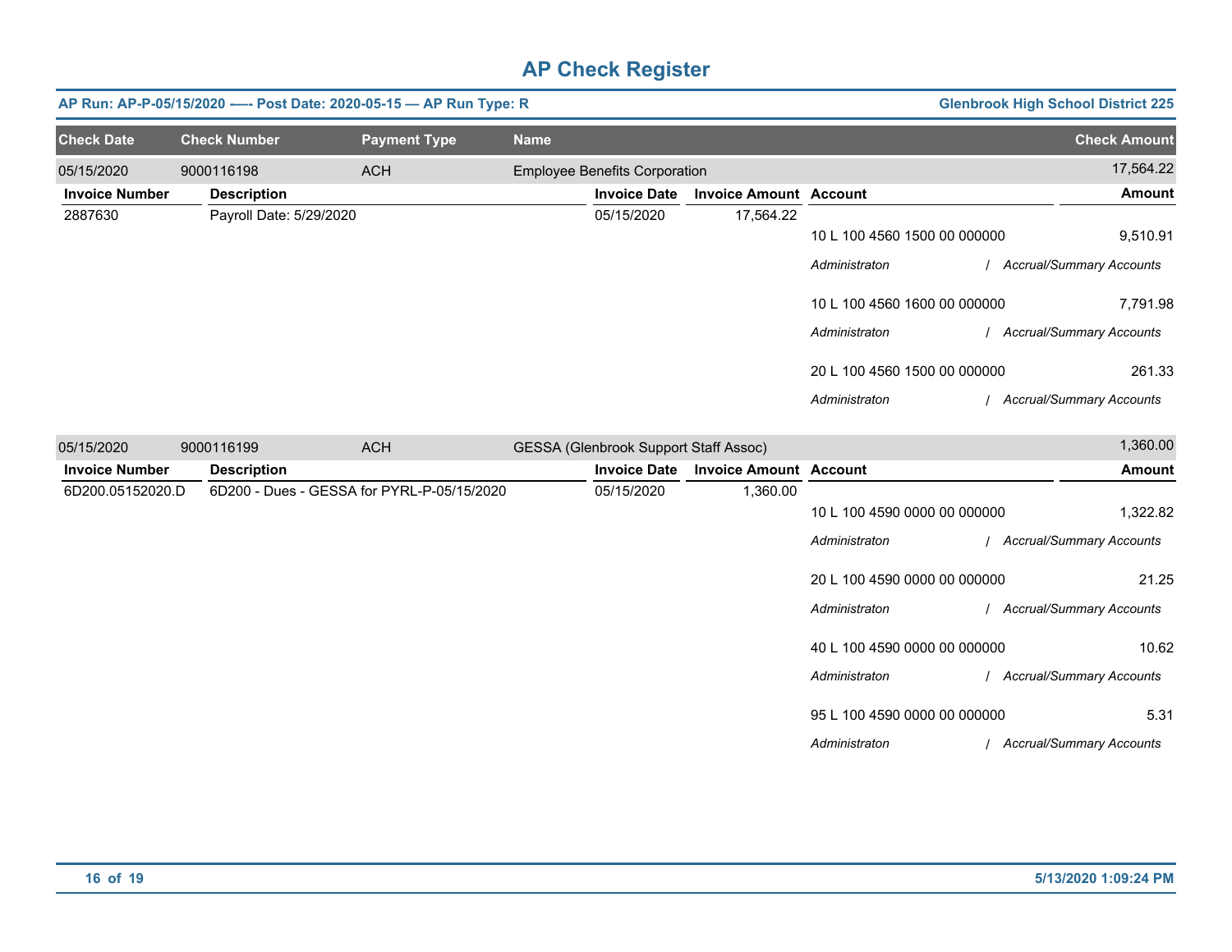# AP Check Register

**AP Run: AP-P-05/15/2020 -—- Post Date: 2020-05-15 — AP Run Type: R** | **Glenbrook High School District 225**

| Check Date | Check Number | Payment Type | Name | Check Amount |
|---|---|---|---|---|
| 05/15/2020 | 9000116198 | ACH | Employee Benefits Corporation | 17,564.22 |

| Invoice Number | Description | Invoice Date | Invoice Amount | Account | Amount |
|---|---|---|---|---|---|
| 2887630 | Payroll Date: 5/29/2020 | 05/15/2020 | 17,564.22 | | |
| | | | | 10 L 100 4560 1500 00 000000 | 9,510.91 |
| | | | | *Administraton / Accrual/Summary Accounts* | |
| | | | | 10 L 100 4560 1600 00 000000 | 7,791.98 |
| | | | | *Administraton / Accrual/Summary Accounts* | |
| | | | | 20 L 100 4560 1500 00 000000 | 261.33 |
| | | | | *Administraton / Accrual/Summary Accounts* | |

| Check Date | Check Number | Payment Type | Name | Check Amount |
|---|---|---|---|---|
| 05/15/2020 | 9000116199 | ACH | GESSA (Glenbrook Support Staff Assoc) | 1,360.00 |

| Invoice Number | Description | Invoice Date | Invoice Amount | Account | Amount |
|---|---|---|---|---|---|
| 6D200.05152020.D | 6D200 - Dues - GESSA for PYRL-P-05/15/2020 | 05/15/2020 | 1,360.00 | | |
| | | | | 10 L 100 4590 0000 00 000000 | 1,322.82 |
| | | | | *Administraton / Accrual/Summary Accounts* | |
| | | | | 20 L 100 4590 0000 00 000000 | 21.25 |
| | | | | *Administraton / Accrual/Summary Accounts* | |
| | | | | 40 L 100 4590 0000 00 000000 | 10.62 |
| | | | | *Administraton / Accrual/Summary Accounts* | |
| | | | | 95 L 100 4590 0000 00 000000 | 5.31 |
| | | | | *Administraton / Accrual/Summary Accounts* | |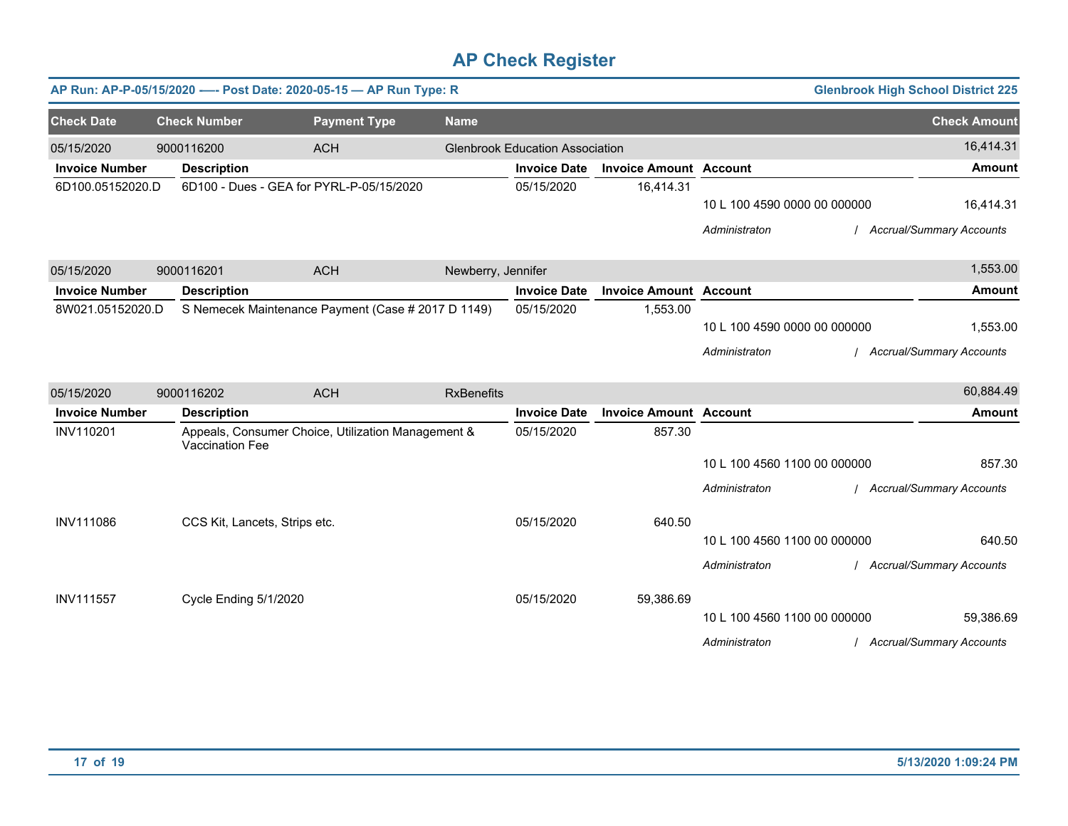# AP Check Register

**AP Run: AP-P-05/15/2020 —- Post Date: 2020-05-15 — AP Run Type: R** | **Glenbrook High School District 225**

| Check Date | Check Number | Payment Type | Name | Check Amount |
|---|---|---|---|---|
| 05/15/2020 | 9000116200 | ACH | Glenbrook Education Association | 16,414.31 |

| Invoice Number | Description | Invoice Date | Invoice Amount | Account | Amount |
|---|---|---|---|---|---|
| 6D100.05152020.D | 6D100 - Dues - GEA for PYRL-P-05/15/2020 | 05/15/2020 | 16,414.31 | | |
| | | | | 10 L 100 4590 0000 00 000000 | 16,414.31 |
| | | | | *Administraton* | */ Accrual/Summary Accounts* |

| Check Date | Check Number | Payment Type | Name | Check Amount |
|---|---|---|---|---|
| 05/15/2020 | 9000116201 | ACH | Newberry, Jennifer | 1,553.00 |

| Invoice Number | Description | Invoice Date | Invoice Amount | Account | Amount |
|---|---|---|---|---|---|
| 8W021.05152020.D | S Nemecek Maintenance Payment (Case # 2017 D 1149) | 05/15/2020 | 1,553.00 | | |
| | | | | 10 L 100 4590 0000 00 000000 | 1,553.00 |
| | | | | *Administraton* | */ Accrual/Summary Accounts* |

| Check Date | Check Number | Payment Type | Name | Check Amount |
|---|---|---|---|---|
| 05/15/2020 | 9000116202 | ACH | RxBenefits | 60,884.49 |

| Invoice Number | Description | Invoice Date | Invoice Amount | Account | Amount |
|---|---|---|---|---|---|
| INV110201 | Appeals, Consumer Choice, Utilization Management & Vaccination Fee | 05/15/2020 | 857.30 | | |
| | | | | 10 L 100 4560 1100 00 000000 | 857.30 |
| | | | | *Administraton* | */ Accrual/Summary Accounts* |
| INV111086 | CCS Kit, Lancets, Strips etc. | 05/15/2020 | 640.50 | | |
| | | | | 10 L 100 4560 1100 00 000000 | 640.50 |
| | | | | *Administraton* | */ Accrual/Summary Accounts* |
| INV111557 | Cycle Ending 5/1/2020 | 05/15/2020 | 59,386.69 | | |
| | | | | 10 L 100 4560 1100 00 000000 | 59,386.69 |
| | | | | *Administraton* | */ Accrual/Summary Accounts* |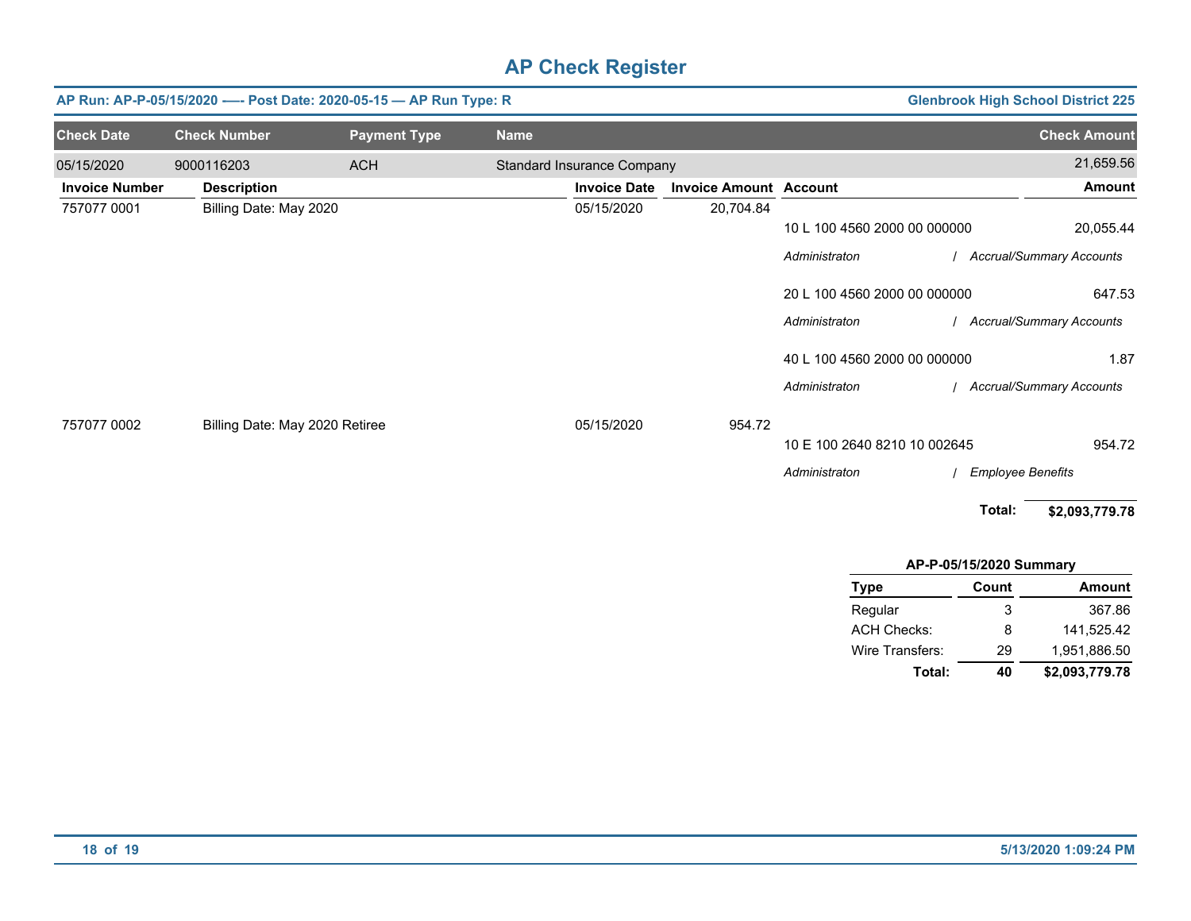# AP Check Register

**AP Run: AP-P-05/15/2020 -—- Post Date: 2020-05-15 — AP Run Type: R** | **Glenbrook High School District 225**

| Check Date | Check Number | Payment Type | Name | Check Amount |
|---|---|---|---|---|
| 05/15/2020 | 9000116203 | ACH | Standard Insurance Company | 21,659.56 |

| Invoice Number | Description | Invoice Date | Invoice Amount | Account | Amount |
|---|---|---|---|---|---|
| 757077 0001 | Billing Date: May 2020 | 05/15/2020 | 20,704.84 | | |
| | | | | 10 L 100 4560 2000 00 000000 | 20,055.44 |
| | | | | *Administraton / Accrual/Summary Accounts* | |
| | | | | 20 L 100 4560 2000 00 000000 | 647.53 |
| | | | | *Administraton / Accrual/Summary Accounts* | |
| | | | | 40 L 100 4560 2000 00 000000 | 1.87 |
| | | | | *Administraton / Accrual/Summary Accounts* | |
| 757077 0002 | Billing Date: May 2020 Retiree | 05/15/2020 | 954.72 | | |
| | | | | 10 E 100 2640 8210 10 002645 | 954.72 |
| | | | | *Administraton / Employee Benefits* | |

**Total: $2,093,779.78**

**AP-P-05/15/2020 Summary**

| Type | Count | Amount |
|---|---|---|
| Regular | 3 | 367.86 |
| ACH Checks: | 8 | 141,525.42 |
| Wire Transfers: | 29 | 1,951,886.50 |
| **Total:** | **40** | **$2,093,779.78** |

**5/13/2020 1:09:24 PM**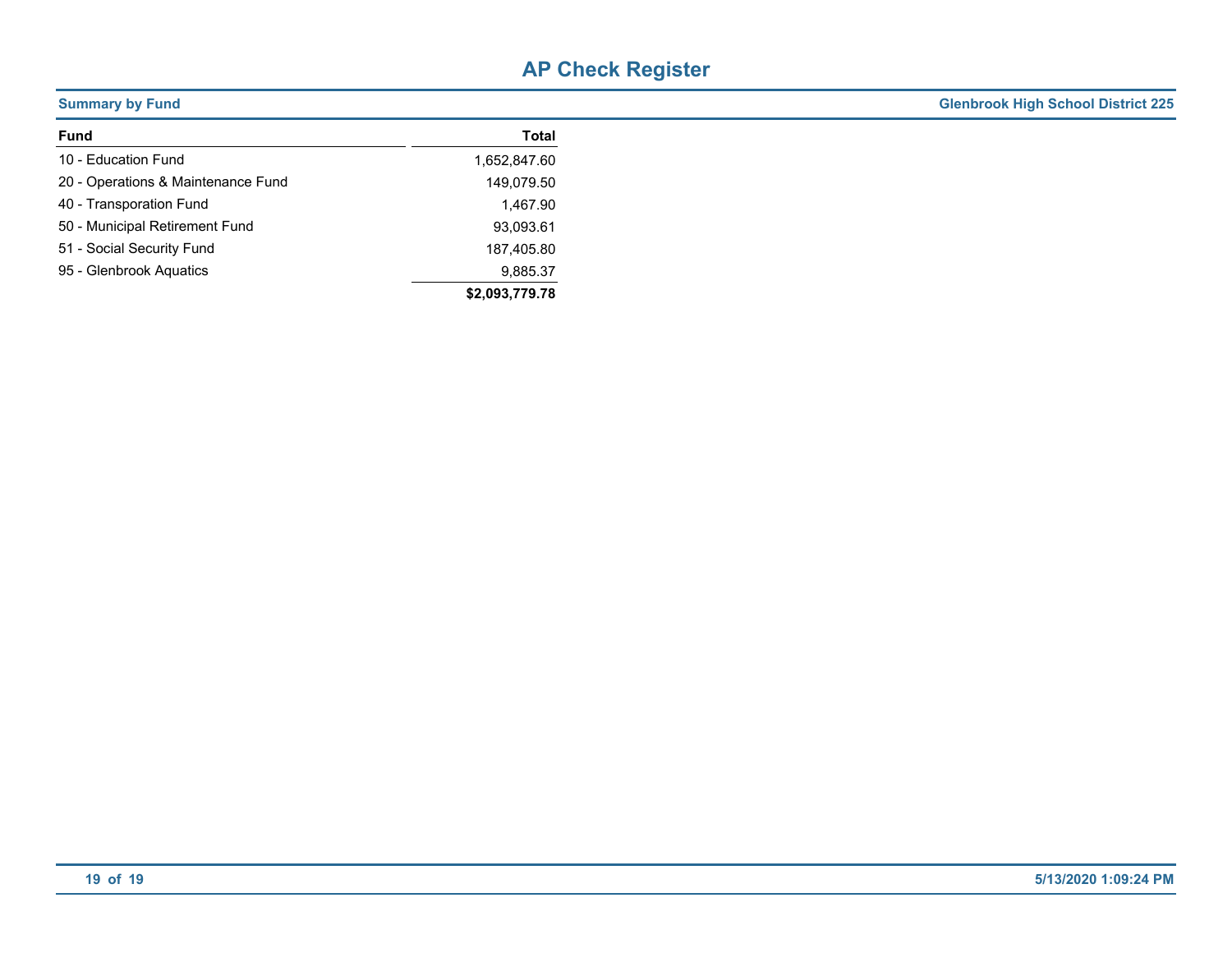# AP Check Register

**Summary by Fund** | **Glenbrook High School District 225**

| Fund | Total |
|---|---|
| 10 - Education Fund | 1,652,847.60 |
| 20 - Operations & Maintenance Fund | 149,079.50 |
| 40 - Transporation Fund | 1,467.90 |
| 50 - Municipal Retirement Fund | 93,093.61 |
| 51 - Social Security Fund | 187,405.80 |
| 95 - Glenbrook Aquatics | 9,885.37 |
| | **$2,093,779.78** |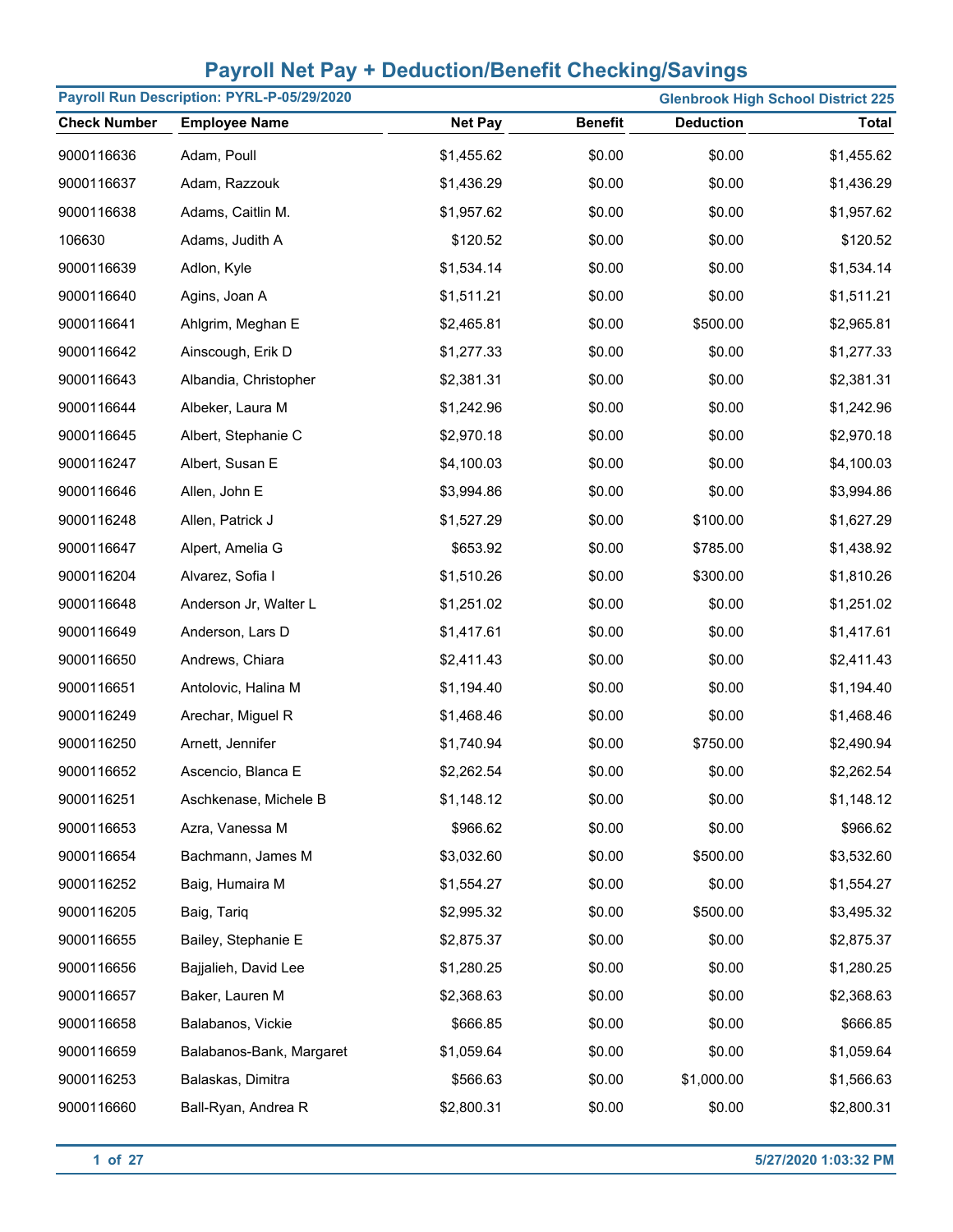# Payroll Net Pay + Deduction/Benefit Checking/Savings

**Payroll Run Description: PYRL-P-05/29/2020** | **Glenbrook High School District 225**

| Check Number | Employee Name | Net Pay | Benefit | Deduction | Total |
|---|---|---|---|---|---|
| 9000116636 | Adam, Poull | $1,455.62 | $0.00 | $0.00 | $1,455.62 |
| 9000116637 | Adam, Razzouk | $1,436.29 | $0.00 | $0.00 | $1,436.29 |
| 9000116638 | Adams, Caitlin M. | $1,957.62 | $0.00 | $0.00 | $1,957.62 |
| 106630 | Adams, Judith A | $120.52 | $0.00 | $0.00 | $120.52 |
| 9000116639 | Adlon, Kyle | $1,534.14 | $0.00 | $0.00 | $1,534.14 |
| 9000116640 | Agins, Joan A | $1,511.21 | $0.00 | $0.00 | $1,511.21 |
| 9000116641 | Ahlgrim, Meghan E | $2,465.81 | $0.00 | $500.00 | $2,965.81 |
| 9000116642 | Ainscough, Erik D | $1,277.33 | $0.00 | $0.00 | $1,277.33 |
| 9000116643 | Albandia, Christopher | $2,381.31 | $0.00 | $0.00 | $2,381.31 |
| 9000116644 | Albeker, Laura M | $1,242.96 | $0.00 | $0.00 | $1,242.96 |
| 9000116645 | Albert, Stephanie C | $2,970.18 | $0.00 | $0.00 | $2,970.18 |
| 9000116247 | Albert, Susan E | $4,100.03 | $0.00 | $0.00 | $4,100.03 |
| 9000116646 | Allen, John E | $3,994.86 | $0.00 | $0.00 | $3,994.86 |
| 9000116248 | Allen, Patrick J | $1,527.29 | $0.00 | $100.00 | $1,627.29 |
| 9000116647 | Alpert, Amelia G | $653.92 | $0.00 | $785.00 | $1,438.92 |
| 9000116204 | Alvarez, Sofia I | $1,510.26 | $0.00 | $300.00 | $1,810.26 |
| 9000116648 | Anderson Jr, Walter L | $1,251.02 | $0.00 | $0.00 | $1,251.02 |
| 9000116649 | Anderson, Lars D | $1,417.61 | $0.00 | $0.00 | $1,417.61 |
| 9000116650 | Andrews, Chiara | $2,411.43 | $0.00 | $0.00 | $2,411.43 |
| 9000116651 | Antolovic, Halina M | $1,194.40 | $0.00 | $0.00 | $1,194.40 |
| 9000116249 | Arechar, Miguel R | $1,468.46 | $0.00 | $0.00 | $1,468.46 |
| 9000116250 | Arnett, Jennifer | $1,740.94 | $0.00 | $750.00 | $2,490.94 |
| 9000116652 | Ascencio, Blanca E | $2,262.54 | $0.00 | $0.00 | $2,262.54 |
| 9000116251 | Aschkenase, Michele B | $1,148.12 | $0.00 | $0.00 | $1,148.12 |
| 9000116653 | Azra, Vanessa M | $966.62 | $0.00 | $0.00 | $966.62 |
| 9000116654 | Bachmann, James M | $3,032.60 | $0.00 | $500.00 | $3,532.60 |
| 9000116252 | Baig, Humaira M | $1,554.27 | $0.00 | $0.00 | $1,554.27 |
| 9000116205 | Baig, Tariq | $2,995.32 | $0.00 | $500.00 | $3,495.32 |
| 9000116655 | Bailey, Stephanie E | $2,875.37 | $0.00 | $0.00 | $2,875.37 |
| 9000116656 | Bajjalieh, David Lee | $1,280.25 | $0.00 | $0.00 | $1,280.25 |
| 9000116657 | Baker, Lauren M | $2,368.63 | $0.00 | $0.00 | $2,368.63 |
| 9000116658 | Balabanos, Vickie | $666.85 | $0.00 | $0.00 | $666.85 |
| 9000116659 | Balabanos-Bank, Margaret | $1,059.64 | $0.00 | $0.00 | $1,059.64 |
| 9000116253 | Balaskas, Dimitra | $566.63 | $0.00 | $1,000.00 | $1,566.63 |
| 9000116660 | Ball-Ryan, Andrea R | $2,800.31 | $0.00 | $0.00 | $2,800.31 |

5/27/2020 1:03:32 PM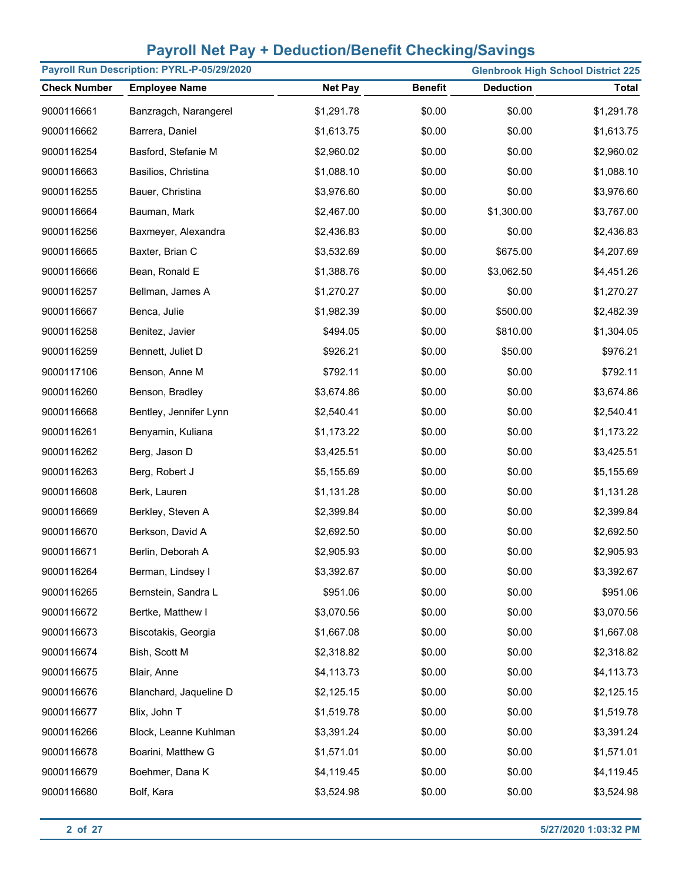# Payroll Net Pay + Deduction/Benefit Checking/Savings

**Payroll Run Description: PYRL-P-05/29/2020** | **Glenbrook High School District 225**

| Check Number | Employee Name | Net Pay | Benefit | Deduction | Total |
|---|---|---|---|---|---|
| 9000116661 | Banzragch, Narangerel | $1,291.78 | $0.00 | $0.00 | $1,291.78 |
| 9000116662 | Barrera, Daniel | $1,613.75 | $0.00 | $0.00 | $1,613.75 |
| 9000116254 | Basford, Stefanie M | $2,960.02 | $0.00 | $0.00 | $2,960.02 |
| 9000116663 | Basilios, Christina | $1,088.10 | $0.00 | $0.00 | $1,088.10 |
| 9000116255 | Bauer, Christina | $3,976.60 | $0.00 | $0.00 | $3,976.60 |
| 9000116664 | Bauman, Mark | $2,467.00 | $0.00 | $1,300.00 | $3,767.00 |
| 9000116256 | Baxmeyer, Alexandra | $2,436.83 | $0.00 | $0.00 | $2,436.83 |
| 9000116665 | Baxter, Brian C | $3,532.69 | $0.00 | $675.00 | $4,207.69 |
| 9000116666 | Bean, Ronald E | $1,388.76 | $0.00 | $3,062.50 | $4,451.26 |
| 9000116257 | Bellman, James A | $1,270.27 | $0.00 | $0.00 | $1,270.27 |
| 9000116667 | Benca, Julie | $1,982.39 | $0.00 | $500.00 | $2,482.39 |
| 9000116258 | Benitez, Javier | $494.05 | $0.00 | $810.00 | $1,304.05 |
| 9000116259 | Bennett, Juliet D | $926.21 | $0.00 | $50.00 | $976.21 |
| 9000117106 | Benson, Anne M | $792.11 | $0.00 | $0.00 | $792.11 |
| 9000116260 | Benson, Bradley | $3,674.86 | $0.00 | $0.00 | $3,674.86 |
| 9000116668 | Bentley, Jennifer Lynn | $2,540.41 | $0.00 | $0.00 | $2,540.41 |
| 9000116261 | Benyamin, Kuliana | $1,173.22 | $0.00 | $0.00 | $1,173.22 |
| 9000116262 | Berg, Jason D | $3,425.51 | $0.00 | $0.00 | $3,425.51 |
| 9000116263 | Berg, Robert J | $5,155.69 | $0.00 | $0.00 | $5,155.69 |
| 9000116608 | Berk, Lauren | $1,131.28 | $0.00 | $0.00 | $1,131.28 |
| 9000116669 | Berkley, Steven A | $2,399.84 | $0.00 | $0.00 | $2,399.84 |
| 9000116670 | Berkson, David A | $2,692.50 | $0.00 | $0.00 | $2,692.50 |
| 9000116671 | Berlin, Deborah A | $2,905.93 | $0.00 | $0.00 | $2,905.93 |
| 9000116264 | Berman, Lindsey I | $3,392.67 | $0.00 | $0.00 | $3,392.67 |
| 9000116265 | Bernstein, Sandra L | $951.06 | $0.00 | $0.00 | $951.06 |
| 9000116672 | Bertke, Matthew I | $3,070.56 | $0.00 | $0.00 | $3,070.56 |
| 9000116673 | Biscotakis, Georgia | $1,667.08 | $0.00 | $0.00 | $1,667.08 |
| 9000116674 | Bish, Scott M | $2,318.82 | $0.00 | $0.00 | $2,318.82 |
| 9000116675 | Blair, Anne | $4,113.73 | $0.00 | $0.00 | $4,113.73 |
| 9000116676 | Blanchard, Jaqueline D | $2,125.15 | $0.00 | $0.00 | $2,125.15 |
| 9000116677 | Blix, John T | $1,519.78 | $0.00 | $0.00 | $1,519.78 |
| 9000116266 | Block, Leanne Kuhlman | $3,391.24 | $0.00 | $0.00 | $3,391.24 |
| 9000116678 | Boarini, Matthew G | $1,571.01 | $0.00 | $0.00 | $1,571.01 |
| 9000116679 | Boehmer, Dana K | $4,119.45 | $0.00 | $0.00 | $4,119.45 |
| 9000116680 | Bolf, Kara | $3,524.98 | $0.00 | $0.00 | $3,524.98 |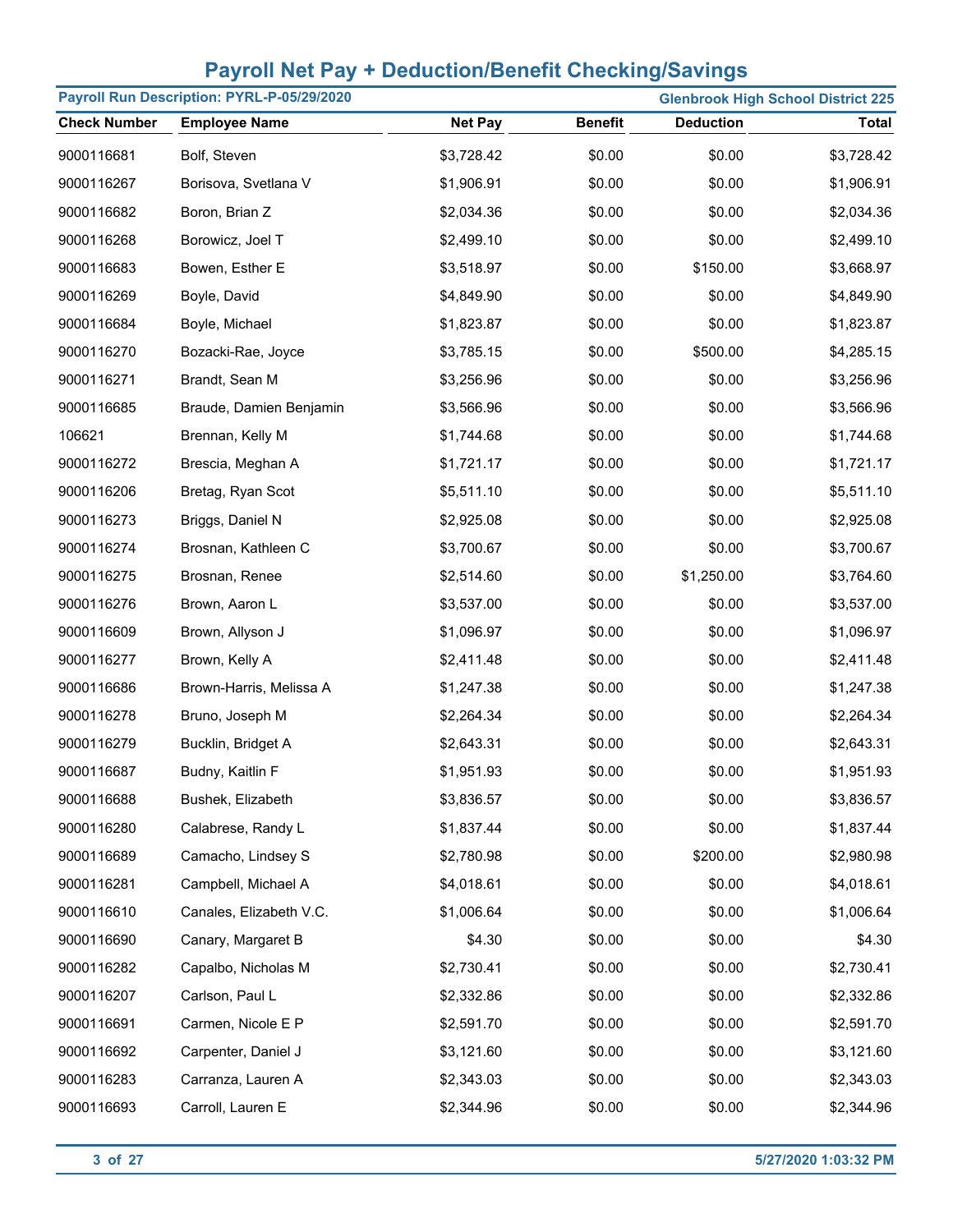# Payroll Net Pay + Deduction/Benefit Checking/Savings

**Payroll Run Description: PYRL-P-05/29/2020** — **Glenbrook High School District 225**

| Check Number | Employee Name | Net Pay | Benefit | Deduction | Total |
|---|---|---|---|---|---|
| 9000116681 | Bolf, Steven | $3,728.42 | $0.00 | $0.00 | $3,728.42 |
| 9000116267 | Borisova, Svetlana V | $1,906.91 | $0.00 | $0.00 | $1,906.91 |
| 9000116682 | Boron, Brian Z | $2,034.36 | $0.00 | $0.00 | $2,034.36 |
| 9000116268 | Borowicz, Joel T | $2,499.10 | $0.00 | $0.00 | $2,499.10 |
| 9000116683 | Bowen, Esther E | $3,518.97 | $0.00 | $150.00 | $3,668.97 |
| 9000116269 | Boyle, David | $4,849.90 | $0.00 | $0.00 | $4,849.90 |
| 9000116684 | Boyle, Michael | $1,823.87 | $0.00 | $0.00 | $1,823.87 |
| 9000116270 | Bozacki-Rae, Joyce | $3,785.15 | $0.00 | $500.00 | $4,285.15 |
| 9000116271 | Brandt, Sean M | $3,256.96 | $0.00 | $0.00 | $3,256.96 |
| 9000116685 | Braude, Damien Benjamin | $3,566.96 | $0.00 | $0.00 | $3,566.96 |
| 106621 | Brennan, Kelly M | $1,744.68 | $0.00 | $0.00 | $1,744.68 |
| 9000116272 | Brescia, Meghan A | $1,721.17 | $0.00 | $0.00 | $1,721.17 |
| 9000116206 | Bretag, Ryan Scot | $5,511.10 | $0.00 | $0.00 | $5,511.10 |
| 9000116273 | Briggs, Daniel N | $2,925.08 | $0.00 | $0.00 | $2,925.08 |
| 9000116274 | Brosnan, Kathleen C | $3,700.67 | $0.00 | $0.00 | $3,700.67 |
| 9000116275 | Brosnan, Renee | $2,514.60 | $0.00 | $1,250.00 | $3,764.60 |
| 9000116276 | Brown, Aaron L | $3,537.00 | $0.00 | $0.00 | $3,537.00 |
| 9000116609 | Brown, Allyson J | $1,096.97 | $0.00 | $0.00 | $1,096.97 |
| 9000116277 | Brown, Kelly A | $2,411.48 | $0.00 | $0.00 | $2,411.48 |
| 9000116686 | Brown-Harris, Melissa A | $1,247.38 | $0.00 | $0.00 | $1,247.38 |
| 9000116278 | Bruno, Joseph M | $2,264.34 | $0.00 | $0.00 | $2,264.34 |
| 9000116279 | Bucklin, Bridget A | $2,643.31 | $0.00 | $0.00 | $2,643.31 |
| 9000116687 | Budny, Kaitlin F | $1,951.93 | $0.00 | $0.00 | $1,951.93 |
| 9000116688 | Bushek, Elizabeth | $3,836.57 | $0.00 | $0.00 | $3,836.57 |
| 9000116280 | Calabrese, Randy L | $1,837.44 | $0.00 | $0.00 | $1,837.44 |
| 9000116689 | Camacho, Lindsey S | $2,780.98 | $0.00 | $200.00 | $2,980.98 |
| 9000116281 | Campbell, Michael A | $4,018.61 | $0.00 | $0.00 | $4,018.61 |
| 9000116610 | Canales, Elizabeth V.C. | $1,006.64 | $0.00 | $0.00 | $1,006.64 |
| 9000116690 | Canary, Margaret B | $4.30 | $0.00 | $0.00 | $4.30 |
| 9000116282 | Capalbo, Nicholas M | $2,730.41 | $0.00 | $0.00 | $2,730.41 |
| 9000116207 | Carlson, Paul L | $2,332.86 | $0.00 | $0.00 | $2,332.86 |
| 9000116691 | Carmen, Nicole E P | $2,591.70 | $0.00 | $0.00 | $2,591.70 |
| 9000116692 | Carpenter, Daniel J | $3,121.60 | $0.00 | $0.00 | $3,121.60 |
| 9000116283 | Carranza, Lauren A | $2,343.03 | $0.00 | $0.00 | $2,343.03 |
| 9000116693 | Carroll, Lauren E | $2,344.96 | $0.00 | $0.00 | $2,344.96 |

5/27/2020 1:03:32 PM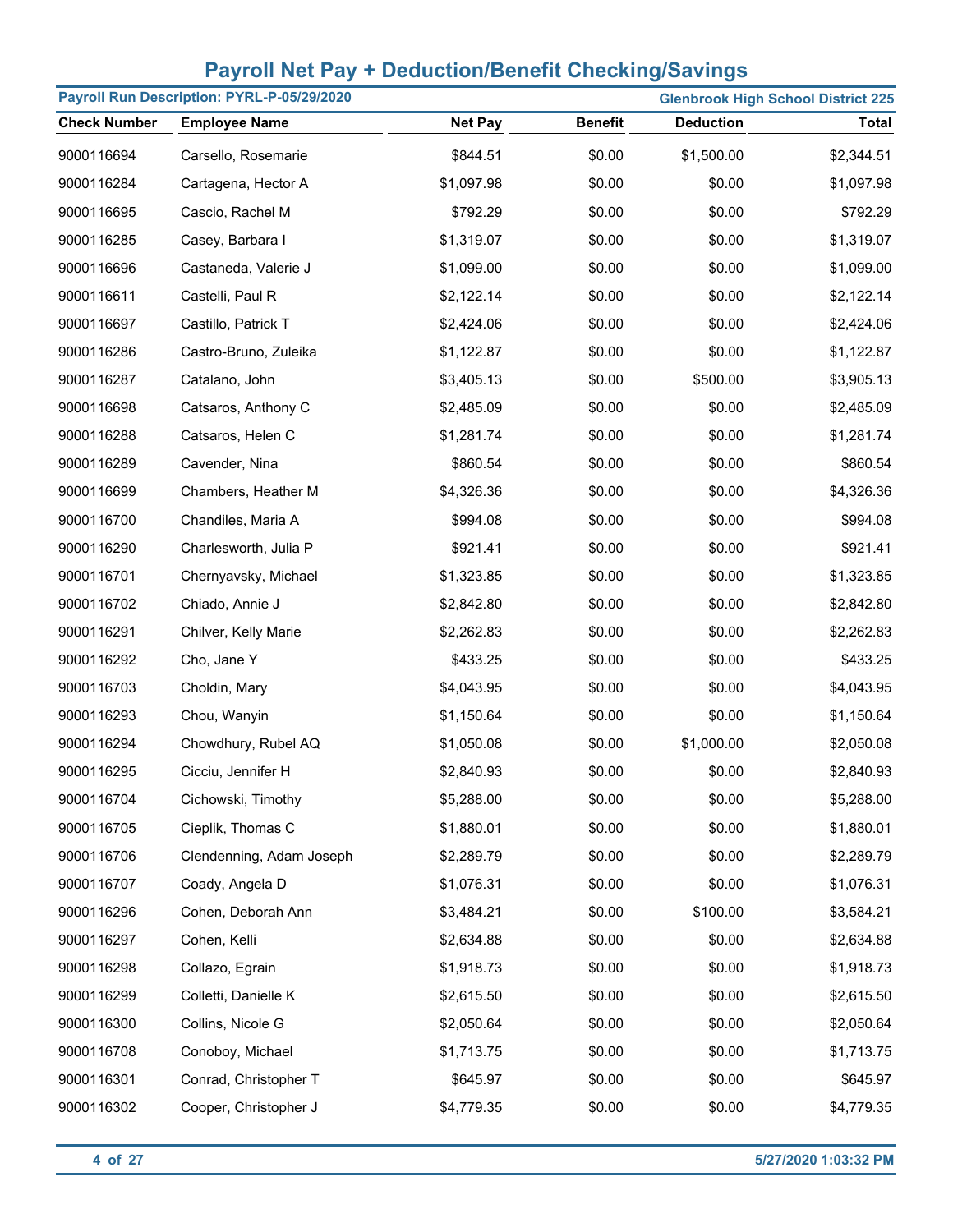# Payroll Net Pay + Deduction/Benefit Checking/Savings

**Payroll Run Description: PYRL-P-05/29/2020** — **Glenbrook High School District 225**

| Check Number | Employee Name | Net Pay | Benefit | Deduction | Total |
|---|---|---|---|---|---|
| 9000116694 | Carsello, Rosemarie | $844.51 | $0.00 | $1,500.00 | $2,344.51 |
| 9000116284 | Cartagena, Hector A | $1,097.98 | $0.00 | $0.00 | $1,097.98 |
| 9000116695 | Cascio, Rachel M | $792.29 | $0.00 | $0.00 | $792.29 |
| 9000116285 | Casey, Barbara I | $1,319.07 | $0.00 | $0.00 | $1,319.07 |
| 9000116696 | Castaneda, Valerie J | $1,099.00 | $0.00 | $0.00 | $1,099.00 |
| 9000116611 | Castelli, Paul R | $2,122.14 | $0.00 | $0.00 | $2,122.14 |
| 9000116697 | Castillo, Patrick T | $2,424.06 | $0.00 | $0.00 | $2,424.06 |
| 9000116286 | Castro-Bruno, Zuleika | $1,122.87 | $0.00 | $0.00 | $1,122.87 |
| 9000116287 | Catalano, John | $3,405.13 | $0.00 | $500.00 | $3,905.13 |
| 9000116698 | Catsaros, Anthony C | $2,485.09 | $0.00 | $0.00 | $2,485.09 |
| 9000116288 | Catsaros, Helen C | $1,281.74 | $0.00 | $0.00 | $1,281.74 |
| 9000116289 | Cavender, Nina | $860.54 | $0.00 | $0.00 | $860.54 |
| 9000116699 | Chambers, Heather M | $4,326.36 | $0.00 | $0.00 | $4,326.36 |
| 9000116700 | Chandiles, Maria A | $994.08 | $0.00 | $0.00 | $994.08 |
| 9000116290 | Charlesworth, Julia P | $921.41 | $0.00 | $0.00 | $921.41 |
| 9000116701 | Chernyavsky, Michael | $1,323.85 | $0.00 | $0.00 | $1,323.85 |
| 9000116702 | Chiado, Annie J | $2,842.80 | $0.00 | $0.00 | $2,842.80 |
| 9000116291 | Chilver, Kelly Marie | $2,262.83 | $0.00 | $0.00 | $2,262.83 |
| 9000116292 | Cho, Jane Y | $433.25 | $0.00 | $0.00 | $433.25 |
| 9000116703 | Choldin, Mary | $4,043.95 | $0.00 | $0.00 | $4,043.95 |
| 9000116293 | Chou, Wanyin | $1,150.64 | $0.00 | $0.00 | $1,150.64 |
| 9000116294 | Chowdhury, Rubel AQ | $1,050.08 | $0.00 | $1,000.00 | $2,050.08 |
| 9000116295 | Cicciu, Jennifer H | $2,840.93 | $0.00 | $0.00 | $2,840.93 |
| 9000116704 | Cichowski, Timothy | $5,288.00 | $0.00 | $0.00 | $5,288.00 |
| 9000116705 | Cieplik, Thomas C | $1,880.01 | $0.00 | $0.00 | $1,880.01 |
| 9000116706 | Clendenning, Adam Joseph | $2,289.79 | $0.00 | $0.00 | $2,289.79 |
| 9000116707 | Coady, Angela D | $1,076.31 | $0.00 | $0.00 | $1,076.31 |
| 9000116296 | Cohen, Deborah Ann | $3,484.21 | $0.00 | $100.00 | $3,584.21 |
| 9000116297 | Cohen, Kelli | $2,634.88 | $0.00 | $0.00 | $2,634.88 |
| 9000116298 | Collazo, Egrain | $1,918.73 | $0.00 | $0.00 | $1,918.73 |
| 9000116299 | Colletti, Danielle K | $2,615.50 | $0.00 | $0.00 | $2,615.50 |
| 9000116300 | Collins, Nicole G | $2,050.64 | $0.00 | $0.00 | $2,050.64 |
| 9000116708 | Conoboy, Michael | $1,713.75 | $0.00 | $0.00 | $1,713.75 |
| 9000116301 | Conrad, Christopher T | $645.97 | $0.00 | $0.00 | $645.97 |
| 9000116302 | Cooper, Christopher J | $4,779.35 | $0.00 | $0.00 | $4,779.35 |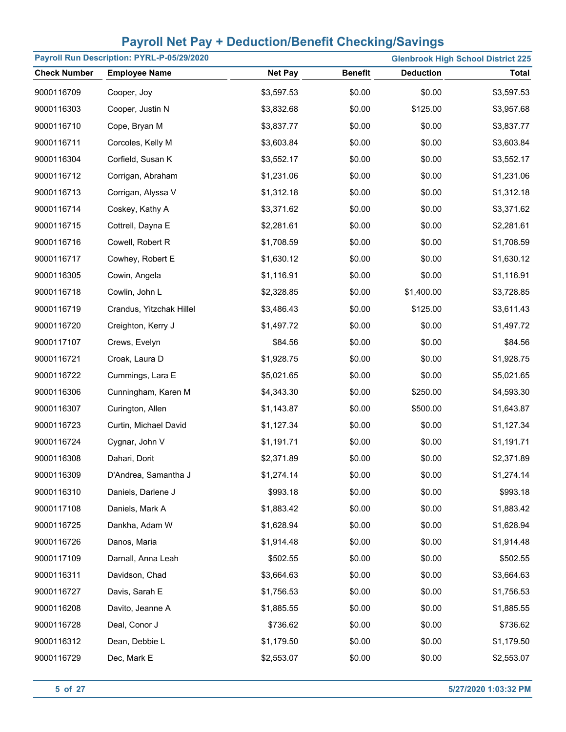# Payroll Net Pay + Deduction/Benefit Checking/Savings

**Payroll Run Description: PYRL-P-05/29/2020** | **Glenbrook High School District 225**

| Check Number | Employee Name | Net Pay | Benefit | Deduction | Total |
|---|---|---|---|---|---|
| 9000116709 | Cooper, Joy | $3,597.53 | $0.00 | $0.00 | $3,597.53 |
| 9000116303 | Cooper, Justin N | $3,832.68 | $0.00 | $125.00 | $3,957.68 |
| 9000116710 | Cope, Bryan M | $3,837.77 | $0.00 | $0.00 | $3,837.77 |
| 9000116711 | Corcoles, Kelly M | $3,603.84 | $0.00 | $0.00 | $3,603.84 |
| 9000116304 | Corfield, Susan K | $3,552.17 | $0.00 | $0.00 | $3,552.17 |
| 9000116712 | Corrigan, Abraham | $1,231.06 | $0.00 | $0.00 | $1,231.06 |
| 9000116713 | Corrigan, Alyssa V | $1,312.18 | $0.00 | $0.00 | $1,312.18 |
| 9000116714 | Coskey, Kathy A | $3,371.62 | $0.00 | $0.00 | $3,371.62 |
| 9000116715 | Cottrell, Dayna E | $2,281.61 | $0.00 | $0.00 | $2,281.61 |
| 9000116716 | Cowell, Robert R | $1,708.59 | $0.00 | $0.00 | $1,708.59 |
| 9000116717 | Cowhey, Robert E | $1,630.12 | $0.00 | $0.00 | $1,630.12 |
| 9000116305 | Cowin, Angela | $1,116.91 | $0.00 | $0.00 | $1,116.91 |
| 9000116718 | Cowlin, John L | $2,328.85 | $0.00 | $1,400.00 | $3,728.85 |
| 9000116719 | Crandus, Yitzchak Hillel | $3,486.43 | $0.00 | $125.00 | $3,611.43 |
| 9000116720 | Creighton, Kerry J | $1,497.72 | $0.00 | $0.00 | $1,497.72 |
| 9000117107 | Crews, Evelyn | $84.56 | $0.00 | $0.00 | $84.56 |
| 9000116721 | Croak, Laura D | $1,928.75 | $0.00 | $0.00 | $1,928.75 |
| 9000116722 | Cummings, Lara E | $5,021.65 | $0.00 | $0.00 | $5,021.65 |
| 9000116306 | Cunningham, Karen M | $4,343.30 | $0.00 | $250.00 | $4,593.30 |
| 9000116307 | Curington, Allen | $1,143.87 | $0.00 | $500.00 | $1,643.87 |
| 9000116723 | Curtin, Michael David | $1,127.34 | $0.00 | $0.00 | $1,127.34 |
| 9000116724 | Cygnar, John V | $1,191.71 | $0.00 | $0.00 | $1,191.71 |
| 9000116308 | Dahari, Dorit | $2,371.89 | $0.00 | $0.00 | $2,371.89 |
| 9000116309 | D'Andrea, Samantha J | $1,274.14 | $0.00 | $0.00 | $1,274.14 |
| 9000116310 | Daniels, Darlene J | $993.18 | $0.00 | $0.00 | $993.18 |
| 9000117108 | Daniels, Mark A | $1,883.42 | $0.00 | $0.00 | $1,883.42 |
| 9000116725 | Dankha, Adam W | $1,628.94 | $0.00 | $0.00 | $1,628.94 |
| 9000116726 | Danos, Maria | $1,914.48 | $0.00 | $0.00 | $1,914.48 |
| 9000117109 | Darnall, Anna Leah | $502.55 | $0.00 | $0.00 | $502.55 |
| 9000116311 | Davidson, Chad | $3,664.63 | $0.00 | $0.00 | $3,664.63 |
| 9000116727 | Davis, Sarah E | $1,756.53 | $0.00 | $0.00 | $1,756.53 |
| 9000116208 | Davito, Jeanne A | $1,885.55 | $0.00 | $0.00 | $1,885.55 |
| 9000116728 | Deal, Conor J | $736.62 | $0.00 | $0.00 | $736.62 |
| 9000116312 | Dean, Debbie L | $1,179.50 | $0.00 | $0.00 | $1,179.50 |
| 9000116729 | Dec, Mark E | $2,553.07 | $0.00 | $0.00 | $2,553.07 |

5/27/2020 1:03:32 PM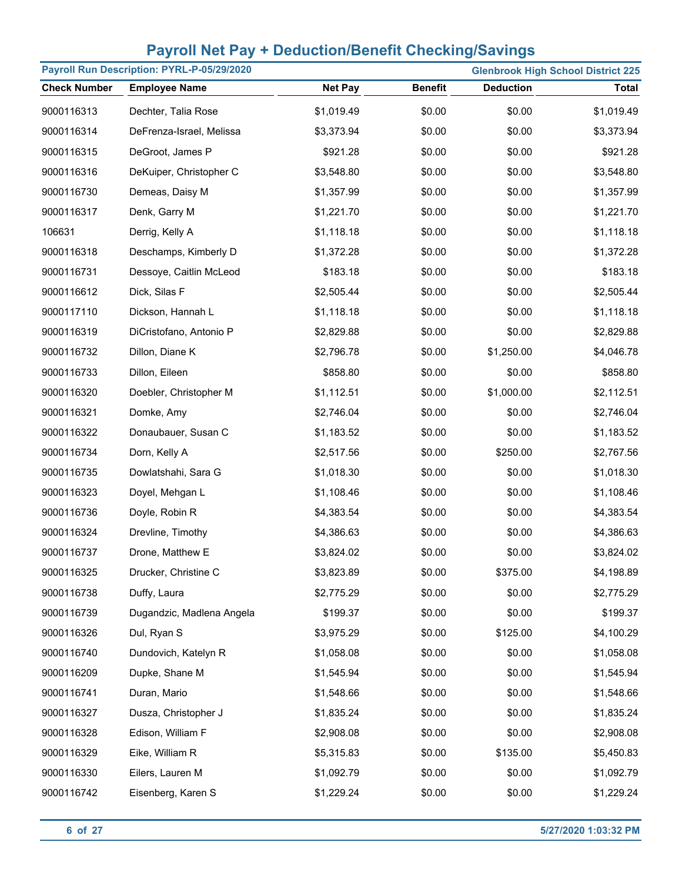# Payroll Net Pay + Deduction/Benefit Checking/Savings

**Payroll Run Description: PYRL-P-05/29/2020** | **Glenbrook High School District 225**

| Check Number | Employee Name | Net Pay | Benefit | Deduction | Total |
|---|---|---|---|---|---|
| 9000116313 | Dechter, Talia Rose | $1,019.49 | $0.00 | $0.00 | $1,019.49 |
| 9000116314 | DeFrenza-Israel, Melissa | $3,373.94 | $0.00 | $0.00 | $3,373.94 |
| 9000116315 | DeGroot, James P | $921.28 | $0.00 | $0.00 | $921.28 |
| 9000116316 | DeKuiper, Christopher C | $3,548.80 | $0.00 | $0.00 | $3,548.80 |
| 9000116730 | Demeas, Daisy M | $1,357.99 | $0.00 | $0.00 | $1,357.99 |
| 9000116317 | Denk, Garry M | $1,221.70 | $0.00 | $0.00 | $1,221.70 |
| 106631 | Derrig, Kelly A | $1,118.18 | $0.00 | $0.00 | $1,118.18 |
| 9000116318 | Deschamps, Kimberly D | $1,372.28 | $0.00 | $0.00 | $1,372.28 |
| 9000116731 | Dessoye, Caitlin McLeod | $183.18 | $0.00 | $0.00 | $183.18 |
| 9000116612 | Dick, Silas F | $2,505.44 | $0.00 | $0.00 | $2,505.44 |
| 9000117110 | Dickson, Hannah L | $1,118.18 | $0.00 | $0.00 | $1,118.18 |
| 9000116319 | DiCristofano, Antonio P | $2,829.88 | $0.00 | $0.00 | $2,829.88 |
| 9000116732 | Dillon, Diane K | $2,796.78 | $0.00 | $1,250.00 | $4,046.78 |
| 9000116733 | Dillon, Eileen | $858.80 | $0.00 | $0.00 | $858.80 |
| 9000116320 | Doebler, Christopher M | $1,112.51 | $0.00 | $1,000.00 | $2,112.51 |
| 9000116321 | Domke, Amy | $2,746.04 | $0.00 | $0.00 | $2,746.04 |
| 9000116322 | Donaubauer, Susan C | $1,183.52 | $0.00 | $0.00 | $1,183.52 |
| 9000116734 | Dorn, Kelly A | $2,517.56 | $0.00 | $250.00 | $2,767.56 |
| 9000116735 | Dowlatshahi, Sara G | $1,018.30 | $0.00 | $0.00 | $1,018.30 |
| 9000116323 | Doyel, Mehgan L | $1,108.46 | $0.00 | $0.00 | $1,108.46 |
| 9000116736 | Doyle, Robin R | $4,383.54 | $0.00 | $0.00 | $4,383.54 |
| 9000116324 | Drevline, Timothy | $4,386.63 | $0.00 | $0.00 | $4,386.63 |
| 9000116737 | Drone, Matthew E | $3,824.02 | $0.00 | $0.00 | $3,824.02 |
| 9000116325 | Drucker, Christine C | $3,823.89 | $0.00 | $375.00 | $4,198.89 |
| 9000116738 | Duffy, Laura | $2,775.29 | $0.00 | $0.00 | $2,775.29 |
| 9000116739 | Dugandzic, Madlena Angela | $199.37 | $0.00 | $0.00 | $199.37 |
| 9000116326 | Dul, Ryan S | $3,975.29 | $0.00 | $125.00 | $4,100.29 |
| 9000116740 | Dundovich, Katelyn R | $1,058.08 | $0.00 | $0.00 | $1,058.08 |
| 9000116209 | Dupke, Shane M | $1,545.94 | $0.00 | $0.00 | $1,545.94 |
| 9000116741 | Duran, Mario | $1,548.66 | $0.00 | $0.00 | $1,548.66 |
| 9000116327 | Dusza, Christopher J | $1,835.24 | $0.00 | $0.00 | $1,835.24 |
| 9000116328 | Edison, William F | $2,908.08 | $0.00 | $0.00 | $2,908.08 |
| 9000116329 | Eike, William R | $5,315.83 | $0.00 | $135.00 | $5,450.83 |
| 9000116330 | Eilers, Lauren M | $1,092.79 | $0.00 | $0.00 | $1,092.79 |
| 9000116742 | Eisenberg, Karen S | $1,229.24 | $0.00 | $0.00 | $1,229.24 |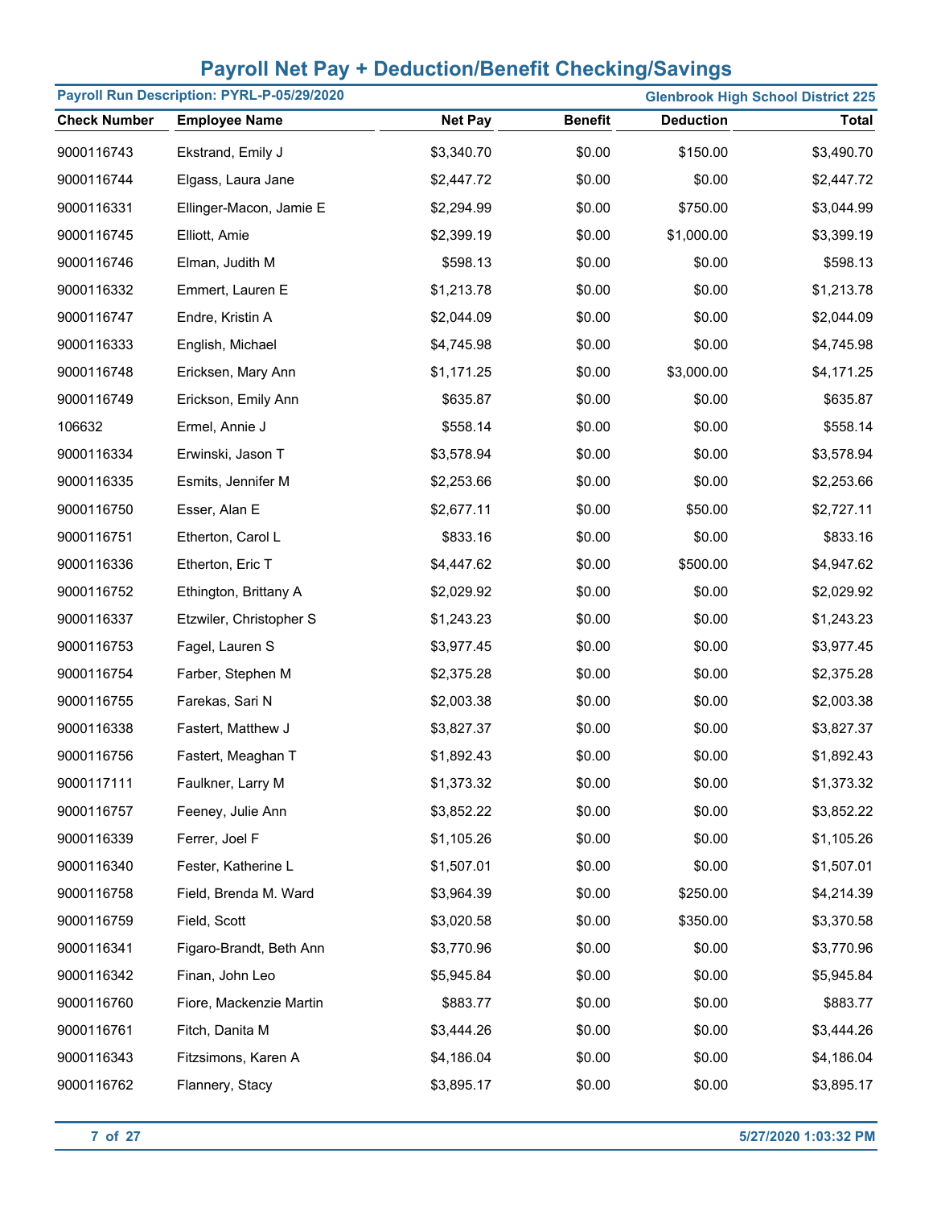# Payroll Net Pay + Deduction/Benefit Checking/Savings

**Payroll Run Description: PYRL-P-05/29/2020** — **Glenbrook High School District 225**

| Check Number | Employee Name | Net Pay | Benefit | Deduction | Total |
|---|---|---|---|---|---|
| 9000116743 | Ekstrand, Emily J | $3,340.70 | $0.00 | $150.00 | $3,490.70 |
| 9000116744 | Elgass, Laura Jane | $2,447.72 | $0.00 | $0.00 | $2,447.72 |
| 9000116331 | Ellinger-Macon, Jamie E | $2,294.99 | $0.00 | $750.00 | $3,044.99 |
| 9000116745 | Elliott, Amie | $2,399.19 | $0.00 | $1,000.00 | $3,399.19 |
| 9000116746 | Elman, Judith M | $598.13 | $0.00 | $0.00 | $598.13 |
| 9000116332 | Emmert, Lauren E | $1,213.78 | $0.00 | $0.00 | $1,213.78 |
| 9000116747 | Endre, Kristin A | $2,044.09 | $0.00 | $0.00 | $2,044.09 |
| 9000116333 | English, Michael | $4,745.98 | $0.00 | $0.00 | $4,745.98 |
| 9000116748 | Ericksen, Mary Ann | $1,171.25 | $0.00 | $3,000.00 | $4,171.25 |
| 9000116749 | Erickson, Emily Ann | $635.87 | $0.00 | $0.00 | $635.87 |
| 106632 | Ermel, Annie J | $558.14 | $0.00 | $0.00 | $558.14 |
| 9000116334 | Erwinski, Jason T | $3,578.94 | $0.00 | $0.00 | $3,578.94 |
| 9000116335 | Esmits, Jennifer M | $2,253.66 | $0.00 | $0.00 | $2,253.66 |
| 9000116750 | Esser, Alan E | $2,677.11 | $0.00 | $50.00 | $2,727.11 |
| 9000116751 | Etherton, Carol L | $833.16 | $0.00 | $0.00 | $833.16 |
| 9000116336 | Etherton, Eric T | $4,447.62 | $0.00 | $500.00 | $4,947.62 |
| 9000116752 | Ethington, Brittany A | $2,029.92 | $0.00 | $0.00 | $2,029.92 |
| 9000116337 | Etzwiler, Christopher S | $1,243.23 | $0.00 | $0.00 | $1,243.23 |
| 9000116753 | Fagel, Lauren S | $3,977.45 | $0.00 | $0.00 | $3,977.45 |
| 9000116754 | Farber, Stephen M | $2,375.28 | $0.00 | $0.00 | $2,375.28 |
| 9000116755 | Farekas, Sari N | $2,003.38 | $0.00 | $0.00 | $2,003.38 |
| 9000116338 | Fastert, Matthew J | $3,827.37 | $0.00 | $0.00 | $3,827.37 |
| 9000116756 | Fastert, Meaghan T | $1,892.43 | $0.00 | $0.00 | $1,892.43 |
| 9000117111 | Faulkner, Larry M | $1,373.32 | $0.00 | $0.00 | $1,373.32 |
| 9000116757 | Feeney, Julie Ann | $3,852.22 | $0.00 | $0.00 | $3,852.22 |
| 9000116339 | Ferrer, Joel F | $1,105.26 | $0.00 | $0.00 | $1,105.26 |
| 9000116340 | Fester, Katherine L | $1,507.01 | $0.00 | $0.00 | $1,507.01 |
| 9000116758 | Field, Brenda M. Ward | $3,964.39 | $0.00 | $250.00 | $4,214.39 |
| 9000116759 | Field, Scott | $3,020.58 | $0.00 | $350.00 | $3,370.58 |
| 9000116341 | Figaro-Brandt, Beth Ann | $3,770.96 | $0.00 | $0.00 | $3,770.96 |
| 9000116342 | Finan, John Leo | $5,945.84 | $0.00 | $0.00 | $5,945.84 |
| 9000116760 | Fiore, Mackenzie Martin | $883.77 | $0.00 | $0.00 | $883.77 |
| 9000116761 | Fitch, Danita M | $3,444.26 | $0.00 | $0.00 | $3,444.26 |
| 9000116343 | Fitzsimons, Karen A | $4,186.04 | $0.00 | $0.00 | $4,186.04 |
| 9000116762 | Flannery, Stacy | $3,895.17 | $0.00 | $0.00 | $3,895.17 |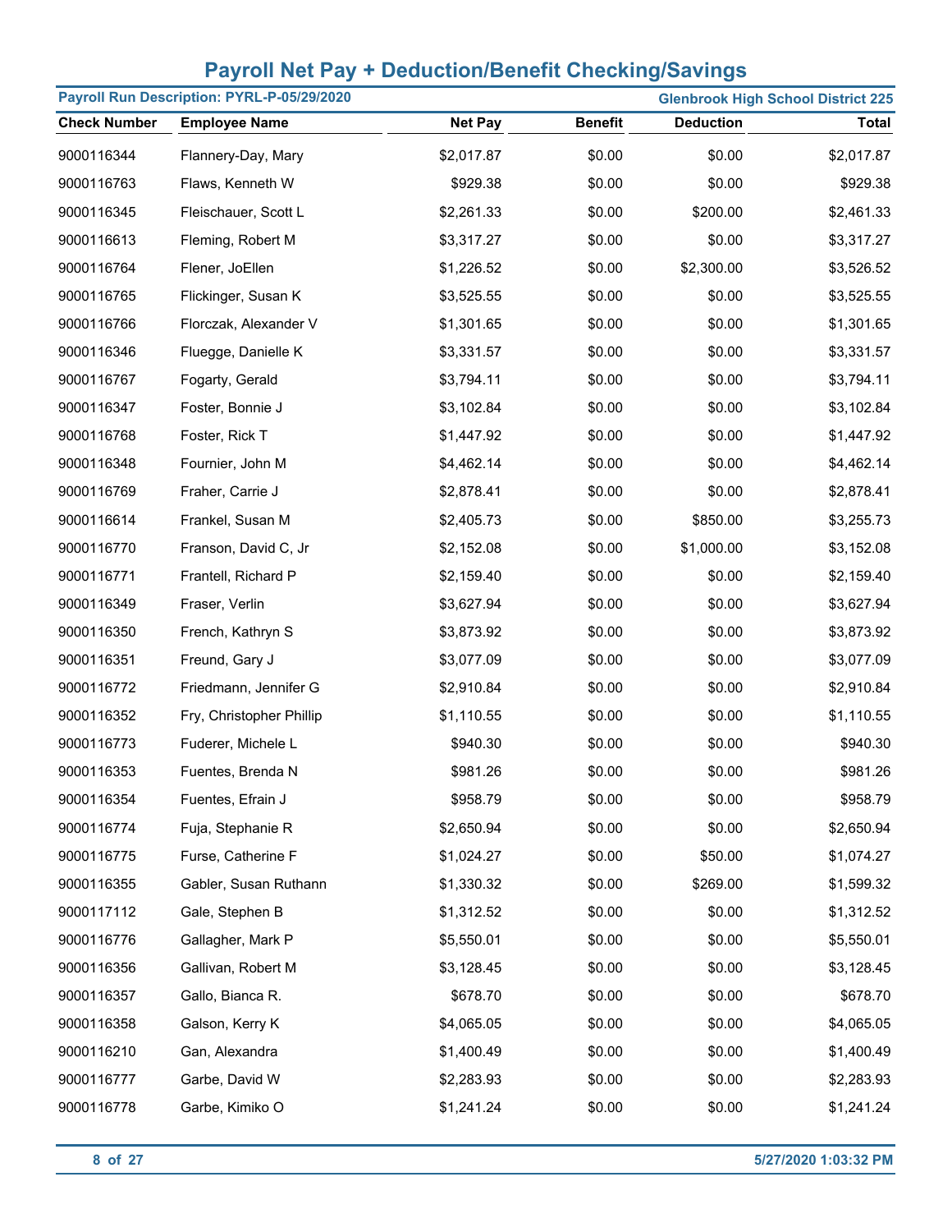# Payroll Net Pay + Deduction/Benefit Checking/Savings

**Payroll Run Description: PYRL-P-05/29/2020** | **Glenbrook High School District 225**

| Check Number | Employee Name | Net Pay | Benefit | Deduction | Total |
|---|---|---|---|---|---|
| 9000116344 | Flannery-Day, Mary | $2,017.87 | $0.00 | $0.00 | $2,017.87 |
| 9000116763 | Flaws, Kenneth W | $929.38 | $0.00 | $0.00 | $929.38 |
| 9000116345 | Fleischauer, Scott L | $2,261.33 | $0.00 | $200.00 | $2,461.33 |
| 9000116613 | Fleming, Robert M | $3,317.27 | $0.00 | $0.00 | $3,317.27 |
| 9000116764 | Flener, JoEllen | $1,226.52 | $0.00 | $2,300.00 | $3,526.52 |
| 9000116765 | Flickinger, Susan K | $3,525.55 | $0.00 | $0.00 | $3,525.55 |
| 9000116766 | Florczak, Alexander V | $1,301.65 | $0.00 | $0.00 | $1,301.65 |
| 9000116346 | Fluegge, Danielle K | $3,331.57 | $0.00 | $0.00 | $3,331.57 |
| 9000116767 | Fogarty, Gerald | $3,794.11 | $0.00 | $0.00 | $3,794.11 |
| 9000116347 | Foster, Bonnie J | $3,102.84 | $0.00 | $0.00 | $3,102.84 |
| 9000116768 | Foster, Rick T | $1,447.92 | $0.00 | $0.00 | $1,447.92 |
| 9000116348 | Fournier, John M | $4,462.14 | $0.00 | $0.00 | $4,462.14 |
| 9000116769 | Fraher, Carrie J | $2,878.41 | $0.00 | $0.00 | $2,878.41 |
| 9000116614 | Frankel, Susan M | $2,405.73 | $0.00 | $850.00 | $3,255.73 |
| 9000116770 | Franson, David C, Jr | $2,152.08 | $0.00 | $1,000.00 | $3,152.08 |
| 9000116771 | Frantell, Richard P | $2,159.40 | $0.00 | $0.00 | $2,159.40 |
| 9000116349 | Fraser, Verlin | $3,627.94 | $0.00 | $0.00 | $3,627.94 |
| 9000116350 | French, Kathryn S | $3,873.92 | $0.00 | $0.00 | $3,873.92 |
| 9000116351 | Freund, Gary J | $3,077.09 | $0.00 | $0.00 | $3,077.09 |
| 9000116772 | Friedmann, Jennifer G | $2,910.84 | $0.00 | $0.00 | $2,910.84 |
| 9000116352 | Fry, Christopher Phillip | $1,110.55 | $0.00 | $0.00 | $1,110.55 |
| 9000116773 | Fuderer, Michele L | $940.30 | $0.00 | $0.00 | $940.30 |
| 9000116353 | Fuentes, Brenda N | $981.26 | $0.00 | $0.00 | $981.26 |
| 9000116354 | Fuentes, Efrain J | $958.79 | $0.00 | $0.00 | $958.79 |
| 9000116774 | Fuja, Stephanie R | $2,650.94 | $0.00 | $0.00 | $2,650.94 |
| 9000116775 | Furse, Catherine F | $1,024.27 | $0.00 | $50.00 | $1,074.27 |
| 9000116355 | Gabler, Susan Ruthann | $1,330.32 | $0.00 | $269.00 | $1,599.32 |
| 9000117112 | Gale, Stephen B | $1,312.52 | $0.00 | $0.00 | $1,312.52 |
| 9000116776 | Gallagher, Mark P | $5,550.01 | $0.00 | $0.00 | $5,550.01 |
| 9000116356 | Gallivan, Robert M | $3,128.45 | $0.00 | $0.00 | $3,128.45 |
| 9000116357 | Gallo, Bianca R. | $678.70 | $0.00 | $0.00 | $678.70 |
| 9000116358 | Galson, Kerry K | $4,065.05 | $0.00 | $0.00 | $4,065.05 |
| 9000116210 | Gan, Alexandra | $1,400.49 | $0.00 | $0.00 | $1,400.49 |
| 9000116777 | Garbe, David W | $2,283.93 | $0.00 | $0.00 | $2,283.93 |
| 9000116778 | Garbe, Kimiko O | $1,241.24 | $0.00 | $0.00 | $1,241.24 |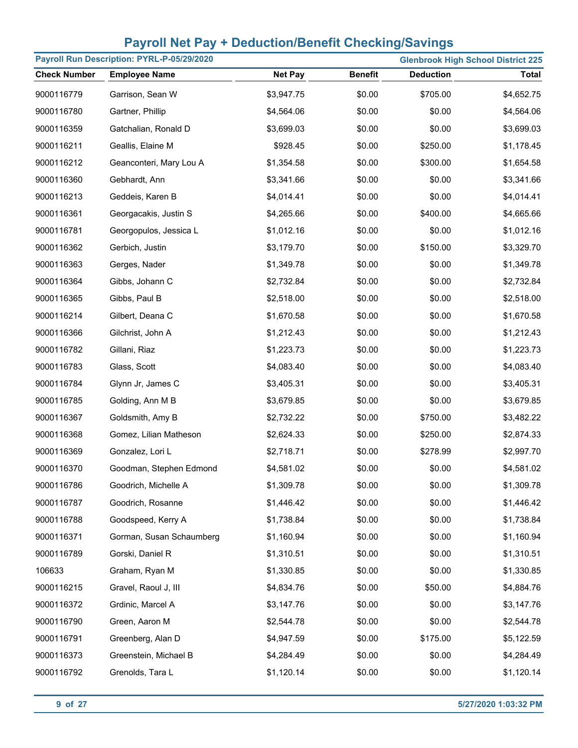# Payroll Net Pay + Deduction/Benefit Checking/Savings

**Payroll Run Description: PYRL-P-05/29/2020** | **Glenbrook High School District 225**

| Check Number | Employee Name | Net Pay | Benefit | Deduction | Total |
|---|---|---|---|---|---|
| 9000116779 | Garrison, Sean W | $3,947.75 | $0.00 | $705.00 | $4,652.75 |
| 9000116780 | Gartner, Phillip | $4,564.06 | $0.00 | $0.00 | $4,564.06 |
| 9000116359 | Gatchalian, Ronald D | $3,699.03 | $0.00 | $0.00 | $3,699.03 |
| 9000116211 | Geallis, Elaine M | $928.45 | $0.00 | $250.00 | $1,178.45 |
| 9000116212 | Geanconteri, Mary Lou A | $1,354.58 | $0.00 | $300.00 | $1,654.58 |
| 9000116360 | Gebhardt, Ann | $3,341.66 | $0.00 | $0.00 | $3,341.66 |
| 9000116213 | Geddeis, Karen B | $4,014.41 | $0.00 | $0.00 | $4,014.41 |
| 9000116361 | Georgacakis, Justin S | $4,265.66 | $0.00 | $400.00 | $4,665.66 |
| 9000116781 | Georgopulos, Jessica L | $1,012.16 | $0.00 | $0.00 | $1,012.16 |
| 9000116362 | Gerbich, Justin | $3,179.70 | $0.00 | $150.00 | $3,329.70 |
| 9000116363 | Gerges, Nader | $1,349.78 | $0.00 | $0.00 | $1,349.78 |
| 9000116364 | Gibbs, Johann C | $2,732.84 | $0.00 | $0.00 | $2,732.84 |
| 9000116365 | Gibbs, Paul B | $2,518.00 | $0.00 | $0.00 | $2,518.00 |
| 9000116214 | Gilbert, Deana C | $1,670.58 | $0.00 | $0.00 | $1,670.58 |
| 9000116366 | Gilchrist, John A | $1,212.43 | $0.00 | $0.00 | $1,212.43 |
| 9000116782 | Gillani, Riaz | $1,223.73 | $0.00 | $0.00 | $1,223.73 |
| 9000116783 | Glass, Scott | $4,083.40 | $0.00 | $0.00 | $4,083.40 |
| 9000116784 | Glynn Jr, James C | $3,405.31 | $0.00 | $0.00 | $3,405.31 |
| 9000116785 | Golding, Ann M B | $3,679.85 | $0.00 | $0.00 | $3,679.85 |
| 9000116367 | Goldsmith, Amy B | $2,732.22 | $0.00 | $750.00 | $3,482.22 |
| 9000116368 | Gomez, Lilian Matheson | $2,624.33 | $0.00 | $250.00 | $2,874.33 |
| 9000116369 | Gonzalez, Lori L | $2,718.71 | $0.00 | $278.99 | $2,997.70 |
| 9000116370 | Goodman, Stephen Edmond | $4,581.02 | $0.00 | $0.00 | $4,581.02 |
| 9000116786 | Goodrich, Michelle A | $1,309.78 | $0.00 | $0.00 | $1,309.78 |
| 9000116787 | Goodrich, Rosanne | $1,446.42 | $0.00 | $0.00 | $1,446.42 |
| 9000116788 | Goodspeed, Kerry A | $1,738.84 | $0.00 | $0.00 | $1,738.84 |
| 9000116371 | Gorman, Susan Schaumberg | $1,160.94 | $0.00 | $0.00 | $1,160.94 |
| 9000116789 | Gorski, Daniel R | $1,310.51 | $0.00 | $0.00 | $1,310.51 |
| 106633 | Graham, Ryan M | $1,330.85 | $0.00 | $0.00 | $1,330.85 |
| 9000116215 | Gravel, Raoul J, III | $4,834.76 | $0.00 | $50.00 | $4,884.76 |
| 9000116372 | Grdinic, Marcel A | $3,147.76 | $0.00 | $0.00 | $3,147.76 |
| 9000116790 | Green, Aaron M | $2,544.78 | $0.00 | $0.00 | $2,544.78 |
| 9000116791 | Greenberg, Alan D | $4,947.59 | $0.00 | $175.00 | $5,122.59 |
| 9000116373 | Greenstein, Michael B | $4,284.49 | $0.00 | $0.00 | $4,284.49 |
| 9000116792 | Grenolds, Tara L | $1,120.14 | $0.00 | $0.00 | $1,120.14 |

5/27/2020 1:03:32 PM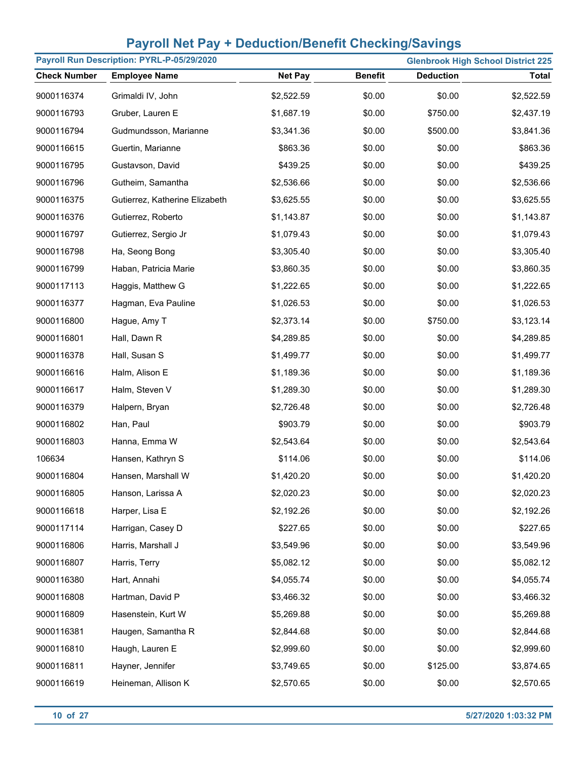# Payroll Net Pay + Deduction/Benefit Checking/Savings

**Payroll Run Description: PYRL-P-05/29/2020** — **Glenbrook High School District 225**

| Check Number | Employee Name | Net Pay | Benefit | Deduction | Total |
|---|---|---|---|---|---|
| 9000116374 | Grimaldi IV, John | $2,522.59 | $0.00 | $0.00 | $2,522.59 |
| 9000116793 | Gruber, Lauren E | $1,687.19 | $0.00 | $750.00 | $2,437.19 |
| 9000116794 | Gudmundsson, Marianne | $3,341.36 | $0.00 | $500.00 | $3,841.36 |
| 9000116615 | Guertin, Marianne | $863.36 | $0.00 | $0.00 | $863.36 |
| 9000116795 | Gustavson, David | $439.25 | $0.00 | $0.00 | $439.25 |
| 9000116796 | Gutheim, Samantha | $2,536.66 | $0.00 | $0.00 | $2,536.66 |
| 9000116375 | Gutierrez, Katherine Elizabeth | $3,625.55 | $0.00 | $0.00 | $3,625.55 |
| 9000116376 | Gutierrez, Roberto | $1,143.87 | $0.00 | $0.00 | $1,143.87 |
| 9000116797 | Gutierrez, Sergio Jr | $1,079.43 | $0.00 | $0.00 | $1,079.43 |
| 9000116798 | Ha, Seong Bong | $3,305.40 | $0.00 | $0.00 | $3,305.40 |
| 9000116799 | Haban, Patricia Marie | $3,860.35 | $0.00 | $0.00 | $3,860.35 |
| 9000117113 | Haggis, Matthew G | $1,222.65 | $0.00 | $0.00 | $1,222.65 |
| 9000116377 | Hagman, Eva Pauline | $1,026.53 | $0.00 | $0.00 | $1,026.53 |
| 9000116800 | Hague, Amy T | $2,373.14 | $0.00 | $750.00 | $3,123.14 |
| 9000116801 | Hall, Dawn R | $4,289.85 | $0.00 | $0.00 | $4,289.85 |
| 9000116378 | Hall, Susan S | $1,499.77 | $0.00 | $0.00 | $1,499.77 |
| 9000116616 | Halm, Alison E | $1,189.36 | $0.00 | $0.00 | $1,189.36 |
| 9000116617 | Halm, Steven V | $1,289.30 | $0.00 | $0.00 | $1,289.30 |
| 9000116379 | Halpern, Bryan | $2,726.48 | $0.00 | $0.00 | $2,726.48 |
| 9000116802 | Han, Paul | $903.79 | $0.00 | $0.00 | $903.79 |
| 9000116803 | Hanna, Emma W | $2,543.64 | $0.00 | $0.00 | $2,543.64 |
| 106634 | Hansen, Kathryn S | $114.06 | $0.00 | $0.00 | $114.06 |
| 9000116804 | Hansen, Marshall W | $1,420.20 | $0.00 | $0.00 | $1,420.20 |
| 9000116805 | Hanson, Larissa A | $2,020.23 | $0.00 | $0.00 | $2,020.23 |
| 9000116618 | Harper, Lisa E | $2,192.26 | $0.00 | $0.00 | $2,192.26 |
| 9000117114 | Harrigan, Casey D | $227.65 | $0.00 | $0.00 | $227.65 |
| 9000116806 | Harris, Marshall J | $3,549.96 | $0.00 | $0.00 | $3,549.96 |
| 9000116807 | Harris, Terry | $5,082.12 | $0.00 | $0.00 | $5,082.12 |
| 9000116380 | Hart, Annahi | $4,055.74 | $0.00 | $0.00 | $4,055.74 |
| 9000116808 | Hartman, David P | $3,466.32 | $0.00 | $0.00 | $3,466.32 |
| 9000116809 | Hasenstein, Kurt W | $5,269.88 | $0.00 | $0.00 | $5,269.88 |
| 9000116381 | Haugen, Samantha R | $2,844.68 | $0.00 | $0.00 | $2,844.68 |
| 9000116810 | Haugh, Lauren E | $2,999.60 | $0.00 | $0.00 | $2,999.60 |
| 9000116811 | Hayner, Jennifer | $3,749.65 | $0.00 | $125.00 | $3,874.65 |
| 9000116619 | Heineman, Allison K | $2,570.65 | $0.00 | $0.00 | $2,570.65 |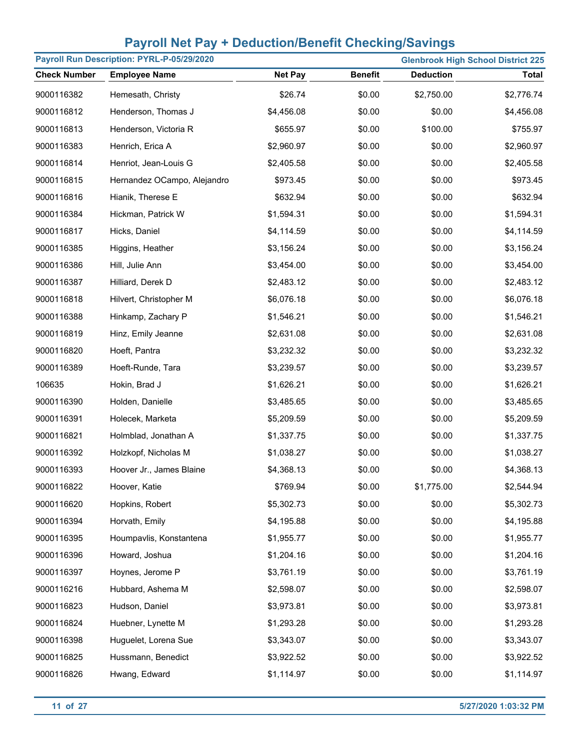# Payroll Net Pay + Deduction/Benefit Checking/Savings

**Payroll Run Description: PYRL-P-05/29/2020** | **Glenbrook High School District 225**

| Check Number | Employee Name | Net Pay | Benefit | Deduction | Total |
|---|---|---|---|---|---|
| 9000116382 | Hemesath, Christy | $26.74 | $0.00 | $2,750.00 | $2,776.74 |
| 9000116812 | Henderson, Thomas J | $4,456.08 | $0.00 | $0.00 | $4,456.08 |
| 9000116813 | Henderson, Victoria R | $655.97 | $0.00 | $100.00 | $755.97 |
| 9000116383 | Henrich, Erica A | $2,960.97 | $0.00 | $0.00 | $2,960.97 |
| 9000116814 | Henriot, Jean-Louis G | $2,405.58 | $0.00 | $0.00 | $2,405.58 |
| 9000116815 | Hernandez OCampo, Alejandro | $973.45 | $0.00 | $0.00 | $973.45 |
| 9000116816 | Hianik, Therese E | $632.94 | $0.00 | $0.00 | $632.94 |
| 9000116384 | Hickman, Patrick W | $1,594.31 | $0.00 | $0.00 | $1,594.31 |
| 9000116817 | Hicks, Daniel | $4,114.59 | $0.00 | $0.00 | $4,114.59 |
| 9000116385 | Higgins, Heather | $3,156.24 | $0.00 | $0.00 | $3,156.24 |
| 9000116386 | Hill, Julie Ann | $3,454.00 | $0.00 | $0.00 | $3,454.00 |
| 9000116387 | Hilliard, Derek D | $2,483.12 | $0.00 | $0.00 | $2,483.12 |
| 9000116818 | Hilvert, Christopher M | $6,076.18 | $0.00 | $0.00 | $6,076.18 |
| 9000116388 | Hinkamp, Zachary P | $1,546.21 | $0.00 | $0.00 | $1,546.21 |
| 9000116819 | Hinz, Emily Jeanne | $2,631.08 | $0.00 | $0.00 | $2,631.08 |
| 9000116820 | Hoeft, Pantra | $3,232.32 | $0.00 | $0.00 | $3,232.32 |
| 9000116389 | Hoeft-Runde, Tara | $3,239.57 | $0.00 | $0.00 | $3,239.57 |
| 106635 | Hokin, Brad J | $1,626.21 | $0.00 | $0.00 | $1,626.21 |
| 9000116390 | Holden, Danielle | $3,485.65 | $0.00 | $0.00 | $3,485.65 |
| 9000116391 | Holecek, Marketa | $5,209.59 | $0.00 | $0.00 | $5,209.59 |
| 9000116821 | Holmblad, Jonathan A | $1,337.75 | $0.00 | $0.00 | $1,337.75 |
| 9000116392 | Holzkopf, Nicholas M | $1,038.27 | $0.00 | $0.00 | $1,038.27 |
| 9000116393 | Hoover Jr., James Blaine | $4,368.13 | $0.00 | $0.00 | $4,368.13 |
| 9000116822 | Hoover, Katie | $769.94 | $0.00 | $1,775.00 | $2,544.94 |
| 9000116620 | Hopkins, Robert | $5,302.73 | $0.00 | $0.00 | $5,302.73 |
| 9000116394 | Horvath, Emily | $4,195.88 | $0.00 | $0.00 | $4,195.88 |
| 9000116395 | Houmpavlis, Konstantena | $1,955.77 | $0.00 | $0.00 | $1,955.77 |
| 9000116396 | Howard, Joshua | $1,204.16 | $0.00 | $0.00 | $1,204.16 |
| 9000116397 | Hoynes, Jerome P | $3,761.19 | $0.00 | $0.00 | $3,761.19 |
| 9000116216 | Hubbard, Ashema M | $2,598.07 | $0.00 | $0.00 | $2,598.07 |
| 9000116823 | Hudson, Daniel | $3,973.81 | $0.00 | $0.00 | $3,973.81 |
| 9000116824 | Huebner, Lynette M | $1,293.28 | $0.00 | $0.00 | $1,293.28 |
| 9000116398 | Huguelet, Lorena Sue | $3,343.07 | $0.00 | $0.00 | $3,343.07 |
| 9000116825 | Hussmann, Benedict | $3,922.52 | $0.00 | $0.00 | $3,922.52 |
| 9000116826 | Hwang, Edward | $1,114.97 | $0.00 | $0.00 | $1,114.97 |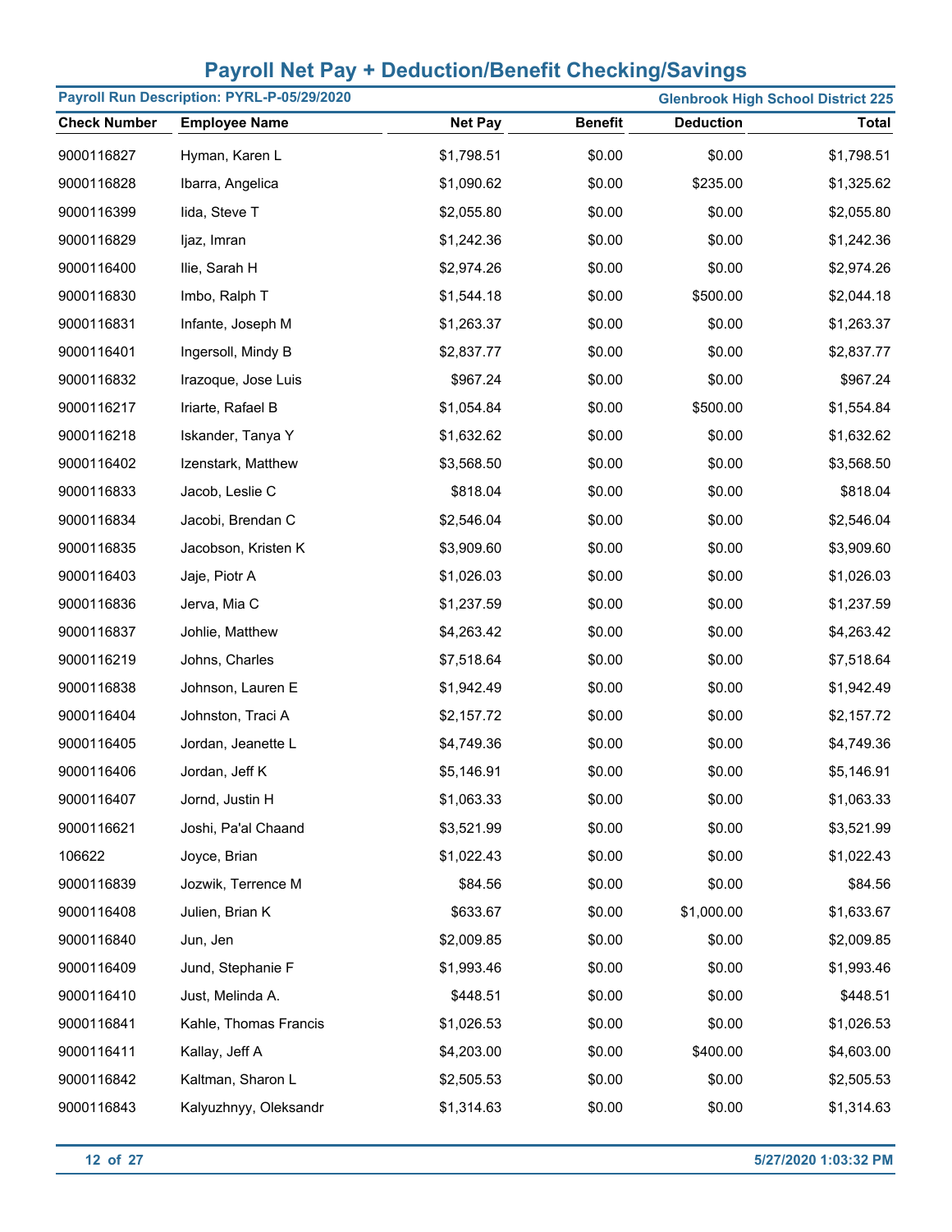# Payroll Net Pay + Deduction/Benefit Checking/Savings

**Payroll Run Description: PYRL-P-05/29/2020** — **Glenbrook High School District 225**

| Check Number | Employee Name | Net Pay | Benefit | Deduction | Total |
|---|---|---|---|---|---|
| 9000116827 | Hyman, Karen L | $1,798.51 | $0.00 | $0.00 | $1,798.51 |
| 9000116828 | Ibarra, Angelica | $1,090.62 | $0.00 | $235.00 | $1,325.62 |
| 9000116399 | Iida, Steve T | $2,055.80 | $0.00 | $0.00 | $2,055.80 |
| 9000116829 | Ijaz, Imran | $1,242.36 | $0.00 | $0.00 | $1,242.36 |
| 9000116400 | Ilie, Sarah H | $2,974.26 | $0.00 | $0.00 | $2,974.26 |
| 9000116830 | Imbo, Ralph T | $1,544.18 | $0.00 | $500.00 | $2,044.18 |
| 9000116831 | Infante, Joseph M | $1,263.37 | $0.00 | $0.00 | $1,263.37 |
| 9000116401 | Ingersoll, Mindy B | $2,837.77 | $0.00 | $0.00 | $2,837.77 |
| 9000116832 | Irazoque, Jose Luis | $967.24 | $0.00 | $0.00 | $967.24 |
| 9000116217 | Iriarte, Rafael B | $1,054.84 | $0.00 | $500.00 | $1,554.84 |
| 9000116218 | Iskander, Tanya Y | $1,632.62 | $0.00 | $0.00 | $1,632.62 |
| 9000116402 | Izenstark, Matthew | $3,568.50 | $0.00 | $0.00 | $3,568.50 |
| 9000116833 | Jacob, Leslie C | $818.04 | $0.00 | $0.00 | $818.04 |
| 9000116834 | Jacobi, Brendan C | $2,546.04 | $0.00 | $0.00 | $2,546.04 |
| 9000116835 | Jacobson, Kristen K | $3,909.60 | $0.00 | $0.00 | $3,909.60 |
| 9000116403 | Jaje, Piotr A | $1,026.03 | $0.00 | $0.00 | $1,026.03 |
| 9000116836 | Jerva, Mia C | $1,237.59 | $0.00 | $0.00 | $1,237.59 |
| 9000116837 | Johlie, Matthew | $4,263.42 | $0.00 | $0.00 | $4,263.42 |
| 9000116219 | Johns, Charles | $7,518.64 | $0.00 | $0.00 | $7,518.64 |
| 9000116838 | Johnson, Lauren E | $1,942.49 | $0.00 | $0.00 | $1,942.49 |
| 9000116404 | Johnston, Traci A | $2,157.72 | $0.00 | $0.00 | $2,157.72 |
| 9000116405 | Jordan, Jeanette L | $4,749.36 | $0.00 | $0.00 | $4,749.36 |
| 9000116406 | Jordan, Jeff K | $5,146.91 | $0.00 | $0.00 | $5,146.91 |
| 9000116407 | Jornd, Justin H | $1,063.33 | $0.00 | $0.00 | $1,063.33 |
| 9000116621 | Joshi, Pa'al Chaand | $3,521.99 | $0.00 | $0.00 | $3,521.99 |
| 106622 | Joyce, Brian | $1,022.43 | $0.00 | $0.00 | $1,022.43 |
| 9000116839 | Jozwik, Terrence M | $84.56 | $0.00 | $0.00 | $84.56 |
| 9000116408 | Julien, Brian K | $633.67 | $0.00 | $1,000.00 | $1,633.67 |
| 9000116840 | Jun, Jen | $2,009.85 | $0.00 | $0.00 | $2,009.85 |
| 9000116409 | Jund, Stephanie F | $1,993.46 | $0.00 | $0.00 | $1,993.46 |
| 9000116410 | Just, Melinda A. | $448.51 | $0.00 | $0.00 | $448.51 |
| 9000116841 | Kahle, Thomas Francis | $1,026.53 | $0.00 | $0.00 | $1,026.53 |
| 9000116411 | Kallay, Jeff A | $4,203.00 | $0.00 | $400.00 | $4,603.00 |
| 9000116842 | Kaltman, Sharon L | $2,505.53 | $0.00 | $0.00 | $2,505.53 |
| 9000116843 | Kalyuzhnyy, Oleksandr | $1,314.63 | $0.00 | $0.00 | $1,314.63 |

5/27/2020 1:03:32 PM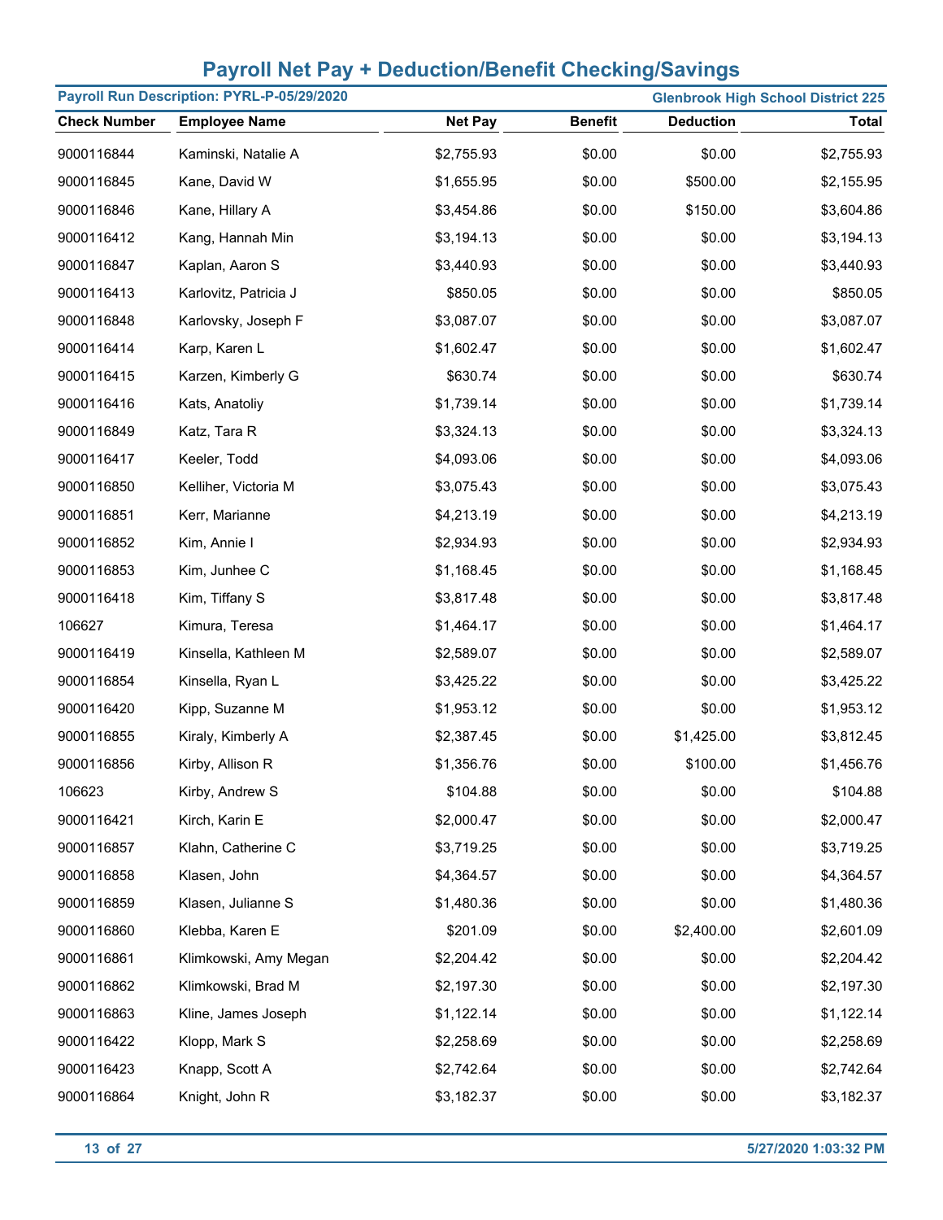# Payroll Net Pay + Deduction/Benefit Checking/Savings

**Payroll Run Description: PYRL-P-05/29/2020** | **Glenbrook High School District 225**

| Check Number | Employee Name | Net Pay | Benefit | Deduction | Total |
|---|---|---|---|---|---|
| 9000116844 | Kaminski, Natalie A | $2,755.93 | $0.00 | $0.00 | $2,755.93 |
| 9000116845 | Kane, David W | $1,655.95 | $0.00 | $500.00 | $2,155.95 |
| 9000116846 | Kane, Hillary A | $3,454.86 | $0.00 | $150.00 | $3,604.86 |
| 9000116412 | Kang, Hannah Min | $3,194.13 | $0.00 | $0.00 | $3,194.13 |
| 9000116847 | Kaplan, Aaron S | $3,440.93 | $0.00 | $0.00 | $3,440.93 |
| 9000116413 | Karlovitz, Patricia J | $850.05 | $0.00 | $0.00 | $850.05 |
| 9000116848 | Karlovsky, Joseph F | $3,087.07 | $0.00 | $0.00 | $3,087.07 |
| 9000116414 | Karp, Karen L | $1,602.47 | $0.00 | $0.00 | $1,602.47 |
| 9000116415 | Karzen, Kimberly G | $630.74 | $0.00 | $0.00 | $630.74 |
| 9000116416 | Kats, Anatoliy | $1,739.14 | $0.00 | $0.00 | $1,739.14 |
| 9000116849 | Katz, Tara R | $3,324.13 | $0.00 | $0.00 | $3,324.13 |
| 9000116417 | Keeler, Todd | $4,093.06 | $0.00 | $0.00 | $4,093.06 |
| 9000116850 | Kelliher, Victoria M | $3,075.43 | $0.00 | $0.00 | $3,075.43 |
| 9000116851 | Kerr, Marianne | $4,213.19 | $0.00 | $0.00 | $4,213.19 |
| 9000116852 | Kim, Annie I | $2,934.93 | $0.00 | $0.00 | $2,934.93 |
| 9000116853 | Kim, Junhee C | $1,168.45 | $0.00 | $0.00 | $1,168.45 |
| 9000116418 | Kim, Tiffany S | $3,817.48 | $0.00 | $0.00 | $3,817.48 |
| 106627 | Kimura, Teresa | $1,464.17 | $0.00 | $0.00 | $1,464.17 |
| 9000116419 | Kinsella, Kathleen M | $2,589.07 | $0.00 | $0.00 | $2,589.07 |
| 9000116854 | Kinsella, Ryan L | $3,425.22 | $0.00 | $0.00 | $3,425.22 |
| 9000116420 | Kipp, Suzanne M | $1,953.12 | $0.00 | $0.00 | $1,953.12 |
| 9000116855 | Kiraly, Kimberly A | $2,387.45 | $0.00 | $1,425.00 | $3,812.45 |
| 9000116856 | Kirby, Allison R | $1,356.76 | $0.00 | $100.00 | $1,456.76 |
| 106623 | Kirby, Andrew S | $104.88 | $0.00 | $0.00 | $104.88 |
| 9000116421 | Kirch, Karin E | $2,000.47 | $0.00 | $0.00 | $2,000.47 |
| 9000116857 | Klahn, Catherine C | $3,719.25 | $0.00 | $0.00 | $3,719.25 |
| 9000116858 | Klasen, John | $4,364.57 | $0.00 | $0.00 | $4,364.57 |
| 9000116859 | Klasen, Julianne S | $1,480.36 | $0.00 | $0.00 | $1,480.36 |
| 9000116860 | Klebba, Karen E | $201.09 | $0.00 | $2,400.00 | $2,601.09 |
| 9000116861 | Klimkowski, Amy Megan | $2,204.42 | $0.00 | $0.00 | $2,204.42 |
| 9000116862 | Klimkowski, Brad M | $2,197.30 | $0.00 | $0.00 | $2,197.30 |
| 9000116863 | Kline, James Joseph | $1,122.14 | $0.00 | $0.00 | $1,122.14 |
| 9000116422 | Klopp, Mark S | $2,258.69 | $0.00 | $0.00 | $2,258.69 |
| 9000116423 | Knapp, Scott A | $2,742.64 | $0.00 | $0.00 | $2,742.64 |
| 9000116864 | Knight, John R | $3,182.37 | $0.00 | $0.00 | $3,182.37 |

5/27/2020 1:03:32 PM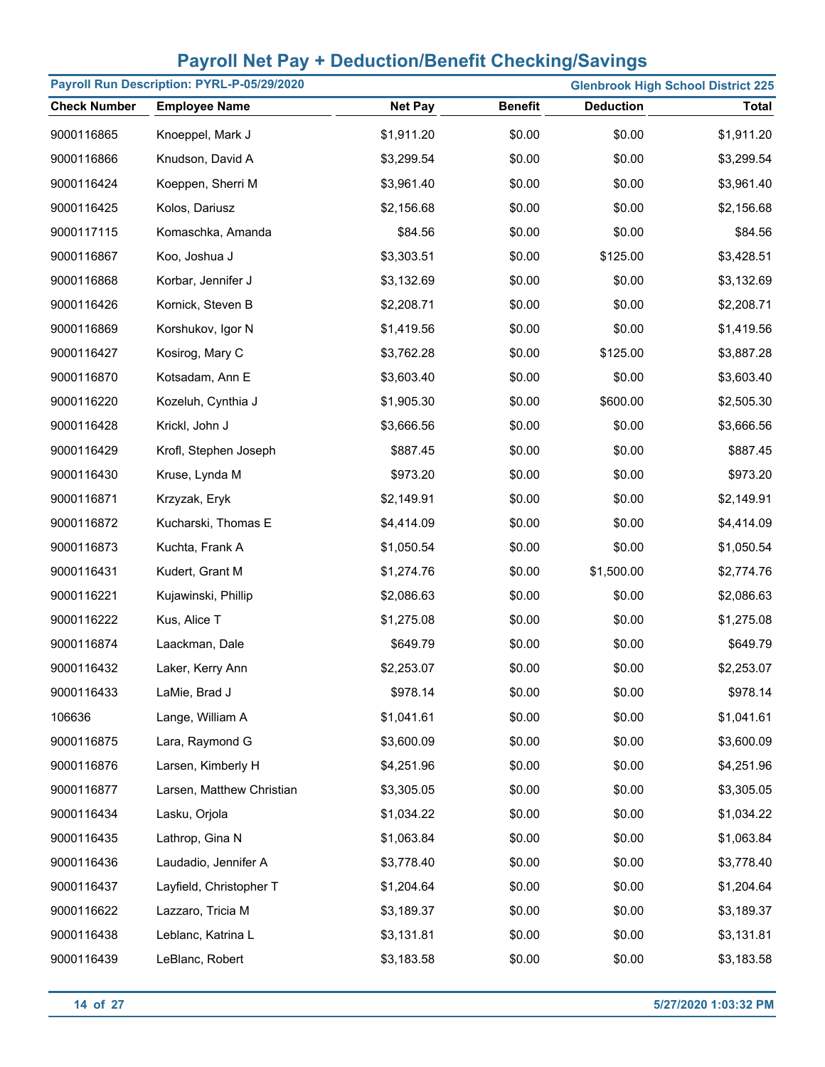# Payroll Net Pay + Deduction/Benefit Checking/Savings

**Payroll Run Description: PYRL-P-05/29/2020** | **Glenbrook High School District 225**

| Check Number | Employee Name | Net Pay | Benefit | Deduction | Total |
|---|---|---|---|---|---|
| 9000116865 | Knoeppel, Mark J | $1,911.20 | $0.00 | $0.00 | $1,911.20 |
| 9000116866 | Knudson, David A | $3,299.54 | $0.00 | $0.00 | $3,299.54 |
| 9000116424 | Koeppen, Sherri M | $3,961.40 | $0.00 | $0.00 | $3,961.40 |
| 9000116425 | Kolos, Dariusz | $2,156.68 | $0.00 | $0.00 | $2,156.68 |
| 9000117115 | Komaschka, Amanda | $84.56 | $0.00 | $0.00 | $84.56 |
| 9000116867 | Koo, Joshua J | $3,303.51 | $0.00 | $125.00 | $3,428.51 |
| 9000116868 | Korbar, Jennifer J | $3,132.69 | $0.00 | $0.00 | $3,132.69 |
| 9000116426 | Kornick, Steven B | $2,208.71 | $0.00 | $0.00 | $2,208.71 |
| 9000116869 | Korshukov, Igor N | $1,419.56 | $0.00 | $0.00 | $1,419.56 |
| 9000116427 | Kosirog, Mary C | $3,762.28 | $0.00 | $125.00 | $3,887.28 |
| 9000116870 | Kotsadam, Ann E | $3,603.40 | $0.00 | $0.00 | $3,603.40 |
| 9000116220 | Kozeluh, Cynthia J | $1,905.30 | $0.00 | $600.00 | $2,505.30 |
| 9000116428 | Krickl, John J | $3,666.56 | $0.00 | $0.00 | $3,666.56 |
| 9000116429 | Krofl, Stephen Joseph | $887.45 | $0.00 | $0.00 | $887.45 |
| 9000116430 | Kruse, Lynda M | $973.20 | $0.00 | $0.00 | $973.20 |
| 9000116871 | Krzyzak, Eryk | $2,149.91 | $0.00 | $0.00 | $2,149.91 |
| 9000116872 | Kucharski, Thomas E | $4,414.09 | $0.00 | $0.00 | $4,414.09 |
| 9000116873 | Kuchta, Frank A | $1,050.54 | $0.00 | $0.00 | $1,050.54 |
| 9000116431 | Kudert, Grant M | $1,274.76 | $0.00 | $1,500.00 | $2,774.76 |
| 9000116221 | Kujawinski, Phillip | $2,086.63 | $0.00 | $0.00 | $2,086.63 |
| 9000116222 | Kus, Alice T | $1,275.08 | $0.00 | $0.00 | $1,275.08 |
| 9000116874 | Laackman, Dale | $649.79 | $0.00 | $0.00 | $649.79 |
| 9000116432 | Laker, Kerry Ann | $2,253.07 | $0.00 | $0.00 | $2,253.07 |
| 9000116433 | LaMie, Brad J | $978.14 | $0.00 | $0.00 | $978.14 |
| 106636 | Lange, William A | $1,041.61 | $0.00 | $0.00 | $1,041.61 |
| 9000116875 | Lara, Raymond G | $3,600.09 | $0.00 | $0.00 | $3,600.09 |
| 9000116876 | Larsen, Kimberly H | $4,251.96 | $0.00 | $0.00 | $4,251.96 |
| 9000116877 | Larsen, Matthew Christian | $3,305.05 | $0.00 | $0.00 | $3,305.05 |
| 9000116434 | Lasku, Orjola | $1,034.22 | $0.00 | $0.00 | $1,034.22 |
| 9000116435 | Lathrop, Gina N | $1,063.84 | $0.00 | $0.00 | $1,063.84 |
| 9000116436 | Laudadio, Jennifer A | $3,778.40 | $0.00 | $0.00 | $3,778.40 |
| 9000116437 | Layfield, Christopher T | $1,204.64 | $0.00 | $0.00 | $1,204.64 |
| 9000116622 | Lazzaro, Tricia M | $3,189.37 | $0.00 | $0.00 | $3,189.37 |
| 9000116438 | Leblanc, Katrina L | $3,131.81 | $0.00 | $0.00 | $3,131.81 |
| 9000116439 | LeBlanc, Robert | $3,183.58 | $0.00 | $0.00 | $3,183.58 |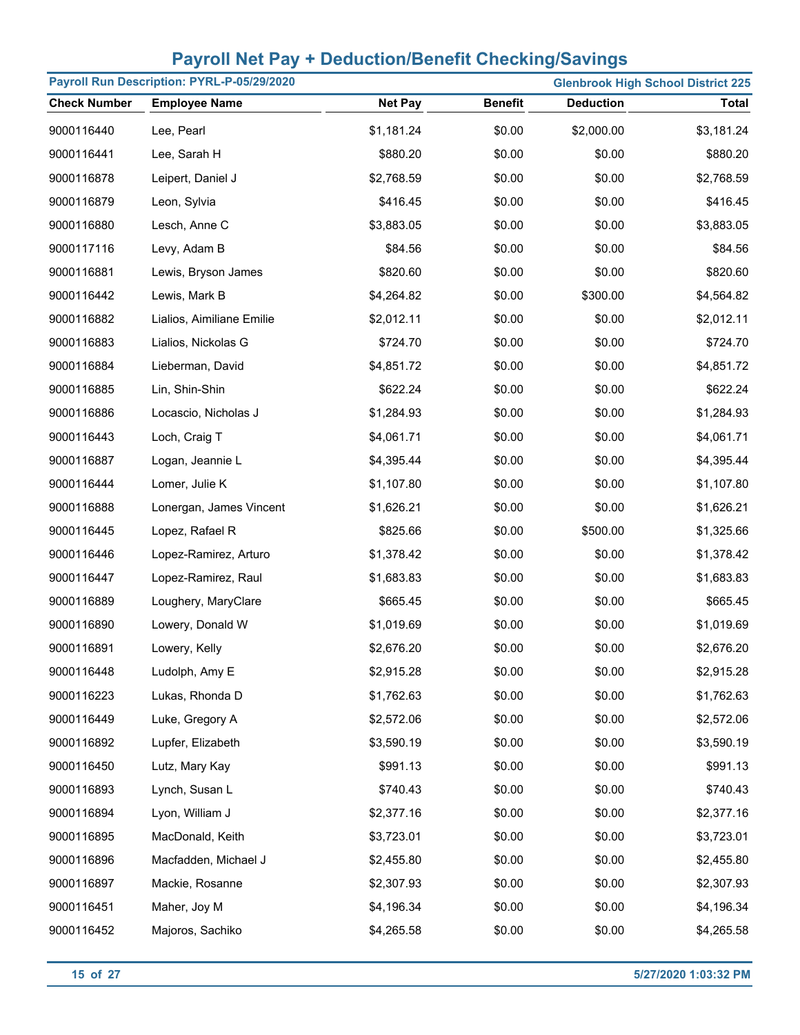# Payroll Net Pay + Deduction/Benefit Checking/Savings

**Payroll Run Description: PYRL-P-05/29/2020** | **Glenbrook High School District 225**

| Check Number | Employee Name | Net Pay | Benefit | Deduction | Total |
|---|---|---|---|---|---|
| 9000116440 | Lee, Pearl | $1,181.24 | $0.00 | $2,000.00 | $3,181.24 |
| 9000116441 | Lee, Sarah H | $880.20 | $0.00 | $0.00 | $880.20 |
| 9000116878 | Leipert, Daniel J | $2,768.59 | $0.00 | $0.00 | $2,768.59 |
| 9000116879 | Leon, Sylvia | $416.45 | $0.00 | $0.00 | $416.45 |
| 9000116880 | Lesch, Anne C | $3,883.05 | $0.00 | $0.00 | $3,883.05 |
| 9000117116 | Levy, Adam B | $84.56 | $0.00 | $0.00 | $84.56 |
| 9000116881 | Lewis, Bryson James | $820.60 | $0.00 | $0.00 | $820.60 |
| 9000116442 | Lewis, Mark B | $4,264.82 | $0.00 | $300.00 | $4,564.82 |
| 9000116882 | Lialios, Aimiliane Emilie | $2,012.11 | $0.00 | $0.00 | $2,012.11 |
| 9000116883 | Lialios, Nickolas G | $724.70 | $0.00 | $0.00 | $724.70 |
| 9000116884 | Lieberman, David | $4,851.72 | $0.00 | $0.00 | $4,851.72 |
| 9000116885 | Lin, Shin-Shin | $622.24 | $0.00 | $0.00 | $622.24 |
| 9000116886 | Locascio, Nicholas J | $1,284.93 | $0.00 | $0.00 | $1,284.93 |
| 9000116443 | Loch, Craig T | $4,061.71 | $0.00 | $0.00 | $4,061.71 |
| 9000116887 | Logan, Jeannie L | $4,395.44 | $0.00 | $0.00 | $4,395.44 |
| 9000116444 | Lomer, Julie K | $1,107.80 | $0.00 | $0.00 | $1,107.80 |
| 9000116888 | Lonergan, James Vincent | $1,626.21 | $0.00 | $0.00 | $1,626.21 |
| 9000116445 | Lopez, Rafael R | $825.66 | $0.00 | $500.00 | $1,325.66 |
| 9000116446 | Lopez-Ramirez, Arturo | $1,378.42 | $0.00 | $0.00 | $1,378.42 |
| 9000116447 | Lopez-Ramirez, Raul | $1,683.83 | $0.00 | $0.00 | $1,683.83 |
| 9000116889 | Loughery, MaryClare | $665.45 | $0.00 | $0.00 | $665.45 |
| 9000116890 | Lowery, Donald W | $1,019.69 | $0.00 | $0.00 | $1,019.69 |
| 9000116891 | Lowery, Kelly | $2,676.20 | $0.00 | $0.00 | $2,676.20 |
| 9000116448 | Ludolph, Amy E | $2,915.28 | $0.00 | $0.00 | $2,915.28 |
| 9000116223 | Lukas, Rhonda D | $1,762.63 | $0.00 | $0.00 | $1,762.63 |
| 9000116449 | Luke, Gregory A | $2,572.06 | $0.00 | $0.00 | $2,572.06 |
| 9000116892 | Lupfer, Elizabeth | $3,590.19 | $0.00 | $0.00 | $3,590.19 |
| 9000116450 | Lutz, Mary Kay | $991.13 | $0.00 | $0.00 | $991.13 |
| 9000116893 | Lynch, Susan L | $740.43 | $0.00 | $0.00 | $740.43 |
| 9000116894 | Lyon, William J | $2,377.16 | $0.00 | $0.00 | $2,377.16 |
| 9000116895 | MacDonald, Keith | $3,723.01 | $0.00 | $0.00 | $3,723.01 |
| 9000116896 | Macfadden, Michael J | $2,455.80 | $0.00 | $0.00 | $2,455.80 |
| 9000116897 | Mackie, Rosanne | $2,307.93 | $0.00 | $0.00 | $2,307.93 |
| 9000116451 | Maher, Joy M | $4,196.34 | $0.00 | $0.00 | $4,196.34 |
| 9000116452 | Majoros, Sachiko | $4,265.58 | $0.00 | $0.00 | $4,265.58 |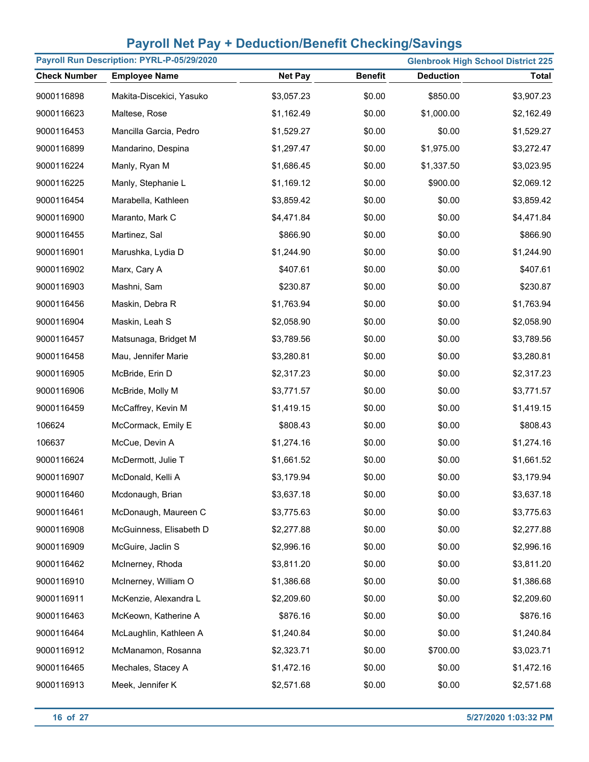# Payroll Net Pay + Deduction/Benefit Checking/Savings

**Payroll Run Description: PYRL-P-05/29/2020** | **Glenbrook High School District 225**

| Check Number | Employee Name | Net Pay | Benefit | Deduction | Total |
|---|---|---|---|---|---|
| 9000116898 | Makita-Discekici, Yasuko | $3,057.23 | $0.00 | $850.00 | $3,907.23 |
| 9000116623 | Maltese, Rose | $1,162.49 | $0.00 | $1,000.00 | $2,162.49 |
| 9000116453 | Mancilla Garcia, Pedro | $1,529.27 | $0.00 | $0.00 | $1,529.27 |
| 9000116899 | Mandarino, Despina | $1,297.47 | $0.00 | $1,975.00 | $3,272.47 |
| 9000116224 | Manly, Ryan M | $1,686.45 | $0.00 | $1,337.50 | $3,023.95 |
| 9000116225 | Manly, Stephanie L | $1,169.12 | $0.00 | $900.00 | $2,069.12 |
| 9000116454 | Marabella, Kathleen | $3,859.42 | $0.00 | $0.00 | $3,859.42 |
| 9000116900 | Maranto, Mark C | $4,471.84 | $0.00 | $0.00 | $4,471.84 |
| 9000116455 | Martinez, Sal | $866.90 | $0.00 | $0.00 | $866.90 |
| 9000116901 | Marushka, Lydia D | $1,244.90 | $0.00 | $0.00 | $1,244.90 |
| 9000116902 | Marx, Cary A | $407.61 | $0.00 | $0.00 | $407.61 |
| 9000116903 | Mashni, Sam | $230.87 | $0.00 | $0.00 | $230.87 |
| 9000116456 | Maskin, Debra R | $1,763.94 | $0.00 | $0.00 | $1,763.94 |
| 9000116904 | Maskin, Leah S | $2,058.90 | $0.00 | $0.00 | $2,058.90 |
| 9000116457 | Matsunaga, Bridget M | $3,789.56 | $0.00 | $0.00 | $3,789.56 |
| 9000116458 | Mau, Jennifer Marie | $3,280.81 | $0.00 | $0.00 | $3,280.81 |
| 9000116905 | McBride, Erin D | $2,317.23 | $0.00 | $0.00 | $2,317.23 |
| 9000116906 | McBride, Molly M | $3,771.57 | $0.00 | $0.00 | $3,771.57 |
| 9000116459 | McCaffrey, Kevin M | $1,419.15 | $0.00 | $0.00 | $1,419.15 |
| 106624 | McCormack, Emily E | $808.43 | $0.00 | $0.00 | $808.43 |
| 106637 | McCue, Devin A | $1,274.16 | $0.00 | $0.00 | $1,274.16 |
| 9000116624 | McDermott, Julie T | $1,661.52 | $0.00 | $0.00 | $1,661.52 |
| 9000116907 | McDonald, Kelli A | $3,179.94 | $0.00 | $0.00 | $3,179.94 |
| 9000116460 | Mcdonaugh, Brian | $3,637.18 | $0.00 | $0.00 | $3,637.18 |
| 9000116461 | McDonaugh, Maureen C | $3,775.63 | $0.00 | $0.00 | $3,775.63 |
| 9000116908 | McGuinness, Elisabeth D | $2,277.88 | $0.00 | $0.00 | $2,277.88 |
| 9000116909 | McGuire, Jaclin S | $2,996.16 | $0.00 | $0.00 | $2,996.16 |
| 9000116462 | McInerney, Rhoda | $3,811.20 | $0.00 | $0.00 | $3,811.20 |
| 9000116910 | McInerney, William O | $1,386.68 | $0.00 | $0.00 | $1,386.68 |
| 9000116911 | McKenzie, Alexandra L | $2,209.60 | $0.00 | $0.00 | $2,209.60 |
| 9000116463 | McKeown, Katherine A | $876.16 | $0.00 | $0.00 | $876.16 |
| 9000116464 | McLaughlin, Kathleen A | $1,240.84 | $0.00 | $0.00 | $1,240.84 |
| 9000116912 | McManamon, Rosanna | $2,323.71 | $0.00 | $700.00 | $3,023.71 |
| 9000116465 | Mechales, Stacey A | $1,472.16 | $0.00 | $0.00 | $1,472.16 |
| 9000116913 | Meek, Jennifer K | $2,571.68 | $0.00 | $0.00 | $2,571.68 |

5/27/2020 1:03:32 PM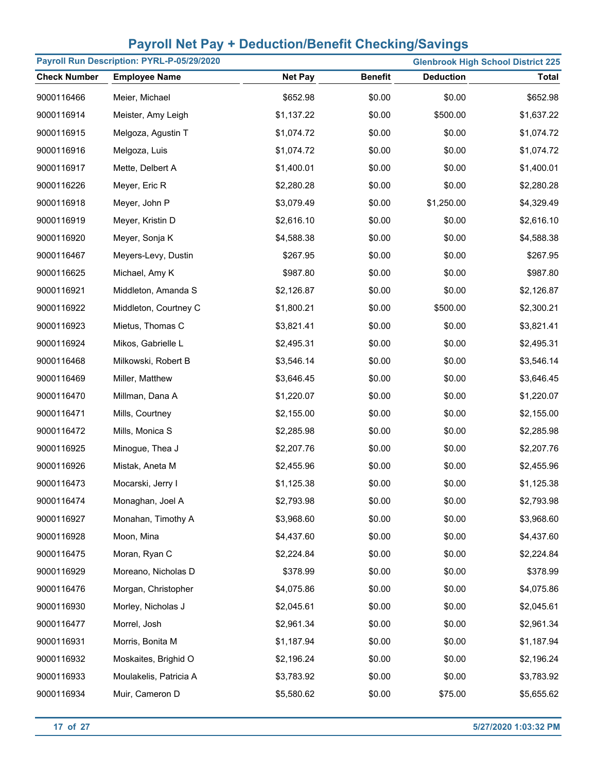# Payroll Net Pay + Deduction/Benefit Checking/Savings

**Payroll Run Description: PYRL-P-05/29/2020** | **Glenbrook High School District 225**

| Check Number | Employee Name | Net Pay | Benefit | Deduction | Total |
|---|---|---|---|---|---|
| 9000116466 | Meier, Michael | $652.98 | $0.00 | $0.00 | $652.98 |
| 9000116914 | Meister, Amy Leigh | $1,137.22 | $0.00 | $500.00 | $1,637.22 |
| 9000116915 | Melgoza, Agustin T | $1,074.72 | $0.00 | $0.00 | $1,074.72 |
| 9000116916 | Melgoza, Luis | $1,074.72 | $0.00 | $0.00 | $1,074.72 |
| 9000116917 | Mette, Delbert A | $1,400.01 | $0.00 | $0.00 | $1,400.01 |
| 9000116226 | Meyer, Eric R | $2,280.28 | $0.00 | $0.00 | $2,280.28 |
| 9000116918 | Meyer, John P | $3,079.49 | $0.00 | $1,250.00 | $4,329.49 |
| 9000116919 | Meyer, Kristin D | $2,616.10 | $0.00 | $0.00 | $2,616.10 |
| 9000116920 | Meyer, Sonja K | $4,588.38 | $0.00 | $0.00 | $4,588.38 |
| 9000116467 | Meyers-Levy, Dustin | $267.95 | $0.00 | $0.00 | $267.95 |
| 9000116625 | Michael, Amy K | $987.80 | $0.00 | $0.00 | $987.80 |
| 9000116921 | Middleton, Amanda S | $2,126.87 | $0.00 | $0.00 | $2,126.87 |
| 9000116922 | Middleton, Courtney C | $1,800.21 | $0.00 | $500.00 | $2,300.21 |
| 9000116923 | Mietus, Thomas C | $3,821.41 | $0.00 | $0.00 | $3,821.41 |
| 9000116924 | Mikos, Gabrielle L | $2,495.31 | $0.00 | $0.00 | $2,495.31 |
| 9000116468 | Milkowski, Robert B | $3,546.14 | $0.00 | $0.00 | $3,546.14 |
| 9000116469 | Miller, Matthew | $3,646.45 | $0.00 | $0.00 | $3,646.45 |
| 9000116470 | Millman, Dana A | $1,220.07 | $0.00 | $0.00 | $1,220.07 |
| 9000116471 | Mills, Courtney | $2,155.00 | $0.00 | $0.00 | $2,155.00 |
| 9000116472 | Mills, Monica S | $2,285.98 | $0.00 | $0.00 | $2,285.98 |
| 9000116925 | Minogue, Thea J | $2,207.76 | $0.00 | $0.00 | $2,207.76 |
| 9000116926 | Mistak, Aneta M | $2,455.96 | $0.00 | $0.00 | $2,455.96 |
| 9000116473 | Mocarski, Jerry I | $1,125.38 | $0.00 | $0.00 | $1,125.38 |
| 9000116474 | Monaghan, Joel A | $2,793.98 | $0.00 | $0.00 | $2,793.98 |
| 9000116927 | Monahan, Timothy A | $3,968.60 | $0.00 | $0.00 | $3,968.60 |
| 9000116928 | Moon, Mina | $4,437.60 | $0.00 | $0.00 | $4,437.60 |
| 9000116475 | Moran, Ryan C | $2,224.84 | $0.00 | $0.00 | $2,224.84 |
| 9000116929 | Moreano, Nicholas D | $378.99 | $0.00 | $0.00 | $378.99 |
| 9000116476 | Morgan, Christopher | $4,075.86 | $0.00 | $0.00 | $4,075.86 |
| 9000116930 | Morley, Nicholas J | $2,045.61 | $0.00 | $0.00 | $2,045.61 |
| 9000116477 | Morrel, Josh | $2,961.34 | $0.00 | $0.00 | $2,961.34 |
| 9000116931 | Morris, Bonita M | $1,187.94 | $0.00 | $0.00 | $1,187.94 |
| 9000116932 | Moskaites, Brighid O | $2,196.24 | $0.00 | $0.00 | $2,196.24 |
| 9000116933 | Moulakelis, Patricia A | $3,783.92 | $0.00 | $0.00 | $3,783.92 |
| 9000116934 | Muir, Cameron D | $5,580.62 | $0.00 | $75.00 | $5,655.62 |

5/27/2020 1:03:32 PM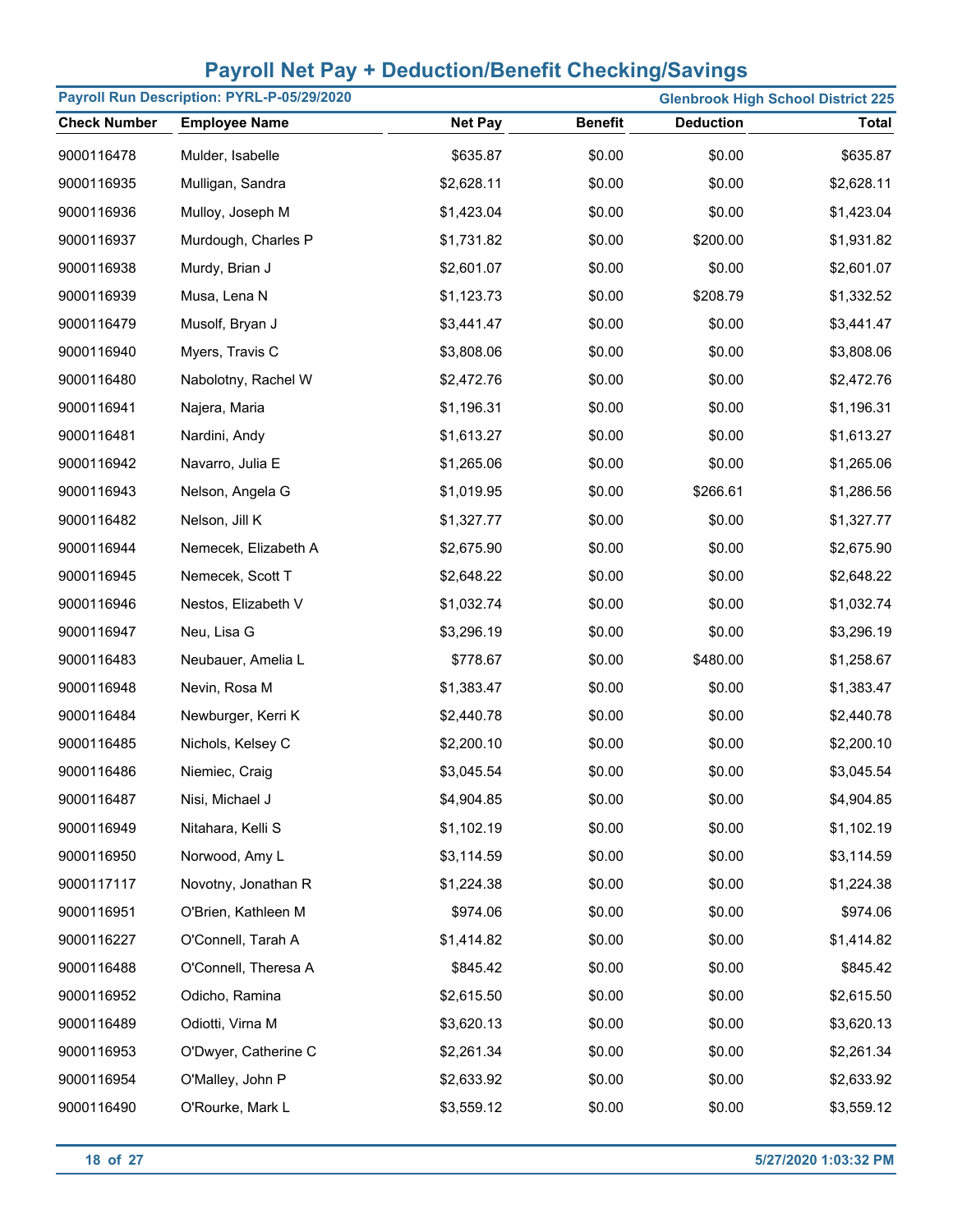# Payroll Net Pay + Deduction/Benefit Checking/Savings

**Payroll Run Description: PYRL-P-05/29/2020** — **Glenbrook High School District 225**

| Check Number | Employee Name | Net Pay | Benefit | Deduction | Total |
|---|---|---|---|---|---|
| 9000116478 | Mulder, Isabelle | $635.87 | $0.00 | $0.00 | $635.87 |
| 9000116935 | Mulligan, Sandra | $2,628.11 | $0.00 | $0.00 | $2,628.11 |
| 9000116936 | Mulloy, Joseph M | $1,423.04 | $0.00 | $0.00 | $1,423.04 |
| 9000116937 | Murdough, Charles P | $1,731.82 | $0.00 | $200.00 | $1,931.82 |
| 9000116938 | Murdy, Brian J | $2,601.07 | $0.00 | $0.00 | $2,601.07 |
| 9000116939 | Musa, Lena N | $1,123.73 | $0.00 | $208.79 | $1,332.52 |
| 9000116479 | Musolf, Bryan J | $3,441.47 | $0.00 | $0.00 | $3,441.47 |
| 9000116940 | Myers, Travis C | $3,808.06 | $0.00 | $0.00 | $3,808.06 |
| 9000116480 | Nabolotny, Rachel W | $2,472.76 | $0.00 | $0.00 | $2,472.76 |
| 9000116941 | Najera, Maria | $1,196.31 | $0.00 | $0.00 | $1,196.31 |
| 9000116481 | Nardini, Andy | $1,613.27 | $0.00 | $0.00 | $1,613.27 |
| 9000116942 | Navarro, Julia E | $1,265.06 | $0.00 | $0.00 | $1,265.06 |
| 9000116943 | Nelson, Angela G | $1,019.95 | $0.00 | $266.61 | $1,286.56 |
| 9000116482 | Nelson, Jill K | $1,327.77 | $0.00 | $0.00 | $1,327.77 |
| 9000116944 | Nemecek, Elizabeth A | $2,675.90 | $0.00 | $0.00 | $2,675.90 |
| 9000116945 | Nemecek, Scott T | $2,648.22 | $0.00 | $0.00 | $2,648.22 |
| 9000116946 | Nestos, Elizabeth V | $1,032.74 | $0.00 | $0.00 | $1,032.74 |
| 9000116947 | Neu, Lisa G | $3,296.19 | $0.00 | $0.00 | $3,296.19 |
| 9000116483 | Neubauer, Amelia L | $778.67 | $0.00 | $480.00 | $1,258.67 |
| 9000116948 | Nevin, Rosa M | $1,383.47 | $0.00 | $0.00 | $1,383.47 |
| 9000116484 | Newburger, Kerri K | $2,440.78 | $0.00 | $0.00 | $2,440.78 |
| 9000116485 | Nichols, Kelsey C | $2,200.10 | $0.00 | $0.00 | $2,200.10 |
| 9000116486 | Niemiec, Craig | $3,045.54 | $0.00 | $0.00 | $3,045.54 |
| 9000116487 | Nisi, Michael J | $4,904.85 | $0.00 | $0.00 | $4,904.85 |
| 9000116949 | Nitahara, Kelli S | $1,102.19 | $0.00 | $0.00 | $1,102.19 |
| 9000116950 | Norwood, Amy L | $3,114.59 | $0.00 | $0.00 | $3,114.59 |
| 9000117117 | Novotny, Jonathan R | $1,224.38 | $0.00 | $0.00 | $1,224.38 |
| 9000116951 | O'Brien, Kathleen M | $974.06 | $0.00 | $0.00 | $974.06 |
| 9000116227 | O'Connell, Tarah A | $1,414.82 | $0.00 | $0.00 | $1,414.82 |
| 9000116488 | O'Connell, Theresa A | $845.42 | $0.00 | $0.00 | $845.42 |
| 9000116952 | Odicho, Ramina | $2,615.50 | $0.00 | $0.00 | $2,615.50 |
| 9000116489 | Odiotti, Virna M | $3,620.13 | $0.00 | $0.00 | $3,620.13 |
| 9000116953 | O'Dwyer, Catherine C | $2,261.34 | $0.00 | $0.00 | $2,261.34 |
| 9000116954 | O'Malley, John P | $2,633.92 | $0.00 | $0.00 | $2,633.92 |
| 9000116490 | O'Rourke, Mark L | $3,559.12 | $0.00 | $0.00 | $3,559.12 |

5/27/2020 1:03:32 PM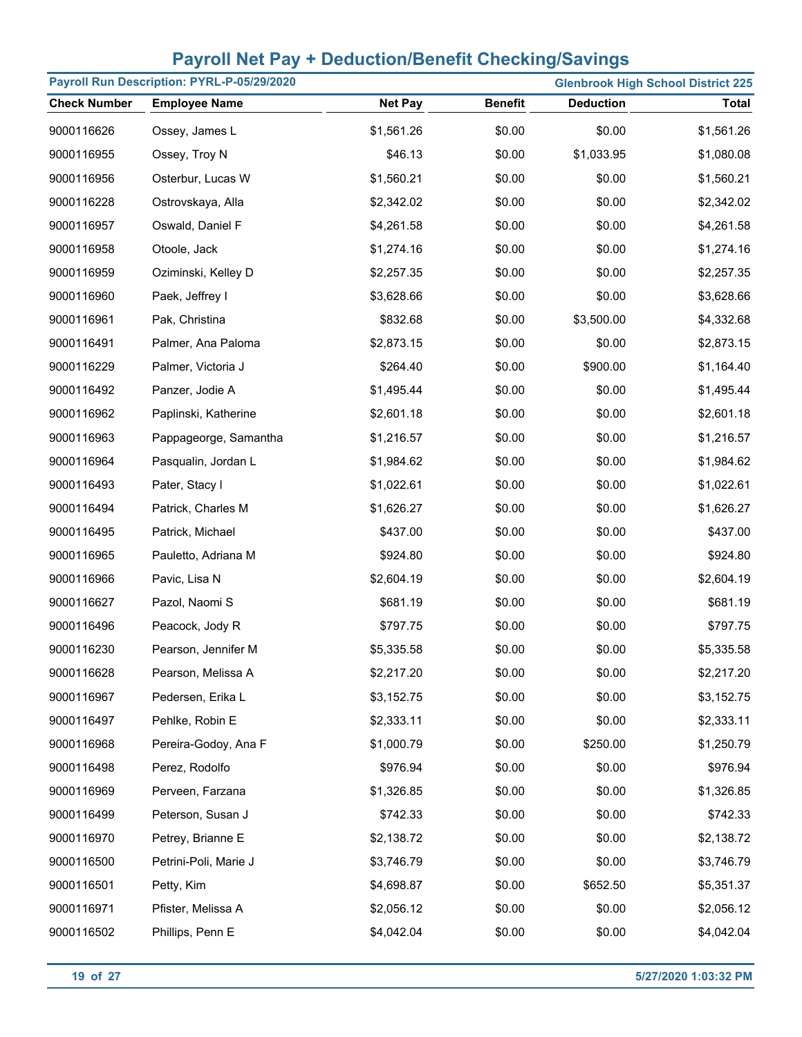# Payroll Net Pay + Deduction/Benefit Checking/Savings

**Payroll Run Description: PYRL-P-05/29/2020** | **Glenbrook High School District 225**

| Check Number | Employee Name | Net Pay | Benefit | Deduction | Total |
|---|---|---|---|---|---|
| 9000116626 | Ossey, James L | $1,561.26 | $0.00 | $0.00 | $1,561.26 |
| 9000116955 | Ossey, Troy N | $46.13 | $0.00 | $1,033.95 | $1,080.08 |
| 9000116956 | Osterbur, Lucas W | $1,560.21 | $0.00 | $0.00 | $1,560.21 |
| 9000116228 | Ostrovskaya, Alla | $2,342.02 | $0.00 | $0.00 | $2,342.02 |
| 9000116957 | Oswald, Daniel F | $4,261.58 | $0.00 | $0.00 | $4,261.58 |
| 9000116958 | Otoole, Jack | $1,274.16 | $0.00 | $0.00 | $1,274.16 |
| 9000116959 | Oziminski, Kelley D | $2,257.35 | $0.00 | $0.00 | $2,257.35 |
| 9000116960 | Paek, Jeffrey I | $3,628.66 | $0.00 | $0.00 | $3,628.66 |
| 9000116961 | Pak, Christina | $832.68 | $0.00 | $3,500.00 | $4,332.68 |
| 9000116491 | Palmer, Ana Paloma | $2,873.15 | $0.00 | $0.00 | $2,873.15 |
| 9000116229 | Palmer, Victoria J | $264.40 | $0.00 | $900.00 | $1,164.40 |
| 9000116492 | Panzer, Jodie A | $1,495.44 | $0.00 | $0.00 | $1,495.44 |
| 9000116962 | Paplinski, Katherine | $2,601.18 | $0.00 | $0.00 | $2,601.18 |
| 9000116963 | Pappageorge, Samantha | $1,216.57 | $0.00 | $0.00 | $1,216.57 |
| 9000116964 | Pasqualin, Jordan L | $1,984.62 | $0.00 | $0.00 | $1,984.62 |
| 9000116493 | Pater, Stacy I | $1,022.61 | $0.00 | $0.00 | $1,022.61 |
| 9000116494 | Patrick, Charles M | $1,626.27 | $0.00 | $0.00 | $1,626.27 |
| 9000116495 | Patrick, Michael | $437.00 | $0.00 | $0.00 | $437.00 |
| 9000116965 | Pauletto, Adriana M | $924.80 | $0.00 | $0.00 | $924.80 |
| 9000116966 | Pavic, Lisa N | $2,604.19 | $0.00 | $0.00 | $2,604.19 |
| 9000116627 | Pazol, Naomi S | $681.19 | $0.00 | $0.00 | $681.19 |
| 9000116496 | Peacock, Jody R | $797.75 | $0.00 | $0.00 | $797.75 |
| 9000116230 | Pearson, Jennifer M | $5,335.58 | $0.00 | $0.00 | $5,335.58 |
| 9000116628 | Pearson, Melissa A | $2,217.20 | $0.00 | $0.00 | $2,217.20 |
| 9000116967 | Pedersen, Erika L | $3,152.75 | $0.00 | $0.00 | $3,152.75 |
| 9000116497 | Pehlke, Robin E | $2,333.11 | $0.00 | $0.00 | $2,333.11 |
| 9000116968 | Pereira-Godoy, Ana F | $1,000.79 | $0.00 | $250.00 | $1,250.79 |
| 9000116498 | Perez, Rodolfo | $976.94 | $0.00 | $0.00 | $976.94 |
| 9000116969 | Perveen, Farzana | $1,326.85 | $0.00 | $0.00 | $1,326.85 |
| 9000116499 | Peterson, Susan J | $742.33 | $0.00 | $0.00 | $742.33 |
| 9000116970 | Petrey, Brianne E | $2,138.72 | $0.00 | $0.00 | $2,138.72 |
| 9000116500 | Petrini-Poli, Marie J | $3,746.79 | $0.00 | $0.00 | $3,746.79 |
| 9000116501 | Petty, Kim | $4,698.87 | $0.00 | $652.50 | $5,351.37 |
| 9000116971 | Pfister, Melissa A | $2,056.12 | $0.00 | $0.00 | $2,056.12 |
| 9000116502 | Phillips, Penn E | $4,042.04 | $0.00 | $0.00 | $4,042.04 |

5/27/2020 1:03:32 PM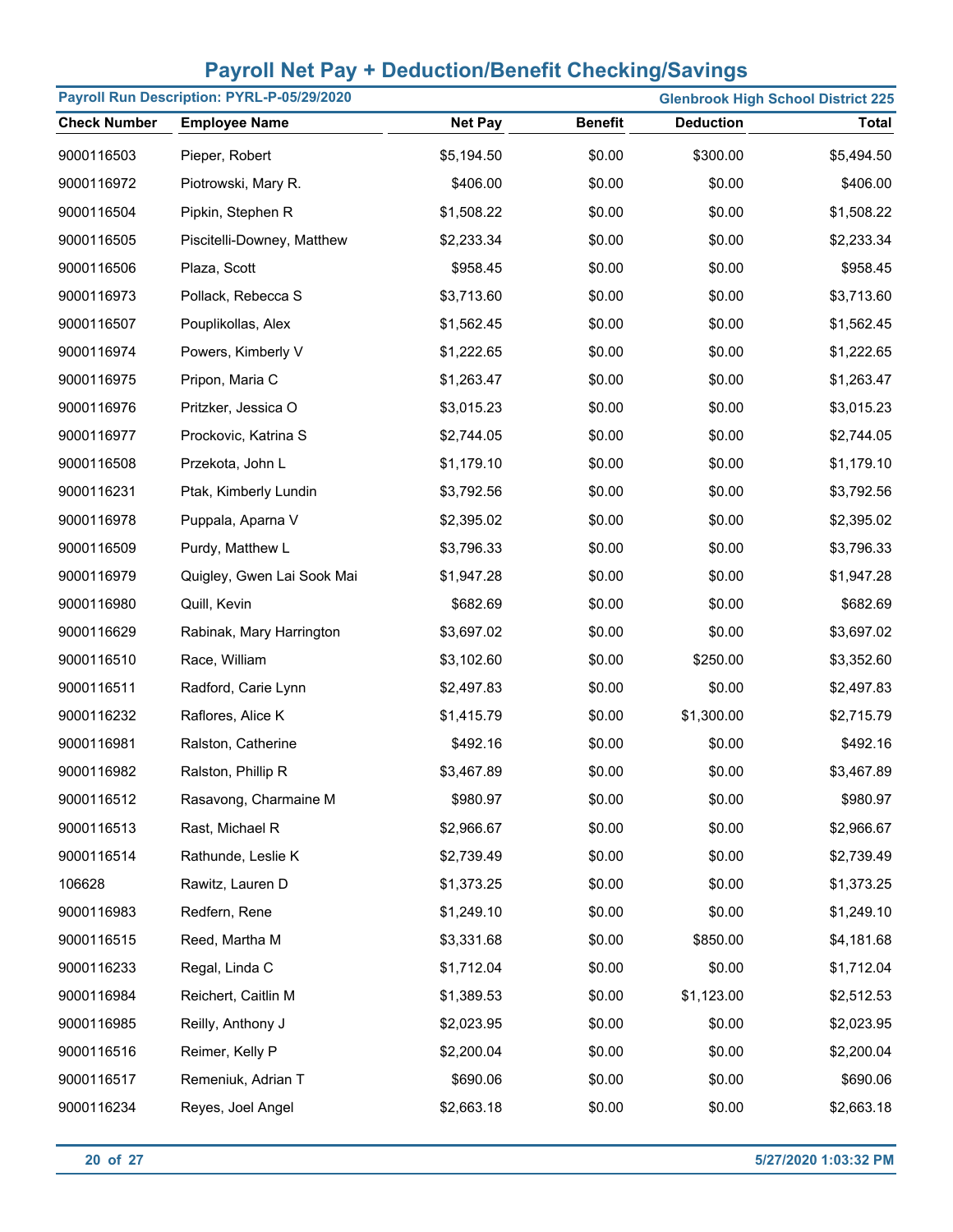# Payroll Net Pay + Deduction/Benefit Checking/Savings

**Payroll Run Description: PYRL-P-05/29/2020** | **Glenbrook High School District 225**

| Check Number | Employee Name | Net Pay | Benefit | Deduction | Total |
|---|---|---|---|---|---|
| 9000116503 | Pieper, Robert | $5,194.50 | $0.00 | $300.00 | $5,494.50 |
| 9000116972 | Piotrowski, Mary R. | $406.00 | $0.00 | $0.00 | $406.00 |
| 9000116504 | Pipkin, Stephen R | $1,508.22 | $0.00 | $0.00 | $1,508.22 |
| 9000116505 | Piscitelli-Downey, Matthew | $2,233.34 | $0.00 | $0.00 | $2,233.34 |
| 9000116506 | Plaza, Scott | $958.45 | $0.00 | $0.00 | $958.45 |
| 9000116973 | Pollack, Rebecca S | $3,713.60 | $0.00 | $0.00 | $3,713.60 |
| 9000116507 | Pouplikollas, Alex | $1,562.45 | $0.00 | $0.00 | $1,562.45 |
| 9000116974 | Powers, Kimberly V | $1,222.65 | $0.00 | $0.00 | $1,222.65 |
| 9000116975 | Pripon, Maria C | $1,263.47 | $0.00 | $0.00 | $1,263.47 |
| 9000116976 | Pritzker, Jessica O | $3,015.23 | $0.00 | $0.00 | $3,015.23 |
| 9000116977 | Prockovic, Katrina S | $2,744.05 | $0.00 | $0.00 | $2,744.05 |
| 9000116508 | Przekota, John L | $1,179.10 | $0.00 | $0.00 | $1,179.10 |
| 9000116231 | Ptak, Kimberly Lundin | $3,792.56 | $0.00 | $0.00 | $3,792.56 |
| 9000116978 | Puppala, Aparna V | $2,395.02 | $0.00 | $0.00 | $2,395.02 |
| 9000116509 | Purdy, Matthew L | $3,796.33 | $0.00 | $0.00 | $3,796.33 |
| 9000116979 | Quigley, Gwen Lai Sook Mai | $1,947.28 | $0.00 | $0.00 | $1,947.28 |
| 9000116980 | Quill, Kevin | $682.69 | $0.00 | $0.00 | $682.69 |
| 9000116629 | Rabinak, Mary Harrington | $3,697.02 | $0.00 | $0.00 | $3,697.02 |
| 9000116510 | Race, William | $3,102.60 | $0.00 | $250.00 | $3,352.60 |
| 9000116511 | Radford, Carie Lynn | $2,497.83 | $0.00 | $0.00 | $2,497.83 |
| 9000116232 | Raflores, Alice K | $1,415.79 | $0.00 | $1,300.00 | $2,715.79 |
| 9000116981 | Ralston, Catherine | $492.16 | $0.00 | $0.00 | $492.16 |
| 9000116982 | Ralston, Phillip R | $3,467.89 | $0.00 | $0.00 | $3,467.89 |
| 9000116512 | Rasavong, Charmaine M | $980.97 | $0.00 | $0.00 | $980.97 |
| 9000116513 | Rast, Michael R | $2,966.67 | $0.00 | $0.00 | $2,966.67 |
| 9000116514 | Rathunde, Leslie K | $2,739.49 | $0.00 | $0.00 | $2,739.49 |
| 106628 | Rawitz, Lauren D | $1,373.25 | $0.00 | $0.00 | $1,373.25 |
| 9000116983 | Redfern, Rene | $1,249.10 | $0.00 | $0.00 | $1,249.10 |
| 9000116515 | Reed, Martha M | $3,331.68 | $0.00 | $850.00 | $4,181.68 |
| 9000116233 | Regal, Linda C | $1,712.04 | $0.00 | $0.00 | $1,712.04 |
| 9000116984 | Reichert, Caitlin M | $1,389.53 | $0.00 | $1,123.00 | $2,512.53 |
| 9000116985 | Reilly, Anthony J | $2,023.95 | $0.00 | $0.00 | $2,023.95 |
| 9000116516 | Reimer, Kelly P | $2,200.04 | $0.00 | $0.00 | $2,200.04 |
| 9000116517 | Remeniuk, Adrian T | $690.06 | $0.00 | $0.00 | $690.06 |
| 9000116234 | Reyes, Joel Angel | $2,663.18 | $0.00 | $0.00 | $2,663.18 |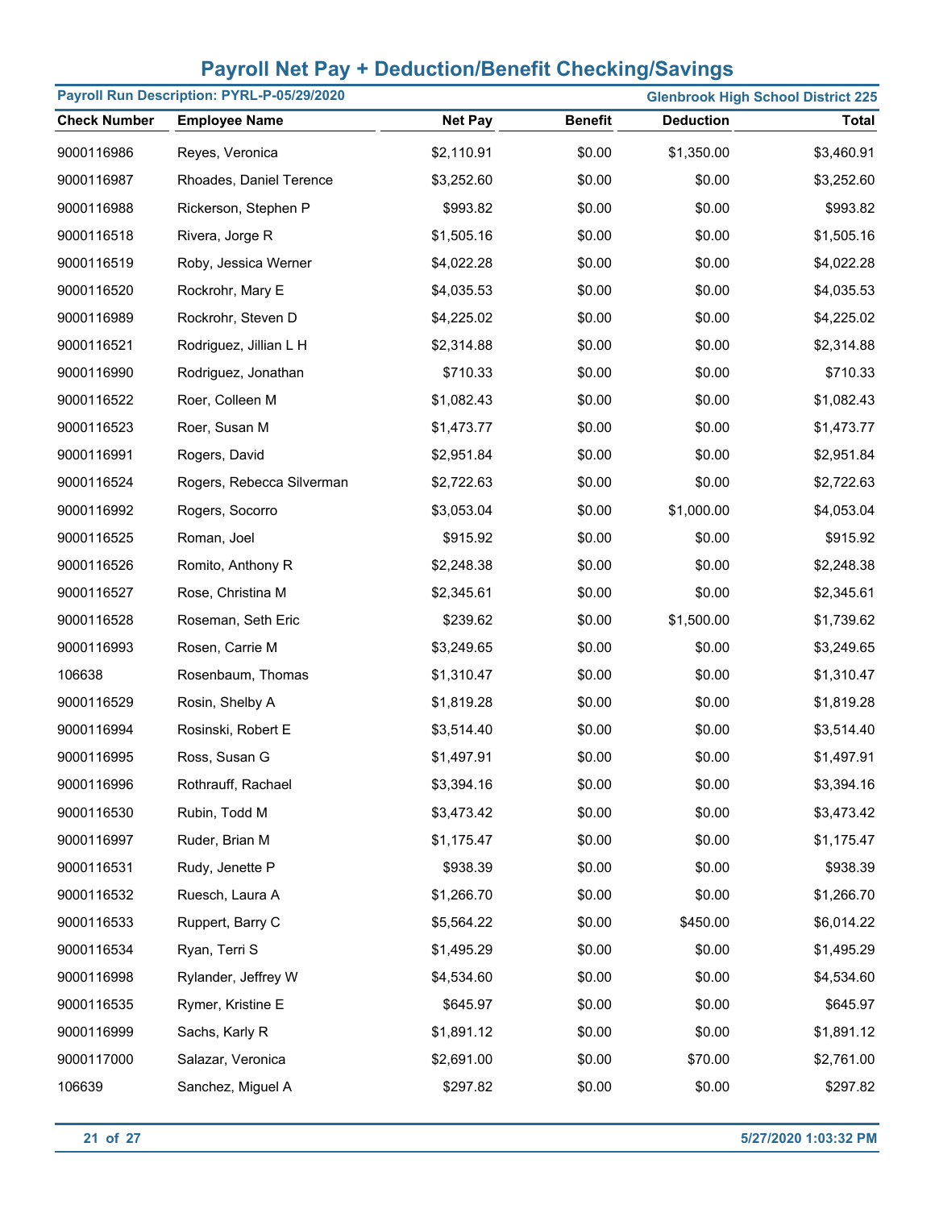# Payroll Net Pay + Deduction/Benefit Checking/Savings

**Payroll Run Description: PYRL-P-05/29/2020** | **Glenbrook High School District 225**

| Check Number | Employee Name | Net Pay | Benefit | Deduction | Total |
|---|---|---|---|---|---|
| 9000116986 | Reyes, Veronica | $2,110.91 | $0.00 | $1,350.00 | $3,460.91 |
| 9000116987 | Rhoades, Daniel Terence | $3,252.60 | $0.00 | $0.00 | $3,252.60 |
| 9000116988 | Rickerson, Stephen P | $993.82 | $0.00 | $0.00 | $993.82 |
| 9000116518 | Rivera, Jorge R | $1,505.16 | $0.00 | $0.00 | $1,505.16 |
| 9000116519 | Roby, Jessica Werner | $4,022.28 | $0.00 | $0.00 | $4,022.28 |
| 9000116520 | Rockrohr, Mary E | $4,035.53 | $0.00 | $0.00 | $4,035.53 |
| 9000116989 | Rockrohr, Steven D | $4,225.02 | $0.00 | $0.00 | $4,225.02 |
| 9000116521 | Rodriguez, Jillian L H | $2,314.88 | $0.00 | $0.00 | $2,314.88 |
| 9000116990 | Rodriguez, Jonathan | $710.33 | $0.00 | $0.00 | $710.33 |
| 9000116522 | Roer, Colleen M | $1,082.43 | $0.00 | $0.00 | $1,082.43 |
| 9000116523 | Roer, Susan M | $1,473.77 | $0.00 | $0.00 | $1,473.77 |
| 9000116991 | Rogers, David | $2,951.84 | $0.00 | $0.00 | $2,951.84 |
| 9000116524 | Rogers, Rebecca Silverman | $2,722.63 | $0.00 | $0.00 | $2,722.63 |
| 9000116992 | Rogers, Socorro | $3,053.04 | $0.00 | $1,000.00 | $4,053.04 |
| 9000116525 | Roman, Joel | $915.92 | $0.00 | $0.00 | $915.92 |
| 9000116526 | Romito, Anthony R | $2,248.38 | $0.00 | $0.00 | $2,248.38 |
| 9000116527 | Rose, Christina M | $2,345.61 | $0.00 | $0.00 | $2,345.61 |
| 9000116528 | Roseman, Seth Eric | $239.62 | $0.00 | $1,500.00 | $1,739.62 |
| 9000116993 | Rosen, Carrie M | $3,249.65 | $0.00 | $0.00 | $3,249.65 |
| 106638 | Rosenbaum, Thomas | $1,310.47 | $0.00 | $0.00 | $1,310.47 |
| 9000116529 | Rosin, Shelby A | $1,819.28 | $0.00 | $0.00 | $1,819.28 |
| 9000116994 | Rosinski, Robert E | $3,514.40 | $0.00 | $0.00 | $3,514.40 |
| 9000116995 | Ross, Susan G | $1,497.91 | $0.00 | $0.00 | $1,497.91 |
| 9000116996 | Rothrauff, Rachael | $3,394.16 | $0.00 | $0.00 | $3,394.16 |
| 9000116530 | Rubin, Todd M | $3,473.42 | $0.00 | $0.00 | $3,473.42 |
| 9000116997 | Ruder, Brian M | $1,175.47 | $0.00 | $0.00 | $1,175.47 |
| 9000116531 | Rudy, Jenette P | $938.39 | $0.00 | $0.00 | $938.39 |
| 9000116532 | Ruesch, Laura A | $1,266.70 | $0.00 | $0.00 | $1,266.70 |
| 9000116533 | Ruppert, Barry C | $5,564.22 | $0.00 | $450.00 | $6,014.22 |
| 9000116534 | Ryan, Terri S | $1,495.29 | $0.00 | $0.00 | $1,495.29 |
| 9000116998 | Rylander, Jeffrey W | $4,534.60 | $0.00 | $0.00 | $4,534.60 |
| 9000116535 | Rymer, Kristine E | $645.97 | $0.00 | $0.00 | $645.97 |
| 9000116999 | Sachs, Karly R | $1,891.12 | $0.00 | $0.00 | $1,891.12 |
| 9000117000 | Salazar, Veronica | $2,691.00 | $0.00 | $70.00 | $2,761.00 |
| 106639 | Sanchez, Miguel A | $297.82 | $0.00 | $0.00 | $297.82 |

5/27/2020 1:03:32 PM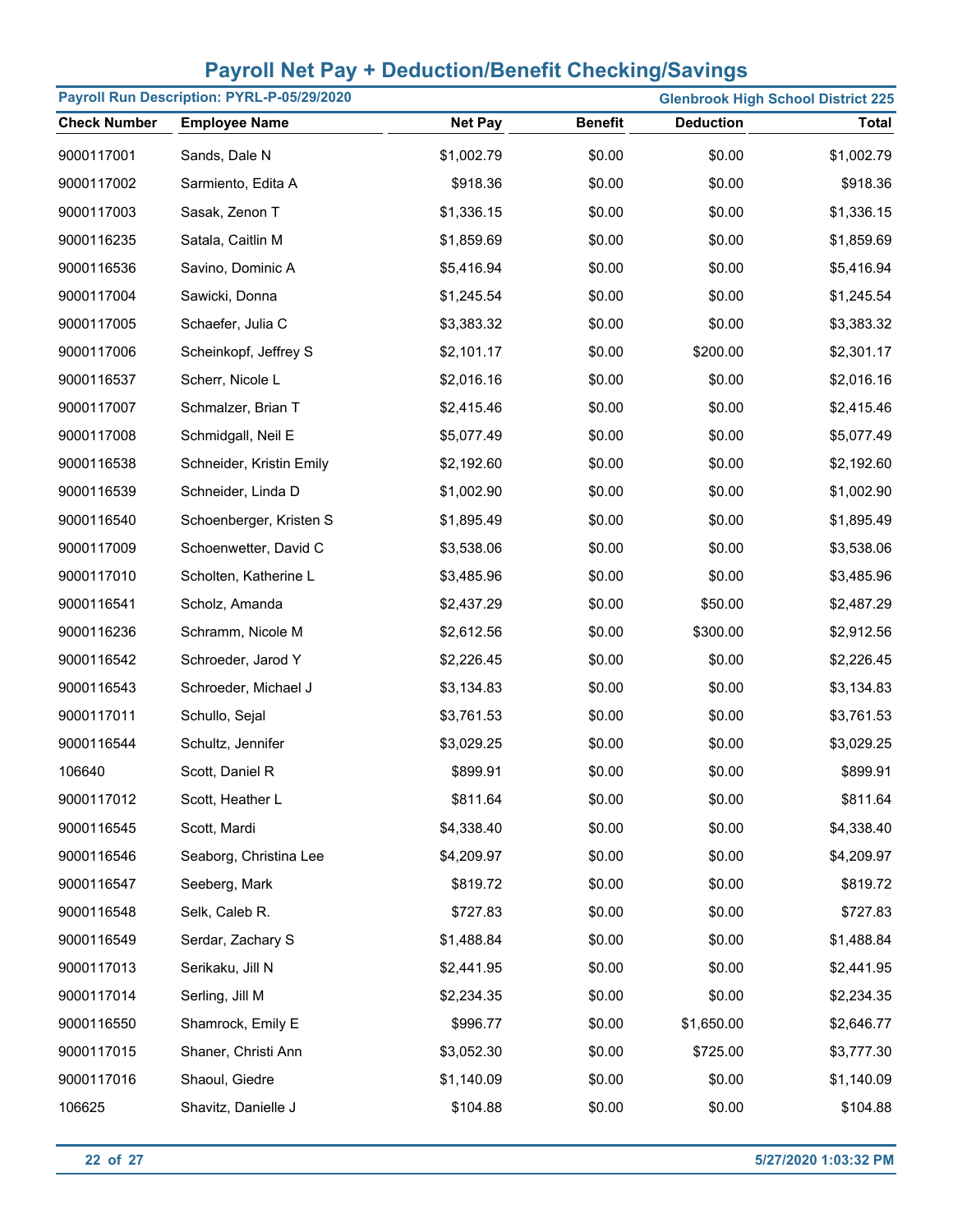# Payroll Net Pay + Deduction/Benefit Checking/Savings

**Payroll Run Description: PYRL-P-05/29/2020** | **Glenbrook High School District 225**

| Check Number | Employee Name | Net Pay | Benefit | Deduction | Total |
|---|---|---|---|---|---|
| 9000117001 | Sands, Dale N | $1,002.79 | $0.00 | $0.00 | $1,002.79 |
| 9000117002 | Sarmiento, Edita A | $918.36 | $0.00 | $0.00 | $918.36 |
| 9000117003 | Sasak, Zenon T | $1,336.15 | $0.00 | $0.00 | $1,336.15 |
| 9000116235 | Satala, Caitlin M | $1,859.69 | $0.00 | $0.00 | $1,859.69 |
| 9000116536 | Savino, Dominic A | $5,416.94 | $0.00 | $0.00 | $5,416.94 |
| 9000117004 | Sawicki, Donna | $1,245.54 | $0.00 | $0.00 | $1,245.54 |
| 9000117005 | Schaefer, Julia C | $3,383.32 | $0.00 | $0.00 | $3,383.32 |
| 9000117006 | Scheinkopf, Jeffrey S | $2,101.17 | $0.00 | $200.00 | $2,301.17 |
| 9000116537 | Scherr, Nicole L | $2,016.16 | $0.00 | $0.00 | $2,016.16 |
| 9000117007 | Schmalzer, Brian T | $2,415.46 | $0.00 | $0.00 | $2,415.46 |
| 9000117008 | Schmidgall, Neil E | $5,077.49 | $0.00 | $0.00 | $5,077.49 |
| 9000116538 | Schneider, Kristin Emily | $2,192.60 | $0.00 | $0.00 | $2,192.60 |
| 9000116539 | Schneider, Linda D | $1,002.90 | $0.00 | $0.00 | $1,002.90 |
| 9000116540 | Schoenberger, Kristen S | $1,895.49 | $0.00 | $0.00 | $1,895.49 |
| 9000117009 | Schoenwetter, David C | $3,538.06 | $0.00 | $0.00 | $3,538.06 |
| 9000117010 | Scholten, Katherine L | $3,485.96 | $0.00 | $0.00 | $3,485.96 |
| 9000116541 | Scholz, Amanda | $2,437.29 | $0.00 | $50.00 | $2,487.29 |
| 9000116236 | Schramm, Nicole M | $2,612.56 | $0.00 | $300.00 | $2,912.56 |
| 9000116542 | Schroeder, Jarod Y | $2,226.45 | $0.00 | $0.00 | $2,226.45 |
| 9000116543 | Schroeder, Michael J | $3,134.83 | $0.00 | $0.00 | $3,134.83 |
| 9000117011 | Schullo, Sejal | $3,761.53 | $0.00 | $0.00 | $3,761.53 |
| 9000116544 | Schultz, Jennifer | $3,029.25 | $0.00 | $0.00 | $3,029.25 |
| 106640 | Scott, Daniel R | $899.91 | $0.00 | $0.00 | $899.91 |
| 9000117012 | Scott, Heather L | $811.64 | $0.00 | $0.00 | $811.64 |
| 9000116545 | Scott, Mardi | $4,338.40 | $0.00 | $0.00 | $4,338.40 |
| 9000116546 | Seaborg, Christina Lee | $4,209.97 | $0.00 | $0.00 | $4,209.97 |
| 9000116547 | Seeberg, Mark | $819.72 | $0.00 | $0.00 | $819.72 |
| 9000116548 | Selk, Caleb R. | $727.83 | $0.00 | $0.00 | $727.83 |
| 9000116549 | Serdar, Zachary S | $1,488.84 | $0.00 | $0.00 | $1,488.84 |
| 9000117013 | Serikaku, Jill N | $2,441.95 | $0.00 | $0.00 | $2,441.95 |
| 9000117014 | Serling, Jill M | $2,234.35 | $0.00 | $0.00 | $2,234.35 |
| 9000116550 | Shamrock, Emily E | $996.77 | $0.00 | $1,650.00 | $2,646.77 |
| 9000117015 | Shaner, Christi Ann | $3,052.30 | $0.00 | $725.00 | $3,777.30 |
| 9000117016 | Shaoul, Giedre | $1,140.09 | $0.00 | $0.00 | $1,140.09 |
| 106625 | Shavitz, Danielle J | $104.88 | $0.00 | $0.00 | $104.88 |

5/27/2020 1:03:32 PM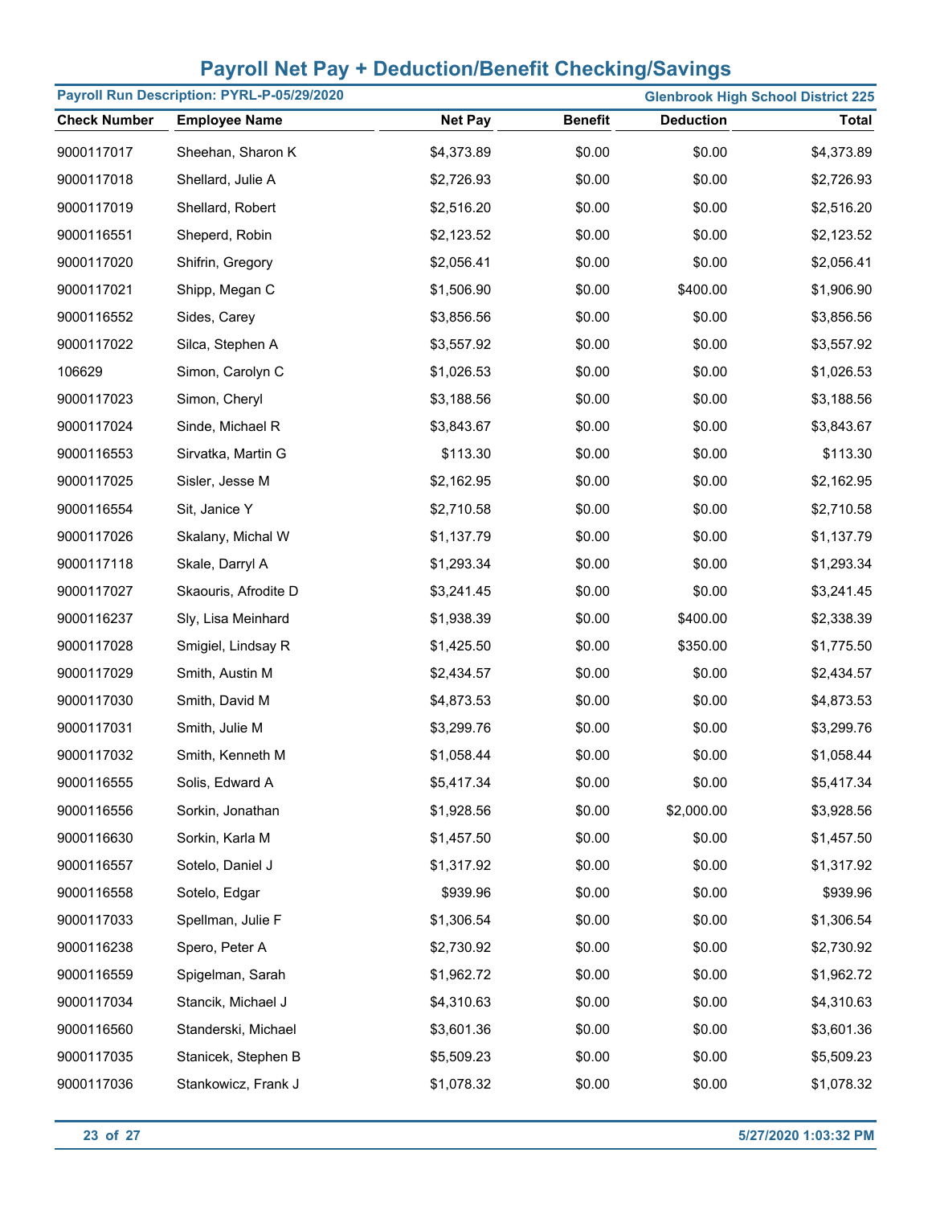# Payroll Net Pay + Deduction/Benefit Checking/Savings

**Payroll Run Description: PYRL-P-05/29/2020** | **Glenbrook High School District 225**

| Check Number | Employee Name | Net Pay | Benefit | Deduction | Total |
|---|---|---|---|---|---|
| 9000117017 | Sheehan, Sharon K | $4,373.89 | $0.00 | $0.00 | $4,373.89 |
| 9000117018 | Shellard, Julie A | $2,726.93 | $0.00 | $0.00 | $2,726.93 |
| 9000117019 | Shellard, Robert | $2,516.20 | $0.00 | $0.00 | $2,516.20 |
| 9000116551 | Sheperd, Robin | $2,123.52 | $0.00 | $0.00 | $2,123.52 |
| 9000117020 | Shifrin, Gregory | $2,056.41 | $0.00 | $0.00 | $2,056.41 |
| 9000117021 | Shipp, Megan C | $1,506.90 | $0.00 | $400.00 | $1,906.90 |
| 9000116552 | Sides, Carey | $3,856.56 | $0.00 | $0.00 | $3,856.56 |
| 9000117022 | Silca, Stephen A | $3,557.92 | $0.00 | $0.00 | $3,557.92 |
| 106629 | Simon, Carolyn C | $1,026.53 | $0.00 | $0.00 | $1,026.53 |
| 9000117023 | Simon, Cheryl | $3,188.56 | $0.00 | $0.00 | $3,188.56 |
| 9000117024 | Sinde, Michael R | $3,843.67 | $0.00 | $0.00 | $3,843.67 |
| 9000116553 | Sirvatka, Martin G | $113.30 | $0.00 | $0.00 | $113.30 |
| 9000117025 | Sisler, Jesse M | $2,162.95 | $0.00 | $0.00 | $2,162.95 |
| 9000116554 | Sit, Janice Y | $2,710.58 | $0.00 | $0.00 | $2,710.58 |
| 9000117026 | Skalany, Michal W | $1,137.79 | $0.00 | $0.00 | $1,137.79 |
| 9000117118 | Skale, Darryl A | $1,293.34 | $0.00 | $0.00 | $1,293.34 |
| 9000117027 | Skaouris, Afrodite D | $3,241.45 | $0.00 | $0.00 | $3,241.45 |
| 9000116237 | Sly, Lisa Meinhard | $1,938.39 | $0.00 | $400.00 | $2,338.39 |
| 9000117028 | Smigiel, Lindsay R | $1,425.50 | $0.00 | $350.00 | $1,775.50 |
| 9000117029 | Smith, Austin M | $2,434.57 | $0.00 | $0.00 | $2,434.57 |
| 9000117030 | Smith, David M | $4,873.53 | $0.00 | $0.00 | $4,873.53 |
| 9000117031 | Smith, Julie M | $3,299.76 | $0.00 | $0.00 | $3,299.76 |
| 9000117032 | Smith, Kenneth M | $1,058.44 | $0.00 | $0.00 | $1,058.44 |
| 9000116555 | Solis, Edward A | $5,417.34 | $0.00 | $0.00 | $5,417.34 |
| 9000116556 | Sorkin, Jonathan | $1,928.56 | $0.00 | $2,000.00 | $3,928.56 |
| 9000116630 | Sorkin, Karla M | $1,457.50 | $0.00 | $0.00 | $1,457.50 |
| 9000116557 | Sotelo, Daniel J | $1,317.92 | $0.00 | $0.00 | $1,317.92 |
| 9000116558 | Sotelo, Edgar | $939.96 | $0.00 | $0.00 | $939.96 |
| 9000117033 | Spellman, Julie F | $1,306.54 | $0.00 | $0.00 | $1,306.54 |
| 9000116238 | Spero, Peter A | $2,730.92 | $0.00 | $0.00 | $2,730.92 |
| 9000116559 | Spigelman, Sarah | $1,962.72 | $0.00 | $0.00 | $1,962.72 |
| 9000117034 | Stancik, Michael J | $4,310.63 | $0.00 | $0.00 | $4,310.63 |
| 9000116560 | Standerski, Michael | $3,601.36 | $0.00 | $0.00 | $3,601.36 |
| 9000117035 | Stanicek, Stephen B | $5,509.23 | $0.00 | $0.00 | $5,509.23 |
| 9000117036 | Stankowicz, Frank J | $1,078.32 | $0.00 | $0.00 | $1,078.32 |

**5/27/2020 1:03:32 PM**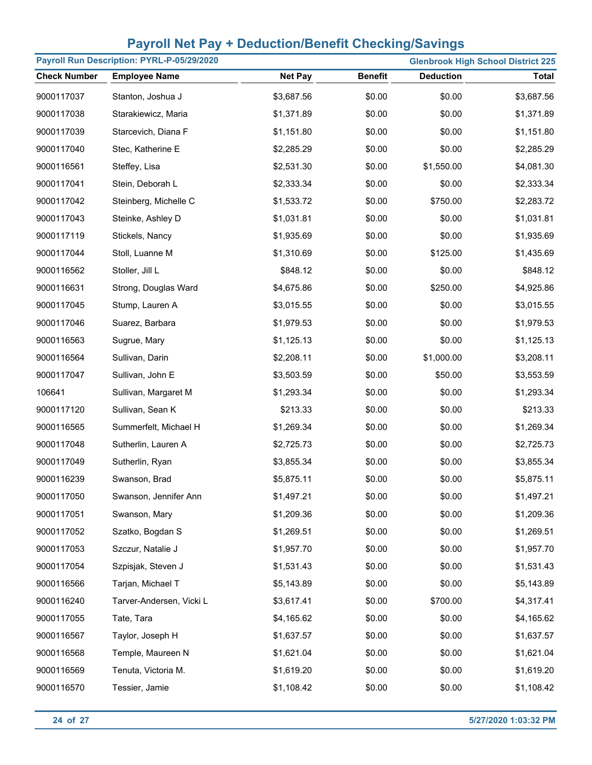# Payroll Net Pay + Deduction/Benefit Checking/Savings

**Payroll Run Description: PYRL-P-05/29/2020** | **Glenbrook High School District 225**

| Check Number | Employee Name | Net Pay | Benefit | Deduction | Total |
|---|---|---|---|---|---|
| 9000117037 | Stanton, Joshua J | $3,687.56 | $0.00 | $0.00 | $3,687.56 |
| 9000117038 | Starakiewicz, Maria | $1,371.89 | $0.00 | $0.00 | $1,371.89 |
| 9000117039 | Starcevich, Diana F | $1,151.80 | $0.00 | $0.00 | $1,151.80 |
| 9000117040 | Stec, Katherine E | $2,285.29 | $0.00 | $0.00 | $2,285.29 |
| 9000116561 | Steffey, Lisa | $2,531.30 | $0.00 | $1,550.00 | $4,081.30 |
| 9000117041 | Stein, Deborah L | $2,333.34 | $0.00 | $0.00 | $2,333.34 |
| 9000117042 | Steinberg, Michelle C | $1,533.72 | $0.00 | $750.00 | $2,283.72 |
| 9000117043 | Steinke, Ashley D | $1,031.81 | $0.00 | $0.00 | $1,031.81 |
| 9000117119 | Stickels, Nancy | $1,935.69 | $0.00 | $0.00 | $1,935.69 |
| 9000117044 | Stoll, Luanne M | $1,310.69 | $0.00 | $125.00 | $1,435.69 |
| 9000116562 | Stoller, Jill L | $848.12 | $0.00 | $0.00 | $848.12 |
| 9000116631 | Strong, Douglas Ward | $4,675.86 | $0.00 | $250.00 | $4,925.86 |
| 9000117045 | Stump, Lauren A | $3,015.55 | $0.00 | $0.00 | $3,015.55 |
| 9000117046 | Suarez, Barbara | $1,979.53 | $0.00 | $0.00 | $1,979.53 |
| 9000116563 | Sugrue, Mary | $1,125.13 | $0.00 | $0.00 | $1,125.13 |
| 9000116564 | Sullivan, Darin | $2,208.11 | $0.00 | $1,000.00 | $3,208.11 |
| 9000117047 | Sullivan, John E | $3,503.59 | $0.00 | $50.00 | $3,553.59 |
| 106641 | Sullivan, Margaret M | $1,293.34 | $0.00 | $0.00 | $1,293.34 |
| 9000117120 | Sullivan, Sean K | $213.33 | $0.00 | $0.00 | $213.33 |
| 9000116565 | Summerfelt, Michael H | $1,269.34 | $0.00 | $0.00 | $1,269.34 |
| 9000117048 | Sutherlin, Lauren A | $2,725.73 | $0.00 | $0.00 | $2,725.73 |
| 9000117049 | Sutherlin, Ryan | $3,855.34 | $0.00 | $0.00 | $3,855.34 |
| 9000116239 | Swanson, Brad | $5,875.11 | $0.00 | $0.00 | $5,875.11 |
| 9000117050 | Swanson, Jennifer Ann | $1,497.21 | $0.00 | $0.00 | $1,497.21 |
| 9000117051 | Swanson, Mary | $1,209.36 | $0.00 | $0.00 | $1,209.36 |
| 9000117052 | Szatko, Bogdan S | $1,269.51 | $0.00 | $0.00 | $1,269.51 |
| 9000117053 | Szczur, Natalie J | $1,957.70 | $0.00 | $0.00 | $1,957.70 |
| 9000117054 | Szpisjak, Steven J | $1,531.43 | $0.00 | $0.00 | $1,531.43 |
| 9000116566 | Tarjan, Michael T | $5,143.89 | $0.00 | $0.00 | $5,143.89 |
| 9000116240 | Tarver-Andersen, Vicki L | $3,617.41 | $0.00 | $700.00 | $4,317.41 |
| 9000117055 | Tate, Tara | $4,165.62 | $0.00 | $0.00 | $4,165.62 |
| 9000116567 | Taylor, Joseph H | $1,637.57 | $0.00 | $0.00 | $1,637.57 |
| 9000116568 | Temple, Maureen N | $1,621.04 | $0.00 | $0.00 | $1,621.04 |
| 9000116569 | Tenuta, Victoria M. | $1,619.20 | $0.00 | $0.00 | $1,619.20 |
| 9000116570 | Tessier, Jamie | $1,108.42 | $0.00 | $0.00 | $1,108.42 |

5/27/2020 1:03:32 PM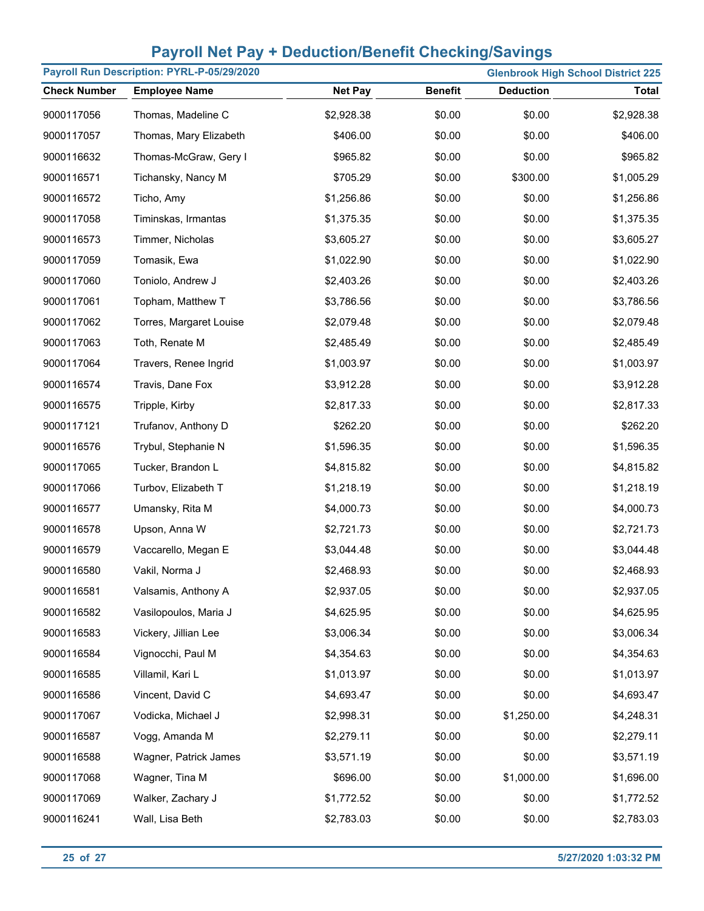# Payroll Net Pay + Deduction/Benefit Checking/Savings

**Payroll Run Description: PYRL-P-05/29/2020** — **Glenbrook High School District 225**

| Check Number | Employee Name | Net Pay | Benefit | Deduction | Total |
|---|---|---|---|---|---|
| 9000117056 | Thomas, Madeline C | $2,928.38 | $0.00 | $0.00 | $2,928.38 |
| 9000117057 | Thomas, Mary Elizabeth | $406.00 | $0.00 | $0.00 | $406.00 |
| 9000116632 | Thomas-McGraw, Gery I | $965.82 | $0.00 | $0.00 | $965.82 |
| 9000116571 | Tichansky, Nancy M | $705.29 | $0.00 | $300.00 | $1,005.29 |
| 9000116572 | Ticho, Amy | $1,256.86 | $0.00 | $0.00 | $1,256.86 |
| 9000117058 | Timinskas, Irmantas | $1,375.35 | $0.00 | $0.00 | $1,375.35 |
| 9000116573 | Timmer, Nicholas | $3,605.27 | $0.00 | $0.00 | $3,605.27 |
| 9000117059 | Tomasik, Ewa | $1,022.90 | $0.00 | $0.00 | $1,022.90 |
| 9000117060 | Toniolo, Andrew J | $2,403.26 | $0.00 | $0.00 | $2,403.26 |
| 9000117061 | Topham, Matthew T | $3,786.56 | $0.00 | $0.00 | $3,786.56 |
| 9000117062 | Torres, Margaret Louise | $2,079.48 | $0.00 | $0.00 | $2,079.48 |
| 9000117063 | Toth, Renate M | $2,485.49 | $0.00 | $0.00 | $2,485.49 |
| 9000117064 | Travers, Renee Ingrid | $1,003.97 | $0.00 | $0.00 | $1,003.97 |
| 9000116574 | Travis, Dane Fox | $3,912.28 | $0.00 | $0.00 | $3,912.28 |
| 9000116575 | Tripple, Kirby | $2,817.33 | $0.00 | $0.00 | $2,817.33 |
| 9000117121 | Trufanov, Anthony D | $262.20 | $0.00 | $0.00 | $262.20 |
| 9000116576 | Trybul, Stephanie N | $1,596.35 | $0.00 | $0.00 | $1,596.35 |
| 9000117065 | Tucker, Brandon L | $4,815.82 | $0.00 | $0.00 | $4,815.82 |
| 9000117066 | Turbov, Elizabeth T | $1,218.19 | $0.00 | $0.00 | $1,218.19 |
| 9000116577 | Umansky, Rita M | $4,000.73 | $0.00 | $0.00 | $4,000.73 |
| 9000116578 | Upson, Anna W | $2,721.73 | $0.00 | $0.00 | $2,721.73 |
| 9000116579 | Vaccarello, Megan E | $3,044.48 | $0.00 | $0.00 | $3,044.48 |
| 9000116580 | Vakil, Norma J | $2,468.93 | $0.00 | $0.00 | $2,468.93 |
| 9000116581 | Valsamis, Anthony A | $2,937.05 | $0.00 | $0.00 | $2,937.05 |
| 9000116582 | Vasilopoulos, Maria J | $4,625.95 | $0.00 | $0.00 | $4,625.95 |
| 9000116583 | Vickery, Jillian Lee | $3,006.34 | $0.00 | $0.00 | $3,006.34 |
| 9000116584 | Vignocchi, Paul M | $4,354.63 | $0.00 | $0.00 | $4,354.63 |
| 9000116585 | Villamil, Kari L | $1,013.97 | $0.00 | $0.00 | $1,013.97 |
| 9000116586 | Vincent, David C | $4,693.47 | $0.00 | $0.00 | $4,693.47 |
| 9000117067 | Vodicka, Michael J | $2,998.31 | $0.00 | $1,250.00 | $4,248.31 |
| 9000116587 | Vogg, Amanda M | $2,279.11 | $0.00 | $0.00 | $2,279.11 |
| 9000116588 | Wagner, Patrick James | $3,571.19 | $0.00 | $0.00 | $3,571.19 |
| 9000117068 | Wagner, Tina M | $696.00 | $0.00 | $1,000.00 | $1,696.00 |
| 9000117069 | Walker, Zachary J | $1,772.52 | $0.00 | $0.00 | $1,772.52 |
| 9000116241 | Wall, Lisa Beth | $2,783.03 | $0.00 | $0.00 | $2,783.03 |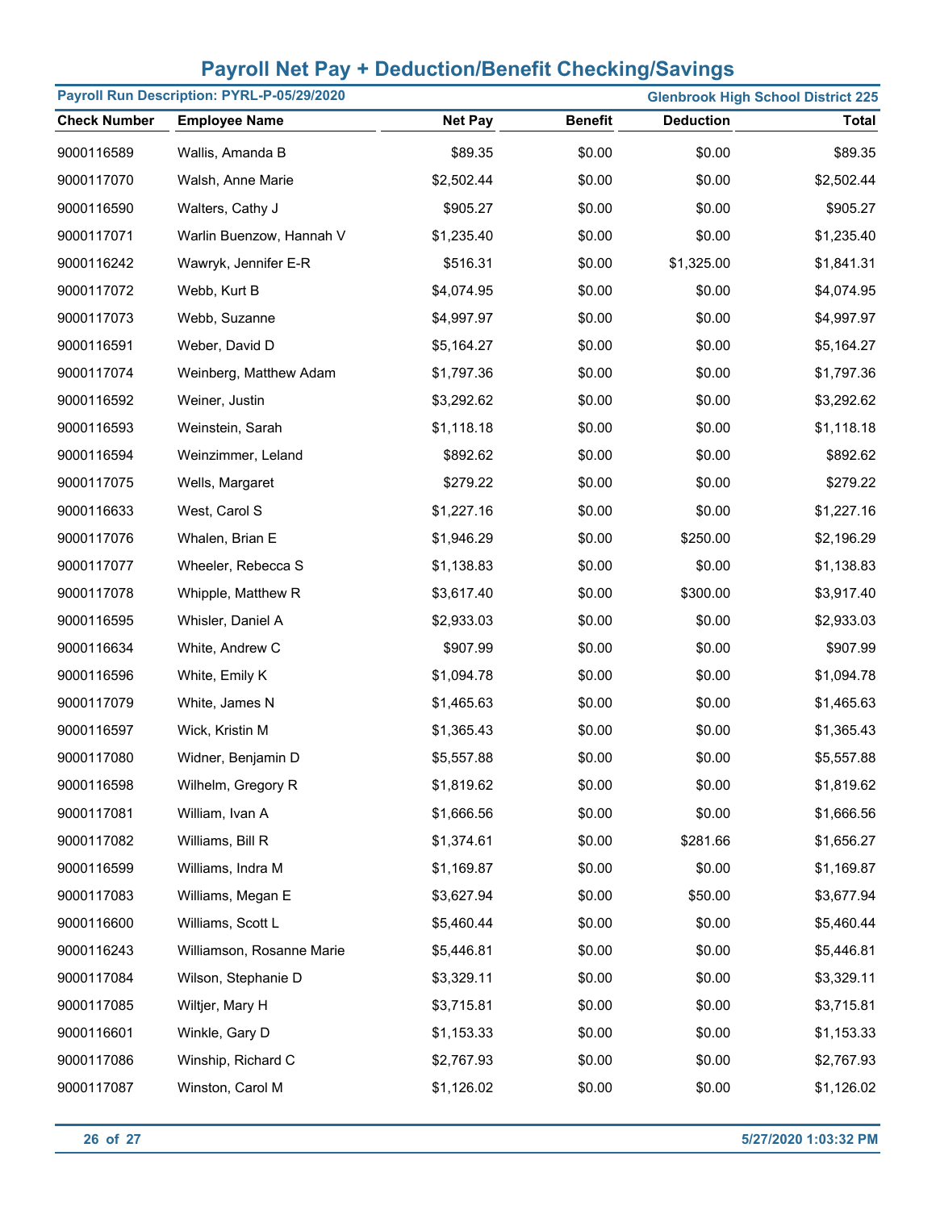# Payroll Net Pay + Deduction/Benefit Checking/Savings

**Payroll Run Description: PYRL-P-05/29/2020** | **Glenbrook High School District 225**

| Check Number | Employee Name | Net Pay | Benefit | Deduction | Total |
|---|---|---|---|---|---|
| 9000116589 | Wallis, Amanda B | $89.35 | $0.00 | $0.00 | $89.35 |
| 9000117070 | Walsh, Anne Marie | $2,502.44 | $0.00 | $0.00 | $2,502.44 |
| 9000116590 | Walters, Cathy J | $905.27 | $0.00 | $0.00 | $905.27 |
| 9000117071 | Warlin Buenzow, Hannah V | $1,235.40 | $0.00 | $0.00 | $1,235.40 |
| 9000116242 | Wawryk, Jennifer E-R | $516.31 | $0.00 | $1,325.00 | $1,841.31 |
| 9000117072 | Webb, Kurt B | $4,074.95 | $0.00 | $0.00 | $4,074.95 |
| 9000117073 | Webb, Suzanne | $4,997.97 | $0.00 | $0.00 | $4,997.97 |
| 9000116591 | Weber, David D | $5,164.27 | $0.00 | $0.00 | $5,164.27 |
| 9000117074 | Weinberg, Matthew Adam | $1,797.36 | $0.00 | $0.00 | $1,797.36 |
| 9000116592 | Weiner, Justin | $3,292.62 | $0.00 | $0.00 | $3,292.62 |
| 9000116593 | Weinstein, Sarah | $1,118.18 | $0.00 | $0.00 | $1,118.18 |
| 9000116594 | Weinzimmer, Leland | $892.62 | $0.00 | $0.00 | $892.62 |
| 9000117075 | Wells, Margaret | $279.22 | $0.00 | $0.00 | $279.22 |
| 9000116633 | West, Carol S | $1,227.16 | $0.00 | $0.00 | $1,227.16 |
| 9000117076 | Whalen, Brian E | $1,946.29 | $0.00 | $250.00 | $2,196.29 |
| 9000117077 | Wheeler, Rebecca S | $1,138.83 | $0.00 | $0.00 | $1,138.83 |
| 9000117078 | Whipple, Matthew R | $3,617.40 | $0.00 | $300.00 | $3,917.40 |
| 9000116595 | Whisler, Daniel A | $2,933.03 | $0.00 | $0.00 | $2,933.03 |
| 9000116634 | White, Andrew C | $907.99 | $0.00 | $0.00 | $907.99 |
| 9000116596 | White, Emily K | $1,094.78 | $0.00 | $0.00 | $1,094.78 |
| 9000117079 | White, James N | $1,465.63 | $0.00 | $0.00 | $1,465.63 |
| 9000116597 | Wick, Kristin M | $1,365.43 | $0.00 | $0.00 | $1,365.43 |
| 9000117080 | Widner, Benjamin D | $5,557.88 | $0.00 | $0.00 | $5,557.88 |
| 9000116598 | Wilhelm, Gregory R | $1,819.62 | $0.00 | $0.00 | $1,819.62 |
| 9000117081 | William, Ivan A | $1,666.56 | $0.00 | $0.00 | $1,666.56 |
| 9000117082 | Williams, Bill R | $1,374.61 | $0.00 | $281.66 | $1,656.27 |
| 9000116599 | Williams, Indra M | $1,169.87 | $0.00 | $0.00 | $1,169.87 |
| 9000117083 | Williams, Megan E | $3,627.94 | $0.00 | $50.00 | $3,677.94 |
| 9000116600 | Williams, Scott L | $5,460.44 | $0.00 | $0.00 | $5,460.44 |
| 9000116243 | Williamson, Rosanne Marie | $5,446.81 | $0.00 | $0.00 | $5,446.81 |
| 9000117084 | Wilson, Stephanie D | $3,329.11 | $0.00 | $0.00 | $3,329.11 |
| 9000117085 | Wiltjer, Mary H | $3,715.81 | $0.00 | $0.00 | $3,715.81 |
| 9000116601 | Winkle, Gary D | $1,153.33 | $0.00 | $0.00 | $1,153.33 |
| 9000117086 | Winship, Richard C | $2,767.93 | $0.00 | $0.00 | $2,767.93 |
| 9000117087 | Winston, Carol M | $1,126.02 | $0.00 | $0.00 | $1,126.02 |

5/27/2020 1:03:32 PM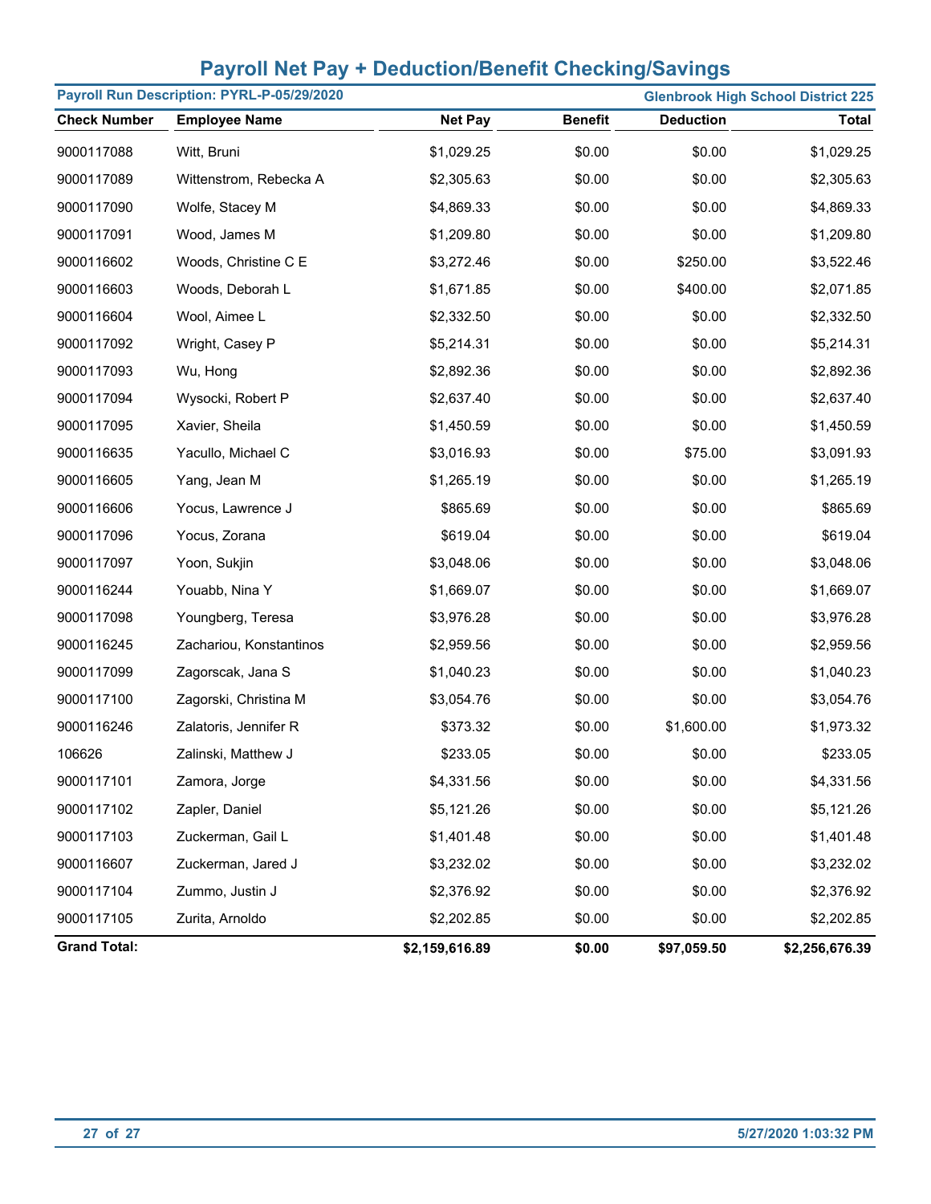# Payroll Net Pay + Deduction/Benefit Checking/Savings

**Payroll Run Description: PYRL-P-05/29/2020** | **Glenbrook High School District 225**

| Check Number | Employee Name | Net Pay | Benefit | Deduction | Total |
|---|---|---|---|---|---|
| 9000117088 | Witt, Bruni | $1,029.25 | $0.00 | $0.00 | $1,029.25 |
| 9000117089 | Wittenstrom, Rebecka A | $2,305.63 | $0.00 | $0.00 | $2,305.63 |
| 9000117090 | Wolfe, Stacey M | $4,869.33 | $0.00 | $0.00 | $4,869.33 |
| 9000117091 | Wood, James M | $1,209.80 | $0.00 | $0.00 | $1,209.80 |
| 9000116602 | Woods, Christine C E | $3,272.46 | $0.00 | $250.00 | $3,522.46 |
| 9000116603 | Woods, Deborah L | $1,671.85 | $0.00 | $400.00 | $2,071.85 |
| 9000116604 | Wool, Aimee L | $2,332.50 | $0.00 | $0.00 | $2,332.50 |
| 9000117092 | Wright, Casey P | $5,214.31 | $0.00 | $0.00 | $5,214.31 |
| 9000117093 | Wu, Hong | $2,892.36 | $0.00 | $0.00 | $2,892.36 |
| 9000117094 | Wysocki, Robert P | $2,637.40 | $0.00 | $0.00 | $2,637.40 |
| 9000117095 | Xavier, Sheila | $1,450.59 | $0.00 | $0.00 | $1,450.59 |
| 9000116635 | Yacullo, Michael C | $3,016.93 | $0.00 | $75.00 | $3,091.93 |
| 9000116605 | Yang, Jean M | $1,265.19 | $0.00 | $0.00 | $1,265.19 |
| 9000116606 | Yocus, Lawrence J | $865.69 | $0.00 | $0.00 | $865.69 |
| 9000117096 | Yocus, Zorana | $619.04 | $0.00 | $0.00 | $619.04 |
| 9000117097 | Yoon, Sukjin | $3,048.06 | $0.00 | $0.00 | $3,048.06 |
| 9000116244 | Youabb, Nina Y | $1,669.07 | $0.00 | $0.00 | $1,669.07 |
| 9000117098 | Youngberg, Teresa | $3,976.28 | $0.00 | $0.00 | $3,976.28 |
| 9000116245 | Zachariou, Konstantinos | $2,959.56 | $0.00 | $0.00 | $2,959.56 |
| 9000117099 | Zagorscak, Jana S | $1,040.23 | $0.00 | $0.00 | $1,040.23 |
| 9000117100 | Zagorski, Christina M | $3,054.76 | $0.00 | $0.00 | $3,054.76 |
| 9000116246 | Zalatoris, Jennifer R | $373.32 | $0.00 | $1,600.00 | $1,973.32 |
| 106626 | Zalinski, Matthew J | $233.05 | $0.00 | $0.00 | $233.05 |
| 9000117101 | Zamora, Jorge | $4,331.56 | $0.00 | $0.00 | $4,331.56 |
| 9000117102 | Zapler, Daniel | $5,121.26 | $0.00 | $0.00 | $5,121.26 |
| 9000117103 | Zuckerman, Gail L | $1,401.48 | $0.00 | $0.00 | $1,401.48 |
| 9000116607 | Zuckerman, Jared J | $3,232.02 | $0.00 | $0.00 | $3,232.02 |
| 9000117104 | Zummo, Justin J | $2,376.92 | $0.00 | $0.00 | $2,376.92 |
| 9000117105 | Zurita, Arnoldo | $2,202.85 | $0.00 | $0.00 | $2,202.85 |
| **Grand Total:** | | **$2,159,616.89** | **$0.00** | **$97,059.50** | **$2,256,676.39** |

5/27/2020 1:03:32 PM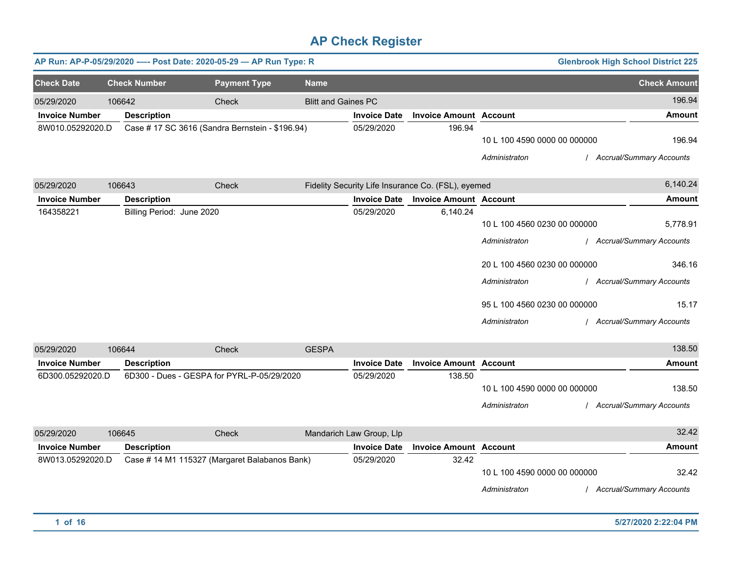# AP Check Register

**AP Run: AP-P-05/29/2020 —- Post Date: 2020-05-29 — AP Run Type: R** | **Glenbrook High School District 225**

| Check Date | Check Number | Payment Type | Name | Check Amount |
|---|---|---|---|---|
| 05/29/2020 | 106642 | Check | Blitt and Gaines PC | 196.94 |

| Invoice Number | Description | Invoice Date | Invoice Amount | Account | Amount |
|---|---|---|---|---|---|
| 8W010.05292020.D | Case # 17 SC 3616 (Sandra Bernstein - $196.94) | 05/29/2020 | 196.94 | | |
| | | | | 10 L 100 4590 0000 00 000000 | 196.94 |
| | | | | *Administraton* | */ Accrual/Summary Accounts* |

| Check Date | Check Number | Payment Type | Name | Check Amount |
|---|---|---|---|---|
| 05/29/2020 | 106643 | Check | Fidelity Security Life Insurance Co. (FSL), eyemed | 6,140.24 |

| Invoice Number | Description | Invoice Date | Invoice Amount | Account | Amount |
|---|---|---|---|---|---|
| 164358221 | Billing Period: June 2020 | 05/29/2020 | 6,140.24 | | |
| | | | | 10 L 100 4560 0230 00 000000 | 5,778.91 |
| | | | | *Administraton* | */ Accrual/Summary Accounts* |
| | | | | 20 L 100 4560 0230 00 000000 | 346.16 |
| | | | | *Administraton* | */ Accrual/Summary Accounts* |
| | | | | 95 L 100 4560 0230 00 000000 | 15.17 |
| | | | | *Administraton* | */ Accrual/Summary Accounts* |

| Check Date | Check Number | Payment Type | Name | Check Amount |
|---|---|---|---|---|
| 05/29/2020 | 106644 | Check | GESPA | 138.50 |

| Invoice Number | Description | Invoice Date | Invoice Amount | Account | Amount |
|---|---|---|---|---|---|
| 6D300.05292020.D | 6D300 - Dues - GESPA for PYRL-P-05/29/2020 | 05/29/2020 | 138.50 | | |
| | | | | 10 L 100 4590 0000 00 000000 | 138.50 |
| | | | | *Administraton* | */ Accrual/Summary Accounts* |

| Check Date | Check Number | Payment Type | Name | Check Amount |
|---|---|---|---|---|
| 05/29/2020 | 106645 | Check | Mandarich Law Group, Llp | 32.42 |

| Invoice Number | Description | Invoice Date | Invoice Amount | Account | Amount |
|---|---|---|---|---|---|
| 8W013.05292020.D | Case # 14 M1 115327 (Margaret Balabanos Bank) | 05/29/2020 | 32.42 | | |
| | | | | 10 L 100 4590 0000 00 000000 | 32.42 |
| | | | | *Administraton* | */ Accrual/Summary Accounts* |

5/27/2020 2:22:04 PM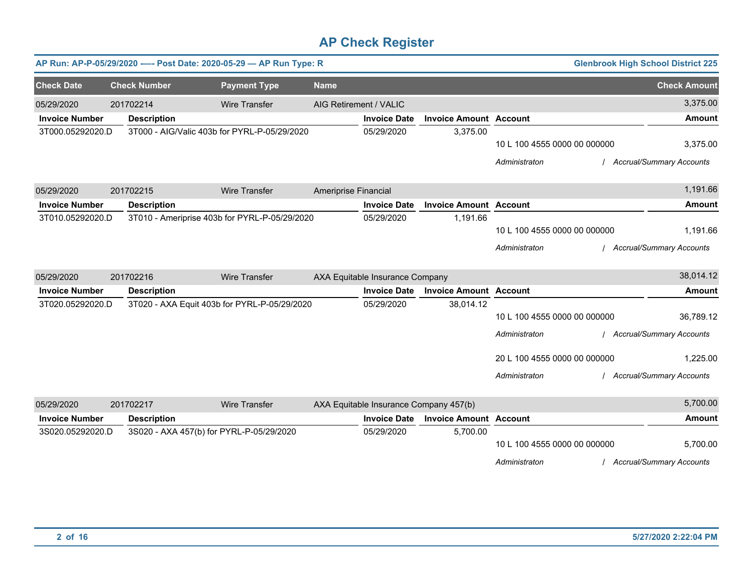# AP Check Register

**AP Run: AP-P-05/29/2020 -—- Post Date: 2020-05-29 — AP Run Type: R** | **Glenbrook High School District 225**

| Check Date | Check Number | Payment Type | Name | Check Amount |
|---|---|---|---|---|
| 05/29/2020 | 201702214 | Wire Transfer | AIG Retirement / VALIC | 3,375.00 |

| Invoice Number | Description | Invoice Date | Invoice Amount | Account | Amount |
|---|---|---|---|---|---|
| 3T000.05292020.D | 3T000 - AIG/Valic 403b for PYRL-P-05/29/2020 | 05/29/2020 | 3,375.00 | | |
| | | | | 10 L 100 4555 0000 00 000000 | 3,375.00 |
| | | | | *Administraton / Accrual/Summary Accounts* | |

| Check Date | Check Number | Payment Type | Name | Check Amount |
|---|---|---|---|---|
| 05/29/2020 | 201702215 | Wire Transfer | Ameriprise Financial | 1,191.66 |

| Invoice Number | Description | Invoice Date | Invoice Amount | Account | Amount |
|---|---|---|---|---|---|
| 3T010.05292020.D | 3T010 - Ameriprise 403b for PYRL-P-05/29/2020 | 05/29/2020 | 1,191.66 | | |
| | | | | 10 L 100 4555 0000 00 000000 | 1,191.66 |
| | | | | *Administraton / Accrual/Summary Accounts* | |

| Check Date | Check Number | Payment Type | Name | Check Amount |
|---|---|---|---|---|
| 05/29/2020 | 201702216 | Wire Transfer | AXA Equitable Insurance Company | 38,014.12 |

| Invoice Number | Description | Invoice Date | Invoice Amount | Account | Amount |
|---|---|---|---|---|---|
| 3T020.05292020.D | 3T020 - AXA Equit 403b for PYRL-P-05/29/2020 | 05/29/2020 | 38,014.12 | | |
| | | | | 10 L 100 4555 0000 00 000000 | 36,789.12 |
| | | | | *Administraton / Accrual/Summary Accounts* | |
| | | | | 20 L 100 4555 0000 00 000000 | 1,225.00 |
| | | | | *Administraton / Accrual/Summary Accounts* | |

| Check Date | Check Number | Payment Type | Name | Check Amount |
|---|---|---|---|---|
| 05/29/2020 | 201702217 | Wire Transfer | AXA Equitable Insurance Company 457(b) | 5,700.00 |

| Invoice Number | Description | Invoice Date | Invoice Amount | Account | Amount |
|---|---|---|---|---|---|
| 3S020.05292020.D | 3S020 - AXA 457(b) for PYRL-P-05/29/2020 | 05/29/2020 | 5,700.00 | | |
| | | | | 10 L 100 4555 0000 00 000000 | 5,700.00 |
| | | | | *Administraton / Accrual/Summary Accounts* | |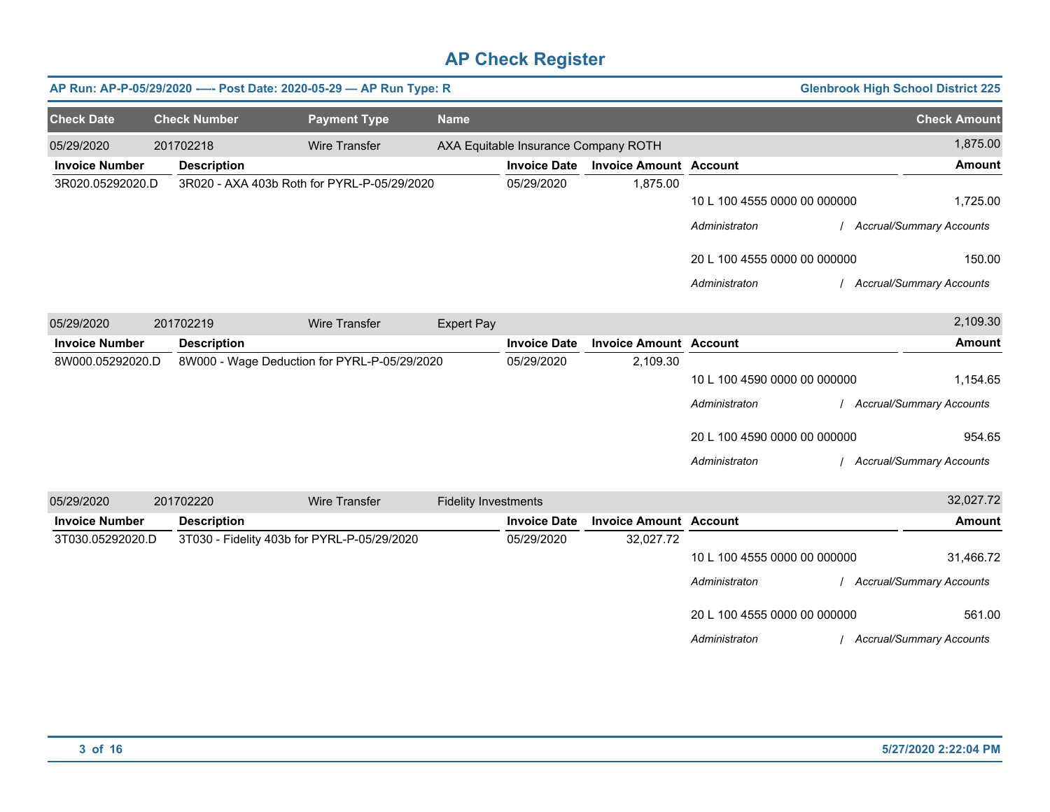# AP Check Register

**AP Run: AP-P-05/29/2020 —- Post Date: 2020-05-29 — AP Run Type: R** | **Glenbrook High School District 225**

| Check Date | Check Number | Payment Type | Name | Check Amount |
|---|---|---|---|---|
| 05/29/2020 | 201702218 | Wire Transfer | AXA Equitable Insurance Company ROTH | 1,875.00 |

| Invoice Number | Description | Invoice Date | Invoice Amount | Account | Amount |
|---|---|---|---|---|---|
| 3R020.05292020.D | 3R020 - AXA 403b Roth for PYRL-P-05/29/2020 | 05/29/2020 | 1,875.00 | | |
| | | | | 10 L 100 4555 0000 00 000000 | 1,725.00 |
| | | | | *Administraton / Accrual/Summary Accounts* | |
| | | | | 20 L 100 4555 0000 00 000000 | 150.00 |
| | | | | *Administraton / Accrual/Summary Accounts* | |

| Check Date | Check Number | Payment Type | Name | Check Amount |
|---|---|---|---|---|
| 05/29/2020 | 201702219 | Wire Transfer | Expert Pay | 2,109.30 |

| Invoice Number | Description | Invoice Date | Invoice Amount | Account | Amount |
|---|---|---|---|---|---|
| 8W000.05292020.D | 8W000 - Wage Deduction for PYRL-P-05/29/2020 | 05/29/2020 | 2,109.30 | | |
| | | | | 10 L 100 4590 0000 00 000000 | 1,154.65 |
| | | | | *Administraton / Accrual/Summary Accounts* | |
| | | | | 20 L 100 4590 0000 00 000000 | 954.65 |
| | | | | *Administraton / Accrual/Summary Accounts* | |

| Check Date | Check Number | Payment Type | Name | Check Amount |
|---|---|---|---|---|
| 05/29/2020 | 201702220 | Wire Transfer | Fidelity Investments | 32,027.72 |

| Invoice Number | Description | Invoice Date | Invoice Amount | Account | Amount |
|---|---|---|---|---|---|
| 3T030.05292020.D | 3T030 - Fidelity 403b for PYRL-P-05/29/2020 | 05/29/2020 | 32,027.72 | | |
| | | | | 10 L 100 4555 0000 00 000000 | 31,466.72 |
| | | | | *Administraton / Accrual/Summary Accounts* | |
| | | | | 20 L 100 4555 0000 00 000000 | 561.00 |
| | | | | *Administraton / Accrual/Summary Accounts* | |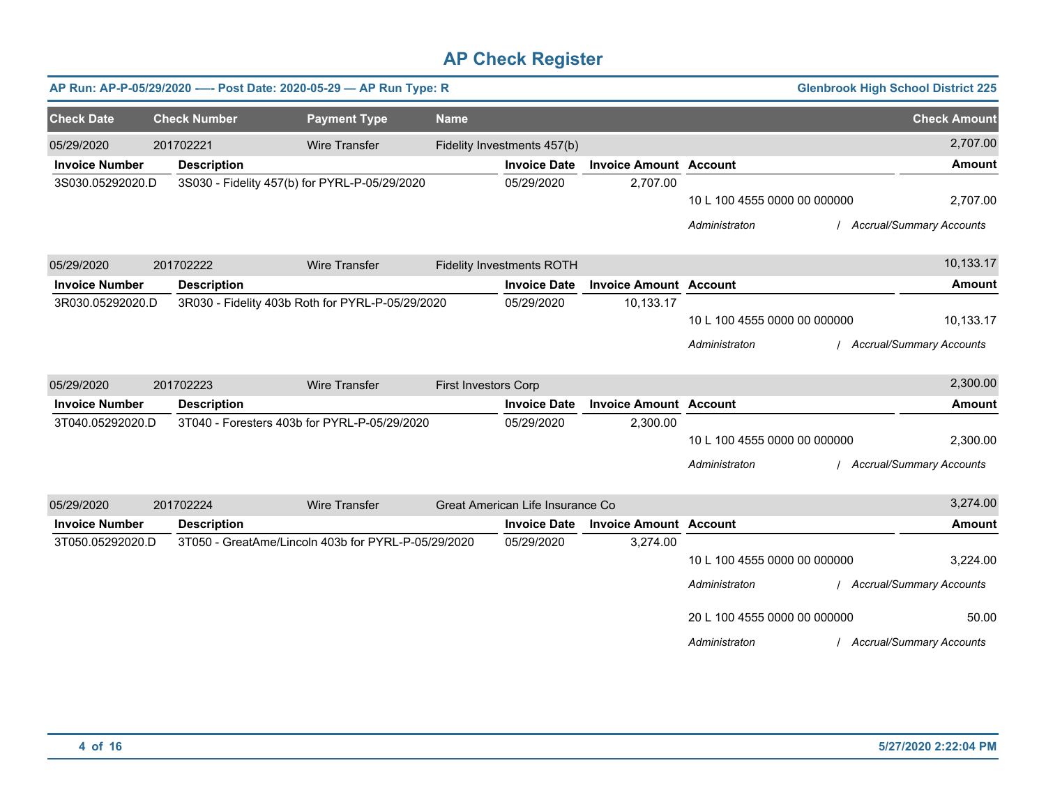# AP Check Register

**AP Run: AP-P-05/29/2020 -—- Post Date: 2020-05-29 — AP Run Type: R** — **Glenbrook High School District 225**

| Check Date | Check Number | Payment Type | Name | Check Amount |
|---|---|---|---|---|
| 05/29/2020 | 201702221 | Wire Transfer | Fidelity Investments 457(b) | 2,707.00 |

| Invoice Number | Description | Invoice Date | Invoice Amount | Account | Amount |
|---|---|---|---|---|---|
| 3S030.05292020.D | 3S030 - Fidelity 457(b) for PYRL-P-05/29/2020 | 05/29/2020 | 2,707.00 | | |
| | | | | 10 L 100 4555 0000 00 000000 | 2,707.00 |
| | | | | *Administraton / Accrual/Summary Accounts* | |

| Check Date | Check Number | Payment Type | Name | Check Amount |
|---|---|---|---|---|
| 05/29/2020 | 201702222 | Wire Transfer | Fidelity Investments ROTH | 10,133.17 |

| Invoice Number | Description | Invoice Date | Invoice Amount | Account | Amount |
|---|---|---|---|---|---|
| 3R030.05292020.D | 3R030 - Fidelity 403b Roth for PYRL-P-05/29/2020 | 05/29/2020 | 10,133.17 | | |
| | | | | 10 L 100 4555 0000 00 000000 | 10,133.17 |
| | | | | *Administraton / Accrual/Summary Accounts* | |

| Check Date | Check Number | Payment Type | Name | Check Amount |
|---|---|---|---|---|
| 05/29/2020 | 201702223 | Wire Transfer | First Investors Corp | 2,300.00 |

| Invoice Number | Description | Invoice Date | Invoice Amount | Account | Amount |
|---|---|---|---|---|---|
| 3T040.05292020.D | 3T040 - Foresters 403b for PYRL-P-05/29/2020 | 05/29/2020 | 2,300.00 | | |
| | | | | 10 L 100 4555 0000 00 000000 | 2,300.00 |
| | | | | *Administraton / Accrual/Summary Accounts* | |

| Check Date | Check Number | Payment Type | Name | Check Amount |
|---|---|---|---|---|
| 05/29/2020 | 201702224 | Wire Transfer | Great American Life Insurance Co | 3,274.00 |

| Invoice Number | Description | Invoice Date | Invoice Amount | Account | Amount |
|---|---|---|---|---|---|
| 3T050.05292020.D | 3T050 - GreatAme/Lincoln 403b for PYRL-P-05/29/2020 | 05/29/2020 | 3,274.00 | | |
| | | | | 10 L 100 4555 0000 00 000000 | 3,224.00 |
| | | | | *Administraton / Accrual/Summary Accounts* | |
| | | | | 20 L 100 4555 0000 00 000000 | 50.00 |
| | | | | *Administraton / Accrual/Summary Accounts* | |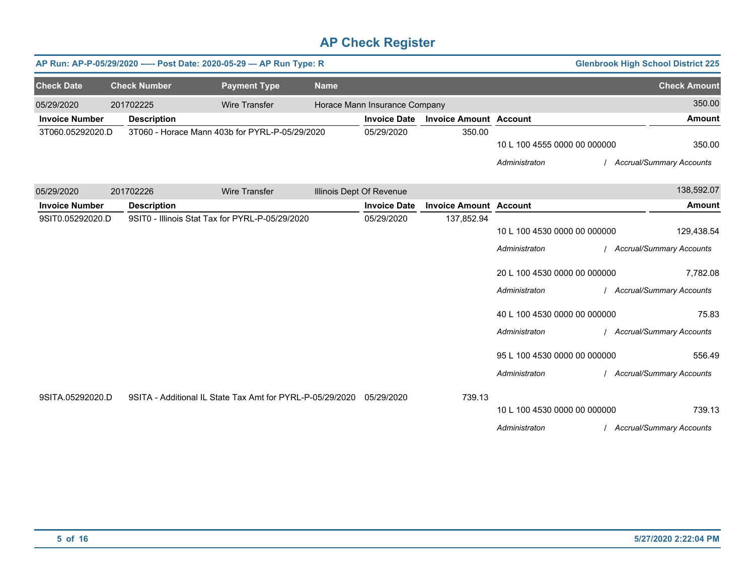# AP Check Register

**AP Run: AP-P-05/29/2020 -—- Post Date: 2020-05-29 — AP Run Type: R** | **Glenbrook High School District 225**

| Check Date | Check Number | Payment Type | Name | Check Amount |
|---|---|---|---|---|
| 05/29/2020 | 201702225 | Wire Transfer | Horace Mann Insurance Company | 350.00 |

| Invoice Number | Description | Invoice Date | Invoice Amount | Account | Amount |
|---|---|---|---|---|---|
| 3T060.05292020.D | 3T060 - Horace Mann 403b for PYRL-P-05/29/2020 | 05/29/2020 | 350.00 | | |
| | | | | 10 L 100 4555 0000 00 000000 | 350.00 |
| | | | | *Administraton / Accrual/Summary Accounts* | |

| Check Date | Check Number | Payment Type | Name | Check Amount |
|---|---|---|---|---|
| 05/29/2020 | 201702226 | Wire Transfer | Illinois Dept Of Revenue | 138,592.07 |

| Invoice Number | Description | Invoice Date | Invoice Amount | Account | Amount |
|---|---|---|---|---|---|
| 9SIT0.05292020.D | 9SIT0 - Illinois Stat Tax for PYRL-P-05/29/2020 | 05/29/2020 | 137,852.94 | | |
| | | | | 10 L 100 4530 0000 00 000000 | 129,438.54 |
| | | | | *Administraton / Accrual/Summary Accounts* | |
| | | | | 20 L 100 4530 0000 00 000000 | 7,782.08 |
| | | | | *Administraton / Accrual/Summary Accounts* | |
| | | | | 40 L 100 4530 0000 00 000000 | 75.83 |
| | | | | *Administraton / Accrual/Summary Accounts* | |
| | | | | 95 L 100 4530 0000 00 000000 | 556.49 |
| | | | | *Administraton / Accrual/Summary Accounts* | |
| 9SITA.05292020.D | 9SITA - Additional IL State Tax Amt for PYRL-P-05/29/2020 | 05/29/2020 | 739.13 | | |
| | | | | 10 L 100 4530 0000 00 000000 | 739.13 |
| | | | | *Administraton / Accrual/Summary Accounts* | |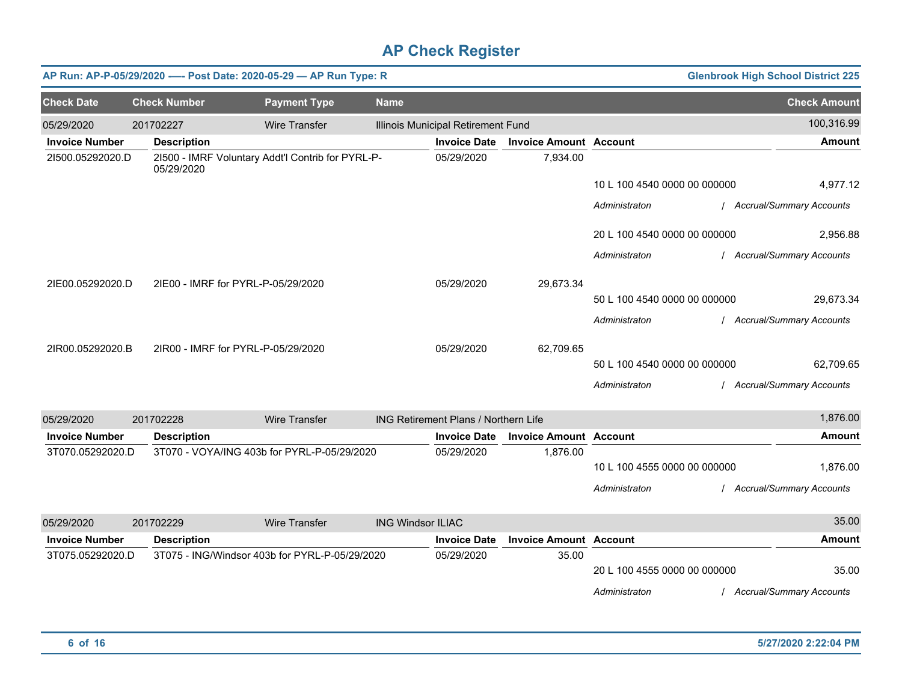# AP Check Register

**AP Run: AP-P-05/29/2020 —- Post Date: 2020-05-29 — AP Run Type: R** **Glenbrook High School District 225**

| Check Date | Check Number | Payment Type | Name | Check Amount |
|---|---|---|---|---|
| 05/29/2020 | 201702227 | Wire Transfer | Illinois Municipal Retirement Fund | 100,316.99 |

| Invoice Number | Description | Invoice Date | Invoice Amount | Account | Amount |
|---|---|---|---|---|---|
| 2I500.05292020.D | 2I500 - IMRF Voluntary Addt'l Contrib for PYRL-P-05/29/2020 | 05/29/2020 | 7,934.00 | | |
| | | | | 10 L 100 4540 0000 00 000000 | 4,977.12 |
| | | | | *Administraton / Accrual/Summary Accounts* | |
| | | | | 20 L 100 4540 0000 00 000000 | 2,956.88 |
| | | | | *Administraton / Accrual/Summary Accounts* | |
| 2IE00.05292020.D | 2IE00 - IMRF for PYRL-P-05/29/2020 | 05/29/2020 | 29,673.34 | | |
| | | | | 50 L 100 4540 0000 00 000000 | 29,673.34 |
| | | | | *Administraton / Accrual/Summary Accounts* | |
| 2IR00.05292020.B | 2IR00 - IMRF for PYRL-P-05/29/2020 | 05/29/2020 | 62,709.65 | | |
| | | | | 50 L 100 4540 0000 00 000000 | 62,709.65 |
| | | | | *Administraton / Accrual/Summary Accounts* | |

| Check Date | Check Number | Payment Type | Name | Check Amount |
|---|---|---|---|---|
| 05/29/2020 | 201702228 | Wire Transfer | ING Retirement Plans / Northern Life | 1,876.00 |

| Invoice Number | Description | Invoice Date | Invoice Amount | Account | Amount |
|---|---|---|---|---|---|
| 3T070.05292020.D | 3T070 - VOYA/ING 403b for PYRL-P-05/29/2020 | 05/29/2020 | 1,876.00 | | |
| | | | | 10 L 100 4555 0000 00 000000 | 1,876.00 |
| | | | | *Administraton / Accrual/Summary Accounts* | |

| Check Date | Check Number | Payment Type | Name | Check Amount |
|---|---|---|---|---|
| 05/29/2020 | 201702229 | Wire Transfer | ING Windsor ILIAC | 35.00 |

| Invoice Number | Description | Invoice Date | Invoice Amount | Account | Amount |
|---|---|---|---|---|---|
| 3T075.05292020.D | 3T075 - ING/Windsor 403b for PYRL-P-05/29/2020 | 05/29/2020 | 35.00 | | |
| | | | | 20 L 100 4555 0000 00 000000 | 35.00 |
| | | | | *Administraton / Accrual/Summary Accounts* | |

5/27/2020 2:22:04 PM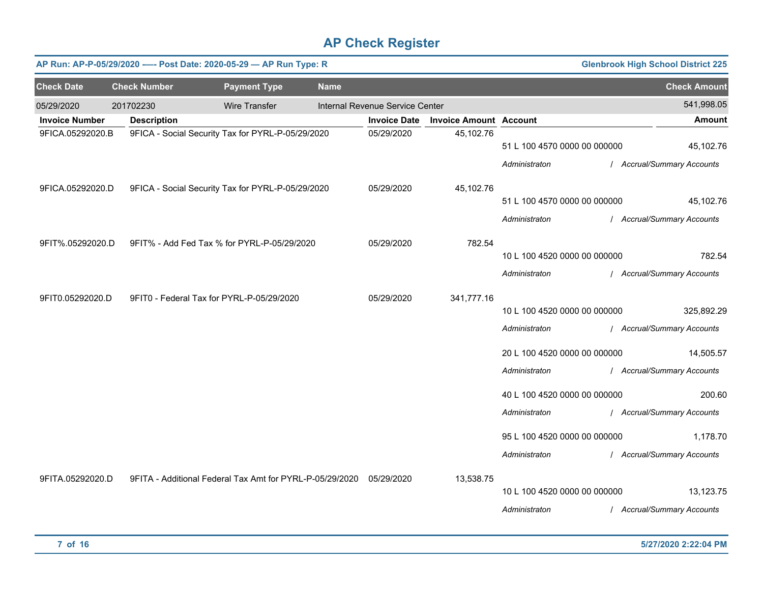# AP Check Register

**AP Run: AP-P-05/29/2020 —- Post Date: 2020-05-29 — AP Run Type: R** | **Glenbrook High School District 225**

| Check Date | Check Number | Payment Type | Name | Check Amount |
|---|---|---|---|---|
| 05/29/2020 | 201702230 | Wire Transfer | Internal Revenue Service Center | 541,998.05 |

| Invoice Number | Description | Invoice Date | Invoice Amount | Account | Amount |
|---|---|---|---|---|---|
| 9FICA.05292020.B | 9FICA - Social Security Tax for PYRL-P-05/29/2020 | 05/29/2020 | 45,102.76 | | |
| | | | | 51 L 100 4570 0000 00 000000 | 45,102.76 |
| | | | | *Administraton / Accrual/Summary Accounts* | |
| 9FICA.05292020.D | 9FICA - Social Security Tax for PYRL-P-05/29/2020 | 05/29/2020 | 45,102.76 | | |
| | | | | 51 L 100 4570 0000 00 000000 | 45,102.76 |
| | | | | *Administraton / Accrual/Summary Accounts* | |
| 9FIT%.05292020.D | 9FIT% - Add Fed Tax % for PYRL-P-05/29/2020 | 05/29/2020 | 782.54 | | |
| | | | | 10 L 100 4520 0000 00 000000 | 782.54 |
| | | | | *Administraton / Accrual/Summary Accounts* | |
| 9FIT0.05292020.D | 9FIT0 - Federal Tax for PYRL-P-05/29/2020 | 05/29/2020 | 341,777.16 | | |
| | | | | 10 L 100 4520 0000 00 000000 | 325,892.29 |
| | | | | *Administraton / Accrual/Summary Accounts* | |
| | | | | 20 L 100 4520 0000 00 000000 | 14,505.57 |
| | | | | *Administraton / Accrual/Summary Accounts* | |
| | | | | 40 L 100 4520 0000 00 000000 | 200.60 |
| | | | | *Administraton / Accrual/Summary Accounts* | |
| | | | | 95 L 100 4520 0000 00 000000 | 1,178.70 |
| | | | | *Administraton / Accrual/Summary Accounts* | |
| 9FITA.05292020.D | 9FITA - Additional Federal Tax Amt for PYRL-P-05/29/2020 | 05/29/2020 | 13,538.75 | | |
| | | | | 10 L 100 4520 0000 00 000000 | 13,123.75 |
| | | | | *Administraton / Accrual/Summary Accounts* | |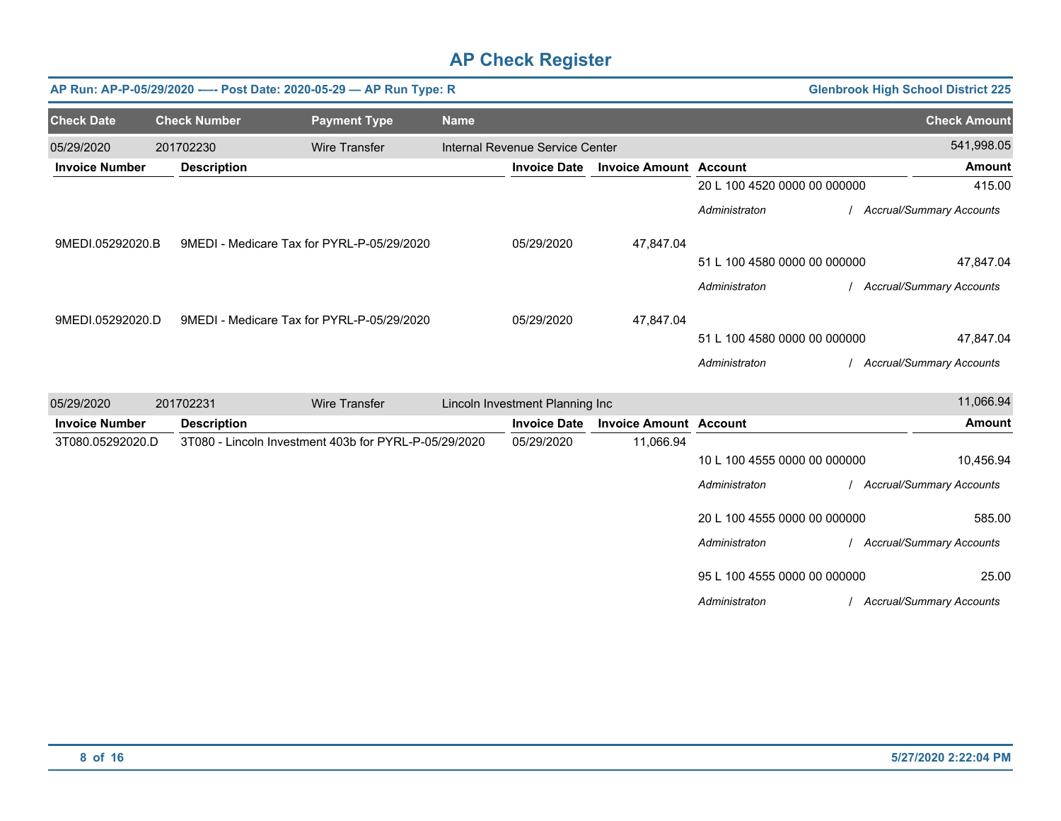# AP Check Register

**AP Run: AP-P-05/29/2020 —- Post Date: 2020-05-29 — AP Run Type: R** | **Glenbrook High School District 225**

| Check Date | Check Number | Payment Type | Name | Check Amount |
|---|---|---|---|---|
| 05/29/2020 | 201702230 | Wire Transfer | Internal Revenue Service Center | 541,998.05 |

| Invoice Number | Description | Invoice Date | Invoice Amount | Account | Amount |
|---|---|---|---|---|---|
| | | | | 20 L 100 4520 0000 00 000000 | 415.00 |
| | | | | *Administraton / Accrual/Summary Accounts* | |
| 9MEDI.05292020.B | 9MEDI - Medicare Tax for PYRL-P-05/29/2020 | 05/29/2020 | 47,847.04 | | |
| | | | | 51 L 100 4580 0000 00 000000 | 47,847.04 |
| | | | | *Administraton / Accrual/Summary Accounts* | |
| 9MEDI.05292020.D | 9MEDI - Medicare Tax for PYRL-P-05/29/2020 | 05/29/2020 | 47,847.04 | | |
| | | | | 51 L 100 4580 0000 00 000000 | 47,847.04 |
| | | | | *Administraton / Accrual/Summary Accounts* | |

| Check Date | Check Number | Payment Type | Name | Check Amount |
|---|---|---|---|---|
| 05/29/2020 | 201702231 | Wire Transfer | Lincoln Investment Planning Inc | 11,066.94 |

| Invoice Number | Description | Invoice Date | Invoice Amount | Account | Amount |
|---|---|---|---|---|---|
| 3T080.05292020.D | 3T080 - Lincoln Investment 403b for PYRL-P-05/29/2020 | 05/29/2020 | 11,066.94 | | |
| | | | | 10 L 100 4555 0000 00 000000 | 10,456.94 |
| | | | | *Administraton / Accrual/Summary Accounts* | |
| | | | | 20 L 100 4555 0000 00 000000 | 585.00 |
| | | | | *Administraton / Accrual/Summary Accounts* | |
| | | | | 95 L 100 4555 0000 00 000000 | 25.00 |
| | | | | *Administraton / Accrual/Summary Accounts* | |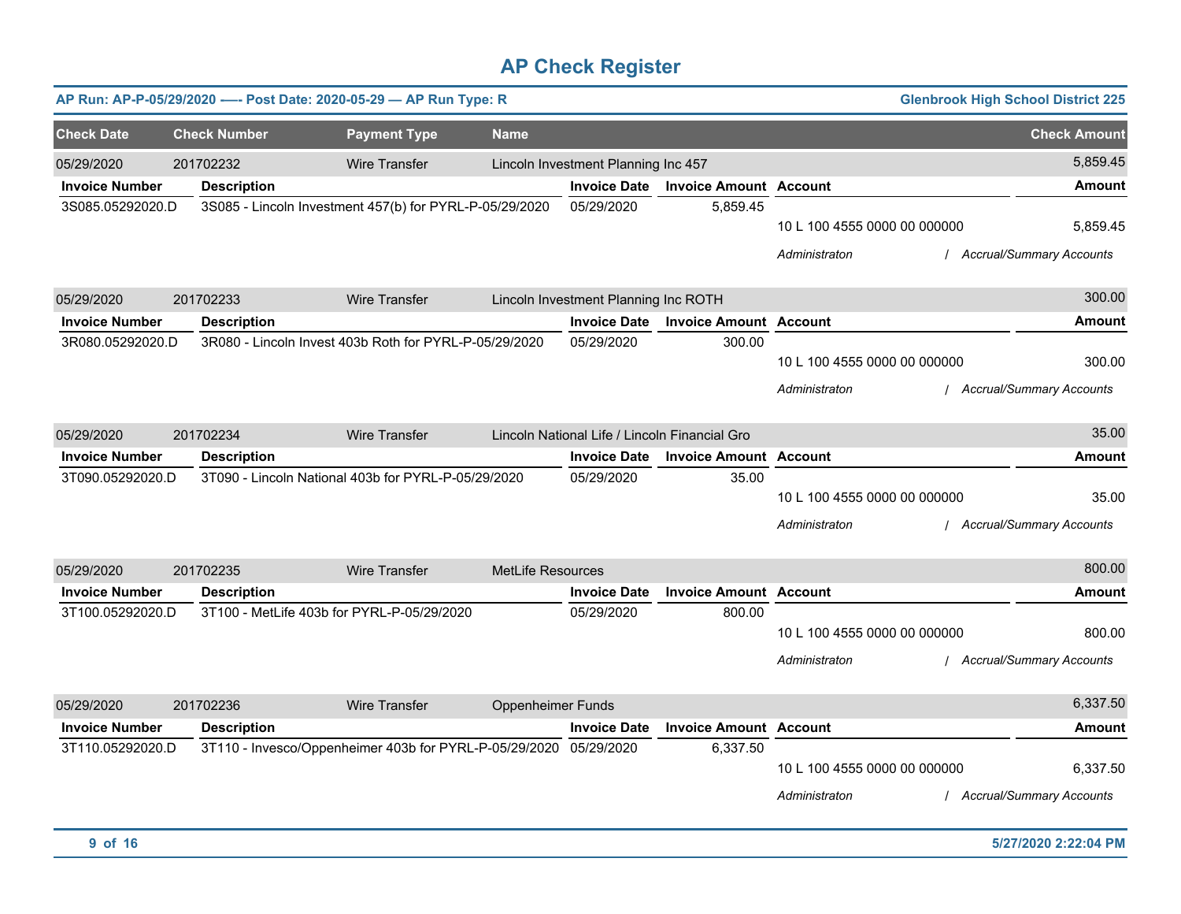# AP Check Register

**AP Run: AP-P-05/29/2020 -—- Post Date: 2020-05-29 — AP Run Type: R** | **Glenbrook High School District 225**

| Check Date | Check Number | Payment Type | Name | Check Amount |
|---|---|---|---|---|
| 05/29/2020 | 201702232 | Wire Transfer | Lincoln Investment Planning Inc 457 | 5,859.45 |

| Invoice Number | Description | Invoice Date | Invoice Amount | Account | Amount |
|---|---|---|---|---|---|
| 3S085.05292020.D | 3S085 - Lincoln Investment 457(b) for PYRL-P-05/29/2020 | 05/29/2020 | 5,859.45 | | |
| | | | | 10 L 100 4555 0000 00 000000 | 5,859.45 |
| | | | | *Administraton / Accrual/Summary Accounts* | |

| Check Date | Check Number | Payment Type | Name | Check Amount |
|---|---|---|---|---|
| 05/29/2020 | 201702233 | Wire Transfer | Lincoln Investment Planning Inc ROTH | 300.00 |

| Invoice Number | Description | Invoice Date | Invoice Amount | Account | Amount |
|---|---|---|---|---|---|
| 3R080.05292020.D | 3R080 - Lincoln Invest 403b Roth for PYRL-P-05/29/2020 | 05/29/2020 | 300.00 | | |
| | | | | 10 L 100 4555 0000 00 000000 | 300.00 |
| | | | | *Administraton / Accrual/Summary Accounts* | |

| Check Date | Check Number | Payment Type | Name | Check Amount |
|---|---|---|---|---|
| 05/29/2020 | 201702234 | Wire Transfer | Lincoln National Life / Lincoln Financial Gro | 35.00 |

| Invoice Number | Description | Invoice Date | Invoice Amount | Account | Amount |
|---|---|---|---|---|---|
| 3T090.05292020.D | 3T090 - Lincoln National 403b for PYRL-P-05/29/2020 | 05/29/2020 | 35.00 | | |
| | | | | 10 L 100 4555 0000 00 000000 | 35.00 |
| | | | | *Administraton / Accrual/Summary Accounts* | |

| Check Date | Check Number | Payment Type | Name | Check Amount |
|---|---|---|---|---|
| 05/29/2020 | 201702235 | Wire Transfer | MetLife Resources | 800.00 |

| Invoice Number | Description | Invoice Date | Invoice Amount | Account | Amount |
|---|---|---|---|---|---|
| 3T100.05292020.D | 3T100 - MetLife 403b for PYRL-P-05/29/2020 | 05/29/2020 | 800.00 | | |
| | | | | 10 L 100 4555 0000 00 000000 | 800.00 |
| | | | | *Administraton / Accrual/Summary Accounts* | |

| Check Date | Check Number | Payment Type | Name | Check Amount |
|---|---|---|---|---|
| 05/29/2020 | 201702236 | Wire Transfer | Oppenheimer Funds | 6,337.50 |

| Invoice Number | Description | Invoice Date | Invoice Amount | Account | Amount |
|---|---|---|---|---|---|
| 3T110.05292020.D | 3T110 - Invesco/Oppenheimer 403b for PYRL-P-05/29/2020 | 05/29/2020 | 6,337.50 | | |
| | | | | 10 L 100 4555 0000 00 000000 | 6,337.50 |
| | | | | *Administraton / Accrual/Summary Accounts* | |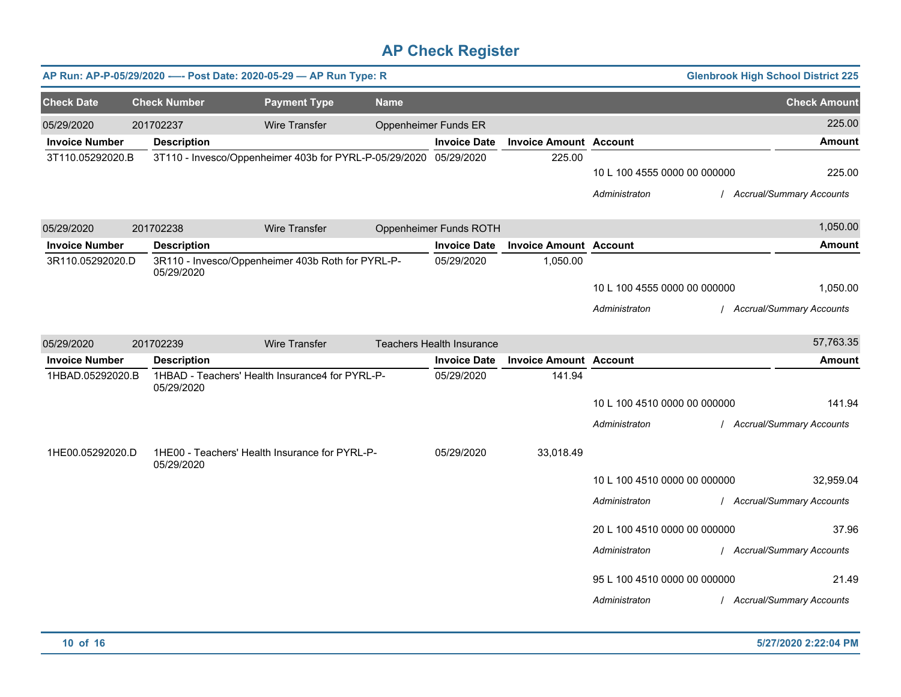# AP Check Register

**AP Run: AP-P-05/29/2020 -—- Post Date: 2020-05-29 — AP Run Type: R** | **Glenbrook High School District 225**

| Check Date | Check Number | Payment Type | Name | Check Amount |
|---|---|---|---|---|
| 05/29/2020 | 201702237 | Wire Transfer | Oppenheimer Funds ER | 225.00 |

| Invoice Number | Description | Invoice Date | Invoice Amount | Account | Amount |
|---|---|---|---|---|---|
| 3T110.05292020.B | 3T110 - Invesco/Oppenheimer 403b for PYRL-P-05/29/2020 | 05/29/2020 | 225.00 | | |
| | | | | 10 L 100 4555 0000 00 000000 | 225.00 |
| | | | | *Administraton* | */ Accrual/Summary Accounts* |

| Check Date | Check Number | Payment Type | Name | Check Amount |
|---|---|---|---|---|
| 05/29/2020 | 201702238 | Wire Transfer | Oppenheimer Funds ROTH | 1,050.00 |

| Invoice Number | Description | Invoice Date | Invoice Amount | Account | Amount |
|---|---|---|---|---|---|
| 3R110.05292020.D | 3R110 - Invesco/Oppenheimer 403b Roth for PYRL-P-05/29/2020 | 05/29/2020 | 1,050.00 | | |
| | | | | 10 L 100 4555 0000 00 000000 | 1,050.00 |
| | | | | *Administraton* | */ Accrual/Summary Accounts* |

| Check Date | Check Number | Payment Type | Name | Check Amount |
|---|---|---|---|---|
| 05/29/2020 | 201702239 | Wire Transfer | Teachers Health Insurance | 57,763.35 |

| Invoice Number | Description | Invoice Date | Invoice Amount | Account | Amount |
|---|---|---|---|---|---|
| 1HBAD.05292020.B | 1HBAD - Teachers' Health Insurance4 for PYRL-P-05/29/2020 | 05/29/2020 | 141.94 | | |
| | | | | 10 L 100 4510 0000 00 000000 | 141.94 |
| | | | | *Administraton* | */ Accrual/Summary Accounts* |
| 1HE00.05292020.D | 1HE00 - Teachers' Health Insurance for PYRL-P-05/29/2020 | 05/29/2020 | 33,018.49 | | |
| | | | | 10 L 100 4510 0000 00 000000 | 32,959.04 |
| | | | | *Administraton* | */ Accrual/Summary Accounts* |
| | | | | 20 L 100 4510 0000 00 000000 | 37.96 |
| | | | | *Administraton* | */ Accrual/Summary Accounts* |
| | | | | 95 L 100 4510 0000 00 000000 | 21.49 |
| | | | | *Administraton* | */ Accrual/Summary Accounts* |

5/27/2020 2:22:04 PM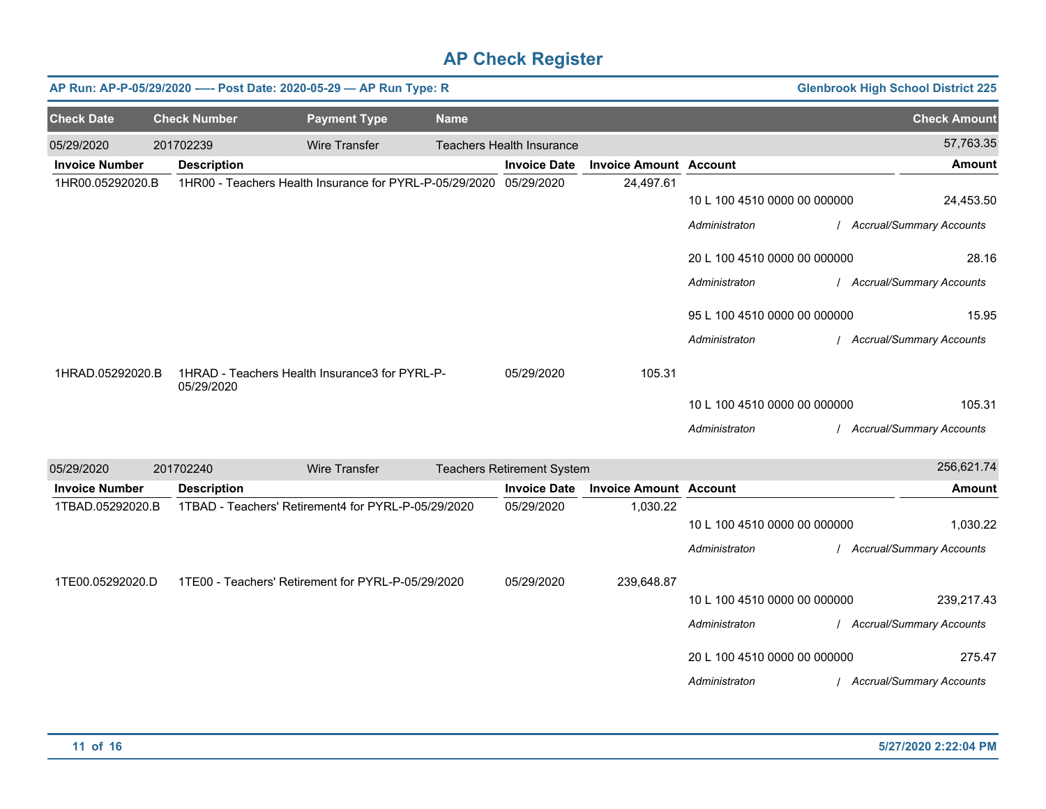# AP Check Register

**AP Run: AP-P-05/29/2020 —- Post Date: 2020-05-29 — AP Run Type: R** | **Glenbrook High School District 225**

| Check Date | Check Number | Payment Type | Name | Check Amount |
|---|---|---|---|---|
| 05/29/2020 | 201702239 | Wire Transfer | Teachers Health Insurance | 57,763.35 |

| Invoice Number | Description | Invoice Date | Invoice Amount | Account | Amount |
|---|---|---|---|---|---|
| 1HR00.05292020.B | 1HR00 - Teachers Health Insurance for PYRL-P-05/29/2020 | 05/29/2020 | 24,497.61 | | |
| | | | | 10 L 100 4510 0000 00 000000 | 24,453.50 |
| | | | | *Administraton / Accrual/Summary Accounts* | |
| | | | | 20 L 100 4510 0000 00 000000 | 28.16 |
| | | | | *Administraton / Accrual/Summary Accounts* | |
| | | | | 95 L 100 4510 0000 00 000000 | 15.95 |
| | | | | *Administraton / Accrual/Summary Accounts* | |
| 1HRAD.05292020.B | 1HRAD - Teachers Health Insurance3 for PYRL-P-05/29/2020 | 05/29/2020 | 105.31 | | |
| | | | | 10 L 100 4510 0000 00 000000 | 105.31 |
| | | | | *Administraton / Accrual/Summary Accounts* | |

| Check Date | Check Number | Payment Type | Name | Check Amount |
|---|---|---|---|---|
| 05/29/2020 | 201702240 | Wire Transfer | Teachers Retirement System | 256,621.74 |

| Invoice Number | Description | Invoice Date | Invoice Amount | Account | Amount |
|---|---|---|---|---|---|
| 1TBAD.05292020.B | 1TBAD - Teachers' Retirement4 for PYRL-P-05/29/2020 | 05/29/2020 | 1,030.22 | | |
| | | | | 10 L 100 4510 0000 00 000000 | 1,030.22 |
| | | | | *Administraton / Accrual/Summary Accounts* | |
| 1TE00.05292020.D | 1TE00 - Teachers' Retirement for PYRL-P-05/29/2020 | 05/29/2020 | 239,648.87 | | |
| | | | | 10 L 100 4510 0000 00 000000 | 239,217.43 |
| | | | | *Administraton / Accrual/Summary Accounts* | |
| | | | | 20 L 100 4510 0000 00 000000 | 275.47 |
| | | | | *Administraton / Accrual/Summary Accounts* | |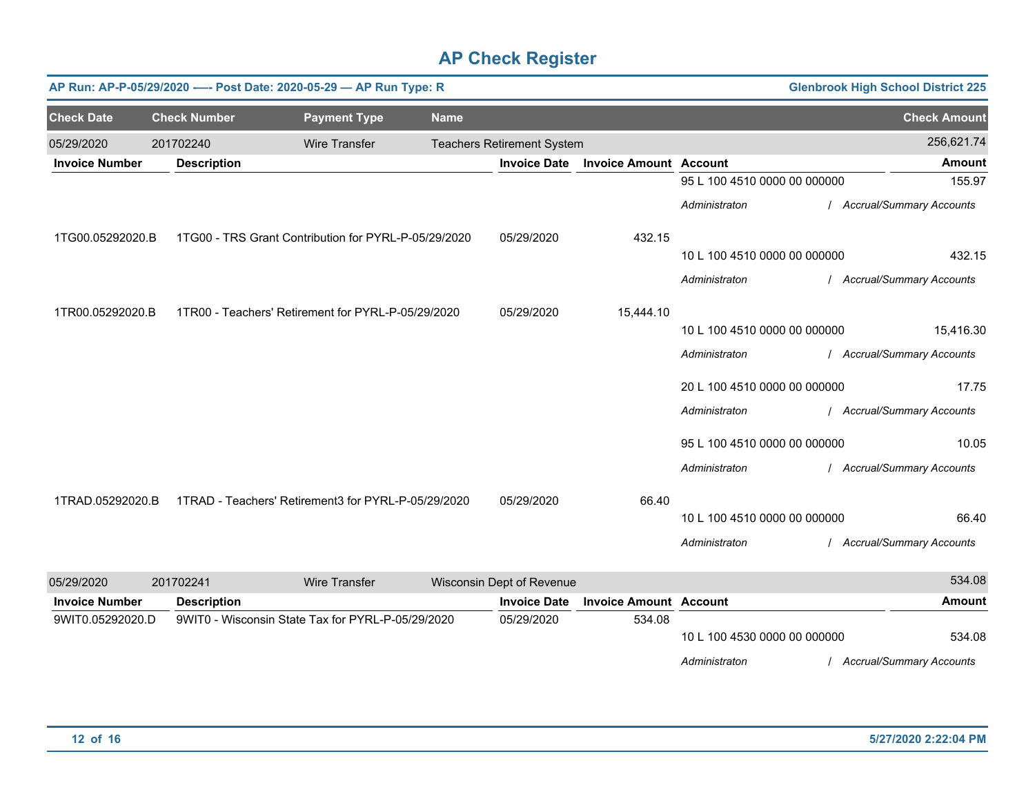# AP Check Register

**AP Run: AP-P-05/29/2020 —- Post Date: 2020-05-29 — AP Run Type: R** | **Glenbrook High School District 225**

| Check Date | Check Number | Payment Type | Name | Check Amount |
|---|---|---|---|---|
| 05/29/2020 | 201702240 | Wire Transfer | Teachers Retirement System | 256,621.74 |

| Invoice Number | Description | Invoice Date | Invoice Amount | Account | Amount |
|---|---|---|---|---|---|
| | | | | 95 L 100 4510 0000 00 000000 | 155.97 |
| | | | | *Administraton / Accrual/Summary Accounts* | |
| 1TG00.05292020.B | 1TG00 - TRS Grant Contribution for PYRL-P-05/29/2020 | 05/29/2020 | 432.15 | | |
| | | | | 10 L 100 4510 0000 00 000000 | 432.15 |
| | | | | *Administraton / Accrual/Summary Accounts* | |
| 1TR00.05292020.B | 1TR00 - Teachers' Retirement for PYRL-P-05/29/2020 | 05/29/2020 | 15,444.10 | | |
| | | | | 10 L 100 4510 0000 00 000000 | 15,416.30 |
| | | | | *Administraton / Accrual/Summary Accounts* | |
| | | | | 20 L 100 4510 0000 00 000000 | 17.75 |
| | | | | *Administraton / Accrual/Summary Accounts* | |
| | | | | 95 L 100 4510 0000 00 000000 | 10.05 |
| | | | | *Administraton / Accrual/Summary Accounts* | |
| 1TRAD.05292020.B | 1TRAD - Teachers' Retirement3 for PYRL-P-05/29/2020 | 05/29/2020 | 66.40 | | |
| | | | | 10 L 100 4510 0000 00 000000 | 66.40 |
| | | | | *Administraton / Accrual/Summary Accounts* | |

| Check Date | Check Number | Payment Type | Name | Check Amount |
|---|---|---|---|---|
| 05/29/2020 | 201702241 | Wire Transfer | Wisconsin Dept of Revenue | 534.08 |

| Invoice Number | Description | Invoice Date | Invoice Amount | Account | Amount |
|---|---|---|---|---|---|
| 9WIT0.05292020.D | 9WIT0 - Wisconsin State Tax for PYRL-P-05/29/2020 | 05/29/2020 | 534.08 | | |
| | | | | 10 L 100 4530 0000 00 000000 | 534.08 |
| | | | | *Administraton / Accrual/Summary Accounts* | |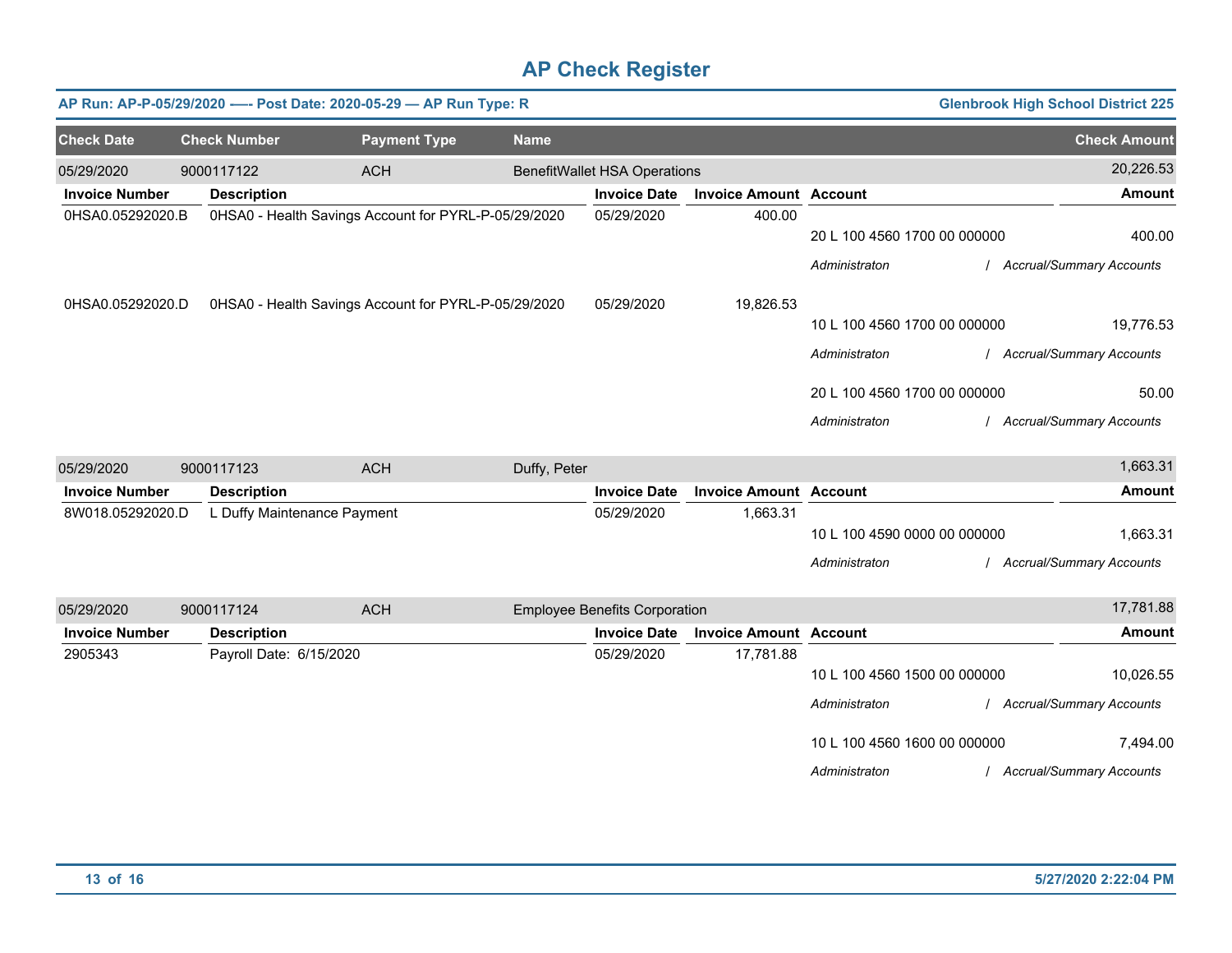# AP Check Register

**AP Run: AP-P-05/29/2020 —- Post Date: 2020-05-29 — AP Run Type: R** — **Glenbrook High School District 225**

| Check Date | Check Number | Payment Type | Name | Check Amount |
|---|---|---|---|---|
| 05/29/2020 | 9000117122 | ACH | BenefitWallet HSA Operations | 20,226.53 |

| Invoice Number | Description | Invoice Date | Invoice Amount | Account | Amount |
|---|---|---|---|---|---|
| 0HSA0.05292020.B | 0HSA0 - Health Savings Account for PYRL-P-05/29/2020 | 05/29/2020 | 400.00 | | |
| | | | | 20 L 100 4560 1700 00 000000 | 400.00 |
| | | | | *Administraton / Accrual/Summary Accounts* | |
| 0HSA0.05292020.D | 0HSA0 - Health Savings Account for PYRL-P-05/29/2020 | 05/29/2020 | 19,826.53 | | |
| | | | | 10 L 100 4560 1700 00 000000 | 19,776.53 |
| | | | | *Administraton / Accrual/Summary Accounts* | |
| | | | | 20 L 100 4560 1700 00 000000 | 50.00 |
| | | | | *Administraton / Accrual/Summary Accounts* | |

| Check Date | Check Number | Payment Type | Name | Check Amount |
|---|---|---|---|---|
| 05/29/2020 | 9000117123 | ACH | Duffy, Peter | 1,663.31 |

| Invoice Number | Description | Invoice Date | Invoice Amount | Account | Amount |
|---|---|---|---|---|---|
| 8W018.05292020.D | L Duffy Maintenance Payment | 05/29/2020 | 1,663.31 | | |
| | | | | 10 L 100 4590 0000 00 000000 | 1,663.31 |
| | | | | *Administraton / Accrual/Summary Accounts* | |

| Check Date | Check Number | Payment Type | Name | Check Amount |
|---|---|---|---|---|
| 05/29/2020 | 9000117124 | ACH | Employee Benefits Corporation | 17,781.88 |

| Invoice Number | Description | Invoice Date | Invoice Amount | Account | Amount |
|---|---|---|---|---|---|
| 2905343 | Payroll Date: 6/15/2020 | 05/29/2020 | 17,781.88 | | |
| | | | | 10 L 100 4560 1500 00 000000 | 10,026.55 |
| | | | | *Administraton / Accrual/Summary Accounts* | |
| | | | | 10 L 100 4560 1600 00 000000 | 7,494.00 |
| | | | | *Administraton / Accrual/Summary Accounts* | |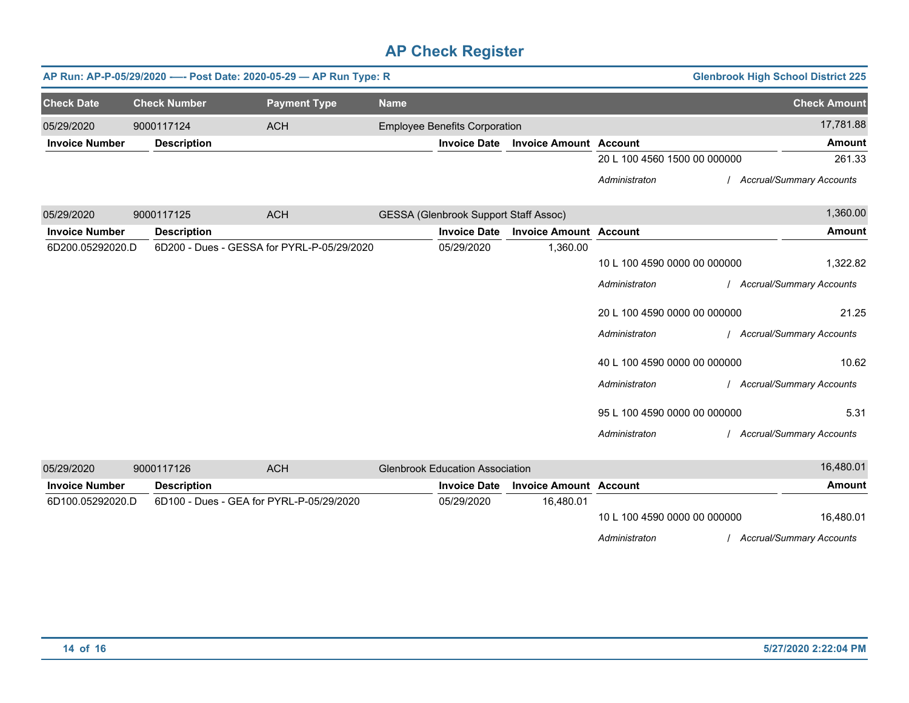# AP Check Register

**AP Run: AP-P-05/29/2020 —- Post Date: 2020-05-29 — AP Run Type: R** — **Glenbrook High School District 225**

| Check Date | Check Number | Payment Type | Name | Check Amount |
|---|---|---|---|---|
| 05/29/2020 | 9000117124 | ACH | Employee Benefits Corporation | 17,781.88 |

| Invoice Number | Description | Invoice Date | Invoice Amount | Account | Amount |
|---|---|---|---|---|---|
| | | | | 20 L 100 4560 1500 00 000000 | 261.33 |
| | | | | *Administraton / Accrual/Summary Accounts* | |

| Check Date | Check Number | Payment Type | Name | Check Amount |
|---|---|---|---|---|
| 05/29/2020 | 9000117125 | ACH | GESSA (Glenbrook Support Staff Assoc) | 1,360.00 |

| Invoice Number | Description | Invoice Date | Invoice Amount | Account | Amount |
|---|---|---|---|---|---|
| 6D200.05292020.D | 6D200 - Dues - GESSA for PYRL-P-05/29/2020 | 05/29/2020 | 1,360.00 | | |
| | | | | 10 L 100 4590 0000 00 000000 | 1,322.82 |
| | | | | *Administraton / Accrual/Summary Accounts* | |
| | | | | 20 L 100 4590 0000 00 000000 | 21.25 |
| | | | | *Administraton / Accrual/Summary Accounts* | |
| | | | | 40 L 100 4590 0000 00 000000 | 10.62 |
| | | | | *Administraton / Accrual/Summary Accounts* | |
| | | | | 95 L 100 4590 0000 00 000000 | 5.31 |
| | | | | *Administraton / Accrual/Summary Accounts* | |

| Check Date | Check Number | Payment Type | Name | Check Amount |
|---|---|---|---|---|
| 05/29/2020 | 9000117126 | ACH | Glenbrook Education Association | 16,480.01 |

| Invoice Number | Description | Invoice Date | Invoice Amount | Account | Amount |
|---|---|---|---|---|---|
| 6D100.05292020.D | 6D100 - Dues - GEA for PYRL-P-05/29/2020 | 05/29/2020 | 16,480.01 | | |
| | | | | 10 L 100 4590 0000 00 000000 | 16,480.01 |
| | | | | *Administraton / Accrual/Summary Accounts* | |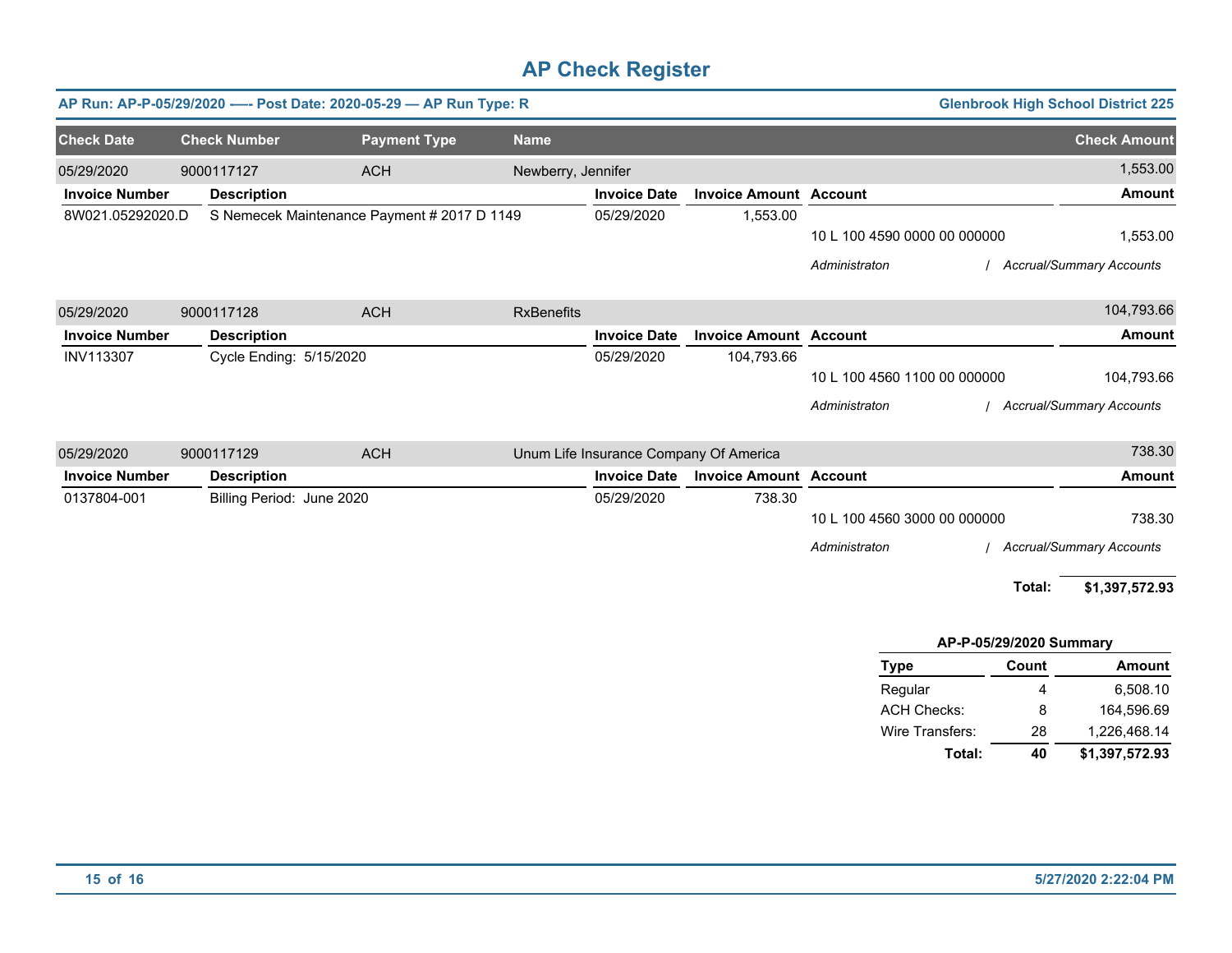# AP Check Register

**AP Run: AP-P-05/29/2020 —- Post Date: 2020-05-29 — AP Run Type: R** — **Glenbrook High School District 225**

| Check Date | Check Number | Payment Type | Name | Check Amount |
|---|---|---|---|---|
| 05/29/2020 | 9000117127 | ACH | Newberry, Jennifer | 1,553.00 |

| Invoice Number | Description | Invoice Date | Invoice Amount | Account | Amount |
|---|---|---|---|---|---|
| 8W021.05292020.D | S Nemecek Maintenance Payment # 2017 D 1149 | 05/29/2020 | 1,553.00 | | |
| | | | | 10 L 100 4590 0000 00 000000 | 1,553.00 |
| | | | | *Administraton / Accrual/Summary Accounts* | |

| Check Date | Check Number | Payment Type | Name | Check Amount |
|---|---|---|---|---|
| 05/29/2020 | 9000117128 | ACH | RxBenefits | 104,793.66 |

| Invoice Number | Description | Invoice Date | Invoice Amount | Account | Amount |
|---|---|---|---|---|---|
| INV113307 | Cycle Ending: 5/15/2020 | 05/29/2020 | 104,793.66 | | |
| | | | | 10 L 100 4560 1100 00 000000 | 104,793.66 |
| | | | | *Administraton / Accrual/Summary Accounts* | |

| Check Date | Check Number | Payment Type | Name | Check Amount |
|---|---|---|---|---|
| 05/29/2020 | 9000117129 | ACH | Unum Life Insurance Company Of America | 738.30 |

| Invoice Number | Description | Invoice Date | Invoice Amount | Account | Amount |
|---|---|---|---|---|---|
| 0137804-001 | Billing Period: June 2020 | 05/29/2020 | 738.30 | | |
| | | | | 10 L 100 4560 3000 00 000000 | 738.30 |
| | | | | *Administraton / Accrual/Summary Accounts* | |

**Total: $1,397,572.93**

**AP-P-05/29/2020 Summary**

| Type | Count | Amount |
|---|---|---|
| Regular | 4 | 6,508.10 |
| ACH Checks: | 8 | 164,596.69 |
| Wire Transfers: | 28 | 1,226,468.14 |
| **Total:** | **40** | **$1,397,572.93** |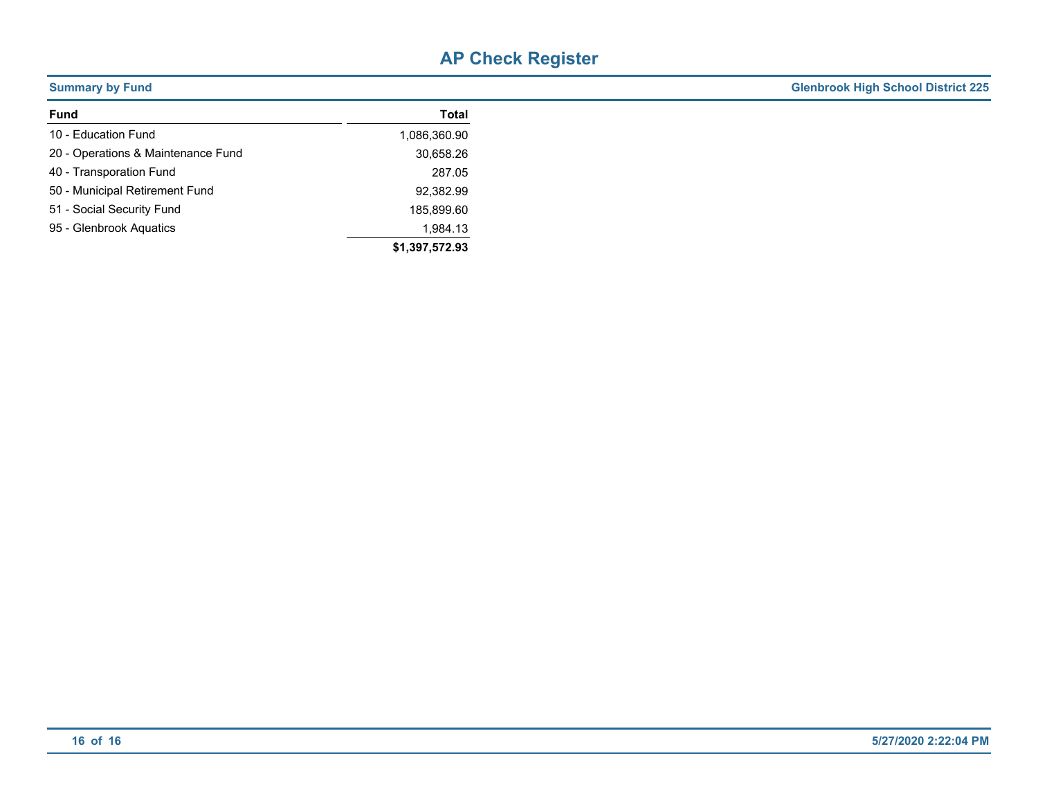# AP Check Register

**Summary by Fund** — **Glenbrook High School District 225**

| Fund | Total |
|---|---|
| 10 - Education Fund | 1,086,360.90 |
| 20 - Operations & Maintenance Fund | 30,658.26 |
| 40 - Transporation Fund | 287.05 |
| 50 - Municipal Retirement Fund | 92,382.99 |
| 51 - Social Security Fund | 185,899.60 |
| 95 - Glenbrook Aquatics | 1,984.13 |
| | **$1,397,572.93** |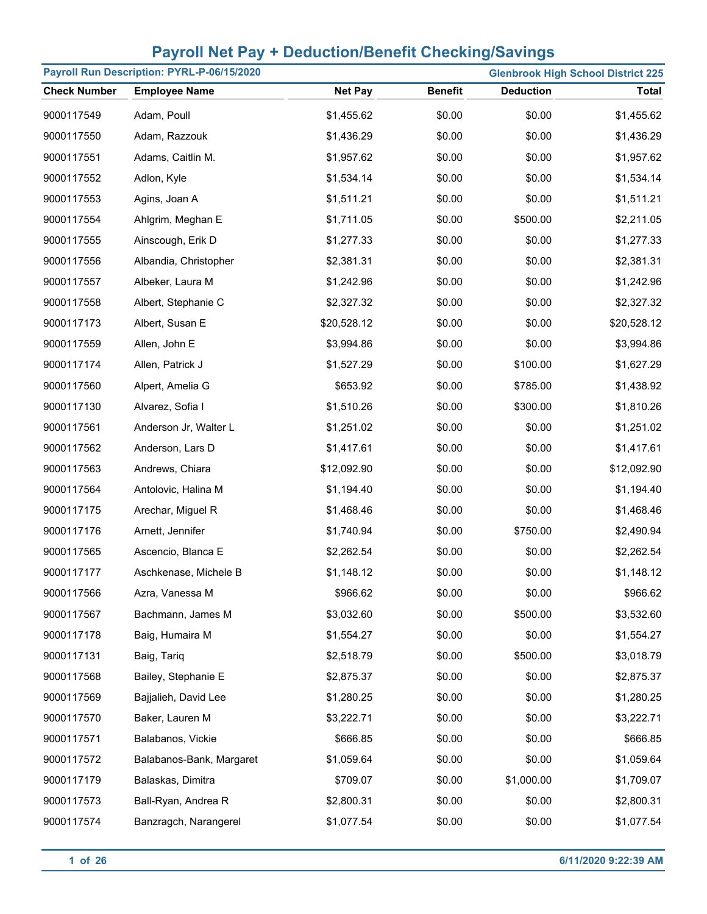# Payroll Net Pay + Deduction/Benefit Checking/Savings

**Payroll Run Description: PYRL-P-06/15/2020** — **Glenbrook High School District 225**

| Check Number | Employee Name | Net Pay | Benefit | Deduction | Total |
|---|---|---|---|---|---|
| 9000117549 | Adam, Poull | $1,455.62 | $0.00 | $0.00 | $1,455.62 |
| 9000117550 | Adam, Razzouk | $1,436.29 | $0.00 | $0.00 | $1,436.29 |
| 9000117551 | Adams, Caitlin M. | $1,957.62 | $0.00 | $0.00 | $1,957.62 |
| 9000117552 | Adlon, Kyle | $1,534.14 | $0.00 | $0.00 | $1,534.14 |
| 9000117553 | Agins, Joan A | $1,511.21 | $0.00 | $0.00 | $1,511.21 |
| 9000117554 | Ahlgrim, Meghan E | $1,711.05 | $0.00 | $500.00 | $2,211.05 |
| 9000117555 | Ainscough, Erik D | $1,277.33 | $0.00 | $0.00 | $1,277.33 |
| 9000117556 | Albandia, Christopher | $2,381.31 | $0.00 | $0.00 | $2,381.31 |
| 9000117557 | Albeker, Laura M | $1,242.96 | $0.00 | $0.00 | $1,242.96 |
| 9000117558 | Albert, Stephanie C | $2,327.32 | $0.00 | $0.00 | $2,327.32 |
| 9000117173 | Albert, Susan E | $20,528.12 | $0.00 | $0.00 | $20,528.12 |
| 9000117559 | Allen, John E | $3,994.86 | $0.00 | $0.00 | $3,994.86 |
| 9000117174 | Allen, Patrick J | $1,527.29 | $0.00 | $100.00 | $1,627.29 |
| 9000117560 | Alpert, Amelia G | $653.92 | $0.00 | $785.00 | $1,438.92 |
| 9000117130 | Alvarez, Sofia I | $1,510.26 | $0.00 | $300.00 | $1,810.26 |
| 9000117561 | Anderson Jr, Walter L | $1,251.02 | $0.00 | $0.00 | $1,251.02 |
| 9000117562 | Anderson, Lars D | $1,417.61 | $0.00 | $0.00 | $1,417.61 |
| 9000117563 | Andrews, Chiara | $12,092.90 | $0.00 | $0.00 | $12,092.90 |
| 9000117564 | Antolovic, Halina M | $1,194.40 | $0.00 | $0.00 | $1,194.40 |
| 9000117175 | Arechar, Miguel R | $1,468.46 | $0.00 | $0.00 | $1,468.46 |
| 9000117176 | Arnett, Jennifer | $1,740.94 | $0.00 | $750.00 | $2,490.94 |
| 9000117565 | Ascencio, Blanca E | $2,262.54 | $0.00 | $0.00 | $2,262.54 |
| 9000117177 | Aschkenase, Michele B | $1,148.12 | $0.00 | $0.00 | $1,148.12 |
| 9000117566 | Azra, Vanessa M | $966.62 | $0.00 | $0.00 | $966.62 |
| 9000117567 | Bachmann, James M | $3,032.60 | $0.00 | $500.00 | $3,532.60 |
| 9000117178 | Baig, Humaira M | $1,554.27 | $0.00 | $0.00 | $1,554.27 |
| 9000117131 | Baig, Tariq | $2,518.79 | $0.00 | $500.00 | $3,018.79 |
| 9000117568 | Bailey, Stephanie E | $2,875.37 | $0.00 | $0.00 | $2,875.37 |
| 9000117569 | Bajjalieh, David Lee | $1,280.25 | $0.00 | $0.00 | $1,280.25 |
| 9000117570 | Baker, Lauren M | $3,222.71 | $0.00 | $0.00 | $3,222.71 |
| 9000117571 | Balabanos, Vickie | $666.85 | $0.00 | $0.00 | $666.85 |
| 9000117572 | Balabanos-Bank, Margaret | $1,059.64 | $0.00 | $0.00 | $1,059.64 |
| 9000117179 | Balaskas, Dimitra | $709.07 | $0.00 | $1,000.00 | $1,709.07 |
| 9000117573 | Ball-Ryan, Andrea R | $2,800.31 | $0.00 | $0.00 | $2,800.31 |
| 9000117574 | Banzragch, Narangerel | $1,077.54 | $0.00 | $0.00 | $1,077.54 |

6/11/2020 9:22:39 AM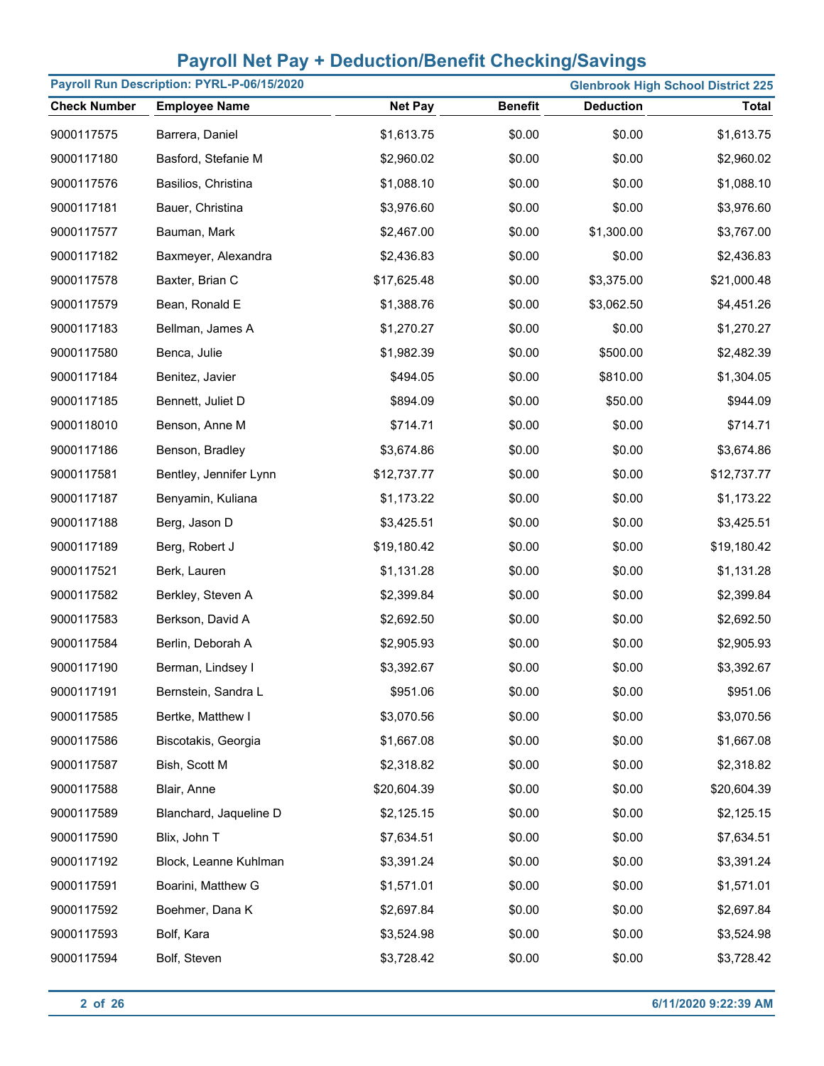# Payroll Net Pay + Deduction/Benefit Checking/Savings

**Payroll Run Description: PYRL-P-06/15/2020** | **Glenbrook High School District 225**

| Check Number | Employee Name | Net Pay | Benefit | Deduction | Total |
|---|---|---|---|---|---|
| 9000117575 | Barrera, Daniel | $1,613.75 | $0.00 | $0.00 | $1,613.75 |
| 9000117180 | Basford, Stefanie M | $2,960.02 | $0.00 | $0.00 | $2,960.02 |
| 9000117576 | Basilios, Christina | $1,088.10 | $0.00 | $0.00 | $1,088.10 |
| 9000117181 | Bauer, Christina | $3,976.60 | $0.00 | $0.00 | $3,976.60 |
| 9000117577 | Bauman, Mark | $2,467.00 | $0.00 | $1,300.00 | $3,767.00 |
| 9000117182 | Baxmeyer, Alexandra | $2,436.83 | $0.00 | $0.00 | $2,436.83 |
| 9000117578 | Baxter, Brian C | $17,625.48 | $0.00 | $3,375.00 | $21,000.48 |
| 9000117579 | Bean, Ronald E | $1,388.76 | $0.00 | $3,062.50 | $4,451.26 |
| 9000117183 | Bellman, James A | $1,270.27 | $0.00 | $0.00 | $1,270.27 |
| 9000117580 | Benca, Julie | $1,982.39 | $0.00 | $500.00 | $2,482.39 |
| 9000117184 | Benitez, Javier | $494.05 | $0.00 | $810.00 | $1,304.05 |
| 9000117185 | Bennett, Juliet D | $894.09 | $0.00 | $50.00 | $944.09 |
| 9000118010 | Benson, Anne M | $714.71 | $0.00 | $0.00 | $714.71 |
| 9000117186 | Benson, Bradley | $3,674.86 | $0.00 | $0.00 | $3,674.86 |
| 9000117581 | Bentley, Jennifer Lynn | $12,737.77 | $0.00 | $0.00 | $12,737.77 |
| 9000117187 | Benyamin, Kuliana | $1,173.22 | $0.00 | $0.00 | $1,173.22 |
| 9000117188 | Berg, Jason D | $3,425.51 | $0.00 | $0.00 | $3,425.51 |
| 9000117189 | Berg, Robert J | $19,180.42 | $0.00 | $0.00 | $19,180.42 |
| 9000117521 | Berk, Lauren | $1,131.28 | $0.00 | $0.00 | $1,131.28 |
| 9000117582 | Berkley, Steven A | $2,399.84 | $0.00 | $0.00 | $2,399.84 |
| 9000117583 | Berkson, David A | $2,692.50 | $0.00 | $0.00 | $2,692.50 |
| 9000117584 | Berlin, Deborah A | $2,905.93 | $0.00 | $0.00 | $2,905.93 |
| 9000117190 | Berman, Lindsey I | $3,392.67 | $0.00 | $0.00 | $3,392.67 |
| 9000117191 | Bernstein, Sandra L | $951.06 | $0.00 | $0.00 | $951.06 |
| 9000117585 | Bertke, Matthew I | $3,070.56 | $0.00 | $0.00 | $3,070.56 |
| 9000117586 | Biscotakis, Georgia | $1,667.08 | $0.00 | $0.00 | $1,667.08 |
| 9000117587 | Bish, Scott M | $2,318.82 | $0.00 | $0.00 | $2,318.82 |
| 9000117588 | Blair, Anne | $20,604.39 | $0.00 | $0.00 | $20,604.39 |
| 9000117589 | Blanchard, Jaqueline D | $2,125.15 | $0.00 | $0.00 | $2,125.15 |
| 9000117590 | Blix, John T | $7,634.51 | $0.00 | $0.00 | $7,634.51 |
| 9000117192 | Block, Leanne Kuhlman | $3,391.24 | $0.00 | $0.00 | $3,391.24 |
| 9000117591 | Boarini, Matthew G | $1,571.01 | $0.00 | $0.00 | $1,571.01 |
| 9000117592 | Boehmer, Dana K | $2,697.84 | $0.00 | $0.00 | $2,697.84 |
| 9000117593 | Bolf, Kara | $3,524.98 | $0.00 | $0.00 | $3,524.98 |
| 9000117594 | Bolf, Steven | $3,728.42 | $0.00 | $0.00 | $3,728.42 |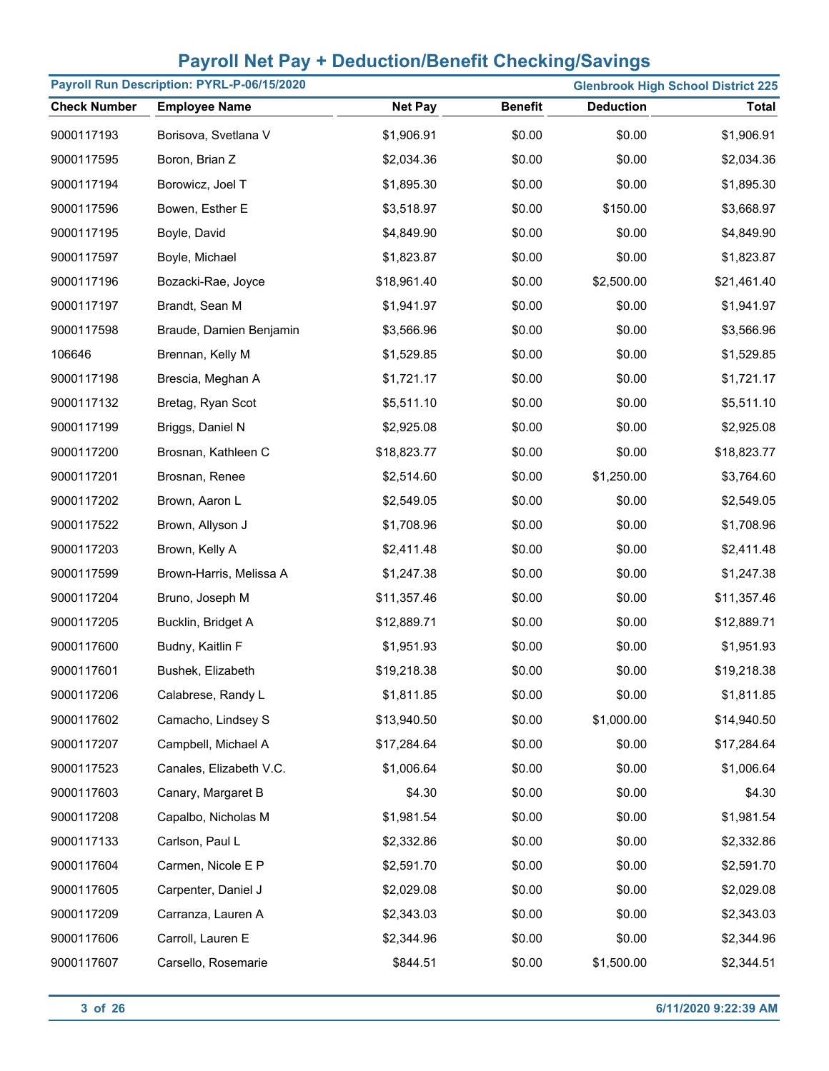# Payroll Net Pay + Deduction/Benefit Checking/Savings

**Payroll Run Description: PYRL-P-06/15/2020** | **Glenbrook High School District 225**

| Check Number | Employee Name | Net Pay | Benefit | Deduction | Total |
|---|---|---|---|---|---|
| 9000117193 | Borisova, Svetlana V | $1,906.91 | $0.00 | $0.00 | $1,906.91 |
| 9000117595 | Boron, Brian Z | $2,034.36 | $0.00 | $0.00 | $2,034.36 |
| 9000117194 | Borowicz, Joel T | $1,895.30 | $0.00 | $0.00 | $1,895.30 |
| 9000117596 | Bowen, Esther E | $3,518.97 | $0.00 | $150.00 | $3,668.97 |
| 9000117195 | Boyle, David | $4,849.90 | $0.00 | $0.00 | $4,849.90 |
| 9000117597 | Boyle, Michael | $1,823.87 | $0.00 | $0.00 | $1,823.87 |
| 9000117196 | Bozacki-Rae, Joyce | $18,961.40 | $0.00 | $2,500.00 | $21,461.40 |
| 9000117197 | Brandt, Sean M | $1,941.97 | $0.00 | $0.00 | $1,941.97 |
| 9000117598 | Braude, Damien Benjamin | $3,566.96 | $0.00 | $0.00 | $3,566.96 |
| 106646 | Brennan, Kelly M | $1,529.85 | $0.00 | $0.00 | $1,529.85 |
| 9000117198 | Brescia, Meghan A | $1,721.17 | $0.00 | $0.00 | $1,721.17 |
| 9000117132 | Bretag, Ryan Scot | $5,511.10 | $0.00 | $0.00 | $5,511.10 |
| 9000117199 | Briggs, Daniel N | $2,925.08 | $0.00 | $0.00 | $2,925.08 |
| 9000117200 | Brosnan, Kathleen C | $18,823.77 | $0.00 | $0.00 | $18,823.77 |
| 9000117201 | Brosnan, Renee | $2,514.60 | $0.00 | $1,250.00 | $3,764.60 |
| 9000117202 | Brown, Aaron L | $2,549.05 | $0.00 | $0.00 | $2,549.05 |
| 9000117522 | Brown, Allyson J | $1,708.96 | $0.00 | $0.00 | $1,708.96 |
| 9000117203 | Brown, Kelly A | $2,411.48 | $0.00 | $0.00 | $2,411.48 |
| 9000117599 | Brown-Harris, Melissa A | $1,247.38 | $0.00 | $0.00 | $1,247.38 |
| 9000117204 | Bruno, Joseph M | $11,357.46 | $0.00 | $0.00 | $11,357.46 |
| 9000117205 | Bucklin, Bridget A | $12,889.71 | $0.00 | $0.00 | $12,889.71 |
| 9000117600 | Budny, Kaitlin F | $1,951.93 | $0.00 | $0.00 | $1,951.93 |
| 9000117601 | Bushek, Elizabeth | $19,218.38 | $0.00 | $0.00 | $19,218.38 |
| 9000117206 | Calabrese, Randy L | $1,811.85 | $0.00 | $0.00 | $1,811.85 |
| 9000117602 | Camacho, Lindsey S | $13,940.50 | $0.00 | $1,000.00 | $14,940.50 |
| 9000117207 | Campbell, Michael A | $17,284.64 | $0.00 | $0.00 | $17,284.64 |
| 9000117523 | Canales, Elizabeth V.C. | $1,006.64 | $0.00 | $0.00 | $1,006.64 |
| 9000117603 | Canary, Margaret B | $4.30 | $0.00 | $0.00 | $4.30 |
| 9000117208 | Capalbo, Nicholas M | $1,981.54 | $0.00 | $0.00 | $1,981.54 |
| 9000117133 | Carlson, Paul L | $2,332.86 | $0.00 | $0.00 | $2,332.86 |
| 9000117604 | Carmen, Nicole E P | $2,591.70 | $0.00 | $0.00 | $2,591.70 |
| 9000117605 | Carpenter, Daniel J | $2,029.08 | $0.00 | $0.00 | $2,029.08 |
| 9000117209 | Carranza, Lauren A | $2,343.03 | $0.00 | $0.00 | $2,343.03 |
| 9000117606 | Carroll, Lauren E | $2,344.96 | $0.00 | $0.00 | $2,344.96 |
| 9000117607 | Carsello, Rosemarie | $844.51 | $0.00 | $1,500.00 | $2,344.51 |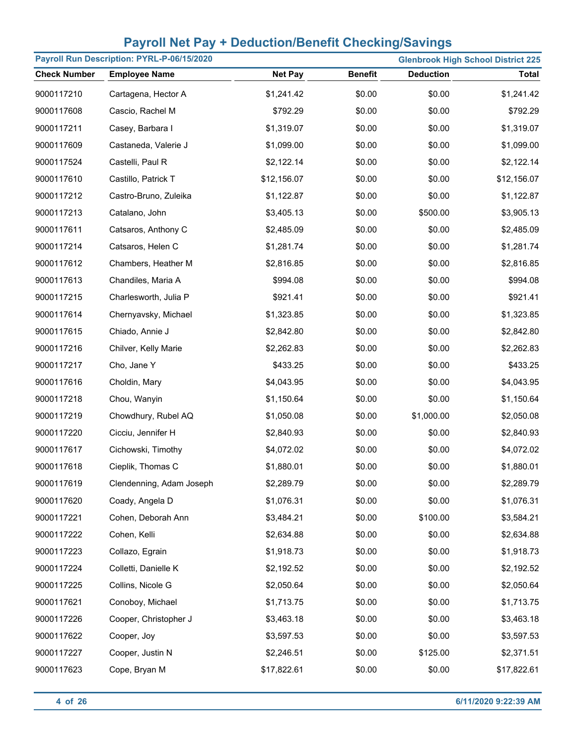# Payroll Net Pay + Deduction/Benefit Checking/Savings

**Payroll Run Description: PYRL-P-06/15/2020** | **Glenbrook High School District 225**

| Check Number | Employee Name | Net Pay | Benefit | Deduction | Total |
|---|---|---|---|---|---|
| 9000117210 | Cartagena, Hector A | $1,241.42 | $0.00 | $0.00 | $1,241.42 |
| 9000117608 | Cascio, Rachel M | $792.29 | $0.00 | $0.00 | $792.29 |
| 9000117211 | Casey, Barbara I | $1,319.07 | $0.00 | $0.00 | $1,319.07 |
| 9000117609 | Castaneda, Valerie J | $1,099.00 | $0.00 | $0.00 | $1,099.00 |
| 9000117524 | Castelli, Paul R | $2,122.14 | $0.00 | $0.00 | $2,122.14 |
| 9000117610 | Castillo, Patrick T | $12,156.07 | $0.00 | $0.00 | $12,156.07 |
| 9000117212 | Castro-Bruno, Zuleika | $1,122.87 | $0.00 | $0.00 | $1,122.87 |
| 9000117213 | Catalano, John | $3,405.13 | $0.00 | $500.00 | $3,905.13 |
| 9000117611 | Catsaros, Anthony C | $2,485.09 | $0.00 | $0.00 | $2,485.09 |
| 9000117214 | Catsaros, Helen C | $1,281.74 | $0.00 | $0.00 | $1,281.74 |
| 9000117612 | Chambers, Heather M | $2,816.85 | $0.00 | $0.00 | $2,816.85 |
| 9000117613 | Chandiles, Maria A | $994.08 | $0.00 | $0.00 | $994.08 |
| 9000117215 | Charlesworth, Julia P | $921.41 | $0.00 | $0.00 | $921.41 |
| 9000117614 | Chernyavsky, Michael | $1,323.85 | $0.00 | $0.00 | $1,323.85 |
| 9000117615 | Chiado, Annie J | $2,842.80 | $0.00 | $0.00 | $2,842.80 |
| 9000117216 | Chilver, Kelly Marie | $2,262.83 | $0.00 | $0.00 | $2,262.83 |
| 9000117217 | Cho, Jane Y | $433.25 | $0.00 | $0.00 | $433.25 |
| 9000117616 | Choldin, Mary | $4,043.95 | $0.00 | $0.00 | $4,043.95 |
| 9000117218 | Chou, Wanyin | $1,150.64 | $0.00 | $0.00 | $1,150.64 |
| 9000117219 | Chowdhury, Rubel AQ | $1,050.08 | $0.00 | $1,000.00 | $2,050.08 |
| 9000117220 | Cicciu, Jennifer H | $2,840.93 | $0.00 | $0.00 | $2,840.93 |
| 9000117617 | Cichowski, Timothy | $4,072.02 | $0.00 | $0.00 | $4,072.02 |
| 9000117618 | Cieplik, Thomas C | $1,880.01 | $0.00 | $0.00 | $1,880.01 |
| 9000117619 | Clendenning, Adam Joseph | $2,289.79 | $0.00 | $0.00 | $2,289.79 |
| 9000117620 | Coady, Angela D | $1,076.31 | $0.00 | $0.00 | $1,076.31 |
| 9000117221 | Cohen, Deborah Ann | $3,484.21 | $0.00 | $100.00 | $3,584.21 |
| 9000117222 | Cohen, Kelli | $2,634.88 | $0.00 | $0.00 | $2,634.88 |
| 9000117223 | Collazo, Egrain | $1,918.73 | $0.00 | $0.00 | $1,918.73 |
| 9000117224 | Colletti, Danielle K | $2,192.52 | $0.00 | $0.00 | $2,192.52 |
| 9000117225 | Collins, Nicole G | $2,050.64 | $0.00 | $0.00 | $2,050.64 |
| 9000117621 | Conoboy, Michael | $1,713.75 | $0.00 | $0.00 | $1,713.75 |
| 9000117226 | Cooper, Christopher J | $3,463.18 | $0.00 | $0.00 | $3,463.18 |
| 9000117622 | Cooper, Joy | $3,597.53 | $0.00 | $0.00 | $3,597.53 |
| 9000117227 | Cooper, Justin N | $2,246.51 | $0.00 | $125.00 | $2,371.51 |
| 9000117623 | Cope, Bryan M | $17,822.61 | $0.00 | $0.00 | $17,822.61 |

6/11/2020 9:22:39 AM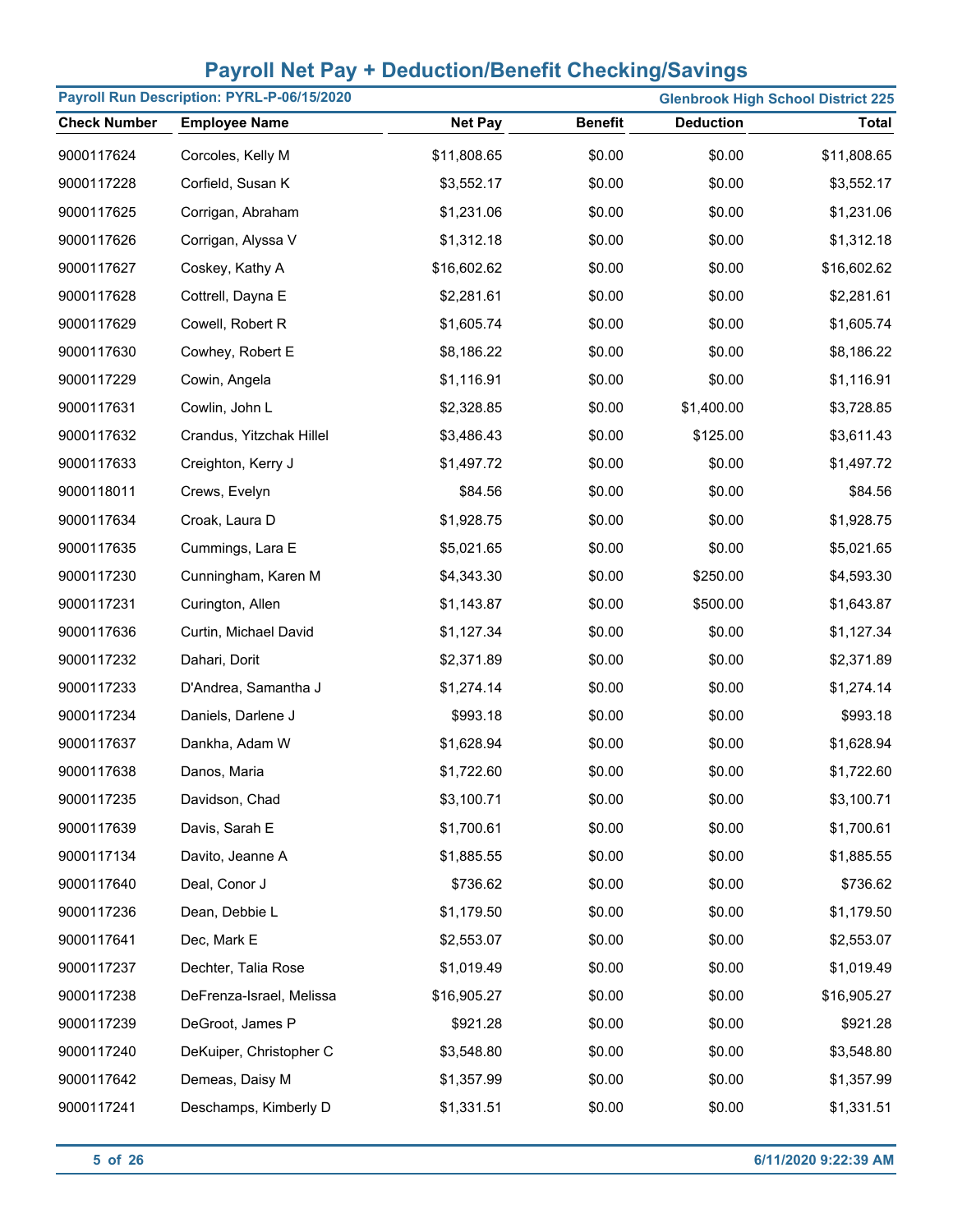# Payroll Net Pay + Deduction/Benefit Checking/Savings

**Payroll Run Description: PYRL-P-06/15/2020** | **Glenbrook High School District 225**

| Check Number | Employee Name | Net Pay | Benefit | Deduction | Total |
|---|---|---|---|---|---|
| 9000117624 | Corcoles, Kelly M | $11,808.65 | $0.00 | $0.00 | $11,808.65 |
| 9000117228 | Corfield, Susan K | $3,552.17 | $0.00 | $0.00 | $3,552.17 |
| 9000117625 | Corrigan, Abraham | $1,231.06 | $0.00 | $0.00 | $1,231.06 |
| 9000117626 | Corrigan, Alyssa V | $1,312.18 | $0.00 | $0.00 | $1,312.18 |
| 9000117627 | Coskey, Kathy A | $16,602.62 | $0.00 | $0.00 | $16,602.62 |
| 9000117628 | Cottrell, Dayna E | $2,281.61 | $0.00 | $0.00 | $2,281.61 |
| 9000117629 | Cowell, Robert R | $1,605.74 | $0.00 | $0.00 | $1,605.74 |
| 9000117630 | Cowhey, Robert E | $8,186.22 | $0.00 | $0.00 | $8,186.22 |
| 9000117229 | Cowin, Angela | $1,116.91 | $0.00 | $0.00 | $1,116.91 |
| 9000117631 | Cowlin, John L | $2,328.85 | $0.00 | $1,400.00 | $3,728.85 |
| 9000117632 | Crandus, Yitzchak Hillel | $3,486.43 | $0.00 | $125.00 | $3,611.43 |
| 9000117633 | Creighton, Kerry J | $1,497.72 | $0.00 | $0.00 | $1,497.72 |
| 9000118011 | Crews, Evelyn | $84.56 | $0.00 | $0.00 | $84.56 |
| 9000117634 | Croak, Laura D | $1,928.75 | $0.00 | $0.00 | $1,928.75 |
| 9000117635 | Cummings, Lara E | $5,021.65 | $0.00 | $0.00 | $5,021.65 |
| 9000117230 | Cunningham, Karen M | $4,343.30 | $0.00 | $250.00 | $4,593.30 |
| 9000117231 | Curington, Allen | $1,143.87 | $0.00 | $500.00 | $1,643.87 |
| 9000117636 | Curtin, Michael David | $1,127.34 | $0.00 | $0.00 | $1,127.34 |
| 9000117232 | Dahari, Dorit | $2,371.89 | $0.00 | $0.00 | $2,371.89 |
| 9000117233 | D'Andrea, Samantha J | $1,274.14 | $0.00 | $0.00 | $1,274.14 |
| 9000117234 | Daniels, Darlene J | $993.18 | $0.00 | $0.00 | $993.18 |
| 9000117637 | Dankha, Adam W | $1,628.94 | $0.00 | $0.00 | $1,628.94 |
| 9000117638 | Danos, Maria | $1,722.60 | $0.00 | $0.00 | $1,722.60 |
| 9000117235 | Davidson, Chad | $3,100.71 | $0.00 | $0.00 | $3,100.71 |
| 9000117639 | Davis, Sarah E | $1,700.61 | $0.00 | $0.00 | $1,700.61 |
| 9000117134 | Davito, Jeanne A | $1,885.55 | $0.00 | $0.00 | $1,885.55 |
| 9000117640 | Deal, Conor J | $736.62 | $0.00 | $0.00 | $736.62 |
| 9000117236 | Dean, Debbie L | $1,179.50 | $0.00 | $0.00 | $1,179.50 |
| 9000117641 | Dec, Mark E | $2,553.07 | $0.00 | $0.00 | $2,553.07 |
| 9000117237 | Dechter, Talia Rose | $1,019.49 | $0.00 | $0.00 | $1,019.49 |
| 9000117238 | DeFrenza-Israel, Melissa | $16,905.27 | $0.00 | $0.00 | $16,905.27 |
| 9000117239 | DeGroot, James P | $921.28 | $0.00 | $0.00 | $921.28 |
| 9000117240 | DeKuiper, Christopher C | $3,548.80 | $0.00 | $0.00 | $3,548.80 |
| 9000117642 | Demeas, Daisy M | $1,357.99 | $0.00 | $0.00 | $1,357.99 |
| 9000117241 | Deschamps, Kimberly D | $1,331.51 | $0.00 | $0.00 | $1,331.51 |

6/11/2020 9:22:39 AM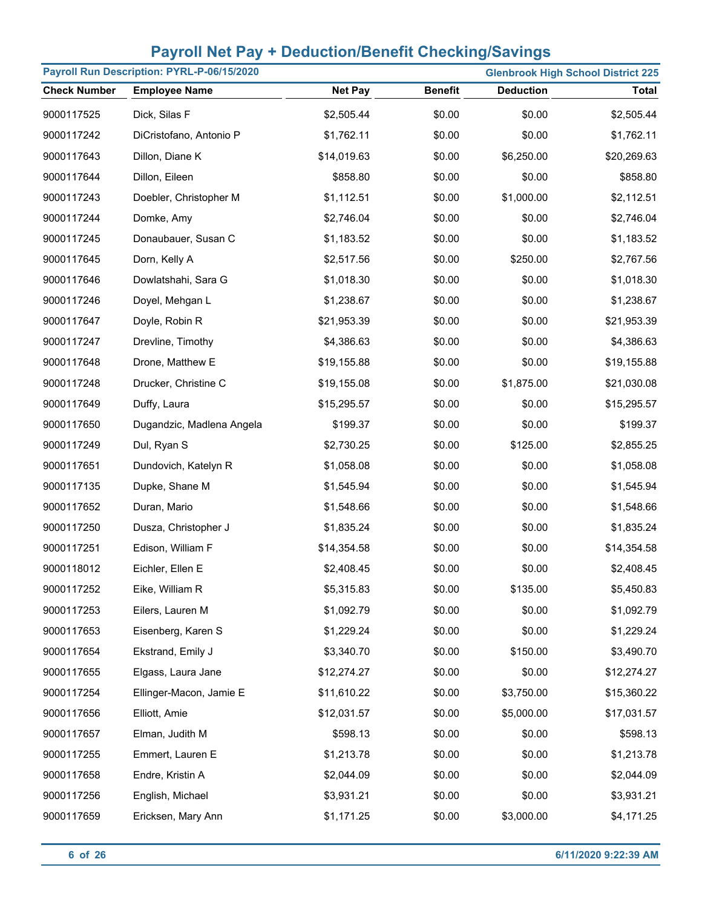# Payroll Net Pay + Deduction/Benefit Checking/Savings

**Payroll Run Description: PYRL-P-06/15/2020** | **Glenbrook High School District 225**

| Check Number | Employee Name | Net Pay | Benefit | Deduction | Total |
|---|---|---|---|---|---|
| 9000117525 | Dick, Silas F | $2,505.44 | $0.00 | $0.00 | $2,505.44 |
| 9000117242 | DiCristofano, Antonio P | $1,762.11 | $0.00 | $0.00 | $1,762.11 |
| 9000117643 | Dillon, Diane K | $14,019.63 | $0.00 | $6,250.00 | $20,269.63 |
| 9000117644 | Dillon, Eileen | $858.80 | $0.00 | $0.00 | $858.80 |
| 9000117243 | Doebler, Christopher M | $1,112.51 | $0.00 | $1,000.00 | $2,112.51 |
| 9000117244 | Domke, Amy | $2,746.04 | $0.00 | $0.00 | $2,746.04 |
| 9000117245 | Donaubauer, Susan C | $1,183.52 | $0.00 | $0.00 | $1,183.52 |
| 9000117645 | Dorn, Kelly A | $2,517.56 | $0.00 | $250.00 | $2,767.56 |
| 9000117646 | Dowlatshahi, Sara G | $1,018.30 | $0.00 | $0.00 | $1,018.30 |
| 9000117246 | Doyel, Mehgan L | $1,238.67 | $0.00 | $0.00 | $1,238.67 |
| 9000117647 | Doyle, Robin R | $21,953.39 | $0.00 | $0.00 | $21,953.39 |
| 9000117247 | Drevline, Timothy | $4,386.63 | $0.00 | $0.00 | $4,386.63 |
| 9000117648 | Drone, Matthew E | $19,155.88 | $0.00 | $0.00 | $19,155.88 |
| 9000117248 | Drucker, Christine C | $19,155.08 | $0.00 | $1,875.00 | $21,030.08 |
| 9000117649 | Duffy, Laura | $15,295.57 | $0.00 | $0.00 | $15,295.57 |
| 9000117650 | Dugandzic, Madlena Angela | $199.37 | $0.00 | $0.00 | $199.37 |
| 9000117249 | Dul, Ryan S | $2,730.25 | $0.00 | $125.00 | $2,855.25 |
| 9000117651 | Dundovich, Katelyn R | $1,058.08 | $0.00 | $0.00 | $1,058.08 |
| 9000117135 | Dupke, Shane M | $1,545.94 | $0.00 | $0.00 | $1,545.94 |
| 9000117652 | Duran, Mario | $1,548.66 | $0.00 | $0.00 | $1,548.66 |
| 9000117250 | Dusza, Christopher J | $1,835.24 | $0.00 | $0.00 | $1,835.24 |
| 9000117251 | Edison, William F | $14,354.58 | $0.00 | $0.00 | $14,354.58 |
| 9000118012 | Eichler, Ellen E | $2,408.45 | $0.00 | $0.00 | $2,408.45 |
| 9000117252 | Eike, William R | $5,315.83 | $0.00 | $135.00 | $5,450.83 |
| 9000117253 | Eilers, Lauren M | $1,092.79 | $0.00 | $0.00 | $1,092.79 |
| 9000117653 | Eisenberg, Karen S | $1,229.24 | $0.00 | $0.00 | $1,229.24 |
| 9000117654 | Ekstrand, Emily J | $3,340.70 | $0.00 | $150.00 | $3,490.70 |
| 9000117655 | Elgass, Laura Jane | $12,274.27 | $0.00 | $0.00 | $12,274.27 |
| 9000117254 | Ellinger-Macon, Jamie E | $11,610.22 | $0.00 | $3,750.00 | $15,360.22 |
| 9000117656 | Elliott, Amie | $12,031.57 | $0.00 | $5,000.00 | $17,031.57 |
| 9000117657 | Elman, Judith M | $598.13 | $0.00 | $0.00 | $598.13 |
| 9000117255 | Emmert, Lauren E | $1,213.78 | $0.00 | $0.00 | $1,213.78 |
| 9000117658 | Endre, Kristin A | $2,044.09 | $0.00 | $0.00 | $2,044.09 |
| 9000117256 | English, Michael | $3,931.21 | $0.00 | $0.00 | $3,931.21 |
| 9000117659 | Ericksen, Mary Ann | $1,171.25 | $0.00 | $3,000.00 | $4,171.25 |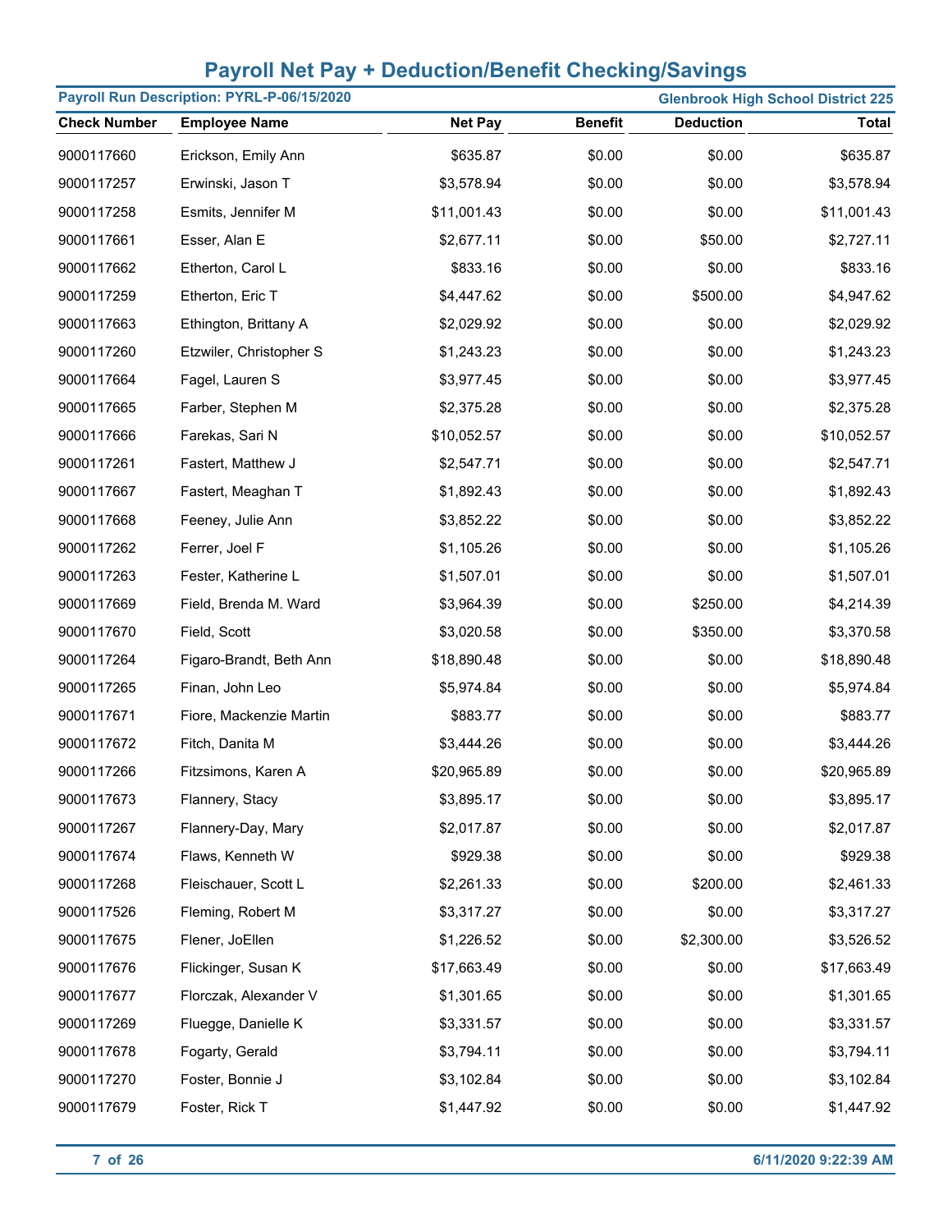# Payroll Net Pay + Deduction/Benefit Checking/Savings

**Payroll Run Description: PYRL-P-06/15/2020** | **Glenbrook High School District 225**

| Check Number | Employee Name | Net Pay | Benefit | Deduction | Total |
|---|---|---|---|---|---|
| 9000117660 | Erickson, Emily Ann | $635.87 | $0.00 | $0.00 | $635.87 |
| 9000117257 | Erwinski, Jason T | $3,578.94 | $0.00 | $0.00 | $3,578.94 |
| 9000117258 | Esmits, Jennifer M | $11,001.43 | $0.00 | $0.00 | $11,001.43 |
| 9000117661 | Esser, Alan E | $2,677.11 | $0.00 | $50.00 | $2,727.11 |
| 9000117662 | Etherton, Carol L | $833.16 | $0.00 | $0.00 | $833.16 |
| 9000117259 | Etherton, Eric T | $4,447.62 | $0.00 | $500.00 | $4,947.62 |
| 9000117663 | Ethington, Brittany A | $2,029.92 | $0.00 | $0.00 | $2,029.92 |
| 9000117260 | Etzwiler, Christopher S | $1,243.23 | $0.00 | $0.00 | $1,243.23 |
| 9000117664 | Fagel, Lauren S | $3,977.45 | $0.00 | $0.00 | $3,977.45 |
| 9000117665 | Farber, Stephen M | $2,375.28 | $0.00 | $0.00 | $2,375.28 |
| 9000117666 | Farekas, Sari N | $10,052.57 | $0.00 | $0.00 | $10,052.57 |
| 9000117261 | Fastert, Matthew J | $2,547.71 | $0.00 | $0.00 | $2,547.71 |
| 9000117667 | Fastert, Meaghan T | $1,892.43 | $0.00 | $0.00 | $1,892.43 |
| 9000117668 | Feeney, Julie Ann | $3,852.22 | $0.00 | $0.00 | $3,852.22 |
| 9000117262 | Ferrer, Joel F | $1,105.26 | $0.00 | $0.00 | $1,105.26 |
| 9000117263 | Fester, Katherine L | $1,507.01 | $0.00 | $0.00 | $1,507.01 |
| 9000117669 | Field, Brenda M. Ward | $3,964.39 | $0.00 | $250.00 | $4,214.39 |
| 9000117670 | Field, Scott | $3,020.58 | $0.00 | $350.00 | $3,370.58 |
| 9000117264 | Figaro-Brandt, Beth Ann | $18,890.48 | $0.00 | $0.00 | $18,890.48 |
| 9000117265 | Finan, John Leo | $5,974.84 | $0.00 | $0.00 | $5,974.84 |
| 9000117671 | Fiore, Mackenzie Martin | $883.77 | $0.00 | $0.00 | $883.77 |
| 9000117672 | Fitch, Danita M | $3,444.26 | $0.00 | $0.00 | $3,444.26 |
| 9000117266 | Fitzsimons, Karen A | $20,965.89 | $0.00 | $0.00 | $20,965.89 |
| 9000117673 | Flannery, Stacy | $3,895.17 | $0.00 | $0.00 | $3,895.17 |
| 9000117267 | Flannery-Day, Mary | $2,017.87 | $0.00 | $0.00 | $2,017.87 |
| 9000117674 | Flaws, Kenneth W | $929.38 | $0.00 | $0.00 | $929.38 |
| 9000117268 | Fleischauer, Scott L | $2,261.33 | $0.00 | $200.00 | $2,461.33 |
| 9000117526 | Fleming, Robert M | $3,317.27 | $0.00 | $0.00 | $3,317.27 |
| 9000117675 | Flener, JoEllen | $1,226.52 | $0.00 | $2,300.00 | $3,526.52 |
| 9000117676 | Flickinger, Susan K | $17,663.49 | $0.00 | $0.00 | $17,663.49 |
| 9000117677 | Florczak, Alexander V | $1,301.65 | $0.00 | $0.00 | $1,301.65 |
| 9000117269 | Fluegge, Danielle K | $3,331.57 | $0.00 | $0.00 | $3,331.57 |
| 9000117678 | Fogarty, Gerald | $3,794.11 | $0.00 | $0.00 | $3,794.11 |
| 9000117270 | Foster, Bonnie J | $3,102.84 | $0.00 | $0.00 | $3,102.84 |
| 9000117679 | Foster, Rick T | $1,447.92 | $0.00 | $0.00 | $1,447.92 |

6/11/2020 9:22:39 AM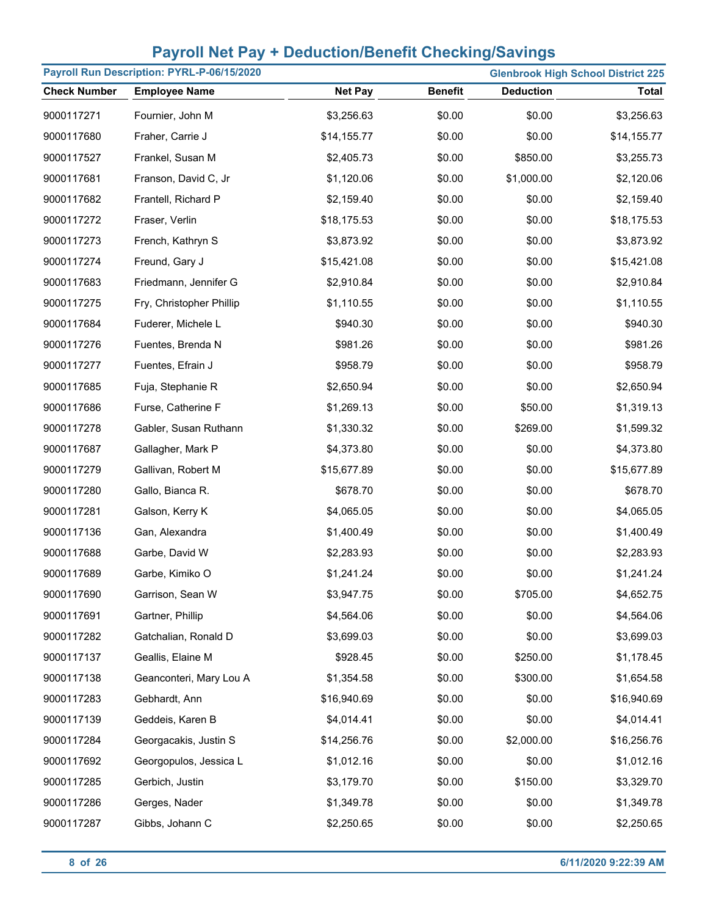## Payroll Net Pay + Deduction/Benefit Checking/Savings

**Payroll Run Description: PYRL-P-06/15/2020** | **Glenbrook High School District 225**

| Check Number | Employee Name | Net Pay | Benefit | Deduction | Total |
|---|---|---|---|---|---|
| 9000117271 | Fournier, John M | $3,256.63 | $0.00 | $0.00 | $3,256.63 |
| 9000117680 | Fraher, Carrie J | $14,155.77 | $0.00 | $0.00 | $14,155.77 |
| 9000117527 | Frankel, Susan M | $2,405.73 | $0.00 | $850.00 | $3,255.73 |
| 9000117681 | Franson, David C, Jr | $1,120.06 | $0.00 | $1,000.00 | $2,120.06 |
| 9000117682 | Frantell, Richard P | $2,159.40 | $0.00 | $0.00 | $2,159.40 |
| 9000117272 | Fraser, Verlin | $18,175.53 | $0.00 | $0.00 | $18,175.53 |
| 9000117273 | French, Kathryn S | $3,873.92 | $0.00 | $0.00 | $3,873.92 |
| 9000117274 | Freund, Gary J | $15,421.08 | $0.00 | $0.00 | $15,421.08 |
| 9000117683 | Friedmann, Jennifer G | $2,910.84 | $0.00 | $0.00 | $2,910.84 |
| 9000117275 | Fry, Christopher Phillip | $1,110.55 | $0.00 | $0.00 | $1,110.55 |
| 9000117684 | Fuderer, Michele L | $940.30 | $0.00 | $0.00 | $940.30 |
| 9000117276 | Fuentes, Brenda N | $981.26 | $0.00 | $0.00 | $981.26 |
| 9000117277 | Fuentes, Efrain J | $958.79 | $0.00 | $0.00 | $958.79 |
| 9000117685 | Fuja, Stephanie R | $2,650.94 | $0.00 | $0.00 | $2,650.94 |
| 9000117686 | Furse, Catherine F | $1,269.13 | $0.00 | $50.00 | $1,319.13 |
| 9000117278 | Gabler, Susan Ruthann | $1,330.32 | $0.00 | $269.00 | $1,599.32 |
| 9000117687 | Gallagher, Mark P | $4,373.80 | $0.00 | $0.00 | $4,373.80 |
| 9000117279 | Gallivan, Robert M | $15,677.89 | $0.00 | $0.00 | $15,677.89 |
| 9000117280 | Gallo, Bianca R. | $678.70 | $0.00 | $0.00 | $678.70 |
| 9000117281 | Galson, Kerry K | $4,065.05 | $0.00 | $0.00 | $4,065.05 |
| 9000117136 | Gan, Alexandra | $1,400.49 | $0.00 | $0.00 | $1,400.49 |
| 9000117688 | Garbe, David W | $2,283.93 | $0.00 | $0.00 | $2,283.93 |
| 9000117689 | Garbe, Kimiko O | $1,241.24 | $0.00 | $0.00 | $1,241.24 |
| 9000117690 | Garrison, Sean W | $3,947.75 | $0.00 | $705.00 | $4,652.75 |
| 9000117691 | Gartner, Phillip | $4,564.06 | $0.00 | $0.00 | $4,564.06 |
| 9000117282 | Gatchalian, Ronald D | $3,699.03 | $0.00 | $0.00 | $3,699.03 |
| 9000117137 | Geallis, Elaine M | $928.45 | $0.00 | $250.00 | $1,178.45 |
| 9000117138 | Geanconteri, Mary Lou A | $1,354.58 | $0.00 | $300.00 | $1,654.58 |
| 9000117283 | Gebhardt, Ann | $16,940.69 | $0.00 | $0.00 | $16,940.69 |
| 9000117139 | Geddeis, Karen B | $4,014.41 | $0.00 | $0.00 | $4,014.41 |
| 9000117284 | Georgacakis, Justin S | $14,256.76 | $0.00 | $2,000.00 | $16,256.76 |
| 9000117692 | Georgopulos, Jessica L | $1,012.16 | $0.00 | $0.00 | $1,012.16 |
| 9000117285 | Gerbich, Justin | $3,179.70 | $0.00 | $150.00 | $3,329.70 |
| 9000117286 | Gerges, Nader | $1,349.78 | $0.00 | $0.00 | $1,349.78 |
| 9000117287 | Gibbs, Johann C | $2,250.65 | $0.00 | $0.00 | $2,250.65 |

6/11/2020 9:22:39 AM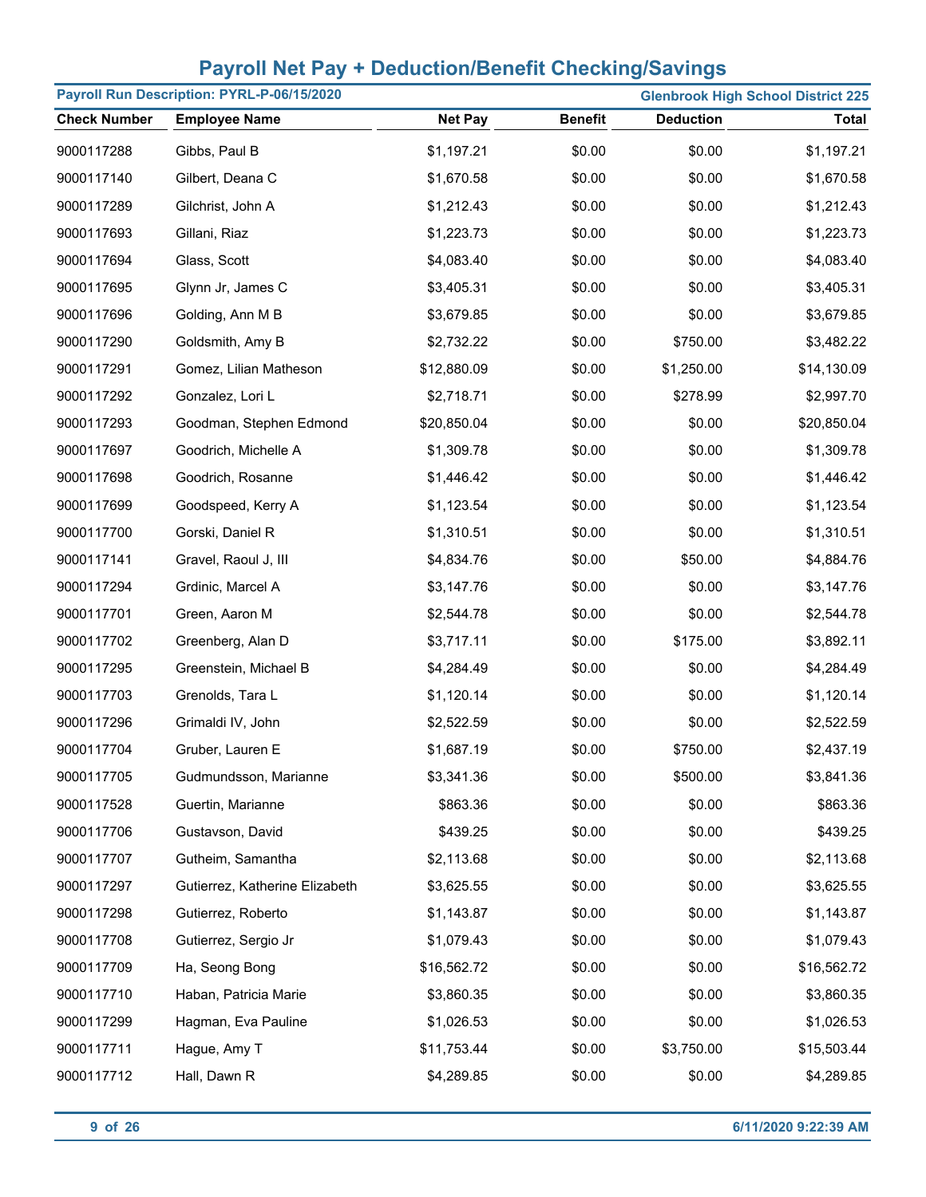# Payroll Net Pay + Deduction/Benefit Checking/Savings

**Payroll Run Description: PYRL-P-06/15/2020** | **Glenbrook High School District 225**

| Check Number | Employee Name | Net Pay | Benefit | Deduction | Total |
|---|---|---|---|---|---|
| 9000117288 | Gibbs, Paul B | $1,197.21 | $0.00 | $0.00 | $1,197.21 |
| 9000117140 | Gilbert, Deana C | $1,670.58 | $0.00 | $0.00 | $1,670.58 |
| 9000117289 | Gilchrist, John A | $1,212.43 | $0.00 | $0.00 | $1,212.43 |
| 9000117693 | Gillani, Riaz | $1,223.73 | $0.00 | $0.00 | $1,223.73 |
| 9000117694 | Glass, Scott | $4,083.40 | $0.00 | $0.00 | $4,083.40 |
| 9000117695 | Glynn Jr, James C | $3,405.31 | $0.00 | $0.00 | $3,405.31 |
| 9000117696 | Golding, Ann M B | $3,679.85 | $0.00 | $0.00 | $3,679.85 |
| 9000117290 | Goldsmith, Amy B | $2,732.22 | $0.00 | $750.00 | $3,482.22 |
| 9000117291 | Gomez, Lilian Matheson | $12,880.09 | $0.00 | $1,250.00 | $14,130.09 |
| 9000117292 | Gonzalez, Lori L | $2,718.71 | $0.00 | $278.99 | $2,997.70 |
| 9000117293 | Goodman, Stephen Edmond | $20,850.04 | $0.00 | $0.00 | $20,850.04 |
| 9000117697 | Goodrich, Michelle A | $1,309.78 | $0.00 | $0.00 | $1,309.78 |
| 9000117698 | Goodrich, Rosanne | $1,446.42 | $0.00 | $0.00 | $1,446.42 |
| 9000117699 | Goodspeed, Kerry A | $1,123.54 | $0.00 | $0.00 | $1,123.54 |
| 9000117700 | Gorski, Daniel R | $1,310.51 | $0.00 | $0.00 | $1,310.51 |
| 9000117141 | Gravel, Raoul J, III | $4,834.76 | $0.00 | $50.00 | $4,884.76 |
| 9000117294 | Grdinic, Marcel A | $3,147.76 | $0.00 | $0.00 | $3,147.76 |
| 9000117701 | Green, Aaron M | $2,544.78 | $0.00 | $0.00 | $2,544.78 |
| 9000117702 | Greenberg, Alan D | $3,717.11 | $0.00 | $175.00 | $3,892.11 |
| 9000117295 | Greenstein, Michael B | $4,284.49 | $0.00 | $0.00 | $4,284.49 |
| 9000117703 | Grenolds, Tara L | $1,120.14 | $0.00 | $0.00 | $1,120.14 |
| 9000117296 | Grimaldi IV, John | $2,522.59 | $0.00 | $0.00 | $2,522.59 |
| 9000117704 | Gruber, Lauren E | $1,687.19 | $0.00 | $750.00 | $2,437.19 |
| 9000117705 | Gudmundsson, Marianne | $3,341.36 | $0.00 | $500.00 | $3,841.36 |
| 9000117528 | Guertin, Marianne | $863.36 | $0.00 | $0.00 | $863.36 |
| 9000117706 | Gustavson, David | $439.25 | $0.00 | $0.00 | $439.25 |
| 9000117707 | Gutheim, Samantha | $2,113.68 | $0.00 | $0.00 | $2,113.68 |
| 9000117297 | Gutierrez, Katherine Elizabeth | $3,625.55 | $0.00 | $0.00 | $3,625.55 |
| 9000117298 | Gutierrez, Roberto | $1,143.87 | $0.00 | $0.00 | $1,143.87 |
| 9000117708 | Gutierrez, Sergio Jr | $1,079.43 | $0.00 | $0.00 | $1,079.43 |
| 9000117709 | Ha, Seong Bong | $16,562.72 | $0.00 | $0.00 | $16,562.72 |
| 9000117710 | Haban, Patricia Marie | $3,860.35 | $0.00 | $0.00 | $3,860.35 |
| 9000117299 | Hagman, Eva Pauline | $1,026.53 | $0.00 | $0.00 | $1,026.53 |
| 9000117711 | Hague, Amy T | $11,753.44 | $0.00 | $3,750.00 | $15,503.44 |
| 9000117712 | Hall, Dawn R | $4,289.85 | $0.00 | $0.00 | $4,289.85 |

6/11/2020 9:22:39 AM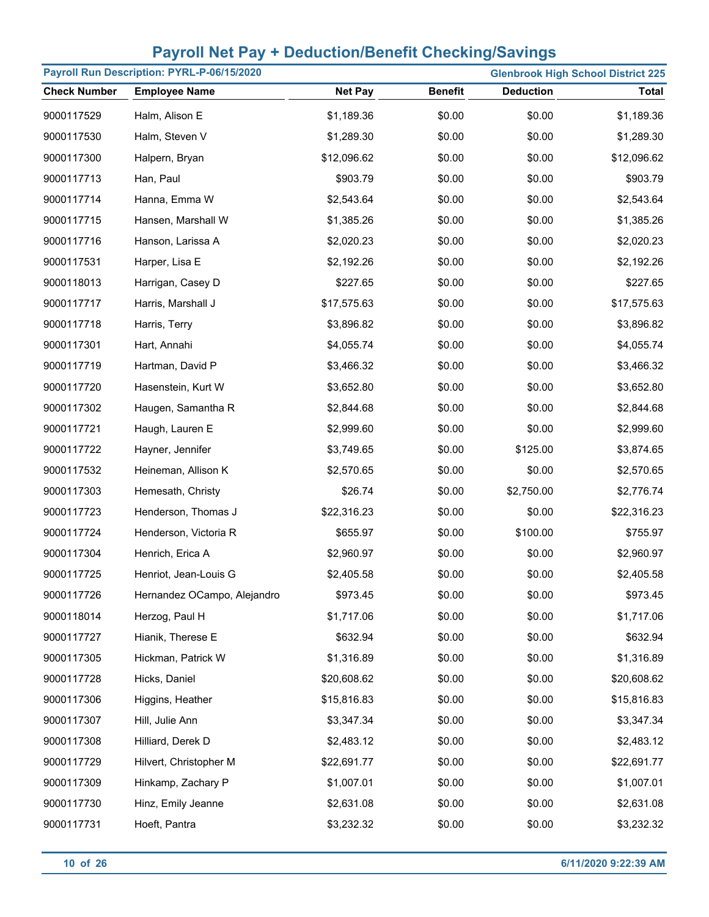# Payroll Net Pay + Deduction/Benefit Checking/Savings

**Payroll Run Description: PYRL-P-06/15/2020** | **Glenbrook High School District 225**

| Check Number | Employee Name | Net Pay | Benefit | Deduction | Total |
|---|---|---|---|---|---|
| 9000117529 | Halm, Alison E | $1,189.36 | $0.00 | $0.00 | $1,189.36 |
| 9000117530 | Halm, Steven V | $1,289.30 | $0.00 | $0.00 | $1,289.30 |
| 9000117300 | Halpern, Bryan | $12,096.62 | $0.00 | $0.00 | $12,096.62 |
| 9000117713 | Han, Paul | $903.79 | $0.00 | $0.00 | $903.79 |
| 9000117714 | Hanna, Emma W | $2,543.64 | $0.00 | $0.00 | $2,543.64 |
| 9000117715 | Hansen, Marshall W | $1,385.26 | $0.00 | $0.00 | $1,385.26 |
| 9000117716 | Hanson, Larissa A | $2,020.23 | $0.00 | $0.00 | $2,020.23 |
| 9000117531 | Harper, Lisa E | $2,192.26 | $0.00 | $0.00 | $2,192.26 |
| 9000118013 | Harrigan, Casey D | $227.65 | $0.00 | $0.00 | $227.65 |
| 9000117717 | Harris, Marshall J | $17,575.63 | $0.00 | $0.00 | $17,575.63 |
| 9000117718 | Harris, Terry | $3,896.82 | $0.00 | $0.00 | $3,896.82 |
| 9000117301 | Hart, Annahi | $4,055.74 | $0.00 | $0.00 | $4,055.74 |
| 9000117719 | Hartman, David P | $3,466.32 | $0.00 | $0.00 | $3,466.32 |
| 9000117720 | Hasenstein, Kurt W | $3,652.80 | $0.00 | $0.00 | $3,652.80 |
| 9000117302 | Haugen, Samantha R | $2,844.68 | $0.00 | $0.00 | $2,844.68 |
| 9000117721 | Haugh, Lauren E | $2,999.60 | $0.00 | $0.00 | $2,999.60 |
| 9000117722 | Hayner, Jennifer | $3,749.65 | $0.00 | $125.00 | $3,874.65 |
| 9000117532 | Heineman, Allison K | $2,570.65 | $0.00 | $0.00 | $2,570.65 |
| 9000117303 | Hemesath, Christy | $26.74 | $0.00 | $2,750.00 | $2,776.74 |
| 9000117723 | Henderson, Thomas J | $22,316.23 | $0.00 | $0.00 | $22,316.23 |
| 9000117724 | Henderson, Victoria R | $655.97 | $0.00 | $100.00 | $755.97 |
| 9000117304 | Henrich, Erica A | $2,960.97 | $0.00 | $0.00 | $2,960.97 |
| 9000117725 | Henriot, Jean-Louis G | $2,405.58 | $0.00 | $0.00 | $2,405.58 |
| 9000117726 | Hernandez OCampo, Alejandro | $973.45 | $0.00 | $0.00 | $973.45 |
| 9000118014 | Herzog, Paul H | $1,717.06 | $0.00 | $0.00 | $1,717.06 |
| 9000117727 | Hianik, Therese E | $632.94 | $0.00 | $0.00 | $632.94 |
| 9000117305 | Hickman, Patrick W | $1,316.89 | $0.00 | $0.00 | $1,316.89 |
| 9000117728 | Hicks, Daniel | $20,608.62 | $0.00 | $0.00 | $20,608.62 |
| 9000117306 | Higgins, Heather | $15,816.83 | $0.00 | $0.00 | $15,816.83 |
| 9000117307 | Hill, Julie Ann | $3,347.34 | $0.00 | $0.00 | $3,347.34 |
| 9000117308 | Hilliard, Derek D | $2,483.12 | $0.00 | $0.00 | $2,483.12 |
| 9000117729 | Hilvert, Christopher M | $22,691.77 | $0.00 | $0.00 | $22,691.77 |
| 9000117309 | Hinkamp, Zachary P | $1,007.01 | $0.00 | $0.00 | $1,007.01 |
| 9000117730 | Hinz, Emily Jeanne | $2,631.08 | $0.00 | $0.00 | $2,631.08 |
| 9000117731 | Hoeft, Pantra | $3,232.32 | $0.00 | $0.00 | $3,232.32 |

6/11/2020 9:22:39 AM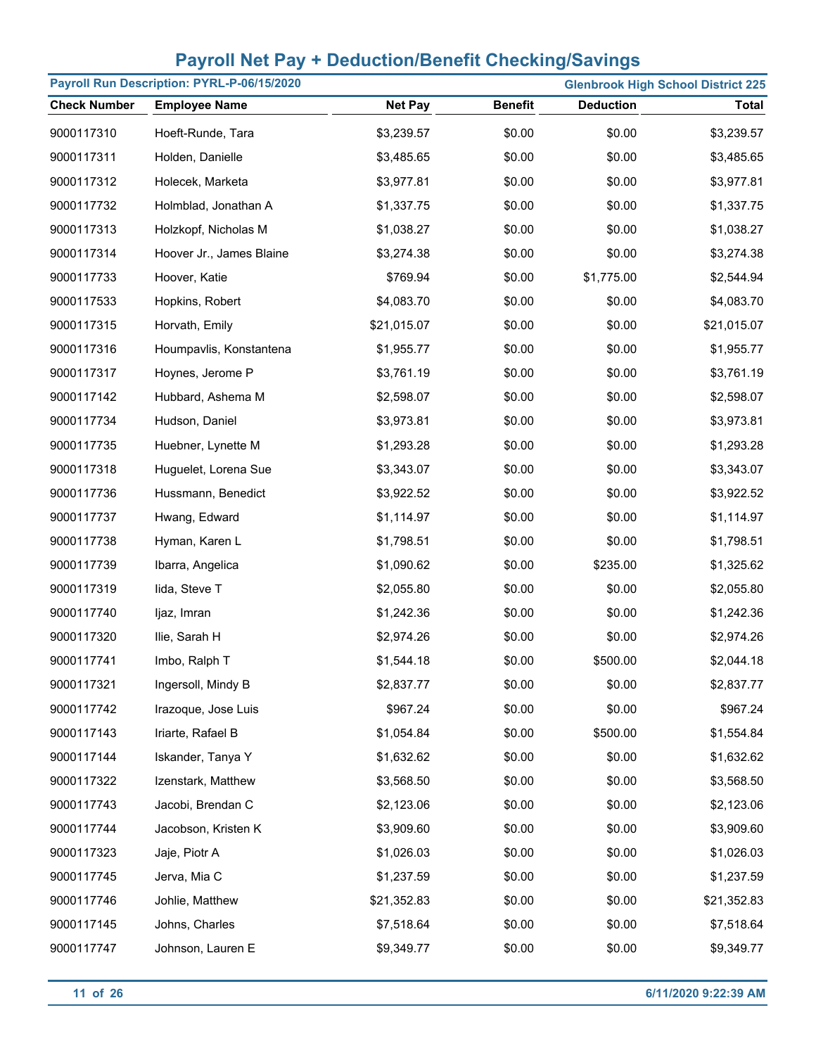# Payroll Net Pay + Deduction/Benefit Checking/Savings

**Payroll Run Description: PYRL-P-06/15/2020** | **Glenbrook High School District 225**

| Check Number | Employee Name | Net Pay | Benefit | Deduction | Total |
|---|---|---|---|---|---|
| 9000117310 | Hoeft-Runde, Tara | $3,239.57 | $0.00 | $0.00 | $3,239.57 |
| 9000117311 | Holden, Danielle | $3,485.65 | $0.00 | $0.00 | $3,485.65 |
| 9000117312 | Holecek, Marketa | $3,977.81 | $0.00 | $0.00 | $3,977.81 |
| 9000117732 | Holmblad, Jonathan A | $1,337.75 | $0.00 | $0.00 | $1,337.75 |
| 9000117313 | Holzkopf, Nicholas M | $1,038.27 | $0.00 | $0.00 | $1,038.27 |
| 9000117314 | Hoover Jr., James Blaine | $3,274.38 | $0.00 | $0.00 | $3,274.38 |
| 9000117733 | Hoover, Katie | $769.94 | $0.00 | $1,775.00 | $2,544.94 |
| 9000117533 | Hopkins, Robert | $4,083.70 | $0.00 | $0.00 | $4,083.70 |
| 9000117315 | Horvath, Emily | $21,015.07 | $0.00 | $0.00 | $21,015.07 |
| 9000117316 | Houmpavlis, Konstantena | $1,955.77 | $0.00 | $0.00 | $1,955.77 |
| 9000117317 | Hoynes, Jerome P | $3,761.19 | $0.00 | $0.00 | $3,761.19 |
| 9000117142 | Hubbard, Ashema M | $2,598.07 | $0.00 | $0.00 | $2,598.07 |
| 9000117734 | Hudson, Daniel | $3,973.81 | $0.00 | $0.00 | $3,973.81 |
| 9000117735 | Huebner, Lynette M | $1,293.28 | $0.00 | $0.00 | $1,293.28 |
| 9000117318 | Huguelet, Lorena Sue | $3,343.07 | $0.00 | $0.00 | $3,343.07 |
| 9000117736 | Hussmann, Benedict | $3,922.52 | $0.00 | $0.00 | $3,922.52 |
| 9000117737 | Hwang, Edward | $1,114.97 | $0.00 | $0.00 | $1,114.97 |
| 9000117738 | Hyman, Karen L | $1,798.51 | $0.00 | $0.00 | $1,798.51 |
| 9000117739 | Ibarra, Angelica | $1,090.62 | $0.00 | $235.00 | $1,325.62 |
| 9000117319 | Iida, Steve T | $2,055.80 | $0.00 | $0.00 | $2,055.80 |
| 9000117740 | Ijaz, Imran | $1,242.36 | $0.00 | $0.00 | $1,242.36 |
| 9000117320 | Ilie, Sarah H | $2,974.26 | $0.00 | $0.00 | $2,974.26 |
| 9000117741 | Imbo, Ralph T | $1,544.18 | $0.00 | $500.00 | $2,044.18 |
| 9000117321 | Ingersoll, Mindy B | $2,837.77 | $0.00 | $0.00 | $2,837.77 |
| 9000117742 | Irazoque, Jose Luis | $967.24 | $0.00 | $0.00 | $967.24 |
| 9000117143 | Iriarte, Rafael B | $1,054.84 | $0.00 | $500.00 | $1,554.84 |
| 9000117144 | Iskander, Tanya Y | $1,632.62 | $0.00 | $0.00 | $1,632.62 |
| 9000117322 | Izenstark, Matthew | $3,568.50 | $0.00 | $0.00 | $3,568.50 |
| 9000117743 | Jacobi, Brendan C | $2,123.06 | $0.00 | $0.00 | $2,123.06 |
| 9000117744 | Jacobson, Kristen K | $3,909.60 | $0.00 | $0.00 | $3,909.60 |
| 9000117323 | Jaje, Piotr A | $1,026.03 | $0.00 | $0.00 | $1,026.03 |
| 9000117745 | Jerva, Mia C | $1,237.59 | $0.00 | $0.00 | $1,237.59 |
| 9000117746 | Johlie, Matthew | $21,352.83 | $0.00 | $0.00 | $21,352.83 |
| 9000117145 | Johns, Charles | $7,518.64 | $0.00 | $0.00 | $7,518.64 |
| 9000117747 | Johnson, Lauren E | $9,349.77 | $0.00 | $0.00 | $9,349.77 |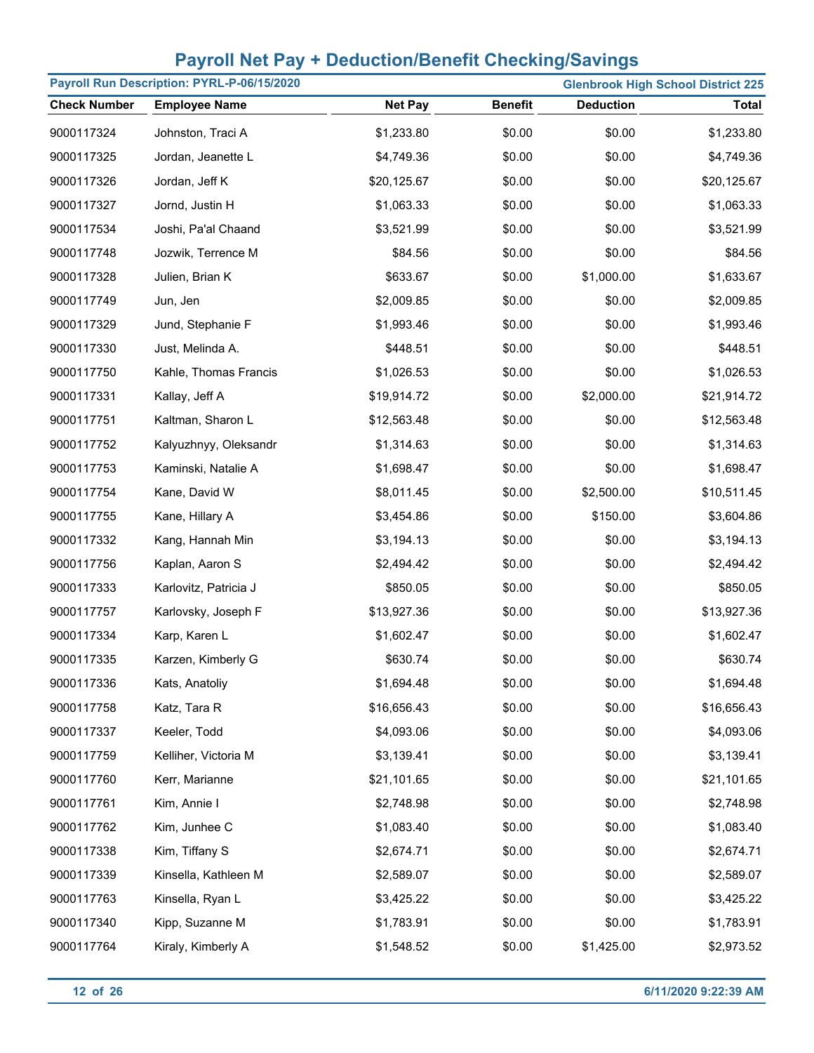# Payroll Net Pay + Deduction/Benefit Checking/Savings

**Payroll Run Description: PYRL-P-06/15/2020** | **Glenbrook High School District 225**

| Check Number | Employee Name | Net Pay | Benefit | Deduction | Total |
|---|---|---|---|---|---|
| 9000117324 | Johnston, Traci A | $1,233.80 | $0.00 | $0.00 | $1,233.80 |
| 9000117325 | Jordan, Jeanette L | $4,749.36 | $0.00 | $0.00 | $4,749.36 |
| 9000117326 | Jordan, Jeff K | $20,125.67 | $0.00 | $0.00 | $20,125.67 |
| 9000117327 | Jornd, Justin H | $1,063.33 | $0.00 | $0.00 | $1,063.33 |
| 9000117534 | Joshi, Pa'al Chaand | $3,521.99 | $0.00 | $0.00 | $3,521.99 |
| 9000117748 | Jozwik, Terrence M | $84.56 | $0.00 | $0.00 | $84.56 |
| 9000117328 | Julien, Brian K | $633.67 | $0.00 | $1,000.00 | $1,633.67 |
| 9000117749 | Jun, Jen | $2,009.85 | $0.00 | $0.00 | $2,009.85 |
| 9000117329 | Jund, Stephanie F | $1,993.46 | $0.00 | $0.00 | $1,993.46 |
| 9000117330 | Just, Melinda A. | $448.51 | $0.00 | $0.00 | $448.51 |
| 9000117750 | Kahle, Thomas Francis | $1,026.53 | $0.00 | $0.00 | $1,026.53 |
| 9000117331 | Kallay, Jeff A | $19,914.72 | $0.00 | $2,000.00 | $21,914.72 |
| 9000117751 | Kaltman, Sharon L | $12,563.48 | $0.00 | $0.00 | $12,563.48 |
| 9000117752 | Kalyuzhnyy, Oleksandr | $1,314.63 | $0.00 | $0.00 | $1,314.63 |
| 9000117753 | Kaminski, Natalie A | $1,698.47 | $0.00 | $0.00 | $1,698.47 |
| 9000117754 | Kane, David W | $8,011.45 | $0.00 | $2,500.00 | $10,511.45 |
| 9000117755 | Kane, Hillary A | $3,454.86 | $0.00 | $150.00 | $3,604.86 |
| 9000117332 | Kang, Hannah Min | $3,194.13 | $0.00 | $0.00 | $3,194.13 |
| 9000117756 | Kaplan, Aaron S | $2,494.42 | $0.00 | $0.00 | $2,494.42 |
| 9000117333 | Karlovitz, Patricia J | $850.05 | $0.00 | $0.00 | $850.05 |
| 9000117757 | Karlovsky, Joseph F | $13,927.36 | $0.00 | $0.00 | $13,927.36 |
| 9000117334 | Karp, Karen L | $1,602.47 | $0.00 | $0.00 | $1,602.47 |
| 9000117335 | Karzen, Kimberly G | $630.74 | $0.00 | $0.00 | $630.74 |
| 9000117336 | Kats, Anatoliy | $1,694.48 | $0.00 | $0.00 | $1,694.48 |
| 9000117758 | Katz, Tara R | $16,656.43 | $0.00 | $0.00 | $16,656.43 |
| 9000117337 | Keeler, Todd | $4,093.06 | $0.00 | $0.00 | $4,093.06 |
| 9000117759 | Kelliher, Victoria M | $3,139.41 | $0.00 | $0.00 | $3,139.41 |
| 9000117760 | Kerr, Marianne | $21,101.65 | $0.00 | $0.00 | $21,101.65 |
| 9000117761 | Kim, Annie I | $2,748.98 | $0.00 | $0.00 | $2,748.98 |
| 9000117762 | Kim, Junhee C | $1,083.40 | $0.00 | $0.00 | $1,083.40 |
| 9000117338 | Kim, Tiffany S | $2,674.71 | $0.00 | $0.00 | $2,674.71 |
| 9000117339 | Kinsella, Kathleen M | $2,589.07 | $0.00 | $0.00 | $2,589.07 |
| 9000117763 | Kinsella, Ryan L | $3,425.22 | $0.00 | $0.00 | $3,425.22 |
| 9000117340 | Kipp, Suzanne M | $1,783.91 | $0.00 | $0.00 | $1,783.91 |
| 9000117764 | Kiraly, Kimberly A | $1,548.52 | $0.00 | $1,425.00 | $2,973.52 |

6/11/2020 9:22:39 AM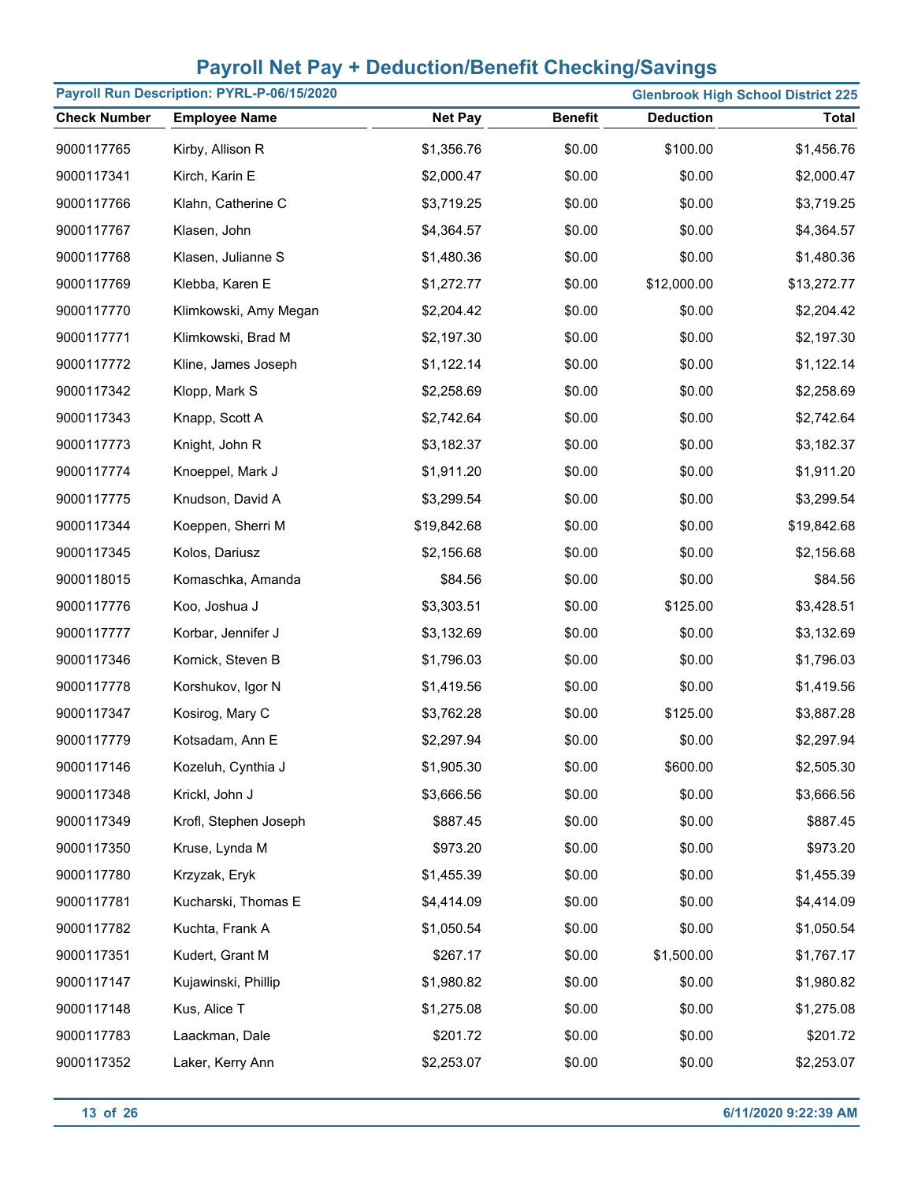# Payroll Net Pay + Deduction/Benefit Checking/Savings

**Payroll Run Description: PYRL-P-06/15/2020** | **Glenbrook High School District 225**

| Check Number | Employee Name | Net Pay | Benefit | Deduction | Total |
|---|---|---|---|---|---|
| 9000117765 | Kirby, Allison R | $1,356.76 | $0.00 | $100.00 | $1,456.76 |
| 9000117341 | Kirch, Karin E | $2,000.47 | $0.00 | $0.00 | $2,000.47 |
| 9000117766 | Klahn, Catherine C | $3,719.25 | $0.00 | $0.00 | $3,719.25 |
| 9000117767 | Klasen, John | $4,364.57 | $0.00 | $0.00 | $4,364.57 |
| 9000117768 | Klasen, Julianne S | $1,480.36 | $0.00 | $0.00 | $1,480.36 |
| 9000117769 | Klebba, Karen E | $1,272.77 | $0.00 | $12,000.00 | $13,272.77 |
| 9000117770 | Klimkowski, Amy Megan | $2,204.42 | $0.00 | $0.00 | $2,204.42 |
| 9000117771 | Klimkowski, Brad M | $2,197.30 | $0.00 | $0.00 | $2,197.30 |
| 9000117772 | Kline, James Joseph | $1,122.14 | $0.00 | $0.00 | $1,122.14 |
| 9000117342 | Klopp, Mark S | $2,258.69 | $0.00 | $0.00 | $2,258.69 |
| 9000117343 | Knapp, Scott A | $2,742.64 | $0.00 | $0.00 | $2,742.64 |
| 9000117773 | Knight, John R | $3,182.37 | $0.00 | $0.00 | $3,182.37 |
| 9000117774 | Knoeppel, Mark J | $1,911.20 | $0.00 | $0.00 | $1,911.20 |
| 9000117775 | Knudson, David A | $3,299.54 | $0.00 | $0.00 | $3,299.54 |
| 9000117344 | Koeppen, Sherri M | $19,842.68 | $0.00 | $0.00 | $19,842.68 |
| 9000117345 | Kolos, Dariusz | $2,156.68 | $0.00 | $0.00 | $2,156.68 |
| 9000118015 | Komaschka, Amanda | $84.56 | $0.00 | $0.00 | $84.56 |
| 9000117776 | Koo, Joshua J | $3,303.51 | $0.00 | $125.00 | $3,428.51 |
| 9000117777 | Korbar, Jennifer J | $3,132.69 | $0.00 | $0.00 | $3,132.69 |
| 9000117346 | Kornick, Steven B | $1,796.03 | $0.00 | $0.00 | $1,796.03 |
| 9000117778 | Korshukov, Igor N | $1,419.56 | $0.00 | $0.00 | $1,419.56 |
| 9000117347 | Kosirog, Mary C | $3,762.28 | $0.00 | $125.00 | $3,887.28 |
| 9000117779 | Kotsadam, Ann E | $2,297.94 | $0.00 | $0.00 | $2,297.94 |
| 9000117146 | Kozeluh, Cynthia J | $1,905.30 | $0.00 | $600.00 | $2,505.30 |
| 9000117348 | Krickl, John J | $3,666.56 | $0.00 | $0.00 | $3,666.56 |
| 9000117349 | Krofl, Stephen Joseph | $887.45 | $0.00 | $0.00 | $887.45 |
| 9000117350 | Kruse, Lynda M | $973.20 | $0.00 | $0.00 | $973.20 |
| 9000117780 | Krzyzak, Eryk | $1,455.39 | $0.00 | $0.00 | $1,455.39 |
| 9000117781 | Kucharski, Thomas E | $4,414.09 | $0.00 | $0.00 | $4,414.09 |
| 9000117782 | Kuchta, Frank A | $1,050.54 | $0.00 | $0.00 | $1,050.54 |
| 9000117351 | Kudert, Grant M | $267.17 | $0.00 | $1,500.00 | $1,767.17 |
| 9000117147 | Kujawinski, Phillip | $1,980.82 | $0.00 | $0.00 | $1,980.82 |
| 9000117148 | Kus, Alice T | $1,275.08 | $0.00 | $0.00 | $1,275.08 |
| 9000117783 | Laackman, Dale | $201.72 | $0.00 | $0.00 | $201.72 |
| 9000117352 | Laker, Kerry Ann | $2,253.07 | $0.00 | $0.00 | $2,253.07 |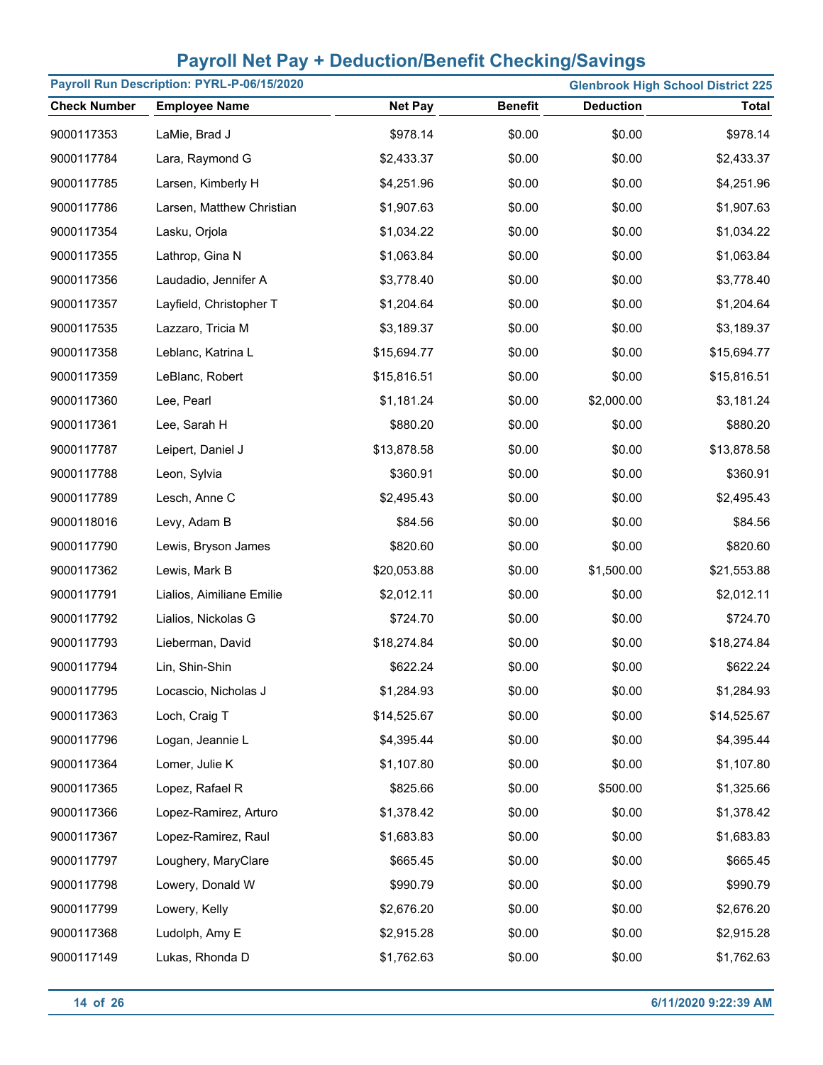# Payroll Net Pay + Deduction/Benefit Checking/Savings

**Payroll Run Description: PYRL-P-06/15/2020** | **Glenbrook High School District 225**

| Check Number | Employee Name | Net Pay | Benefit | Deduction | Total |
|---|---|---|---|---|---|
| 9000117353 | LaMie, Brad J | $978.14 | $0.00 | $0.00 | $978.14 |
| 9000117784 | Lara, Raymond G | $2,433.37 | $0.00 | $0.00 | $2,433.37 |
| 9000117785 | Larsen, Kimberly H | $4,251.96 | $0.00 | $0.00 | $4,251.96 |
| 9000117786 | Larsen, Matthew Christian | $1,907.63 | $0.00 | $0.00 | $1,907.63 |
| 9000117354 | Lasku, Orjola | $1,034.22 | $0.00 | $0.00 | $1,034.22 |
| 9000117355 | Lathrop, Gina N | $1,063.84 | $0.00 | $0.00 | $1,063.84 |
| 9000117356 | Laudadio, Jennifer A | $3,778.40 | $0.00 | $0.00 | $3,778.40 |
| 9000117357 | Layfield, Christopher T | $1,204.64 | $0.00 | $0.00 | $1,204.64 |
| 9000117535 | Lazzaro, Tricia M | $3,189.37 | $0.00 | $0.00 | $3,189.37 |
| 9000117358 | Leblanc, Katrina L | $15,694.77 | $0.00 | $0.00 | $15,694.77 |
| 9000117359 | LeBlanc, Robert | $15,816.51 | $0.00 | $0.00 | $15,816.51 |
| 9000117360 | Lee, Pearl | $1,181.24 | $0.00 | $2,000.00 | $3,181.24 |
| 9000117361 | Lee, Sarah H | $880.20 | $0.00 | $0.00 | $880.20 |
| 9000117787 | Leipert, Daniel J | $13,878.58 | $0.00 | $0.00 | $13,878.58 |
| 9000117788 | Leon, Sylvia | $360.91 | $0.00 | $0.00 | $360.91 |
| 9000117789 | Lesch, Anne C | $2,495.43 | $0.00 | $0.00 | $2,495.43 |
| 9000118016 | Levy, Adam B | $84.56 | $0.00 | $0.00 | $84.56 |
| 9000117790 | Lewis, Bryson James | $820.60 | $0.00 | $0.00 | $820.60 |
| 9000117362 | Lewis, Mark B | $20,053.88 | $0.00 | $1,500.00 | $21,553.88 |
| 9000117791 | Lialios, Aimiliane Emilie | $2,012.11 | $0.00 | $0.00 | $2,012.11 |
| 9000117792 | Lialios, Nickolas G | $724.70 | $0.00 | $0.00 | $724.70 |
| 9000117793 | Lieberman, David | $18,274.84 | $0.00 | $0.00 | $18,274.84 |
| 9000117794 | Lin, Shin-Shin | $622.24 | $0.00 | $0.00 | $622.24 |
| 9000117795 | Locascio, Nicholas J | $1,284.93 | $0.00 | $0.00 | $1,284.93 |
| 9000117363 | Loch, Craig T | $14,525.67 | $0.00 | $0.00 | $14,525.67 |
| 9000117796 | Logan, Jeannie L | $4,395.44 | $0.00 | $0.00 | $4,395.44 |
| 9000117364 | Lomer, Julie K | $1,107.80 | $0.00 | $0.00 | $1,107.80 |
| 9000117365 | Lopez, Rafael R | $825.66 | $0.00 | $500.00 | $1,325.66 |
| 9000117366 | Lopez-Ramirez, Arturo | $1,378.42 | $0.00 | $0.00 | $1,378.42 |
| 9000117367 | Lopez-Ramirez, Raul | $1,683.83 | $0.00 | $0.00 | $1,683.83 |
| 9000117797 | Loughery, MaryClare | $665.45 | $0.00 | $0.00 | $665.45 |
| 9000117798 | Lowery, Donald W | $990.79 | $0.00 | $0.00 | $990.79 |
| 9000117799 | Lowery, Kelly | $2,676.20 | $0.00 | $0.00 | $2,676.20 |
| 9000117368 | Ludolph, Amy E | $2,915.28 | $0.00 | $0.00 | $2,915.28 |
| 9000117149 | Lukas, Rhonda D | $1,762.63 | $0.00 | $0.00 | $1,762.63 |

6/11/2020 9:22:39 AM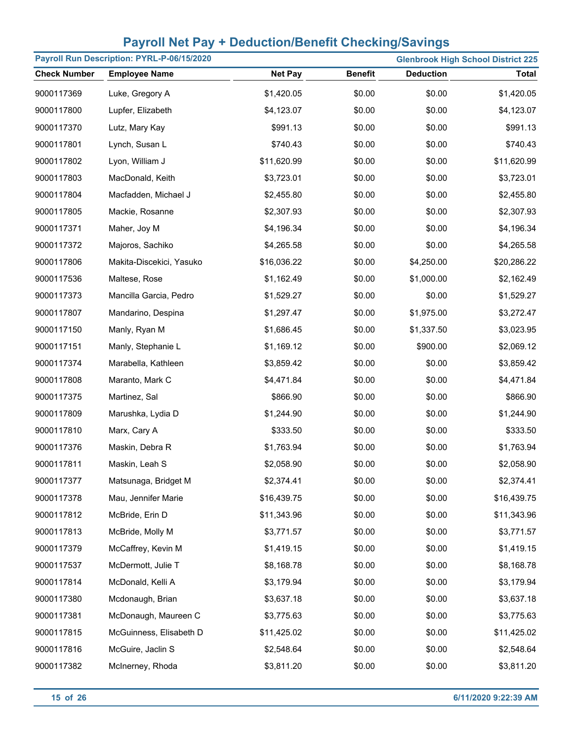# Payroll Net Pay + Deduction/Benefit Checking/Savings

**Payroll Run Description: PYRL-P-06/15/2020** | **Glenbrook High School District 225**

| Check Number | Employee Name | Net Pay | Benefit | Deduction | Total |
|---|---|---|---|---|---|
| 9000117369 | Luke, Gregory A | $1,420.05 | $0.00 | $0.00 | $1,420.05 |
| 9000117800 | Lupfer, Elizabeth | $4,123.07 | $0.00 | $0.00 | $4,123.07 |
| 9000117370 | Lutz, Mary Kay | $991.13 | $0.00 | $0.00 | $991.13 |
| 9000117801 | Lynch, Susan L | $740.43 | $0.00 | $0.00 | $740.43 |
| 9000117802 | Lyon, William J | $11,620.99 | $0.00 | $0.00 | $11,620.99 |
| 9000117803 | MacDonald, Keith | $3,723.01 | $0.00 | $0.00 | $3,723.01 |
| 9000117804 | Macfadden, Michael J | $2,455.80 | $0.00 | $0.00 | $2,455.80 |
| 9000117805 | Mackie, Rosanne | $2,307.93 | $0.00 | $0.00 | $2,307.93 |
| 9000117371 | Maher, Joy M | $4,196.34 | $0.00 | $0.00 | $4,196.34 |
| 9000117372 | Majoros, Sachiko | $4,265.58 | $0.00 | $0.00 | $4,265.58 |
| 9000117806 | Makita-Discekici, Yasuko | $16,036.22 | $0.00 | $4,250.00 | $20,286.22 |
| 9000117536 | Maltese, Rose | $1,162.49 | $0.00 | $1,000.00 | $2,162.49 |
| 9000117373 | Mancilla Garcia, Pedro | $1,529.27 | $0.00 | $0.00 | $1,529.27 |
| 9000117807 | Mandarino, Despina | $1,297.47 | $0.00 | $1,975.00 | $3,272.47 |
| 9000117150 | Manly, Ryan M | $1,686.45 | $0.00 | $1,337.50 | $3,023.95 |
| 9000117151 | Manly, Stephanie L | $1,169.12 | $0.00 | $900.00 | $2,069.12 |
| 9000117374 | Marabella, Kathleen | $3,859.42 | $0.00 | $0.00 | $3,859.42 |
| 9000117808 | Maranto, Mark C | $4,471.84 | $0.00 | $0.00 | $4,471.84 |
| 9000117375 | Martinez, Sal | $866.90 | $0.00 | $0.00 | $866.90 |
| 9000117809 | Marushka, Lydia D | $1,244.90 | $0.00 | $0.00 | $1,244.90 |
| 9000117810 | Marx, Cary A | $333.50 | $0.00 | $0.00 | $333.50 |
| 9000117376 | Maskin, Debra R | $1,763.94 | $0.00 | $0.00 | $1,763.94 |
| 9000117811 | Maskin, Leah S | $2,058.90 | $0.00 | $0.00 | $2,058.90 |
| 9000117377 | Matsunaga, Bridget M | $2,374.41 | $0.00 | $0.00 | $2,374.41 |
| 9000117378 | Mau, Jennifer Marie | $16,439.75 | $0.00 | $0.00 | $16,439.75 |
| 9000117812 | McBride, Erin D | $11,343.96 | $0.00 | $0.00 | $11,343.96 |
| 9000117813 | McBride, Molly M | $3,771.57 | $0.00 | $0.00 | $3,771.57 |
| 9000117379 | McCaffrey, Kevin M | $1,419.15 | $0.00 | $0.00 | $1,419.15 |
| 9000117537 | McDermott, Julie T | $8,168.78 | $0.00 | $0.00 | $8,168.78 |
| 9000117814 | McDonald, Kelli A | $3,179.94 | $0.00 | $0.00 | $3,179.94 |
| 9000117380 | Mcdonaugh, Brian | $3,637.18 | $0.00 | $0.00 | $3,637.18 |
| 9000117381 | McDonaugh, Maureen C | $3,775.63 | $0.00 | $0.00 | $3,775.63 |
| 9000117815 | McGuinness, Elisabeth D | $11,425.02 | $0.00 | $0.00 | $11,425.02 |
| 9000117816 | McGuire, Jaclin S | $2,548.64 | $0.00 | $0.00 | $2,548.64 |
| 9000117382 | McInerney, Rhoda | $3,811.20 | $0.00 | $0.00 | $3,811.20 |

6/11/2020 9:22:39 AM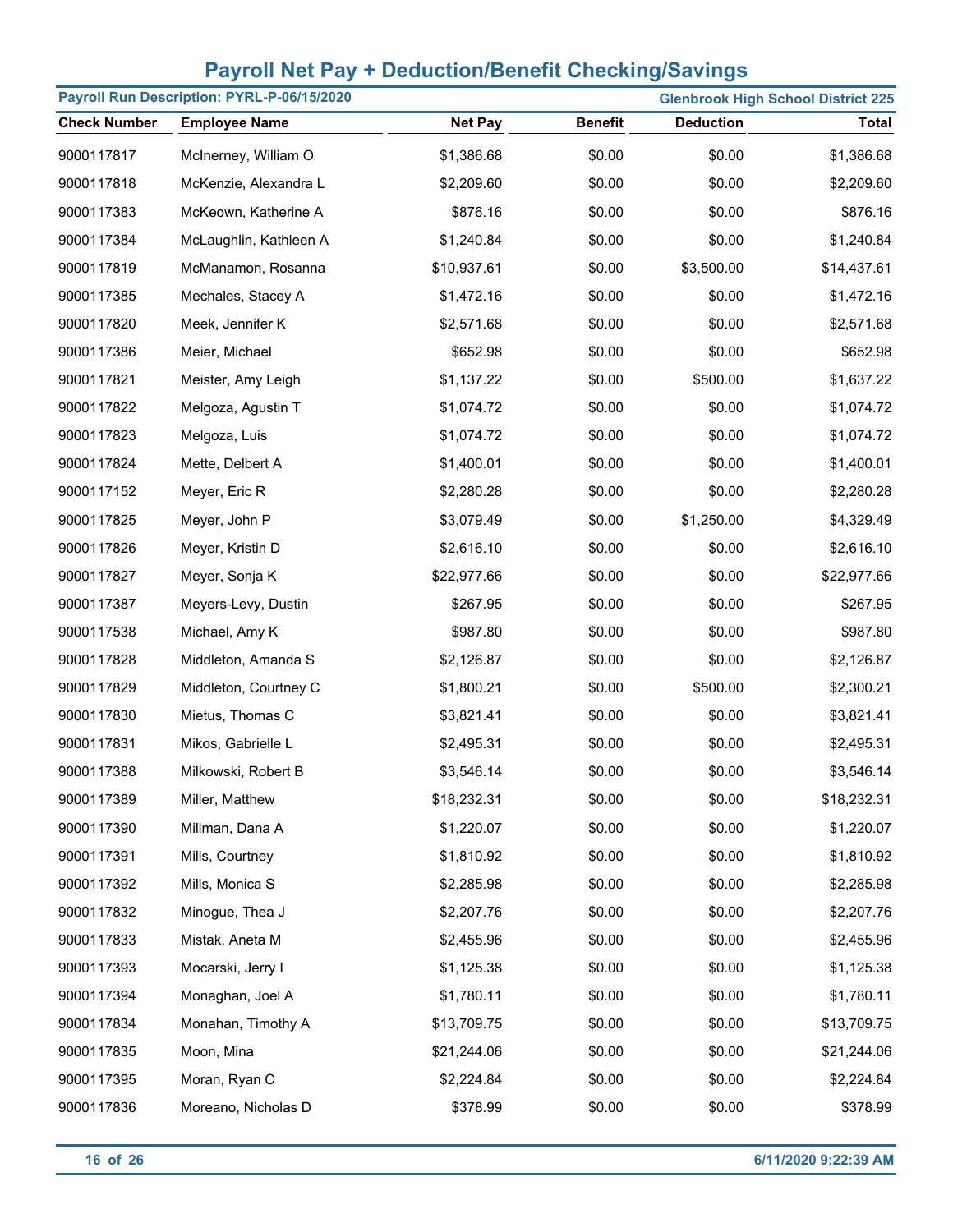# Payroll Net Pay + Deduction/Benefit Checking/Savings

**Payroll Run Description: PYRL-P-06/15/2020** | **Glenbrook High School District 225**

| Check Number | Employee Name | Net Pay | Benefit | Deduction | Total |
|---|---|---|---|---|---|
| 9000117817 | McInerney, William O | $1,386.68 | $0.00 | $0.00 | $1,386.68 |
| 9000117818 | McKenzie, Alexandra L | $2,209.60 | $0.00 | $0.00 | $2,209.60 |
| 9000117383 | McKeown, Katherine A | $876.16 | $0.00 | $0.00 | $876.16 |
| 9000117384 | McLaughlin, Kathleen A | $1,240.84 | $0.00 | $0.00 | $1,240.84 |
| 9000117819 | McManamon, Rosanna | $10,937.61 | $0.00 | $3,500.00 | $14,437.61 |
| 9000117385 | Mechales, Stacey A | $1,472.16 | $0.00 | $0.00 | $1,472.16 |
| 9000117820 | Meek, Jennifer K | $2,571.68 | $0.00 | $0.00 | $2,571.68 |
| 9000117386 | Meier, Michael | $652.98 | $0.00 | $0.00 | $652.98 |
| 9000117821 | Meister, Amy Leigh | $1,137.22 | $0.00 | $500.00 | $1,637.22 |
| 9000117822 | Melgoza, Agustin T | $1,074.72 | $0.00 | $0.00 | $1,074.72 |
| 9000117823 | Melgoza, Luis | $1,074.72 | $0.00 | $0.00 | $1,074.72 |
| 9000117824 | Mette, Delbert A | $1,400.01 | $0.00 | $0.00 | $1,400.01 |
| 9000117152 | Meyer, Eric R | $2,280.28 | $0.00 | $0.00 | $2,280.28 |
| 9000117825 | Meyer, John P | $3,079.49 | $0.00 | $1,250.00 | $4,329.49 |
| 9000117826 | Meyer, Kristin D | $2,616.10 | $0.00 | $0.00 | $2,616.10 |
| 9000117827 | Meyer, Sonja K | $22,977.66 | $0.00 | $0.00 | $22,977.66 |
| 9000117387 | Meyers-Levy, Dustin | $267.95 | $0.00 | $0.00 | $267.95 |
| 9000117538 | Michael, Amy K | $987.80 | $0.00 | $0.00 | $987.80 |
| 9000117828 | Middleton, Amanda S | $2,126.87 | $0.00 | $0.00 | $2,126.87 |
| 9000117829 | Middleton, Courtney C | $1,800.21 | $0.00 | $500.00 | $2,300.21 |
| 9000117830 | Mietus, Thomas C | $3,821.41 | $0.00 | $0.00 | $3,821.41 |
| 9000117831 | Mikos, Gabrielle L | $2,495.31 | $0.00 | $0.00 | $2,495.31 |
| 9000117388 | Milkowski, Robert B | $3,546.14 | $0.00 | $0.00 | $3,546.14 |
| 9000117389 | Miller, Matthew | $18,232.31 | $0.00 | $0.00 | $18,232.31 |
| 9000117390 | Millman, Dana A | $1,220.07 | $0.00 | $0.00 | $1,220.07 |
| 9000117391 | Mills, Courtney | $1,810.92 | $0.00 | $0.00 | $1,810.92 |
| 9000117392 | Mills, Monica S | $2,285.98 | $0.00 | $0.00 | $2,285.98 |
| 9000117832 | Minogue, Thea J | $2,207.76 | $0.00 | $0.00 | $2,207.76 |
| 9000117833 | Mistak, Aneta M | $2,455.96 | $0.00 | $0.00 | $2,455.96 |
| 9000117393 | Mocarski, Jerry I | $1,125.38 | $0.00 | $0.00 | $1,125.38 |
| 9000117394 | Monaghan, Joel A | $1,780.11 | $0.00 | $0.00 | $1,780.11 |
| 9000117834 | Monahan, Timothy A | $13,709.75 | $0.00 | $0.00 | $13,709.75 |
| 9000117835 | Moon, Mina | $21,244.06 | $0.00 | $0.00 | $21,244.06 |
| 9000117395 | Moran, Ryan C | $2,224.84 | $0.00 | $0.00 | $2,224.84 |
| 9000117836 | Moreano, Nicholas D | $378.99 | $0.00 | $0.00 | $378.99 |

6/11/2020 9:22:39 AM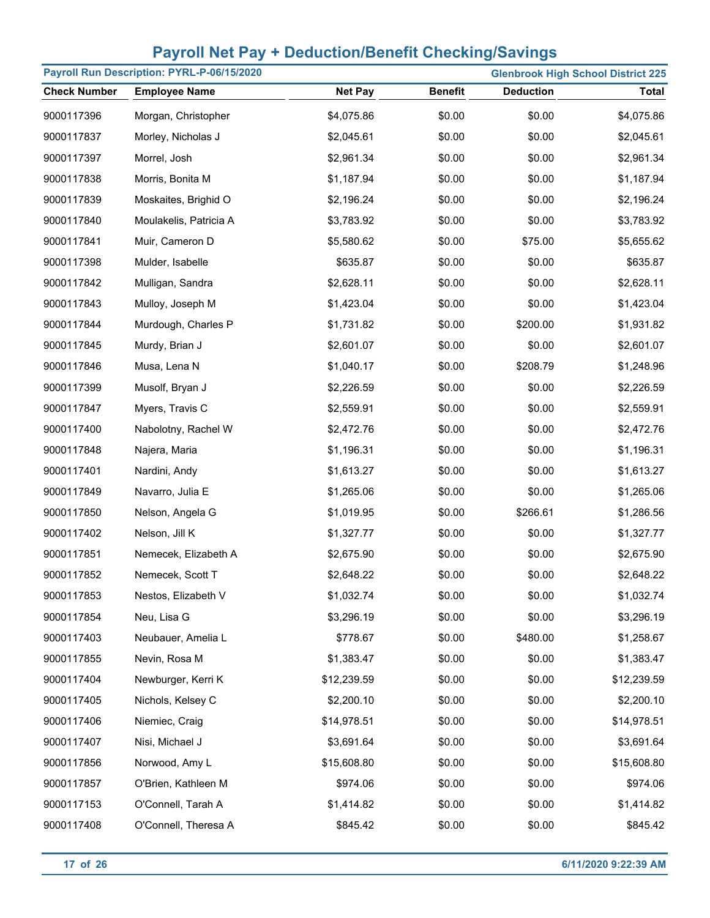# Payroll Net Pay + Deduction/Benefit Checking/Savings

**Payroll Run Description: PYRL-P-06/15/2020** | **Glenbrook High School District 225**

| Check Number | Employee Name | Net Pay | Benefit | Deduction | Total |
|---|---|---|---|---|---|
| 9000117396 | Morgan, Christopher | $4,075.86 | $0.00 | $0.00 | $4,075.86 |
| 9000117837 | Morley, Nicholas J | $2,045.61 | $0.00 | $0.00 | $2,045.61 |
| 9000117397 | Morrel, Josh | $2,961.34 | $0.00 | $0.00 | $2,961.34 |
| 9000117838 | Morris, Bonita M | $1,187.94 | $0.00 | $0.00 | $1,187.94 |
| 9000117839 | Moskaites, Brighid O | $2,196.24 | $0.00 | $0.00 | $2,196.24 |
| 9000117840 | Moulakelis, Patricia A | $3,783.92 | $0.00 | $0.00 | $3,783.92 |
| 9000117841 | Muir, Cameron D | $5,580.62 | $0.00 | $75.00 | $5,655.62 |
| 9000117398 | Mulder, Isabelle | $635.87 | $0.00 | $0.00 | $635.87 |
| 9000117842 | Mulligan, Sandra | $2,628.11 | $0.00 | $0.00 | $2,628.11 |
| 9000117843 | Mulloy, Joseph M | $1,423.04 | $0.00 | $0.00 | $1,423.04 |
| 9000117844 | Murdough, Charles P | $1,731.82 | $0.00 | $200.00 | $1,931.82 |
| 9000117845 | Murdy, Brian J | $2,601.07 | $0.00 | $0.00 | $2,601.07 |
| 9000117846 | Musa, Lena N | $1,040.17 | $0.00 | $208.79 | $1,248.96 |
| 9000117399 | Musolf, Bryan J | $2,226.59 | $0.00 | $0.00 | $2,226.59 |
| 9000117847 | Myers, Travis C | $2,559.91 | $0.00 | $0.00 | $2,559.91 |
| 9000117400 | Nabolotny, Rachel W | $2,472.76 | $0.00 | $0.00 | $2,472.76 |
| 9000117848 | Najera, Maria | $1,196.31 | $0.00 | $0.00 | $1,196.31 |
| 9000117401 | Nardini, Andy | $1,613.27 | $0.00 | $0.00 | $1,613.27 |
| 9000117849 | Navarro, Julia E | $1,265.06 | $0.00 | $0.00 | $1,265.06 |
| 9000117850 | Nelson, Angela G | $1,019.95 | $0.00 | $266.61 | $1,286.56 |
| 9000117402 | Nelson, Jill K | $1,327.77 | $0.00 | $0.00 | $1,327.77 |
| 9000117851 | Nemecek, Elizabeth A | $2,675.90 | $0.00 | $0.00 | $2,675.90 |
| 9000117852 | Nemecek, Scott T | $2,648.22 | $0.00 | $0.00 | $2,648.22 |
| 9000117853 | Nestos, Elizabeth V | $1,032.74 | $0.00 | $0.00 | $1,032.74 |
| 9000117854 | Neu, Lisa G | $3,296.19 | $0.00 | $0.00 | $3,296.19 |
| 9000117403 | Neubauer, Amelia L | $778.67 | $0.00 | $480.00 | $1,258.67 |
| 9000117855 | Nevin, Rosa M | $1,383.47 | $0.00 | $0.00 | $1,383.47 |
| 9000117404 | Newburger, Kerri K | $12,239.59 | $0.00 | $0.00 | $12,239.59 |
| 9000117405 | Nichols, Kelsey C | $2,200.10 | $0.00 | $0.00 | $2,200.10 |
| 9000117406 | Niemiec, Craig | $14,978.51 | $0.00 | $0.00 | $14,978.51 |
| 9000117407 | Nisi, Michael J | $3,691.64 | $0.00 | $0.00 | $3,691.64 |
| 9000117856 | Norwood, Amy L | $15,608.80 | $0.00 | $0.00 | $15,608.80 |
| 9000117857 | O'Brien, Kathleen M | $974.06 | $0.00 | $0.00 | $974.06 |
| 9000117153 | O'Connell, Tarah A | $1,414.82 | $0.00 | $0.00 | $1,414.82 |
| 9000117408 | O'Connell, Theresa A | $845.42 | $0.00 | $0.00 | $845.42 |

6/11/2020 9:22:39 AM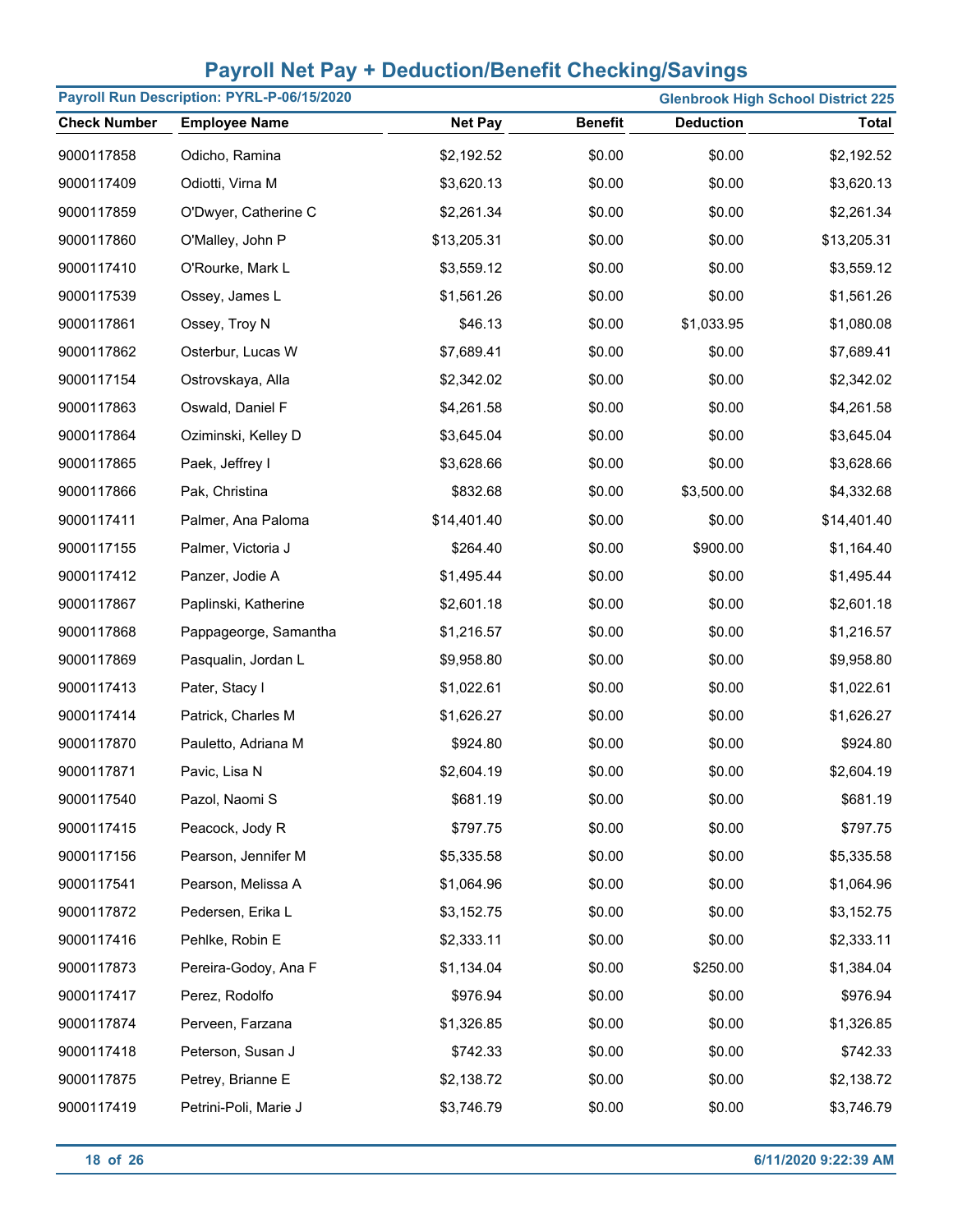# Payroll Net Pay + Deduction/Benefit Checking/Savings

**Payroll Run Description: PYRL-P-06/15/2020** — **Glenbrook High School District 225**

| Check Number | Employee Name | Net Pay | Benefit | Deduction | Total |
|---|---|---|---|---|---|
| 9000117858 | Odicho, Ramina | $2,192.52 | $0.00 | $0.00 | $2,192.52 |
| 9000117409 | Odiotti, Virna M | $3,620.13 | $0.00 | $0.00 | $3,620.13 |
| 9000117859 | O'Dwyer, Catherine C | $2,261.34 | $0.00 | $0.00 | $2,261.34 |
| 9000117860 | O'Malley, John P | $13,205.31 | $0.00 | $0.00 | $13,205.31 |
| 9000117410 | O'Rourke, Mark L | $3,559.12 | $0.00 | $0.00 | $3,559.12 |
| 9000117539 | Ossey, James L | $1,561.26 | $0.00 | $0.00 | $1,561.26 |
| 9000117861 | Ossey, Troy N | $46.13 | $0.00 | $1,033.95 | $1,080.08 |
| 9000117862 | Osterbur, Lucas W | $7,689.41 | $0.00 | $0.00 | $7,689.41 |
| 9000117154 | Ostrovskaya, Alla | $2,342.02 | $0.00 | $0.00 | $2,342.02 |
| 9000117863 | Oswald, Daniel F | $4,261.58 | $0.00 | $0.00 | $4,261.58 |
| 9000117864 | Oziminski, Kelley D | $3,645.04 | $0.00 | $0.00 | $3,645.04 |
| 9000117865 | Paek, Jeffrey I | $3,628.66 | $0.00 | $0.00 | $3,628.66 |
| 9000117866 | Pak, Christina | $832.68 | $0.00 | $3,500.00 | $4,332.68 |
| 9000117411 | Palmer, Ana Paloma | $14,401.40 | $0.00 | $0.00 | $14,401.40 |
| 9000117155 | Palmer, Victoria J | $264.40 | $0.00 | $900.00 | $1,164.40 |
| 9000117412 | Panzer, Jodie A | $1,495.44 | $0.00 | $0.00 | $1,495.44 |
| 9000117867 | Paplinski, Katherine | $2,601.18 | $0.00 | $0.00 | $2,601.18 |
| 9000117868 | Pappageorge, Samantha | $1,216.57 | $0.00 | $0.00 | $1,216.57 |
| 9000117869 | Pasqualin, Jordan L | $9,958.80 | $0.00 | $0.00 | $9,958.80 |
| 9000117413 | Pater, Stacy I | $1,022.61 | $0.00 | $0.00 | $1,022.61 |
| 9000117414 | Patrick, Charles M | $1,626.27 | $0.00 | $0.00 | $1,626.27 |
| 9000117870 | Pauletto, Adriana M | $924.80 | $0.00 | $0.00 | $924.80 |
| 9000117871 | Pavic, Lisa N | $2,604.19 | $0.00 | $0.00 | $2,604.19 |
| 9000117540 | Pazol, Naomi S | $681.19 | $0.00 | $0.00 | $681.19 |
| 9000117415 | Peacock, Jody R | $797.75 | $0.00 | $0.00 | $797.75 |
| 9000117156 | Pearson, Jennifer M | $5,335.58 | $0.00 | $0.00 | $5,335.58 |
| 9000117541 | Pearson, Melissa A | $1,064.96 | $0.00 | $0.00 | $1,064.96 |
| 9000117872 | Pedersen, Erika L | $3,152.75 | $0.00 | $0.00 | $3,152.75 |
| 9000117416 | Pehlke, Robin E | $2,333.11 | $0.00 | $0.00 | $2,333.11 |
| 9000117873 | Pereira-Godoy, Ana F | $1,134.04 | $0.00 | $250.00 | $1,384.04 |
| 9000117417 | Perez, Rodolfo | $976.94 | $0.00 | $0.00 | $976.94 |
| 9000117874 | Perveen, Farzana | $1,326.85 | $0.00 | $0.00 | $1,326.85 |
| 9000117418 | Peterson, Susan J | $742.33 | $0.00 | $0.00 | $742.33 |
| 9000117875 | Petrey, Brianne E | $2,138.72 | $0.00 | $0.00 | $2,138.72 |
| 9000117419 | Petrini-Poli, Marie J | $3,746.79 | $0.00 | $0.00 | $3,746.79 |

6/11/2020 9:22:39 AM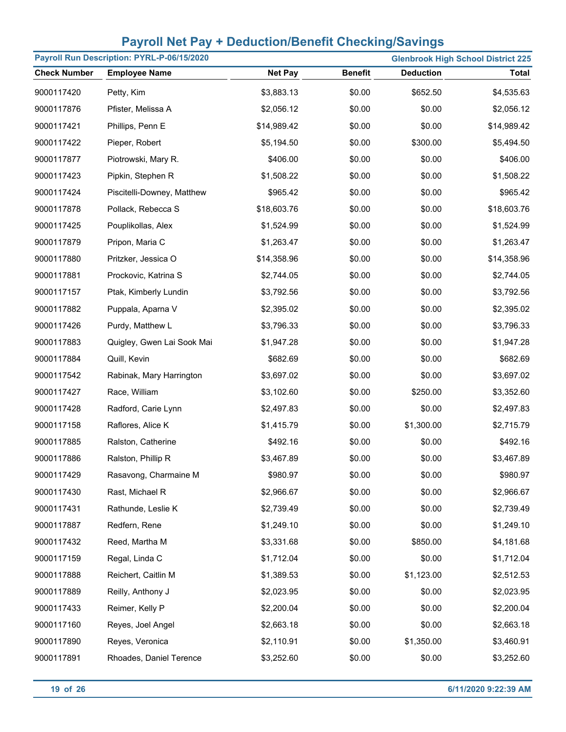# Payroll Net Pay + Deduction/Benefit Checking/Savings

**Payroll Run Description: PYRL-P-06/15/2020** | **Glenbrook High School District 225**

| Check Number | Employee Name | Net Pay | Benefit | Deduction | Total |
|---|---|---|---|---|---|
| 9000117420 | Petty, Kim | $3,883.13 | $0.00 | $652.50 | $4,535.63 |
| 9000117876 | Pfister, Melissa A | $2,056.12 | $0.00 | $0.00 | $2,056.12 |
| 9000117421 | Phillips, Penn E | $14,989.42 | $0.00 | $0.00 | $14,989.42 |
| 9000117422 | Pieper, Robert | $5,194.50 | $0.00 | $300.00 | $5,494.50 |
| 9000117877 | Piotrowski, Mary R. | $406.00 | $0.00 | $0.00 | $406.00 |
| 9000117423 | Pipkin, Stephen R | $1,508.22 | $0.00 | $0.00 | $1,508.22 |
| 9000117424 | Piscitelli-Downey, Matthew | $965.42 | $0.00 | $0.00 | $965.42 |
| 9000117878 | Pollack, Rebecca S | $18,603.76 | $0.00 | $0.00 | $18,603.76 |
| 9000117425 | Pouplikollas, Alex | $1,524.99 | $0.00 | $0.00 | $1,524.99 |
| 9000117879 | Pripon, Maria C | $1,263.47 | $0.00 | $0.00 | $1,263.47 |
| 9000117880 | Pritzker, Jessica O | $14,358.96 | $0.00 | $0.00 | $14,358.96 |
| 9000117881 | Prockovic, Katrina S | $2,744.05 | $0.00 | $0.00 | $2,744.05 |
| 9000117157 | Ptak, Kimberly Lundin | $3,792.56 | $0.00 | $0.00 | $3,792.56 |
| 9000117882 | Puppala, Aparna V | $2,395.02 | $0.00 | $0.00 | $2,395.02 |
| 9000117426 | Purdy, Matthew L | $3,796.33 | $0.00 | $0.00 | $3,796.33 |
| 9000117883 | Quigley, Gwen Lai Sook Mai | $1,947.28 | $0.00 | $0.00 | $1,947.28 |
| 9000117884 | Quill, Kevin | $682.69 | $0.00 | $0.00 | $682.69 |
| 9000117542 | Rabinak, Mary Harrington | $3,697.02 | $0.00 | $0.00 | $3,697.02 |
| 9000117427 | Race, William | $3,102.60 | $0.00 | $250.00 | $3,352.60 |
| 9000117428 | Radford, Carie Lynn | $2,497.83 | $0.00 | $0.00 | $2,497.83 |
| 9000117158 | Raflores, Alice K | $1,415.79 | $0.00 | $1,300.00 | $2,715.79 |
| 9000117885 | Ralston, Catherine | $492.16 | $0.00 | $0.00 | $492.16 |
| 9000117886 | Ralston, Phillip R | $3,467.89 | $0.00 | $0.00 | $3,467.89 |
| 9000117429 | Rasavong, Charmaine M | $980.97 | $0.00 | $0.00 | $980.97 |
| 9000117430 | Rast, Michael R | $2,966.67 | $0.00 | $0.00 | $2,966.67 |
| 9000117431 | Rathunde, Leslie K | $2,739.49 | $0.00 | $0.00 | $2,739.49 |
| 9000117887 | Redfern, Rene | $1,249.10 | $0.00 | $0.00 | $1,249.10 |
| 9000117432 | Reed, Martha M | $3,331.68 | $0.00 | $850.00 | $4,181.68 |
| 9000117159 | Regal, Linda C | $1,712.04 | $0.00 | $0.00 | $1,712.04 |
| 9000117888 | Reichert, Caitlin M | $1,389.53 | $0.00 | $1,123.00 | $2,512.53 |
| 9000117889 | Reilly, Anthony J | $2,023.95 | $0.00 | $0.00 | $2,023.95 |
| 9000117433 | Reimer, Kelly P | $2,200.04 | $0.00 | $0.00 | $2,200.04 |
| 9000117160 | Reyes, Joel Angel | $2,663.18 | $0.00 | $0.00 | $2,663.18 |
| 9000117890 | Reyes, Veronica | $2,110.91 | $0.00 | $1,350.00 | $3,460.91 |
| 9000117891 | Rhoades, Daniel Terence | $3,252.60 | $0.00 | $0.00 | $3,252.60 |

6/11/2020 9:22:39 AM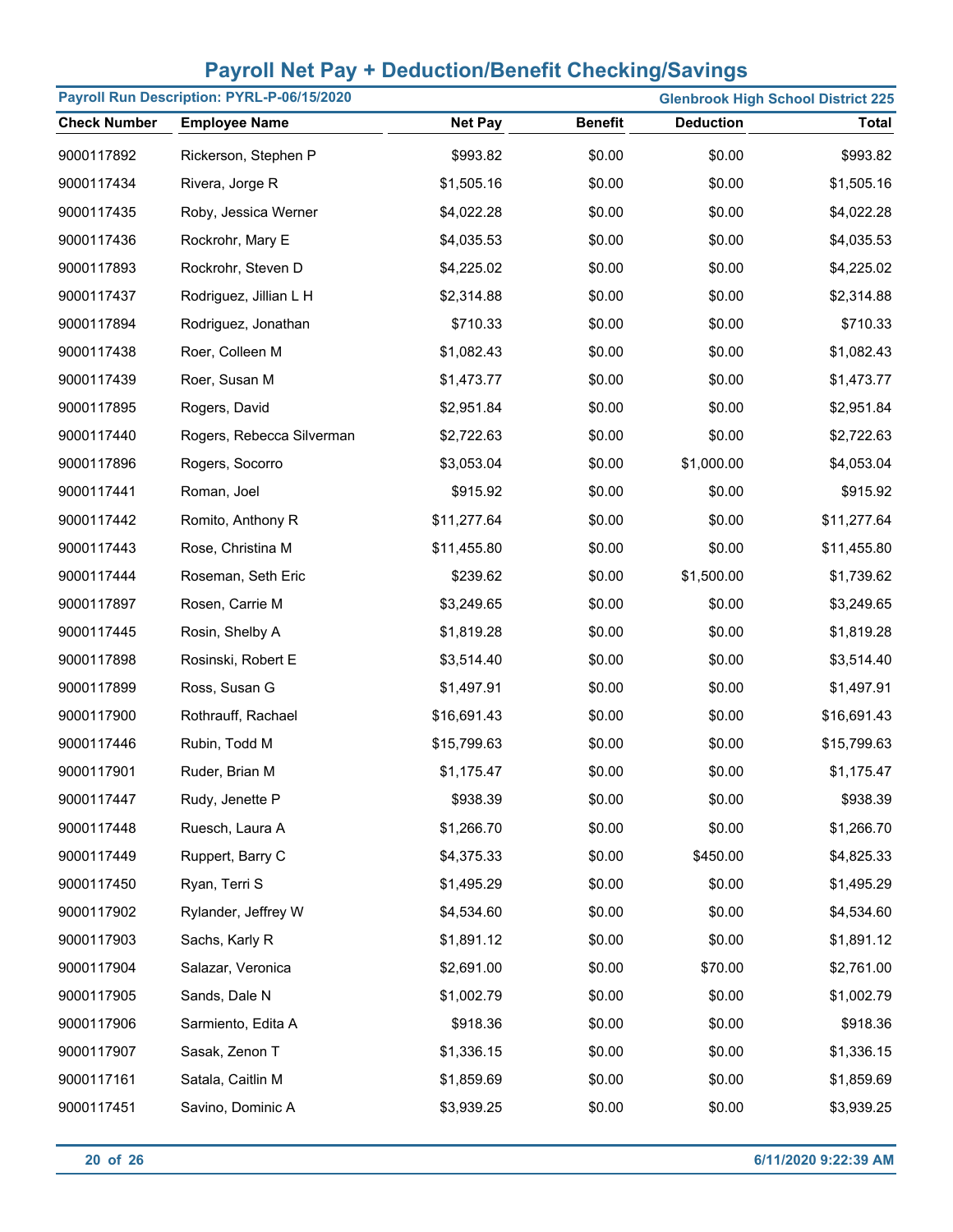# Payroll Net Pay + Deduction/Benefit Checking/Savings

**Payroll Run Description: PYRL-P-06/15/2020** | **Glenbrook High School District 225**

| Check Number | Employee Name | Net Pay | Benefit | Deduction | Total |
|---|---|---|---|---|---|
| 9000117892 | Rickerson, Stephen P | $993.82 | $0.00 | $0.00 | $993.82 |
| 9000117434 | Rivera, Jorge R | $1,505.16 | $0.00 | $0.00 | $1,505.16 |
| 9000117435 | Roby, Jessica Werner | $4,022.28 | $0.00 | $0.00 | $4,022.28 |
| 9000117436 | Rockrohr, Mary E | $4,035.53 | $0.00 | $0.00 | $4,035.53 |
| 9000117893 | Rockrohr, Steven D | $4,225.02 | $0.00 | $0.00 | $4,225.02 |
| 9000117437 | Rodriguez, Jillian L H | $2,314.88 | $0.00 | $0.00 | $2,314.88 |
| 9000117894 | Rodriguez, Jonathan | $710.33 | $0.00 | $0.00 | $710.33 |
| 9000117438 | Roer, Colleen M | $1,082.43 | $0.00 | $0.00 | $1,082.43 |
| 9000117439 | Roer, Susan M | $1,473.77 | $0.00 | $0.00 | $1,473.77 |
| 9000117895 | Rogers, David | $2,951.84 | $0.00 | $0.00 | $2,951.84 |
| 9000117440 | Rogers, Rebecca Silverman | $2,722.63 | $0.00 | $0.00 | $2,722.63 |
| 9000117896 | Rogers, Socorro | $3,053.04 | $0.00 | $1,000.00 | $4,053.04 |
| 9000117441 | Roman, Joel | $915.92 | $0.00 | $0.00 | $915.92 |
| 9000117442 | Romito, Anthony R | $11,277.64 | $0.00 | $0.00 | $11,277.64 |
| 9000117443 | Rose, Christina M | $11,455.80 | $0.00 | $0.00 | $11,455.80 |
| 9000117444 | Roseman, Seth Eric | $239.62 | $0.00 | $1,500.00 | $1,739.62 |
| 9000117897 | Rosen, Carrie M | $3,249.65 | $0.00 | $0.00 | $3,249.65 |
| 9000117445 | Rosin, Shelby A | $1,819.28 | $0.00 | $0.00 | $1,819.28 |
| 9000117898 | Rosinski, Robert E | $3,514.40 | $0.00 | $0.00 | $3,514.40 |
| 9000117899 | Ross, Susan G | $1,497.91 | $0.00 | $0.00 | $1,497.91 |
| 9000117900 | Rothrauff, Rachael | $16,691.43 | $0.00 | $0.00 | $16,691.43 |
| 9000117446 | Rubin, Todd M | $15,799.63 | $0.00 | $0.00 | $15,799.63 |
| 9000117901 | Ruder, Brian M | $1,175.47 | $0.00 | $0.00 | $1,175.47 |
| 9000117447 | Rudy, Jenette P | $938.39 | $0.00 | $0.00 | $938.39 |
| 9000117448 | Ruesch, Laura A | $1,266.70 | $0.00 | $0.00 | $1,266.70 |
| 9000117449 | Ruppert, Barry C | $4,375.33 | $0.00 | $450.00 | $4,825.33 |
| 9000117450 | Ryan, Terri S | $1,495.29 | $0.00 | $0.00 | $1,495.29 |
| 9000117902 | Rylander, Jeffrey W | $4,534.60 | $0.00 | $0.00 | $4,534.60 |
| 9000117903 | Sachs, Karly R | $1,891.12 | $0.00 | $0.00 | $1,891.12 |
| 9000117904 | Salazar, Veronica | $2,691.00 | $0.00 | $70.00 | $2,761.00 |
| 9000117905 | Sands, Dale N | $1,002.79 | $0.00 | $0.00 | $1,002.79 |
| 9000117906 | Sarmiento, Edita A | $918.36 | $0.00 | $0.00 | $918.36 |
| 9000117907 | Sasak, Zenon T | $1,336.15 | $0.00 | $0.00 | $1,336.15 |
| 9000117161 | Satala, Caitlin M | $1,859.69 | $0.00 | $0.00 | $1,859.69 |
| 9000117451 | Savino, Dominic A | $3,939.25 | $0.00 | $0.00 | $3,939.25 |

6/11/2020 9:22:39 AM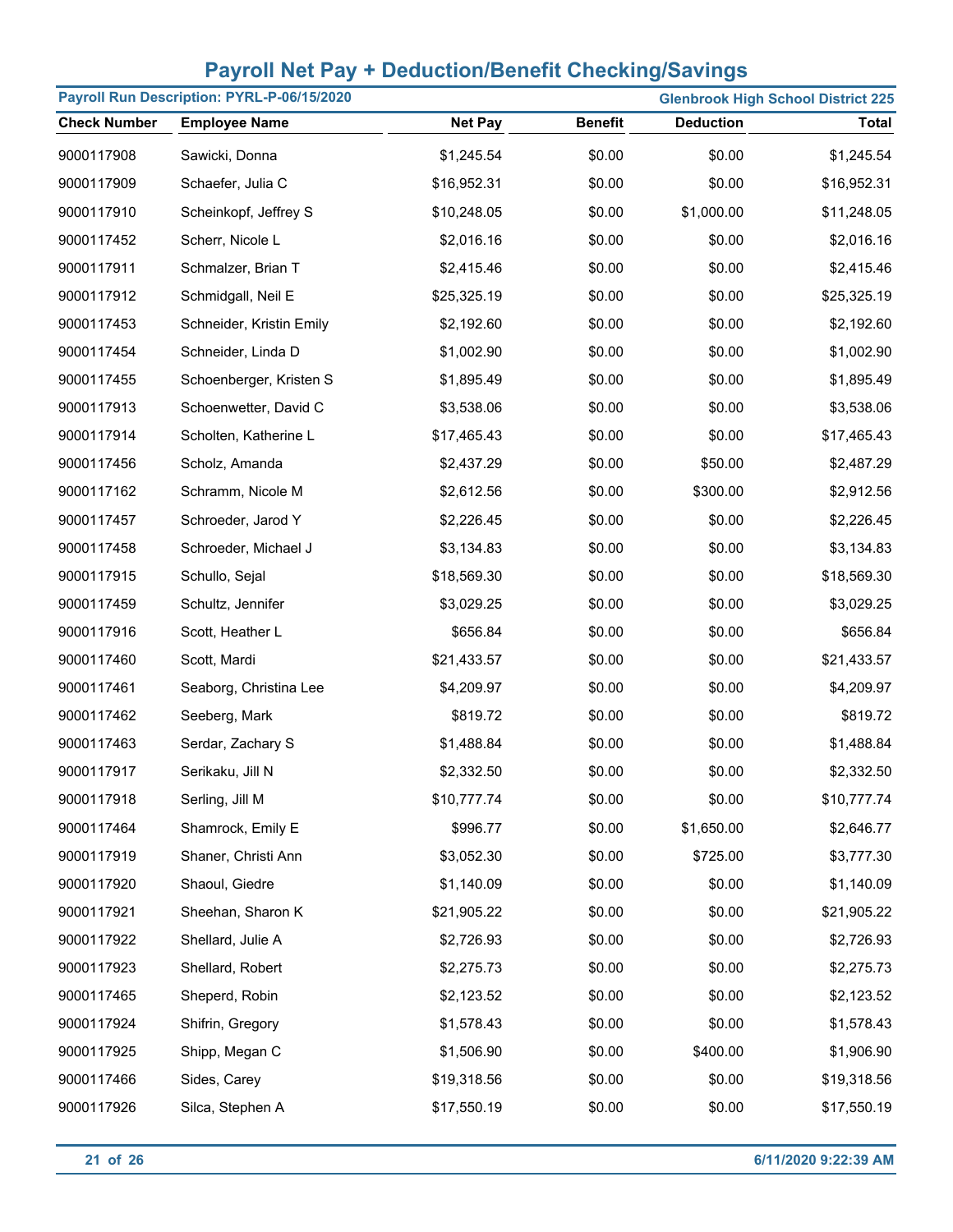# Payroll Net Pay + Deduction/Benefit Checking/Savings

**Payroll Run Description: PYRL-P-06/15/2020** **Glenbrook High School District 225**

| Check Number | Employee Name | Net Pay | Benefit | Deduction | Total |
|---|---|---|---|---|---|
| 9000117908 | Sawicki, Donna | $1,245.54 | $0.00 | $0.00 | $1,245.54 |
| 9000117909 | Schaefer, Julia C | $16,952.31 | $0.00 | $0.00 | $16,952.31 |
| 9000117910 | Scheinkopf, Jeffrey S | $10,248.05 | $0.00 | $1,000.00 | $11,248.05 |
| 9000117452 | Scherr, Nicole L | $2,016.16 | $0.00 | $0.00 | $2,016.16 |
| 9000117911 | Schmalzer, Brian T | $2,415.46 | $0.00 | $0.00 | $2,415.46 |
| 9000117912 | Schmidgall, Neil E | $25,325.19 | $0.00 | $0.00 | $25,325.19 |
| 9000117453 | Schneider, Kristin Emily | $2,192.60 | $0.00 | $0.00 | $2,192.60 |
| 9000117454 | Schneider, Linda D | $1,002.90 | $0.00 | $0.00 | $1,002.90 |
| 9000117455 | Schoenberger, Kristen S | $1,895.49 | $0.00 | $0.00 | $1,895.49 |
| 9000117913 | Schoenwetter, David C | $3,538.06 | $0.00 | $0.00 | $3,538.06 |
| 9000117914 | Scholten, Katherine L | $17,465.43 | $0.00 | $0.00 | $17,465.43 |
| 9000117456 | Scholz, Amanda | $2,437.29 | $0.00 | $50.00 | $2,487.29 |
| 9000117162 | Schramm, Nicole M | $2,612.56 | $0.00 | $300.00 | $2,912.56 |
| 9000117457 | Schroeder, Jarod Y | $2,226.45 | $0.00 | $0.00 | $2,226.45 |
| 9000117458 | Schroeder, Michael J | $3,134.83 | $0.00 | $0.00 | $3,134.83 |
| 9000117915 | Schullo, Sejal | $18,569.30 | $0.00 | $0.00 | $18,569.30 |
| 9000117459 | Schultz, Jennifer | $3,029.25 | $0.00 | $0.00 | $3,029.25 |
| 9000117916 | Scott, Heather L | $656.84 | $0.00 | $0.00 | $656.84 |
| 9000117460 | Scott, Mardi | $21,433.57 | $0.00 | $0.00 | $21,433.57 |
| 9000117461 | Seaborg, Christina Lee | $4,209.97 | $0.00 | $0.00 | $4,209.97 |
| 9000117462 | Seeberg, Mark | $819.72 | $0.00 | $0.00 | $819.72 |
| 9000117463 | Serdar, Zachary S | $1,488.84 | $0.00 | $0.00 | $1,488.84 |
| 9000117917 | Serikaku, Jill N | $2,332.50 | $0.00 | $0.00 | $2,332.50 |
| 9000117918 | Serling, Jill M | $10,777.74 | $0.00 | $0.00 | $10,777.74 |
| 9000117464 | Shamrock, Emily E | $996.77 | $0.00 | $1,650.00 | $2,646.77 |
| 9000117919 | Shaner, Christi Ann | $3,052.30 | $0.00 | $725.00 | $3,777.30 |
| 9000117920 | Shaoul, Giedre | $1,140.09 | $0.00 | $0.00 | $1,140.09 |
| 9000117921 | Sheehan, Sharon K | $21,905.22 | $0.00 | $0.00 | $21,905.22 |
| 9000117922 | Shellard, Julie A | $2,726.93 | $0.00 | $0.00 | $2,726.93 |
| 9000117923 | Shellard, Robert | $2,275.73 | $0.00 | $0.00 | $2,275.73 |
| 9000117465 | Sheperd, Robin | $2,123.52 | $0.00 | $0.00 | $2,123.52 |
| 9000117924 | Shifrin, Gregory | $1,578.43 | $0.00 | $0.00 | $1,578.43 |
| 9000117925 | Shipp, Megan C | $1,506.90 | $0.00 | $400.00 | $1,906.90 |
| 9000117466 | Sides, Carey | $19,318.56 | $0.00 | $0.00 | $19,318.56 |
| 9000117926 | Silca, Stephen A | $17,550.19 | $0.00 | $0.00 | $17,550.19 |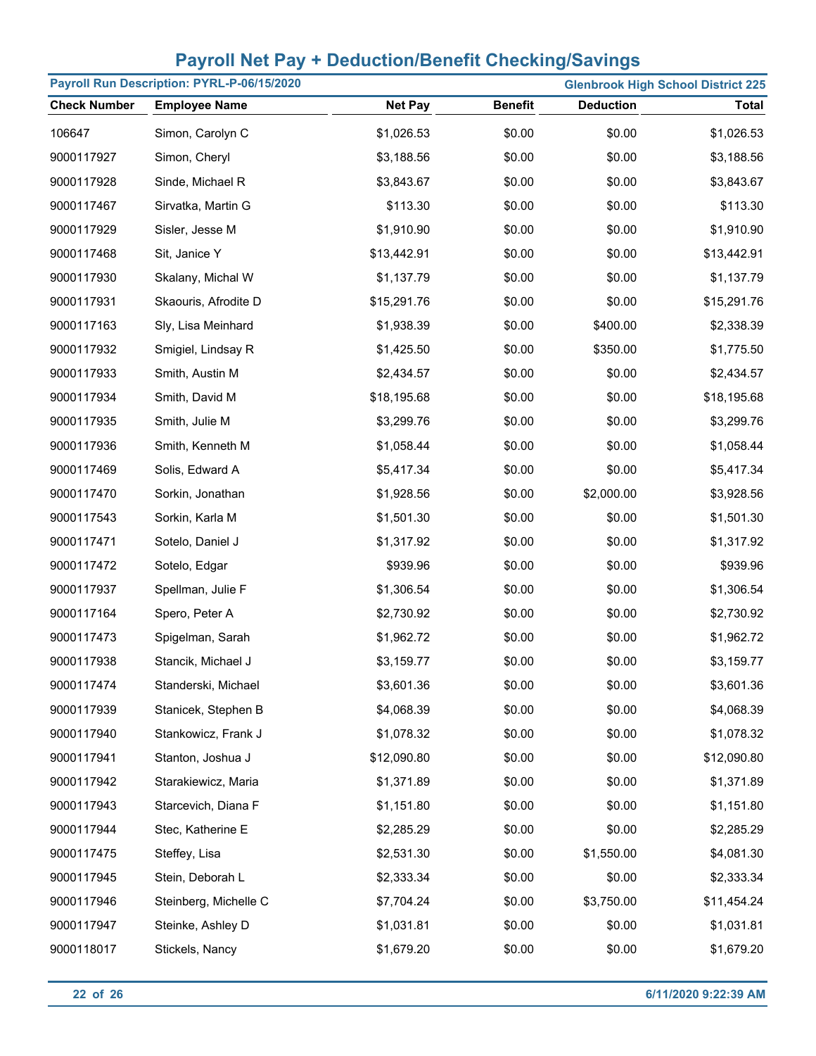# Payroll Net Pay + Deduction/Benefit Checking/Savings

**Payroll Run Description: PYRL-P-06/15/2020** | **Glenbrook High School District 225**

| Check Number | Employee Name | Net Pay | Benefit | Deduction | Total |
|---|---|---|---|---|---|
| 106647 | Simon, Carolyn C | $1,026.53 | $0.00 | $0.00 | $1,026.53 |
| 9000117927 | Simon, Cheryl | $3,188.56 | $0.00 | $0.00 | $3,188.56 |
| 9000117928 | Sinde, Michael R | $3,843.67 | $0.00 | $0.00 | $3,843.67 |
| 9000117467 | Sirvatka, Martin G | $113.30 | $0.00 | $0.00 | $113.30 |
| 9000117929 | Sisler, Jesse M | $1,910.90 | $0.00 | $0.00 | $1,910.90 |
| 9000117468 | Sit, Janice Y | $13,442.91 | $0.00 | $0.00 | $13,442.91 |
| 9000117930 | Skalany, Michal W | $1,137.79 | $0.00 | $0.00 | $1,137.79 |
| 9000117931 | Skaouris, Afrodite D | $15,291.76 | $0.00 | $0.00 | $15,291.76 |
| 9000117163 | Sly, Lisa Meinhard | $1,938.39 | $0.00 | $400.00 | $2,338.39 |
| 9000117932 | Smigiel, Lindsay R | $1,425.50 | $0.00 | $350.00 | $1,775.50 |
| 9000117933 | Smith, Austin M | $2,434.57 | $0.00 | $0.00 | $2,434.57 |
| 9000117934 | Smith, David M | $18,195.68 | $0.00 | $0.00 | $18,195.68 |
| 9000117935 | Smith, Julie M | $3,299.76 | $0.00 | $0.00 | $3,299.76 |
| 9000117936 | Smith, Kenneth M | $1,058.44 | $0.00 | $0.00 | $1,058.44 |
| 9000117469 | Solis, Edward A | $5,417.34 | $0.00 | $0.00 | $5,417.34 |
| 9000117470 | Sorkin, Jonathan | $1,928.56 | $0.00 | $2,000.00 | $3,928.56 |
| 9000117543 | Sorkin, Karla M | $1,501.30 | $0.00 | $0.00 | $1,501.30 |
| 9000117471 | Sotelo, Daniel J | $1,317.92 | $0.00 | $0.00 | $1,317.92 |
| 9000117472 | Sotelo, Edgar | $939.96 | $0.00 | $0.00 | $939.96 |
| 9000117937 | Spellman, Julie F | $1,306.54 | $0.00 | $0.00 | $1,306.54 |
| 9000117164 | Spero, Peter A | $2,730.92 | $0.00 | $0.00 | $2,730.92 |
| 9000117473 | Spigelman, Sarah | $1,962.72 | $0.00 | $0.00 | $1,962.72 |
| 9000117938 | Stancik, Michael J | $3,159.77 | $0.00 | $0.00 | $3,159.77 |
| 9000117474 | Standerski, Michael | $3,601.36 | $0.00 | $0.00 | $3,601.36 |
| 9000117939 | Stanicek, Stephen B | $4,068.39 | $0.00 | $0.00 | $4,068.39 |
| 9000117940 | Stankowicz, Frank J | $1,078.32 | $0.00 | $0.00 | $1,078.32 |
| 9000117941 | Stanton, Joshua J | $12,090.80 | $0.00 | $0.00 | $12,090.80 |
| 9000117942 | Starakiewicz, Maria | $1,371.89 | $0.00 | $0.00 | $1,371.89 |
| 9000117943 | Starcevich, Diana F | $1,151.80 | $0.00 | $0.00 | $1,151.80 |
| 9000117944 | Stec, Katherine E | $2,285.29 | $0.00 | $0.00 | $2,285.29 |
| 9000117475 | Steffey, Lisa | $2,531.30 | $0.00 | $1,550.00 | $4,081.30 |
| 9000117945 | Stein, Deborah L | $2,333.34 | $0.00 | $0.00 | $2,333.34 |
| 9000117946 | Steinberg, Michelle C | $7,704.24 | $0.00 | $3,750.00 | $11,454.24 |
| 9000117947 | Steinke, Ashley D | $1,031.81 | $0.00 | $0.00 | $1,031.81 |
| 9000118017 | Stickels, Nancy | $1,679.20 | $0.00 | $0.00 | $1,679.20 |

6/11/2020 9:22:39 AM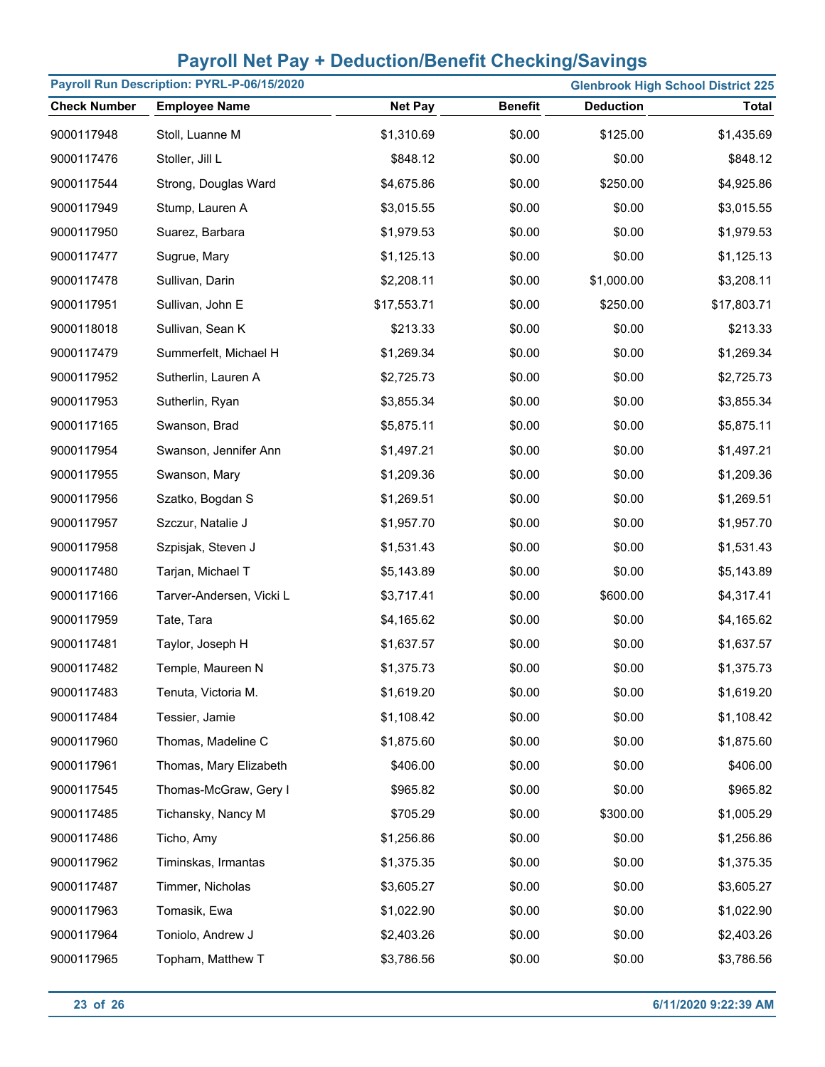# Payroll Net Pay + Deduction/Benefit Checking/Savings

**Payroll Run Description: PYRL-P-06/15/2020** | **Glenbrook High School District 225**

| Check Number | Employee Name | Net Pay | Benefit | Deduction | Total |
|---|---|---|---|---|---|
| 9000117948 | Stoll, Luanne M | $1,310.69 | $0.00 | $125.00 | $1,435.69 |
| 9000117476 | Stoller, Jill L | $848.12 | $0.00 | $0.00 | $848.12 |
| 9000117544 | Strong, Douglas Ward | $4,675.86 | $0.00 | $250.00 | $4,925.86 |
| 9000117949 | Stump, Lauren A | $3,015.55 | $0.00 | $0.00 | $3,015.55 |
| 9000117950 | Suarez, Barbara | $1,979.53 | $0.00 | $0.00 | $1,979.53 |
| 9000117477 | Sugrue, Mary | $1,125.13 | $0.00 | $0.00 | $1,125.13 |
| 9000117478 | Sullivan, Darin | $2,208.11 | $0.00 | $1,000.00 | $3,208.11 |
| 9000117951 | Sullivan, John E | $17,553.71 | $0.00 | $250.00 | $17,803.71 |
| 9000118018 | Sullivan, Sean K | $213.33 | $0.00 | $0.00 | $213.33 |
| 9000117479 | Summerfelt, Michael H | $1,269.34 | $0.00 | $0.00 | $1,269.34 |
| 9000117952 | Sutherlin, Lauren A | $2,725.73 | $0.00 | $0.00 | $2,725.73 |
| 9000117953 | Sutherlin, Ryan | $3,855.34 | $0.00 | $0.00 | $3,855.34 |
| 9000117165 | Swanson, Brad | $5,875.11 | $0.00 | $0.00 | $5,875.11 |
| 9000117954 | Swanson, Jennifer Ann | $1,497.21 | $0.00 | $0.00 | $1,497.21 |
| 9000117955 | Swanson, Mary | $1,209.36 | $0.00 | $0.00 | $1,209.36 |
| 9000117956 | Szatko, Bogdan S | $1,269.51 | $0.00 | $0.00 | $1,269.51 |
| 9000117957 | Szczur, Natalie J | $1,957.70 | $0.00 | $0.00 | $1,957.70 |
| 9000117958 | Szpisjak, Steven J | $1,531.43 | $0.00 | $0.00 | $1,531.43 |
| 9000117480 | Tarjan, Michael T | $5,143.89 | $0.00 | $0.00 | $5,143.89 |
| 9000117166 | Tarver-Andersen, Vicki L | $3,717.41 | $0.00 | $600.00 | $4,317.41 |
| 9000117959 | Tate, Tara | $4,165.62 | $0.00 | $0.00 | $4,165.62 |
| 9000117481 | Taylor, Joseph H | $1,637.57 | $0.00 | $0.00 | $1,637.57 |
| 9000117482 | Temple, Maureen N | $1,375.73 | $0.00 | $0.00 | $1,375.73 |
| 9000117483 | Tenuta, Victoria M. | $1,619.20 | $0.00 | $0.00 | $1,619.20 |
| 9000117484 | Tessier, Jamie | $1,108.42 | $0.00 | $0.00 | $1,108.42 |
| 9000117960 | Thomas, Madeline C | $1,875.60 | $0.00 | $0.00 | $1,875.60 |
| 9000117961 | Thomas, Mary Elizabeth | $406.00 | $0.00 | $0.00 | $406.00 |
| 9000117545 | Thomas-McGraw, Gery I | $965.82 | $0.00 | $0.00 | $965.82 |
| 9000117485 | Tichansky, Nancy M | $705.29 | $0.00 | $300.00 | $1,005.29 |
| 9000117486 | Ticho, Amy | $1,256.86 | $0.00 | $0.00 | $1,256.86 |
| 9000117962 | Timinskas, Irmantas | $1,375.35 | $0.00 | $0.00 | $1,375.35 |
| 9000117487 | Timmer, Nicholas | $3,605.27 | $0.00 | $0.00 | $3,605.27 |
| 9000117963 | Tomasik, Ewa | $1,022.90 | $0.00 | $0.00 | $1,022.90 |
| 9000117964 | Toniolo, Andrew J | $2,403.26 | $0.00 | $0.00 | $2,403.26 |
| 9000117965 | Topham, Matthew T | $3,786.56 | $0.00 | $0.00 | $3,786.56 |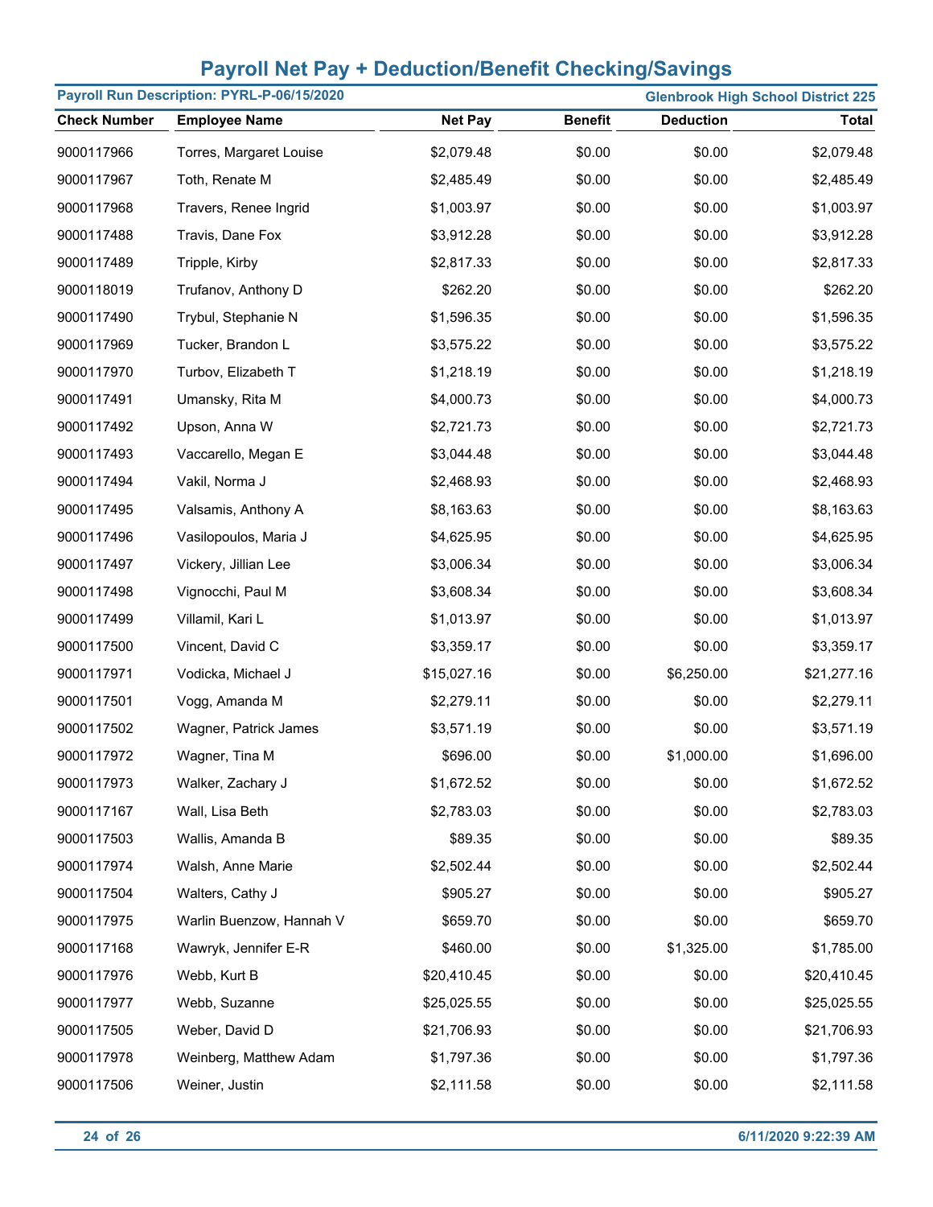# Payroll Net Pay + Deduction/Benefit Checking/Savings

**Payroll Run Description: PYRL-P-06/15/2020** | **Glenbrook High School District 225**

| Check Number | Employee Name | Net Pay | Benefit | Deduction | Total |
|---|---|---|---|---|---|
| 9000117966 | Torres, Margaret Louise | $2,079.48 | $0.00 | $0.00 | $2,079.48 |
| 9000117967 | Toth, Renate M | $2,485.49 | $0.00 | $0.00 | $2,485.49 |
| 9000117968 | Travers, Renee Ingrid | $1,003.97 | $0.00 | $0.00 | $1,003.97 |
| 9000117488 | Travis, Dane Fox | $3,912.28 | $0.00 | $0.00 | $3,912.28 |
| 9000117489 | Tripple, Kirby | $2,817.33 | $0.00 | $0.00 | $2,817.33 |
| 9000118019 | Trufanov, Anthony D | $262.20 | $0.00 | $0.00 | $262.20 |
| 9000117490 | Trybul, Stephanie N | $1,596.35 | $0.00 | $0.00 | $1,596.35 |
| 9000117969 | Tucker, Brandon L | $3,575.22 | $0.00 | $0.00 | $3,575.22 |
| 9000117970 | Turbov, Elizabeth T | $1,218.19 | $0.00 | $0.00 | $1,218.19 |
| 9000117491 | Umansky, Rita M | $4,000.73 | $0.00 | $0.00 | $4,000.73 |
| 9000117492 | Upson, Anna W | $2,721.73 | $0.00 | $0.00 | $2,721.73 |
| 9000117493 | Vaccarello, Megan E | $3,044.48 | $0.00 | $0.00 | $3,044.48 |
| 9000117494 | Vakil, Norma J | $2,468.93 | $0.00 | $0.00 | $2,468.93 |
| 9000117495 | Valsamis, Anthony A | $8,163.63 | $0.00 | $0.00 | $8,163.63 |
| 9000117496 | Vasilopoulos, Maria J | $4,625.95 | $0.00 | $0.00 | $4,625.95 |
| 9000117497 | Vickery, Jillian Lee | $3,006.34 | $0.00 | $0.00 | $3,006.34 |
| 9000117498 | Vignocchi, Paul M | $3,608.34 | $0.00 | $0.00 | $3,608.34 |
| 9000117499 | Villamil, Kari L | $1,013.97 | $0.00 | $0.00 | $1,013.97 |
| 9000117500 | Vincent, David C | $3,359.17 | $0.00 | $0.00 | $3,359.17 |
| 9000117971 | Vodicka, Michael J | $15,027.16 | $0.00 | $6,250.00 | $21,277.16 |
| 9000117501 | Vogg, Amanda M | $2,279.11 | $0.00 | $0.00 | $2,279.11 |
| 9000117502 | Wagner, Patrick James | $3,571.19 | $0.00 | $0.00 | $3,571.19 |
| 9000117972 | Wagner, Tina M | $696.00 | $0.00 | $1,000.00 | $1,696.00 |
| 9000117973 | Walker, Zachary J | $1,672.52 | $0.00 | $0.00 | $1,672.52 |
| 9000117167 | Wall, Lisa Beth | $2,783.03 | $0.00 | $0.00 | $2,783.03 |
| 9000117503 | Wallis, Amanda B | $89.35 | $0.00 | $0.00 | $89.35 |
| 9000117974 | Walsh, Anne Marie | $2,502.44 | $0.00 | $0.00 | $2,502.44 |
| 9000117504 | Walters, Cathy J | $905.27 | $0.00 | $0.00 | $905.27 |
| 9000117975 | Warlin Buenzow, Hannah V | $659.70 | $0.00 | $0.00 | $659.70 |
| 9000117168 | Wawryk, Jennifer E-R | $460.00 | $0.00 | $1,325.00 | $1,785.00 |
| 9000117976 | Webb, Kurt B | $20,410.45 | $0.00 | $0.00 | $20,410.45 |
| 9000117977 | Webb, Suzanne | $25,025.55 | $0.00 | $0.00 | $25,025.55 |
| 9000117505 | Weber, David D | $21,706.93 | $0.00 | $0.00 | $21,706.93 |
| 9000117978 | Weinberg, Matthew Adam | $1,797.36 | $0.00 | $0.00 | $1,797.36 |
| 9000117506 | Weiner, Justin | $2,111.58 | $0.00 | $0.00 | $2,111.58 |

6/11/2020 9:22:39 AM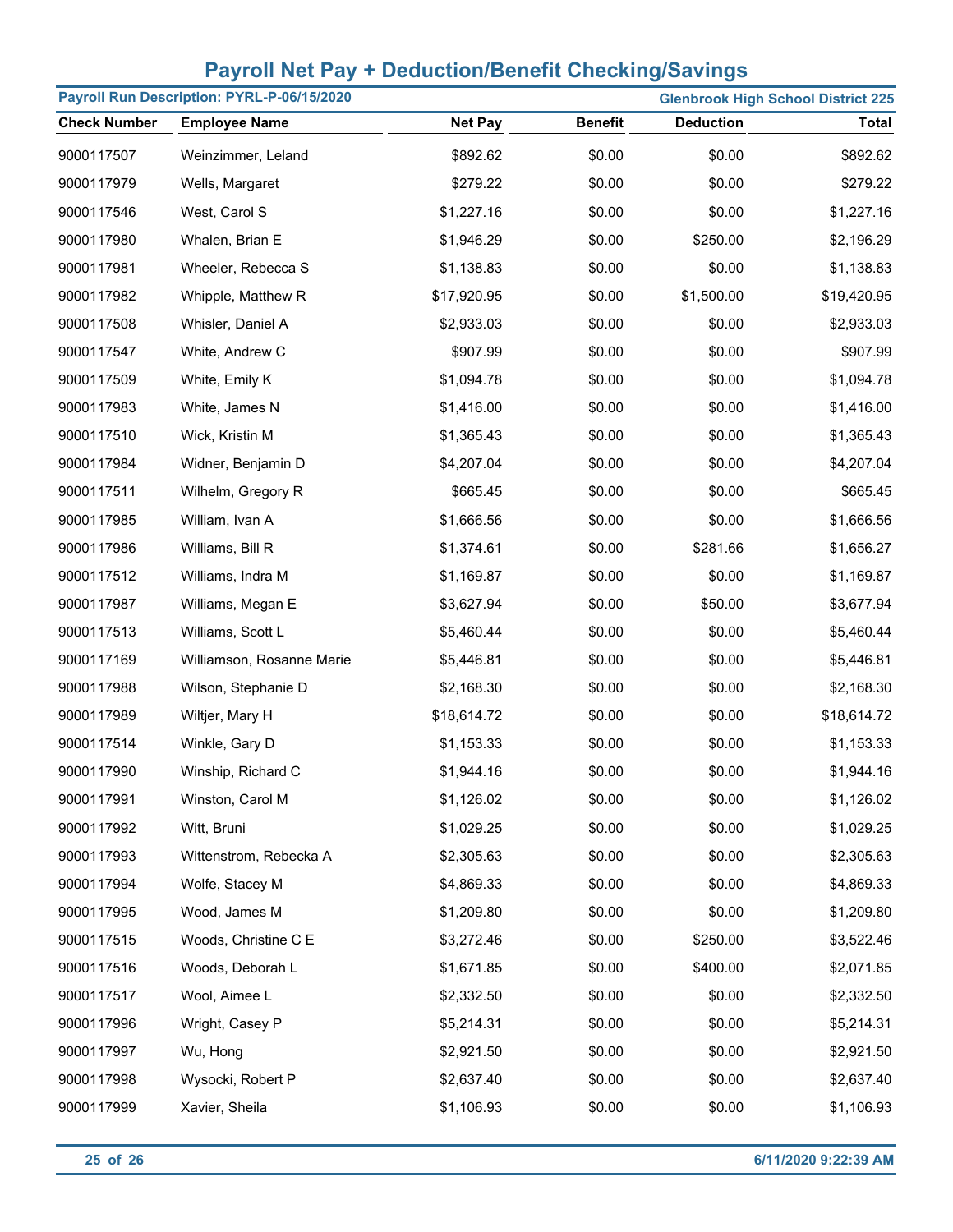# Payroll Net Pay + Deduction/Benefit Checking/Savings

**Payroll Run Description: PYRL-P-06/15/2020** | **Glenbrook High School District 225**

| Check Number | Employee Name | Net Pay | Benefit | Deduction | Total |
|---|---|---|---|---|---|
| 9000117507 | Weinzimmer, Leland | $892.62 | $0.00 | $0.00 | $892.62 |
| 9000117979 | Wells, Margaret | $279.22 | $0.00 | $0.00 | $279.22 |
| 9000117546 | West, Carol S | $1,227.16 | $0.00 | $0.00 | $1,227.16 |
| 9000117980 | Whalen, Brian E | $1,946.29 | $0.00 | $250.00 | $2,196.29 |
| 9000117981 | Wheeler, Rebecca S | $1,138.83 | $0.00 | $0.00 | $1,138.83 |
| 9000117982 | Whipple, Matthew R | $17,920.95 | $0.00 | $1,500.00 | $19,420.95 |
| 9000117508 | Whisler, Daniel A | $2,933.03 | $0.00 | $0.00 | $2,933.03 |
| 9000117547 | White, Andrew C | $907.99 | $0.00 | $0.00 | $907.99 |
| 9000117509 | White, Emily K | $1,094.78 | $0.00 | $0.00 | $1,094.78 |
| 9000117983 | White, James N | $1,416.00 | $0.00 | $0.00 | $1,416.00 |
| 9000117510 | Wick, Kristin M | $1,365.43 | $0.00 | $0.00 | $1,365.43 |
| 9000117984 | Widner, Benjamin D | $4,207.04 | $0.00 | $0.00 | $4,207.04 |
| 9000117511 | Wilhelm, Gregory R | $665.45 | $0.00 | $0.00 | $665.45 |
| 9000117985 | William, Ivan A | $1,666.56 | $0.00 | $0.00 | $1,666.56 |
| 9000117986 | Williams, Bill R | $1,374.61 | $0.00 | $281.66 | $1,656.27 |
| 9000117512 | Williams, Indra M | $1,169.87 | $0.00 | $0.00 | $1,169.87 |
| 9000117987 | Williams, Megan E | $3,627.94 | $0.00 | $50.00 | $3,677.94 |
| 9000117513 | Williams, Scott L | $5,460.44 | $0.00 | $0.00 | $5,460.44 |
| 9000117169 | Williamson, Rosanne Marie | $5,446.81 | $0.00 | $0.00 | $5,446.81 |
| 9000117988 | Wilson, Stephanie D | $2,168.30 | $0.00 | $0.00 | $2,168.30 |
| 9000117989 | Wiltjer, Mary H | $18,614.72 | $0.00 | $0.00 | $18,614.72 |
| 9000117514 | Winkle, Gary D | $1,153.33 | $0.00 | $0.00 | $1,153.33 |
| 9000117990 | Winship, Richard C | $1,944.16 | $0.00 | $0.00 | $1,944.16 |
| 9000117991 | Winston, Carol M | $1,126.02 | $0.00 | $0.00 | $1,126.02 |
| 9000117992 | Witt, Bruni | $1,029.25 | $0.00 | $0.00 | $1,029.25 |
| 9000117993 | Wittenstrom, Rebecka A | $2,305.63 | $0.00 | $0.00 | $2,305.63 |
| 9000117994 | Wolfe, Stacey M | $4,869.33 | $0.00 | $0.00 | $4,869.33 |
| 9000117995 | Wood, James M | $1,209.80 | $0.00 | $0.00 | $1,209.80 |
| 9000117515 | Woods, Christine C E | $3,272.46 | $0.00 | $250.00 | $3,522.46 |
| 9000117516 | Woods, Deborah L | $1,671.85 | $0.00 | $400.00 | $2,071.85 |
| 9000117517 | Wool, Aimee L | $2,332.50 | $0.00 | $0.00 | $2,332.50 |
| 9000117996 | Wright, Casey P | $5,214.31 | $0.00 | $0.00 | $5,214.31 |
| 9000117997 | Wu, Hong | $2,921.50 | $0.00 | $0.00 | $2,921.50 |
| 9000117998 | Wysocki, Robert P | $2,637.40 | $0.00 | $0.00 | $2,637.40 |
| 9000117999 | Xavier, Sheila | $1,106.93 | $0.00 | $0.00 | $1,106.93 |

6/11/2020 9:22:39 AM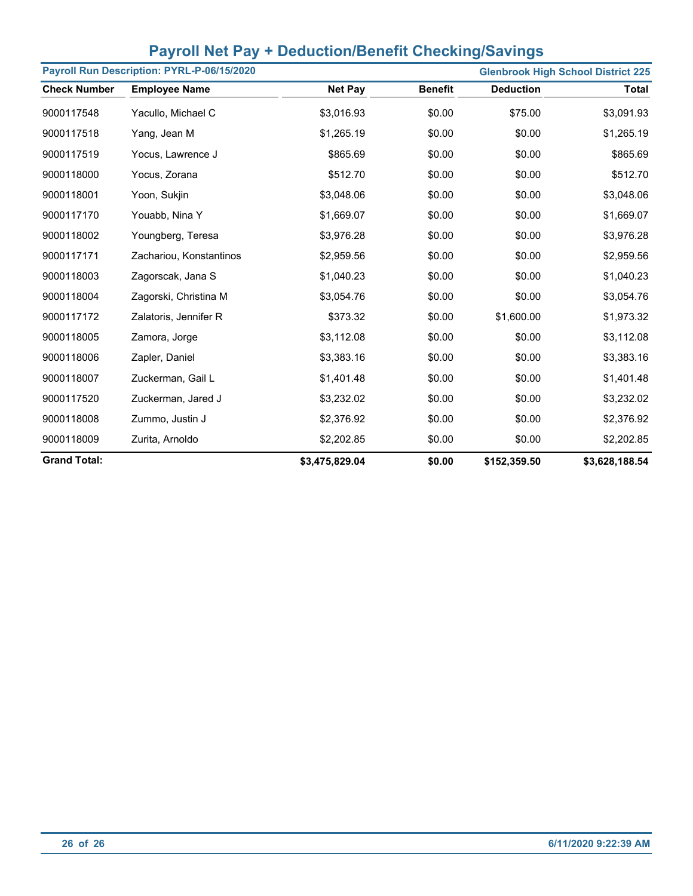## Payroll Net Pay + Deduction/Benefit Checking/Savings

**Payroll Run Description: PYRL-P-06/15/2020** | **Glenbrook High School District 225**

| Check Number | Employee Name | Net Pay | Benefit | Deduction | Total |
|---|---|---|---|---|---|
| 9000117548 | Yacullo, Michael C | $3,016.93 | $0.00 | $75.00 | $3,091.93 |
| 9000117518 | Yang, Jean M | $1,265.19 | $0.00 | $0.00 | $1,265.19 |
| 9000117519 | Yocus, Lawrence J | $865.69 | $0.00 | $0.00 | $865.69 |
| 9000118000 | Yocus, Zorana | $512.70 | $0.00 | $0.00 | $512.70 |
| 9000118001 | Yoon, Sukjin | $3,048.06 | $0.00 | $0.00 | $3,048.06 |
| 9000117170 | Youabb, Nina Y | $1,669.07 | $0.00 | $0.00 | $1,669.07 |
| 9000118002 | Youngberg, Teresa | $3,976.28 | $0.00 | $0.00 | $3,976.28 |
| 9000117171 | Zachariou, Konstantinos | $2,959.56 | $0.00 | $0.00 | $2,959.56 |
| 9000118003 | Zagorscak, Jana S | $1,040.23 | $0.00 | $0.00 | $1,040.23 |
| 9000118004 | Zagorski, Christina M | $3,054.76 | $0.00 | $0.00 | $3,054.76 |
| 9000117172 | Zalatoris, Jennifer R | $373.32 | $0.00 | $1,600.00 | $1,973.32 |
| 9000118005 | Zamora, Jorge | $3,112.08 | $0.00 | $0.00 | $3,112.08 |
| 9000118006 | Zapler, Daniel | $3,383.16 | $0.00 | $0.00 | $3,383.16 |
| 9000118007 | Zuckerman, Gail L | $1,401.48 | $0.00 | $0.00 | $1,401.48 |
| 9000117520 | Zuckerman, Jared J | $3,232.02 | $0.00 | $0.00 | $3,232.02 |
| 9000118008 | Zummo, Justin J | $2,376.92 | $0.00 | $0.00 | $2,376.92 |
| 9000118009 | Zurita, Arnoldo | $2,202.85 | $0.00 | $0.00 | $2,202.85 |
| **Grand Total:** | | **$3,475,829.04** | **$0.00** | **$152,359.50** | **$3,628,188.54** |

6/11/2020 9:22:39 AM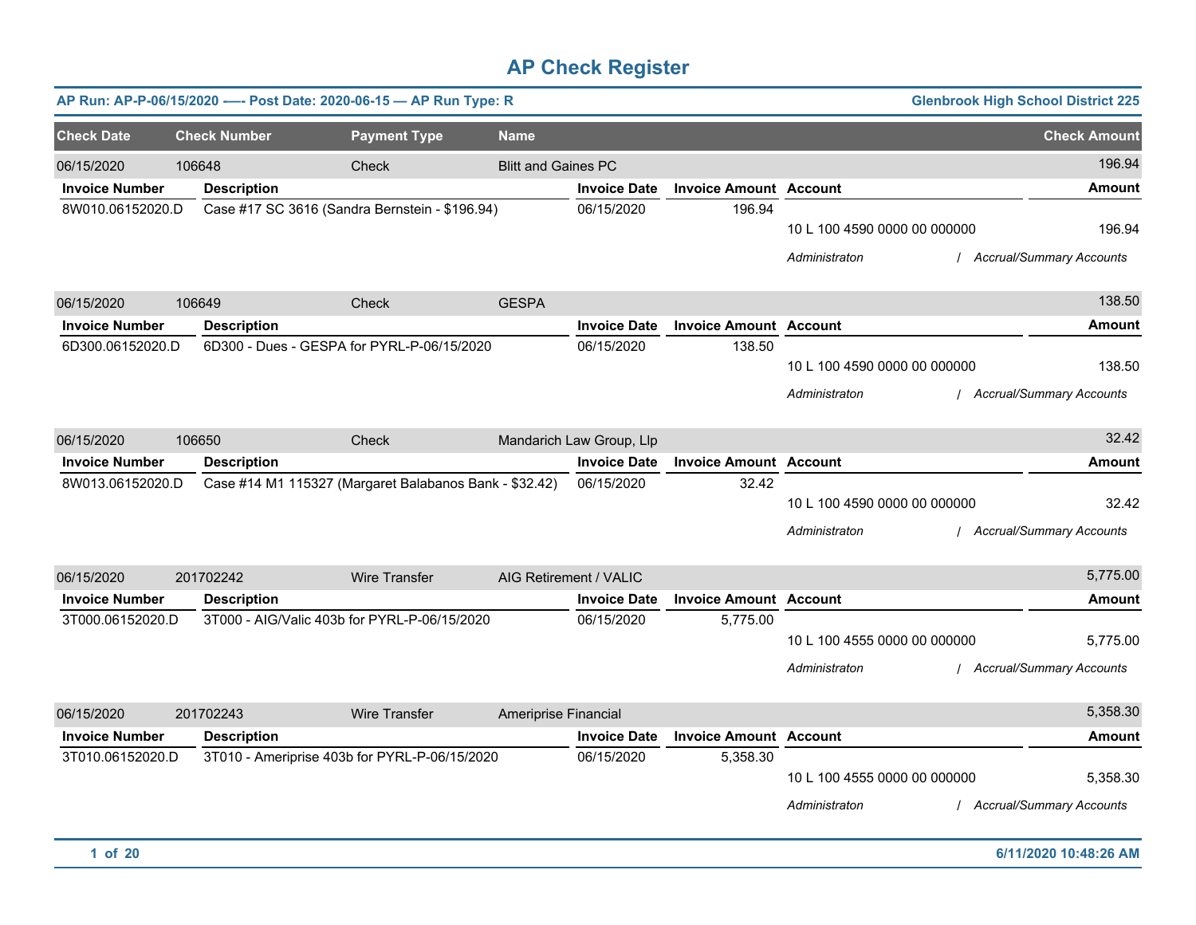# AP Check Register

**AP Run: AP-P-06/15/2020 -—- Post Date: 2020-06-15 — AP Run Type: R** | **Glenbrook High School District 225**

| Check Date | Check Number | Payment Type | Name | Check Amount |
|---|---|---|---|---|
| 06/15/2020 | 106648 | Check | Blitt and Gaines PC | 196.94 |

| Invoice Number | Description | Invoice Date | Invoice Amount | Account | Amount |
|---|---|---|---|---|---|
| 8W010.06152020.D | Case #17 SC 3616 (Sandra Bernstein - $196.94) | 06/15/2020 | 196.94 | | |
| | | | | 10 L 100 4590 0000 00 000000 | 196.94 |
| | | | | *Administraton / Accrual/Summary Accounts* | |

| Check Date | Check Number | Payment Type | Name | Check Amount |
|---|---|---|---|---|
| 06/15/2020 | 106649 | Check | GESPA | 138.50 |

| Invoice Number | Description | Invoice Date | Invoice Amount | Account | Amount |
|---|---|---|---|---|---|
| 6D300.06152020.D | 6D300 - Dues - GESPA for PYRL-P-06/15/2020 | 06/15/2020 | 138.50 | | |
| | | | | 10 L 100 4590 0000 00 000000 | 138.50 |
| | | | | *Administraton / Accrual/Summary Accounts* | |

| Check Date | Check Number | Payment Type | Name | Check Amount |
|---|---|---|---|---|
| 06/15/2020 | 106650 | Check | Mandarich Law Group, Llp | 32.42 |

| Invoice Number | Description | Invoice Date | Invoice Amount | Account | Amount |
|---|---|---|---|---|---|
| 8W013.06152020.D | Case #14 M1 115327 (Margaret Balabanos Bank - $32.42) | 06/15/2020 | 32.42 | | |
| | | | | 10 L 100 4590 0000 00 000000 | 32.42 |
| | | | | *Administraton / Accrual/Summary Accounts* | |

| Check Date | Check Number | Payment Type | Name | Check Amount |
|---|---|---|---|---|
| 06/15/2020 | 201702242 | Wire Transfer | AIG Retirement / VALIC | 5,775.00 |

| Invoice Number | Description | Invoice Date | Invoice Amount | Account | Amount |
|---|---|---|---|---|---|
| 3T000.06152020.D | 3T000 - AIG/Valic 403b for PYRL-P-06/15/2020 | 06/15/2020 | 5,775.00 | | |
| | | | | 10 L 100 4555 0000 00 000000 | 5,775.00 |
| | | | | *Administraton / Accrual/Summary Accounts* | |

| Check Date | Check Number | Payment Type | Name | Check Amount |
|---|---|---|---|---|
| 06/15/2020 | 201702243 | Wire Transfer | Ameriprise Financial | 5,358.30 |

| Invoice Number | Description | Invoice Date | Invoice Amount | Account | Amount |
|---|---|---|---|---|---|
| 3T010.06152020.D | 3T010 - Ameriprise 403b for PYRL-P-06/15/2020 | 06/15/2020 | 5,358.30 | | |
| | | | | 10 L 100 4555 0000 00 000000 | 5,358.30 |
| | | | | *Administraton / Accrual/Summary Accounts* | |

**6/11/2020 10:48:26 AM**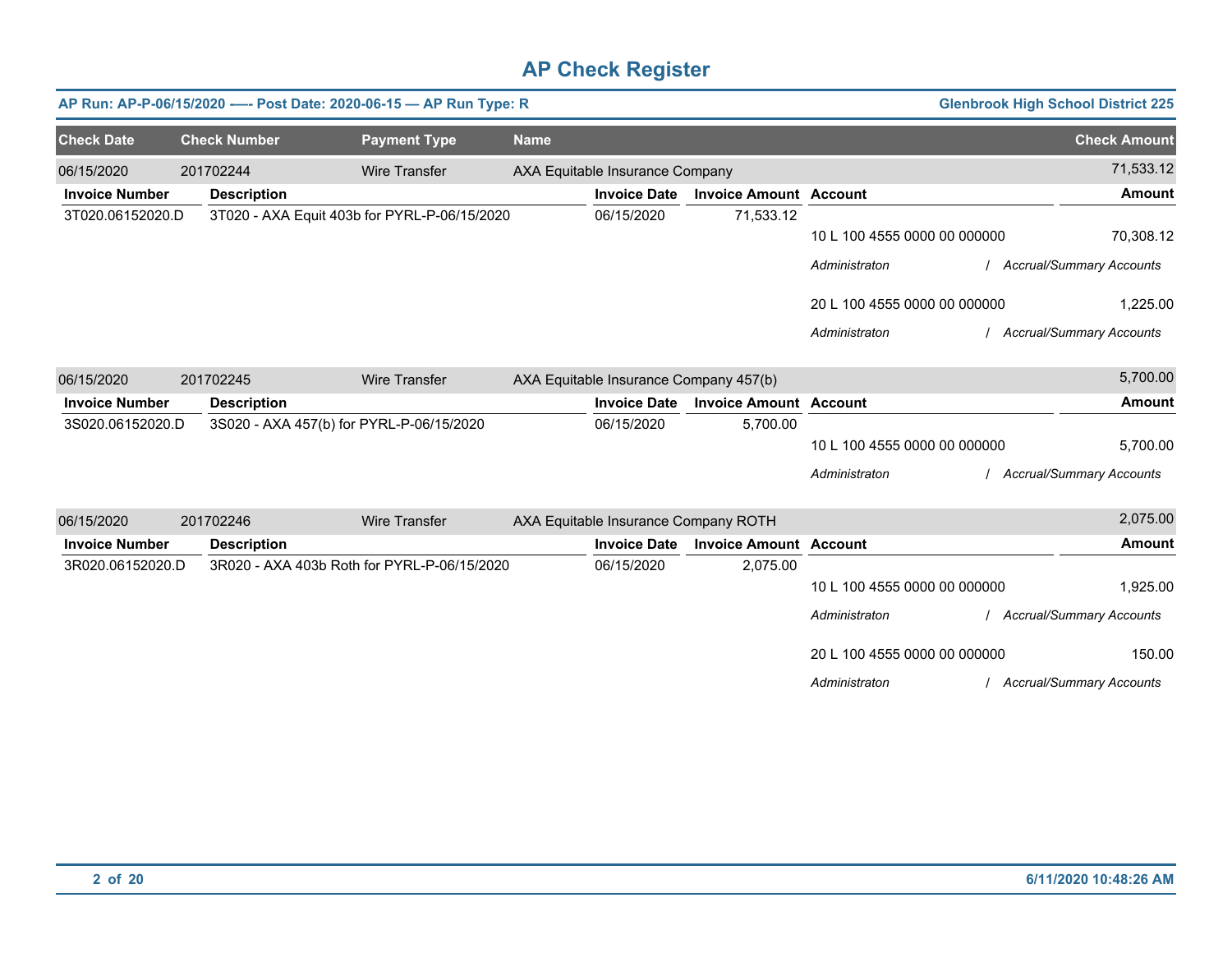# AP Check Register

**AP Run: AP-P-06/15/2020 —- Post Date: 2020-06-15 — AP Run Type: R** | **Glenbrook High School District 225**

| Check Date | Check Number | Payment Type | Name | Check Amount |
|---|---|---|---|---|
| 06/15/2020 | 201702244 | Wire Transfer | AXA Equitable Insurance Company | 71,533.12 |

| Invoice Number | Description | Invoice Date | Invoice Amount | Account | Amount |
|---|---|---|---|---|---|
| 3T020.06152020.D | 3T020 - AXA Equit 403b for PYRL-P-06/15/2020 | 06/15/2020 | 71,533.12 | | |
| | | | | 10 L 100 4555 0000 00 000000 | 70,308.12 |
| | | | | *Administraton* | */ Accrual/Summary Accounts* |
| | | | | 20 L 100 4555 0000 00 000000 | 1,225.00 |
| | | | | *Administraton* | */ Accrual/Summary Accounts* |

| Check Date | Check Number | Payment Type | Name | Check Amount |
|---|---|---|---|---|
| 06/15/2020 | 201702245 | Wire Transfer | AXA Equitable Insurance Company 457(b) | 5,700.00 |

| Invoice Number | Description | Invoice Date | Invoice Amount | Account | Amount |
|---|---|---|---|---|---|
| 3S020.06152020.D | 3S020 - AXA 457(b) for PYRL-P-06/15/2020 | 06/15/2020 | 5,700.00 | | |
| | | | | 10 L 100 4555 0000 00 000000 | 5,700.00 |
| | | | | *Administraton* | */ Accrual/Summary Accounts* |

| Check Date | Check Number | Payment Type | Name | Check Amount |
|---|---|---|---|---|
| 06/15/2020 | 201702246 | Wire Transfer | AXA Equitable Insurance Company ROTH | 2,075.00 |

| Invoice Number | Description | Invoice Date | Invoice Amount | Account | Amount |
|---|---|---|---|---|---|
| 3R020.06152020.D | 3R020 - AXA 403b Roth for PYRL-P-06/15/2020 | 06/15/2020 | 2,075.00 | | |
| | | | | 10 L 100 4555 0000 00 000000 | 1,925.00 |
| | | | | *Administraton* | */ Accrual/Summary Accounts* |
| | | | | 20 L 100 4555 0000 00 000000 | 150.00 |
| | | | | *Administraton* | */ Accrual/Summary Accounts* |

6/11/2020 10:48:26 AM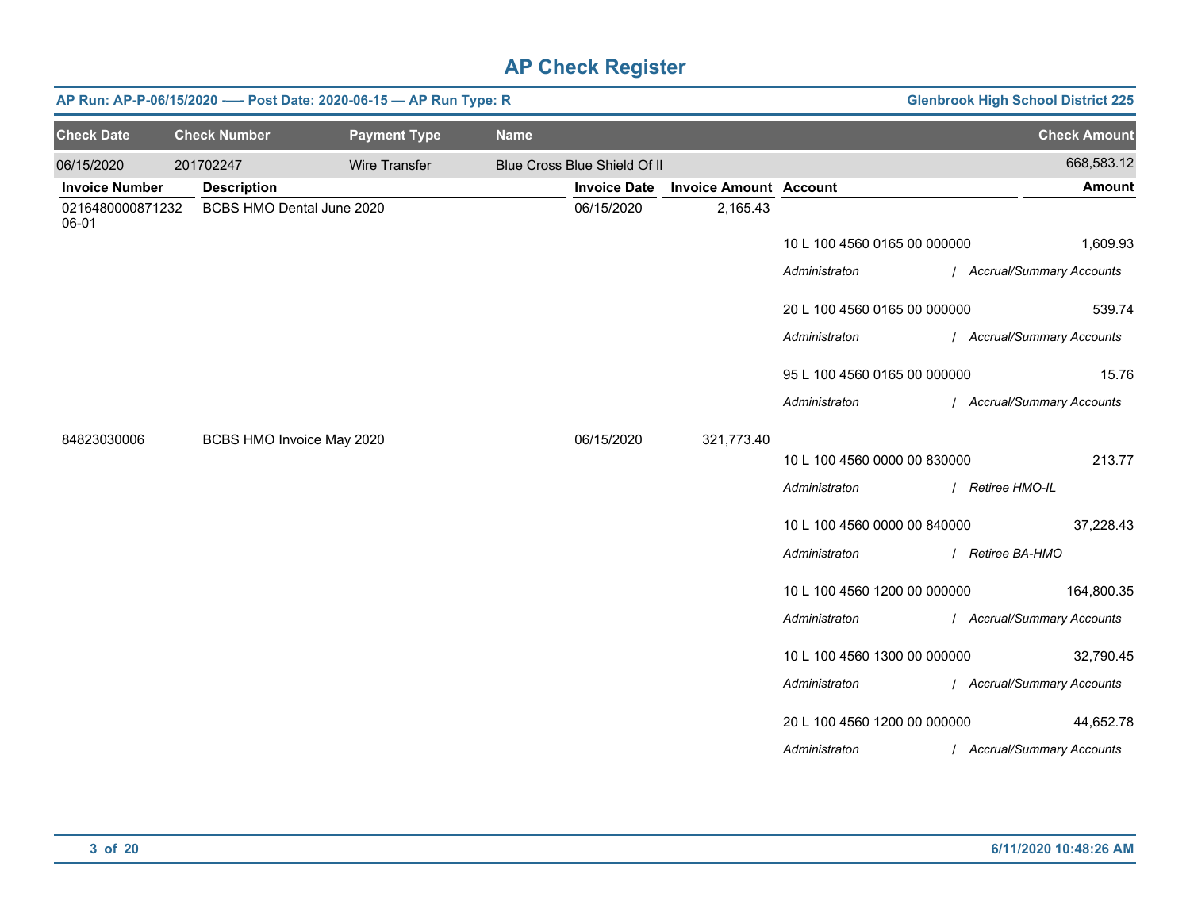# AP Check Register

**AP Run: AP-P-06/15/2020 -—- Post Date: 2020-06-15 — AP Run Type: R** | **Glenbrook High School District 225**

| Check Date | Check Number | Payment Type | Name | Check Amount |
|---|---|---|---|---|
| 06/15/2020 | 201702247 | Wire Transfer | Blue Cross Blue Shield Of Il | 668,583.12 |

| Invoice Number | Description | Invoice Date | Invoice Amount | Account | Amount |
|---|---|---|---|---|---|
| 0216480000871232 06-01 | BCBS HMO Dental June 2020 | 06/15/2020 | 2,165.43 | | |
| | | | | 10 L 100 4560 0165 00 000000 | 1,609.93 |
| | | | | *Administraton / Accrual/Summary Accounts* | |
| | | | | 20 L 100 4560 0165 00 000000 | 539.74 |
| | | | | *Administraton / Accrual/Summary Accounts* | |
| | | | | 95 L 100 4560 0165 00 000000 | 15.76 |
| | | | | *Administraton / Accrual/Summary Accounts* | |
| 84823030006 | BCBS HMO Invoice May 2020 | 06/15/2020 | 321,773.40 | | |
| | | | | 10 L 100 4560 0000 00 830000 | 213.77 |
| | | | | *Administraton / Retiree HMO-IL* | |
| | | | | 10 L 100 4560 0000 00 840000 | 37,228.43 |
| | | | | *Administraton / Retiree BA-HMO* | |
| | | | | 10 L 100 4560 1200 00 000000 | 164,800.35 |
| | | | | *Administraton / Accrual/Summary Accounts* | |
| | | | | 10 L 100 4560 1300 00 000000 | 32,790.45 |
| | | | | *Administraton / Accrual/Summary Accounts* | |
| | | | | 20 L 100 4560 1200 00 000000 | 44,652.78 |
| | | | | *Administraton / Accrual/Summary Accounts* | |

6/11/2020 10:48:26 AM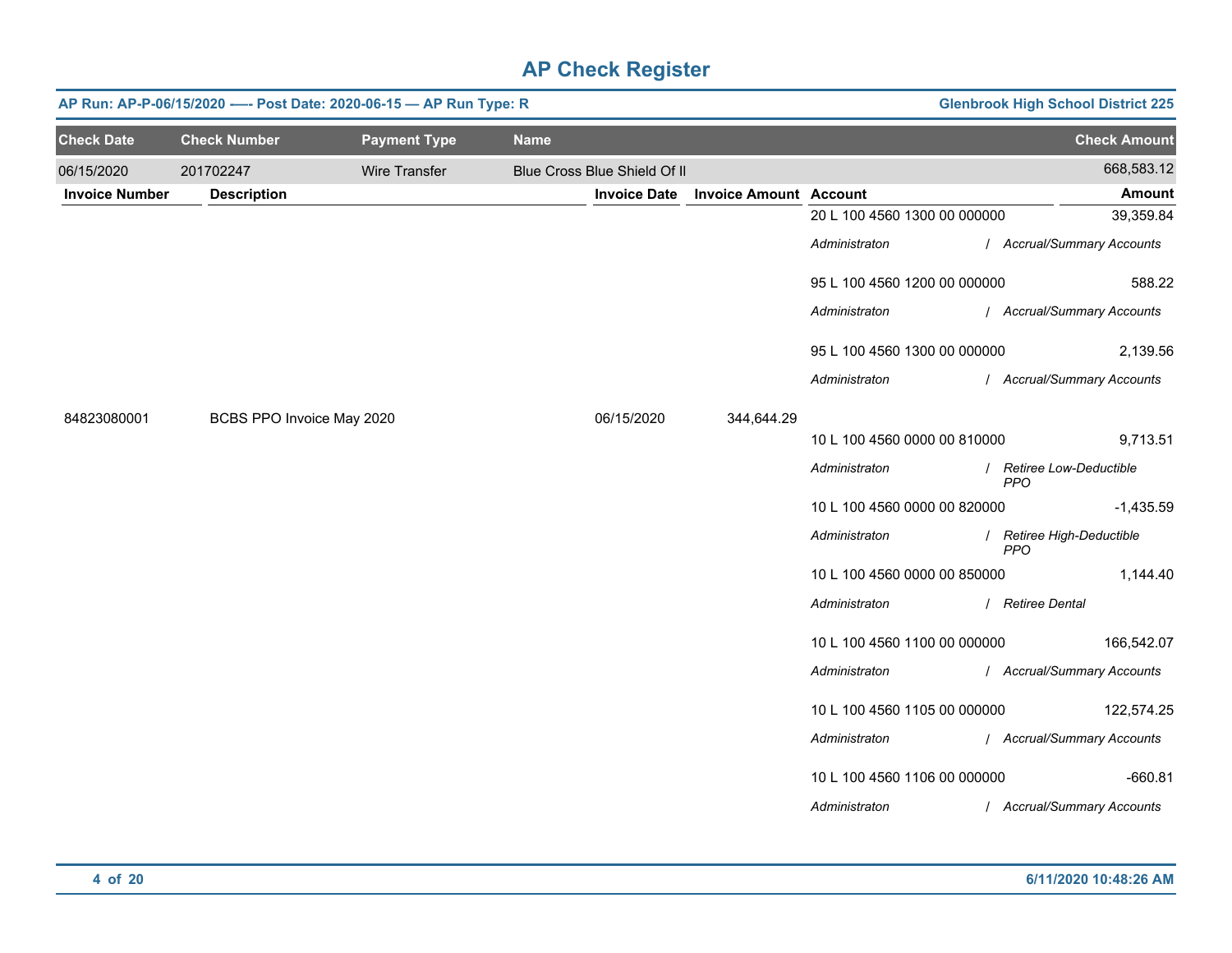# AP Check Register

**AP Run: AP-P-06/15/2020 -— Post Date: 2020-06-15 — AP Run Type: R** | **Glenbrook High School District 225**

| Check Date | Check Number | Payment Type | Name | Check Amount |
|---|---|---|---|---|
| 06/15/2020 | 201702247 | Wire Transfer | Blue Cross Blue Shield Of Il | 668,583.12 |

| Invoice Number | Description | Invoice Date | Invoice Amount | Account | Amount |
|---|---|---|---|---|---|
| | | | | 20 L 100 4560 1300 00 000000 | 39,359.84 |
| | | | | *Administraton / Accrual/Summary Accounts* | |
| | | | | 95 L 100 4560 1200 00 000000 | 588.22 |
| | | | | *Administraton / Accrual/Summary Accounts* | |
| | | | | 95 L 100 4560 1300 00 000000 | 2,139.56 |
| | | | | *Administraton / Accrual/Summary Accounts* | |
| 84823080001 | BCBS PPO Invoice May 2020 | 06/15/2020 | 344,644.29 | | |
| | | | | 10 L 100 4560 0000 00 810000 | 9,713.51 |
| | | | | *Administraton / Retiree Low-Deductible PPO* | |
| | | | | 10 L 100 4560 0000 00 820000 | -1,435.59 |
| | | | | *Administraton / Retiree High-Deductible PPO* | |
| | | | | 10 L 100 4560 0000 00 850000 | 1,144.40 |
| | | | | *Administraton / Retiree Dental* | |
| | | | | 10 L 100 4560 1100 00 000000 | 166,542.07 |
| | | | | *Administraton / Accrual/Summary Accounts* | |
| | | | | 10 L 100 4560 1105 00 000000 | 122,574.25 |
| | | | | *Administraton / Accrual/Summary Accounts* | |
| | | | | 10 L 100 4560 1106 00 000000 | -660.81 |
| | | | | *Administraton / Accrual/Summary Accounts* | |

6/11/2020 10:48:26 AM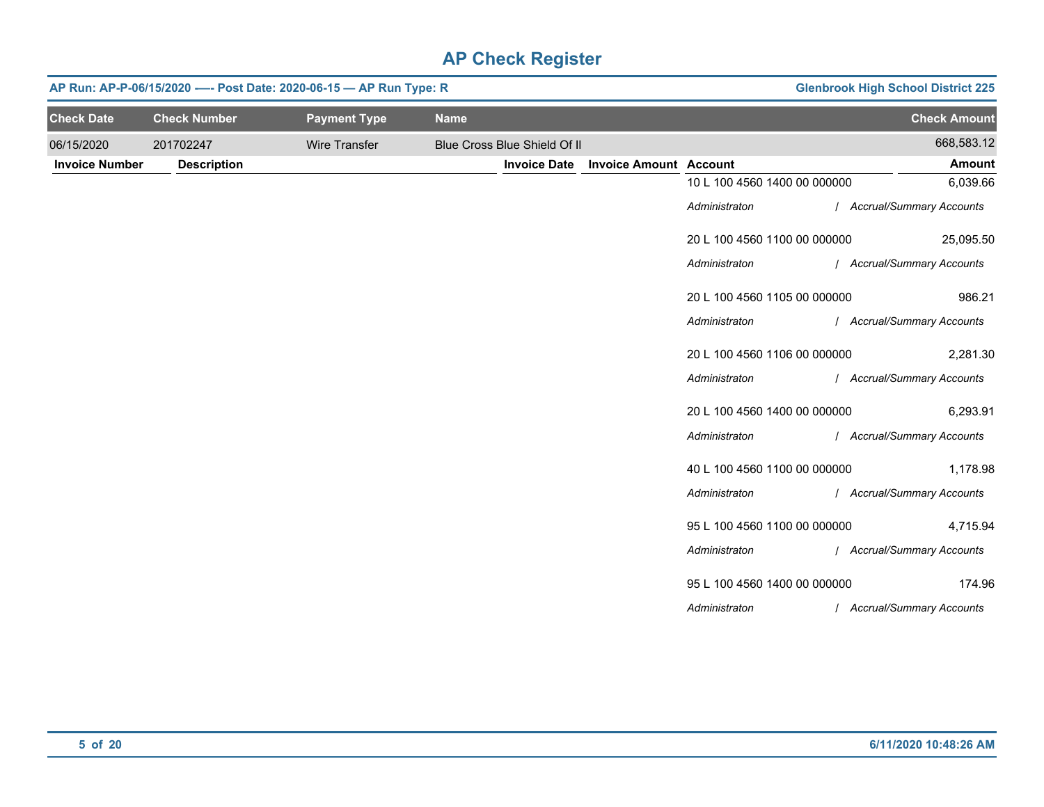# AP Check Register

**AP Run: AP-P-06/15/2020 -—- Post Date: 2020-06-15 — AP Run Type: R** — **Glenbrook High School District 225**

| Check Date | Check Number | Payment Type | Name | Check Amount |
|---|---|---|---|---|
| 06/15/2020 | 201702247 | Wire Transfer | Blue Cross Blue Shield Of Il | 668,583.12 |

| Invoice Number | Description | Invoice Date | Invoice Amount | Account | Amount |
|---|---|---|---|---|---|
| | | | | 10 L 100 4560 1400 00 000000 | 6,039.66 |
| | | | | *Administraton / Accrual/Summary Accounts* | |
| | | | | 20 L 100 4560 1100 00 000000 | 25,095.50 |
| | | | | *Administraton / Accrual/Summary Accounts* | |
| | | | | 20 L 100 4560 1105 00 000000 | 986.21 |
| | | | | *Administraton / Accrual/Summary Accounts* | |
| | | | | 20 L 100 4560 1106 00 000000 | 2,281.30 |
| | | | | *Administraton / Accrual/Summary Accounts* | |
| | | | | 20 L 100 4560 1400 00 000000 | 6,293.91 |
| | | | | *Administraton / Accrual/Summary Accounts* | |
| | | | | 40 L 100 4560 1100 00 000000 | 1,178.98 |
| | | | | *Administraton / Accrual/Summary Accounts* | |
| | | | | 95 L 100 4560 1100 00 000000 | 4,715.94 |
| | | | | *Administraton / Accrual/Summary Accounts* | |
| | | | | 95 L 100 4560 1400 00 000000 | 174.96 |
| | | | | *Administraton / Accrual/Summary Accounts* | |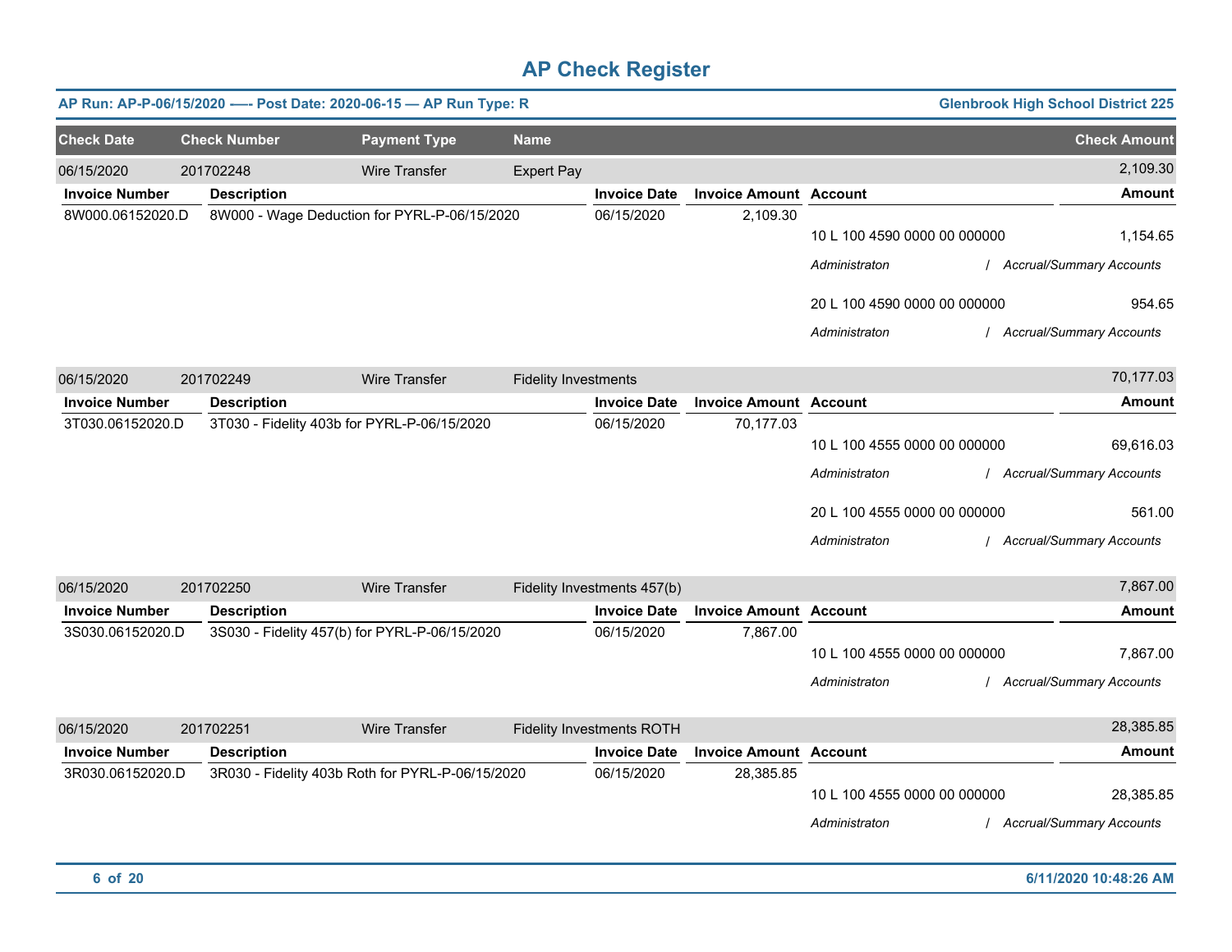# AP Check Register

**AP Run: AP-P-06/15/2020 —- Post Date: 2020-06-15 — AP Run Type: R** — **Glenbrook High School District 225**

| Check Date | Check Number | Payment Type | Name | Check Amount |
|---|---|---|---|---|
| 06/15/2020 | 201702248 | Wire Transfer | Expert Pay | 2,109.30 |

| Invoice Number | Description | Invoice Date | Invoice Amount | Account | Amount |
|---|---|---|---|---|---|
| 8W000.06152020.D | 8W000 - Wage Deduction for PYRL-P-06/15/2020 | 06/15/2020 | 2,109.30 | | |
| | | | | 10 L 100 4590 0000 00 000000 | 1,154.65 |
| | | | | *Administraton / Accrual/Summary Accounts* | |
| | | | | 20 L 100 4590 0000 00 000000 | 954.65 |
| | | | | *Administraton / Accrual/Summary Accounts* | |

| Check Date | Check Number | Payment Type | Name | Check Amount |
|---|---|---|---|---|
| 06/15/2020 | 201702249 | Wire Transfer | Fidelity Investments | 70,177.03 |

| Invoice Number | Description | Invoice Date | Invoice Amount | Account | Amount |
|---|---|---|---|---|---|
| 3T030.06152020.D | 3T030 - Fidelity 403b for PYRL-P-06/15/2020 | 06/15/2020 | 70,177.03 | | |
| | | | | 10 L 100 4555 0000 00 000000 | 69,616.03 |
| | | | | *Administraton / Accrual/Summary Accounts* | |
| | | | | 20 L 100 4555 0000 00 000000 | 561.00 |
| | | | | *Administraton / Accrual/Summary Accounts* | |

| Check Date | Check Number | Payment Type | Name | Check Amount |
|---|---|---|---|---|
| 06/15/2020 | 201702250 | Wire Transfer | Fidelity Investments 457(b) | 7,867.00 |

| Invoice Number | Description | Invoice Date | Invoice Amount | Account | Amount |
|---|---|---|---|---|---|
| 3S030.06152020.D | 3S030 - Fidelity 457(b) for PYRL-P-06/15/2020 | 06/15/2020 | 7,867.00 | | |
| | | | | 10 L 100 4555 0000 00 000000 | 7,867.00 |
| | | | | *Administraton / Accrual/Summary Accounts* | |

| Check Date | Check Number | Payment Type | Name | Check Amount |
|---|---|---|---|---|
| 06/15/2020 | 201702251 | Wire Transfer | Fidelity Investments ROTH | 28,385.85 |

| Invoice Number | Description | Invoice Date | Invoice Amount | Account | Amount |
|---|---|---|---|---|---|
| 3R030.06152020.D | 3R030 - Fidelity 403b Roth for PYRL-P-06/15/2020 | 06/15/2020 | 28,385.85 | | |
| | | | | 10 L 100 4555 0000 00 000000 | 28,385.85 |
| | | | | *Administraton / Accrual/Summary Accounts* | |

6/11/2020 10:48:26 AM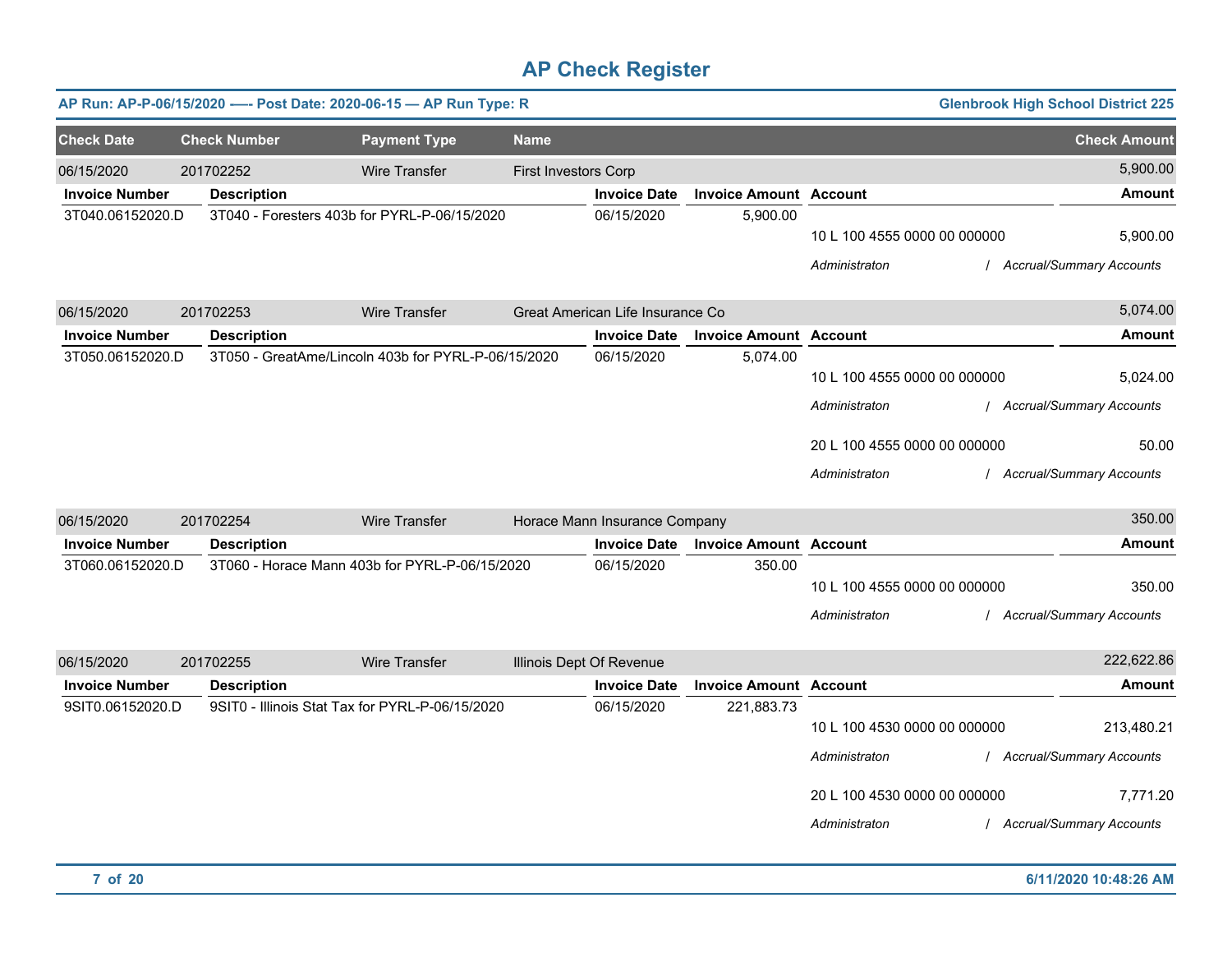# AP Check Register

**AP Run: AP-P-06/15/2020 -—- Post Date: 2020-06-15 — AP Run Type: R** | **Glenbrook High School District 225**

| Check Date | Check Number | Payment Type | Name | Check Amount |
|---|---|---|---|---|
| 06/15/2020 | 201702252 | Wire Transfer | First Investors Corp | 5,900.00 |

| Invoice Number | Description | Invoice Date | Invoice Amount | Account | Amount |
|---|---|---|---|---|---|
| 3T040.06152020.D | 3T040 - Foresters 403b for PYRL-P-06/15/2020 | 06/15/2020 | 5,900.00 | | |
| | | | | 10 L 100 4555 0000 00 000000 | 5,900.00 |
| | | | | *Administraton* | */ Accrual/Summary Accounts* |

| Check Date | Check Number | Payment Type | Name | Check Amount |
|---|---|---|---|---|
| 06/15/2020 | 201702253 | Wire Transfer | Great American Life Insurance Co | 5,074.00 |

| Invoice Number | Description | Invoice Date | Invoice Amount | Account | Amount |
|---|---|---|---|---|---|
| 3T050.06152020.D | 3T050 - GreatAme/Lincoln 403b for PYRL-P-06/15/2020 | 06/15/2020 | 5,074.00 | | |
| | | | | 10 L 100 4555 0000 00 000000 | 5,024.00 |
| | | | | *Administraton* | */ Accrual/Summary Accounts* |
| | | | | 20 L 100 4555 0000 00 000000 | 50.00 |
| | | | | *Administraton* | */ Accrual/Summary Accounts* |

| Check Date | Check Number | Payment Type | Name | Check Amount |
|---|---|---|---|---|
| 06/15/2020 | 201702254 | Wire Transfer | Horace Mann Insurance Company | 350.00 |

| Invoice Number | Description | Invoice Date | Invoice Amount | Account | Amount |
|---|---|---|---|---|---|
| 3T060.06152020.D | 3T060 - Horace Mann 403b for PYRL-P-06/15/2020 | 06/15/2020 | 350.00 | | |
| | | | | 10 L 100 4555 0000 00 000000 | 350.00 |
| | | | | *Administraton* | */ Accrual/Summary Accounts* |

| Check Date | Check Number | Payment Type | Name | Check Amount |
|---|---|---|---|---|
| 06/15/2020 | 201702255 | Wire Transfer | Illinois Dept Of Revenue | 222,622.86 |

| Invoice Number | Description | Invoice Date | Invoice Amount | Account | Amount |
|---|---|---|---|---|---|
| 9SIT0.06152020.D | 9SIT0 - Illinois Stat Tax for PYRL-P-06/15/2020 | 06/15/2020 | 221,883.73 | | |
| | | | | 10 L 100 4530 0000 00 000000 | 213,480.21 |
| | | | | *Administraton* | */ Accrual/Summary Accounts* |
| | | | | 20 L 100 4530 0000 00 000000 | 7,771.20 |
| | | | | *Administraton* | */ Accrual/Summary Accounts* |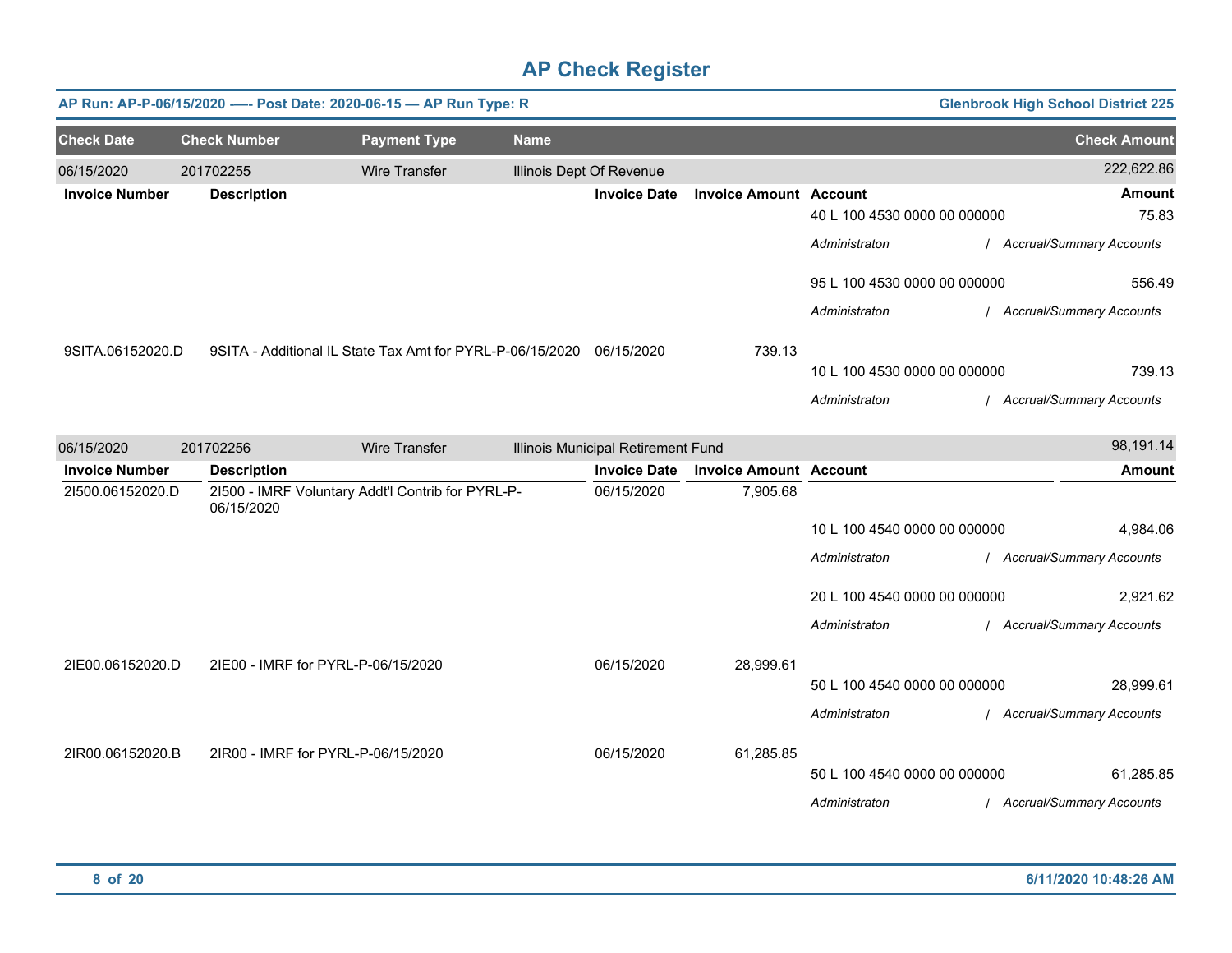# AP Check Register

**AP Run: AP-P-06/15/2020 -—- Post Date: 2020-06-15 — AP Run Type: R** | **Glenbrook High School District 225**

| Check Date | Check Number | Payment Type | Name | Check Amount |
|---|---|---|---|---|
| 06/15/2020 | 201702255 | Wire Transfer | Illinois Dept Of Revenue | 222,622.86 |

| Invoice Number | Description | Invoice Date | Invoice Amount | Account | Amount |
|---|---|---|---|---|---|
| | | | | 40 L 100 4530 0000 00 000000 | 75.83 |
| | | | | *Administraton / Accrual/Summary Accounts* | |
| | | | | 95 L 100 4530 0000 00 000000 | 556.49 |
| | | | | *Administraton / Accrual/Summary Accounts* | |
| 9SITA.06152020.D | 9SITA - Additional IL State Tax Amt for PYRL-P-06/15/2020 | 06/15/2020 | 739.13 | | |
| | | | | 10 L 100 4530 0000 00 000000 | 739.13 |
| | | | | *Administraton / Accrual/Summary Accounts* | |

| Check Date | Check Number | Payment Type | Name | Check Amount |
|---|---|---|---|---|
| 06/15/2020 | 201702256 | Wire Transfer | Illinois Municipal Retirement Fund | 98,191.14 |

| Invoice Number | Description | Invoice Date | Invoice Amount | Account | Amount |
|---|---|---|---|---|---|
| 2I500.06152020.D | 2I500 - IMRF Voluntary Addt'l Contrib for PYRL-P-06/15/2020 | 06/15/2020 | 7,905.68 | | |
| | | | | 10 L 100 4540 0000 00 000000 | 4,984.06 |
| | | | | *Administraton / Accrual/Summary Accounts* | |
| | | | | 20 L 100 4540 0000 00 000000 | 2,921.62 |
| | | | | *Administraton / Accrual/Summary Accounts* | |
| 2IE00.06152020.D | 2IE00 - IMRF for PYRL-P-06/15/2020 | 06/15/2020 | 28,999.61 | | |
| | | | | 50 L 100 4540 0000 00 000000 | 28,999.61 |
| | | | | *Administraton / Accrual/Summary Accounts* | |
| 2IR00.06152020.B | 2IR00 - IMRF for PYRL-P-06/15/2020 | 06/15/2020 | 61,285.85 | | |
| | | | | 50 L 100 4540 0000 00 000000 | 61,285.85 |
| | | | | *Administraton / Accrual/Summary Accounts* | |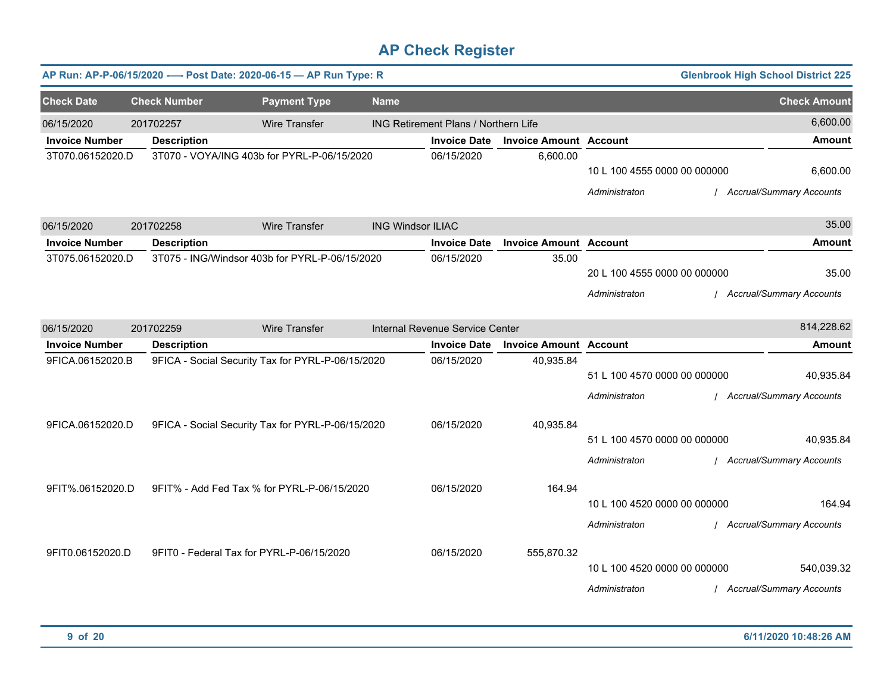# AP Check Register

**AP Run: AP-P-06/15/2020 —- Post Date: 2020-06-15 — AP Run Type: R** | **Glenbrook High School District 225**

| Check Date | Check Number | Payment Type | Name | Check Amount |
|---|---|---|---|---|
| 06/15/2020 | 201702257 | Wire Transfer | ING Retirement Plans / Northern Life | 6,600.00 |

| Invoice Number | Description | Invoice Date | Invoice Amount | Account | Amount |
|---|---|---|---|---|---|
| 3T070.06152020.D | 3T070 - VOYA/ING 403b for PYRL-P-06/15/2020 | 06/15/2020 | 6,600.00 | 10 L 100 4555 0000 00 000000 | 6,600.00 |
| | | | | *Administraton / Accrual/Summary Accounts* | |

| Check Date | Check Number | Payment Type | Name | Check Amount |
|---|---|---|---|---|
| 06/15/2020 | 201702258 | Wire Transfer | ING Windsor ILIAC | 35.00 |

| Invoice Number | Description | Invoice Date | Invoice Amount | Account | Amount |
|---|---|---|---|---|---|
| 3T075.06152020.D | 3T075 - ING/Windsor 403b for PYRL-P-06/15/2020 | 06/15/2020 | 35.00 | 20 L 100 4555 0000 00 000000 | 35.00 |
| | | | | *Administraton / Accrual/Summary Accounts* | |

| Check Date | Check Number | Payment Type | Name | Check Amount |
|---|---|---|---|---|
| 06/15/2020 | 201702259 | Wire Transfer | Internal Revenue Service Center | 814,228.62 |

| Invoice Number | Description | Invoice Date | Invoice Amount | Account | Amount |
|---|---|---|---|---|---|
| 9FICA.06152020.B | 9FICA - Social Security Tax for PYRL-P-06/15/2020 | 06/15/2020 | 40,935.84 | 51 L 100 4570 0000 00 000000 | 40,935.84 |
| | | | | *Administraton / Accrual/Summary Accounts* | |
| 9FICA.06152020.D | 9FICA - Social Security Tax for PYRL-P-06/15/2020 | 06/15/2020 | 40,935.84 | 51 L 100 4570 0000 00 000000 | 40,935.84 |
| | | | | *Administraton / Accrual/Summary Accounts* | |
| 9FIT%.06152020.D | 9FIT% - Add Fed Tax % for PYRL-P-06/15/2020 | 06/15/2020 | 164.94 | 10 L 100 4520 0000 00 000000 | 164.94 |
| | | | | *Administraton / Accrual/Summary Accounts* | |
| 9FIT0.06152020.D | 9FIT0 - Federal Tax for PYRL-P-06/15/2020 | 06/15/2020 | 555,870.32 | 10 L 100 4520 0000 00 000000 | 540,039.32 |
| | | | | *Administraton / Accrual/Summary Accounts* | |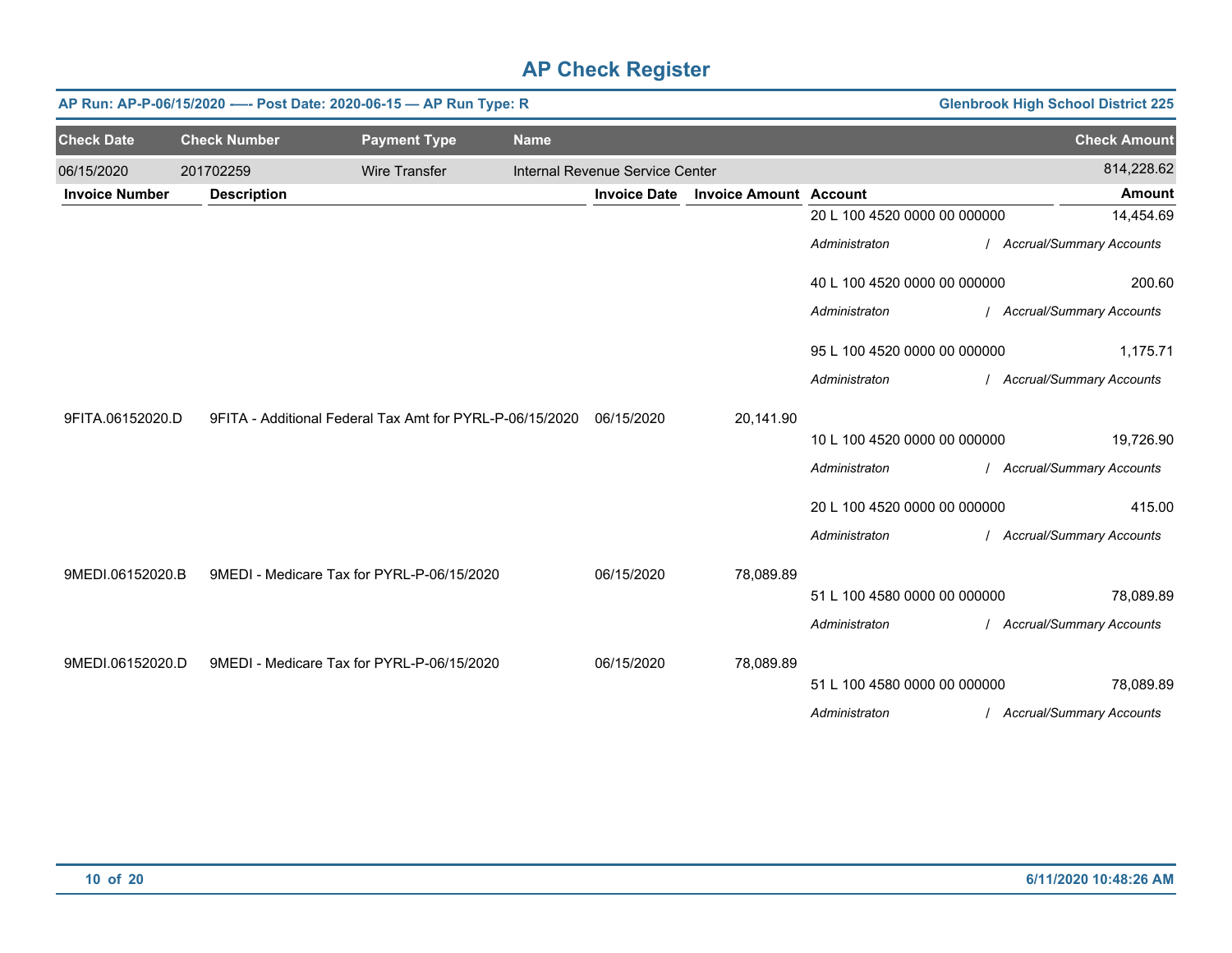# AP Check Register

**AP Run: AP-P-06/15/2020 -—- Post Date: 2020-06-15 — AP Run Type: R** | **Glenbrook High School District 225**

| Check Date | Check Number | Payment Type | Name | Check Amount |
|---|---|---|---|---|
| 06/15/2020 | 201702259 | Wire Transfer | Internal Revenue Service Center | 814,228.62 |

| Invoice Number | Description | Invoice Date | Invoice Amount | Account | Amount |
|---|---|---|---|---|---|
| | | | | 20 L 100 4520 0000 00 000000 | 14,454.69 |
| | | | | *Administraton / Accrual/Summary Accounts* | |
| | | | | 40 L 100 4520 0000 00 000000 | 200.60 |
| | | | | *Administraton / Accrual/Summary Accounts* | |
| | | | | 95 L 100 4520 0000 00 000000 | 1,175.71 |
| | | | | *Administraton / Accrual/Summary Accounts* | |
| 9FITA.06152020.D | 9FITA - Additional Federal Tax Amt for PYRL-P-06/15/2020 | 06/15/2020 | 20,141.90 | | |
| | | | | 10 L 100 4520 0000 00 000000 | 19,726.90 |
| | | | | *Administraton / Accrual/Summary Accounts* | |
| | | | | 20 L 100 4520 0000 00 000000 | 415.00 |
| | | | | *Administraton / Accrual/Summary Accounts* | |
| 9MEDI.06152020.B | 9MEDI - Medicare Tax for PYRL-P-06/15/2020 | 06/15/2020 | 78,089.89 | | |
| | | | | 51 L 100 4580 0000 00 000000 | 78,089.89 |
| | | | | *Administraton / Accrual/Summary Accounts* | |
| 9MEDI.06152020.D | 9MEDI - Medicare Tax for PYRL-P-06/15/2020 | 06/15/2020 | 78,089.89 | | |
| | | | | 51 L 100 4580 0000 00 000000 | 78,089.89 |
| | | | | *Administraton / Accrual/Summary Accounts* | |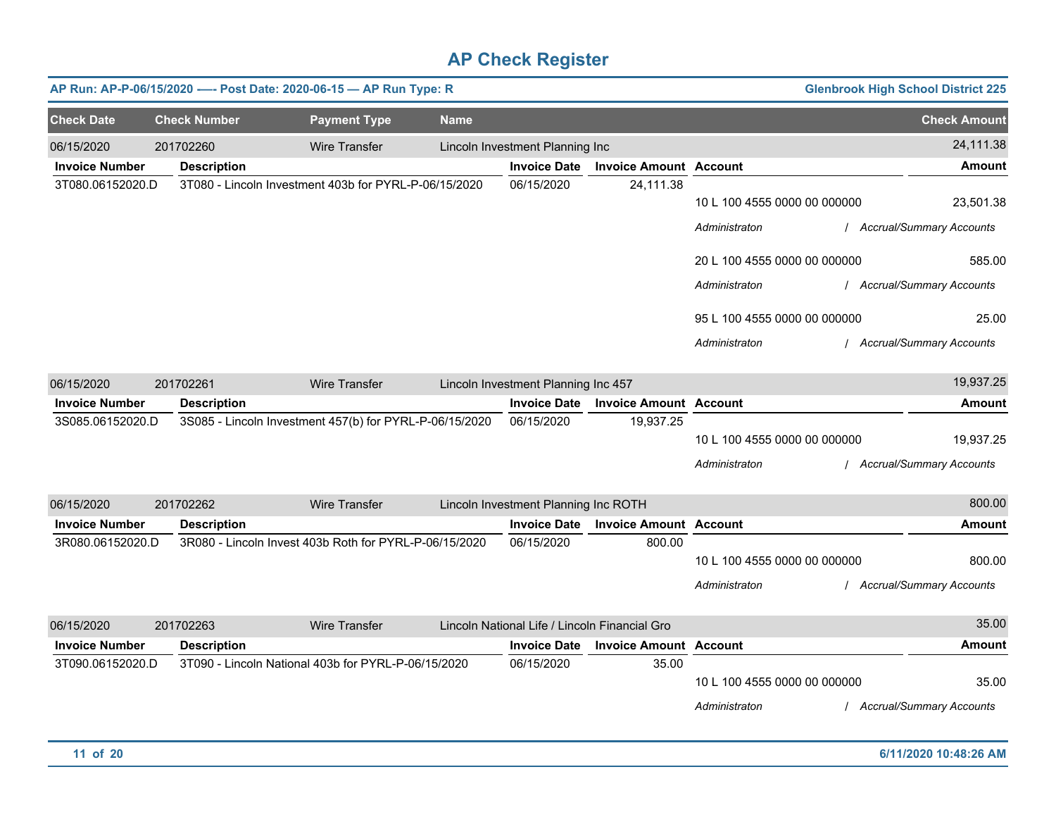# AP Check Register

**AP Run: AP-P-06/15/2020 -—- Post Date: 2020-06-15 — AP Run Type: R** | **Glenbrook High School District 225**

| Check Date | Check Number | Payment Type | Name | Check Amount |
|---|---|---|---|---|
| 06/15/2020 | 201702260 | Wire Transfer | Lincoln Investment Planning Inc | 24,111.38 |

| Invoice Number | Description | Invoice Date | Invoice Amount | Account | Amount |
|---|---|---|---|---|---|
| 3T080.06152020.D | 3T080 - Lincoln Investment 403b for PYRL-P-06/15/2020 | 06/15/2020 | 24,111.38 | | |
| | | | | 10 L 100 4555 0000 00 000000 | 23,501.38 |
| | | | | *Administraton / Accrual/Summary Accounts* | |
| | | | | 20 L 100 4555 0000 00 000000 | 585.00 |
| | | | | *Administraton / Accrual/Summary Accounts* | |
| | | | | 95 L 100 4555 0000 00 000000 | 25.00 |
| | | | | *Administraton / Accrual/Summary Accounts* | |

| Check Date | Check Number | Payment Type | Name | Check Amount |
|---|---|---|---|---|
| 06/15/2020 | 201702261 | Wire Transfer | Lincoln Investment Planning Inc 457 | 19,937.25 |

| Invoice Number | Description | Invoice Date | Invoice Amount | Account | Amount |
|---|---|---|---|---|---|
| 3S085.06152020.D | 3S085 - Lincoln Investment 457(b) for PYRL-P-06/15/2020 | 06/15/2020 | 19,937.25 | | |
| | | | | 10 L 100 4555 0000 00 000000 | 19,937.25 |
| | | | | *Administraton / Accrual/Summary Accounts* | |

| Check Date | Check Number | Payment Type | Name | Check Amount |
|---|---|---|---|---|
| 06/15/2020 | 201702262 | Wire Transfer | Lincoln Investment Planning Inc ROTH | 800.00 |

| Invoice Number | Description | Invoice Date | Invoice Amount | Account | Amount |
|---|---|---|---|---|---|
| 3R080.06152020.D | 3R080 - Lincoln Invest 403b Roth for PYRL-P-06/15/2020 | 06/15/2020 | 800.00 | | |
| | | | | 10 L 100 4555 0000 00 000000 | 800.00 |
| | | | | *Administraton / Accrual/Summary Accounts* | |

| Check Date | Check Number | Payment Type | Name | Check Amount |
|---|---|---|---|---|
| 06/15/2020 | 201702263 | Wire Transfer | Lincoln National Life / Lincoln Financial Gro | 35.00 |

| Invoice Number | Description | Invoice Date | Invoice Amount | Account | Amount |
|---|---|---|---|---|---|
| 3T090.06152020.D | 3T090 - Lincoln National 403b for PYRL-P-06/15/2020 | 06/15/2020 | 35.00 | | |
| | | | | 10 L 100 4555 0000 00 000000 | 35.00 |
| | | | | *Administraton / Accrual/Summary Accounts* | |

6/11/2020 10:48:26 AM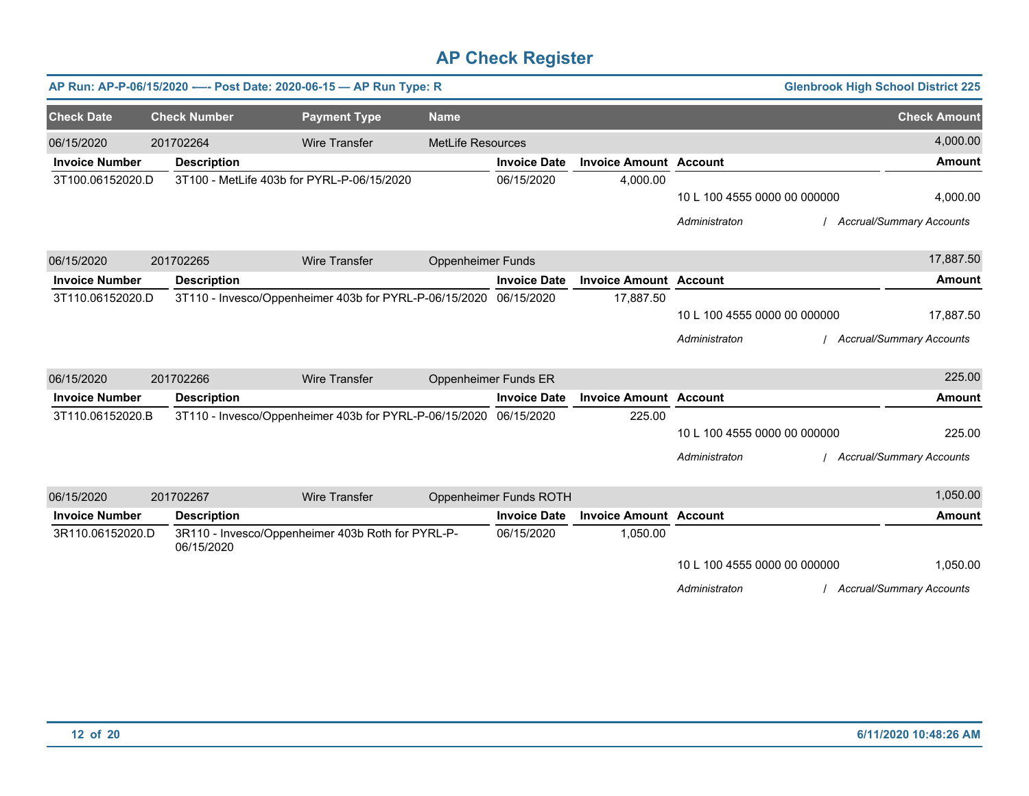# AP Check Register

**AP Run: AP-P-06/15/2020 -—- Post Date: 2020-06-15 — AP Run Type: R** | **Glenbrook High School District 225**

| Check Date | Check Number | Payment Type | Name | Check Amount |
|---|---|---|---|---|
| 06/15/2020 | 201702264 | Wire Transfer | MetLife Resources | 4,000.00 |

| Invoice Number | Description | Invoice Date | Invoice Amount | Account | Amount |
|---|---|---|---|---|---|
| 3T100.06152020.D | 3T100 - MetLife 403b for PYRL-P-06/15/2020 | 06/15/2020 | 4,000.00 | | |
| | | | | 10 L 100 4555 0000 00 000000 | 4,000.00 |
| | | | | *Administraton* | */ Accrual/Summary Accounts* |

| Check Date | Check Number | Payment Type | Name | Check Amount |
|---|---|---|---|---|
| 06/15/2020 | 201702265 | Wire Transfer | Oppenheimer Funds | 17,887.50 |

| Invoice Number | Description | Invoice Date | Invoice Amount | Account | Amount |
|---|---|---|---|---|---|
| 3T110.06152020.D | 3T110 - Invesco/Oppenheimer 403b for PYRL-P-06/15/2020 | 06/15/2020 | 17,887.50 | | |
| | | | | 10 L 100 4555 0000 00 000000 | 17,887.50 |
| | | | | *Administraton* | */ Accrual/Summary Accounts* |

| Check Date | Check Number | Payment Type | Name | Check Amount |
|---|---|---|---|---|
| 06/15/2020 | 201702266 | Wire Transfer | Oppenheimer Funds ER | 225.00 |

| Invoice Number | Description | Invoice Date | Invoice Amount | Account | Amount |
|---|---|---|---|---|---|
| 3T110.06152020.B | 3T110 - Invesco/Oppenheimer 403b for PYRL-P-06/15/2020 | 06/15/2020 | 225.00 | | |
| | | | | 10 L 100 4555 0000 00 000000 | 225.00 |
| | | | | *Administraton* | */ Accrual/Summary Accounts* |

| Check Date | Check Number | Payment Type | Name | Check Amount |
|---|---|---|---|---|
| 06/15/2020 | 201702267 | Wire Transfer | Oppenheimer Funds ROTH | 1,050.00 |

| Invoice Number | Description | Invoice Date | Invoice Amount | Account | Amount |
|---|---|---|---|---|---|
| 3R110.06152020.D | 3R110 - Invesco/Oppenheimer 403b Roth for PYRL-P-06/15/2020 | 06/15/2020 | 1,050.00 | | |
| | | | | 10 L 100 4555 0000 00 000000 | 1,050.00 |
| | | | | *Administraton* | */ Accrual/Summary Accounts* |

6/11/2020 10:48:26 AM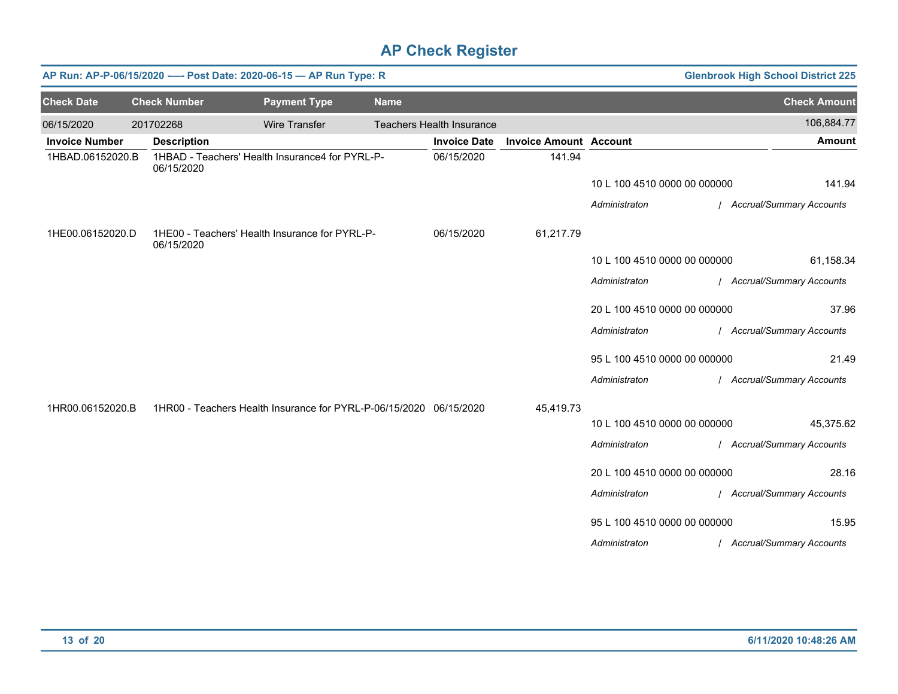# AP Check Register

**AP Run: AP-P-06/15/2020 -— Post Date: 2020-06-15 — AP Run Type: R** | **Glenbrook High School District 225**

| Check Date | Check Number | Payment Type | Name | Check Amount |
|---|---|---|---|---|
| 06/15/2020 | 201702268 | Wire Transfer | Teachers Health Insurance | 106,884.77 |

| Invoice Number | Description | Invoice Date | Invoice Amount | Account | Amount |
|---|---|---|---|---|---|
| 1HBAD.06152020.B | 1HBAD - Teachers' Health Insurance4 for PYRL-P-06/15/2020 | 06/15/2020 | 141.94 | | |
| | | | | 10 L 100 4510 0000 00 000000 | 141.94 |
| | | | | *Administraton / Accrual/Summary Accounts* | |
| 1HE00.06152020.D | 1HE00 - Teachers' Health Insurance for PYRL-P-06/15/2020 | 06/15/2020 | 61,217.79 | | |
| | | | | 10 L 100 4510 0000 00 000000 | 61,158.34 |
| | | | | *Administraton / Accrual/Summary Accounts* | |
| | | | | 20 L 100 4510 0000 00 000000 | 37.96 |
| | | | | *Administraton / Accrual/Summary Accounts* | |
| | | | | 95 L 100 4510 0000 00 000000 | 21.49 |
| | | | | *Administraton / Accrual/Summary Accounts* | |
| 1HR00.06152020.B | 1HR00 - Teachers Health Insurance for PYRL-P-06/15/2020 | 06/15/2020 | 45,419.73 | | |
| | | | | 10 L 100 4510 0000 00 000000 | 45,375.62 |
| | | | | *Administraton / Accrual/Summary Accounts* | |
| | | | | 20 L 100 4510 0000 00 000000 | 28.16 |
| | | | | *Administraton / Accrual/Summary Accounts* | |
| | | | | 95 L 100 4510 0000 00 000000 | 15.95 |
| | | | | *Administraton / Accrual/Summary Accounts* | |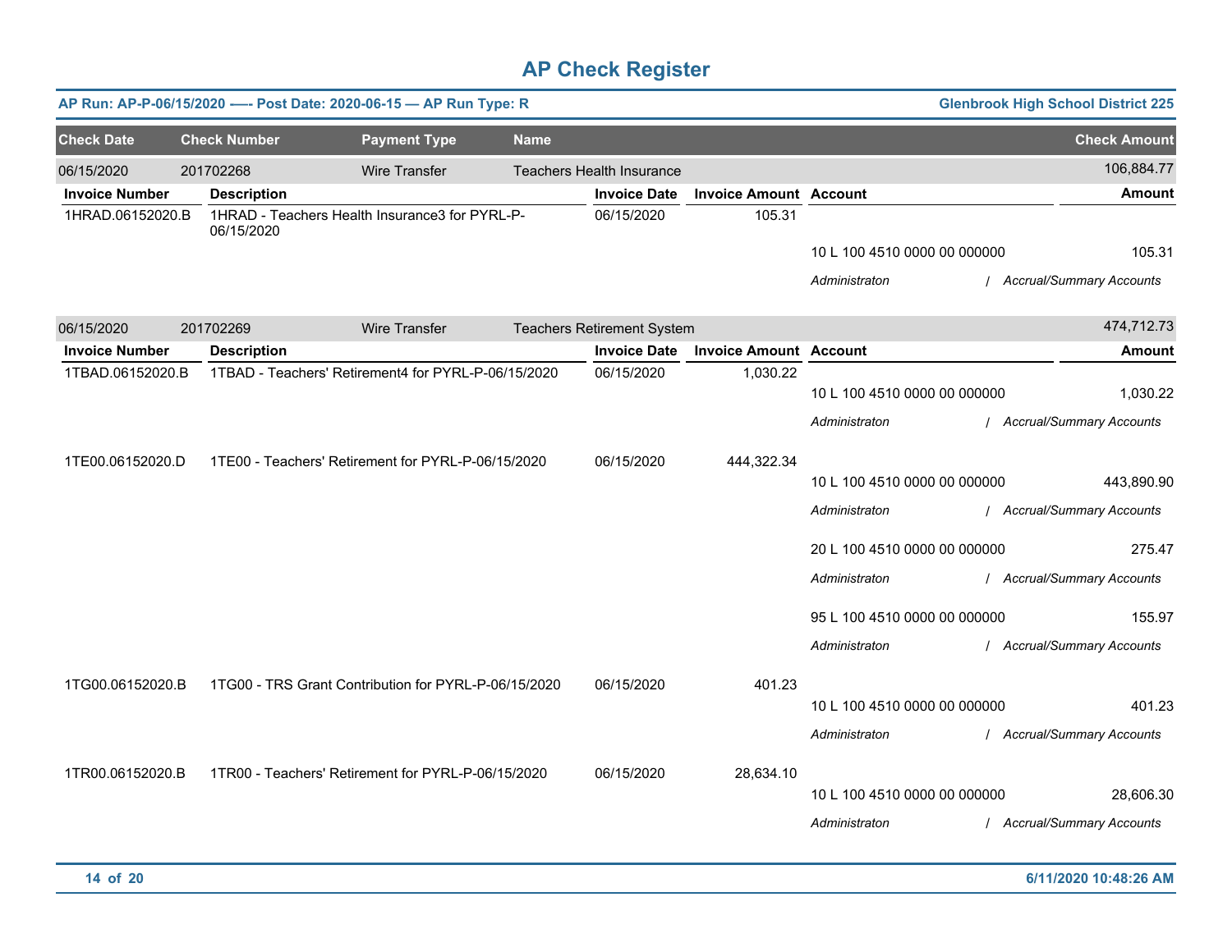# AP Check Register

**AP Run: AP-P-06/15/2020 —- Post Date: 2020-06-15 — AP Run Type: R** | **Glenbrook High School District 225**

| Check Date | Check Number | Payment Type | Name | Check Amount |
|---|---|---|---|---|
| 06/15/2020 | 201702268 | Wire Transfer | Teachers Health Insurance | 106,884.77 |

| Invoice Number | Description | Invoice Date | Invoice Amount | Account | Amount |
|---|---|---|---|---|---|
| 1HRAD.06152020.B | 1HRAD - Teachers Health Insurance3 for PYRL-P-06/15/2020 | 06/15/2020 | 105.31 | | |
| | | | | 10 L 100 4510 0000 00 000000 | 105.31 |
| | | | | *Administraton / Accrual/Summary Accounts* | |

| Check Date | Check Number | Payment Type | Name | Check Amount |
|---|---|---|---|---|
| 06/15/2020 | 201702269 | Wire Transfer | Teachers Retirement System | 474,712.73 |

| Invoice Number | Description | Invoice Date | Invoice Amount | Account | Amount |
|---|---|---|---|---|---|
| 1TBAD.06152020.B | 1TBAD - Teachers' Retirement4 for PYRL-P-06/15/2020 | 06/15/2020 | 1,030.22 | | |
| | | | | 10 L 100 4510 0000 00 000000 | 1,030.22 |
| | | | | *Administraton / Accrual/Summary Accounts* | |
| 1TE00.06152020.D | 1TE00 - Teachers' Retirement for PYRL-P-06/15/2020 | 06/15/2020 | 444,322.34 | | |
| | | | | 10 L 100 4510 0000 00 000000 | 443,890.90 |
| | | | | *Administraton / Accrual/Summary Accounts* | |
| | | | | 20 L 100 4510 0000 00 000000 | 275.47 |
| | | | | *Administraton / Accrual/Summary Accounts* | |
| | | | | 95 L 100 4510 0000 00 000000 | 155.97 |
| | | | | *Administraton / Accrual/Summary Accounts* | |
| 1TG00.06152020.B | 1TG00 - TRS Grant Contribution for PYRL-P-06/15/2020 | 06/15/2020 | 401.23 | | |
| | | | | 10 L 100 4510 0000 00 000000 | 401.23 |
| | | | | *Administraton / Accrual/Summary Accounts* | |
| 1TR00.06152020.B | 1TR00 - Teachers' Retirement for PYRL-P-06/15/2020 | 06/15/2020 | 28,634.10 | | |
| | | | | 10 L 100 4510 0000 00 000000 | 28,606.30 |
| | | | | *Administraton / Accrual/Summary Accounts* | |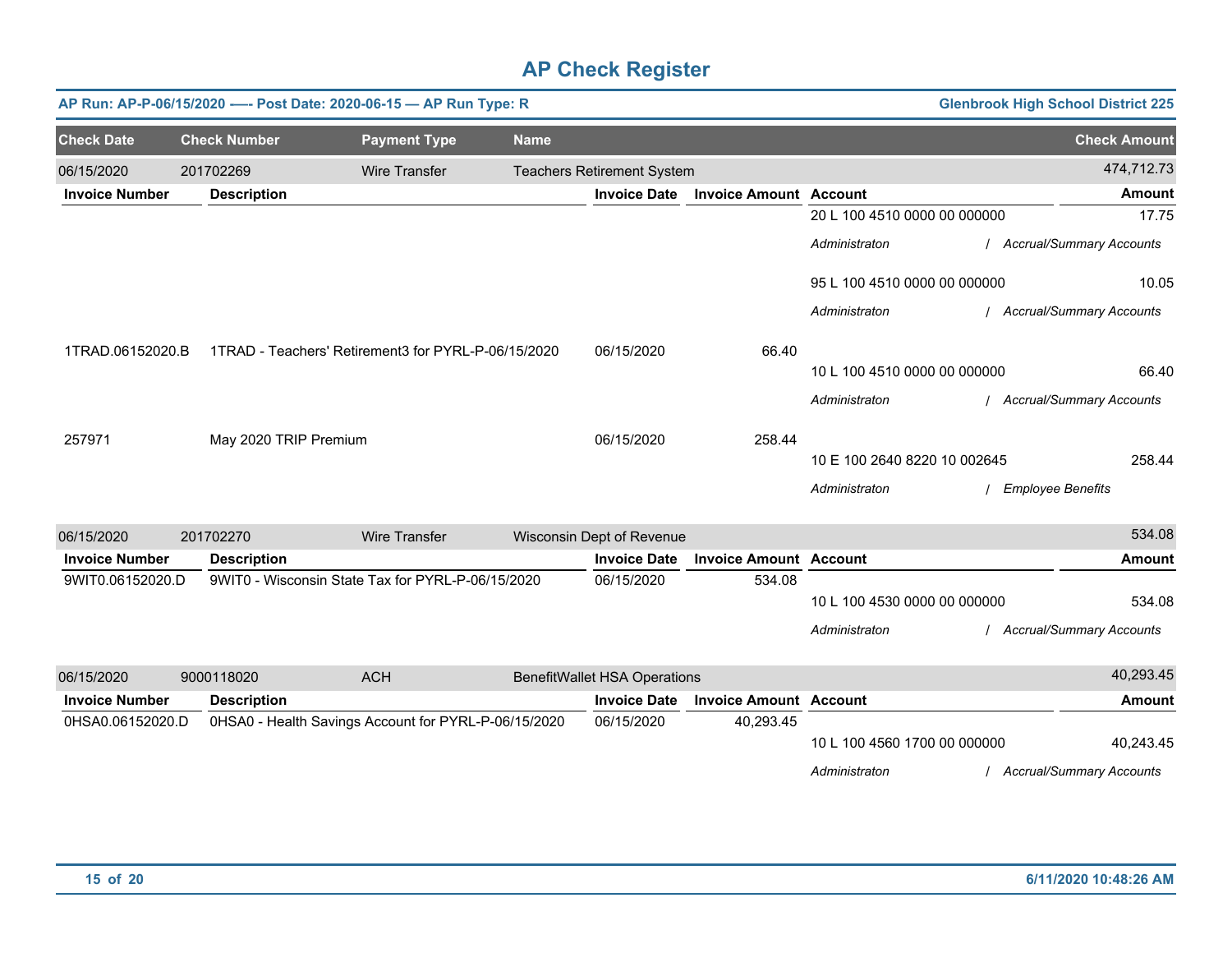# AP Check Register

**AP Run: AP-P-06/15/2020 -—- Post Date: 2020-06-15 — AP Run Type: R** | **Glenbrook High School District 225**

| Check Date | Check Number | Payment Type | Name | Check Amount |
|---|---|---|---|---|
| 06/15/2020 | 201702269 | Wire Transfer | Teachers Retirement System | 474,712.73 |

| Invoice Number | Description | Invoice Date | Invoice Amount | Account | Amount |
|---|---|---|---|---|---|
| | | | | 20 L 100 4510 0000 00 000000 | 17.75 |
| | | | | *Administraton / Accrual/Summary Accounts* | |
| | | | | 95 L 100 4510 0000 00 000000 | 10.05 |
| | | | | *Administraton / Accrual/Summary Accounts* | |
| 1TRAD.06152020.B | 1TRAD - Teachers' Retirement3 for PYRL-P-06/15/2020 | 06/15/2020 | 66.40 | | |
| | | | | 10 L 100 4510 0000 00 000000 | 66.40 |
| | | | | *Administraton / Accrual/Summary Accounts* | |
| 257971 | May 2020 TRIP Premium | 06/15/2020 | 258.44 | | |
| | | | | 10 E 100 2640 8220 10 002645 | 258.44 |
| | | | | *Administraton / Employee Benefits* | |

| Check Date | Check Number | Payment Type | Name | Check Amount |
|---|---|---|---|---|
| 06/15/2020 | 201702270 | Wire Transfer | Wisconsin Dept of Revenue | 534.08 |

| Invoice Number | Description | Invoice Date | Invoice Amount | Account | Amount |
|---|---|---|---|---|---|
| 9WIT0.06152020.D | 9WIT0 - Wisconsin State Tax for PYRL-P-06/15/2020 | 06/15/2020 | 534.08 | | |
| | | | | 10 L 100 4530 0000 00 000000 | 534.08 |
| | | | | *Administraton / Accrual/Summary Accounts* | |

| Check Date | Check Number | Payment Type | Name | Check Amount |
|---|---|---|---|---|
| 06/15/2020 | 9000118020 | ACH | BenefitWallet HSA Operations | 40,293.45 |

| Invoice Number | Description | Invoice Date | Invoice Amount | Account | Amount |
|---|---|---|---|---|---|
| 0HSA0.06152020.D | 0HSA0 - Health Savings Account for PYRL-P-06/15/2020 | 06/15/2020 | 40,293.45 | | |
| | | | | 10 L 100 4560 1700 00 000000 | 40,243.45 |
| | | | | *Administraton / Accrual/Summary Accounts* | |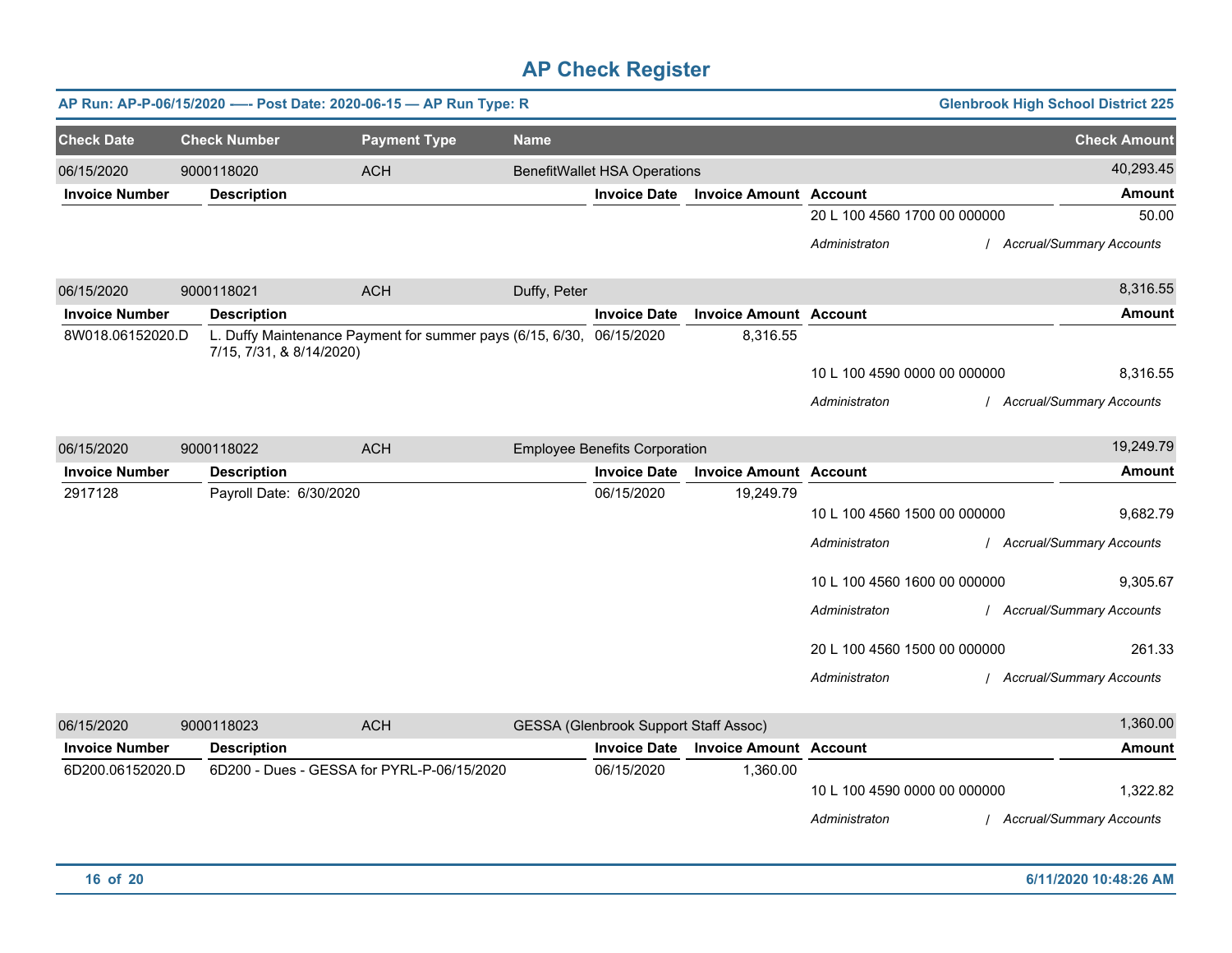# AP Check Register

**AP Run: AP-P-06/15/2020 -—- Post Date: 2020-06-15 — AP Run Type: R** — **Glenbrook High School District 225**

| Check Date | Check Number | Payment Type | Name | Check Amount |
|---|---|---|---|---|
| 06/15/2020 | 9000118020 | ACH | BenefitWallet HSA Operations | 40,293.45 |

| Invoice Number | Description | Invoice Date | Invoice Amount | Account | Amount |
|---|---|---|---|---|---|
| | | | | 20 L 100 4560 1700 00 000000 | 50.00 |
| | | | | *Administraton / Accrual/Summary Accounts* | |

| Check Date | Check Number | Payment Type | Name | Check Amount |
|---|---|---|---|---|
| 06/15/2020 | 9000118021 | ACH | Duffy, Peter | 8,316.55 |

| Invoice Number | Description | Invoice Date | Invoice Amount | Account | Amount |
|---|---|---|---|---|---|
| 8W018.06152020.D | L. Duffy Maintenance Payment for summer pays (6/15, 6/30, 7/15, 7/31, & 8/14/2020) | 06/15/2020 | 8,316.55 | | |
| | | | | 10 L 100 4590 0000 00 000000 | 8,316.55 |
| | | | | *Administraton / Accrual/Summary Accounts* | |

| Check Date | Check Number | Payment Type | Name | Check Amount |
|---|---|---|---|---|
| 06/15/2020 | 9000118022 | ACH | Employee Benefits Corporation | 19,249.79 |

| Invoice Number | Description | Invoice Date | Invoice Amount | Account | Amount |
|---|---|---|---|---|---|
| 2917128 | Payroll Date: 6/30/2020 | 06/15/2020 | 19,249.79 | | |
| | | | | 10 L 100 4560 1500 00 000000 | 9,682.79 |
| | | | | *Administraton / Accrual/Summary Accounts* | |
| | | | | 10 L 100 4560 1600 00 000000 | 9,305.67 |
| | | | | *Administraton / Accrual/Summary Accounts* | |
| | | | | 20 L 100 4560 1500 00 000000 | 261.33 |
| | | | | *Administraton / Accrual/Summary Accounts* | |

| Check Date | Check Number | Payment Type | Name | Check Amount |
|---|---|---|---|---|
| 06/15/2020 | 9000118023 | ACH | GESSA (Glenbrook Support Staff Assoc) | 1,360.00 |

| Invoice Number | Description | Invoice Date | Invoice Amount | Account | Amount |
|---|---|---|---|---|---|
| 6D200.06152020.D | 6D200 - Dues - GESSA for PYRL-P-06/15/2020 | 06/15/2020 | 1,360.00 | | |
| | | | | 10 L 100 4590 0000 00 000000 | 1,322.82 |
| | | | | *Administraton / Accrual/Summary Accounts* | |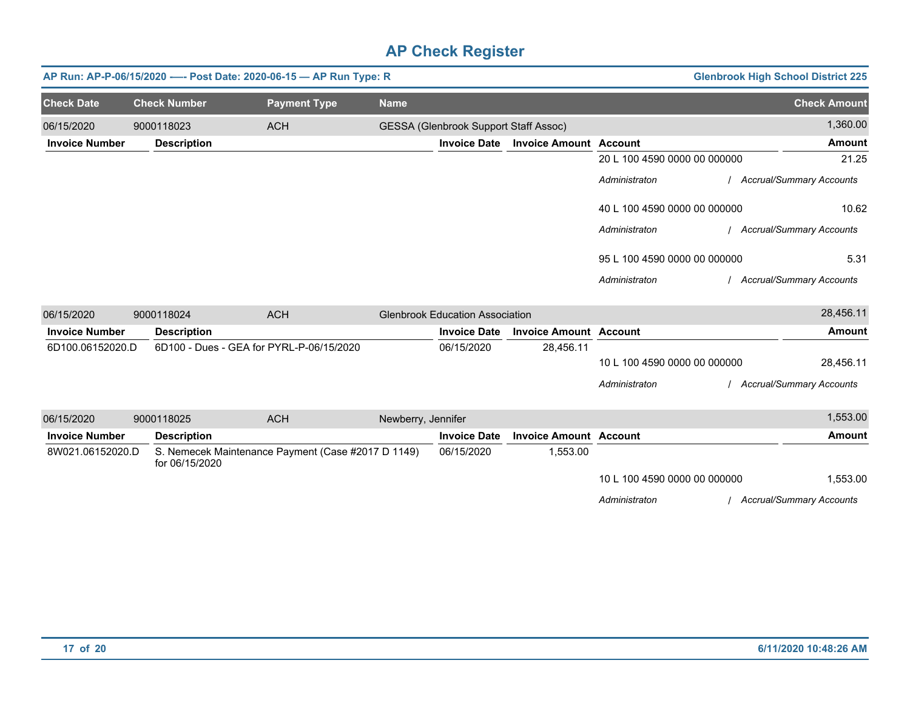# AP Check Register

**AP Run: AP-P-06/15/2020 -—- Post Date: 2020-06-15 — AP Run Type: R** | **Glenbrook High School District 225**

| Check Date | Check Number | Payment Type | Name | Check Amount |
|---|---|---|---|---|
| 06/15/2020 | 9000118023 | ACH | GESSA (Glenbrook Support Staff Assoc) | 1,360.00 |

| Invoice Number | Description | Invoice Date | Invoice Amount | Account | Amount |
|---|---|---|---|---|---|
| | | | | 20 L 100 4590 0000 00 000000 | 21.25 |
| | | | | *Administraton / Accrual/Summary Accounts* | |
| | | | | 40 L 100 4590 0000 00 000000 | 10.62 |
| | | | | *Administraton / Accrual/Summary Accounts* | |
| | | | | 95 L 100 4590 0000 00 000000 | 5.31 |
| | | | | *Administraton / Accrual/Summary Accounts* | |

| Check Date | Check Number | Payment Type | Name | Check Amount |
|---|---|---|---|---|
| 06/15/2020 | 9000118024 | ACH | Glenbrook Education Association | 28,456.11 |

| Invoice Number | Description | Invoice Date | Invoice Amount | Account | Amount |
|---|---|---|---|---|---|
| 6D100.06152020.D | 6D100 - Dues - GEA for PYRL-P-06/15/2020 | 06/15/2020 | 28,456.11 | | |
| | | | | 10 L 100 4590 0000 00 000000 | 28,456.11 |
| | | | | *Administraton / Accrual/Summary Accounts* | |

| Check Date | Check Number | Payment Type | Name | Check Amount |
|---|---|---|---|---|
| 06/15/2020 | 9000118025 | ACH | Newberry, Jennifer | 1,553.00 |

| Invoice Number | Description | Invoice Date | Invoice Amount | Account | Amount |
|---|---|---|---|---|---|
| 8W021.06152020.D | S. Nemecek Maintenance Payment (Case #2017 D 1149) for 06/15/2020 | 06/15/2020 | 1,553.00 | | |
| | | | | 10 L 100 4590 0000 00 000000 | 1,553.00 |
| | | | | *Administraton / Accrual/Summary Accounts* | |

6/11/2020 10:48:26 AM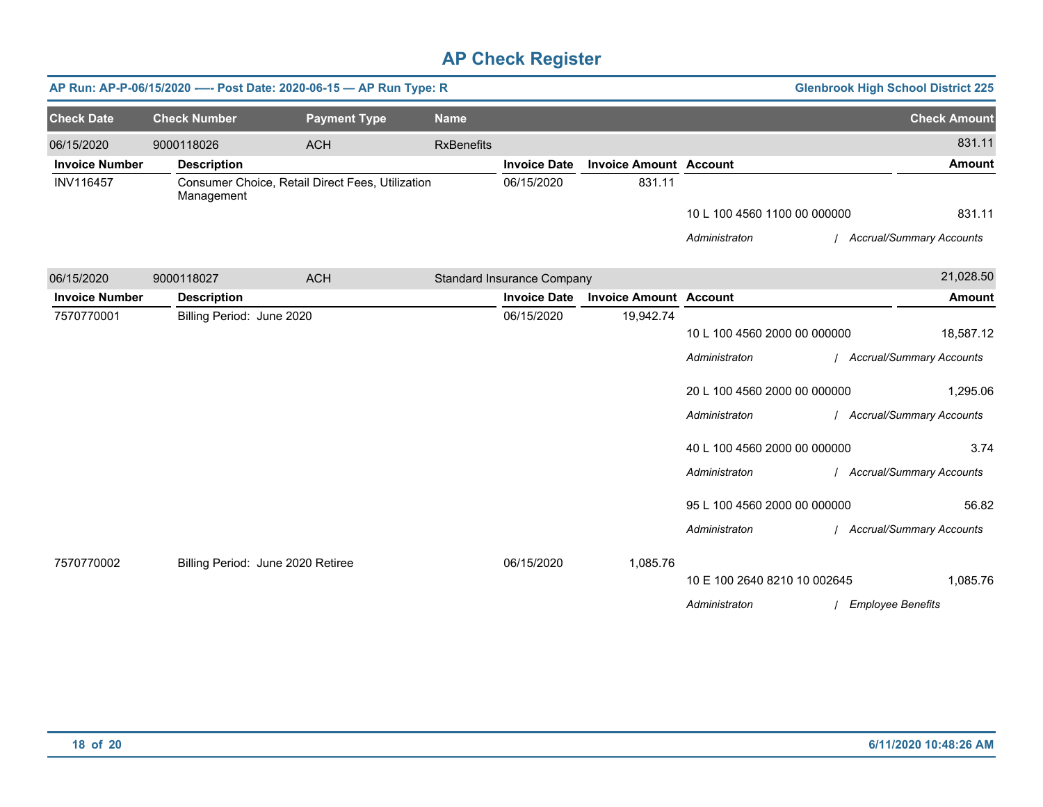# AP Check Register

**AP Run: AP-P-06/15/2020 -—- Post Date: 2020-06-15 — AP Run Type: R** | **Glenbrook High School District 225**

| Check Date | Check Number | Payment Type | Name | | | | Check Amount |
|---|---|---|---|---|---|---|---|
| 06/15/2020 | 9000118026 | ACH | RxBenefits | | | | 831.11 |
| **Invoice Number** | **Description** | | | **Invoice Date** | **Invoice Amount** | **Account** | **Amount** |
| INV116457 | Consumer Choice, Retail Direct Fees, Utilization Management | | | 06/15/2020 | 831.11 | | |
| | | | | | | 10 L 100 4560 1100 00 000000 | 831.11 |
| | | | | | | *Administraton / Accrual/Summary Accounts* | |
| 06/15/2020 | 9000118027 | ACH | Standard Insurance Company | | | | 21,028.50 |
| **Invoice Number** | **Description** | | | **Invoice Date** | **Invoice Amount** | **Account** | **Amount** |
| 7570770001 | Billing Period: June 2020 | | | 06/15/2020 | 19,942.74 | | |
| | | | | | | 10 L 100 4560 2000 00 000000 | 18,587.12 |
| | | | | | | *Administraton / Accrual/Summary Accounts* | |
| | | | | | | 20 L 100 4560 2000 00 000000 | 1,295.06 |
| | | | | | | *Administraton / Accrual/Summary Accounts* | |
| | | | | | | 40 L 100 4560 2000 00 000000 | 3.74 |
| | | | | | | *Administraton / Accrual/Summary Accounts* | |
| | | | | | | 95 L 100 4560 2000 00 000000 | 56.82 |
| | | | | | | *Administraton / Accrual/Summary Accounts* | |
| 7570770002 | Billing Period: June 2020 Retiree | | | 06/15/2020 | 1,085.76 | | |
| | | | | | | 10 E 100 2640 8210 10 002645 | 1,085.76 |
| | | | | | | *Administraton / Employee Benefits* | |

6/11/2020 10:48:26 AM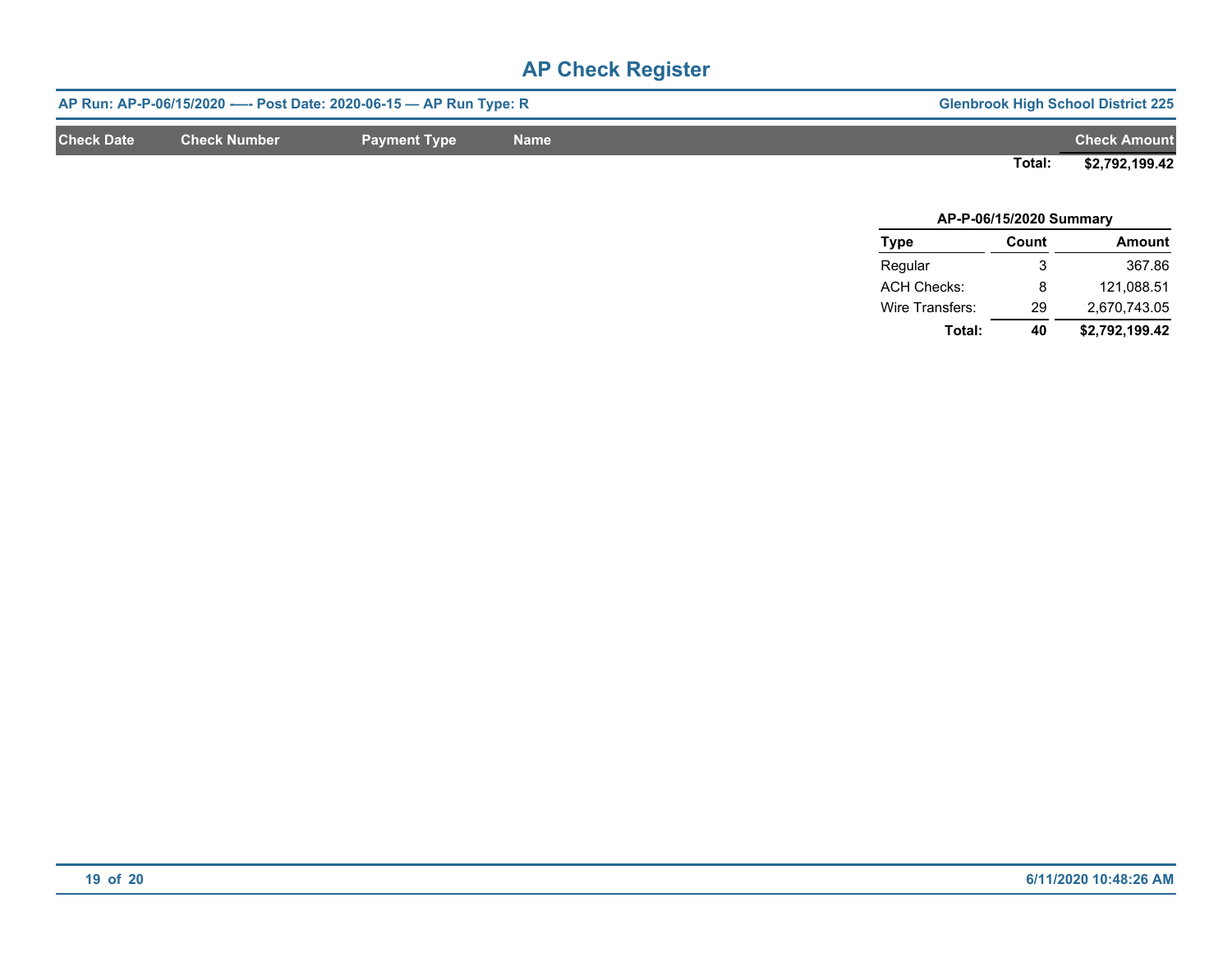# AP Check Register

**AP Run: AP-P-06/15/2020 -—- Post Date: 2020-06-15 — AP Run Type: R** | **Glenbrook High School District 225**

| Check Date | Check Number | Payment Type | Name | Check Amount |
|---|---|---|---|---|
| | | | **Total:** | **$2,792,199.42** |

**AP-P-06/15/2020 Summary**

| Type | Count | Amount |
|---|---|---|
| Regular | 3 | 367.86 |
| ACH Checks: | 8 | 121,088.51 |
| Wire Transfers: | 29 | 2,670,743.05 |
| **Total:** | **40** | **$2,792,199.42** |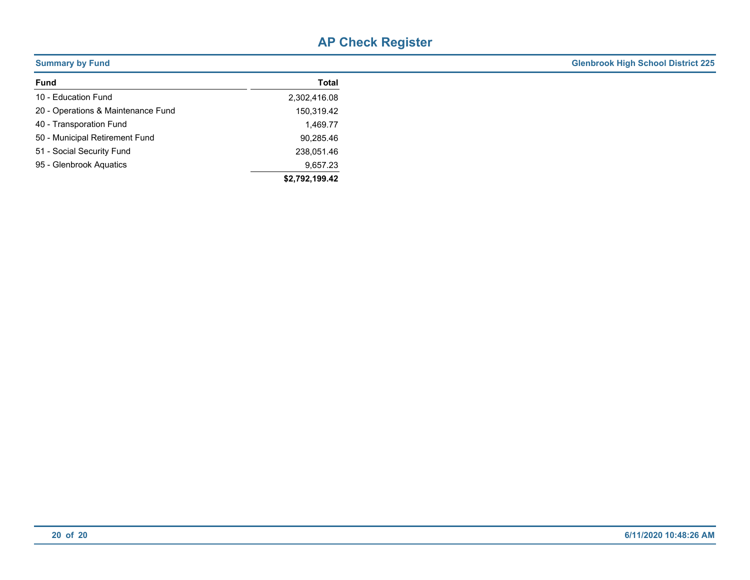# AP Check Register

**Summary by Fund** | **Glenbrook High School District 225**

| Fund | Total |
| --- | --- |
| 10 - Education Fund | 2,302,416.08 |
| 20 - Operations & Maintenance Fund | 150,319.42 |
| 40 - Transporation Fund | 1,469.77 |
| 50 - Municipal Retirement Fund | 90,285.46 |
| 51 - Social Security Fund | 238,051.46 |
| 95 - Glenbrook Aquatics | 9,657.23 |
| | **$2,792,199.42** |

6/11/2020 10:48:26 AM